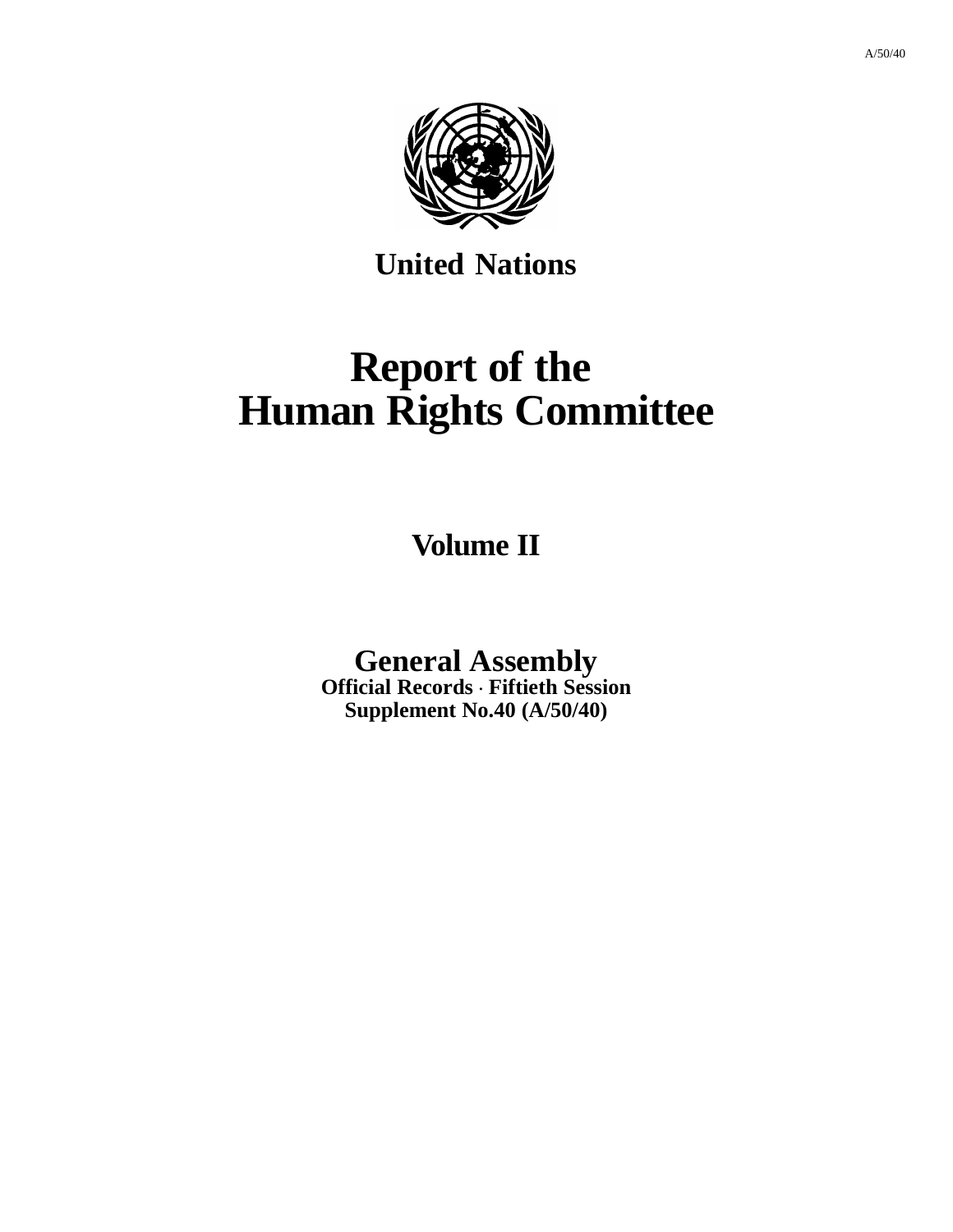A/50/40

**United Nations**

# Report of the Human Rights Committee

## Volume II

**General Assembly**
**Official Records · Fiftieth Session**
**Supplement No.40 (A/50/40)**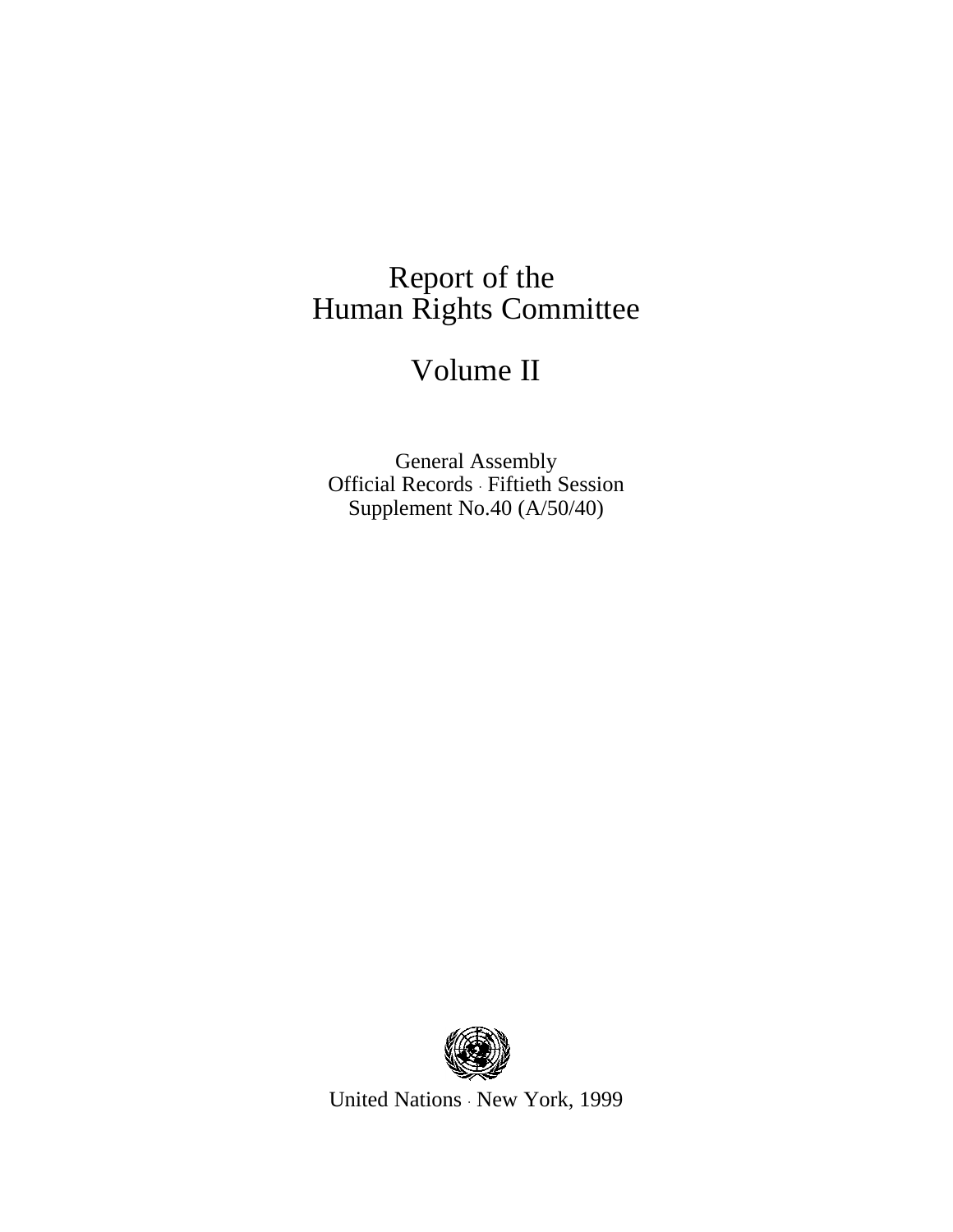# Report of the Human Rights Committee

## Volume II

General Assembly
Official Records · Fiftieth Session
Supplement No.40 (A/50/40)

United Nations · New York, 1999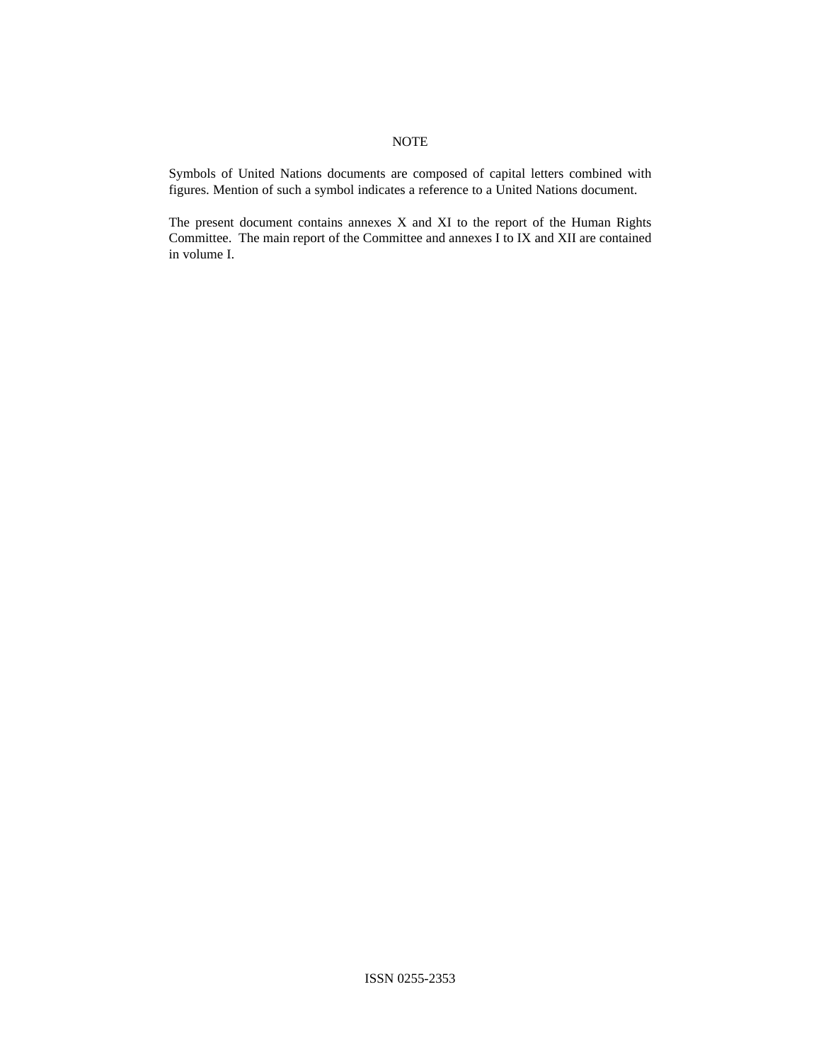NOTE

Symbols of United Nations documents are composed of capital letters combined with figures. Mention of such a symbol indicates a reference to a United Nations document.

The present document contains annexes X and XI to the report of the Human Rights Committee. The main report of the Committee and annexes I to IX and XII are contained in volume I.

ISSN 0255-2353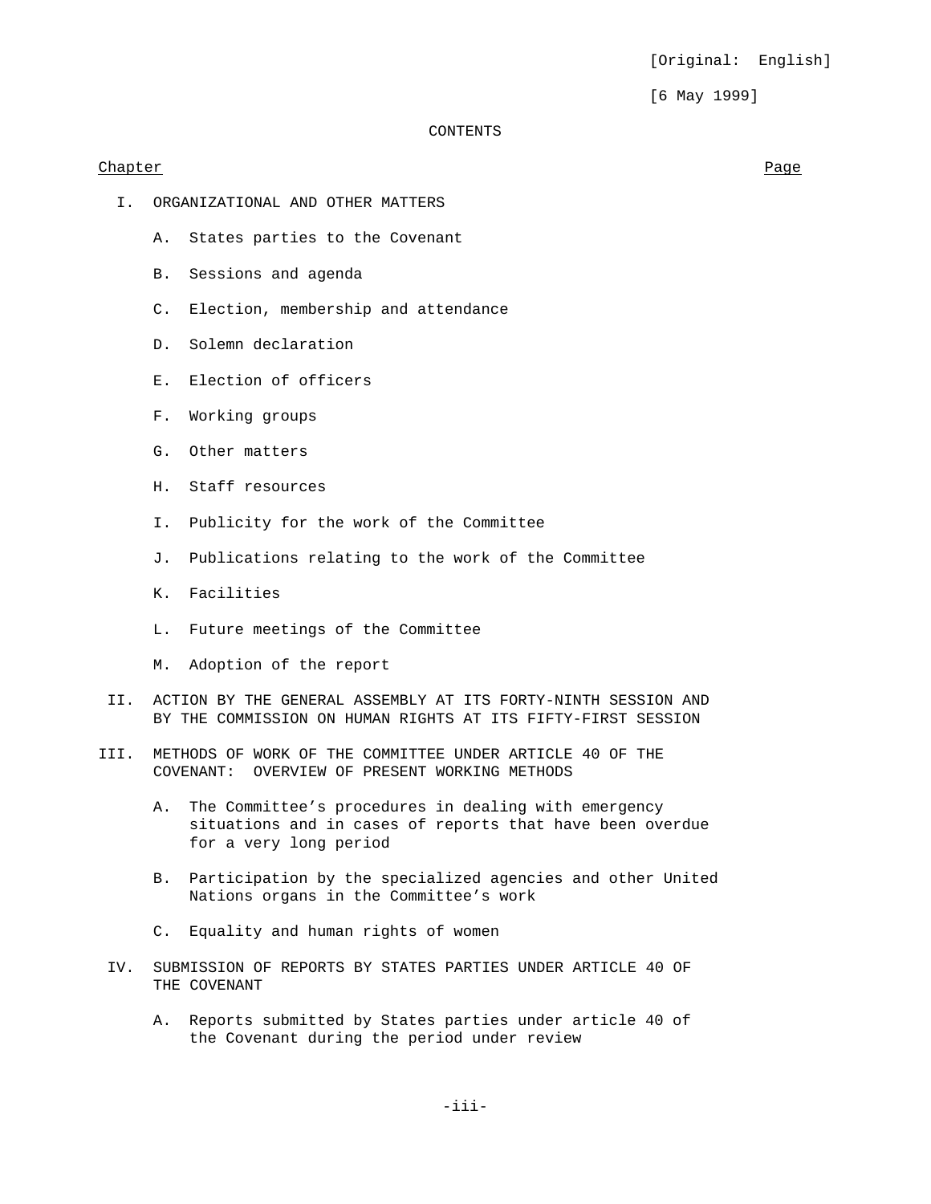[Original: English]

[6 May 1999]

CONTENTS

Chapter Page

I. ORGANIZATIONAL AND OTHER MATTERS

   A. States parties to the Covenant

   B. Sessions and agenda

   C. Election, membership and attendance

   D. Solemn declaration

   E. Election of officers

   F. Working groups

   G. Other matters

   H. Staff resources

   I. Publicity for the work of the Committee

   J. Publications relating to the work of the Committee

   K. Facilities

   L. Future meetings of the Committee

   M. Adoption of the report

II. ACTION BY THE GENERAL ASSEMBLY AT ITS FORTY-NINTH SESSION AND BY THE COMMISSION ON HUMAN RIGHTS AT ITS FIFTY-FIRST SESSION

III. METHODS OF WORK OF THE COMMITTEE UNDER ARTICLE 40 OF THE COVENANT: OVERVIEW OF PRESENT WORKING METHODS

   A. The Committee's procedures in dealing with emergency situations and in cases of reports that have been overdue for a very long period

   B. Participation by the specialized agencies and other United Nations organs in the Committee's work

   C. Equality and human rights of women

IV. SUBMISSION OF REPORTS BY STATES PARTIES UNDER ARTICLE 40 OF THE COVENANT

   A. Reports submitted by States parties under article 40 of the Covenant during the period under review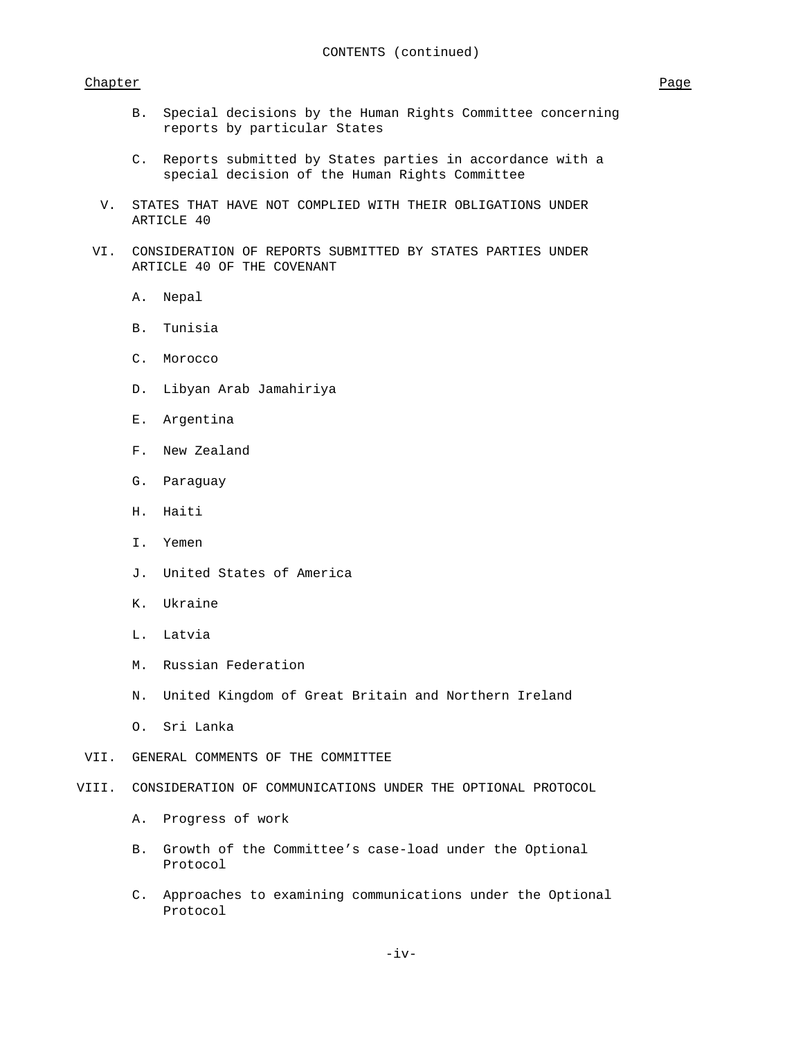CONTENTS (continued)

Chapter | Page

- B. Special decisions by the Human Rights Committee concerning reports by particular States
- C. Reports submitted by States parties in accordance with a special decision of the Human Rights Committee

V. STATES THAT HAVE NOT COMPLIED WITH THEIR OBLIGATIONS UNDER ARTICLE 40

VI. CONSIDERATION OF REPORTS SUBMITTED BY STATES PARTIES UNDER ARTICLE 40 OF THE COVENANT

- A. Nepal
- B. Tunisia
- C. Morocco
- D. Libyan Arab Jamahiriya
- E. Argentina
- F. New Zealand
- G. Paraguay
- H. Haiti
- I. Yemen
- J. United States of America
- K. Ukraine
- L. Latvia
- M. Russian Federation
- N. United Kingdom of Great Britain and Northern Ireland
- O. Sri Lanka

VII. GENERAL COMMENTS OF THE COMMITTEE

VIII. CONSIDERATION OF COMMUNICATIONS UNDER THE OPTIONAL PROTOCOL

- A. Progress of work
- B. Growth of the Committee's case-load under the Optional Protocol
- C. Approaches to examining communications under the Optional Protocol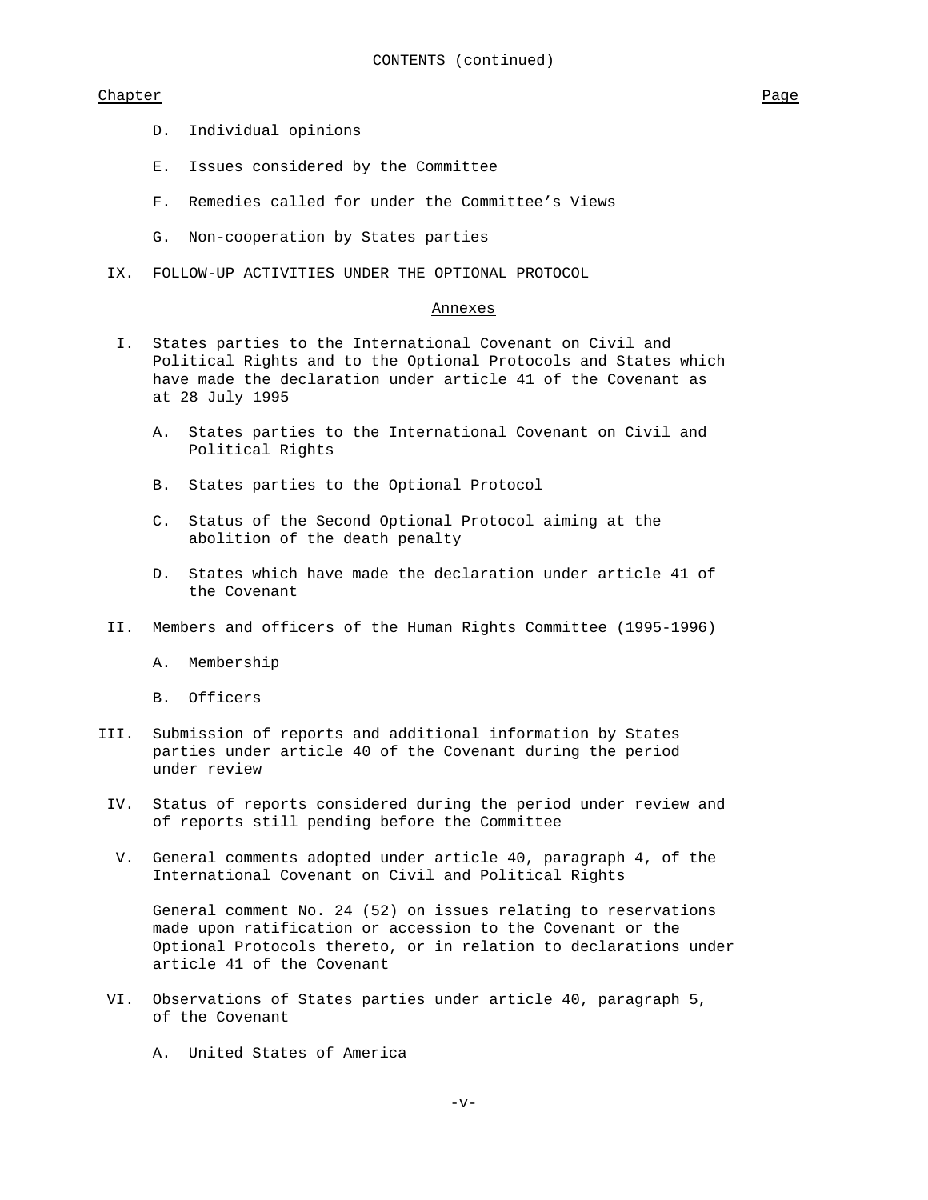CONTENTS (continued)

Chapter Page

D. Individual opinions

E. Issues considered by the Committee

F. Remedies called for under the Committee's Views

G. Non-cooperation by States parties

IX. FOLLOW-UP ACTIVITIES UNDER THE OPTIONAL PROTOCOL

Annexes

I. States parties to the International Covenant on Civil and Political Rights and to the Optional Protocols and States which have made the declaration under article 41 of the Covenant as at 28 July 1995

A. States parties to the International Covenant on Civil and Political Rights

B. States parties to the Optional Protocol

C. Status of the Second Optional Protocol aiming at the abolition of the death penalty

D. States which have made the declaration under article 41 of the Covenant

II. Members and officers of the Human Rights Committee (1995-1996)

A. Membership

B. Officers

III. Submission of reports and additional information by States parties under article 40 of the Covenant during the period under review

IV. Status of reports considered during the period under review and of reports still pending before the Committee

V. General comments adopted under article 40, paragraph 4, of the International Covenant on Civil and Political Rights

General comment No. 24 (52) on issues relating to reservations made upon ratification or accession to the Covenant or the Optional Protocols thereto, or in relation to declarations under article 41 of the Covenant

VI. Observations of States parties under article 40, paragraph 5, of the Covenant

A. United States of America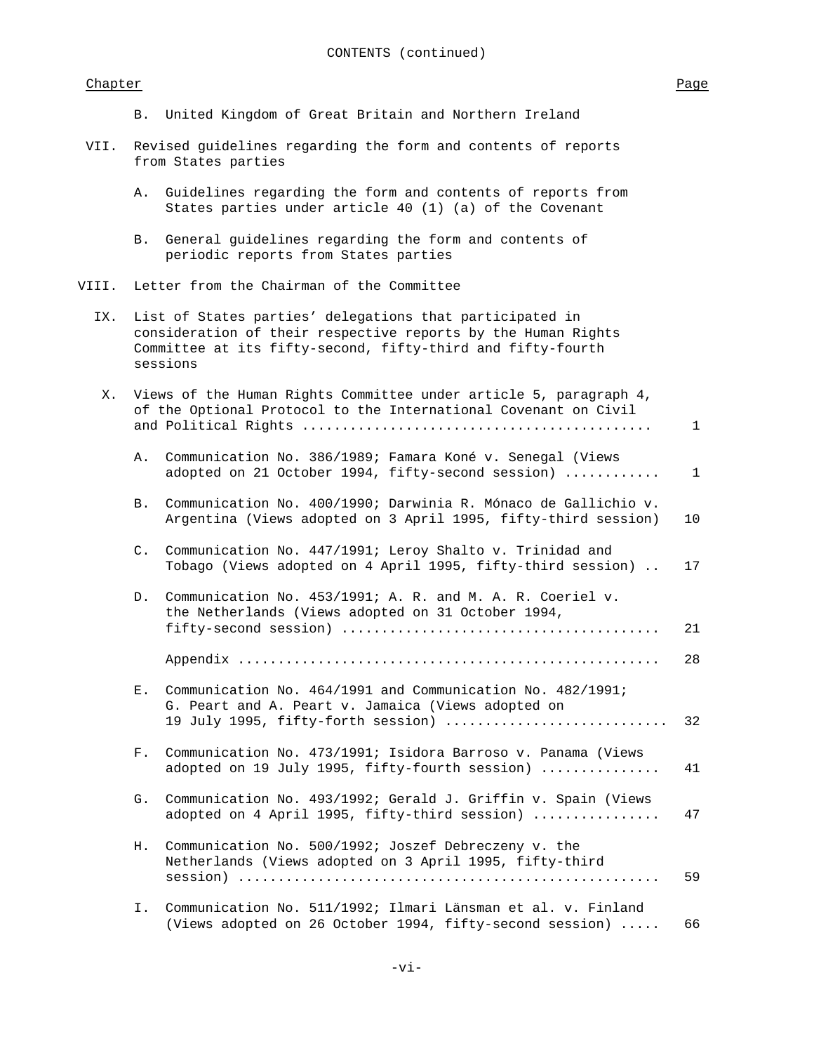CONTENTS (continued)

| Chapter | | | Page |
|---|---|---|---|
| | B. | United Kingdom of Great Britain and Northern Ireland | |
| VII. | | Revised guidelines regarding the form and contents of reports from States parties | |
| | A. | Guidelines regarding the form and contents of reports from States parties under article 40 (1) (a) of the Covenant | |
| | B. | General guidelines regarding the form and contents of periodic reports from States parties | |
| VIII. | | Letter from the Chairman of the Committee | |
| IX. | | List of States parties' delegations that participated in consideration of their respective reports by the Human Rights Committee at its fifty-second, fifty-third and fifty-fourth sessions | |
| X. | | Views of the Human Rights Committee under article 5, paragraph 4, of the Optional Protocol to the International Covenant on Civil and Political Rights | 1 |
| | A. | Communication No. 386/1989; Famara Koné v. Senegal (Views adopted on 21 October 1994, fifty-second session) | 1 |
| | B. | Communication No. 400/1990; Darwinia R. Mónaco de Gallichio v. Argentina (Views adopted on 3 April 1995, fifty-third session) | 10 |
| | C. | Communication No. 447/1991; Leroy Shalto v. Trinidad and Tobago (Views adopted on 4 April 1995, fifty-third session) | 17 |
| | D. | Communication No. 453/1991; A. R. and M. A. R. Coeriel v. the Netherlands (Views adopted on 31 October 1994, fifty-second session) | 21 |
| | | Appendix | 28 |
| | E. | Communication No. 464/1991 and Communication No. 482/1991; G. Peart and A. Peart v. Jamaica (Views adopted on 19 July 1995, fifty-forth session) | 32 |
| | F. | Communication No. 473/1991; Isidora Barroso v. Panama (Views adopted on 19 July 1995, fifty-fourth session) | 41 |
| | G. | Communication No. 493/1992; Gerald J. Griffin v. Spain (Views adopted on 4 April 1995, fifty-third session) | 47 |
| | H. | Communication No. 500/1992; Joszef Debreczeny v. the Netherlands (Views adopted on 3 April 1995, fifty-third session) | 59 |
| | I. | Communication No. 511/1992; Ilmari Länsman et al. v. Finland (Views adopted on 26 October 1994, fifty-second session) | 66 |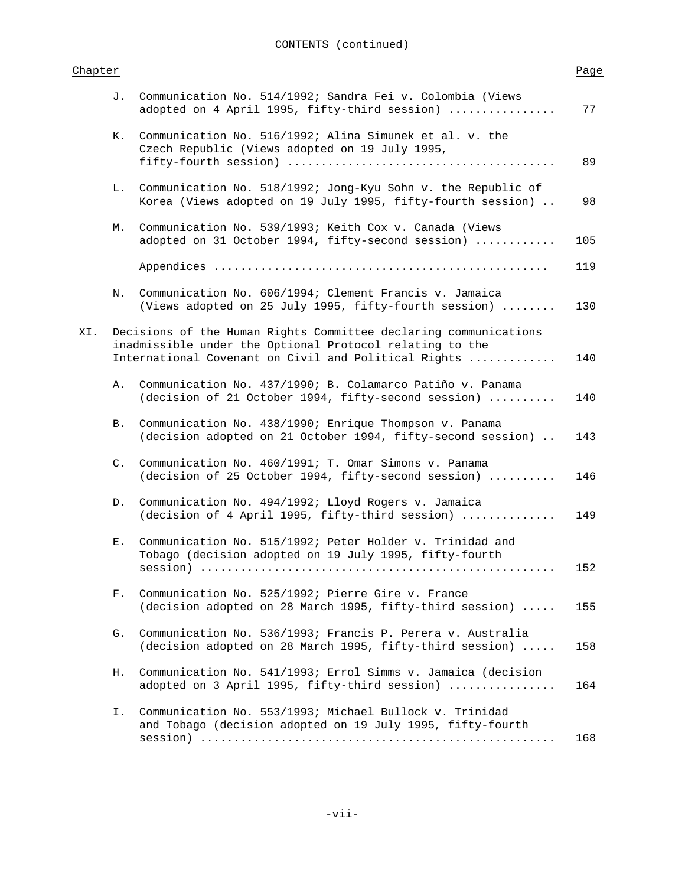CONTENTS (continued)

| Chapter | | | Page |
|---|---|---|---|
| | J. | Communication No. 514/1992; Sandra Fei v. Colombia (Views adopted on 4 April 1995, fifty-third session) | 77 |
| | K. | Communication No. 516/1992; Alina Simunek et al. v. the Czech Republic (Views adopted on 19 July 1995, fifty-fourth session) | 89 |
| | L. | Communication No. 518/1992; Jong-Kyu Sohn v. the Republic of Korea (Views adopted on 19 July 1995, fifty-fourth session) | 98 |
| | M. | Communication No. 539/1993; Keith Cox v. Canada (Views adopted on 31 October 1994, fifty-second session) | 105 |
| | | Appendices | 119 |
| | N. | Communication No. 606/1994; Clement Francis v. Jamaica (Views adopted on 25 July 1995, fifty-fourth session) | 130 |
| XI. | | Decisions of the Human Rights Committee declaring communications inadmissible under the Optional Protocol relating to the International Covenant on Civil and Political Rights | 140 |
| | A. | Communication No. 437/1990; B. Colamarco Patiño v. Panama (decision of 21 October 1994, fifty-second session) | 140 |
| | B. | Communication No. 438/1990; Enrique Thompson v. Panama (decision adopted on 21 October 1994, fifty-second session) | 143 |
| | C. | Communication No. 460/1991; T. Omar Simons v. Panama (decision of 25 October 1994, fifty-second session) | 146 |
| | D. | Communication No. 494/1992; Lloyd Rogers v. Jamaica (decision of 4 April 1995, fifty-third session) | 149 |
| | E. | Communication No. 515/1992; Peter Holder v. Trinidad and Tobago (decision adopted on 19 July 1995, fifty-fourth session) | 152 |
| | F. | Communication No. 525/1992; Pierre Gire v. France (decision adopted on 28 March 1995, fifty-third session) | 155 |
| | G. | Communication No. 536/1993; Francis P. Perera v. Australia (decision adopted on 28 March 1995, fifty-third session) | 158 |
| | H. | Communication No. 541/1993; Errol Simms v. Jamaica (decision adopted on 3 April 1995, fifty-third session) | 164 |
| | I. | Communication No. 553/1993; Michael Bullock v. Trinidad and Tobago (decision adopted on 19 July 1995, fifty-fourth session) | 168 |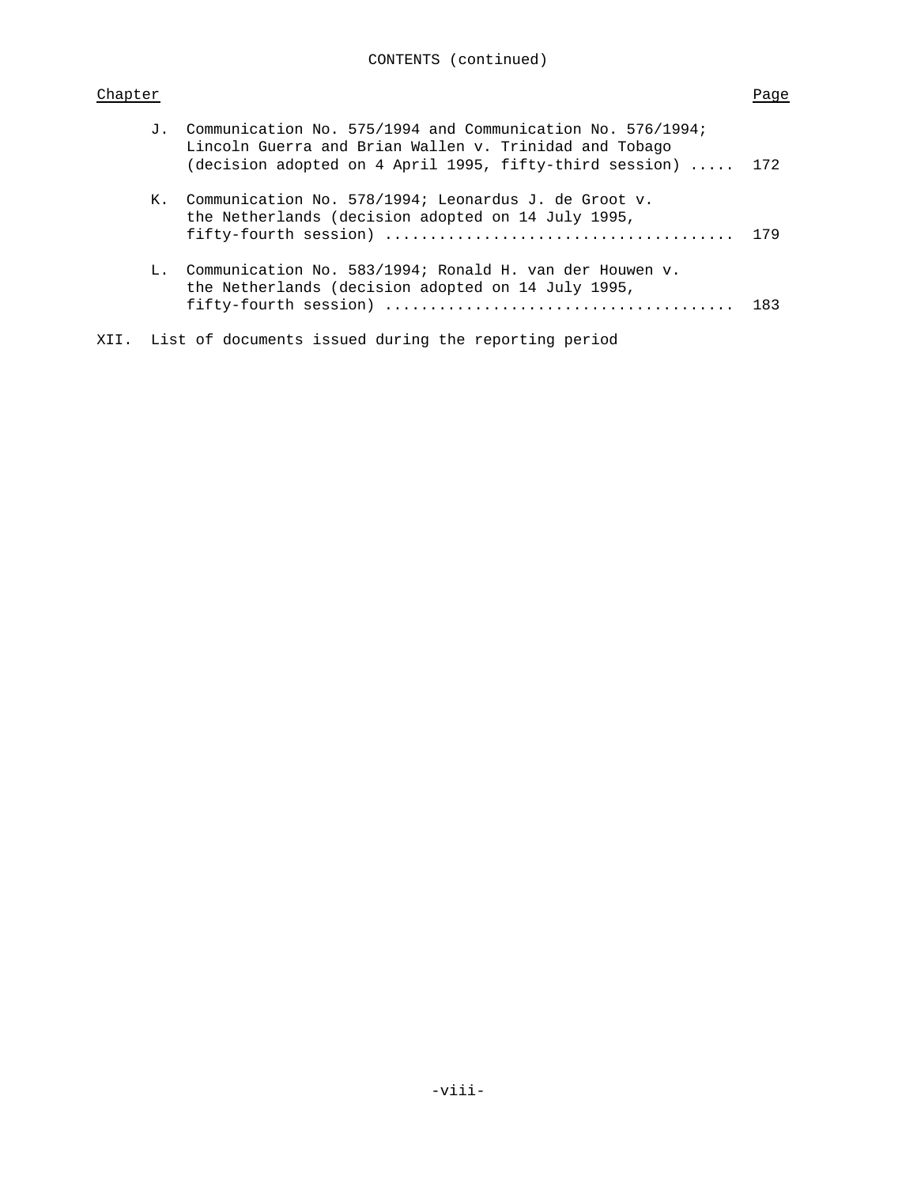CONTENTS (continued)

| Chapter | | Page |
|---|---|---|
| | J. Communication No. 575/1994 and Communication No. 576/1994; Lincoln Guerra and Brian Wallen v. Trinidad and Tobago (decision adopted on 4 April 1995, fifty-third session) ..... | 172 |
| | K. Communication No. 578/1994; Leonardus J. de Groot v. the Netherlands (decision adopted on 14 July 1995, fifty-fourth session) ...................................... | 179 |
| | L. Communication No. 583/1994; Ronald H. van der Houwen v. the Netherlands (decision adopted on 14 July 1995, fifty-fourth session) ...................................... | 183 |
| XII. | List of documents issued during the reporting period | |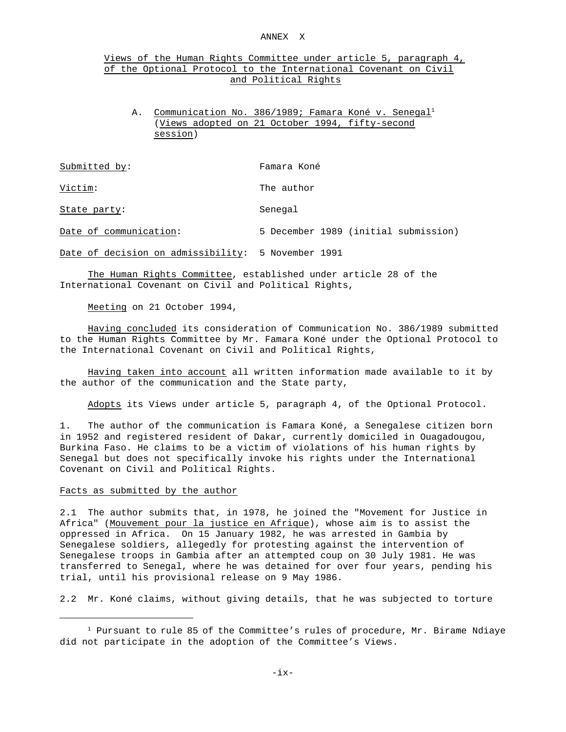ANNEX X

## Views of the Human Rights Committee under article 5, paragraph 4, of the Optional Protocol to the International Covenant on Civil and Political Rights

### A. Communication No. 386/1989; Famara Koné v. Senegal[1] (Views adopted on 21 October 1994, fifty-second session)

| | |
|---|---|
| Submitted by: | Famara Koné |
| Victim: | The author |
| State party: | Senegal |
| Date of communication: | 5 December 1989 (initial submission) |
| Date of decision on admissibility: | 5 November 1991 |

The Human Rights Committee, established under article 28 of the International Covenant on Civil and Political Rights,

Meeting on 21 October 1994,

Having concluded its consideration of Communication No. 386/1989 submitted to the Human Rights Committee by Mr. Famara Koné under the Optional Protocol to the International Covenant on Civil and Political Rights,

Having taken into account all written information made available to it by the author of the communication and the State party,

Adopts its Views under article 5, paragraph 4, of the Optional Protocol.

1. The author of the communication is Famara Koné, a Senegalese citizen born in 1952 and registered resident of Dakar, currently domiciled in Ouagadougou, Burkina Faso. He claims to be a victim of violations of his human rights by Senegal but does not specifically invoke his rights under the International Covenant on Civil and Political Rights.

#### Facts as submitted by the author

2.1 The author submits that, in 1978, he joined the "Movement for Justice in Africa" (*Mouvement pour la justice en Afrique*), whose aim is to assist the oppressed in Africa. On 15 January 1982, he was arrested in Gambia by Senegalese soldiers, allegedly for protesting against the intervention of Senegalese troops in Gambia after an attempted coup on 30 July 1981. He was transferred to Senegal, where he was detained for over four years, pending his trial, until his provisional release on 9 May 1986.

2.2 Mr. Koné claims, without giving details, that he was subjected to torture

---

[1] Pursuant to rule 85 of the Committee's rules of procedure, Mr. Birame Ndiaye did not participate in the adoption of the Committee's Views.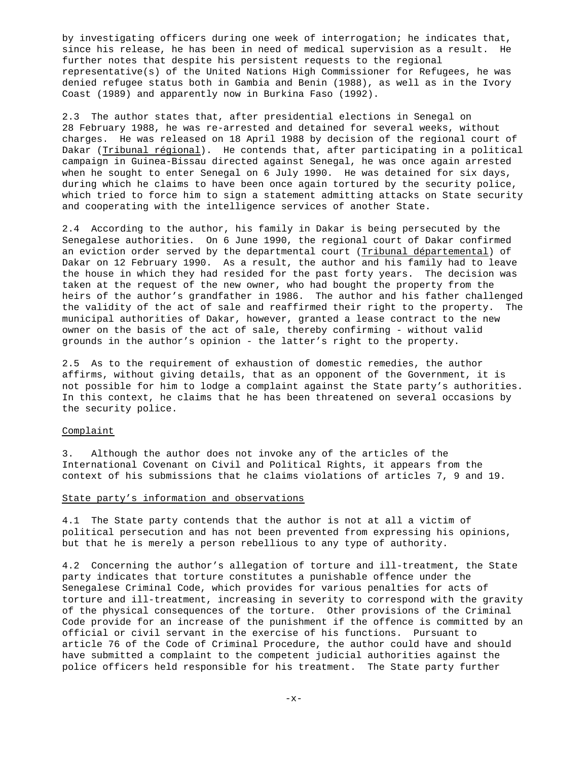by investigating officers during one week of interrogation; he indicates that, since his release, he has been in need of medical supervision as a result. He further notes that despite his persistent requests to the regional representative(s) of the United Nations High Commissioner for Refugees, he was denied refugee status both in Gambia and Benin (1988), as well as in the Ivory Coast (1989) and apparently now in Burkina Faso (1992).

2.3 The author states that, after presidential elections in Senegal on 28 February 1988, he was re-arrested and detained for several weeks, without charges. He was released on 18 April 1988 by decision of the regional court of Dakar (Tribunal régional). He contends that, after participating in a political campaign in Guinea-Bissau directed against Senegal, he was once again arrested when he sought to enter Senegal on 6 July 1990. He was detained for six days, during which he claims to have been once again tortured by the security police, which tried to force him to sign a statement admitting attacks on State security and cooperating with the intelligence services of another State.

2.4 According to the author, his family in Dakar is being persecuted by the Senegalese authorities. On 6 June 1990, the regional court of Dakar confirmed an eviction order served by the departmental court (Tribunal départemental) of Dakar on 12 February 1990. As a result, the author and his family had to leave the house in which they had resided for the past forty years. The decision was taken at the request of the new owner, who had bought the property from the heirs of the author's grandfather in 1986. The author and his father challenged the validity of the act of sale and reaffirmed their right to the property. The municipal authorities of Dakar, however, granted a lease contract to the new owner on the basis of the act of sale, thereby confirming - without valid grounds in the author's opinion - the latter's right to the property.

2.5 As to the requirement of exhaustion of domestic remedies, the author affirms, without giving details, that as an opponent of the Government, it is not possible for him to lodge a complaint against the State party's authorities. In this context, he claims that he has been threatened on several occasions by the security police.

## Complaint

3. Although the author does not invoke any of the articles of the International Covenant on Civil and Political Rights, it appears from the context of his submissions that he claims violations of articles 7, 9 and 19.

## State party's information and observations

4.1 The State party contends that the author is not at all a victim of political persecution and has not been prevented from expressing his opinions, but that he is merely a person rebellious to any type of authority.

4.2 Concerning the author's allegation of torture and ill-treatment, the State party indicates that torture constitutes a punishable offence under the Senegalese Criminal Code, which provides for various penalties for acts of torture and ill-treatment, increasing in severity to correspond with the gravity of the physical consequences of the torture. Other provisions of the Criminal Code provide for an increase of the punishment if the offence is committed by an official or civil servant in the exercise of his functions. Pursuant to article 76 of the Code of Criminal Procedure, the author could have and should have submitted a complaint to the competent judicial authorities against the police officers held responsible for his treatment. The State party further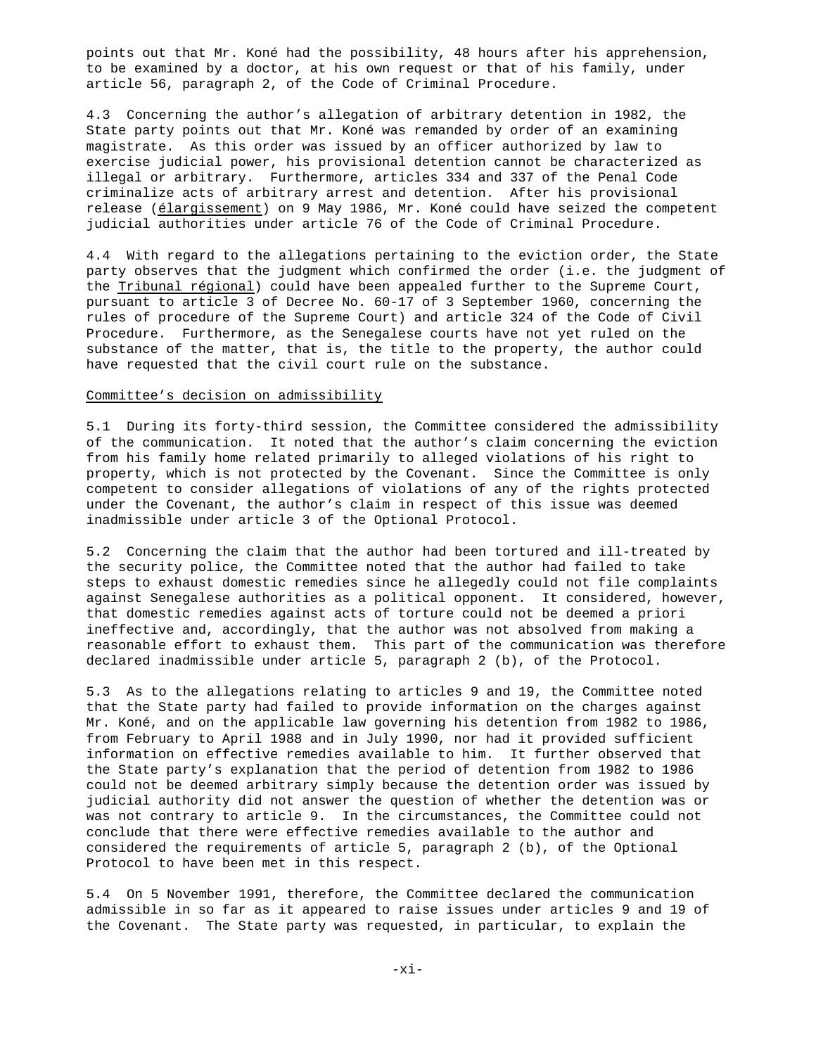points out that Mr. Koné had the possibility, 48 hours after his apprehension, to be examined by a doctor, at his own request or that of his family, under article 56, paragraph 2, of the Code of Criminal Procedure.

4.3 Concerning the author's allegation of arbitrary detention in 1982, the State party points out that Mr. Koné was remanded by order of an examining magistrate. As this order was issued by an officer authorized by law to exercise judicial power, his provisional detention cannot be characterized as illegal or arbitrary. Furthermore, articles 334 and 337 of the Penal Code criminalize acts of arbitrary arrest and detention. After his provisional release (élargissement) on 9 May 1986, Mr. Koné could have seized the competent judicial authorities under article 76 of the Code of Criminal Procedure.

4.4 With regard to the allegations pertaining to the eviction order, the State party observes that the judgment which confirmed the order (i.e. the judgment of the Tribunal régional) could have been appealed further to the Supreme Court, pursuant to article 3 of Decree No. 60-17 of 3 September 1960, concerning the rules of procedure of the Supreme Court) and article 324 of the Code of Civil Procedure. Furthermore, as the Senegalese courts have not yet ruled on the substance of the matter, that is, the title to the property, the author could have requested that the civil court rule on the substance.

## Committee's decision on admissibility

5.1 During its forty-third session, the Committee considered the admissibility of the communication. It noted that the author's claim concerning the eviction from his family home related primarily to alleged violations of his right to property, which is not protected by the Covenant. Since the Committee is only competent to consider allegations of violations of any of the rights protected under the Covenant, the author's claim in respect of this issue was deemed inadmissible under article 3 of the Optional Protocol.

5.2 Concerning the claim that the author had been tortured and ill-treated by the security police, the Committee noted that the author had failed to take steps to exhaust domestic remedies since he allegedly could not file complaints against Senegalese authorities as a political opponent. It considered, however, that domestic remedies against acts of torture could not be deemed a priori ineffective and, accordingly, that the author was not absolved from making a reasonable effort to exhaust them. This part of the communication was therefore declared inadmissible under article 5, paragraph 2 (b), of the Protocol.

5.3 As to the allegations relating to articles 9 and 19, the Committee noted that the State party had failed to provide information on the charges against Mr. Koné, and on the applicable law governing his detention from 1982 to 1986, from February to April 1988 and in July 1990, nor had it provided sufficient information on effective remedies available to him. It further observed that the State party's explanation that the period of detention from 1982 to 1986 could not be deemed arbitrary simply because the detention order was issued by judicial authority did not answer the question of whether the detention was or was not contrary to article 9. In the circumstances, the Committee could not conclude that there were effective remedies available to the author and considered the requirements of article 5, paragraph 2 (b), of the Optional Protocol to have been met in this respect.

5.4 On 5 November 1991, therefore, the Committee declared the communication admissible in so far as it appeared to raise issues under articles 9 and 19 of the Covenant. The State party was requested, in particular, to explain the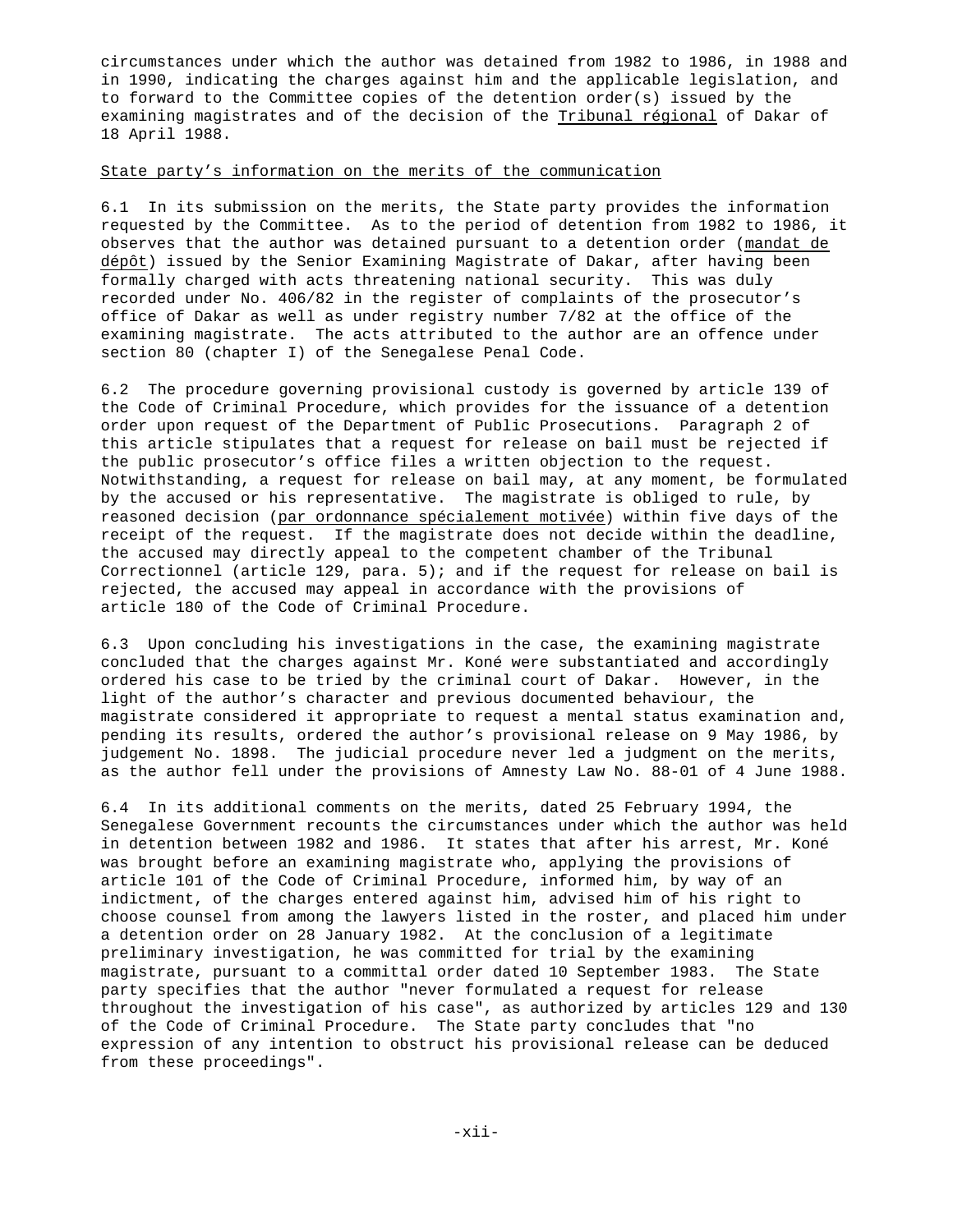circumstances under which the author was detained from 1982 to 1986, in 1988 and in 1990, indicating the charges against him and the applicable legislation, and to forward to the Committee copies of the detention order(s) issued by the examining magistrates and of the decision of the *Tribunal régional* of Dakar of 18 April 1988.

### State party's information on the merits of the communication

6.1 In its submission on the merits, the State party provides the information requested by the Committee. As to the period of detention from 1982 to 1986, it observes that the author was detained pursuant to a detention order (*mandat de dépôt*) issued by the Senior Examining Magistrate of Dakar, after having been formally charged with acts threatening national security. This was duly recorded under No. 406/82 in the register of complaints of the prosecutor's office of Dakar as well as under registry number 7/82 at the office of the examining magistrate. The acts attributed to the author are an offence under section 80 (chapter I) of the Senegalese Penal Code.

6.2 The procedure governing provisional custody is governed by article 139 of the Code of Criminal Procedure, which provides for the issuance of a detention order upon request of the Department of Public Prosecutions. Paragraph 2 of this article stipulates that a request for release on bail must be rejected if the public prosecutor's office files a written objection to the request. Notwithstanding, a request for release on bail may, at any moment, be formulated by the accused or his representative. The magistrate is obliged to rule, by reasoned decision (*par ordonnance spécialement motivée*) within five days of the receipt of the request. If the magistrate does not decide within the deadline, the accused may directly appeal to the competent chamber of the Tribunal Correctionnel (article 129, para. 5); and if the request for release on bail is rejected, the accused may appeal in accordance with the provisions of article 180 of the Code of Criminal Procedure.

6.3 Upon concluding his investigations in the case, the examining magistrate concluded that the charges against Mr. Koné were substantiated and accordingly ordered his case to be tried by the criminal court of Dakar. However, in the light of the author's character and previous documented behaviour, the magistrate considered it appropriate to request a mental status examination and, pending its results, ordered the author's provisional release on 9 May 1986, by judgement No. 1898. The judicial procedure never led a judgment on the merits, as the author fell under the provisions of Amnesty Law No. 88-01 of 4 June 1988.

6.4 In its additional comments on the merits, dated 25 February 1994, the Senegalese Government recounts the circumstances under which the author was held in detention between 1982 and 1986. It states that after his arrest, Mr. Koné was brought before an examining magistrate who, applying the provisions of article 101 of the Code of Criminal Procedure, informed him, by way of an indictment, of the charges entered against him, advised him of his right to choose counsel from among the lawyers listed in the roster, and placed him under a detention order on 28 January 1982. At the conclusion of a legitimate preliminary investigation, he was committed for trial by the examining magistrate, pursuant to a committal order dated 10 September 1983. The State party specifies that the author "never formulated a request for release throughout the investigation of his case", as authorized by articles 129 and 130 of the Code of Criminal Procedure. The State party concludes that "no expression of any intention to obstruct his provisional release can be deduced from these proceedings".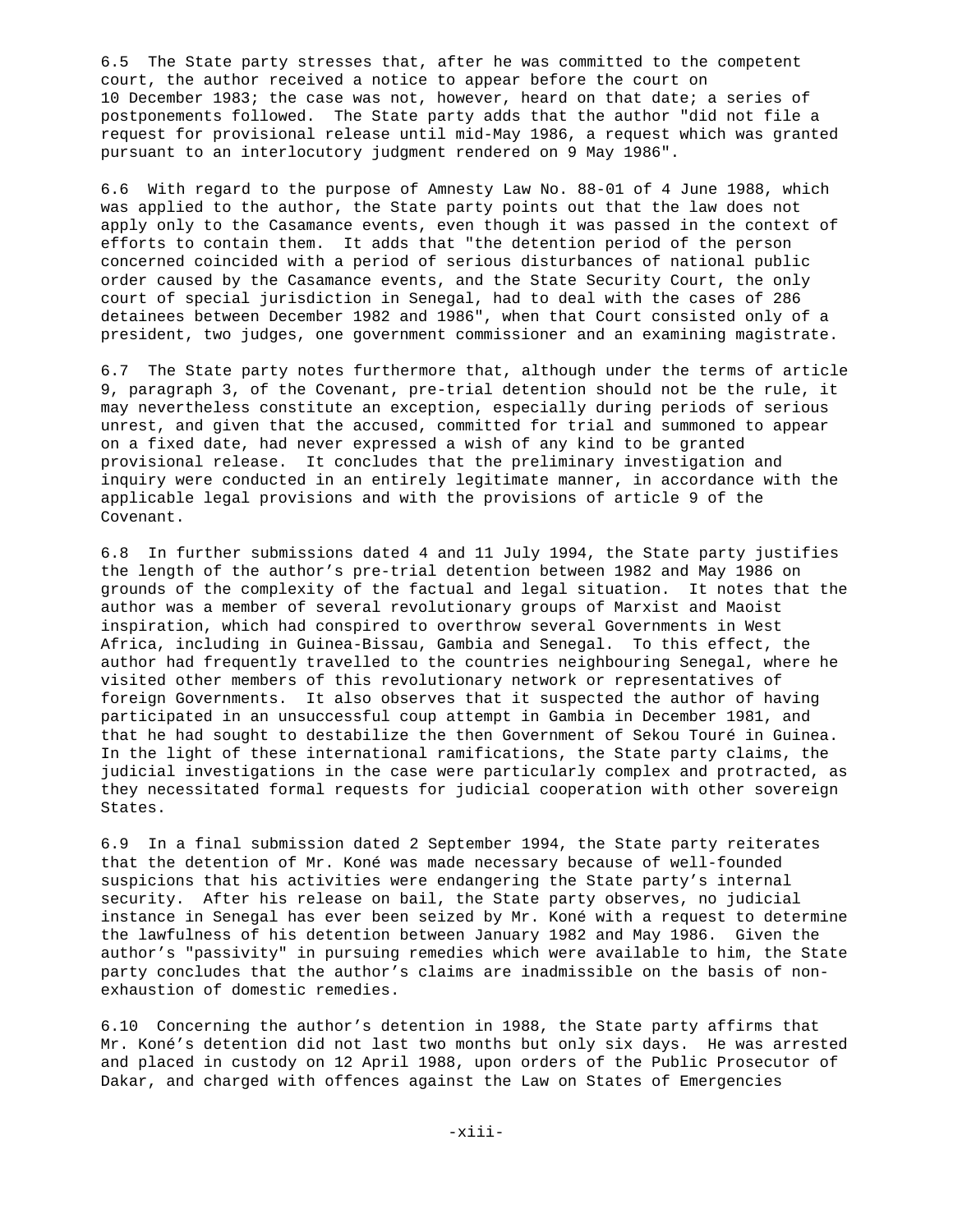6.5 The State party stresses that, after he was committed to the competent court, the author received a notice to appear before the court on 10 December 1983; the case was not, however, heard on that date; a series of postponements followed. The State party adds that the author "did not file a request for provisional release until mid-May 1986, a request which was granted pursuant to an interlocutory judgment rendered on 9 May 1986".

6.6 With regard to the purpose of Amnesty Law No. 88-01 of 4 June 1988, which was applied to the author, the State party points out that the law does not apply only to the Casamance events, even though it was passed in the context of efforts to contain them. It adds that "the detention period of the person concerned coincided with a period of serious disturbances of national public order caused by the Casamance events, and the State Security Court, the only court of special jurisdiction in Senegal, had to deal with the cases of 286 detainees between December 1982 and 1986", when that Court consisted only of a president, two judges, one government commissioner and an examining magistrate.

6.7 The State party notes furthermore that, although under the terms of article 9, paragraph 3, of the Covenant, pre-trial detention should not be the rule, it may nevertheless constitute an exception, especially during periods of serious unrest, and given that the accused, committed for trial and summoned to appear on a fixed date, had never expressed a wish of any kind to be granted provisional release. It concludes that the preliminary investigation and inquiry were conducted in an entirely legitimate manner, in accordance with the applicable legal provisions and with the provisions of article 9 of the Covenant.

6.8 In further submissions dated 4 and 11 July 1994, the State party justifies the length of the author's pre-trial detention between 1982 and May 1986 on grounds of the complexity of the factual and legal situation. It notes that the author was a member of several revolutionary groups of Marxist and Maoist inspiration, which had conspired to overthrow several Governments in West Africa, including in Guinea-Bissau, Gambia and Senegal. To this effect, the author had frequently travelled to the countries neighbouring Senegal, where he visited other members of this revolutionary network or representatives of foreign Governments. It also observes that it suspected the author of having participated in an unsuccessful coup attempt in Gambia in December 1981, and that he had sought to destabilize the then Government of Sekou Touré in Guinea. In the light of these international ramifications, the State party claims, the judicial investigations in the case were particularly complex and protracted, as they necessitated formal requests for judicial cooperation with other sovereign States.

6.9 In a final submission dated 2 September 1994, the State party reiterates that the detention of Mr. Koné was made necessary because of well-founded suspicions that his activities were endangering the State party's internal security. After his release on bail, the State party observes, no judicial instance in Senegal has ever been seized by Mr. Koné with a request to determine the lawfulness of his detention between January 1982 and May 1986. Given the author's "passivity" in pursuing remedies which were available to him, the State party concludes that the author's claims are inadmissible on the basis of non-exhaustion of domestic remedies.

6.10 Concerning the author's detention in 1988, the State party affirms that Mr. Koné's detention did not last two months but only six days. He was arrested and placed in custody on 12 April 1988, upon orders of the Public Prosecutor of Dakar, and charged with offences against the Law on States of Emergencies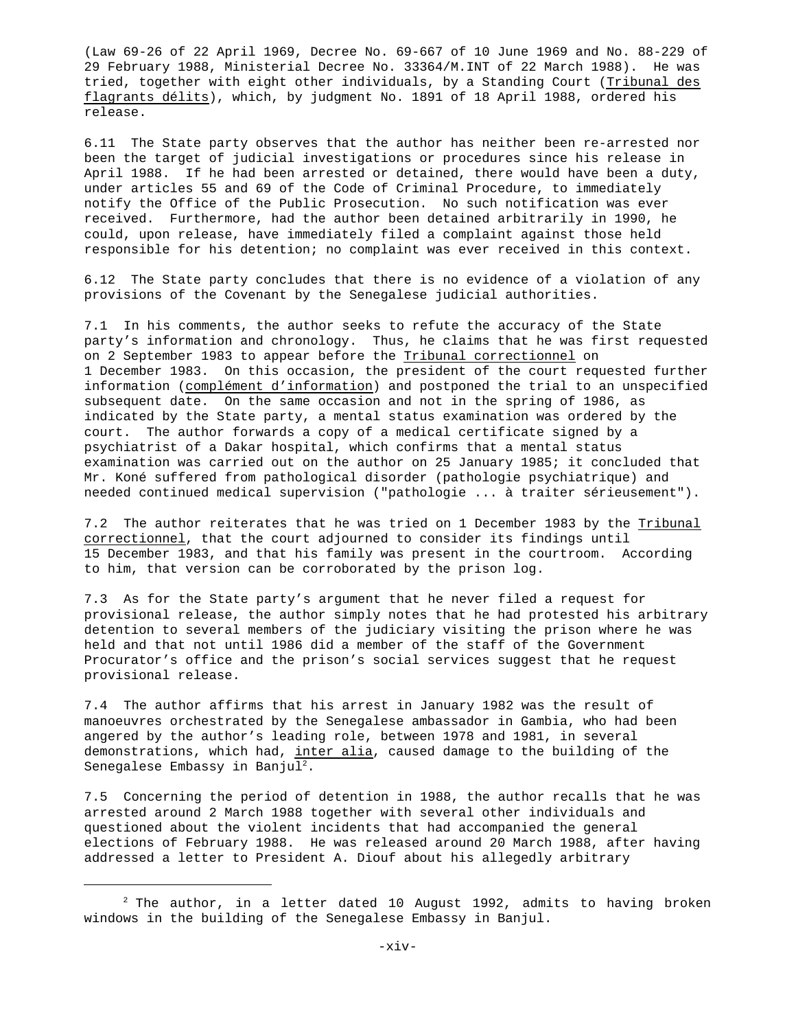(Law 69-26 of 22 April 1969, Decree No. 69-667 of 10 June 1969 and No. 88-229 of 29 February 1988, Ministerial Decree No. 33364/M.INT of 22 March 1988). He was tried, together with eight other individuals, by a Standing Court (Tribunal des flagrants délits), which, by judgment No. 1891 of 18 April 1988, ordered his release.

6.11 The State party observes that the author has neither been re-arrested nor been the target of judicial investigations or procedures since his release in April 1988. If he had been arrested or detained, there would have been a duty, under articles 55 and 69 of the Code of Criminal Procedure, to immediately notify the Office of the Public Prosecution. No such notification was ever received. Furthermore, had the author been detained arbitrarily in 1990, he could, upon release, have immediately filed a complaint against those held responsible for his detention; no complaint was ever received in this context.

6.12 The State party concludes that there is no evidence of a violation of any provisions of the Covenant by the Senegalese judicial authorities.

7.1 In his comments, the author seeks to refute the accuracy of the State party's information and chronology. Thus, he claims that he was first requested on 2 September 1983 to appear before the Tribunal correctionnel on 1 December 1983. On this occasion, the president of the court requested further information (complément d'information) and postponed the trial to an unspecified subsequent date. On the same occasion and not in the spring of 1986, as indicated by the State party, a mental status examination was ordered by the court. The author forwards a copy of a medical certificate signed by a psychiatrist of a Dakar hospital, which confirms that a mental status examination was carried out on the author on 25 January 1985; it concluded that Mr. Koné suffered from pathological disorder (pathologie psychiatrique) and needed continued medical supervision ("pathologie ... à traiter sérieusement").

7.2 The author reiterates that he was tried on 1 December 1983 by the Tribunal correctionnel, that the court adjourned to consider its findings until 15 December 1983, and that his family was present in the courtroom. According to him, that version can be corroborated by the prison log.

7.3 As for the State party's argument that he never filed a request for provisional release, the author simply notes that he had protested his arbitrary detention to several members of the judiciary visiting the prison where he was held and that not until 1986 did a member of the staff of the Government Procurator's office and the prison's social services suggest that he request provisional release.

7.4 The author affirms that his arrest in January 1982 was the result of manoeuvres orchestrated by the Senegalese ambassador in Gambia, who had been angered by the author's leading role, between 1978 and 1981, in several demonstrations, which had, inter alia, caused damage to the building of the Senegalese Embassy in Banjul[2].

7.5 Concerning the period of detention in 1988, the author recalls that he was arrested around 2 March 1988 together with several other individuals and questioned about the violent incidents that had accompanied the general elections of February 1988. He was released around 20 March 1988, after having addressed a letter to President A. Diouf about his allegedly arbitrary

[2] The author, in a letter dated 10 August 1992, admits to having broken windows in the building of the Senegalese Embassy in Banjul.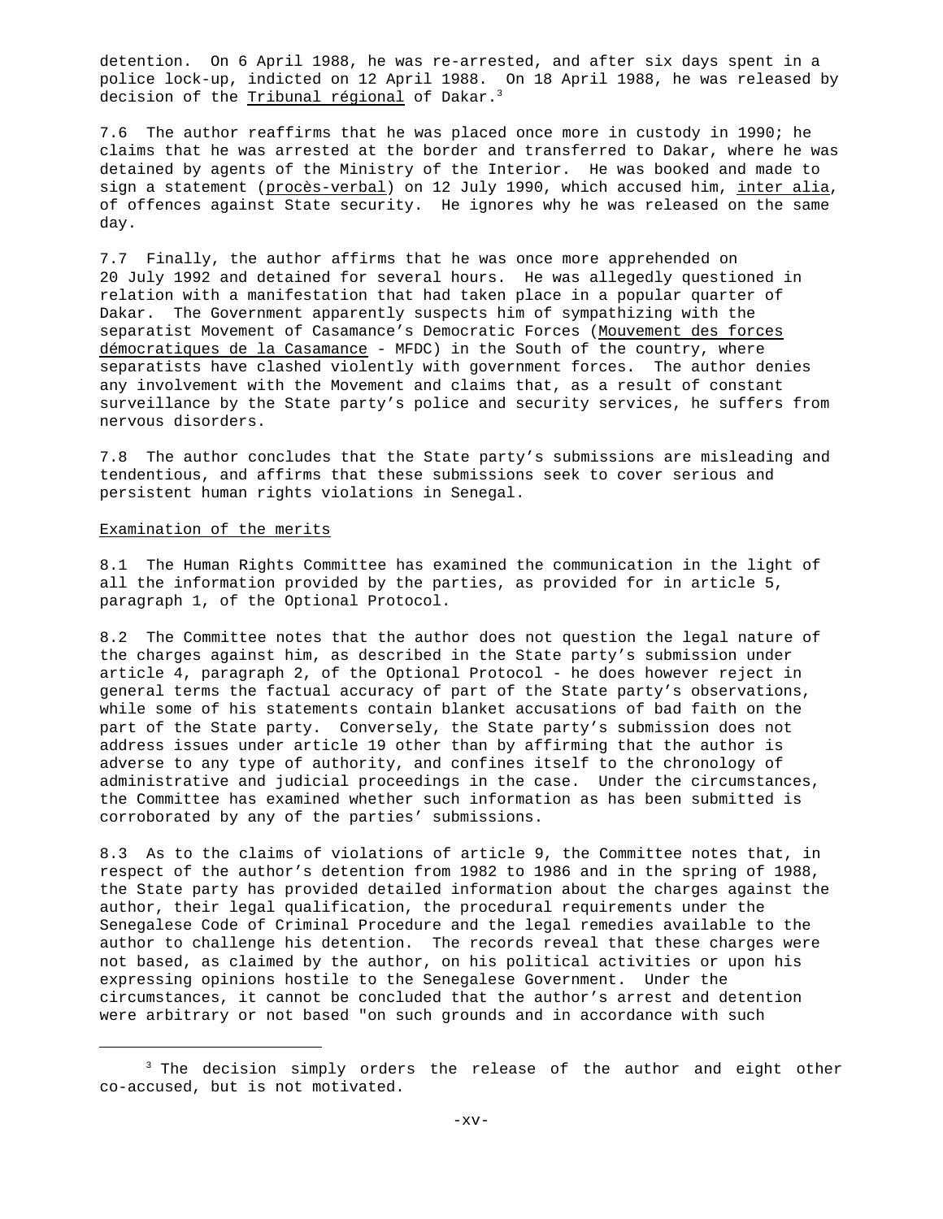detention. On 6 April 1988, he was re-arrested, and after six days spent in a police lock-up, indicted on 12 April 1988. On 18 April 1988, he was released by decision of the Tribunal régional of Dakar.[3]

7.6 The author reaffirms that he was placed once more in custody in 1990; he claims that he was arrested at the border and transferred to Dakar, where he was detained by agents of the Ministry of the Interior. He was booked and made to sign a statement (procès-verbal) on 12 July 1990, which accused him, inter alia, of offences against State security. He ignores why he was released on the same day.

7.7 Finally, the author affirms that he was once more apprehended on 20 July 1992 and detained for several hours. He was allegedly questioned in relation with a manifestation that had taken place in a popular quarter of Dakar. The Government apparently suspects him of sympathizing with the separatist Movement of Casamance's Democratic Forces (Mouvement des forces démocratiques de la Casamance - MFDC) in the South of the country, where separatists have clashed violently with government forces. The author denies any involvement with the Movement and claims that, as a result of constant surveillance by the State party's police and security services, he suffers from nervous disorders.

7.8 The author concludes that the State party's submissions are misleading and tendentious, and affirms that these submissions seek to cover serious and persistent human rights violations in Senegal.

Examination of the merits

8.1 The Human Rights Committee has examined the communication in the light of all the information provided by the parties, as provided for in article 5, paragraph 1, of the Optional Protocol.

8.2 The Committee notes that the author does not question the legal nature of the charges against him, as described in the State party's submission under article 4, paragraph 2, of the Optional Protocol - he does however reject in general terms the factual accuracy of part of the State party's observations, while some of his statements contain blanket accusations of bad faith on the part of the State party. Conversely, the State party's submission does not address issues under article 19 other than by affirming that the author is adverse to any type of authority, and confines itself to the chronology of administrative and judicial proceedings in the case. Under the circumstances, the Committee has examined whether such information as has been submitted is corroborated by any of the parties' submissions.

8.3 As to the claims of violations of article 9, the Committee notes that, in respect of the author's detention from 1982 to 1986 and in the spring of 1988, the State party has provided detailed information about the charges against the author, their legal qualification, the procedural requirements under the Senegalese Code of Criminal Procedure and the legal remedies available to the author to challenge his detention. The records reveal that these charges were not based, as claimed by the author, on his political activities or upon his expressing opinions hostile to the Senegalese Government. Under the circumstances, it cannot be concluded that the author's arrest and detention were arbitrary or not based "on such grounds and in accordance with such

[3] The decision simply orders the release of the author and eight other co-accused, but is not motivated.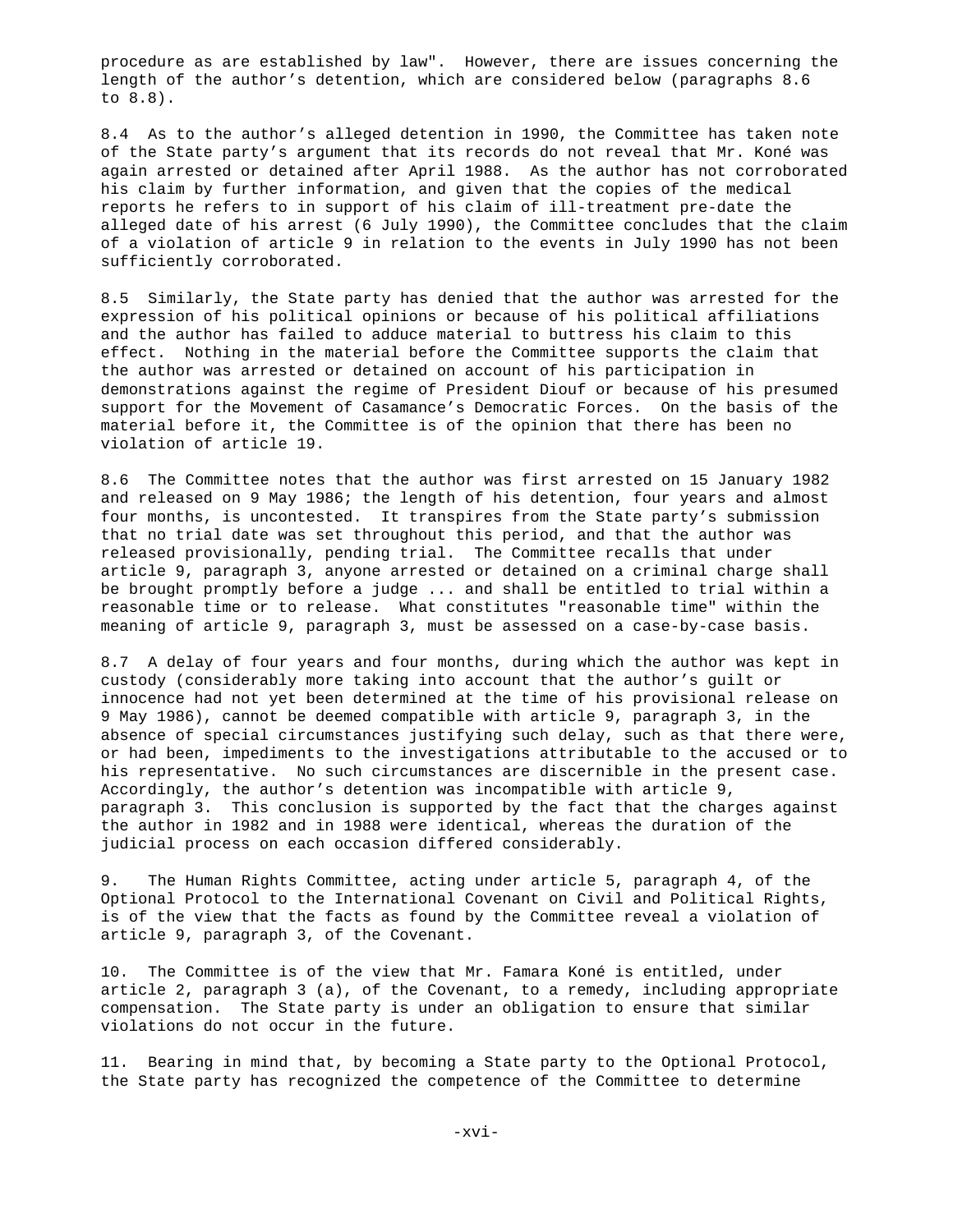procedure as are established by law". However, there are issues concerning the length of the author's detention, which are considered below (paragraphs 8.6 to 8.8).

8.4 As to the author's alleged detention in 1990, the Committee has taken note of the State party's argument that its records do not reveal that Mr. Koné was again arrested or detained after April 1988. As the author has not corroborated his claim by further information, and given that the copies of the medical reports he refers to in support of his claim of ill-treatment pre-date the alleged date of his arrest (6 July 1990), the Committee concludes that the claim of a violation of article 9 in relation to the events in July 1990 has not been sufficiently corroborated.

8.5 Similarly, the State party has denied that the author was arrested for the expression of his political opinions or because of his political affiliations and the author has failed to adduce material to buttress his claim to this effect. Nothing in the material before the Committee supports the claim that the author was arrested or detained on account of his participation in demonstrations against the regime of President Diouf or because of his presumed support for the Movement of Casamance's Democratic Forces. On the basis of the material before it, the Committee is of the opinion that there has been no violation of article 19.

8.6 The Committee notes that the author was first arrested on 15 January 1982 and released on 9 May 1986; the length of his detention, four years and almost four months, is uncontested. It transpires from the State party's submission that no trial date was set throughout this period, and that the author was released provisionally, pending trial. The Committee recalls that under article 9, paragraph 3, anyone arrested or detained on a criminal charge shall be brought promptly before a judge ... and shall be entitled to trial within a reasonable time or to release. What constitutes "reasonable time" within the meaning of article 9, paragraph 3, must be assessed on a case-by-case basis.

8.7 A delay of four years and four months, during which the author was kept in custody (considerably more taking into account that the author's guilt or innocence had not yet been determined at the time of his provisional release on 9 May 1986), cannot be deemed compatible with article 9, paragraph 3, in the absence of special circumstances justifying such delay, such as that there were, or had been, impediments to the investigations attributable to the accused or to his representative. No such circumstances are discernible in the present case. Accordingly, the author's detention was incompatible with article 9, paragraph 3. This conclusion is supported by the fact that the charges against the author in 1982 and in 1988 were identical, whereas the duration of the judicial process on each occasion differed considerably.

9. The Human Rights Committee, acting under article 5, paragraph 4, of the Optional Protocol to the International Covenant on Civil and Political Rights, is of the view that the facts as found by the Committee reveal a violation of article 9, paragraph 3, of the Covenant.

10. The Committee is of the view that Mr. Famara Koné is entitled, under article 2, paragraph 3 (a), of the Covenant, to a remedy, including appropriate compensation. The State party is under an obligation to ensure that similar violations do not occur in the future.

11. Bearing in mind that, by becoming a State party to the Optional Protocol, the State party has recognized the competence of the Committee to determine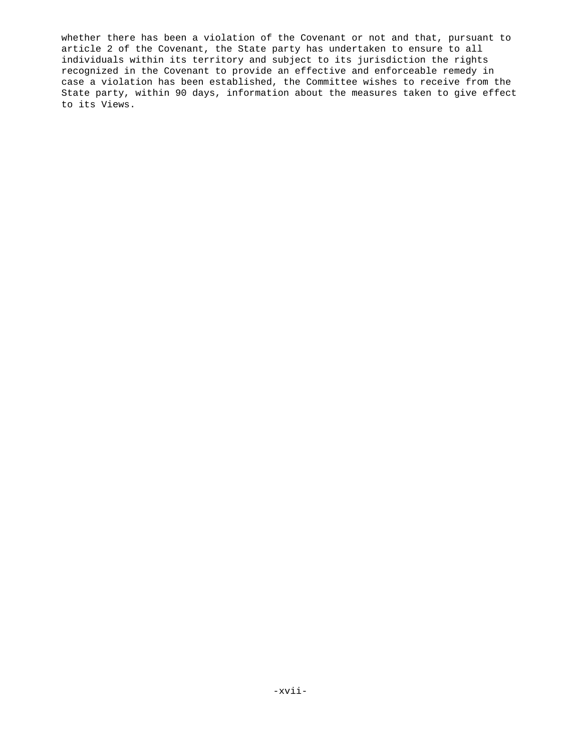whether there has been a violation of the Covenant or not and that, pursuant to article 2 of the Covenant, the State party has undertaken to ensure to all individuals within its territory and subject to its jurisdiction the rights recognized in the Covenant to provide an effective and enforceable remedy in case a violation has been established, the Committee wishes to receive from the State party, within 90 days, information about the measures taken to give effect to its Views.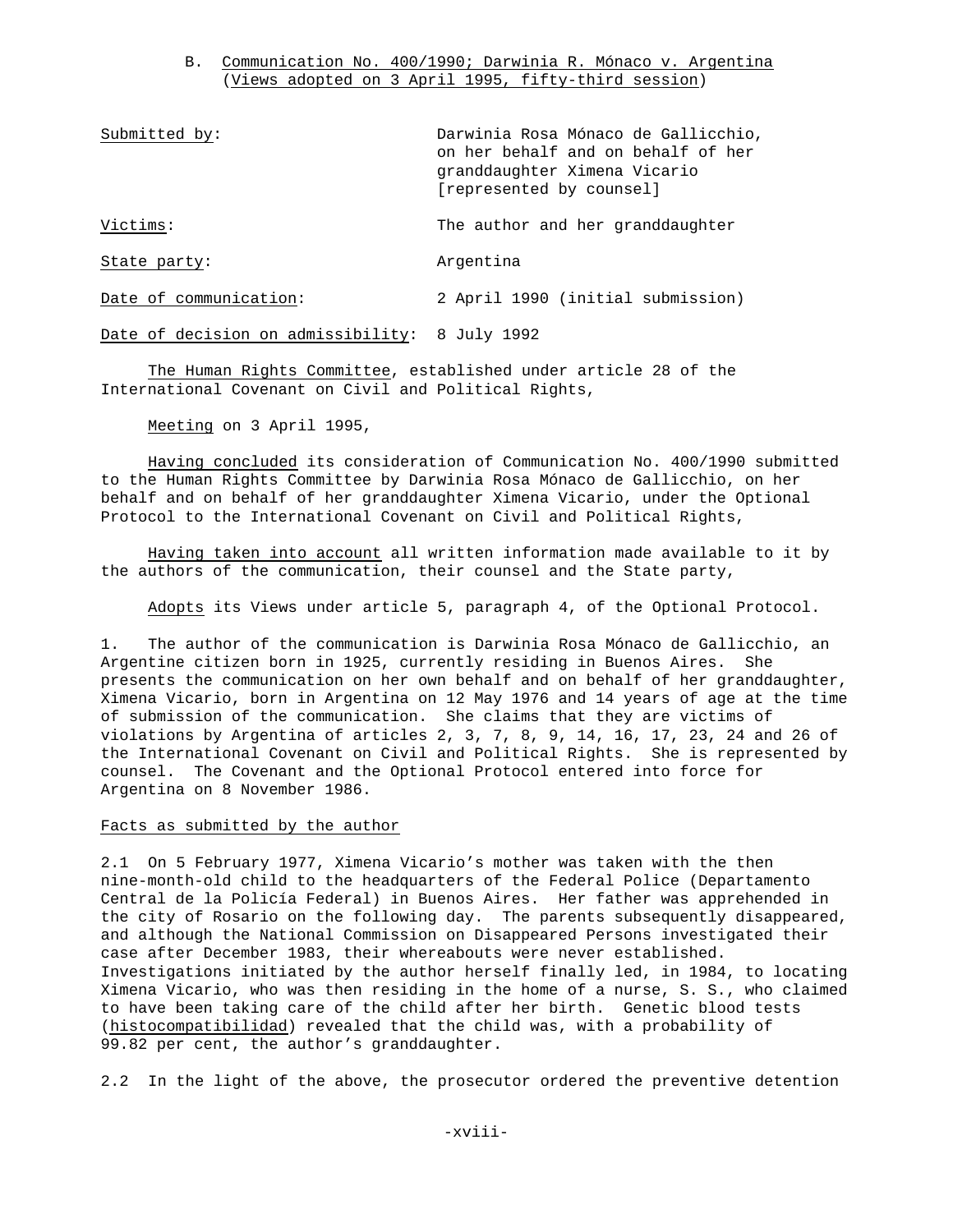## B. Communication No. 400/1990; Darwinia R. Mónaco v. Argentina (Views adopted on 3 April 1995, fifty-third session)

| | |
|---|---|
| Submitted by: | Darwinia Rosa Mónaco de Gallicchio, on her behalf and on behalf of her granddaughter Ximena Vicario [represented by counsel] |
| Victims: | The author and her granddaughter |
| State party: | Argentina |
| Date of communication: | 2 April 1990 (initial submission) |
| Date of decision on admissibility: | 8 July 1992 |

The Human Rights Committee, established under article 28 of the International Covenant on Civil and Political Rights,

Meeting on 3 April 1995,

Having concluded its consideration of Communication No. 400/1990 submitted to the Human Rights Committee by Darwinia Rosa Mónaco de Gallicchio, on her behalf and on behalf of her granddaughter Ximena Vicario, under the Optional Protocol to the International Covenant on Civil and Political Rights,

Having taken into account all written information made available to it by the authors of the communication, their counsel and the State party,

Adopts its Views under article 5, paragraph 4, of the Optional Protocol.

1. The author of the communication is Darwinia Rosa Mónaco de Gallicchio, an Argentine citizen born in 1925, currently residing in Buenos Aires. She presents the communication on her own behalf and on behalf of her granddaughter, Ximena Vicario, born in Argentina on 12 May 1976 and 14 years of age at the time of submission of the communication. She claims that they are victims of violations by Argentina of articles 2, 3, 7, 8, 9, 14, 16, 17, 23, 24 and 26 of the International Covenant on Civil and Political Rights. She is represented by counsel. The Covenant and the Optional Protocol entered into force for Argentina on 8 November 1986.

### Facts as submitted by the author

2.1 On 5 February 1977, Ximena Vicario's mother was taken with the then nine-month-old child to the headquarters of the Federal Police (Departamento Central de la Policía Federal) in Buenos Aires. Her father was apprehended in the city of Rosario on the following day. The parents subsequently disappeared, and although the National Commission on Disappeared Persons investigated their case after December 1983, their whereabouts were never established. Investigations initiated by the author herself finally led, in 1984, to locating Ximena Vicario, who was then residing in the home of a nurse, S. S., who claimed to have been taking care of the child after her birth. Genetic blood tests (*histocompatibilidad*) revealed that the child was, with a probability of 99.82 per cent, the author's granddaughter.

2.2 In the light of the above, the prosecutor ordered the preventive detention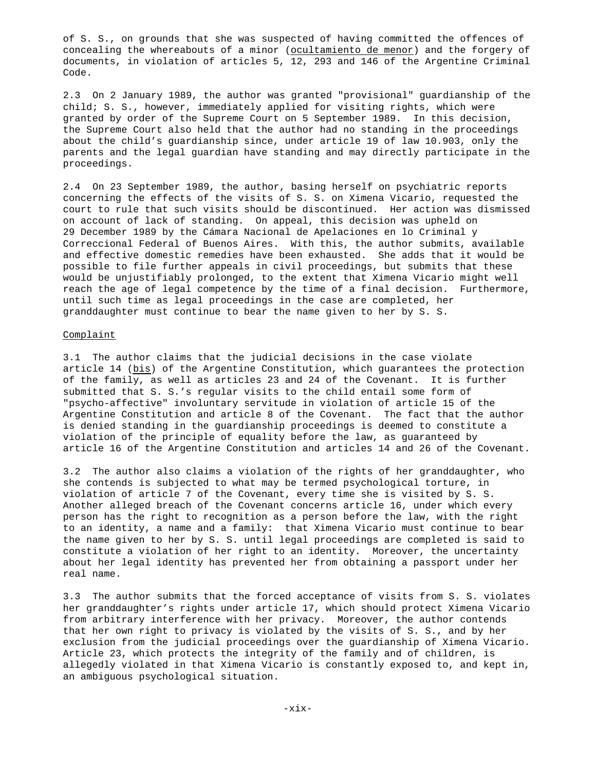of S. S., on grounds that she was suspected of having committed the offences of concealing the whereabouts of a minor (ocultamiento de menor) and the forgery of documents, in violation of articles 5, 12, 293 and 146 of the Argentine Criminal Code.

2.3 On 2 January 1989, the author was granted "provisional" guardianship of the child; S. S., however, immediately applied for visiting rights, which were granted by order of the Supreme Court on 5 September 1989. In this decision, the Supreme Court also held that the author had no standing in the proceedings about the child's guardianship since, under article 19 of law 10.903, only the parents and the legal guardian have standing and may directly participate in the proceedings.

2.4 On 23 September 1989, the author, basing herself on psychiatric reports concerning the effects of the visits of S. S. on Ximena Vicario, requested the court to rule that such visits should be discontinued. Her action was dismissed on account of lack of standing. On appeal, this decision was upheld on 29 December 1989 by the Cámara Nacional de Apelaciones en lo Criminal y Correccional Federal of Buenos Aires. With this, the author submits, available and effective domestic remedies have been exhausted. She adds that it would be possible to file further appeals in civil proceedings, but submits that these would be unjustifiably prolonged, to the extent that Ximena Vicario might well reach the age of legal competence by the time of a final decision. Furthermore, until such time as legal proceedings in the case are completed, her granddaughter must continue to bear the name given to her by S. S.

Complaint

3.1 The author claims that the judicial decisions in the case violate article 14 (bis) of the Argentine Constitution, which guarantees the protection of the family, as well as articles 23 and 24 of the Covenant. It is further submitted that S. S.'s regular visits to the child entail some form of "psycho-affective" involuntary servitude in violation of article 15 of the Argentine Constitution and article 8 of the Covenant. The fact that the author is denied standing in the guardianship proceedings is deemed to constitute a violation of the principle of equality before the law, as guaranteed by article 16 of the Argentine Constitution and articles 14 and 26 of the Covenant.

3.2 The author also claims a violation of the rights of her granddaughter, who she contends is subjected to what may be termed psychological torture, in violation of article 7 of the Covenant, every time she is visited by S. S. Another alleged breach of the Covenant concerns article 16, under which every person has the right to recognition as a person before the law, with the right to an identity, a name and a family: that Ximena Vicario must continue to bear the name given to her by S. S. until legal proceedings are completed is said to constitute a violation of her right to an identity. Moreover, the uncertainty about her legal identity has prevented her from obtaining a passport under her real name.

3.3 The author submits that the forced acceptance of visits from S. S. violates her granddaughter's rights under article 17, which should protect Ximena Vicario from arbitrary interference with her privacy. Moreover, the author contends that her own right to privacy is violated by the visits of S. S., and by her exclusion from the judicial proceedings over the guardianship of Ximena Vicario. Article 23, which protects the integrity of the family and of children, is allegedly violated in that Ximena Vicario is constantly exposed to, and kept in, an ambiguous psychological situation.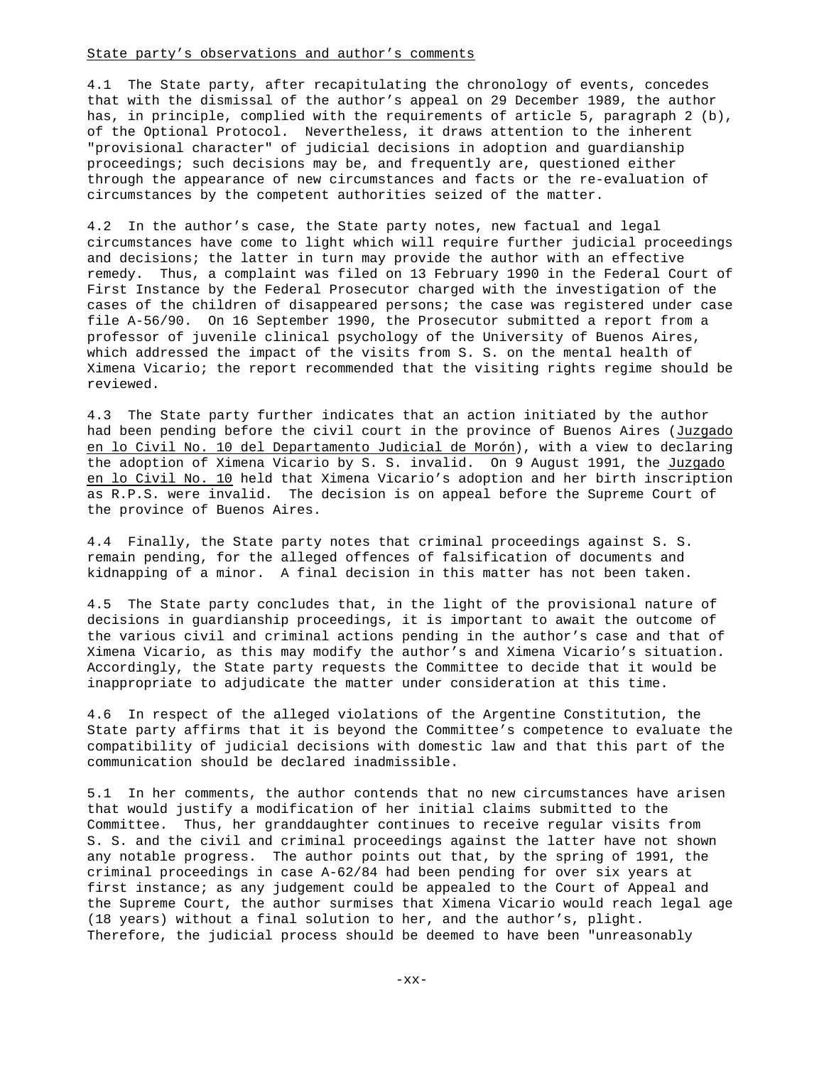State party's observations and author's comments

4.1 The State party, after recapitulating the chronology of events, concedes that with the dismissal of the author's appeal on 29 December 1989, the author has, in principle, complied with the requirements of article 5, paragraph 2 (b), of the Optional Protocol. Nevertheless, it draws attention to the inherent "provisional character" of judicial decisions in adoption and guardianship proceedings; such decisions may be, and frequently are, questioned either through the appearance of new circumstances and facts or the re-evaluation of circumstances by the competent authorities seized of the matter.

4.2 In the author's case, the State party notes, new factual and legal circumstances have come to light which will require further judicial proceedings and decisions; the latter in turn may provide the author with an effective remedy. Thus, a complaint was filed on 13 February 1990 in the Federal Court of First Instance by the Federal Prosecutor charged with the investigation of the cases of the children of disappeared persons; the case was registered under case file A-56/90. On 16 September 1990, the Prosecutor submitted a report from a professor of juvenile clinical psychology of the University of Buenos Aires, which addressed the impact of the visits from S. S. on the mental health of Ximena Vicario; the report recommended that the visiting rights regime should be reviewed.

4.3 The State party further indicates that an action initiated by the author had been pending before the civil court in the province of Buenos Aires (Juzgado en lo Civil No. 10 del Departamento Judicial de Morón), with a view to declaring the adoption of Ximena Vicario by S. S. invalid. On 9 August 1991, the Juzgado en lo Civil No. 10 held that Ximena Vicario's adoption and her birth inscription as R.P.S. were invalid. The decision is on appeal before the Supreme Court of the province of Buenos Aires.

4.4 Finally, the State party notes that criminal proceedings against S. S. remain pending, for the alleged offences of falsification of documents and kidnapping of a minor. A final decision in this matter has not been taken.

4.5 The State party concludes that, in the light of the provisional nature of decisions in guardianship proceedings, it is important to await the outcome of the various civil and criminal actions pending in the author's case and that of Ximena Vicario, as this may modify the author's and Ximena Vicario's situation. Accordingly, the State party requests the Committee to decide that it would be inappropriate to adjudicate the matter under consideration at this time.

4.6 In respect of the alleged violations of the Argentine Constitution, the State party affirms that it is beyond the Committee's competence to evaluate the compatibility of judicial decisions with domestic law and that this part of the communication should be declared inadmissible.

5.1 In her comments, the author contends that no new circumstances have arisen that would justify a modification of her initial claims submitted to the Committee. Thus, her granddaughter continues to receive regular visits from S. S. and the civil and criminal proceedings against the latter have not shown any notable progress. The author points out that, by the spring of 1991, the criminal proceedings in case A-62/84 had been pending for over six years at first instance; as any judgement could be appealed to the Court of Appeal and the Supreme Court, the author surmises that Ximena Vicario would reach legal age (18 years) without a final solution to her, and the author's, plight. Therefore, the judicial process should be deemed to have been "unreasonably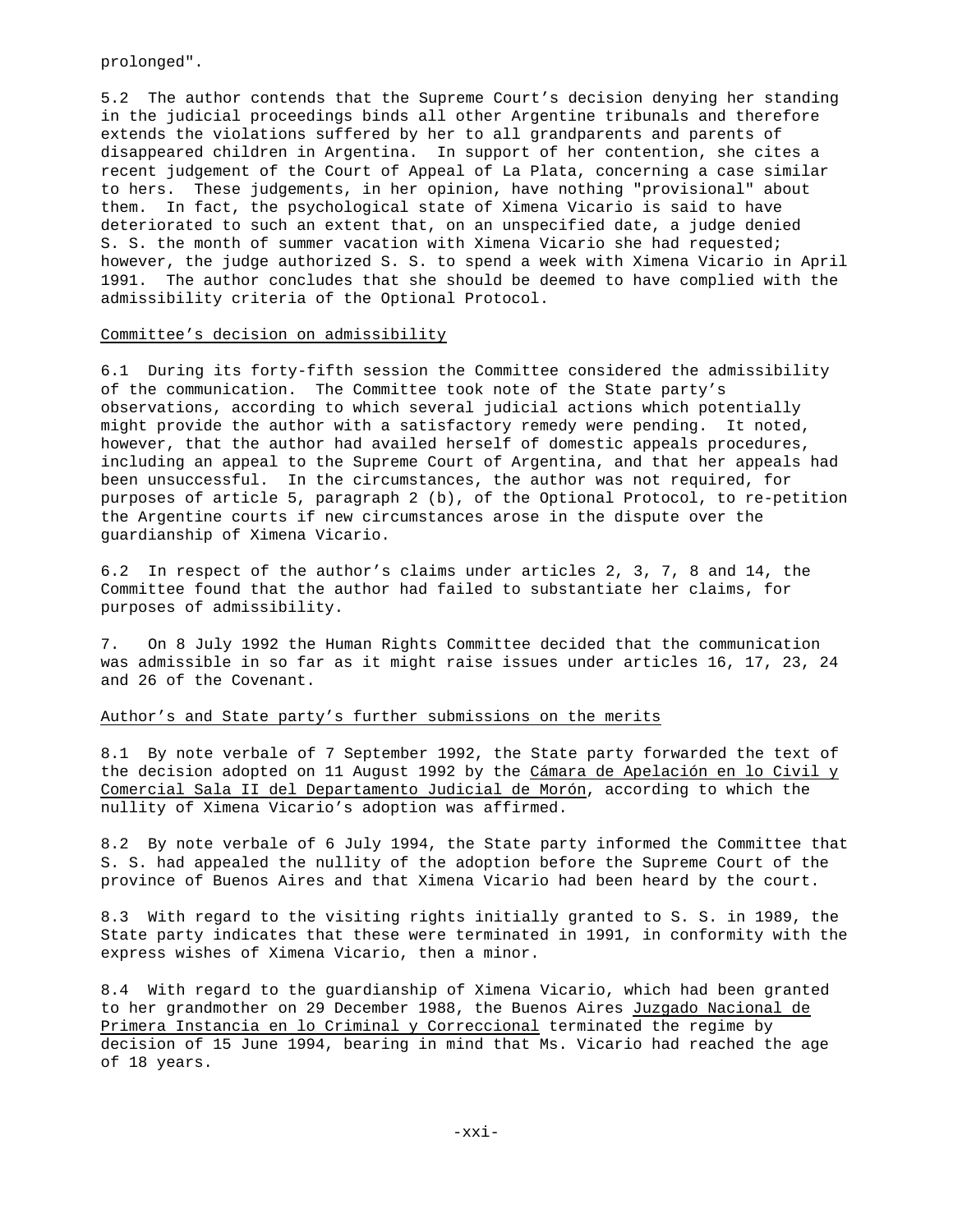prolonged".

5.2 The author contends that the Supreme Court's decision denying her standing in the judicial proceedings binds all other Argentine tribunals and therefore extends the violations suffered by her to all grandparents and parents of disappeared children in Argentina. In support of her contention, she cites a recent judgement of the Court of Appeal of La Plata, concerning a case similar to hers. These judgements, in her opinion, have nothing "provisional" about them. In fact, the psychological state of Ximena Vicario is said to have deteriorated to such an extent that, on an unspecified date, a judge denied S. S. the month of summer vacation with Ximena Vicario she had requested; however, the judge authorized S. S. to spend a week with Ximena Vicario in April 1991. The author concludes that she should be deemed to have complied with the admissibility criteria of the Optional Protocol.

Committee's decision on admissibility

6.1 During its forty-fifth session the Committee considered the admissibility of the communication. The Committee took note of the State party's observations, according to which several judicial actions which potentially might provide the author with a satisfactory remedy were pending. It noted, however, that the author had availed herself of domestic appeals procedures, including an appeal to the Supreme Court of Argentina, and that her appeals had been unsuccessful. In the circumstances, the author was not required, for purposes of article 5, paragraph 2 (b), of the Optional Protocol, to re-petition the Argentine courts if new circumstances arose in the dispute over the guardianship of Ximena Vicario.

6.2 In respect of the author's claims under articles 2, 3, 7, 8 and 14, the Committee found that the author had failed to substantiate her claims, for purposes of admissibility.

7. On 8 July 1992 the Human Rights Committee decided that the communication was admissible in so far as it might raise issues under articles 16, 17, 23, 24 and 26 of the Covenant.

Author's and State party's further submissions on the merits

8.1 By note verbale of 7 September 1992, the State party forwarded the text of the decision adopted on 11 August 1992 by the Cámara de Apelación en lo Civil y Comercial Sala II del Departamento Judicial de Morón, according to which the nullity of Ximena Vicario's adoption was affirmed.

8.2 By note verbale of 6 July 1994, the State party informed the Committee that S. S. had appealed the nullity of the adoption before the Supreme Court of the province of Buenos Aires and that Ximena Vicario had been heard by the court.

8.3 With regard to the visiting rights initially granted to S. S. in 1989, the State party indicates that these were terminated in 1991, in conformity with the express wishes of Ximena Vicario, then a minor.

8.4 With regard to the guardianship of Ximena Vicario, which had been granted to her grandmother on 29 December 1988, the Buenos Aires Juzgado Nacional de Primera Instancia en lo Criminal y Correccional terminated the regime by decision of 15 June 1994, bearing in mind that Ms. Vicario had reached the age of 18 years.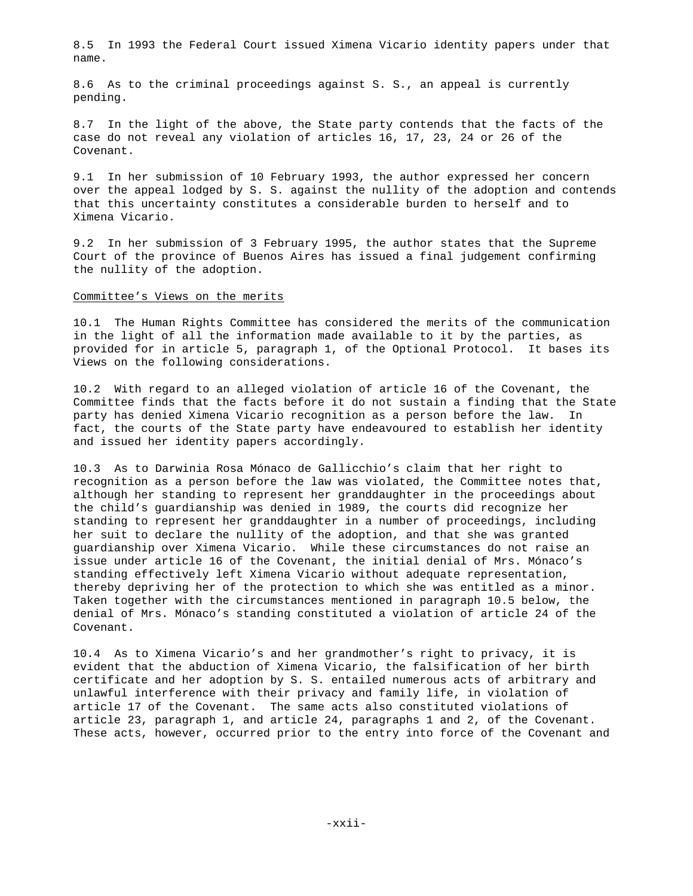8.5 In 1993 the Federal Court issued Ximena Vicario identity papers under that name.

8.6 As to the criminal proceedings against S. S., an appeal is currently pending.

8.7 In the light of the above, the State party contends that the facts of the case do not reveal any violation of articles 16, 17, 23, 24 or 26 of the Covenant.

9.1 In her submission of 10 February 1993, the author expressed her concern over the appeal lodged by S. S. against the nullity of the adoption and contends that this uncertainty constitutes a considerable burden to herself and to Ximena Vicario.

9.2 In her submission of 3 February 1995, the author states that the Supreme Court of the province of Buenos Aires has issued a final judgement confirming the nullity of the adoption.

Committee's Views on the merits

10.1 The Human Rights Committee has considered the merits of the communication in the light of all the information made available to it by the parties, as provided for in article 5, paragraph 1, of the Optional Protocol. It bases its Views on the following considerations.

10.2 With regard to an alleged violation of article 16 of the Covenant, the Committee finds that the facts before it do not sustain a finding that the State party has denied Ximena Vicario recognition as a person before the law. In fact, the courts of the State party have endeavoured to establish her identity and issued her identity papers accordingly.

10.3 As to Darwinia Rosa Mónaco de Gallicchio's claim that her right to recognition as a person before the law was violated, the Committee notes that, although her standing to represent her granddaughter in the proceedings about the child's guardianship was denied in 1989, the courts did recognize her standing to represent her granddaughter in a number of proceedings, including her suit to declare the nullity of the adoption, and that she was granted guardianship over Ximena Vicario. While these circumstances do not raise an issue under article 16 of the Covenant, the initial denial of Mrs. Mónaco's standing effectively left Ximena Vicario without adequate representation, thereby depriving her of the protection to which she was entitled as a minor. Taken together with the circumstances mentioned in paragraph 10.5 below, the denial of Mrs. Mónaco's standing constituted a violation of article 24 of the Covenant.

10.4 As to Ximena Vicario's and her grandmother's right to privacy, it is evident that the abduction of Ximena Vicario, the falsification of her birth certificate and her adoption by S. S. entailed numerous acts of arbitrary and unlawful interference with their privacy and family life, in violation of article 17 of the Covenant. The same acts also constituted violations of article 23, paragraph 1, and article 24, paragraphs 1 and 2, of the Covenant. These acts, however, occurred prior to the entry into force of the Covenant and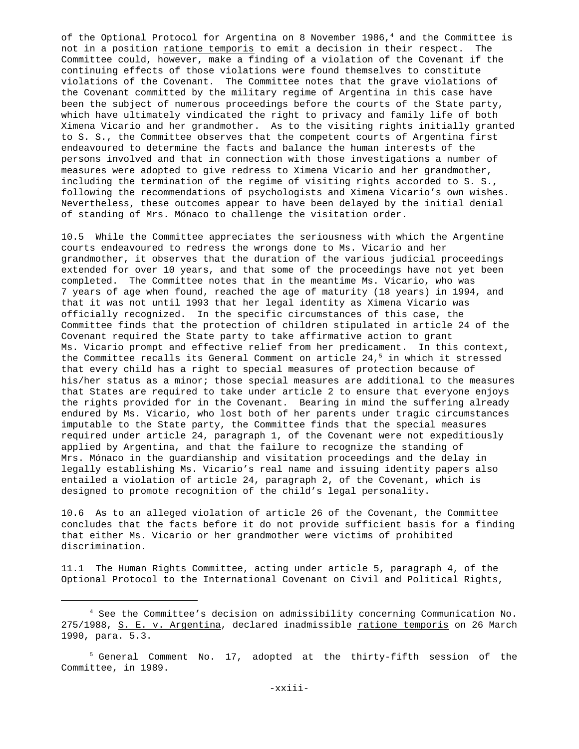of the Optional Protocol for Argentina on 8 November 1986,[4] and the Committee is not in a position _ratione temporis_ to emit a decision in their respect. The Committee could, however, make a finding of a violation of the Covenant if the continuing effects of those violations were found themselves to constitute violations of the Covenant. The Committee notes that the grave violations of the Covenant committed by the military regime of Argentina in this case have been the subject of numerous proceedings before the courts of the State party, which have ultimately vindicated the right to privacy and family life of both Ximena Vicario and her grandmother. As to the visiting rights initially granted to S. S., the Committee observes that the competent courts of Argentina first endeavoured to determine the facts and balance the human interests of the persons involved and that in connection with those investigations a number of measures were adopted to give redress to Ximena Vicario and her grandmother, including the termination of the regime of visiting rights accorded to S. S., following the recommendations of psychologists and Ximena Vicario's own wishes. Nevertheless, these outcomes appear to have been delayed by the initial denial of standing of Mrs. Mónaco to challenge the visitation order.

10.5 While the Committee appreciates the seriousness with which the Argentine courts endeavoured to redress the wrongs done to Ms. Vicario and her grandmother, it observes that the duration of the various judicial proceedings extended for over 10 years, and that some of the proceedings have not yet been completed. The Committee notes that in the meantime Ms. Vicario, who was 7 years of age when found, reached the age of maturity (18 years) in 1994, and that it was not until 1993 that her legal identity as Ximena Vicario was officially recognized. In the specific circumstances of this case, the Committee finds that the protection of children stipulated in article 24 of the Covenant required the State party to take affirmative action to grant Ms. Vicario prompt and effective relief from her predicament. In this context, the Committee recalls its General Comment on article 24,[5] in which it stressed that every child has a right to special measures of protection because of his/her status as a minor; those special measures are additional to the measures that States are required to take under article 2 to ensure that everyone enjoys the rights provided for in the Covenant. Bearing in mind the suffering already endured by Ms. Vicario, who lost both of her parents under tragic circumstances imputable to the State party, the Committee finds that the special measures required under article 24, paragraph 1, of the Covenant were not expeditiously applied by Argentina, and that the failure to recognize the standing of Mrs. Mónaco in the guardianship and visitation proceedings and the delay in legally establishing Ms. Vicario's real name and issuing identity papers also entailed a violation of article 24, paragraph 2, of the Covenant, which is designed to promote recognition of the child's legal personality.

10.6 As to an alleged violation of article 26 of the Covenant, the Committee concludes that the facts before it do not provide sufficient basis for a finding that either Ms. Vicario or her grandmother were victims of prohibited discrimination.

11.1 The Human Rights Committee, acting under article 5, paragraph 4, of the Optional Protocol to the International Covenant on Civil and Political Rights,

---

[4] See the Committee's decision on admissibility concerning Communication No. 275/1988, _S. E. v. Argentina_, declared inadmissible _ratione temporis_ on 26 March 1990, para. 5.3.

[5] General Comment No. 17, adopted at the thirty-fifth session of the Committee, in 1989.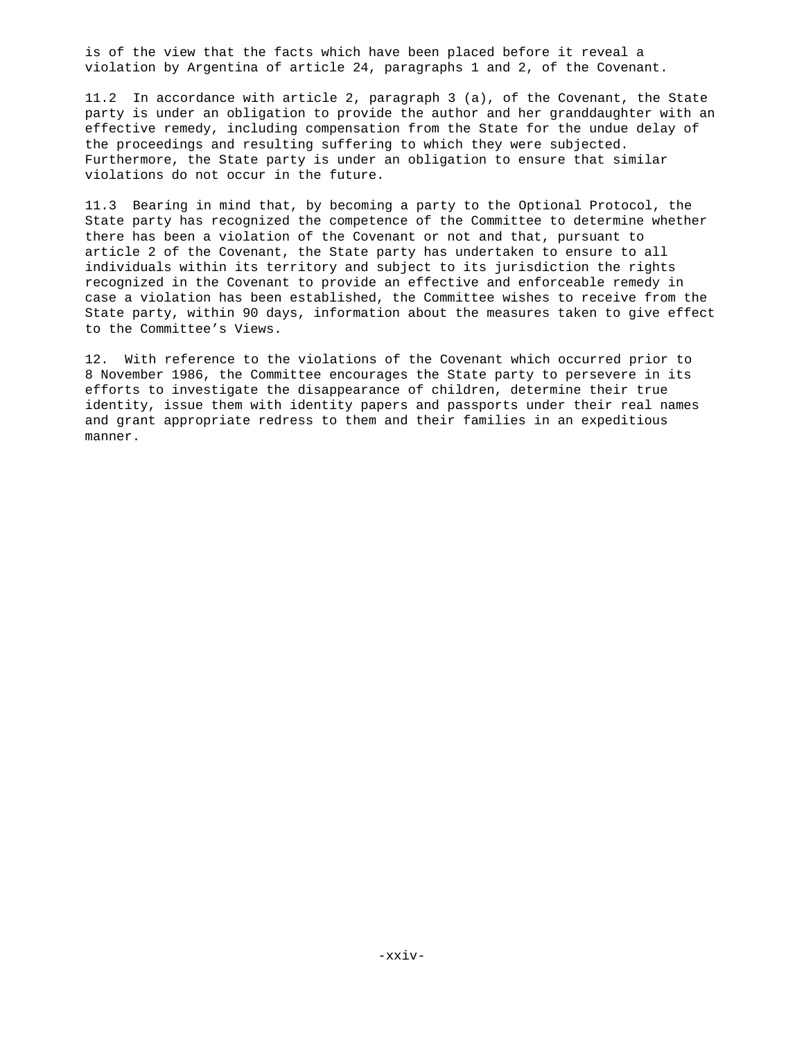is of the view that the facts which have been placed before it reveal a violation by Argentina of article 24, paragraphs 1 and 2, of the Covenant.

11.2 In accordance with article 2, paragraph 3 (a), of the Covenant, the State party is under an obligation to provide the author and her granddaughter with an effective remedy, including compensation from the State for the undue delay of the proceedings and resulting suffering to which they were subjected. Furthermore, the State party is under an obligation to ensure that similar violations do not occur in the future.

11.3 Bearing in mind that, by becoming a party to the Optional Protocol, the State party has recognized the competence of the Committee to determine whether there has been a violation of the Covenant or not and that, pursuant to article 2 of the Covenant, the State party has undertaken to ensure to all individuals within its territory and subject to its jurisdiction the rights recognized in the Covenant to provide an effective and enforceable remedy in case a violation has been established, the Committee wishes to receive from the State party, within 90 days, information about the measures taken to give effect to the Committee's Views.

12. With reference to the violations of the Covenant which occurred prior to 8 November 1986, the Committee encourages the State party to persevere in its efforts to investigate the disappearance of children, determine their true identity, issue them with identity papers and passports under their real names and grant appropriate redress to them and their families in an expeditious manner.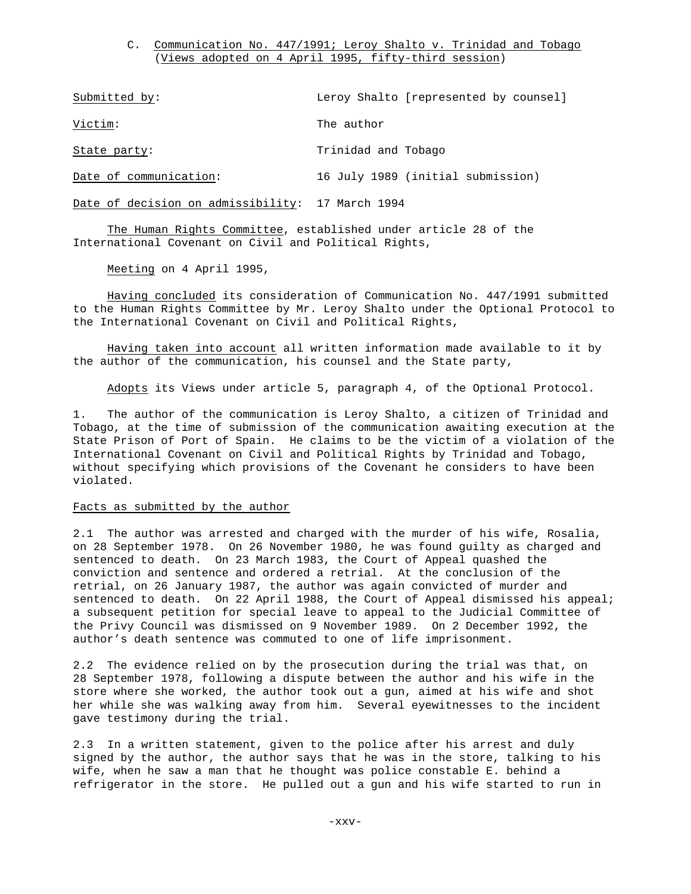### C. Communication No. 447/1991; Leroy Shalto v. Trinidad and Tobago (Views adopted on 4 April 1995, fifty-third session)

Submitted by: Leroy Shalto [represented by counsel]

Victim: The author

State party: Trinidad and Tobago

Date of communication: 16 July 1989 (initial submission)

Date of decision on admissibility: 17 March 1994

The Human Rights Committee, established under article 28 of the International Covenant on Civil and Political Rights,

Meeting on 4 April 1995,

Having concluded its consideration of Communication No. 447/1991 submitted to the Human Rights Committee by Mr. Leroy Shalto under the Optional Protocol to the International Covenant on Civil and Political Rights,

Having taken into account all written information made available to it by the author of the communication, his counsel and the State party,

Adopts its Views under article 5, paragraph 4, of the Optional Protocol.

1. The author of the communication is Leroy Shalto, a citizen of Trinidad and Tobago, at the time of submission of the communication awaiting execution at the State Prison of Port of Spain. He claims to be the victim of a violation of the International Covenant on Civil and Political Rights by Trinidad and Tobago, without specifying which provisions of the Covenant he considers to have been violated.

#### Facts as submitted by the author

2.1 The author was arrested and charged with the murder of his wife, Rosalia, on 28 September 1978. On 26 November 1980, he was found guilty as charged and sentenced to death. On 23 March 1983, the Court of Appeal quashed the conviction and sentence and ordered a retrial. At the conclusion of the retrial, on 26 January 1987, the author was again convicted of murder and sentenced to death. On 22 April 1988, the Court of Appeal dismissed his appeal; a subsequent petition for special leave to appeal to the Judicial Committee of the Privy Council was dismissed on 9 November 1989. On 2 December 1992, the author's death sentence was commuted to one of life imprisonment.

2.2 The evidence relied on by the prosecution during the trial was that, on 28 September 1978, following a dispute between the author and his wife in the store where she worked, the author took out a gun, aimed at his wife and shot her while she was walking away from him. Several eyewitnesses to the incident gave testimony during the trial.

2.3 In a written statement, given to the police after his arrest and duly signed by the author, the author says that he was in the store, talking to his wife, when he saw a man that he thought was police constable E. behind a refrigerator in the store. He pulled out a gun and his wife started to run in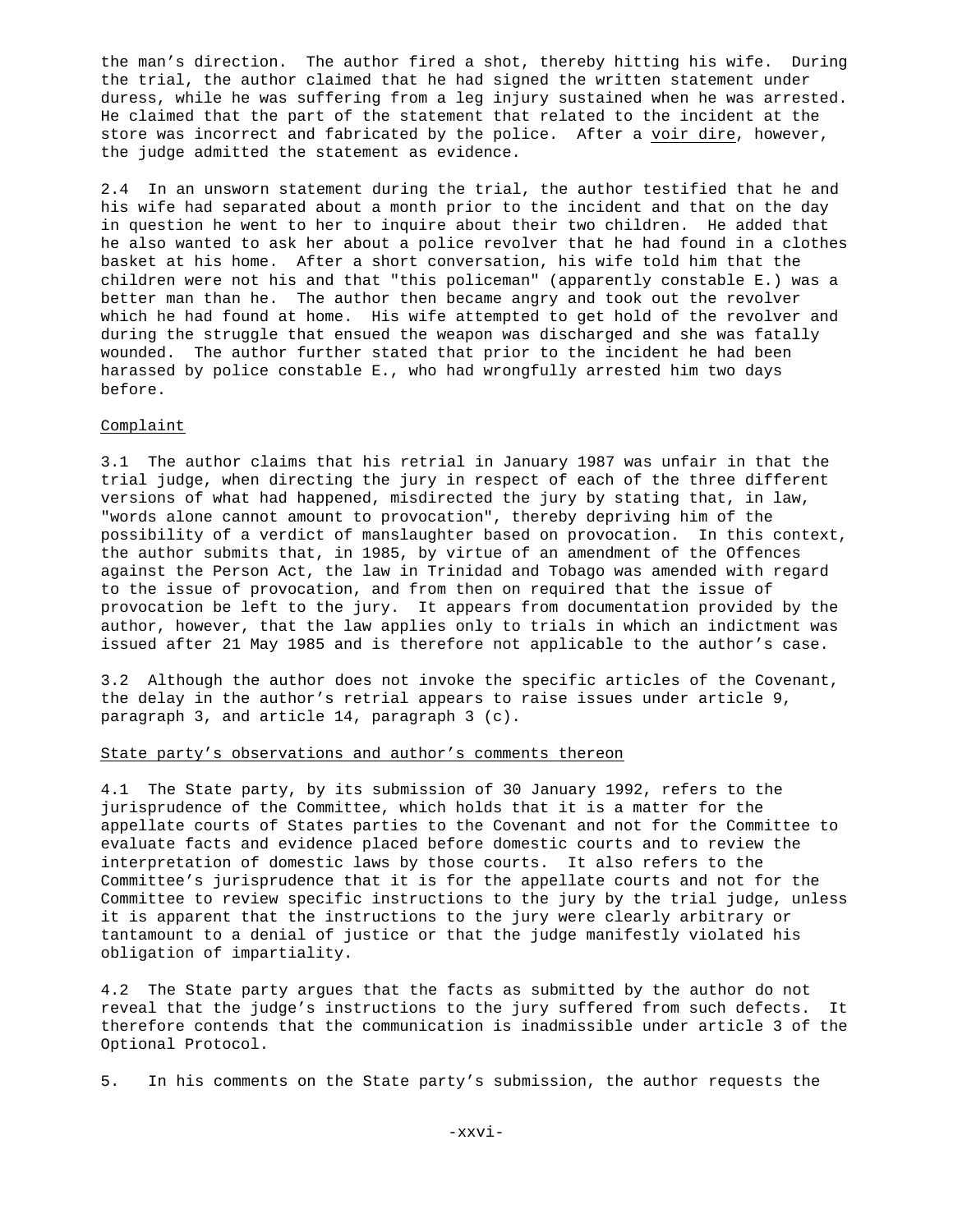the man's direction. The author fired a shot, thereby hitting his wife. During the trial, the author claimed that he had signed the written statement under duress, while he was suffering from a leg injury sustained when he was arrested. He claimed that the part of the statement that related to the incident at the store was incorrect and fabricated by the police. After a voir dire, however, the judge admitted the statement as evidence.

2.4 In an unsworn statement during the trial, the author testified that he and his wife had separated about a month prior to the incident and that on the day in question he went to her to inquire about their two children. He added that he also wanted to ask her about a police revolver that he had found in a clothes basket at his home. After a short conversation, his wife told him that the children were not his and that "this policeman" (apparently constable E.) was a better man than he. The author then became angry and took out the revolver which he had found at home. His wife attempted to get hold of the revolver and during the struggle that ensued the weapon was discharged and she was fatally wounded. The author further stated that prior to the incident he had been harassed by police constable E., who had wrongfully arrested him two days before.

## Complaint

3.1 The author claims that his retrial in January 1987 was unfair in that the trial judge, when directing the jury in respect of each of the three different versions of what had happened, misdirected the jury by stating that, in law, "words alone cannot amount to provocation", thereby depriving him of the possibility of a verdict of manslaughter based on provocation. In this context, the author submits that, in 1985, by virtue of an amendment of the Offences against the Person Act, the law in Trinidad and Tobago was amended with regard to the issue of provocation, and from then on required that the issue of provocation be left to the jury. It appears from documentation provided by the author, however, that the law applies only to trials in which an indictment was issued after 21 May 1985 and is therefore not applicable to the author's case.

3.2 Although the author does not invoke the specific articles of the Covenant, the delay in the author's retrial appears to raise issues under article 9, paragraph 3, and article 14, paragraph 3 (c).

## State party's observations and author's comments thereon

4.1 The State party, by its submission of 30 January 1992, refers to the jurisprudence of the Committee, which holds that it is a matter for the appellate courts of States parties to the Covenant and not for the Committee to evaluate facts and evidence placed before domestic courts and to review the interpretation of domestic laws by those courts. It also refers to the Committee's jurisprudence that it is for the appellate courts and not for the Committee to review specific instructions to the jury by the trial judge, unless it is apparent that the instructions to the jury were clearly arbitrary or tantamount to a denial of justice or that the judge manifestly violated his obligation of impartiality.

4.2 The State party argues that the facts as submitted by the author do not reveal that the judge's instructions to the jury suffered from such defects. It therefore contends that the communication is inadmissible under article 3 of the Optional Protocol.

5. In his comments on the State party's submission, the author requests the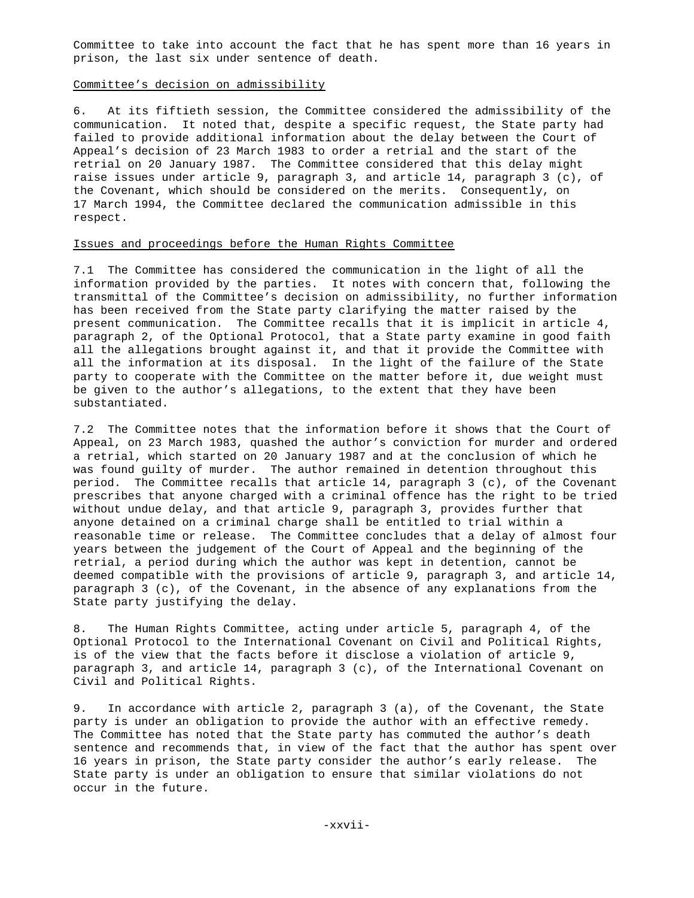Committee to take into account the fact that he has spent more than 16 years in prison, the last six under sentence of death.

Committee's decision on admissibility

6. At its fiftieth session, the Committee considered the admissibility of the communication. It noted that, despite a specific request, the State party had failed to provide additional information about the delay between the Court of Appeal's decision of 23 March 1983 to order a retrial and the start of the retrial on 20 January 1987. The Committee considered that this delay might raise issues under article 9, paragraph 3, and article 14, paragraph 3 (c), of the Covenant, which should be considered on the merits. Consequently, on 17 March 1994, the Committee declared the communication admissible in this respect.

Issues and proceedings before the Human Rights Committee

7.1 The Committee has considered the communication in the light of all the information provided by the parties. It notes with concern that, following the transmittal of the Committee's decision on admissibility, no further information has been received from the State party clarifying the matter raised by the present communication. The Committee recalls that it is implicit in article 4, paragraph 2, of the Optional Protocol, that a State party examine in good faith all the allegations brought against it, and that it provide the Committee with all the information at its disposal. In the light of the failure of the State party to cooperate with the Committee on the matter before it, due weight must be given to the author's allegations, to the extent that they have been substantiated.

7.2 The Committee notes that the information before it shows that the Court of Appeal, on 23 March 1983, quashed the author's conviction for murder and ordered a retrial, which started on 20 January 1987 and at the conclusion of which he was found guilty of murder. The author remained in detention throughout this period. The Committee recalls that article 14, paragraph 3 (c), of the Covenant prescribes that anyone charged with a criminal offence has the right to be tried without undue delay, and that article 9, paragraph 3, provides further that anyone detained on a criminal charge shall be entitled to trial within a reasonable time or release. The Committee concludes that a delay of almost four years between the judgement of the Court of Appeal and the beginning of the retrial, a period during which the author was kept in detention, cannot be deemed compatible with the provisions of article 9, paragraph 3, and article 14, paragraph 3 (c), of the Covenant, in the absence of any explanations from the State party justifying the delay.

8. The Human Rights Committee, acting under article 5, paragraph 4, of the Optional Protocol to the International Covenant on Civil and Political Rights, is of the view that the facts before it disclose a violation of article 9, paragraph 3, and article 14, paragraph 3 (c), of the International Covenant on Civil and Political Rights.

9. In accordance with article 2, paragraph 3 (a), of the Covenant, the State party is under an obligation to provide the author with an effective remedy. The Committee has noted that the State party has commuted the author's death sentence and recommends that, in view of the fact that the author has spent over 16 years in prison, the State party consider the author's early release. The State party is under an obligation to ensure that similar violations do not occur in the future.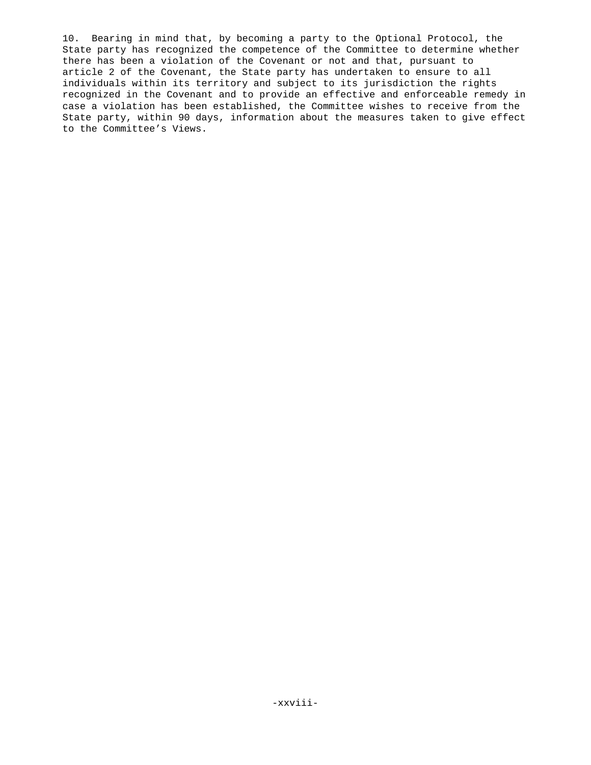10. Bearing in mind that, by becoming a party to the Optional Protocol, the State party has recognized the competence of the Committee to determine whether there has been a violation of the Covenant or not and that, pursuant to article 2 of the Covenant, the State party has undertaken to ensure to all individuals within its territory and subject to its jurisdiction the rights recognized in the Covenant and to provide an effective and enforceable remedy in case a violation has been established, the Committee wishes to receive from the State party, within 90 days, information about the measures taken to give effect to the Committee's Views.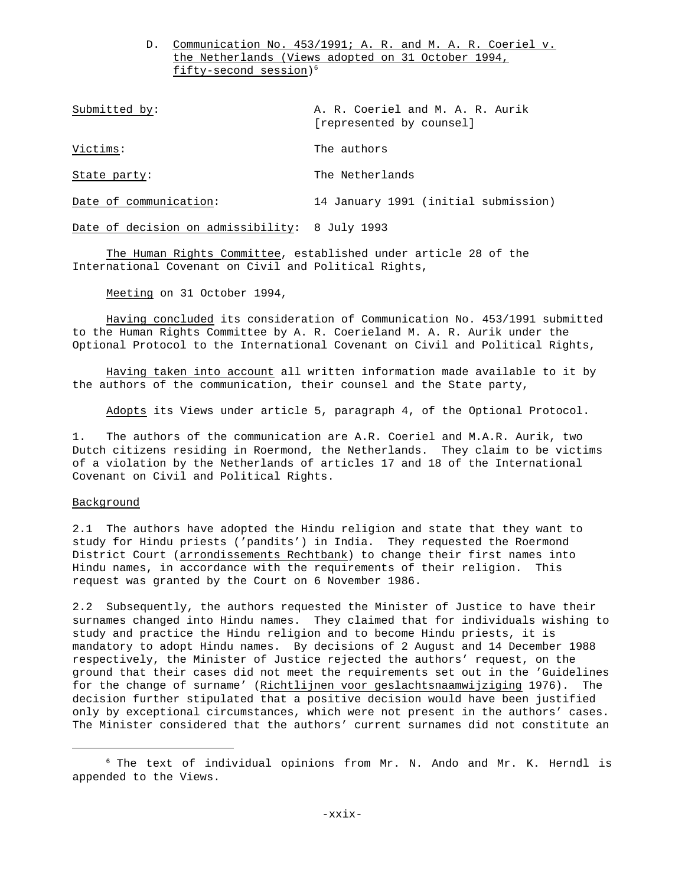D. Communication No. 453/1991; A. R. and M. A. R. Coeriel v. the Netherlands (Views adopted on 31 October 1994, fifty-second session)[6]

| | |
|---|---|
| Submitted by: | A. R. Coeriel and M. A. R. Aurik [represented by counsel] |
| Victims: | The authors |
| State party: | The Netherlands |
| Date of communication: | 14 January 1991 (initial submission) |
| Date of decision on admissibility: | 8 July 1993 |

The Human Rights Committee, established under article 28 of the International Covenant on Civil and Political Rights,

Meeting on 31 October 1994,

Having concluded its consideration of Communication No. 453/1991 submitted to the Human Rights Committee by A. R. Coerieland M. A. R. Aurik under the Optional Protocol to the International Covenant on Civil and Political Rights,

Having taken into account all written information made available to it by the authors of the communication, their counsel and the State party,

Adopts its Views under article 5, paragraph 4, of the Optional Protocol.

1. The authors of the communication are A.R. Coeriel and M.A.R. Aurik, two Dutch citizens residing in Roermond, the Netherlands. They claim to be victims of a violation by the Netherlands of articles 17 and 18 of the International Covenant on Civil and Political Rights.

Background

2.1 The authors have adopted the Hindu religion and state that they want to study for Hindu priests ('pandits') in India. They requested the Roermond District Court (arrondissements Rechtbank) to change their first names into Hindu names, in accordance with the requirements of their religion. This request was granted by the Court on 6 November 1986.

2.2 Subsequently, the authors requested the Minister of Justice to have their surnames changed into Hindu names. They claimed that for individuals wishing to study and practice the Hindu religion and to become Hindu priests, it is mandatory to adopt Hindu names. By decisions of 2 August and 14 December 1988 respectively, the Minister of Justice rejected the authors' request, on the ground that their cases did not meet the requirements set out in the 'Guidelines for the change of surname' (Richtlijnen voor geslachtsnaamwijziging 1976). The decision further stipulated that a positive decision would have been justified only by exceptional circumstances, which were not present in the authors' cases. The Minister considered that the authors' current surnames did not constitute an

[6] The text of individual opinions from Mr. N. Ando and Mr. K. Herndl is appended to the Views.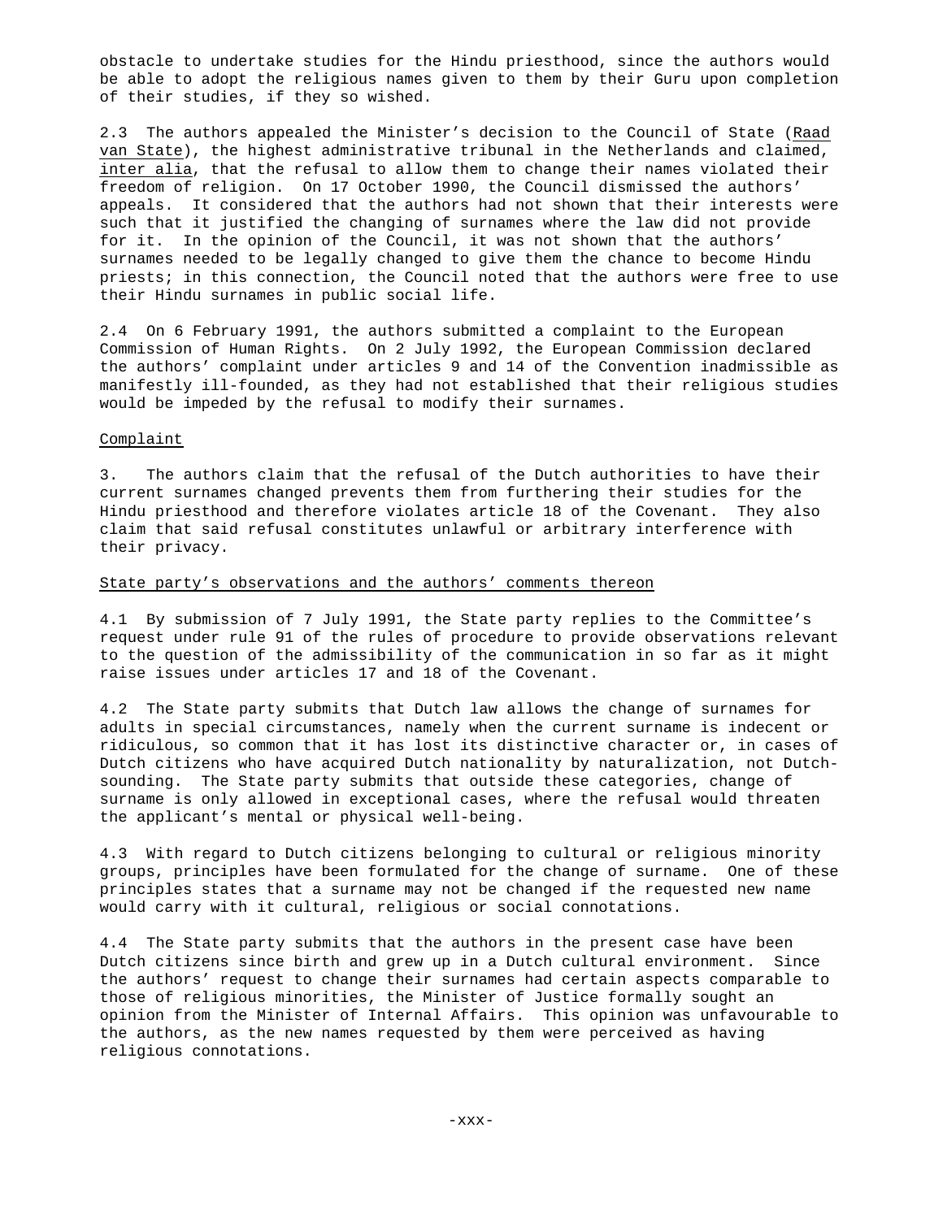obstacle to undertake studies for the Hindu priesthood, since the authors would be able to adopt the religious names given to them by their Guru upon completion of their studies, if they so wished.

2.3 The authors appealed the Minister's decision to the Council of State (Raad van State), the highest administrative tribunal in the Netherlands and claimed, *inter alia*, that the refusal to allow them to change their names violated their freedom of religion. On 17 October 1990, the Council dismissed the authors' appeals. It considered that the authors had not shown that their interests were such that it justified the changing of surnames where the law did not provide for it. In the opinion of the Council, it was not shown that the authors' surnames needed to be legally changed to give them the chance to become Hindu priests; in this connection, the Council noted that the authors were free to use their Hindu surnames in public social life.

2.4 On 6 February 1991, the authors submitted a complaint to the European Commission of Human Rights. On 2 July 1992, the European Commission declared the authors' complaint under articles 9 and 14 of the Convention inadmissible as manifestly ill-founded, as they had not established that their religious studies would be impeded by the refusal to modify their surnames.

## Complaint

3. The authors claim that the refusal of the Dutch authorities to have their current surnames changed prevents them from furthering their studies for the Hindu priesthood and therefore violates article 18 of the Covenant. They also claim that said refusal constitutes unlawful or arbitrary interference with their privacy.

## State party's observations and the authors' comments thereon

4.1 By submission of 7 July 1991, the State party replies to the Committee's request under rule 91 of the rules of procedure to provide observations relevant to the question of the admissibility of the communication in so far as it might raise issues under articles 17 and 18 of the Covenant.

4.2 The State party submits that Dutch law allows the change of surnames for adults in special circumstances, namely when the current surname is indecent or ridiculous, so common that it has lost its distinctive character or, in cases of Dutch citizens who have acquired Dutch nationality by naturalization, not Dutch-sounding. The State party submits that outside these categories, change of surname is only allowed in exceptional cases, where the refusal would threaten the applicant's mental or physical well-being.

4.3 With regard to Dutch citizens belonging to cultural or religious minority groups, principles have been formulated for the change of surname. One of these principles states that a surname may not be changed if the requested new name would carry with it cultural, religious or social connotations.

4.4 The State party submits that the authors in the present case have been Dutch citizens since birth and grew up in a Dutch cultural environment. Since the authors' request to change their surnames had certain aspects comparable to those of religious minorities, the Minister of Justice formally sought an opinion from the Minister of Internal Affairs. This opinion was unfavourable to the authors, as the new names requested by them were perceived as having religious connotations.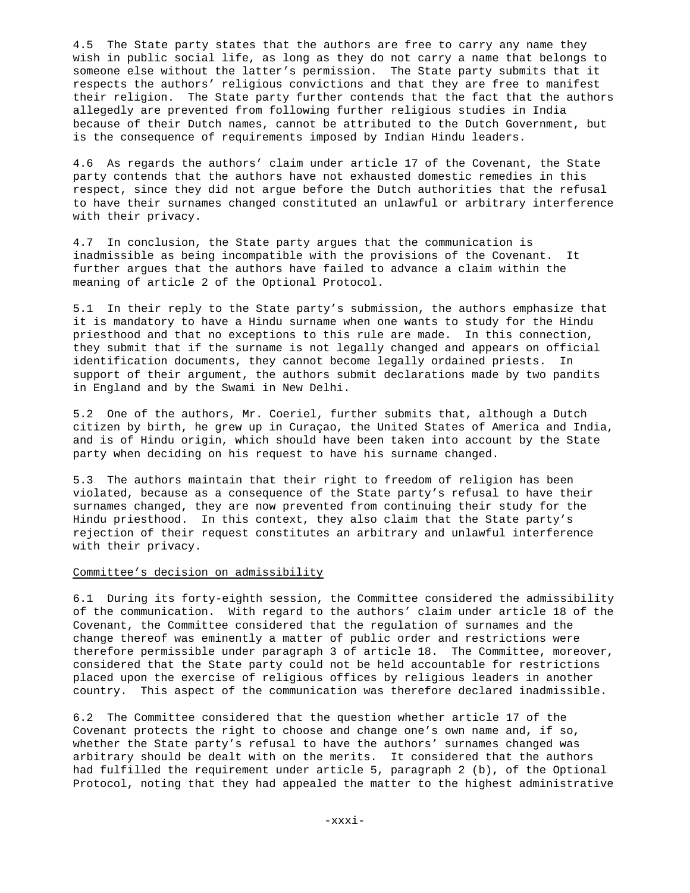4.5 The State party states that the authors are free to carry any name they wish in public social life, as long as they do not carry a name that belongs to someone else without the latter's permission. The State party submits that it respects the authors' religious convictions and that they are free to manifest their religion. The State party further contends that the fact that the authors allegedly are prevented from following further religious studies in India because of their Dutch names, cannot be attributed to the Dutch Government, but is the consequence of requirements imposed by Indian Hindu leaders.

4.6 As regards the authors' claim under article 17 of the Covenant, the State party contends that the authors have not exhausted domestic remedies in this respect, since they did not argue before the Dutch authorities that the refusal to have their surnames changed constituted an unlawful or arbitrary interference with their privacy.

4.7 In conclusion, the State party argues that the communication is inadmissible as being incompatible with the provisions of the Covenant. It further argues that the authors have failed to advance a claim within the meaning of article 2 of the Optional Protocol.

5.1 In their reply to the State party's submission, the authors emphasize that it is mandatory to have a Hindu surname when one wants to study for the Hindu priesthood and that no exceptions to this rule are made. In this connection, they submit that if the surname is not legally changed and appears on official identification documents, they cannot become legally ordained priests. In support of their argument, the authors submit declarations made by two pandits in England and by the Swami in New Delhi.

5.2 One of the authors, Mr. Coeriel, further submits that, although a Dutch citizen by birth, he grew up in Curaçao, the United States of America and India, and is of Hindu origin, which should have been taken into account by the State party when deciding on his request to have his surname changed.

5.3 The authors maintain that their right to freedom of religion has been violated, because as a consequence of the State party's refusal to have their surnames changed, they are now prevented from continuing their study for the Hindu priesthood. In this context, they also claim that the State party's rejection of their request constitutes an arbitrary and unlawful interference with their privacy.

Committee's decision on admissibility

6.1 During its forty-eighth session, the Committee considered the admissibility of the communication. With regard to the authors' claim under article 18 of the Covenant, the Committee considered that the regulation of surnames and the change thereof was eminently a matter of public order and restrictions were therefore permissible under paragraph 3 of article 18. The Committee, moreover, considered that the State party could not be held accountable for restrictions placed upon the exercise of religious offices by religious leaders in another country. This aspect of the communication was therefore declared inadmissible.

6.2 The Committee considered that the question whether article 17 of the Covenant protects the right to choose and change one's own name and, if so, whether the State party's refusal to have the authors' surnames changed was arbitrary should be dealt with on the merits. It considered that the authors had fulfilled the requirement under article 5, paragraph 2 (b), of the Optional Protocol, noting that they had appealed the matter to the highest administrative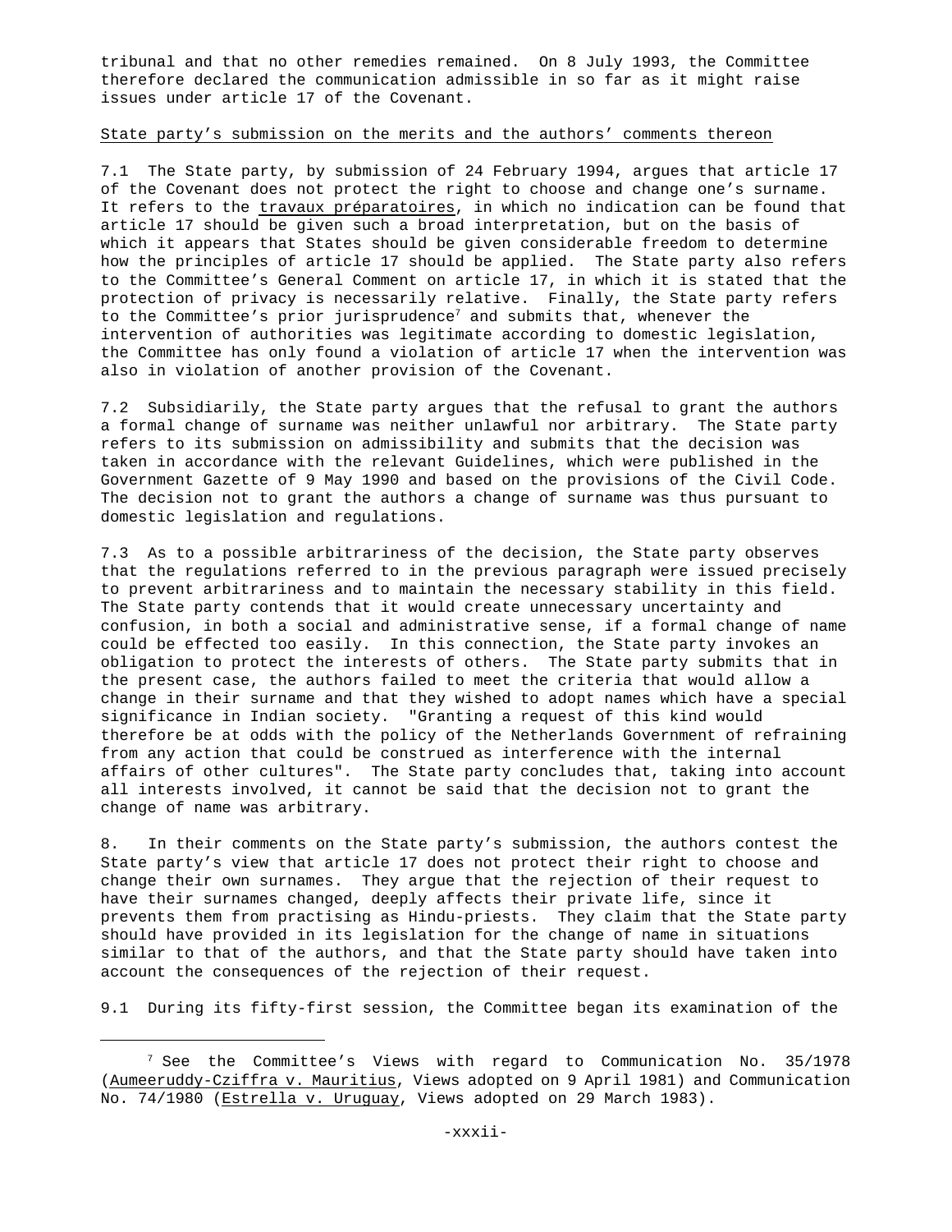tribunal and that no other remedies remained. On 8 July 1993, the Committee therefore declared the communication admissible in so far as it might raise issues under article 17 of the Covenant.

State party's submission on the merits and the authors' comments thereon

7.1 The State party, by submission of 24 February 1994, argues that article 17 of the Covenant does not protect the right to choose and change one's surname. It refers to the travaux préparatoires, in which no indication can be found that article 17 should be given such a broad interpretation, but on the basis of which it appears that States should be given considerable freedom to determine how the principles of article 17 should be applied. The State party also refers to the Committee's General Comment on article 17, in which it is stated that the protection of privacy is necessarily relative. Finally, the State party refers to the Committee's prior jurisprudence[7] and submits that, whenever the intervention of authorities was legitimate according to domestic legislation, the Committee has only found a violation of article 17 when the intervention was also in violation of another provision of the Covenant.

7.2 Subsidiarily, the State party argues that the refusal to grant the authors a formal change of surname was neither unlawful nor arbitrary. The State party refers to its submission on admissibility and submits that the decision was taken in accordance with the relevant Guidelines, which were published in the Government Gazette of 9 May 1990 and based on the provisions of the Civil Code. The decision not to grant the authors a change of surname was thus pursuant to domestic legislation and regulations.

7.3 As to a possible arbitrariness of the decision, the State party observes that the regulations referred to in the previous paragraph were issued precisely to prevent arbitrariness and to maintain the necessary stability in this field. The State party contends that it would create unnecessary uncertainty and confusion, in both a social and administrative sense, if a formal change of name could be effected too easily. In this connection, the State party invokes an obligation to protect the interests of others. The State party submits that in the present case, the authors failed to meet the criteria that would allow a change in their surname and that they wished to adopt names which have a special significance in Indian society. "Granting a request of this kind would therefore be at odds with the policy of the Netherlands Government of refraining from any action that could be construed as interference with the internal affairs of other cultures". The State party concludes that, taking into account all interests involved, it cannot be said that the decision not to grant the change of name was arbitrary.

8. In their comments on the State party's submission, the authors contest the State party's view that article 17 does not protect their right to choose and change their own surnames. They argue that the rejection of their request to have their surnames changed, deeply affects their private life, since it prevents them from practising as Hindu-priests. They claim that the State party should have provided in its legislation for the change of name in situations similar to that of the authors, and that the State party should have taken into account the consequences of the rejection of their request.

9.1 During its fifty-first session, the Committee began its examination of the

[7] See the Committee's Views with regard to Communication No. 35/1978 (Aumeeruddy-Cziffra v. Mauritius, Views adopted on 9 April 1981) and Communication No. 74/1980 (Estrella v. Uruguay, Views adopted on 29 March 1983).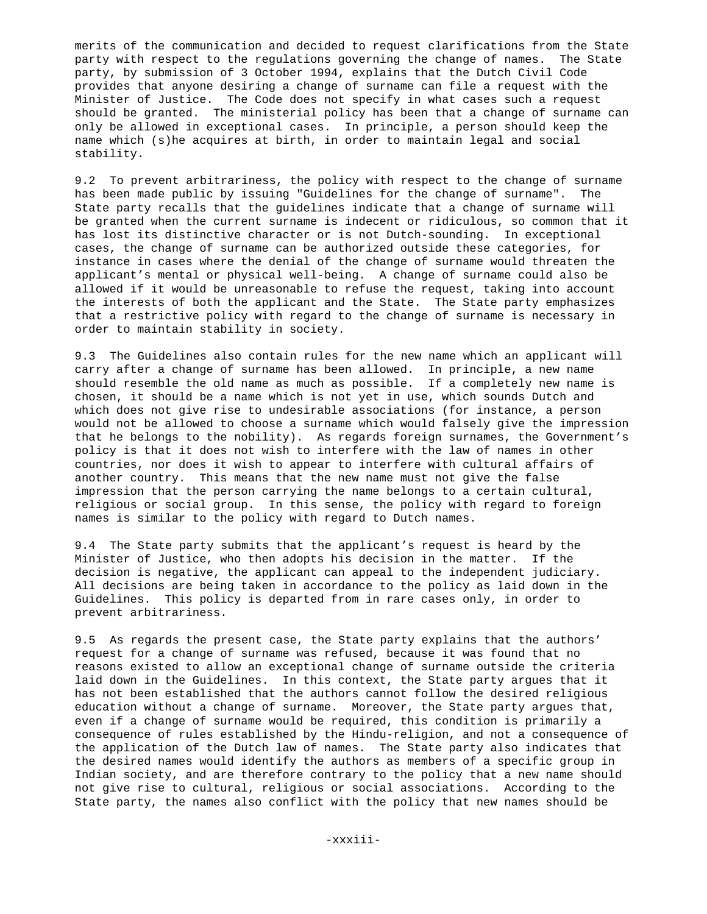merits of the communication and decided to request clarifications from the State party with respect to the regulations governing the change of names. The State party, by submission of 3 October 1994, explains that the Dutch Civil Code provides that anyone desiring a change of surname can file a request with the Minister of Justice. The Code does not specify in what cases such a request should be granted. The ministerial policy has been that a change of surname can only be allowed in exceptional cases. In principle, a person should keep the name which (s)he acquires at birth, in order to maintain legal and social stability.

9.2 To prevent arbitrariness, the policy with respect to the change of surname has been made public by issuing "Guidelines for the change of surname". The State party recalls that the guidelines indicate that a change of surname will be granted when the current surname is indecent or ridiculous, so common that it has lost its distinctive character or is not Dutch-sounding. In exceptional cases, the change of surname can be authorized outside these categories, for instance in cases where the denial of the change of surname would threaten the applicant's mental or physical well-being. A change of surname could also be allowed if it would be unreasonable to refuse the request, taking into account the interests of both the applicant and the State. The State party emphasizes that a restrictive policy with regard to the change of surname is necessary in order to maintain stability in society.

9.3 The Guidelines also contain rules for the new name which an applicant will carry after a change of surname has been allowed. In principle, a new name should resemble the old name as much as possible. If a completely new name is chosen, it should be a name which is not yet in use, which sounds Dutch and which does not give rise to undesirable associations (for instance, a person would not be allowed to choose a surname which would falsely give the impression that he belongs to the nobility). As regards foreign surnames, the Government's policy is that it does not wish to interfere with the law of names in other countries, nor does it wish to appear to interfere with cultural affairs of another country. This means that the new name must not give the false impression that the person carrying the name belongs to a certain cultural, religious or social group. In this sense, the policy with regard to foreign names is similar to the policy with regard to Dutch names.

9.4 The State party submits that the applicant's request is heard by the Minister of Justice, who then adopts his decision in the matter. If the decision is negative, the applicant can appeal to the independent judiciary. All decisions are being taken in accordance to the policy as laid down in the Guidelines. This policy is departed from in rare cases only, in order to prevent arbitrariness.

9.5 As regards the present case, the State party explains that the authors' request for a change of surname was refused, because it was found that no reasons existed to allow an exceptional change of surname outside the criteria laid down in the Guidelines. In this context, the State party argues that it has not been established that the authors cannot follow the desired religious education without a change of surname. Moreover, the State party argues that, even if a change of surname would be required, this condition is primarily a consequence of rules established by the Hindu-religion, and not a consequence of the application of the Dutch law of names. The State party also indicates that the desired names would identify the authors as members of a specific group in Indian society, and are therefore contrary to the policy that a new name should not give rise to cultural, religious or social associations. According to the State party, the names also conflict with the policy that new names should be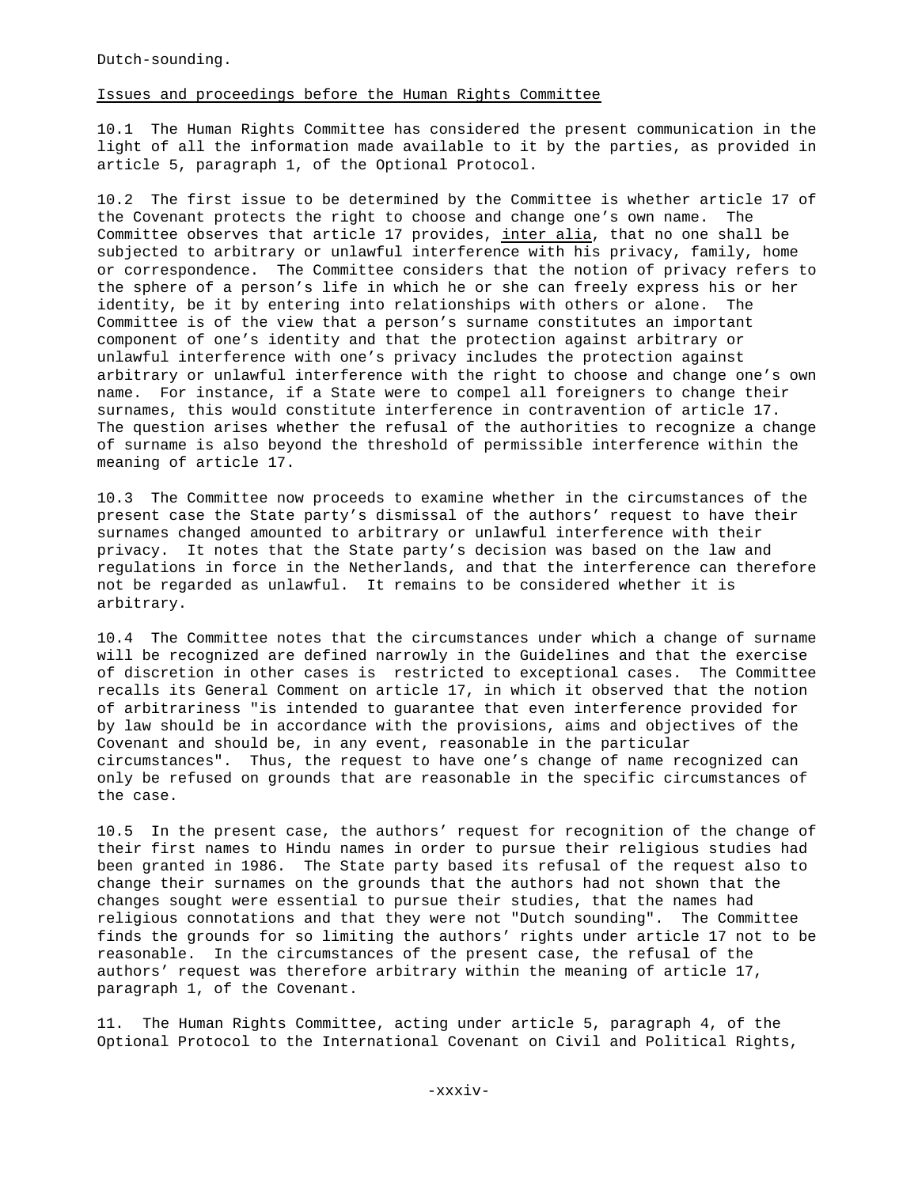Dutch-sounding.

Issues and proceedings before the Human Rights Committee

10.1 The Human Rights Committee has considered the present communication in the light of all the information made available to it by the parties, as provided in article 5, paragraph 1, of the Optional Protocol.

10.2 The first issue to be determined by the Committee is whether article 17 of the Covenant protects the right to choose and change one's own name. The Committee observes that article 17 provides, *inter alia*, that no one shall be subjected to arbitrary or unlawful interference with his privacy, family, home or correspondence. The Committee considers that the notion of privacy refers to the sphere of a person's life in which he or she can freely express his or her identity, be it by entering into relationships with others or alone. The Committee is of the view that a person's surname constitutes an important component of one's identity and that the protection against arbitrary or unlawful interference with one's privacy includes the protection against arbitrary or unlawful interference with the right to choose and change one's own name. For instance, if a State were to compel all foreigners to change their surnames, this would constitute interference in contravention of article 17. The question arises whether the refusal of the authorities to recognize a change of surname is also beyond the threshold of permissible interference within the meaning of article 17.

10.3 The Committee now proceeds to examine whether in the circumstances of the present case the State party's dismissal of the authors' request to have their surnames changed amounted to arbitrary or unlawful interference with their privacy. It notes that the State party's decision was based on the law and regulations in force in the Netherlands, and that the interference can therefore not be regarded as unlawful. It remains to be considered whether it is arbitrary.

10.4 The Committee notes that the circumstances under which a change of surname will be recognized are defined narrowly in the Guidelines and that the exercise of discretion in other cases is restricted to exceptional cases. The Committee recalls its General Comment on article 17, in which it observed that the notion of arbitrariness "is intended to guarantee that even interference provided for by law should be in accordance with the provisions, aims and objectives of the Covenant and should be, in any event, reasonable in the particular circumstances". Thus, the request to have one's change of name recognized can only be refused on grounds that are reasonable in the specific circumstances of the case.

10.5 In the present case, the authors' request for recognition of the change of their first names to Hindu names in order to pursue their religious studies had been granted in 1986. The State party based its refusal of the request also to change their surnames on the grounds that the authors had not shown that the changes sought were essential to pursue their studies, that the names had religious connotations and that they were not "Dutch sounding". The Committee finds the grounds for so limiting the authors' rights under article 17 not to be reasonable. In the circumstances of the present case, the refusal of the authors' request was therefore arbitrary within the meaning of article 17, paragraph 1, of the Covenant.

11. The Human Rights Committee, acting under article 5, paragraph 4, of the Optional Protocol to the International Covenant on Civil and Political Rights,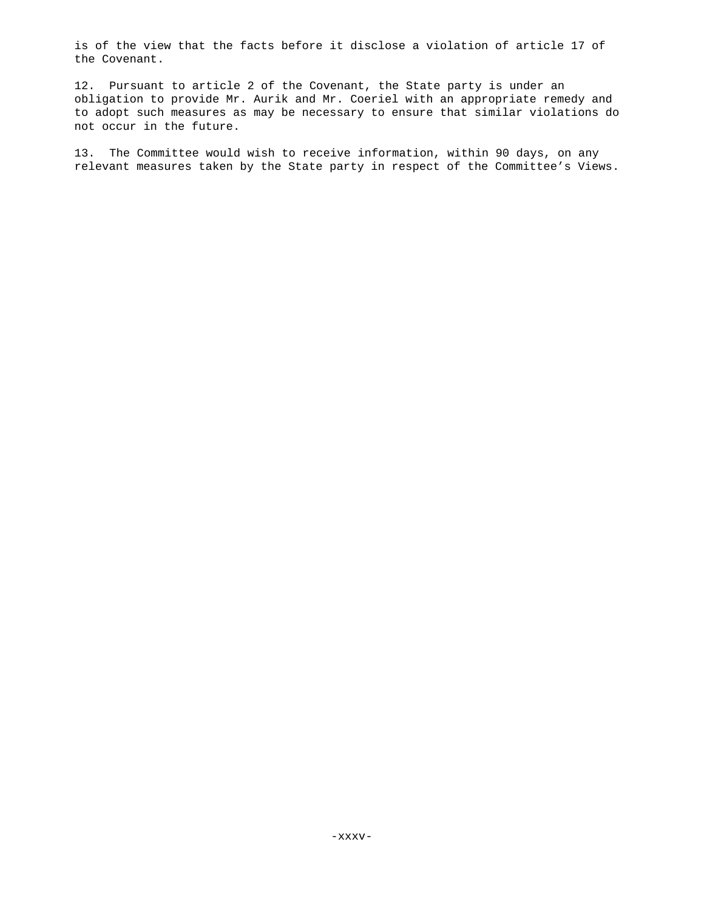is of the view that the facts before it disclose a violation of article 17 of the Covenant.

12. Pursuant to article 2 of the Covenant, the State party is under an obligation to provide Mr. Aurik and Mr. Coeriel with an appropriate remedy and to adopt such measures as may be necessary to ensure that similar violations do not occur in the future.

13. The Committee would wish to receive information, within 90 days, on any relevant measures taken by the State party in respect of the Committee's Views.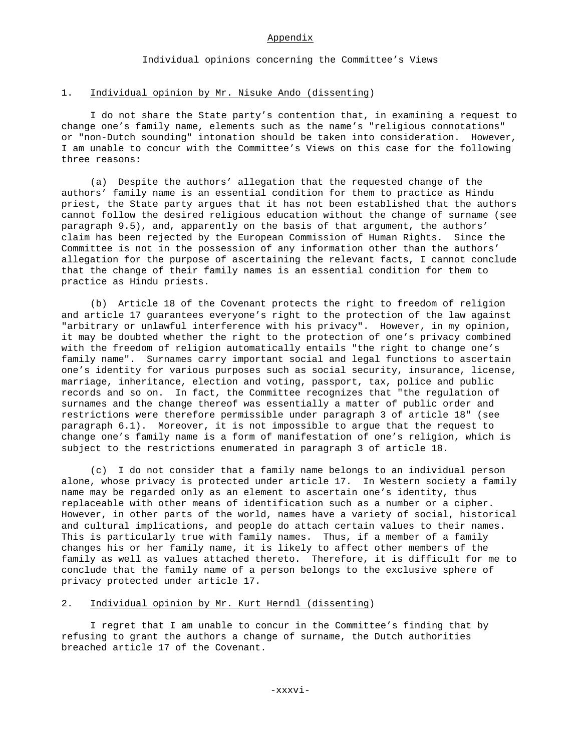# Appendix

## Individual opinions concerning the Committee's Views

### 1. Individual opinion by Mr. Nisuke Ando (dissenting)

I do not share the State party's contention that, in examining a request to change one's family name, elements such as the name's "religious connotations" or "non-Dutch sounding" intonation should be taken into consideration. However, I am unable to concur with the Committee's Views on this case for the following three reasons:

(a) Despite the authors' allegation that the requested change of the authors' family name is an essential condition for them to practice as Hindu priest, the State party argues that it has not been established that the authors cannot follow the desired religious education without the change of surname (see paragraph 9.5), and, apparently on the basis of that argument, the authors' claim has been rejected by the European Commission of Human Rights. Since the Committee is not in the possession of any information other than the authors' allegation for the purpose of ascertaining the relevant facts, I cannot conclude that the change of their family names is an essential condition for them to practice as Hindu priests.

(b) Article 18 of the Covenant protects the right to freedom of religion and article 17 guarantees everyone's right to the protection of the law against "arbitrary or unlawful interference with his privacy". However, in my opinion, it may be doubted whether the right to the protection of one's privacy combined with the freedom of religion automatically entails "the right to change one's family name". Surnames carry important social and legal functions to ascertain one's identity for various purposes such as social security, insurance, license, marriage, inheritance, election and voting, passport, tax, police and public records and so on. In fact, the Committee recognizes that "the regulation of surnames and the change thereof was essentially a matter of public order and restrictions were therefore permissible under paragraph 3 of article 18" (see paragraph 6.1). Moreover, it is not impossible to argue that the request to change one's family name is a form of manifestation of one's religion, which is subject to the restrictions enumerated in paragraph 3 of article 18.

(c) I do not consider that a family name belongs to an individual person alone, whose privacy is protected under article 17. In Western society a family name may be regarded only as an element to ascertain one's identity, thus replaceable with other means of identification such as a number or a cipher. However, in other parts of the world, names have a variety of social, historical and cultural implications, and people do attach certain values to their names. This is particularly true with family names. Thus, if a member of a family changes his or her family name, it is likely to affect other members of the family as well as values attached thereto. Therefore, it is difficult for me to conclude that the family name of a person belongs to the exclusive sphere of privacy protected under article 17.

### 2. Individual opinion by Mr. Kurt Herndl (dissenting)

I regret that I am unable to concur in the Committee's finding that by refusing to grant the authors a change of surname, the Dutch authorities breached article 17 of the Covenant.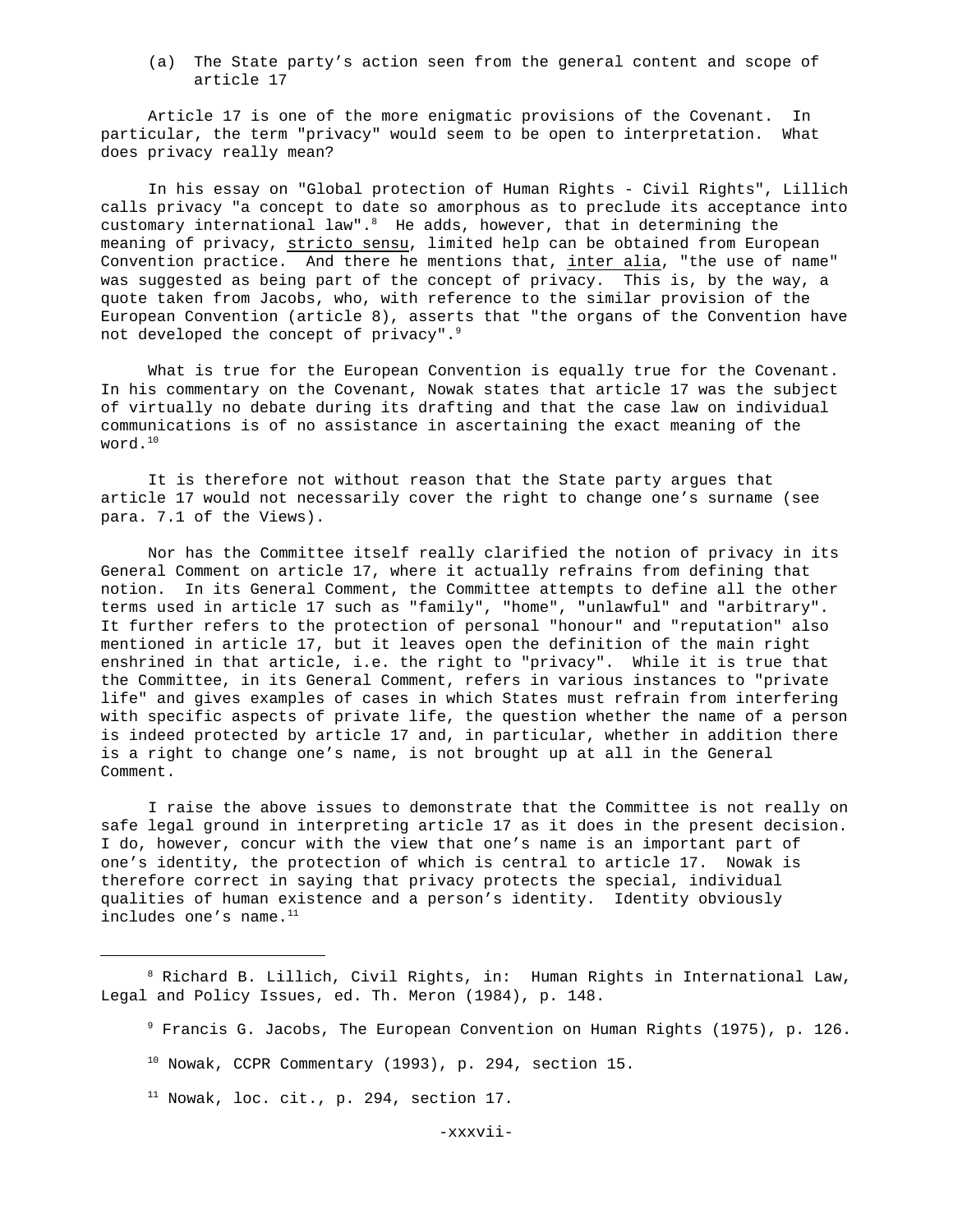(a) The State party's action seen from the general content and scope of article 17

Article 17 is one of the more enigmatic provisions of the Covenant. In particular, the term "privacy" would seem to be open to interpretation. What does privacy really mean?

In his essay on "Global protection of Human Rights - Civil Rights", Lillich calls privacy "a concept to date so amorphous as to preclude its acceptance into customary international law".[8] He adds, however, that in determining the meaning of privacy, stricto sensu, limited help can be obtained from European Convention practice. And there he mentions that, inter alia, "the use of name" was suggested as being part of the concept of privacy. This is, by the way, a quote taken from Jacobs, who, with reference to the similar provision of the European Convention (article 8), asserts that "the organs of the Convention have not developed the concept of privacy".[9]

What is true for the European Convention is equally true for the Covenant. In his commentary on the Covenant, Nowak states that article 17 was the subject of virtually no debate during its drafting and that the case law on individual communications is of no assistance in ascertaining the exact meaning of the word.[10]

It is therefore not without reason that the State party argues that article 17 would not necessarily cover the right to change one's surname (see para. 7.1 of the Views).

Nor has the Committee itself really clarified the notion of privacy in its General Comment on article 17, where it actually refrains from defining that notion. In its General Comment, the Committee attempts to define all the other terms used in article 17 such as "family", "home", "unlawful" and "arbitrary". It further refers to the protection of personal "honour" and "reputation" also mentioned in article 17, but it leaves open the definition of the main right enshrined in that article, i.e. the right to "privacy". While it is true that the Committee, in its General Comment, refers in various instances to "private life" and gives examples of cases in which States must refrain from interfering with specific aspects of private life, the question whether the name of a person is indeed protected by article 17 and, in particular, whether in addition there is a right to change one's name, is not brought up at all in the General Comment.

I raise the above issues to demonstrate that the Committee is not really on safe legal ground in interpreting article 17 as it does in the present decision. I do, however, concur with the view that one's name is an important part of one's identity, the protection of which is central to article 17. Nowak is therefore correct in saying that privacy protects the special, individual qualities of human existence and a person's identity. Identity obviously includes one's name.[11]

---

[8] Richard B. Lillich, Civil Rights, in: Human Rights in International Law, Legal and Policy Issues, ed. Th. Meron (1984), p. 148.

[9] Francis G. Jacobs, The European Convention on Human Rights (1975), p. 126.

[10] Nowak, CCPR Commentary (1993), p. 294, section 15.

[11] Nowak, loc. cit., p. 294, section 17.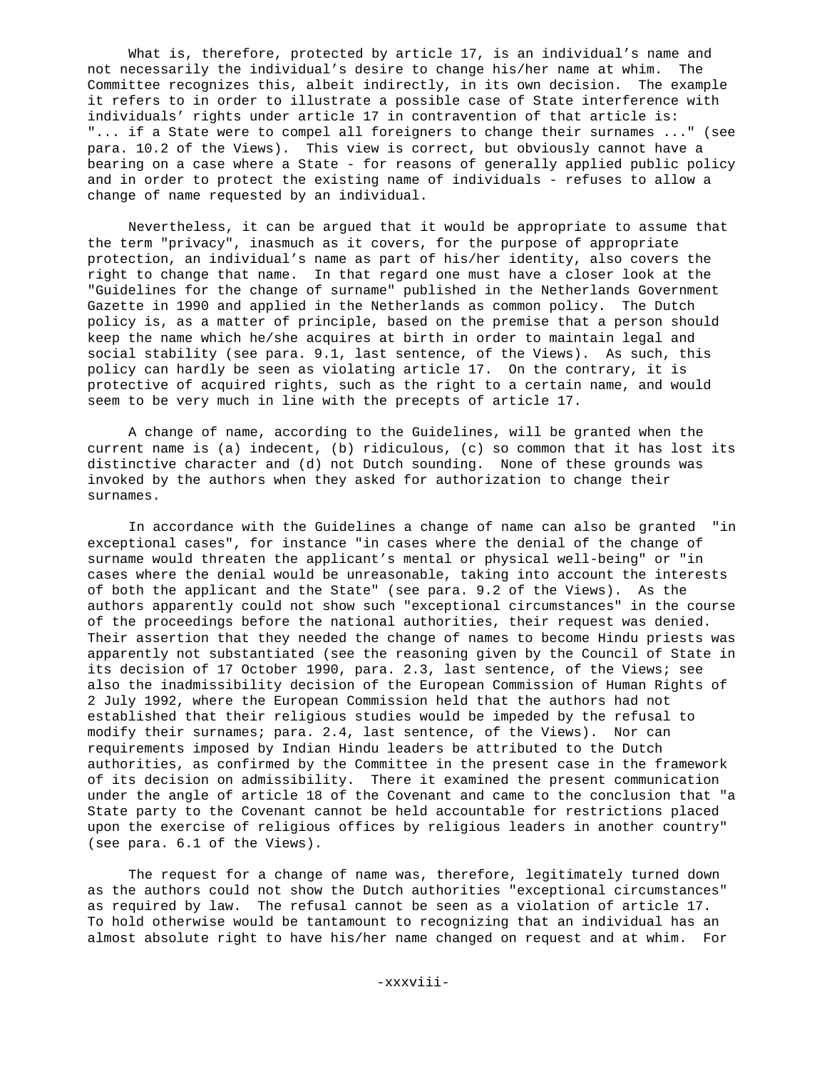What is, therefore, protected by article 17, is an individual's name and not necessarily the individual's desire to change his/her name at whim. The Committee recognizes this, albeit indirectly, in its own decision. The example it refers to in order to illustrate a possible case of State interference with individuals' rights under article 17 in contravention of that article is: "... if a State were to compel all foreigners to change their surnames ..." (see para. 10.2 of the Views). This view is correct, but obviously cannot have a bearing on a case where a State - for reasons of generally applied public policy and in order to protect the existing name of individuals - refuses to allow a change of name requested by an individual.

Nevertheless, it can be argued that it would be appropriate to assume that the term "privacy", inasmuch as it covers, for the purpose of appropriate protection, an individual's name as part of his/her identity, also covers the right to change that name. In that regard one must have a closer look at the "Guidelines for the change of surname" published in the Netherlands Government Gazette in 1990 and applied in the Netherlands as common policy. The Dutch policy is, as a matter of principle, based on the premise that a person should keep the name which he/she acquires at birth in order to maintain legal and social stability (see para. 9.1, last sentence, of the Views). As such, this policy can hardly be seen as violating article 17. On the contrary, it is protective of acquired rights, such as the right to a certain name, and would seem to be very much in line with the precepts of article 17.

A change of name, according to the Guidelines, will be granted when the current name is (a) indecent, (b) ridiculous, (c) so common that it has lost its distinctive character and (d) not Dutch sounding. None of these grounds was invoked by the authors when they asked for authorization to change their surnames.

In accordance with the Guidelines a change of name can also be granted "in exceptional cases", for instance "in cases where the denial of the change of surname would threaten the applicant's mental or physical well-being" or "in cases where the denial would be unreasonable, taking into account the interests of both the applicant and the State" (see para. 9.2 of the Views). As the authors apparently could not show such "exceptional circumstances" in the course of the proceedings before the national authorities, their request was denied. Their assertion that they needed the change of names to become Hindu priests was apparently not substantiated (see the reasoning given by the Council of State in its decision of 17 October 1990, para. 2.3, last sentence, of the Views; see also the inadmissibility decision of the European Commission of Human Rights of 2 July 1992, where the European Commission held that the authors had not established that their religious studies would be impeded by the refusal to modify their surnames; para. 2.4, last sentence, of the Views). Nor can requirements imposed by Indian Hindu leaders be attributed to the Dutch authorities, as confirmed by the Committee in the present case in the framework of its decision on admissibility. There it examined the present communication under the angle of article 18 of the Covenant and came to the conclusion that "a State party to the Covenant cannot be held accountable for restrictions placed upon the exercise of religious offices by religious leaders in another country" (see para. 6.1 of the Views).

The request for a change of name was, therefore, legitimately turned down as the authors could not show the Dutch authorities "exceptional circumstances" as required by law. The refusal cannot be seen as a violation of article 17. To hold otherwise would be tantamount to recognizing that an individual has an almost absolute right to have his/her name changed on request and at whim. For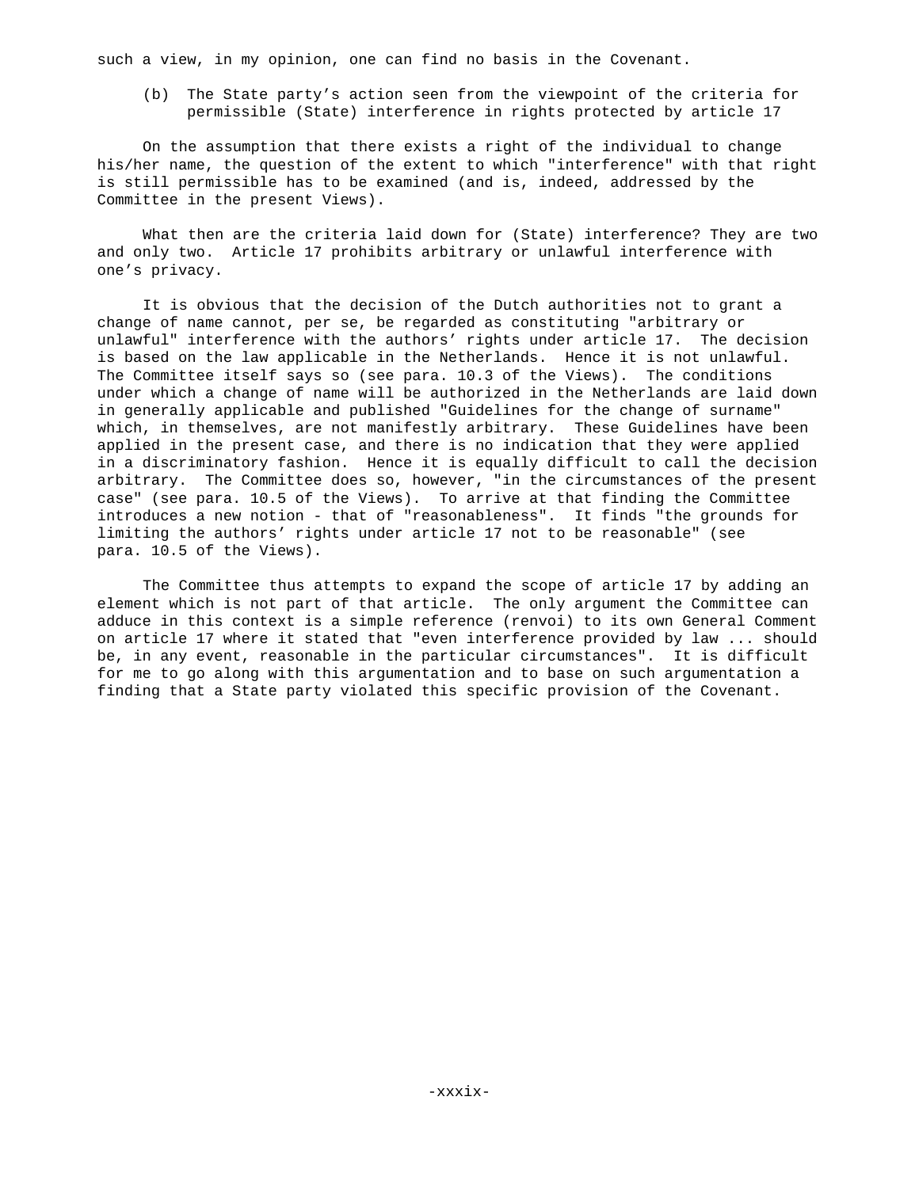such a view, in my opinion, one can find no basis in the Covenant.

(b) The State party's action seen from the viewpoint of the criteria for permissible (State) interference in rights protected by article 17

On the assumption that there exists a right of the individual to change his/her name, the question of the extent to which "interference" with that right is still permissible has to be examined (and is, indeed, addressed by the Committee in the present Views).

What then are the criteria laid down for (State) interference? They are two and only two. Article 17 prohibits arbitrary or unlawful interference with one's privacy.

It is obvious that the decision of the Dutch authorities not to grant a change of name cannot, per se, be regarded as constituting "arbitrary or unlawful" interference with the authors' rights under article 17. The decision is based on the law applicable in the Netherlands. Hence it is not unlawful. The Committee itself says so (see para. 10.3 of the Views). The conditions under which a change of name will be authorized in the Netherlands are laid down in generally applicable and published "Guidelines for the change of surname" which, in themselves, are not manifestly arbitrary. These Guidelines have been applied in the present case, and there is no indication that they were applied in a discriminatory fashion. Hence it is equally difficult to call the decision arbitrary. The Committee does so, however, "in the circumstances of the present case" (see para. 10.5 of the Views). To arrive at that finding the Committee introduces a new notion - that of "reasonableness". It finds "the grounds for limiting the authors' rights under article 17 not to be reasonable" (see para. 10.5 of the Views).

The Committee thus attempts to expand the scope of article 17 by adding an element which is not part of that article. The only argument the Committee can adduce in this context is a simple reference (renvoi) to its own General Comment on article 17 where it stated that "even interference provided by law ... should be, in any event, reasonable in the particular circumstances". It is difficult for me to go along with this argumentation and to base on such argumentation a finding that a State party violated this specific provision of the Covenant.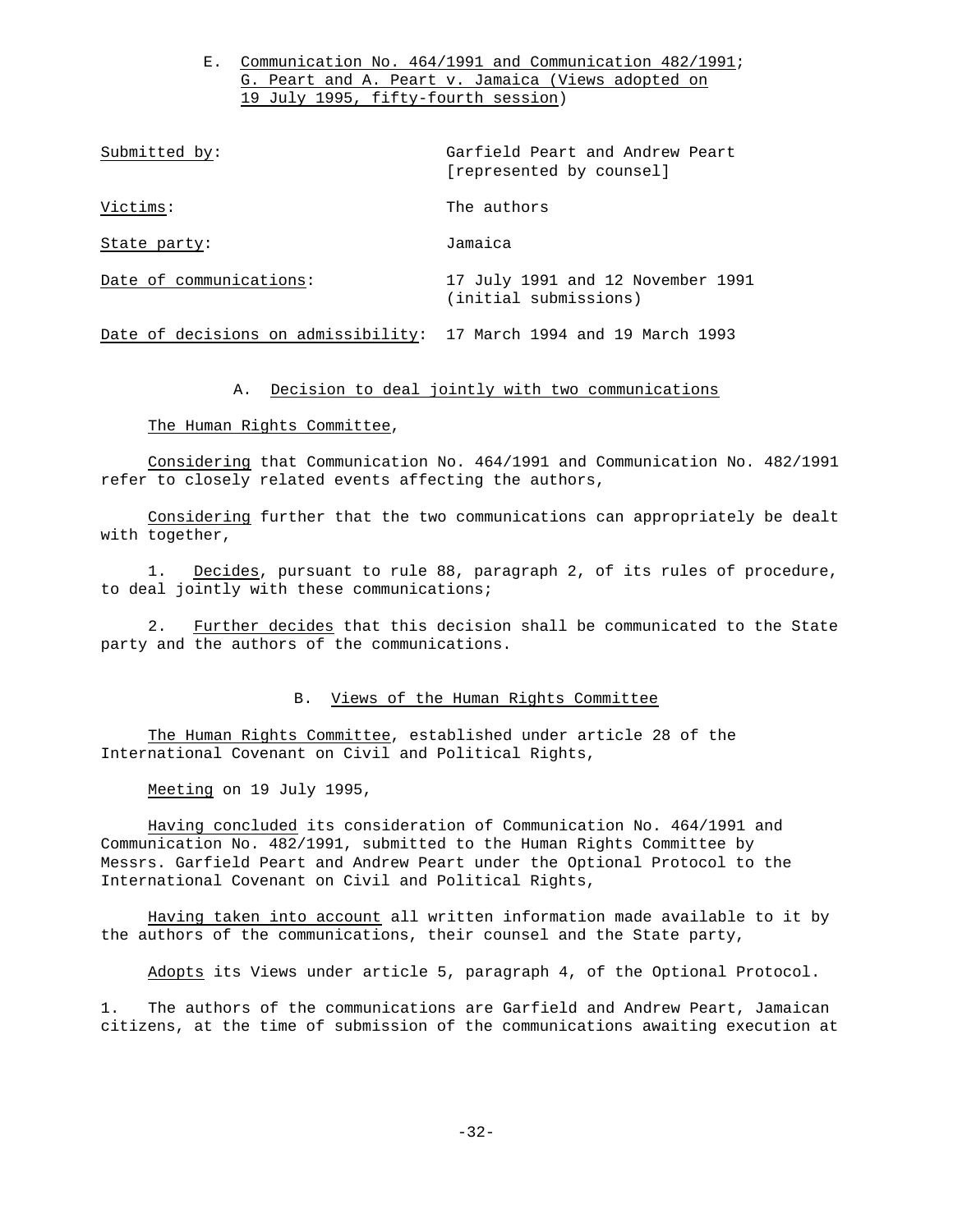E. Communication No. 464/1991 and Communication 482/1991; G. Peart and A. Peart v. Jamaica (Views adopted on 19 July 1995, fifty-fourth session)

| | |
|---|---|
| Submitted by: | Garfield Peart and Andrew Peart [represented by counsel] |
| Victims: | The authors |
| State party: | Jamaica |
| Date of communications: | 17 July 1991 and 12 November 1991 (initial submissions) |
| Date of decisions on admissibility: | 17 March 1994 and 19 March 1993 |

A. Decision to deal jointly with two communications

The Human Rights Committee,

Considering that Communication No. 464/1991 and Communication No. 482/1991 refer to closely related events affecting the authors,

Considering further that the two communications can appropriately be dealt with together,

1. Decides, pursuant to rule 88, paragraph 2, of its rules of procedure, to deal jointly with these communications;

2. Further decides that this decision shall be communicated to the State party and the authors of the communications.

B. Views of the Human Rights Committee

The Human Rights Committee, established under article 28 of the International Covenant on Civil and Political Rights,

Meeting on 19 July 1995,

Having concluded its consideration of Communication No. 464/1991 and Communication No. 482/1991, submitted to the Human Rights Committee by Messrs. Garfield Peart and Andrew Peart under the Optional Protocol to the International Covenant on Civil and Political Rights,

Having taken into account all written information made available to it by the authors of the communications, their counsel and the State party,

Adopts its Views under article 5, paragraph 4, of the Optional Protocol.

1. The authors of the communications are Garfield and Andrew Peart, Jamaican citizens, at the time of submission of the communications awaiting execution at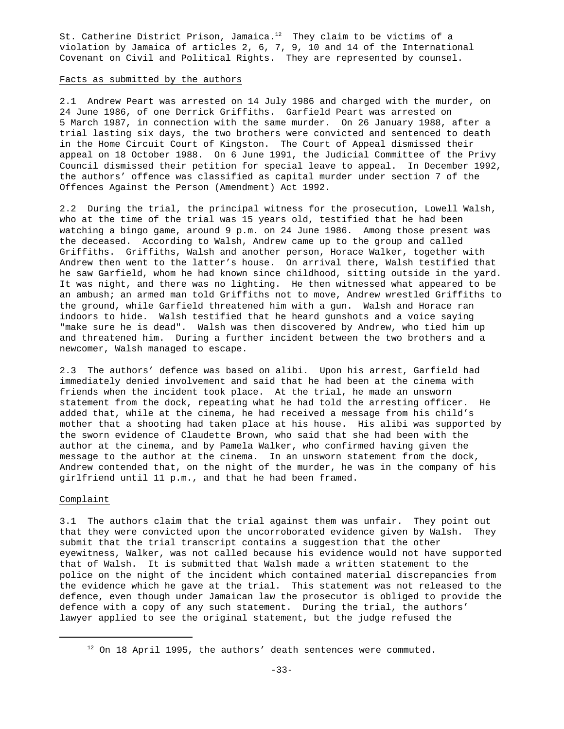St. Catherine District Prison, Jamaica.[12] They claim to be victims of a violation by Jamaica of articles 2, 6, 7, 9, 10 and 14 of the International Covenant on Civil and Political Rights. They are represented by counsel.

Facts as submitted by the authors

2.1 Andrew Peart was arrested on 14 July 1986 and charged with the murder, on 24 June 1986, of one Derrick Griffiths. Garfield Peart was arrested on 5 March 1987, in connection with the same murder. On 26 January 1988, after a trial lasting six days, the two brothers were convicted and sentenced to death in the Home Circuit Court of Kingston. The Court of Appeal dismissed their appeal on 18 October 1988. On 6 June 1991, the Judicial Committee of the Privy Council dismissed their petition for special leave to appeal. In December 1992, the authors' offence was classified as capital murder under section 7 of the Offences Against the Person (Amendment) Act 1992.

2.2 During the trial, the principal witness for the prosecution, Lowell Walsh, who at the time of the trial was 15 years old, testified that he had been watching a bingo game, around 9 p.m. on 24 June 1986. Among those present was the deceased. According to Walsh, Andrew came up to the group and called Griffiths. Griffiths, Walsh and another person, Horace Walker, together with Andrew then went to the latter's house. On arrival there, Walsh testified that he saw Garfield, whom he had known since childhood, sitting outside in the yard. It was night, and there was no lighting. He then witnessed what appeared to be an ambush; an armed man told Griffiths not to move, Andrew wrestled Griffiths to the ground, while Garfield threatened him with a gun. Walsh and Horace ran indoors to hide. Walsh testified that he heard gunshots and a voice saying "make sure he is dead". Walsh was then discovered by Andrew, who tied him up and threatened him. During a further incident between the two brothers and a newcomer, Walsh managed to escape.

2.3 The authors' defence was based on alibi. Upon his arrest, Garfield had immediately denied involvement and said that he had been at the cinema with friends when the incident took place. At the trial, he made an unsworn statement from the dock, repeating what he had told the arresting officer. He added that, while at the cinema, he had received a message from his child's mother that a shooting had taken place at his house. His alibi was supported by the sworn evidence of Claudette Brown, who said that she had been with the author at the cinema, and by Pamela Walker, who confirmed having given the message to the author at the cinema. In an unsworn statement from the dock, Andrew contended that, on the night of the murder, he was in the company of his girlfriend until 11 p.m., and that he had been framed.

Complaint

3.1 The authors claim that the trial against them was unfair. They point out that they were convicted upon the uncorroborated evidence given by Walsh. They submit that the trial transcript contains a suggestion that the other eyewitness, Walker, was not called because his evidence would not have supported that of Walsh. It is submitted that Walsh made a written statement to the police on the night of the incident which contained material discrepancies from the evidence which he gave at the trial. This statement was not released to the defence, even though under Jamaican law the prosecutor is obliged to provide the defence with a copy of any such statement. During the trial, the authors' lawyer applied to see the original statement, but the judge refused the

[12] On 18 April 1995, the authors' death sentences were commuted.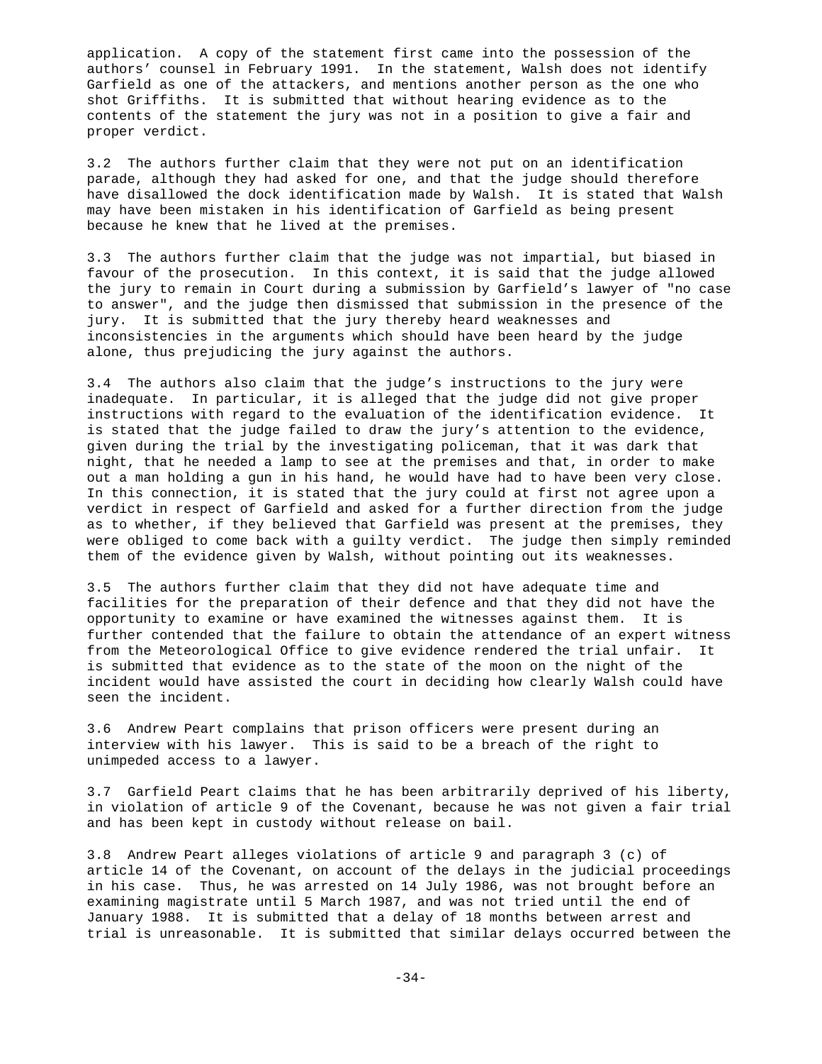application. A copy of the statement first came into the possession of the authors' counsel in February 1991. In the statement, Walsh does not identify Garfield as one of the attackers, and mentions another person as the one who shot Griffiths. It is submitted that without hearing evidence as to the contents of the statement the jury was not in a position to give a fair and proper verdict.

3.2 The authors further claim that they were not put on an identification parade, although they had asked for one, and that the judge should therefore have disallowed the dock identification made by Walsh. It is stated that Walsh may have been mistaken in his identification of Garfield as being present because he knew that he lived at the premises.

3.3 The authors further claim that the judge was not impartial, but biased in favour of the prosecution. In this context, it is said that the judge allowed the jury to remain in Court during a submission by Garfield's lawyer of "no case to answer", and the judge then dismissed that submission in the presence of the jury. It is submitted that the jury thereby heard weaknesses and inconsistencies in the arguments which should have been heard by the judge alone, thus prejudicing the jury against the authors.

3.4 The authors also claim that the judge's instructions to the jury were inadequate. In particular, it is alleged that the judge did not give proper instructions with regard to the evaluation of the identification evidence. It is stated that the judge failed to draw the jury's attention to the evidence, given during the trial by the investigating policeman, that it was dark that night, that he needed a lamp to see at the premises and that, in order to make out a man holding a gun in his hand, he would have had to have been very close. In this connection, it is stated that the jury could at first not agree upon a verdict in respect of Garfield and asked for a further direction from the judge as to whether, if they believed that Garfield was present at the premises, they were obliged to come back with a guilty verdict. The judge then simply reminded them of the evidence given by Walsh, without pointing out its weaknesses.

3.5 The authors further claim that they did not have adequate time and facilities for the preparation of their defence and that they did not have the opportunity to examine or have examined the witnesses against them. It is further contended that the failure to obtain the attendance of an expert witness from the Meteorological Office to give evidence rendered the trial unfair. It is submitted that evidence as to the state of the moon on the night of the incident would have assisted the court in deciding how clearly Walsh could have seen the incident.

3.6 Andrew Peart complains that prison officers were present during an interview with his lawyer. This is said to be a breach of the right to unimpeded access to a lawyer.

3.7 Garfield Peart claims that he has been arbitrarily deprived of his liberty, in violation of article 9 of the Covenant, because he was not given a fair trial and has been kept in custody without release on bail.

3.8 Andrew Peart alleges violations of article 9 and paragraph 3 (c) of article 14 of the Covenant, on account of the delays in the judicial proceedings in his case. Thus, he was arrested on 14 July 1986, was not brought before an examining magistrate until 5 March 1987, and was not tried until the end of January 1988. It is submitted that a delay of 18 months between arrest and trial is unreasonable. It is submitted that similar delays occurred between the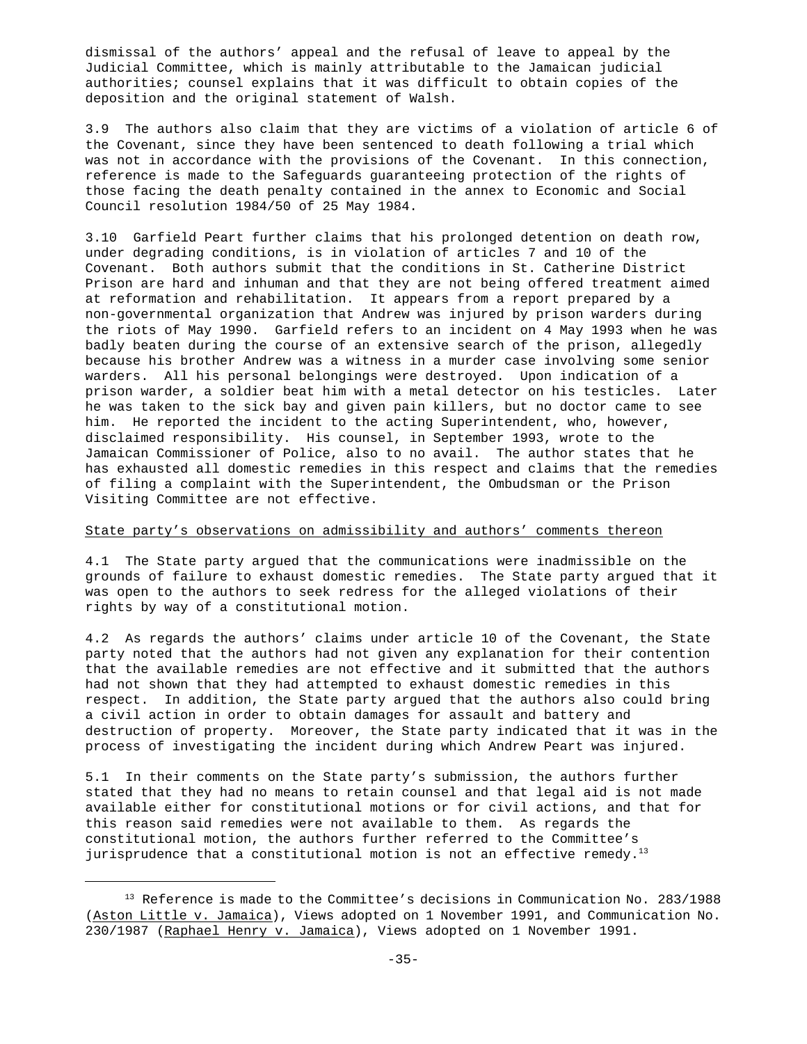dismissal of the authors' appeal and the refusal of leave to appeal by the Judicial Committee, which is mainly attributable to the Jamaican judicial authorities; counsel explains that it was difficult to obtain copies of the deposition and the original statement of Walsh.

3.9 The authors also claim that they are victims of a violation of article 6 of the Covenant, since they have been sentenced to death following a trial which was not in accordance with the provisions of the Covenant. In this connection, reference is made to the Safeguards guaranteeing protection of the rights of those facing the death penalty contained in the annex to Economic and Social Council resolution 1984/50 of 25 May 1984.

3.10 Garfield Peart further claims that his prolonged detention on death row, under degrading conditions, is in violation of articles 7 and 10 of the Covenant. Both authors submit that the conditions in St. Catherine District Prison are hard and inhuman and that they are not being offered treatment aimed at reformation and rehabilitation. It appears from a report prepared by a non-governmental organization that Andrew was injured by prison warders during the riots of May 1990. Garfield refers to an incident on 4 May 1993 when he was badly beaten during the course of an extensive search of the prison, allegedly because his brother Andrew was a witness in a murder case involving some senior warders. All his personal belongings were destroyed. Upon indication of a prison warder, a soldier beat him with a metal detector on his testicles. Later he was taken to the sick bay and given pain killers, but no doctor came to see him. He reported the incident to the acting Superintendent, who, however, disclaimed responsibility. His counsel, in September 1993, wrote to the Jamaican Commissioner of Police, also to no avail. The author states that he has exhausted all domestic remedies in this respect and claims that the remedies of filing a complaint with the Superintendent, the Ombudsman or the Prison Visiting Committee are not effective.

State party's observations on admissibility and authors' comments thereon

4.1 The State party argued that the communications were inadmissible on the grounds of failure to exhaust domestic remedies. The State party argued that it was open to the authors to seek redress for the alleged violations of their rights by way of a constitutional motion.

4.2 As regards the authors' claims under article 10 of the Covenant, the State party noted that the authors had not given any explanation for their contention that the available remedies are not effective and it submitted that the authors had not shown that they had attempted to exhaust domestic remedies in this respect. In addition, the State party argued that the authors also could bring a civil action in order to obtain damages for assault and battery and destruction of property. Moreover, the State party indicated that it was in the process of investigating the incident during which Andrew Peart was injured.

5.1 In their comments on the State party's submission, the authors further stated that they had no means to retain counsel and that legal aid is not made available either for constitutional motions or for civil actions, and that for this reason said remedies were not available to them. As regards the constitutional motion, the authors further referred to the Committee's jurisprudence that a constitutional motion is not an effective remedy.[13]

[13] Reference is made to the Committee's decisions in Communication No. 283/1988 (Aston Little v. Jamaica), Views adopted on 1 November 1991, and Communication No. 230/1987 (Raphael Henry v. Jamaica), Views adopted on 1 November 1991.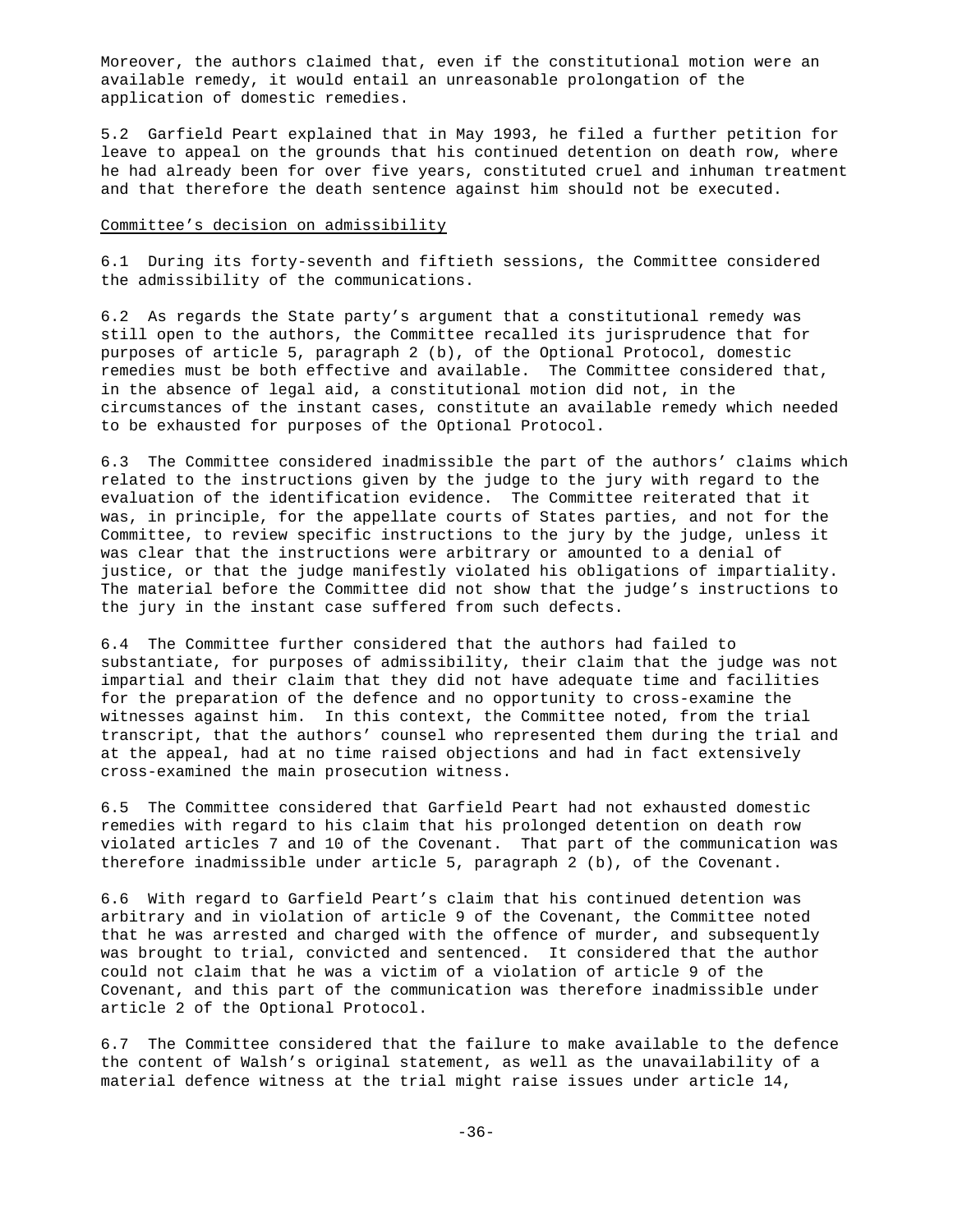Moreover, the authors claimed that, even if the constitutional motion were an available remedy, it would entail an unreasonable prolongation of the application of domestic remedies.

5.2 Garfield Peart explained that in May 1993, he filed a further petition for leave to appeal on the grounds that his continued detention on death row, where he had already been for over five years, constituted cruel and inhuman treatment and that therefore the death sentence against him should not be executed.

Committee's decision on admissibility

6.1 During its forty-seventh and fiftieth sessions, the Committee considered the admissibility of the communications.

6.2 As regards the State party's argument that a constitutional remedy was still open to the authors, the Committee recalled its jurisprudence that for purposes of article 5, paragraph 2 (b), of the Optional Protocol, domestic remedies must be both effective and available. The Committee considered that, in the absence of legal aid, a constitutional motion did not, in the circumstances of the instant cases, constitute an available remedy which needed to be exhausted for purposes of the Optional Protocol.

6.3 The Committee considered inadmissible the part of the authors' claims which related to the instructions given by the judge to the jury with regard to the evaluation of the identification evidence. The Committee reiterated that it was, in principle, for the appellate courts of States parties, and not for the Committee, to review specific instructions to the jury by the judge, unless it was clear that the instructions were arbitrary or amounted to a denial of justice, or that the judge manifestly violated his obligations of impartiality. The material before the Committee did not show that the judge's instructions to the jury in the instant case suffered from such defects.

6.4 The Committee further considered that the authors had failed to substantiate, for purposes of admissibility, their claim that the judge was not impartial and their claim that they did not have adequate time and facilities for the preparation of the defence and no opportunity to cross-examine the witnesses against him. In this context, the Committee noted, from the trial transcript, that the authors' counsel who represented them during the trial and at the appeal, had at no time raised objections and had in fact extensively cross-examined the main prosecution witness.

6.5 The Committee considered that Garfield Peart had not exhausted domestic remedies with regard to his claim that his prolonged detention on death row violated articles 7 and 10 of the Covenant. That part of the communication was therefore inadmissible under article 5, paragraph 2 (b), of the Covenant.

6.6 With regard to Garfield Peart's claim that his continued detention was arbitrary and in violation of article 9 of the Covenant, the Committee noted that he was arrested and charged with the offence of murder, and subsequently was brought to trial, convicted and sentenced. It considered that the author could not claim that he was a victim of a violation of article 9 of the Covenant, and this part of the communication was therefore inadmissible under article 2 of the Optional Protocol.

6.7 The Committee considered that the failure to make available to the defence the content of Walsh's original statement, as well as the unavailability of a material defence witness at the trial might raise issues under article 14,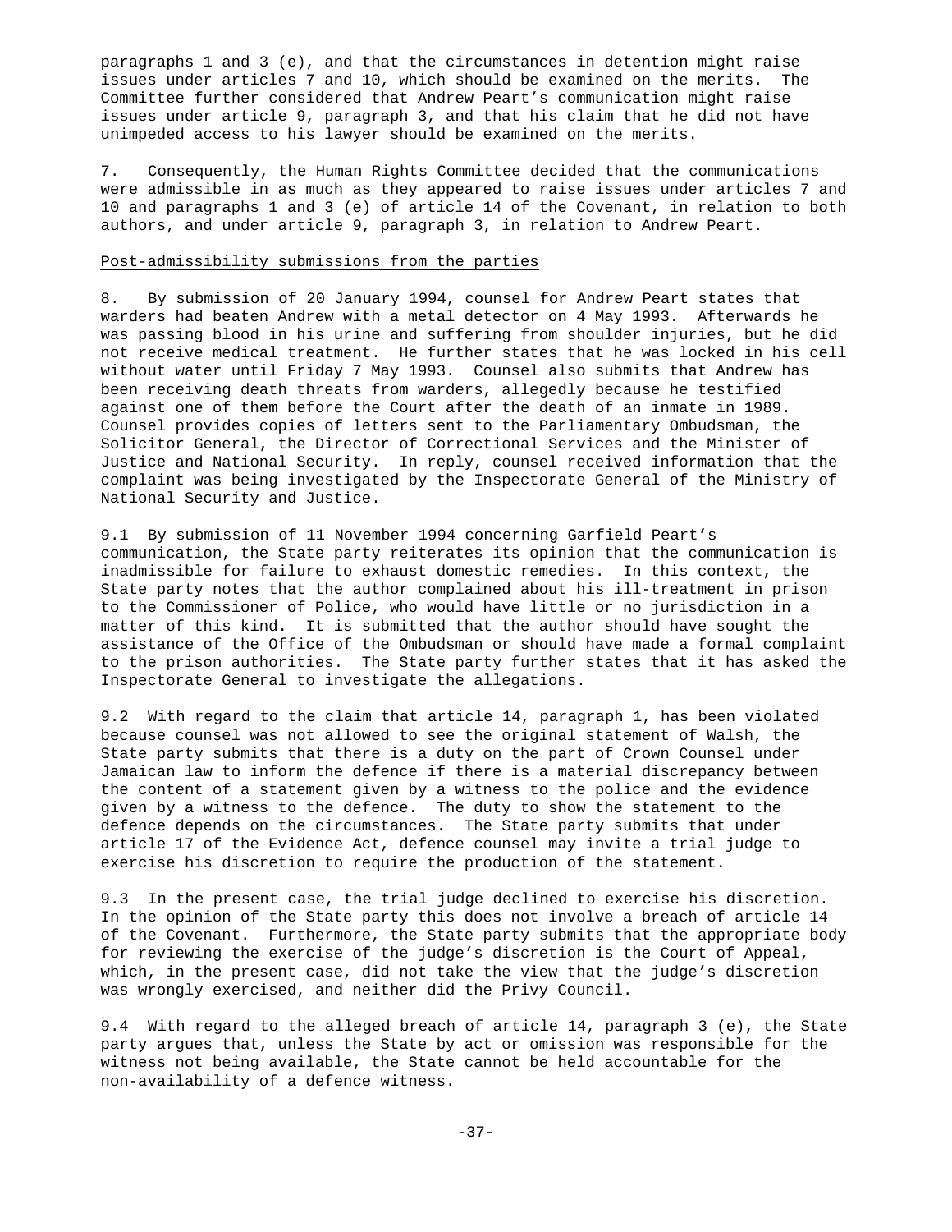paragraphs 1 and 3 (e), and that the circumstances in detention might raise issues under articles 7 and 10, which should be examined on the merits. The Committee further considered that Andrew Peart's communication might raise issues under article 9, paragraph 3, and that his claim that he did not have unimpeded access to his lawyer should be examined on the merits.

7. Consequently, the Human Rights Committee decided that the communications were admissible in as much as they appeared to raise issues under articles 7 and 10 and paragraphs 1 and 3 (e) of article 14 of the Covenant, in relation to both authors, and under article 9, paragraph 3, in relation to Andrew Peart.

Post-admissibility submissions from the parties

8. By submission of 20 January 1994, counsel for Andrew Peart states that warders had beaten Andrew with a metal detector on 4 May 1993. Afterwards he was passing blood in his urine and suffering from shoulder injuries, but he did not receive medical treatment. He further states that he was locked in his cell without water until Friday 7 May 1993. Counsel also submits that Andrew has been receiving death threats from warders, allegedly because he testified against one of them before the Court after the death of an inmate in 1989. Counsel provides copies of letters sent to the Parliamentary Ombudsman, the Solicitor General, the Director of Correctional Services and the Minister of Justice and National Security. In reply, counsel received information that the complaint was being investigated by the Inspectorate General of the Ministry of National Security and Justice.

9.1 By submission of 11 November 1994 concerning Garfield Peart's communication, the State party reiterates its opinion that the communication is inadmissible for failure to exhaust domestic remedies. In this context, the State party notes that the author complained about his ill-treatment in prison to the Commissioner of Police, who would have little or no jurisdiction in a matter of this kind. It is submitted that the author should have sought the assistance of the Office of the Ombudsman or should have made a formal complaint to the prison authorities. The State party further states that it has asked the Inspectorate General to investigate the allegations.

9.2 With regard to the claim that article 14, paragraph 1, has been violated because counsel was not allowed to see the original statement of Walsh, the State party submits that there is a duty on the part of Crown Counsel under Jamaican law to inform the defence if there is a material discrepancy between the content of a statement given by a witness to the police and the evidence given by a witness to the defence. The duty to show the statement to the defence depends on the circumstances. The State party submits that under article 17 of the Evidence Act, defence counsel may invite a trial judge to exercise his discretion to require the production of the statement.

9.3 In the present case, the trial judge declined to exercise his discretion. In the opinion of the State party this does not involve a breach of article 14 of the Covenant. Furthermore, the State party submits that the appropriate body for reviewing the exercise of the judge's discretion is the Court of Appeal, which, in the present case, did not take the view that the judge's discretion was wrongly exercised, and neither did the Privy Council.

9.4 With regard to the alleged breach of article 14, paragraph 3 (e), the State party argues that, unless the State by act or omission was responsible for the witness not being available, the State cannot be held accountable for the non-availability of a defence witness.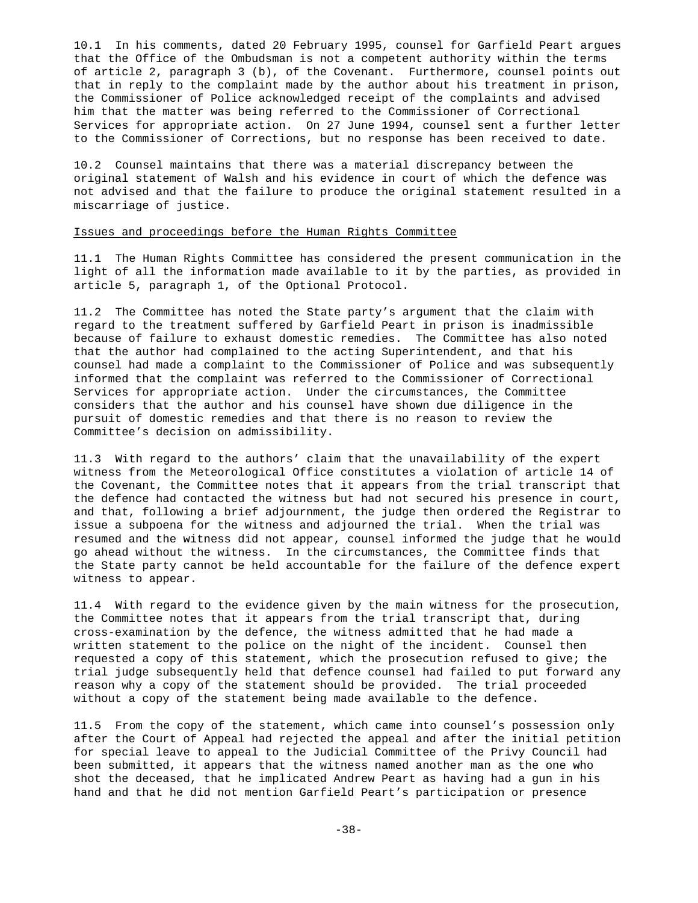10.1 In his comments, dated 20 February 1995, counsel for Garfield Peart argues that the Office of the Ombudsman is not a competent authority within the terms of article 2, paragraph 3 (b), of the Covenant. Furthermore, counsel points out that in reply to the complaint made by the author about his treatment in prison, the Commissioner of Police acknowledged receipt of the complaints and advised him that the matter was being referred to the Commissioner of Correctional Services for appropriate action. On 27 June 1994, counsel sent a further letter to the Commissioner of Corrections, but no response has been received to date.

10.2 Counsel maintains that there was a material discrepancy between the original statement of Walsh and his evidence in court of which the defence was not advised and that the failure to produce the original statement resulted in a miscarriage of justice.

Issues and proceedings before the Human Rights Committee

11.1 The Human Rights Committee has considered the present communication in the light of all the information made available to it by the parties, as provided in article 5, paragraph 1, of the Optional Protocol.

11.2 The Committee has noted the State party's argument that the claim with regard to the treatment suffered by Garfield Peart in prison is inadmissible because of failure to exhaust domestic remedies. The Committee has also noted that the author had complained to the acting Superintendent, and that his counsel had made a complaint to the Commissioner of Police and was subsequently informed that the complaint was referred to the Commissioner of Correctional Services for appropriate action. Under the circumstances, the Committee considers that the author and his counsel have shown due diligence in the pursuit of domestic remedies and that there is no reason to review the Committee's decision on admissibility.

11.3 With regard to the authors' claim that the unavailability of the expert witness from the Meteorological Office constitutes a violation of article 14 of the Covenant, the Committee notes that it appears from the trial transcript that the defence had contacted the witness but had not secured his presence in court, and that, following a brief adjournment, the judge then ordered the Registrar to issue a subpoena for the witness and adjourned the trial. When the trial was resumed and the witness did not appear, counsel informed the judge that he would go ahead without the witness. In the circumstances, the Committee finds that the State party cannot be held accountable for the failure of the defence expert witness to appear.

11.4 With regard to the evidence given by the main witness for the prosecution, the Committee notes that it appears from the trial transcript that, during cross-examination by the defence, the witness admitted that he had made a written statement to the police on the night of the incident. Counsel then requested a copy of this statement, which the prosecution refused to give; the trial judge subsequently held that defence counsel had failed to put forward any reason why a copy of the statement should be provided. The trial proceeded without a copy of the statement being made available to the defence.

11.5 From the copy of the statement, which came into counsel's possession only after the Court of Appeal had rejected the appeal and after the initial petition for special leave to appeal to the Judicial Committee of the Privy Council had been submitted, it appears that the witness named another man as the one who shot the deceased, that he implicated Andrew Peart as having had a gun in his hand and that he did not mention Garfield Peart's participation or presence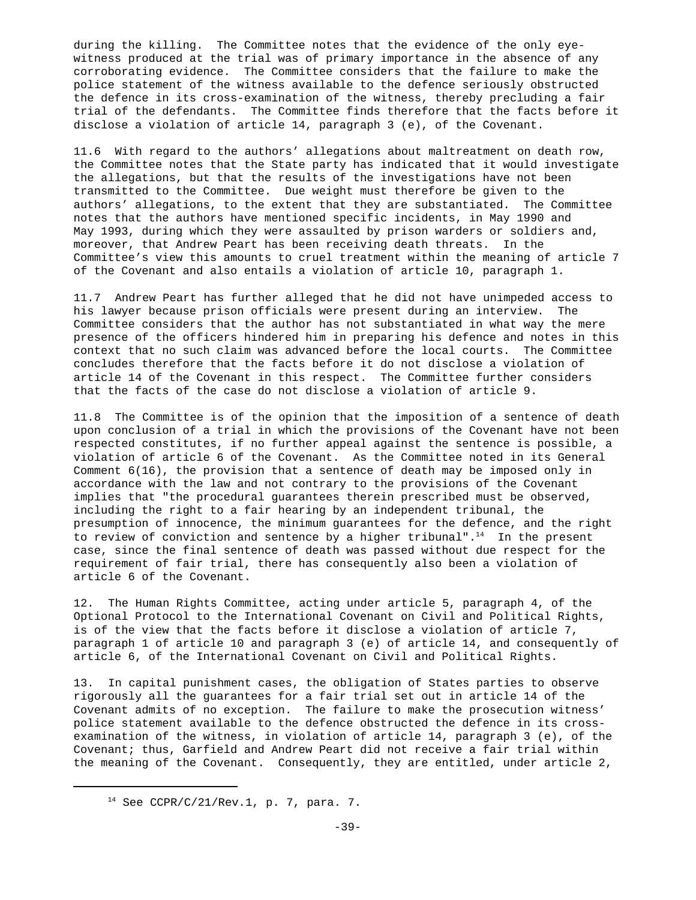during the killing. The Committee notes that the evidence of the only eye-witness produced at the trial was of primary importance in the absence of any corroborating evidence. The Committee considers that the failure to make the police statement of the witness available to the defence seriously obstructed the defence in its cross-examination of the witness, thereby precluding a fair trial of the defendants. The Committee finds therefore that the facts before it disclose a violation of article 14, paragraph 3 (e), of the Covenant.

11.6 With regard to the authors' allegations about maltreatment on death row, the Committee notes that the State party has indicated that it would investigate the allegations, but that the results of the investigations have not been transmitted to the Committee. Due weight must therefore be given to the authors' allegations, to the extent that they are substantiated. The Committee notes that the authors have mentioned specific incidents, in May 1990 and May 1993, during which they were assaulted by prison warders or soldiers and, moreover, that Andrew Peart has been receiving death threats. In the Committee's view this amounts to cruel treatment within the meaning of article 7 of the Covenant and also entails a violation of article 10, paragraph 1.

11.7 Andrew Peart has further alleged that he did not have unimpeded access to his lawyer because prison officials were present during an interview. The Committee considers that the author has not substantiated in what way the mere presence of the officers hindered him in preparing his defence and notes in this context that no such claim was advanced before the local courts. The Committee concludes therefore that the facts before it do not disclose a violation of article 14 of the Covenant in this respect. The Committee further considers that the facts of the case do not disclose a violation of article 9.

11.8 The Committee is of the opinion that the imposition of a sentence of death upon conclusion of a trial in which the provisions of the Covenant have not been respected constitutes, if no further appeal against the sentence is possible, a violation of article 6 of the Covenant. As the Committee noted in its General Comment 6(16), the provision that a sentence of death may be imposed only in accordance with the law and not contrary to the provisions of the Covenant implies that "the procedural guarantees therein prescribed must be observed, including the right to a fair hearing by an independent tribunal, the presumption of innocence, the minimum guarantees for the defence, and the right to review of conviction and sentence by a higher tribunal".[14] In the present case, since the final sentence of death was passed without due respect for the requirement of fair trial, there has consequently also been a violation of article 6 of the Covenant.

12. The Human Rights Committee, acting under article 5, paragraph 4, of the Optional Protocol to the International Covenant on Civil and Political Rights, is of the view that the facts before it disclose a violation of article 7, paragraph 1 of article 10 and paragraph 3 (e) of article 14, and consequently of article 6, of the International Covenant on Civil and Political Rights.

13. In capital punishment cases, the obligation of States parties to observe rigorously all the guarantees for a fair trial set out in article 14 of the Covenant admits of no exception. The failure to make the prosecution witness' police statement available to the defence obstructed the defence in its cross-examination of the witness, in violation of article 14, paragraph 3 (e), of the Covenant; thus, Garfield and Andrew Peart did not receive a fair trial within the meaning of the Covenant. Consequently, they are entitled, under article 2,

---

[14] See CCPR/C/21/Rev.1, p. 7, para. 7.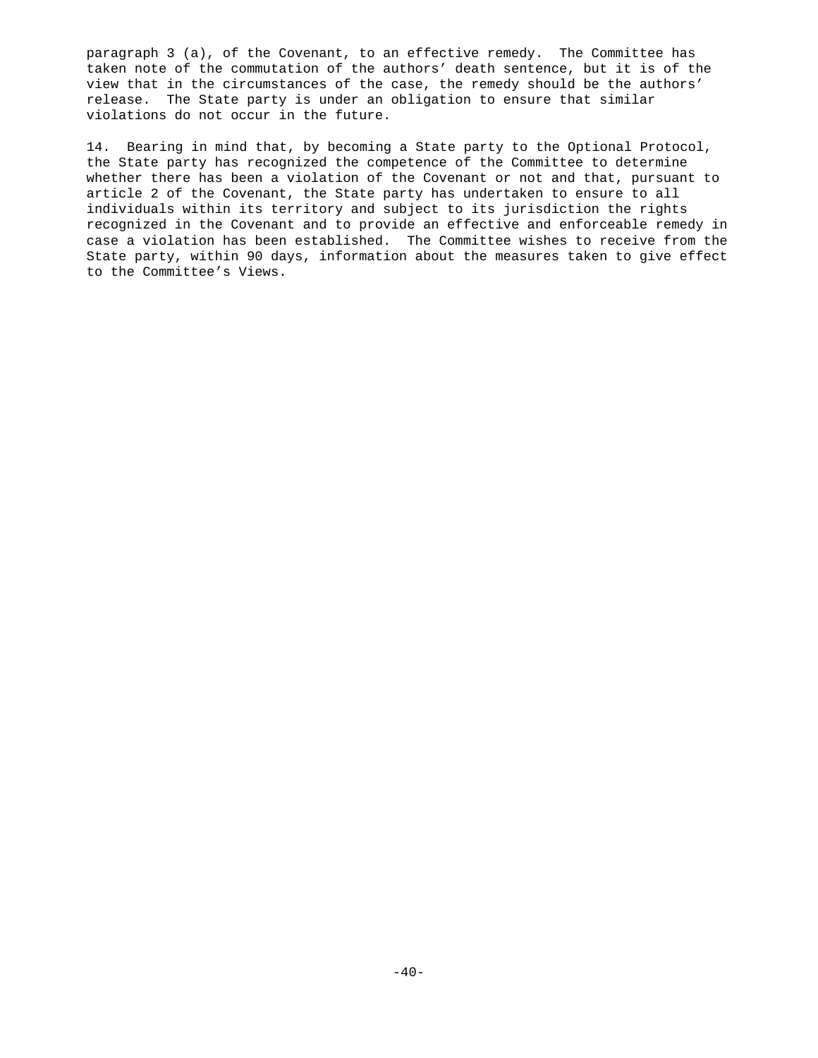paragraph 3 (a), of the Covenant, to an effective remedy. The Committee has taken note of the commutation of the authors' death sentence, but it is of the view that in the circumstances of the case, the remedy should be the authors' release. The State party is under an obligation to ensure that similar violations do not occur in the future.

14. Bearing in mind that, by becoming a State party to the Optional Protocol, the State party has recognized the competence of the Committee to determine whether there has been a violation of the Covenant or not and that, pursuant to article 2 of the Covenant, the State party has undertaken to ensure to all individuals within its territory and subject to its jurisdiction the rights recognized in the Covenant and to provide an effective and enforceable remedy in case a violation has been established. The Committee wishes to receive from the State party, within 90 days, information about the measures taken to give effect to the Committee's Views.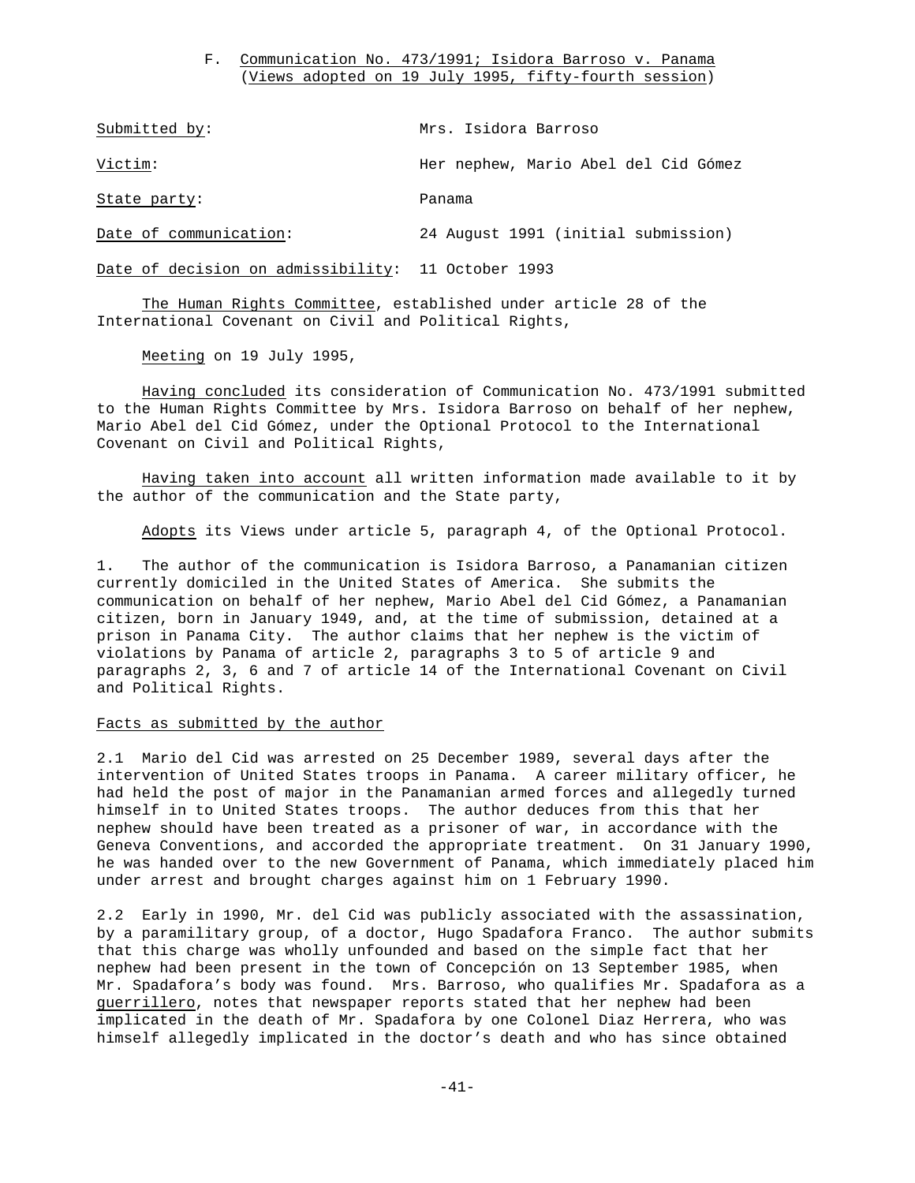### F. Communication No. 473/1991; Isidora Barroso v. Panama (Views adopted on 19 July 1995, fifty-fourth session)

Submitted by: Mrs. Isidora Barroso

Victim: Her nephew, Mario Abel del Cid Gómez

State party: Panama

Date of communication: 24 August 1991 (initial submission)

Date of decision on admissibility: 11 October 1993

The Human Rights Committee, established under article 28 of the International Covenant on Civil and Political Rights,

Meeting on 19 July 1995,

Having concluded its consideration of Communication No. 473/1991 submitted to the Human Rights Committee by Mrs. Isidora Barroso on behalf of her nephew, Mario Abel del Cid Gómez, under the Optional Protocol to the International Covenant on Civil and Political Rights,

Having taken into account all written information made available to it by the author of the communication and the State party,

Adopts its Views under article 5, paragraph 4, of the Optional Protocol.

1. The author of the communication is Isidora Barroso, a Panamanian citizen currently domiciled in the United States of America. She submits the communication on behalf of her nephew, Mario Abel del Cid Gómez, a Panamanian citizen, born in January 1949, and, at the time of submission, detained at a prison in Panama City. The author claims that her nephew is the victim of violations by Panama of article 2, paragraphs 3 to 5 of article 9 and paragraphs 2, 3, 6 and 7 of article 14 of the International Covenant on Civil and Political Rights.

#### Facts as submitted by the author

2.1 Mario del Cid was arrested on 25 December 1989, several days after the intervention of United States troops in Panama. A career military officer, he had held the post of major in the Panamanian armed forces and allegedly turned himself in to United States troops. The author deduces from this that her nephew should have been treated as a prisoner of war, in accordance with the Geneva Conventions, and accorded the appropriate treatment. On 31 January 1990, he was handed over to the new Government of Panama, which immediately placed him under arrest and brought charges against him on 1 February 1990.

2.2 Early in 1990, Mr. del Cid was publicly associated with the assassination, by a paramilitary group, of a doctor, Hugo Spadafora Franco. The author submits that this charge was wholly unfounded and based on the simple fact that her nephew had been present in the town of Concepción on 13 September 1985, when Mr. Spadafora's body was found. Mrs. Barroso, who qualifies Mr. Spadafora as a *guerrillero*, notes that newspaper reports stated that her nephew had been implicated in the death of Mr. Spadafora by one Colonel Diaz Herrera, who was himself allegedly implicated in the doctor's death and who has since obtained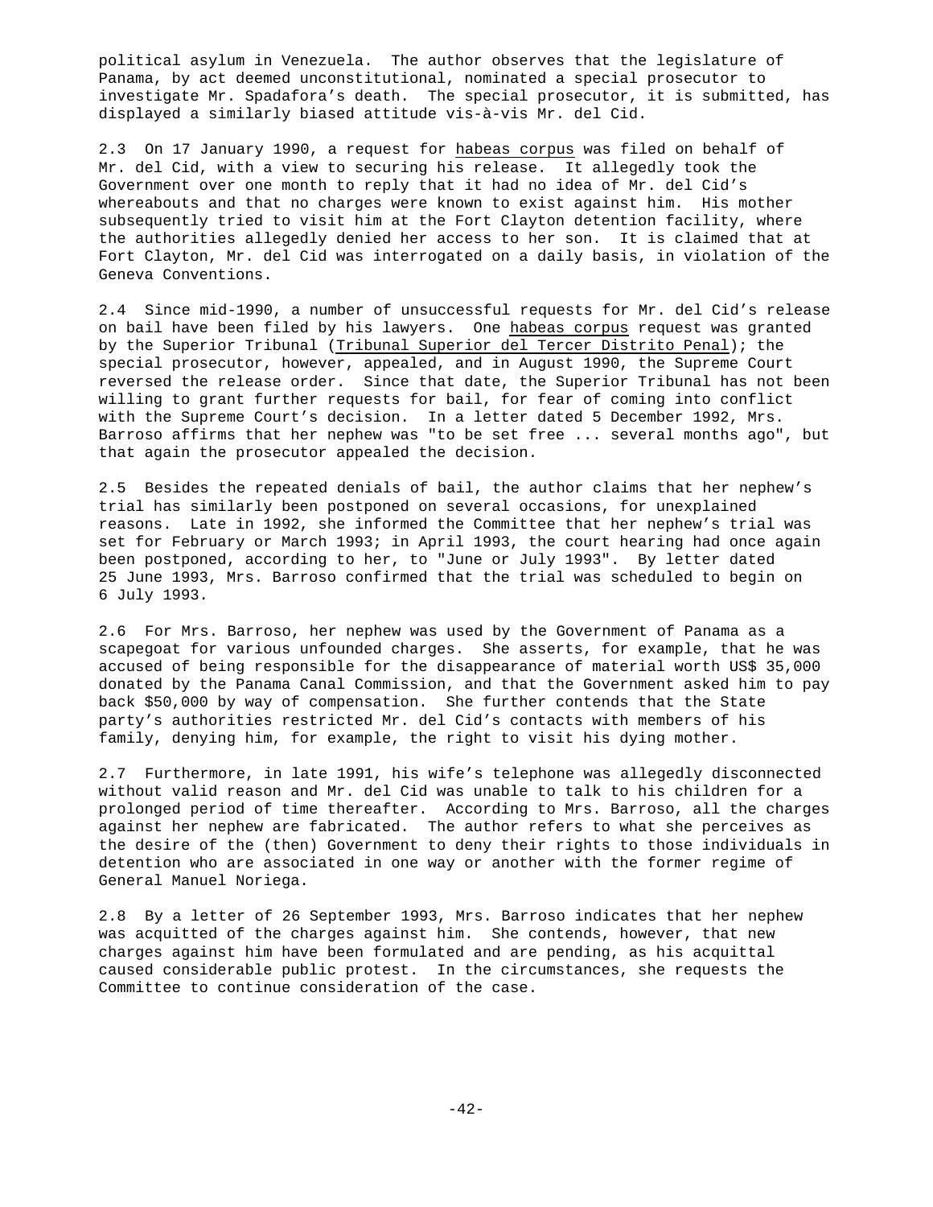political asylum in Venezuela. The author observes that the legislature of Panama, by act deemed unconstitutional, nominated a special prosecutor to investigate Mr. Spadafora's death. The special prosecutor, it is submitted, has displayed a similarly biased attitude vis-à-vis Mr. del Cid.

2.3 On 17 January 1990, a request for habeas corpus was filed on behalf of Mr. del Cid, with a view to securing his release. It allegedly took the Government over one month to reply that it had no idea of Mr. del Cid's whereabouts and that no charges were known to exist against him. His mother subsequently tried to visit him at the Fort Clayton detention facility, where the authorities allegedly denied her access to her son. It is claimed that at Fort Clayton, Mr. del Cid was interrogated on a daily basis, in violation of the Geneva Conventions.

2.4 Since mid-1990, a number of unsuccessful requests for Mr. del Cid's release on bail have been filed by his lawyers. One habeas corpus request was granted by the Superior Tribunal (Tribunal Superior del Tercer Distrito Penal); the special prosecutor, however, appealed, and in August 1990, the Supreme Court reversed the release order. Since that date, the Superior Tribunal has not been willing to grant further requests for bail, for fear of coming into conflict with the Supreme Court's decision. In a letter dated 5 December 1992, Mrs. Barroso affirms that her nephew was "to be set free ... several months ago", but that again the prosecutor appealed the decision.

2.5 Besides the repeated denials of bail, the author claims that her nephew's trial has similarly been postponed on several occasions, for unexplained reasons. Late in 1992, she informed the Committee that her nephew's trial was set for February or March 1993; in April 1993, the court hearing had once again been postponed, according to her, to "June or July 1993". By letter dated 25 June 1993, Mrs. Barroso confirmed that the trial was scheduled to begin on 6 July 1993.

2.6 For Mrs. Barroso, her nephew was used by the Government of Panama as a scapegoat for various unfounded charges. She asserts, for example, that he was accused of being responsible for the disappearance of material worth US$ 35,000 donated by the Panama Canal Commission, and that the Government asked him to pay back $50,000 by way of compensation. She further contends that the State party's authorities restricted Mr. del Cid's contacts with members of his family, denying him, for example, the right to visit his dying mother.

2.7 Furthermore, in late 1991, his wife's telephone was allegedly disconnected without valid reason and Mr. del Cid was unable to talk to his children for a prolonged period of time thereafter. According to Mrs. Barroso, all the charges against her nephew are fabricated. The author refers to what she perceives as the desire of the (then) Government to deny their rights to those individuals in detention who are associated in one way or another with the former regime of General Manuel Noriega.

2.8 By a letter of 26 September 1993, Mrs. Barroso indicates that her nephew was acquitted of the charges against him. She contends, however, that new charges against him have been formulated and are pending, as his acquittal caused considerable public protest. In the circumstances, she requests the Committee to continue consideration of the case.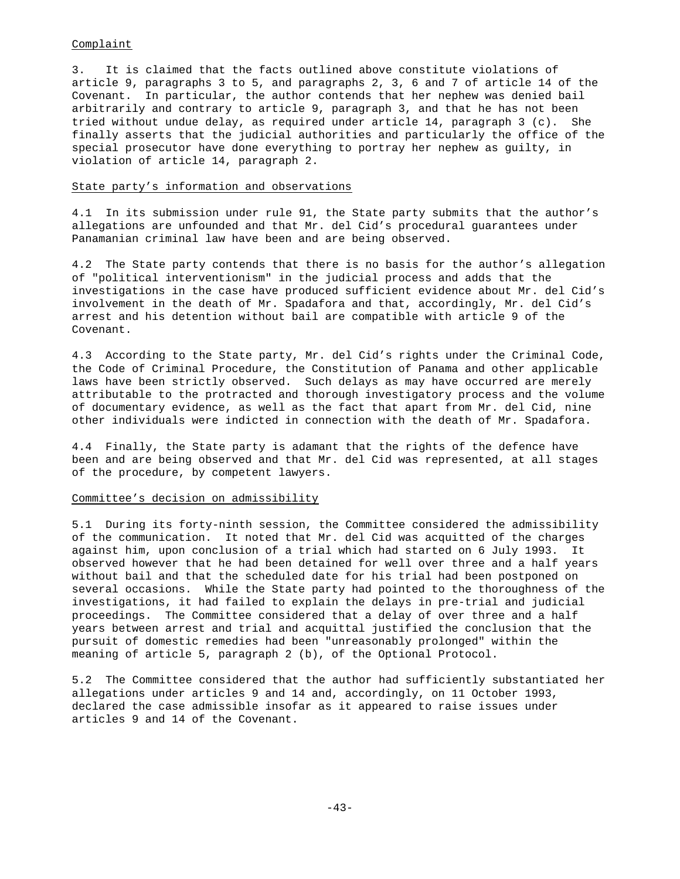Complaint

3. It is claimed that the facts outlined above constitute violations of article 9, paragraphs 3 to 5, and paragraphs 2, 3, 6 and 7 of article 14 of the Covenant. In particular, the author contends that her nephew was denied bail arbitrarily and contrary to article 9, paragraph 3, and that he has not been tried without undue delay, as required under article 14, paragraph 3 (c). She finally asserts that the judicial authorities and particularly the office of the special prosecutor have done everything to portray her nephew as guilty, in violation of article 14, paragraph 2.

State party's information and observations

4.1 In its submission under rule 91, the State party submits that the author's allegations are unfounded and that Mr. del Cid's procedural guarantees under Panamanian criminal law have been and are being observed.

4.2 The State party contends that there is no basis for the author's allegation of "political interventionism" in the judicial process and adds that the investigations in the case have produced sufficient evidence about Mr. del Cid's involvement in the death of Mr. Spadafora and that, accordingly, Mr. del Cid's arrest and his detention without bail are compatible with article 9 of the Covenant.

4.3 According to the State party, Mr. del Cid's rights under the Criminal Code, the Code of Criminal Procedure, the Constitution of Panama and other applicable laws have been strictly observed. Such delays as may have occurred are merely attributable to the protracted and thorough investigatory process and the volume of documentary evidence, as well as the fact that apart from Mr. del Cid, nine other individuals were indicted in connection with the death of Mr. Spadafora.

4.4 Finally, the State party is adamant that the rights of the defence have been and are being observed and that Mr. del Cid was represented, at all stages of the procedure, by competent lawyers.

Committee's decision on admissibility

5.1 During its forty-ninth session, the Committee considered the admissibility of the communication. It noted that Mr. del Cid was acquitted of the charges against him, upon conclusion of a trial which had started on 6 July 1993. It observed however that he had been detained for well over three and a half years without bail and that the scheduled date for his trial had been postponed on several occasions. While the State party had pointed to the thoroughness of the investigations, it had failed to explain the delays in pre-trial and judicial proceedings. The Committee considered that a delay of over three and a half years between arrest and trial and acquittal justified the conclusion that the pursuit of domestic remedies had been "unreasonably prolonged" within the meaning of article 5, paragraph 2 (b), of the Optional Protocol.

5.2 The Committee considered that the author had sufficiently substantiated her allegations under articles 9 and 14 and, accordingly, on 11 October 1993, declared the case admissible insofar as it appeared to raise issues under articles 9 and 14 of the Covenant.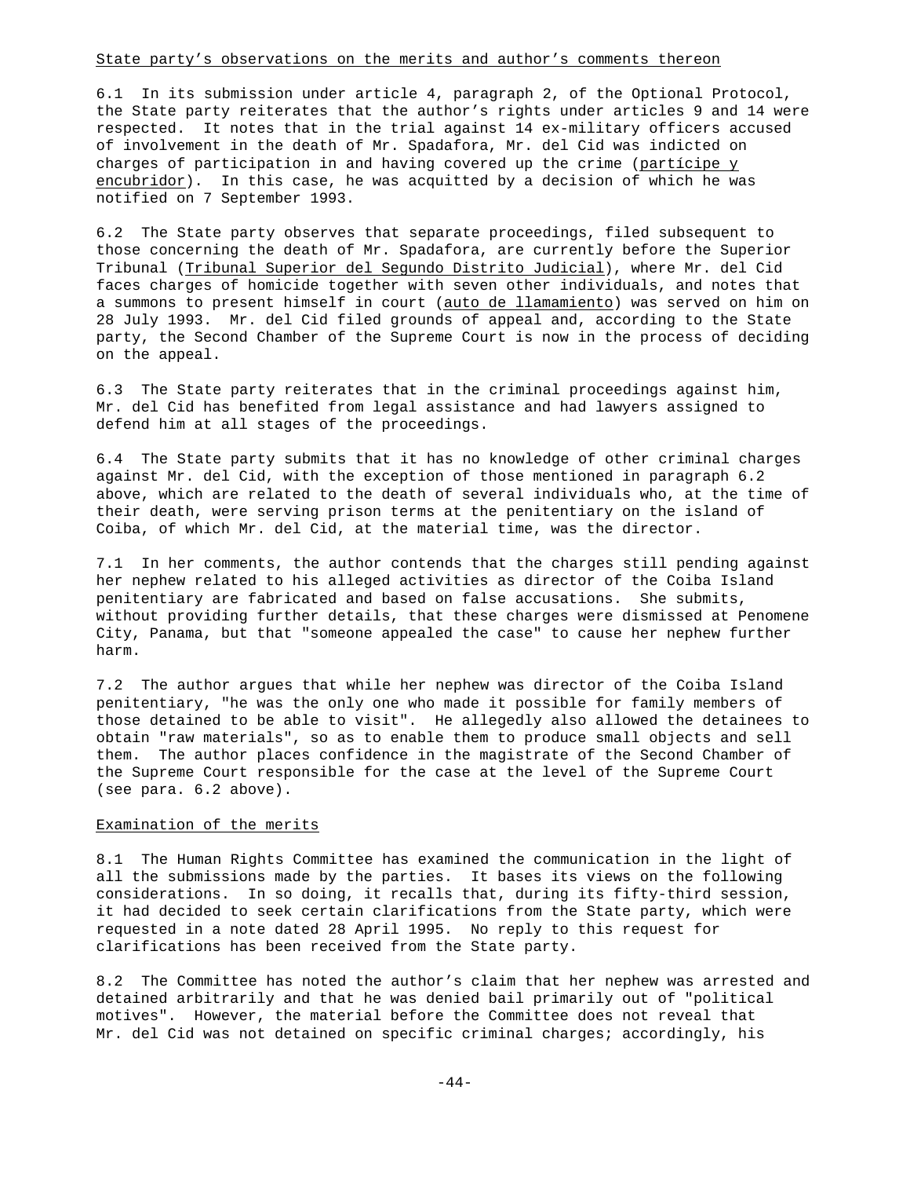State party's observations on the merits and author's comments thereon

6.1 In its submission under article 4, paragraph 2, of the Optional Protocol, the State party reiterates that the author's rights under articles 9 and 14 were respected. It notes that in the trial against 14 ex-military officers accused of involvement in the death of Mr. Spadafora, Mr. del Cid was indicted on charges of participation in and having covered up the crime (partícipe y encubridor). In this case, he was acquitted by a decision of which he was notified on 7 September 1993.

6.2 The State party observes that separate proceedings, filed subsequent to those concerning the death of Mr. Spadafora, are currently before the Superior Tribunal (Tribunal Superior del Segundo Distrito Judicial), where Mr. del Cid faces charges of homicide together with seven other individuals, and notes that a summons to present himself in court (auto de llamamiento) was served on him on 28 July 1993. Mr. del Cid filed grounds of appeal and, according to the State party, the Second Chamber of the Supreme Court is now in the process of deciding on the appeal.

6.3 The State party reiterates that in the criminal proceedings against him, Mr. del Cid has benefited from legal assistance and had lawyers assigned to defend him at all stages of the proceedings.

6.4 The State party submits that it has no knowledge of other criminal charges against Mr. del Cid, with the exception of those mentioned in paragraph 6.2 above, which are related to the death of several individuals who, at the time of their death, were serving prison terms at the penitentiary on the island of Coiba, of which Mr. del Cid, at the material time, was the director.

7.1 In her comments, the author contends that the charges still pending against her nephew related to his alleged activities as director of the Coiba Island penitentiary are fabricated and based on false accusations. She submits, without providing further details, that these charges were dismissed at Penomene City, Panama, but that "someone appealed the case" to cause her nephew further harm.

7.2 The author argues that while her nephew was director of the Coiba Island penitentiary, "he was the only one who made it possible for family members of those detained to be able to visit". He allegedly also allowed the detainees to obtain "raw materials", so as to enable them to produce small objects and sell them. The author places confidence in the magistrate of the Second Chamber of the Supreme Court responsible for the case at the level of the Supreme Court (see para. 6.2 above).

Examination of the merits

8.1 The Human Rights Committee has examined the communication in the light of all the submissions made by the parties. It bases its views on the following considerations. In so doing, it recalls that, during its fifty-third session, it had decided to seek certain clarifications from the State party, which were requested in a note dated 28 April 1995. No reply to this request for clarifications has been received from the State party.

8.2 The Committee has noted the author's claim that her nephew was arrested and detained arbitrarily and that he was denied bail primarily out of "political motives". However, the material before the Committee does not reveal that Mr. del Cid was not detained on specific criminal charges; accordingly, his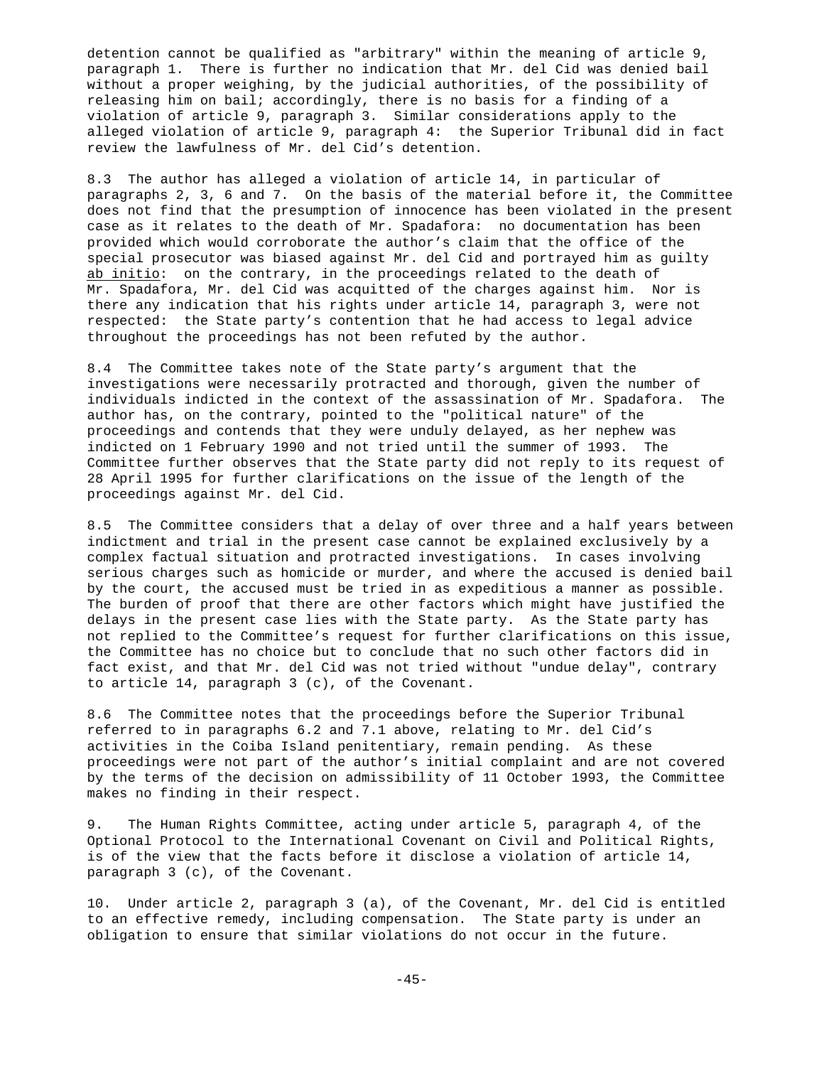detention cannot be qualified as "arbitrary" within the meaning of article 9, paragraph 1. There is further no indication that Mr. del Cid was denied bail without a proper weighing, by the judicial authorities, of the possibility of releasing him on bail; accordingly, there is no basis for a finding of a violation of article 9, paragraph 3. Similar considerations apply to the alleged violation of article 9, paragraph 4: the Superior Tribunal did in fact review the lawfulness of Mr. del Cid's detention.

8.3 The author has alleged a violation of article 14, in particular of paragraphs 2, 3, 6 and 7. On the basis of the material before it, the Committee does not find that the presumption of innocence has been violated in the present case as it relates to the death of Mr. Spadafora: no documentation has been provided which would corroborate the author's claim that the office of the special prosecutor was biased against Mr. del Cid and portrayed him as guilty ab initio: on the contrary, in the proceedings related to the death of Mr. Spadafora, Mr. del Cid was acquitted of the charges against him. Nor is there any indication that his rights under article 14, paragraph 3, were not respected: the State party's contention that he had access to legal advice throughout the proceedings has not been refuted by the author.

8.4 The Committee takes note of the State party's argument that the investigations were necessarily protracted and thorough, given the number of individuals indicted in the context of the assassination of Mr. Spadafora. The author has, on the contrary, pointed to the "political nature" of the proceedings and contends that they were unduly delayed, as her nephew was indicted on 1 February 1990 and not tried until the summer of 1993. The Committee further observes that the State party did not reply to its request of 28 April 1995 for further clarifications on the issue of the length of the proceedings against Mr. del Cid.

8.5 The Committee considers that a delay of over three and a half years between indictment and trial in the present case cannot be explained exclusively by a complex factual situation and protracted investigations. In cases involving serious charges such as homicide or murder, and where the accused is denied bail by the court, the accused must be tried in as expeditious a manner as possible. The burden of proof that there are other factors which might have justified the delays in the present case lies with the State party. As the State party has not replied to the Committee's request for further clarifications on this issue, the Committee has no choice but to conclude that no such other factors did in fact exist, and that Mr. del Cid was not tried without "undue delay", contrary to article 14, paragraph 3 (c), of the Covenant.

8.6 The Committee notes that the proceedings before the Superior Tribunal referred to in paragraphs 6.2 and 7.1 above, relating to Mr. del Cid's activities in the Coiba Island penitentiary, remain pending. As these proceedings were not part of the author's initial complaint and are not covered by the terms of the decision on admissibility of 11 October 1993, the Committee makes no finding in their respect.

9. The Human Rights Committee, acting under article 5, paragraph 4, of the Optional Protocol to the International Covenant on Civil and Political Rights, is of the view that the facts before it disclose a violation of article 14, paragraph 3 (c), of the Covenant.

10. Under article 2, paragraph 3 (a), of the Covenant, Mr. del Cid is entitled to an effective remedy, including compensation. The State party is under an obligation to ensure that similar violations do not occur in the future.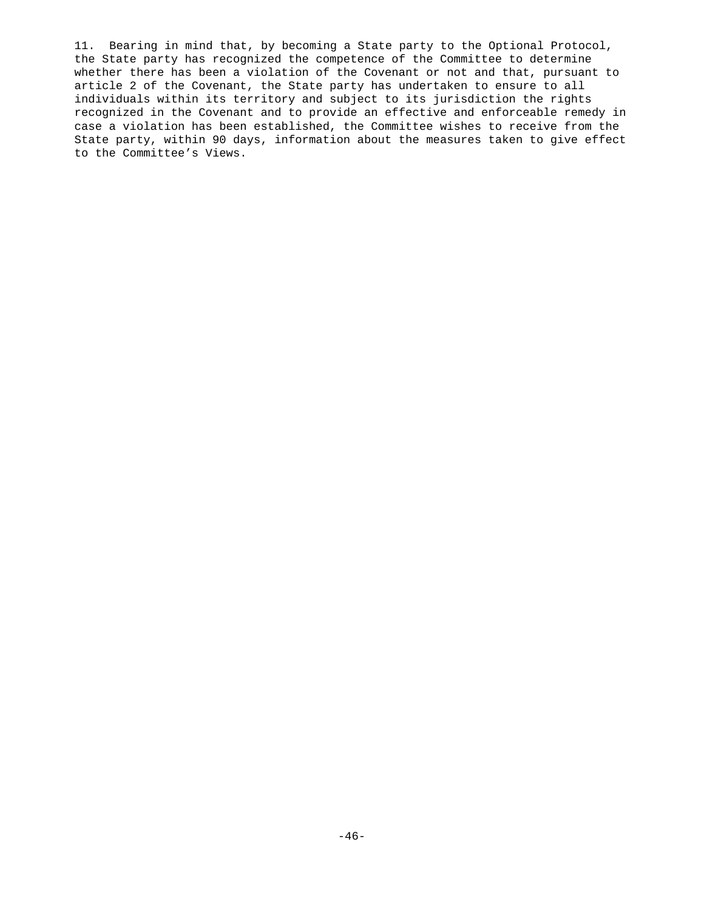11. Bearing in mind that, by becoming a State party to the Optional Protocol, the State party has recognized the competence of the Committee to determine whether there has been a violation of the Covenant or not and that, pursuant to article 2 of the Covenant, the State party has undertaken to ensure to all individuals within its territory and subject to its jurisdiction the rights recognized in the Covenant and to provide an effective and enforceable remedy in case a violation has been established, the Committee wishes to receive from the State party, within 90 days, information about the measures taken to give effect to the Committee's Views.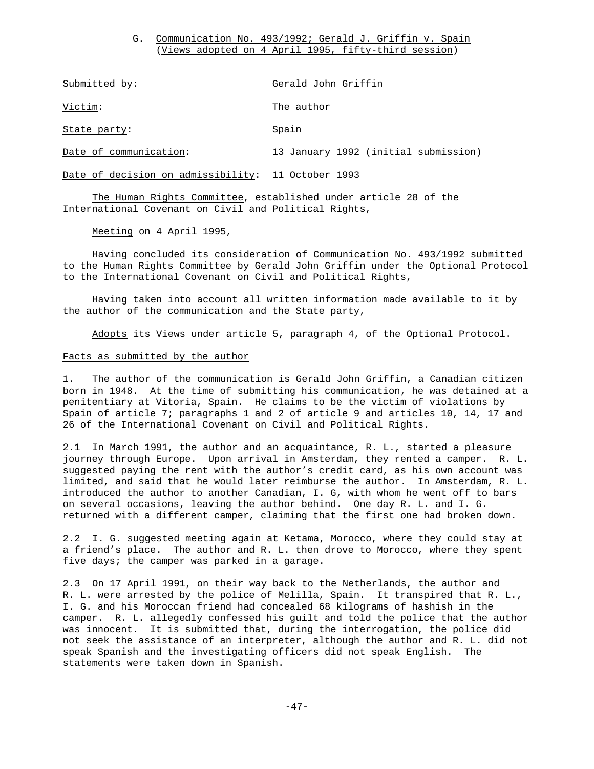## G. Communication No. 493/1992; Gerald J. Griffin v. Spain
(Views adopted on 4 April 1995, fifty-third session)

| | |
|---|---|
| Submitted by: | Gerald John Griffin |
| Victim: | The author |
| State party: | Spain |
| Date of communication: | 13 January 1992 (initial submission) |
| Date of decision on admissibility: | 11 October 1993 |

The Human Rights Committee, established under article 28 of the International Covenant on Civil and Political Rights,

Meeting on 4 April 1995,

Having concluded its consideration of Communication No. 493/1992 submitted to the Human Rights Committee by Gerald John Griffin under the Optional Protocol to the International Covenant on Civil and Political Rights,

Having taken into account all written information made available to it by the author of the communication and the State party,

Adopts its Views under article 5, paragraph 4, of the Optional Protocol.

### Facts as submitted by the author

1. The author of the communication is Gerald John Griffin, a Canadian citizen born in 1948. At the time of submitting his communication, he was detained at a penitentiary at Vitoria, Spain. He claims to be the victim of violations by Spain of article 7; paragraphs 1 and 2 of article 9 and articles 10, 14, 17 and 26 of the International Covenant on Civil and Political Rights.

2.1 In March 1991, the author and an acquaintance, R. L., started a pleasure journey through Europe. Upon arrival in Amsterdam, they rented a camper. R. L. suggested paying the rent with the author's credit card, as his own account was limited, and said that he would later reimburse the author. In Amsterdam, R. L. introduced the author to another Canadian, I. G, with whom he went off to bars on several occasions, leaving the author behind. One day R. L. and I. G. returned with a different camper, claiming that the first one had broken down.

2.2 I. G. suggested meeting again at Ketama, Morocco, where they could stay at a friend's place. The author and R. L. then drove to Morocco, where they spent five days; the camper was parked in a garage.

2.3 On 17 April 1991, on their way back to the Netherlands, the author and R. L. were arrested by the police of Melilla, Spain. It transpired that R. L., I. G. and his Moroccan friend had concealed 68 kilograms of hashish in the camper. R. L. allegedly confessed his guilt and told the police that the author was innocent. It is submitted that, during the interrogation, the police did not seek the assistance of an interpreter, although the author and R. L. did not speak Spanish and the investigating officers did not speak English. The statements were taken down in Spanish.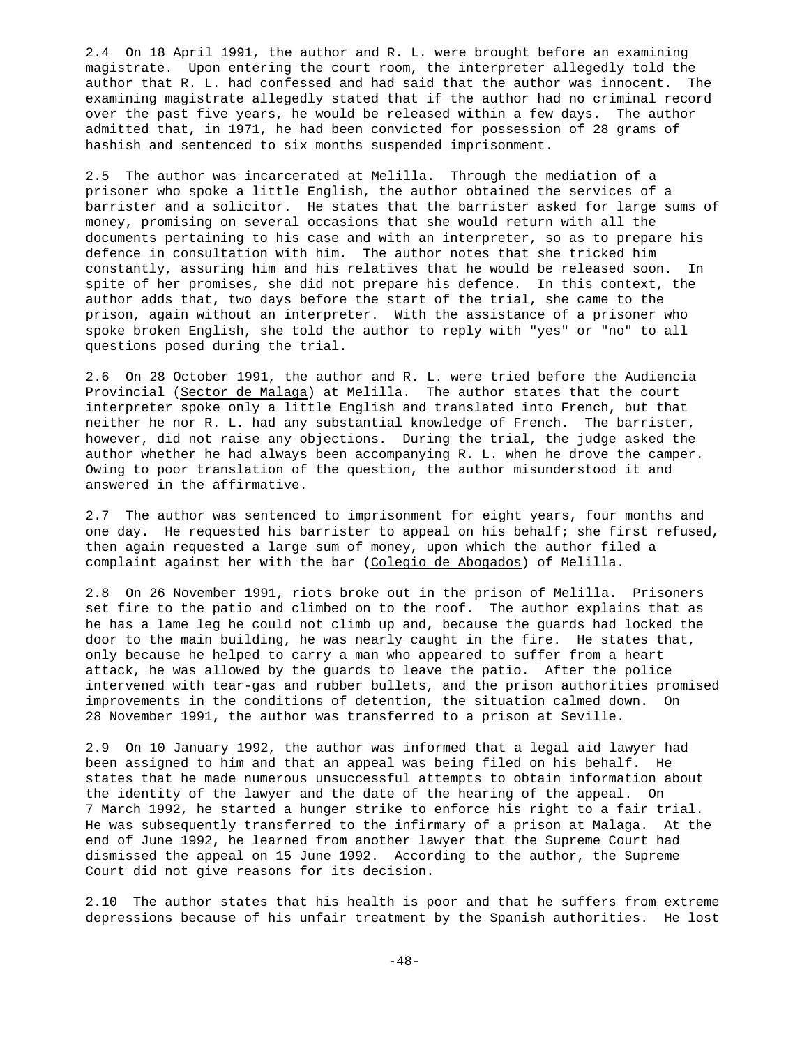2.4 On 18 April 1991, the author and R. L. were brought before an examining magistrate. Upon entering the court room, the interpreter allegedly told the author that R. L. had confessed and had said that the author was innocent. The examining magistrate allegedly stated that if the author had no criminal record over the past five years, he would be released within a few days. The author admitted that, in 1971, he had been convicted for possession of 28 grams of hashish and sentenced to six months suspended imprisonment.

2.5 The author was incarcerated at Melilla. Through the mediation of a prisoner who spoke a little English, the author obtained the services of a barrister and a solicitor. He states that the barrister asked for large sums of money, promising on several occasions that she would return with all the documents pertaining to his case and with an interpreter, so as to prepare his defence in consultation with him. The author notes that she tricked him constantly, assuring him and his relatives that he would be released soon. In spite of her promises, she did not prepare his defence. In this context, the author adds that, two days before the start of the trial, she came to the prison, again without an interpreter. With the assistance of a prisoner who spoke broken English, she told the author to reply with "yes" or "no" to all questions posed during the trial.

2.6 On 28 October 1991, the author and R. L. were tried before the Audiencia Provincial (Sector de Malaga) at Melilla. The author states that the court interpreter spoke only a little English and translated into French, but that neither he nor R. L. had any substantial knowledge of French. The barrister, however, did not raise any objections. During the trial, the judge asked the author whether he had always been accompanying R. L. when he drove the camper. Owing to poor translation of the question, the author misunderstood it and answered in the affirmative.

2.7 The author was sentenced to imprisonment for eight years, four months and one day. He requested his barrister to appeal on his behalf; she first refused, then again requested a large sum of money, upon which the author filed a complaint against her with the bar (Colegio de Abogados) of Melilla.

2.8 On 26 November 1991, riots broke out in the prison of Melilla. Prisoners set fire to the patio and climbed on to the roof. The author explains that as he has a lame leg he could not climb up and, because the guards had locked the door to the main building, he was nearly caught in the fire. He states that, only because he helped to carry a man who appeared to suffer from a heart attack, he was allowed by the guards to leave the patio. After the police intervened with tear-gas and rubber bullets, and the prison authorities promised improvements in the conditions of detention, the situation calmed down. On 28 November 1991, the author was transferred to a prison at Seville.

2.9 On 10 January 1992, the author was informed that a legal aid lawyer had been assigned to him and that an appeal was being filed on his behalf. He states that he made numerous unsuccessful attempts to obtain information about the identity of the lawyer and the date of the hearing of the appeal. On 7 March 1992, he started a hunger strike to enforce his right to a fair trial. He was subsequently transferred to the infirmary of a prison at Malaga. At the end of June 1992, he learned from another lawyer that the Supreme Court had dismissed the appeal on 15 June 1992. According to the author, the Supreme Court did not give reasons for its decision.

2.10 The author states that his health is poor and that he suffers from extreme depressions because of his unfair treatment by the Spanish authorities. He lost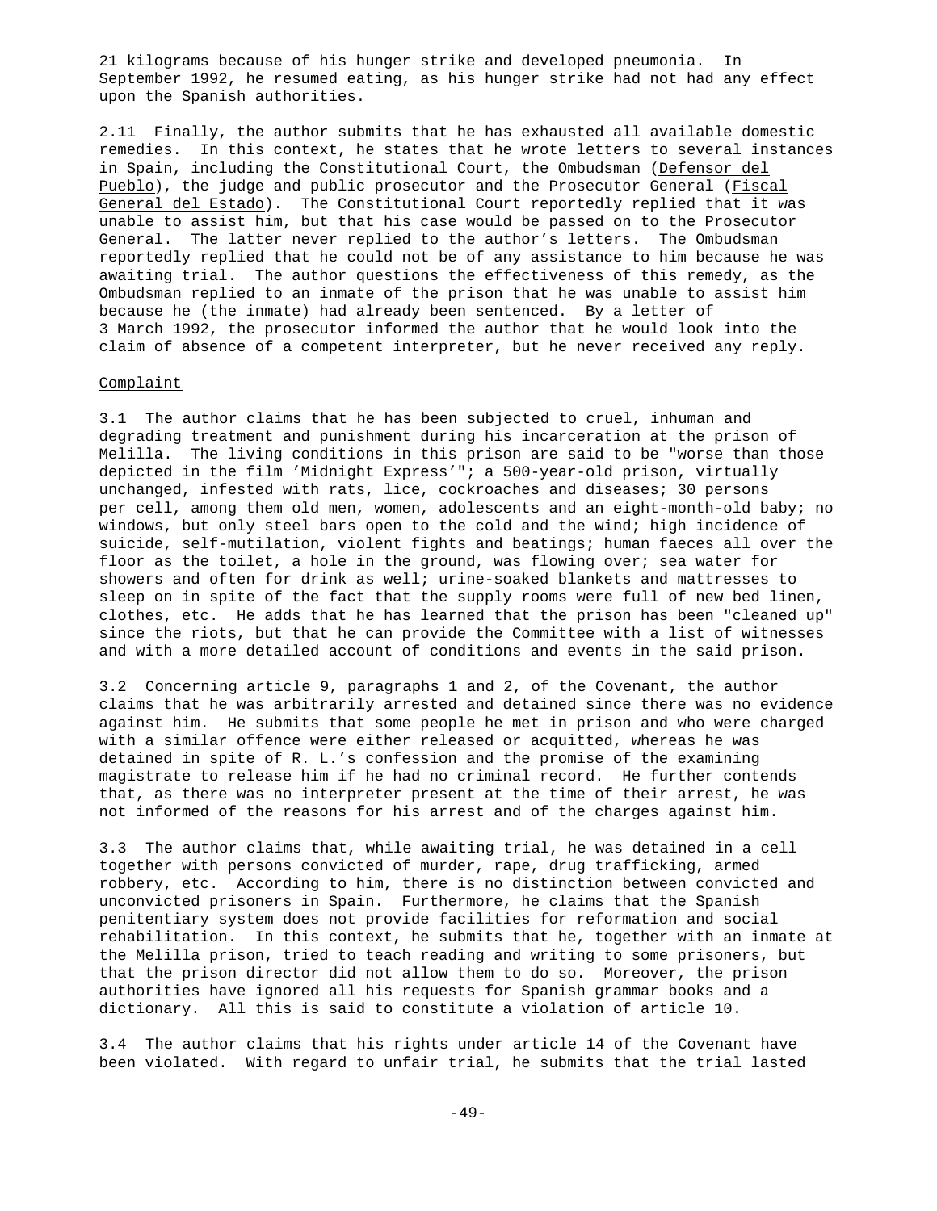21 kilograms because of his hunger strike and developed pneumonia. In September 1992, he resumed eating, as his hunger strike had not had any effect upon the Spanish authorities.

2.11 Finally, the author submits that he has exhausted all available domestic remedies. In this context, he states that he wrote letters to several instances in Spain, including the Constitutional Court, the Ombudsman (Defensor del Pueblo), the judge and public prosecutor and the Prosecutor General (Fiscal General del Estado). The Constitutional Court reportedly replied that it was unable to assist him, but that his case would be passed on to the Prosecutor General. The latter never replied to the author's letters. The Ombudsman reportedly replied that he could not be of any assistance to him because he was awaiting trial. The author questions the effectiveness of this remedy, as the Ombudsman replied to an inmate of the prison that he was unable to assist him because he (the inmate) had already been sentenced. By a letter of 3 March 1992, the prosecutor informed the author that he would look into the claim of absence of a competent interpreter, but he never received any reply.

## Complaint

3.1 The author claims that he has been subjected to cruel, inhuman and degrading treatment and punishment during his incarceration at the prison of Melilla. The living conditions in this prison are said to be "worse than those depicted in the film 'Midnight Express'"; a 500-year-old prison, virtually unchanged, infested with rats, lice, cockroaches and diseases; 30 persons per cell, among them old men, women, adolescents and an eight-month-old baby; no windows, but only steel bars open to the cold and the wind; high incidence of suicide, self-mutilation, violent fights and beatings; human faeces all over the floor as the toilet, a hole in the ground, was flowing over; sea water for showers and often for drink as well; urine-soaked blankets and mattresses to sleep on in spite of the fact that the supply rooms were full of new bed linen, clothes, etc. He adds that he has learned that the prison has been "cleaned up" since the riots, but that he can provide the Committee with a list of witnesses and with a more detailed account of conditions and events in the said prison.

3.2 Concerning article 9, paragraphs 1 and 2, of the Covenant, the author claims that he was arbitrarily arrested and detained since there was no evidence against him. He submits that some people he met in prison and who were charged with a similar offence were either released or acquitted, whereas he was detained in spite of R. L.'s confession and the promise of the examining magistrate to release him if he had no criminal record. He further contends that, as there was no interpreter present at the time of their arrest, he was not informed of the reasons for his arrest and of the charges against him.

3.3 The author claims that, while awaiting trial, he was detained in a cell together with persons convicted of murder, rape, drug trafficking, armed robbery, etc. According to him, there is no distinction between convicted and unconvicted prisoners in Spain. Furthermore, he claims that the Spanish penitentiary system does not provide facilities for reformation and social rehabilitation. In this context, he submits that he, together with an inmate at the Melilla prison, tried to teach reading and writing to some prisoners, but that the prison director did not allow them to do so. Moreover, the prison authorities have ignored all his requests for Spanish grammar books and a dictionary. All this is said to constitute a violation of article 10.

3.4 The author claims that his rights under article 14 of the Covenant have been violated. With regard to unfair trial, he submits that the trial lasted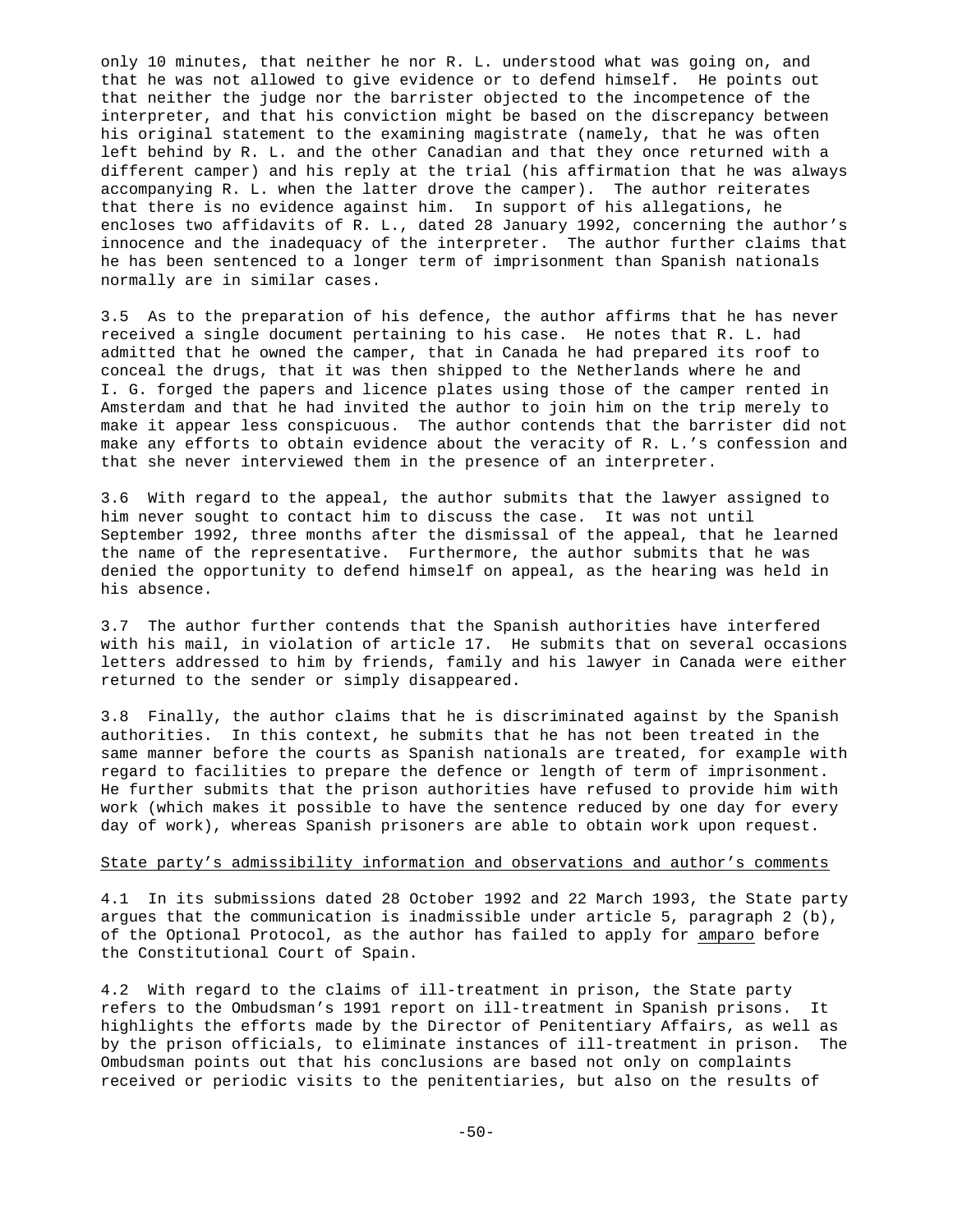only 10 minutes, that neither he nor R. L. understood what was going on, and that he was not allowed to give evidence or to defend himself. He points out that neither the judge nor the barrister objected to the incompetence of the interpreter, and that his conviction might be based on the discrepancy between his original statement to the examining magistrate (namely, that he was often left behind by R. L. and the other Canadian and that they once returned with a different camper) and his reply at the trial (his affirmation that he was always accompanying R. L. when the latter drove the camper). The author reiterates that there is no evidence against him. In support of his allegations, he encloses two affidavits of R. L., dated 28 January 1992, concerning the author's innocence and the inadequacy of the interpreter. The author further claims that he has been sentenced to a longer term of imprisonment than Spanish nationals normally are in similar cases.

3.5 As to the preparation of his defence, the author affirms that he has never received a single document pertaining to his case. He notes that R. L. had admitted that he owned the camper, that in Canada he had prepared its roof to conceal the drugs, that it was then shipped to the Netherlands where he and I. G. forged the papers and licence plates using those of the camper rented in Amsterdam and that he had invited the author to join him on the trip merely to make it appear less conspicuous. The author contends that the barrister did not make any efforts to obtain evidence about the veracity of R. L.'s confession and that she never interviewed them in the presence of an interpreter.

3.6 With regard to the appeal, the author submits that the lawyer assigned to him never sought to contact him to discuss the case. It was not until September 1992, three months after the dismissal of the appeal, that he learned the name of the representative. Furthermore, the author submits that he was denied the opportunity to defend himself on appeal, as the hearing was held in his absence.

3.7 The author further contends that the Spanish authorities have interfered with his mail, in violation of article 17. He submits that on several occasions letters addressed to him by friends, family and his lawyer in Canada were either returned to the sender or simply disappeared.

3.8 Finally, the author claims that he is discriminated against by the Spanish authorities. In this context, he submits that he has not been treated in the same manner before the courts as Spanish nationals are treated, for example with regard to facilities to prepare the defence or length of term of imprisonment. He further submits that the prison authorities have refused to provide him with work (which makes it possible to have the sentence reduced by one day for every day of work), whereas Spanish prisoners are able to obtain work upon request.

State party's admissibility information and observations and author's comments

4.1 In its submissions dated 28 October 1992 and 22 March 1993, the State party argues that the communication is inadmissible under article 5, paragraph 2 (b), of the Optional Protocol, as the author has failed to apply for amparo before the Constitutional Court of Spain.

4.2 With regard to the claims of ill-treatment in prison, the State party refers to the Ombudsman's 1991 report on ill-treatment in Spanish prisons. It highlights the efforts made by the Director of Penitentiary Affairs, as well as by the prison officials, to eliminate instances of ill-treatment in prison. The Ombudsman points out that his conclusions are based not only on complaints received or periodic visits to the penitentiaries, but also on the results of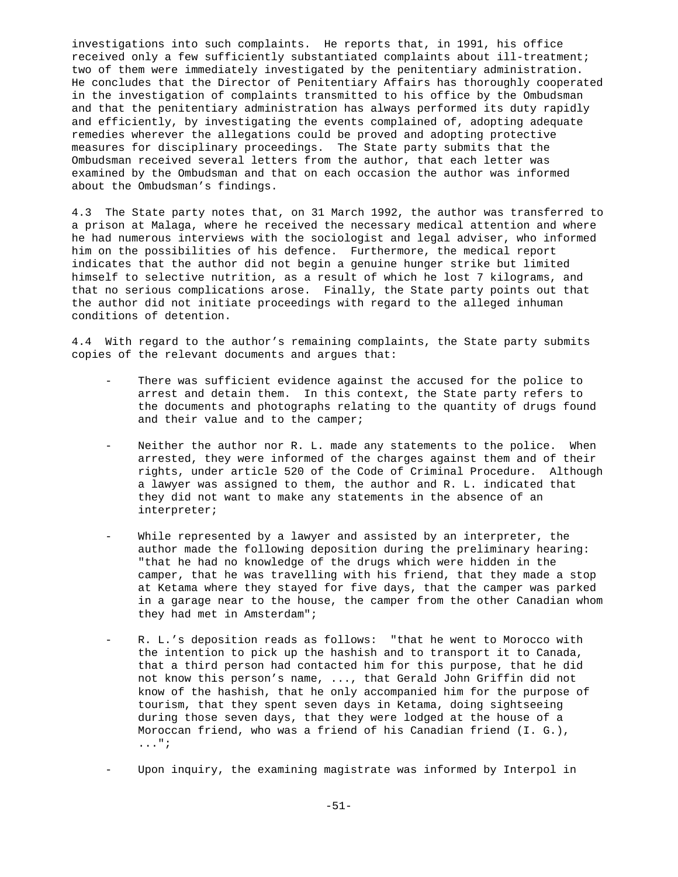investigations into such complaints. He reports that, in 1991, his office received only a few sufficiently substantiated complaints about ill-treatment; two of them were immediately investigated by the penitentiary administration. He concludes that the Director of Penitentiary Affairs has thoroughly cooperated in the investigation of complaints transmitted to his office by the Ombudsman and that the penitentiary administration has always performed its duty rapidly and efficiently, by investigating the events complained of, adopting adequate remedies wherever the allegations could be proved and adopting protective measures for disciplinary proceedings. The State party submits that the Ombudsman received several letters from the author, that each letter was examined by the Ombudsman and that on each occasion the author was informed about the Ombudsman's findings.

4.3 The State party notes that, on 31 March 1992, the author was transferred to a prison at Malaga, where he received the necessary medical attention and where he had numerous interviews with the sociologist and legal adviser, who informed him on the possibilities of his defence. Furthermore, the medical report indicates that the author did not begin a genuine hunger strike but limited himself to selective nutrition, as a result of which he lost 7 kilograms, and that no serious complications arose. Finally, the State party points out that the author did not initiate proceedings with regard to the alleged inhuman conditions of detention.

4.4 With regard to the author's remaining complaints, the State party submits copies of the relevant documents and argues that:

- There was sufficient evidence against the accused for the police to arrest and detain them. In this context, the State party refers to the documents and photographs relating to the quantity of drugs found and their value and to the camper;

- Neither the author nor R. L. made any statements to the police. When arrested, they were informed of the charges against them and of their rights, under article 520 of the Code of Criminal Procedure. Although a lawyer was assigned to them, the author and R. L. indicated that they did not want to make any statements in the absence of an interpreter;

- While represented by a lawyer and assisted by an interpreter, the author made the following deposition during the preliminary hearing: "that he had no knowledge of the drugs which were hidden in the camper, that he was travelling with his friend, that they made a stop at Ketama where they stayed for five days, that the camper was parked in a garage near to the house, the camper from the other Canadian whom they had met in Amsterdam";

- R. L.'s deposition reads as follows: "that he went to Morocco with the intention to pick up the hashish and to transport it to Canada, that a third person had contacted him for this purpose, that he did not know this person's name, ..., that Gerald John Griffin did not know of the hashish, that he only accompanied him for the purpose of tourism, that they spent seven days in Ketama, doing sightseeing during those seven days, that they were lodged at the house of a Moroccan friend, who was a friend of his Canadian friend (I. G.), ...";

- Upon inquiry, the examining magistrate was informed by Interpol in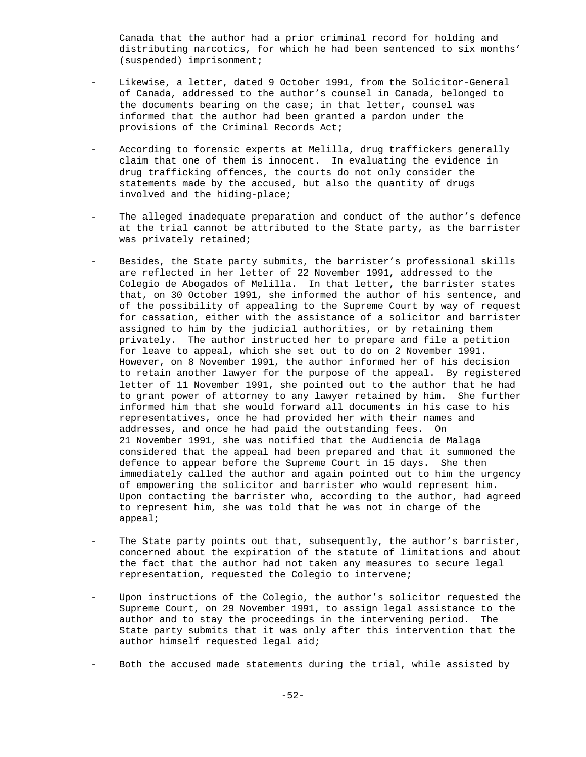Canada that the author had a prior criminal record for holding and distributing narcotics, for which he had been sentenced to six months' (suspended) imprisonment;

- Likewise, a letter, dated 9 October 1991, from the Solicitor-General of Canada, addressed to the author's counsel in Canada, belonged to the documents bearing on the case; in that letter, counsel was informed that the author had been granted a pardon under the provisions of the Criminal Records Act;

- According to forensic experts at Melilla, drug traffickers generally claim that one of them is innocent. In evaluating the evidence in drug trafficking offences, the courts do not only consider the statements made by the accused, but also the quantity of drugs involved and the hiding-place;

- The alleged inadequate preparation and conduct of the author's defence at the trial cannot be attributed to the State party, as the barrister was privately retained;

- Besides, the State party submits, the barrister's professional skills are reflected in her letter of 22 November 1991, addressed to the Colegio de Abogados of Melilla. In that letter, the barrister states that, on 30 October 1991, she informed the author of his sentence, and of the possibility of appealing to the Supreme Court by way of request for cassation, either with the assistance of a solicitor and barrister assigned to him by the judicial authorities, or by retaining them privately. The author instructed her to prepare and file a petition for leave to appeal, which she set out to do on 2 November 1991. However, on 8 November 1991, the author informed her of his decision to retain another lawyer for the purpose of the appeal. By registered letter of 11 November 1991, she pointed out to the author that he had to grant power of attorney to any lawyer retained by him. She further informed him that she would forward all documents in his case to his representatives, once he had provided her with their names and addresses, and once he had paid the outstanding fees. On 21 November 1991, she was notified that the Audiencia de Malaga considered that the appeal had been prepared and that it summoned the defence to appear before the Supreme Court in 15 days. She then immediately called the author and again pointed out to him the urgency of empowering the solicitor and barrister who would represent him. Upon contacting the barrister who, according to the author, had agreed to represent him, she was told that he was not in charge of the appeal;

- The State party points out that, subsequently, the author's barrister, concerned about the expiration of the statute of limitations and about the fact that the author had not taken any measures to secure legal representation, requested the Colegio to intervene;

- Upon instructions of the Colegio, the author's solicitor requested the Supreme Court, on 29 November 1991, to assign legal assistance to the author and to stay the proceedings in the intervening period. The State party submits that it was only after this intervention that the author himself requested legal aid;

- Both the accused made statements during the trial, while assisted by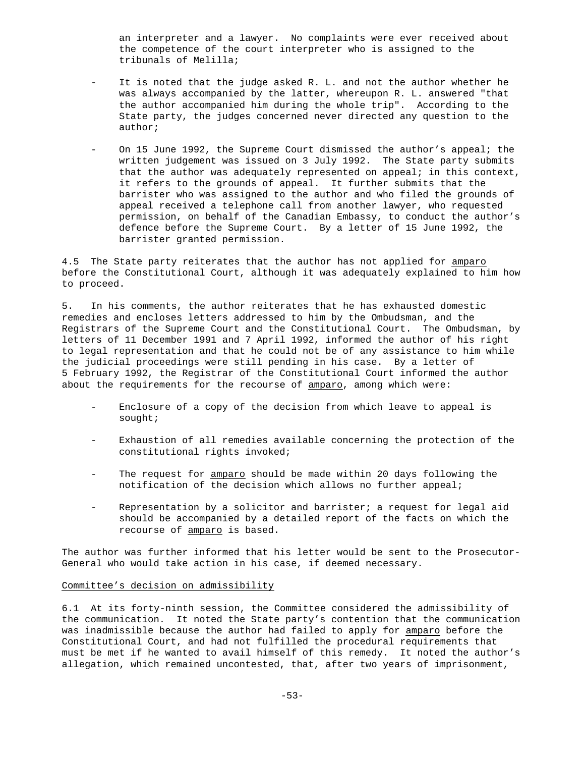an interpreter and a lawyer. No complaints were ever received about the competence of the court interpreter who is assigned to the tribunals of Melilla;

- It is noted that the judge asked R. L. and not the author whether he was always accompanied by the latter, whereupon R. L. answered "that the author accompanied him during the whole trip". According to the State party, the judges concerned never directed any question to the author;

- On 15 June 1992, the Supreme Court dismissed the author's appeal; the written judgement was issued on 3 July 1992. The State party submits that the author was adequately represented on appeal; in this context, it refers to the grounds of appeal. It further submits that the barrister who was assigned to the author and who filed the grounds of appeal received a telephone call from another lawyer, who requested permission, on behalf of the Canadian Embassy, to conduct the author's defence before the Supreme Court. By a letter of 15 June 1992, the barrister granted permission.

4.5 The State party reiterates that the author has not applied for amparo before the Constitutional Court, although it was adequately explained to him how to proceed.

5. In his comments, the author reiterates that he has exhausted domestic remedies and encloses letters addressed to him by the Ombudsman, and the Registrars of the Supreme Court and the Constitutional Court. The Ombudsman, by letters of 11 December 1991 and 7 April 1992, informed the author of his right to legal representation and that he could not be of any assistance to him while the judicial proceedings were still pending in his case. By a letter of 5 February 1992, the Registrar of the Constitutional Court informed the author about the requirements for the recourse of amparo, among which were:

- Enclosure of a copy of the decision from which leave to appeal is sought;

- Exhaustion of all remedies available concerning the protection of the constitutional rights invoked;

- The request for amparo should be made within 20 days following the notification of the decision which allows no further appeal;

- Representation by a solicitor and barrister; a request for legal aid should be accompanied by a detailed report of the facts on which the recourse of amparo is based.

The author was further informed that his letter would be sent to the Prosecutor-General who would take action in his case, if deemed necessary.

## Committee's decision on admissibility

6.1 At its forty-ninth session, the Committee considered the admissibility of the communication. It noted the State party's contention that the communication was inadmissible because the author had failed to apply for amparo before the Constitutional Court, and had not fulfilled the procedural requirements that must be met if he wanted to avail himself of this remedy. It noted the author's allegation, which remained uncontested, that, after two years of imprisonment,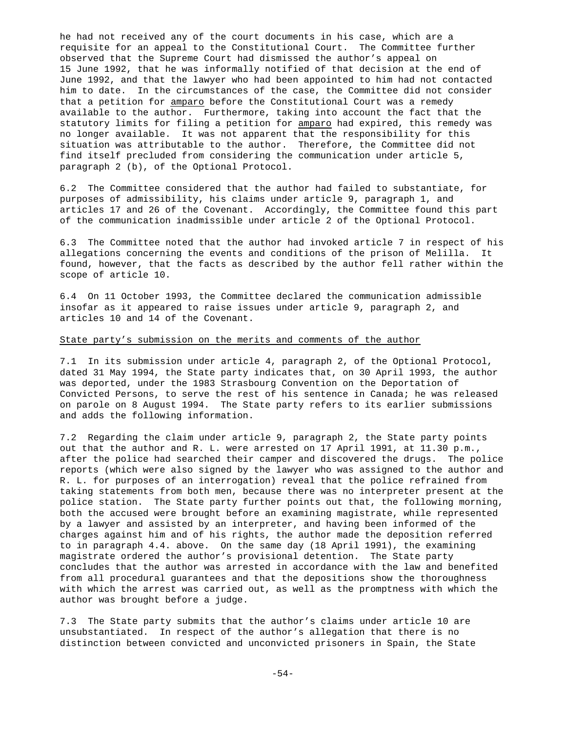he had not received any of the court documents in his case, which are a requisite for an appeal to the Constitutional Court. The Committee further observed that the Supreme Court had dismissed the author's appeal on 15 June 1992, that he was informally notified of that decision at the end of June 1992, and that the lawyer who had been appointed to him had not contacted him to date. In the circumstances of the case, the Committee did not consider that a petition for _amparo_ before the Constitutional Court was a remedy available to the author. Furthermore, taking into account the fact that the statutory limits for filing a petition for _amparo_ had expired, this remedy was no longer available. It was not apparent that the responsibility for this situation was attributable to the author. Therefore, the Committee did not find itself precluded from considering the communication under article 5, paragraph 2 (b), of the Optional Protocol.

6.2 The Committee considered that the author had failed to substantiate, for purposes of admissibility, his claims under article 9, paragraph 1, and articles 17 and 26 of the Covenant. Accordingly, the Committee found this part of the communication inadmissible under article 2 of the Optional Protocol.

6.3 The Committee noted that the author had invoked article 7 in respect of his allegations concerning the events and conditions of the prison of Melilla. It found, however, that the facts as described by the author fell rather within the scope of article 10.

6.4 On 11 October 1993, the Committee declared the communication admissible insofar as it appeared to raise issues under article 9, paragraph 2, and articles 10 and 14 of the Covenant.

## State party's submission on the merits and comments of the author

7.1 In its submission under article 4, paragraph 2, of the Optional Protocol, dated 31 May 1994, the State party indicates that, on 30 April 1993, the author was deported, under the 1983 Strasbourg Convention on the Deportation of Convicted Persons, to serve the rest of his sentence in Canada; he was released on parole on 8 August 1994. The State party refers to its earlier submissions and adds the following information.

7.2 Regarding the claim under article 9, paragraph 2, the State party points out that the author and R. L. were arrested on 17 April 1991, at 11.30 p.m., after the police had searched their camper and discovered the drugs. The police reports (which were also signed by the lawyer who was assigned to the author and R. L. for purposes of an interrogation) reveal that the police refrained from taking statements from both men, because there was no interpreter present at the police station. The State party further points out that, the following morning, both the accused were brought before an examining magistrate, while represented by a lawyer and assisted by an interpreter, and having been informed of the charges against him and of his rights, the author made the deposition referred to in paragraph 4.4. above. On the same day (18 April 1991), the examining magistrate ordered the author's provisional detention. The State party concludes that the author was arrested in accordance with the law and benefited from all procedural guarantees and that the depositions show the thoroughness with which the arrest was carried out, as well as the promptness with which the author was brought before a judge.

7.3 The State party submits that the author's claims under article 10 are unsubstantiated. In respect of the author's allegation that there is no distinction between convicted and unconvicted prisoners in Spain, the State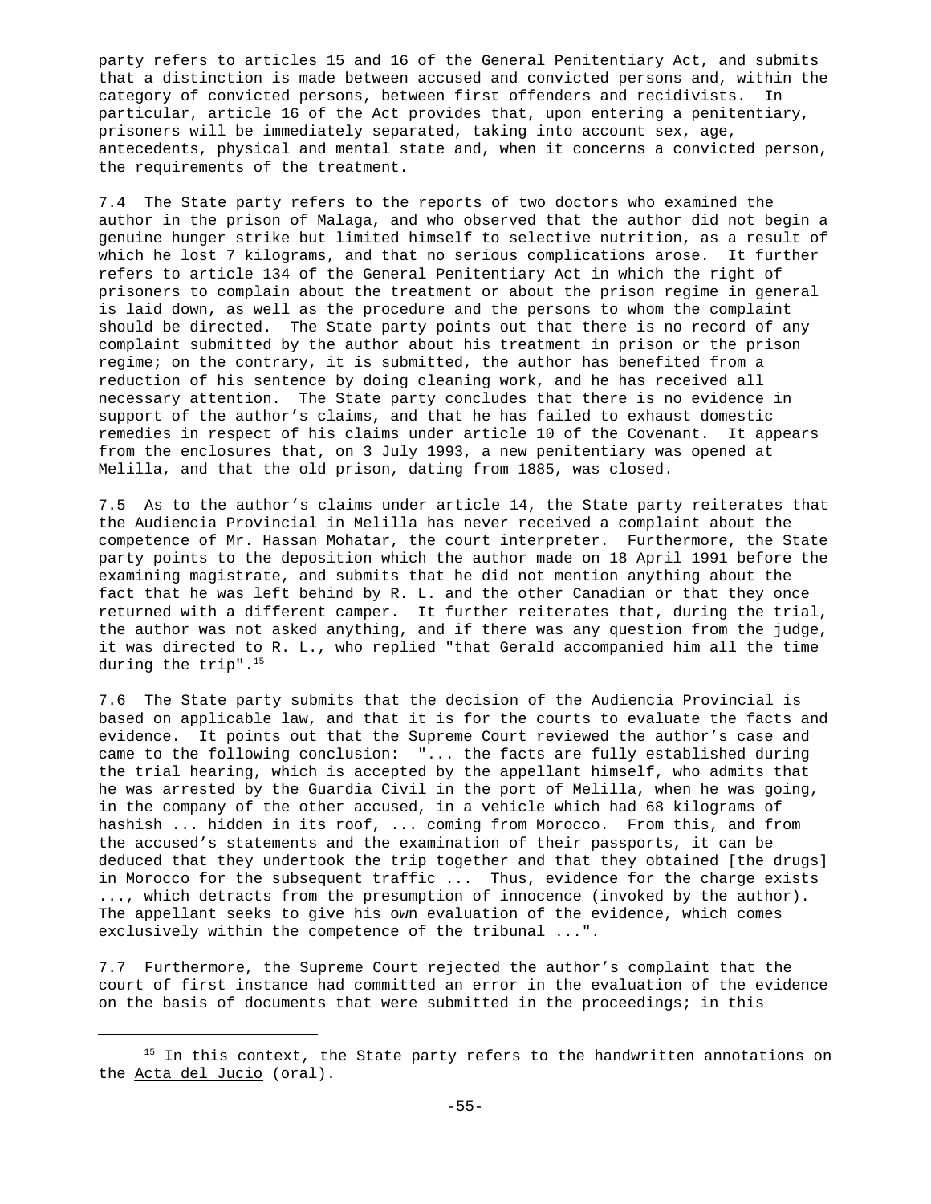party refers to articles 15 and 16 of the General Penitentiary Act, and submits that a distinction is made between accused and convicted persons and, within the category of convicted persons, between first offenders and recidivists. In particular, article 16 of the Act provides that, upon entering a penitentiary, prisoners will be immediately separated, taking into account sex, age, antecedents, physical and mental state and, when it concerns a convicted person, the requirements of the treatment.

7.4 The State party refers to the reports of two doctors who examined the author in the prison of Malaga, and who observed that the author did not begin a genuine hunger strike but limited himself to selective nutrition, as a result of which he lost 7 kilograms, and that no serious complications arose. It further refers to article 134 of the General Penitentiary Act in which the right of prisoners to complain about the treatment or about the prison regime in general is laid down, as well as the procedure and the persons to whom the complaint should be directed. The State party points out that there is no record of any complaint submitted by the author about his treatment in prison or the prison regime; on the contrary, it is submitted, the author has benefited from a reduction of his sentence by doing cleaning work, and he has received all necessary attention. The State party concludes that there is no evidence in support of the author's claims, and that he has failed to exhaust domestic remedies in respect of his claims under article 10 of the Covenant. It appears from the enclosures that, on 3 July 1993, a new penitentiary was opened at Melilla, and that the old prison, dating from 1885, was closed.

7.5 As to the author's claims under article 14, the State party reiterates that the Audiencia Provincial in Melilla has never received a complaint about the competence of Mr. Hassan Mohatar, the court interpreter. Furthermore, the State party points to the deposition which the author made on 18 April 1991 before the examining magistrate, and submits that he did not mention anything about the fact that he was left behind by R. L. and the other Canadian or that they once returned with a different camper. It further reiterates that, during the trial, the author was not asked anything, and if there was any question from the judge, it was directed to R. L., who replied "that Gerald accompanied him all the time during the trip".[15]

7.6 The State party submits that the decision of the Audiencia Provincial is based on applicable law, and that it is for the courts to evaluate the facts and evidence. It points out that the Supreme Court reviewed the author's case and came to the following conclusion: "... the facts are fully established during the trial hearing, which is accepted by the appellant himself, who admits that he was arrested by the Guardia Civil in the port of Melilla, when he was going, in the company of the other accused, in a vehicle which had 68 kilograms of hashish ... hidden in its roof, ... coming from Morocco. From this, and from the accused's statements and the examination of their passports, it can be deduced that they undertook the trip together and that they obtained [the drugs] in Morocco for the subsequent traffic ... Thus, evidence for the charge exists ..., which detracts from the presumption of innocence (invoked by the author). The appellant seeks to give his own evaluation of the evidence, which comes exclusively within the competence of the tribunal ...".

7.7 Furthermore, the Supreme Court rejected the author's complaint that the court of first instance had committed an error in the evaluation of the evidence on the basis of documents that were submitted in the proceedings; in this

---

[15] In this context, the State party refers to the handwritten annotations on the Acta del Jucio (oral).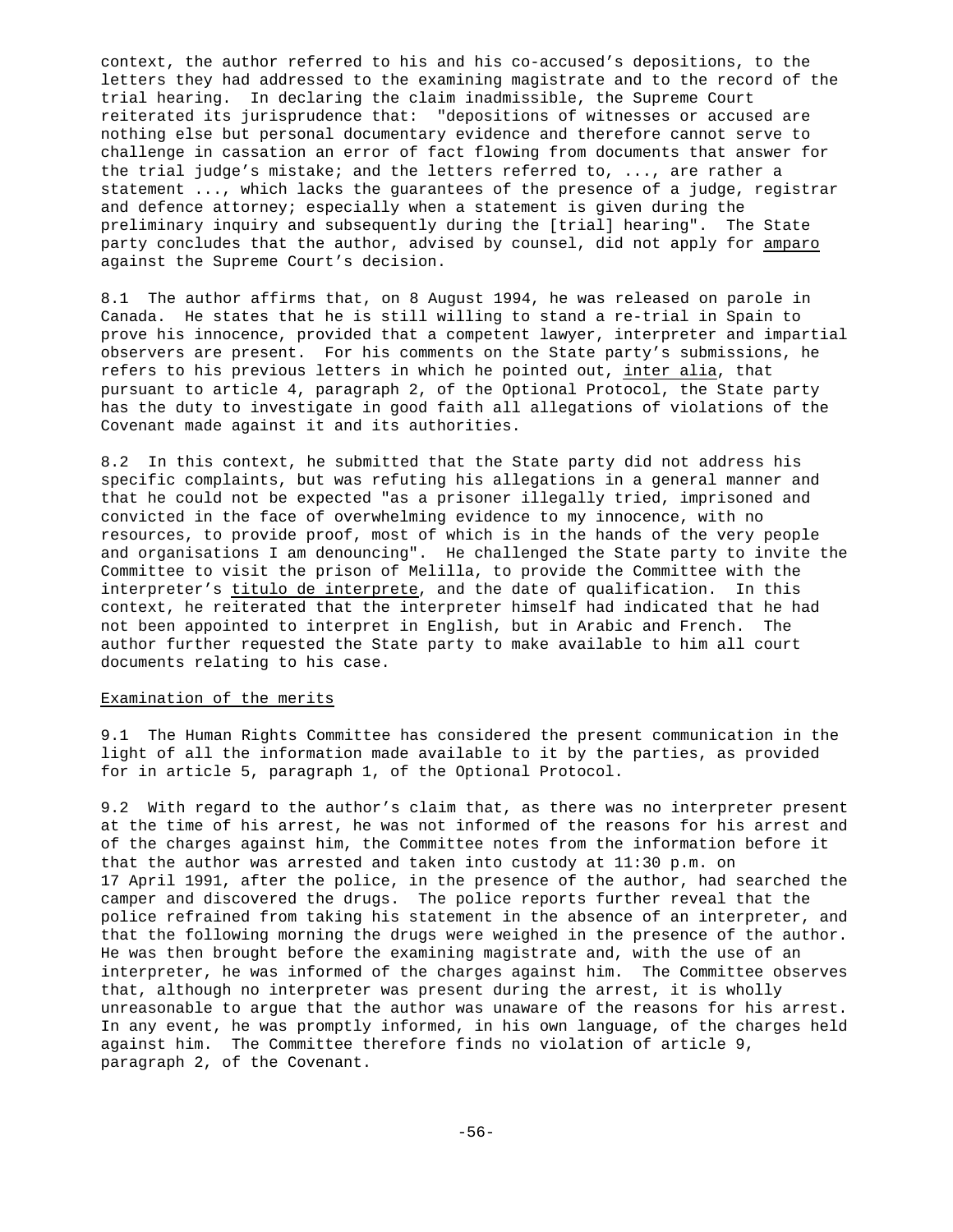context, the author referred to his and his co-accused's depositions, to the letters they had addressed to the examining magistrate and to the record of the trial hearing. In declaring the claim inadmissible, the Supreme Court reiterated its jurisprudence that: "depositions of witnesses or accused are nothing else but personal documentary evidence and therefore cannot serve to challenge in cassation an error of fact flowing from documents that answer for the trial judge's mistake; and the letters referred to, ..., are rather a statement ..., which lacks the guarantees of the presence of a judge, registrar and defence attorney; especially when a statement is given during the preliminary inquiry and subsequently during the [trial] hearing". The State party concludes that the author, advised by counsel, did not apply for amparo against the Supreme Court's decision.

8.1 The author affirms that, on 8 August 1994, he was released on parole in Canada. He states that he is still willing to stand a re-trial in Spain to prove his innocence, provided that a competent lawyer, interpreter and impartial observers are present. For his comments on the State party's submissions, he refers to his previous letters in which he pointed out, inter alia, that pursuant to article 4, paragraph 2, of the Optional Protocol, the State party has the duty to investigate in good faith all allegations of violations of the Covenant made against it and its authorities.

8.2 In this context, he submitted that the State party did not address his specific complaints, but was refuting his allegations in a general manner and that he could not be expected "as a prisoner illegally tried, imprisoned and convicted in the face of overwhelming evidence to my innocence, with no resources, to provide proof, most of which is in the hands of the very people and organisations I am denouncing". He challenged the State party to invite the Committee to visit the prison of Melilla, to provide the Committee with the interpreter's titulo de interprete, and the date of qualification. In this context, he reiterated that the interpreter himself had indicated that he had not been appointed to interpret in English, but in Arabic and French. The author further requested the State party to make available to him all court documents relating to his case.

## Examination of the merits

9.1 The Human Rights Committee has considered the present communication in the light of all the information made available to it by the parties, as provided for in article 5, paragraph 1, of the Optional Protocol.

9.2 With regard to the author's claim that, as there was no interpreter present at the time of his arrest, he was not informed of the reasons for his arrest and of the charges against him, the Committee notes from the information before it that the author was arrested and taken into custody at 11:30 p.m. on 17 April 1991, after the police, in the presence of the author, had searched the camper and discovered the drugs. The police reports further reveal that the police refrained from taking his statement in the absence of an interpreter, and that the following morning the drugs were weighed in the presence of the author. He was then brought before the examining magistrate and, with the use of an interpreter, he was informed of the charges against him. The Committee observes that, although no interpreter was present during the arrest, it is wholly unreasonable to argue that the author was unaware of the reasons for his arrest. In any event, he was promptly informed, in his own language, of the charges held against him. The Committee therefore finds no violation of article 9, paragraph 2, of the Covenant.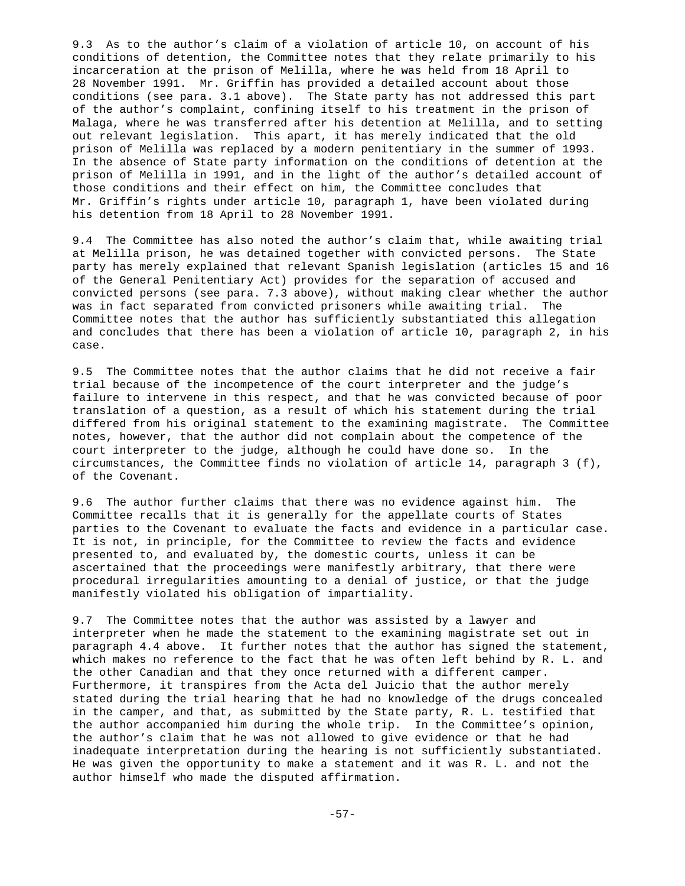9.3 As to the author's claim of a violation of article 10, on account of his conditions of detention, the Committee notes that they relate primarily to his incarceration at the prison of Melilla, where he was held from 18 April to 28 November 1991. Mr. Griffin has provided a detailed account about those conditions (see para. 3.1 above). The State party has not addressed this part of the author's complaint, confining itself to his treatment in the prison of Malaga, where he was transferred after his detention at Melilla, and to setting out relevant legislation. This apart, it has merely indicated that the old prison of Melilla was replaced by a modern penitentiary in the summer of 1993. In the absence of State party information on the conditions of detention at the prison of Melilla in 1991, and in the light of the author's detailed account of those conditions and their effect on him, the Committee concludes that Mr. Griffin's rights under article 10, paragraph 1, have been violated during his detention from 18 April to 28 November 1991.

9.4 The Committee has also noted the author's claim that, while awaiting trial at Melilla prison, he was detained together with convicted persons. The State party has merely explained that relevant Spanish legislation (articles 15 and 16 of the General Penitentiary Act) provides for the separation of accused and convicted persons (see para. 7.3 above), without making clear whether the author was in fact separated from convicted prisoners while awaiting trial. The Committee notes that the author has sufficiently substantiated this allegation and concludes that there has been a violation of article 10, paragraph 2, in his case.

9.5 The Committee notes that the author claims that he did not receive a fair trial because of the incompetence of the court interpreter and the judge's failure to intervene in this respect, and that he was convicted because of poor translation of a question, as a result of which his statement during the trial differed from his original statement to the examining magistrate. The Committee notes, however, that the author did not complain about the competence of the court interpreter to the judge, although he could have done so. In the circumstances, the Committee finds no violation of article 14, paragraph 3 (f), of the Covenant.

9.6 The author further claims that there was no evidence against him. The Committee recalls that it is generally for the appellate courts of States parties to the Covenant to evaluate the facts and evidence in a particular case. It is not, in principle, for the Committee to review the facts and evidence presented to, and evaluated by, the domestic courts, unless it can be ascertained that the proceedings were manifestly arbitrary, that there were procedural irregularities amounting to a denial of justice, or that the judge manifestly violated his obligation of impartiality.

9.7 The Committee notes that the author was assisted by a lawyer and interpreter when he made the statement to the examining magistrate set out in paragraph 4.4 above. It further notes that the author has signed the statement, which makes no reference to the fact that he was often left behind by R. L. and the other Canadian and that they once returned with a different camper. Furthermore, it transpires from the Acta del Juicio that the author merely stated during the trial hearing that he had no knowledge of the drugs concealed in the camper, and that, as submitted by the State party, R. L. testified that the author accompanied him during the whole trip. In the Committee's opinion, the author's claim that he was not allowed to give evidence or that he had inadequate interpretation during the hearing is not sufficiently substantiated. He was given the opportunity to make a statement and it was R. L. and not the author himself who made the disputed affirmation.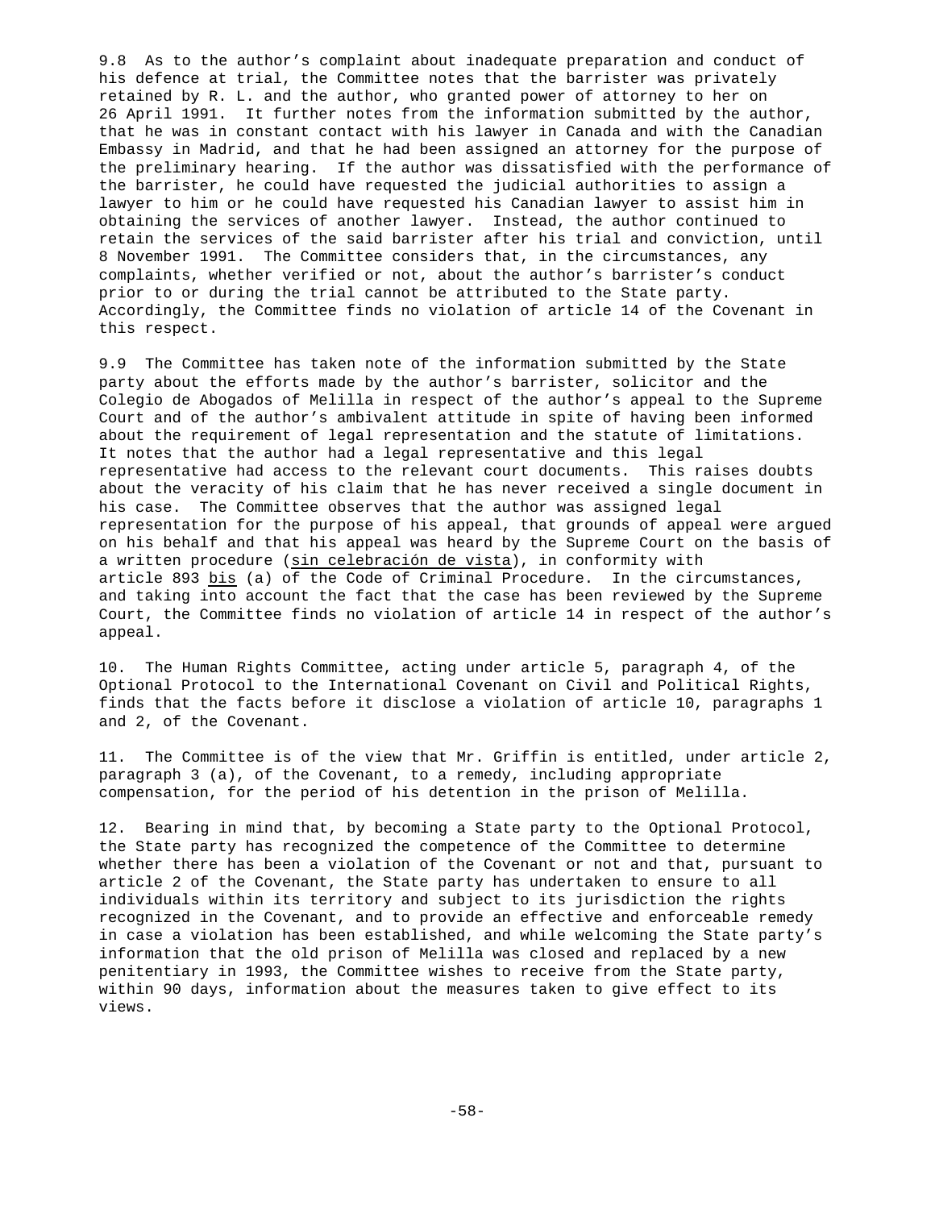9.8 As to the author's complaint about inadequate preparation and conduct of his defence at trial, the Committee notes that the barrister was privately retained by R. L. and the author, who granted power of attorney to her on 26 April 1991. It further notes from the information submitted by the author, that he was in constant contact with his lawyer in Canada and with the Canadian Embassy in Madrid, and that he had been assigned an attorney for the purpose of the preliminary hearing. If the author was dissatisfied with the performance of the barrister, he could have requested the judicial authorities to assign a lawyer to him or he could have requested his Canadian lawyer to assist him in obtaining the services of another lawyer. Instead, the author continued to retain the services of the said barrister after his trial and conviction, until 8 November 1991. The Committee considers that, in the circumstances, any complaints, whether verified or not, about the author's barrister's conduct prior to or during the trial cannot be attributed to the State party. Accordingly, the Committee finds no violation of article 14 of the Covenant in this respect.

9.9 The Committee has taken note of the information submitted by the State party about the efforts made by the author's barrister, solicitor and the Colegio de Abogados of Melilla in respect of the author's appeal to the Supreme Court and of the author's ambivalent attitude in spite of having been informed about the requirement of legal representation and the statute of limitations. It notes that the author had a legal representative and this legal representative had access to the relevant court documents. This raises doubts about the veracity of his claim that he has never received a single document in his case. The Committee observes that the author was assigned legal representation for the purpose of his appeal, that grounds of appeal were argued on his behalf and that his appeal was heard by the Supreme Court on the basis of a written procedure (*sin celebración de vista*), in conformity with article 893 *bis* (a) of the Code of Criminal Procedure. In the circumstances, and taking into account the fact that the case has been reviewed by the Supreme Court, the Committee finds no violation of article 14 in respect of the author's appeal.

10. The Human Rights Committee, acting under article 5, paragraph 4, of the Optional Protocol to the International Covenant on Civil and Political Rights, finds that the facts before it disclose a violation of article 10, paragraphs 1 and 2, of the Covenant.

11. The Committee is of the view that Mr. Griffin is entitled, under article 2, paragraph 3 (a), of the Covenant, to a remedy, including appropriate compensation, for the period of his detention in the prison of Melilla.

12. Bearing in mind that, by becoming a State party to the Optional Protocol, the State party has recognized the competence of the Committee to determine whether there has been a violation of the Covenant or not and that, pursuant to article 2 of the Covenant, the State party has undertaken to ensure to all individuals within its territory and subject to its jurisdiction the rights recognized in the Covenant, and to provide an effective and enforceable remedy in case a violation has been established, and while welcoming the State party's information that the old prison of Melilla was closed and replaced by a new penitentiary in 1993, the Committee wishes to receive from the State party, within 90 days, information about the measures taken to give effect to its views.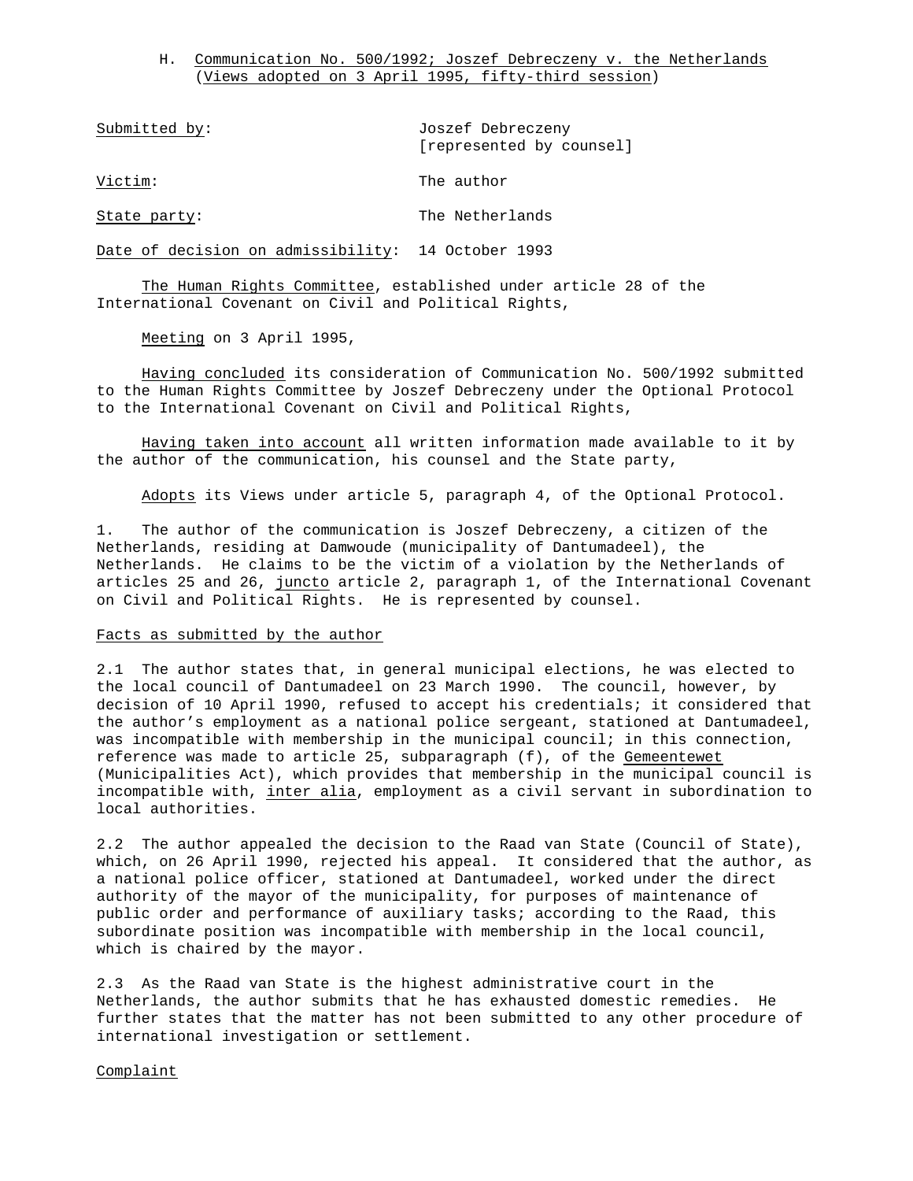## H. Communication No. 500/1992; Joszef Debreczeny v. the Netherlands (Views adopted on 3 April 1995, fifty-third session)

Submitted by: Joszef Debreczeny [represented by counsel]

Victim: The author

State party: The Netherlands

Date of decision on admissibility: 14 October 1993

The Human Rights Committee, established under article 28 of the International Covenant on Civil and Political Rights,

Meeting on 3 April 1995,

Having concluded its consideration of Communication No. 500/1992 submitted to the Human Rights Committee by Joszef Debreczeny under the Optional Protocol to the International Covenant on Civil and Political Rights,

Having taken into account all written information made available to it by the author of the communication, his counsel and the State party,

Adopts its Views under article 5, paragraph 4, of the Optional Protocol.

1. The author of the communication is Joszef Debreczeny, a citizen of the Netherlands, residing at Damwoude (municipality of Dantumadeel), the Netherlands. He claims to be the victim of a violation by the Netherlands of articles 25 and 26, *juncto* article 2, paragraph 1, of the International Covenant on Civil and Political Rights. He is represented by counsel.

### Facts as submitted by the author

2.1 The author states that, in general municipal elections, he was elected to the local council of Dantumadeel on 23 March 1990. The council, however, by decision of 10 April 1990, refused to accept his credentials; it considered that the author's employment as a national police sergeant, stationed at Dantumadeel, was incompatible with membership in the municipal council; in this connection, reference was made to article 25, subparagraph (f), of the *Gemeentewet* (Municipalities Act), which provides that membership in the municipal council is incompatible with, *inter alia*, employment as a civil servant in subordination to local authorities.

2.2 The author appealed the decision to the Raad van State (Council of State), which, on 26 April 1990, rejected his appeal. It considered that the author, as a national police officer, stationed at Dantumadeel, worked under the direct authority of the mayor of the municipality, for purposes of maintenance of public order and performance of auxiliary tasks; according to the Raad, this subordinate position was incompatible with membership in the local council, which is chaired by the mayor.

2.3 As the Raad van State is the highest administrative court in the Netherlands, the author submits that he has exhausted domestic remedies. He further states that the matter has not been submitted to any other procedure of international investigation or settlement.

### Complaint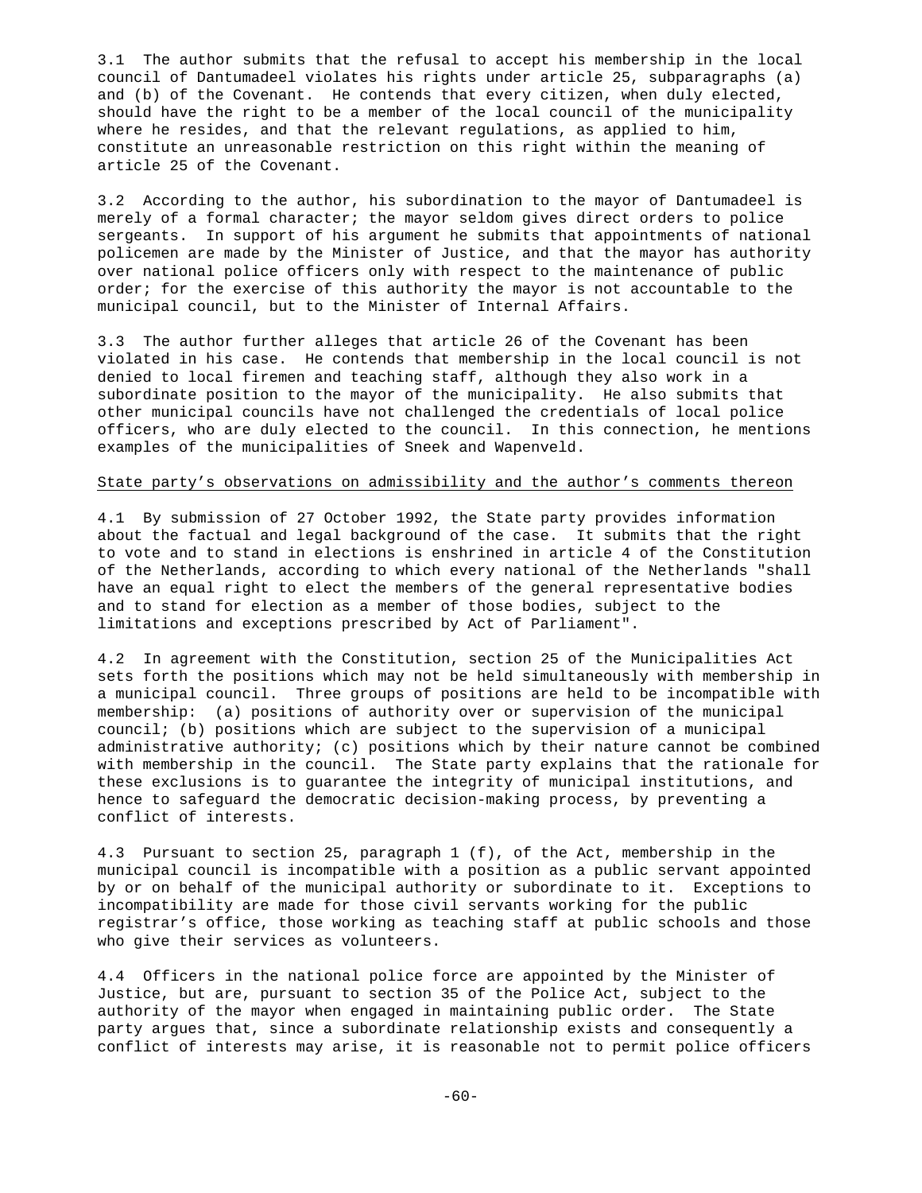3.1 The author submits that the refusal to accept his membership in the local council of Dantumadeel violates his rights under article 25, subparagraphs (a) and (b) of the Covenant. He contends that every citizen, when duly elected, should have the right to be a member of the local council of the municipality where he resides, and that the relevant regulations, as applied to him, constitute an unreasonable restriction on this right within the meaning of article 25 of the Covenant.

3.2 According to the author, his subordination to the mayor of Dantumadeel is merely of a formal character; the mayor seldom gives direct orders to police sergeants. In support of his argument he submits that appointments of national policemen are made by the Minister of Justice, and that the mayor has authority over national police officers only with respect to the maintenance of public order; for the exercise of this authority the mayor is not accountable to the municipal council, but to the Minister of Internal Affairs.

3.3 The author further alleges that article 26 of the Covenant has been violated in his case. He contends that membership in the local council is not denied to local firemen and teaching staff, although they also work in a subordinate position to the mayor of the municipality. He also submits that other municipal councils have not challenged the credentials of local police officers, who are duly elected to the council. In this connection, he mentions examples of the municipalities of Sneek and Wapenveld.

<u>State party's observations on admissibility and the author's comments thereon</u>

4.1 By submission of 27 October 1992, the State party provides information about the factual and legal background of the case. It submits that the right to vote and to stand in elections is enshrined in article 4 of the Constitution of the Netherlands, according to which every national of the Netherlands "shall have an equal right to elect the members of the general representative bodies and to stand for election as a member of those bodies, subject to the limitations and exceptions prescribed by Act of Parliament".

4.2 In agreement with the Constitution, section 25 of the Municipalities Act sets forth the positions which may not be held simultaneously with membership in a municipal council. Three groups of positions are held to be incompatible with membership: (a) positions of authority over or supervision of the municipal council; (b) positions which are subject to the supervision of a municipal administrative authority; (c) positions which by their nature cannot be combined with membership in the council. The State party explains that the rationale for these exclusions is to guarantee the integrity of municipal institutions, and hence to safeguard the democratic decision-making process, by preventing a conflict of interests.

4.3 Pursuant to section 25, paragraph 1 (f), of the Act, membership in the municipal council is incompatible with a position as a public servant appointed by or on behalf of the municipal authority or subordinate to it. Exceptions to incompatibility are made for those civil servants working for the public registrar's office, those working as teaching staff at public schools and those who give their services as volunteers.

4.4 Officers in the national police force are appointed by the Minister of Justice, but are, pursuant to section 35 of the Police Act, subject to the authority of the mayor when engaged in maintaining public order. The State party argues that, since a subordinate relationship exists and consequently a conflict of interests may arise, it is reasonable not to permit police officers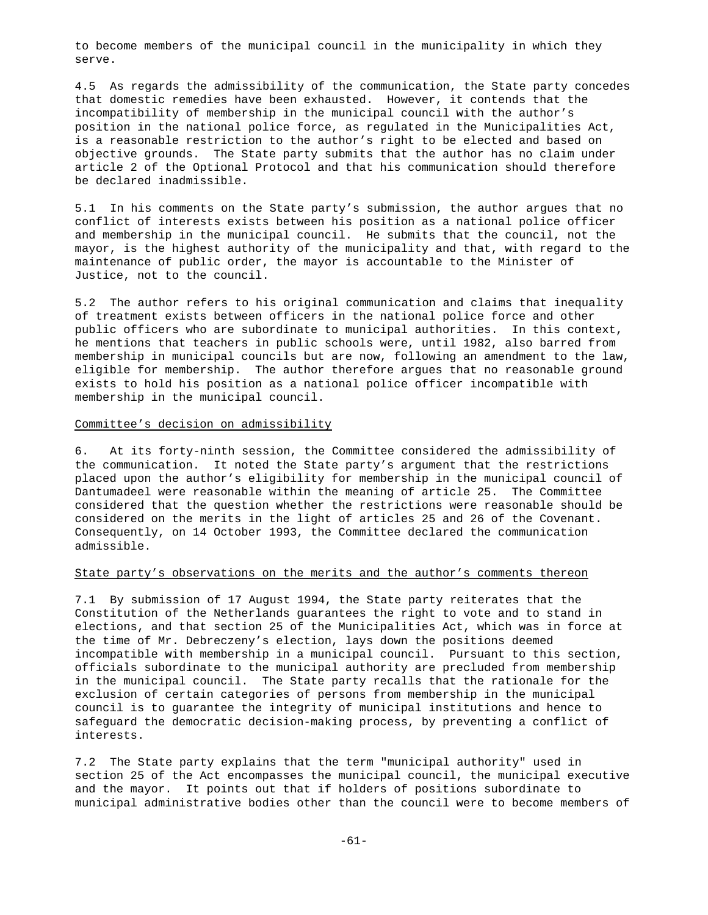to become members of the municipal council in the municipality in which they serve.

4.5 As regards the admissibility of the communication, the State party concedes that domestic remedies have been exhausted. However, it contends that the incompatibility of membership in the municipal council with the author's position in the national police force, as regulated in the Municipalities Act, is a reasonable restriction to the author's right to be elected and based on objective grounds. The State party submits that the author has no claim under article 2 of the Optional Protocol and that his communication should therefore be declared inadmissible.

5.1 In his comments on the State party's submission, the author argues that no conflict of interests exists between his position as a national police officer and membership in the municipal council. He submits that the council, not the mayor, is the highest authority of the municipality and that, with regard to the maintenance of public order, the mayor is accountable to the Minister of Justice, not to the council.

5.2 The author refers to his original communication and claims that inequality of treatment exists between officers in the national police force and other public officers who are subordinate to municipal authorities. In this context, he mentions that teachers in public schools were, until 1982, also barred from membership in municipal councils but are now, following an amendment to the law, eligible for membership. The author therefore argues that no reasonable ground exists to hold his position as a national police officer incompatible with membership in the municipal council.

Committee's decision on admissibility

6. At its forty-ninth session, the Committee considered the admissibility of the communication. It noted the State party's argument that the restrictions placed upon the author's eligibility for membership in the municipal council of Dantumadeel were reasonable within the meaning of article 25. The Committee considered that the question whether the restrictions were reasonable should be considered on the merits in the light of articles 25 and 26 of the Covenant. Consequently, on 14 October 1993, the Committee declared the communication admissible.

State party's observations on the merits and the author's comments thereon

7.1 By submission of 17 August 1994, the State party reiterates that the Constitution of the Netherlands guarantees the right to vote and to stand in elections, and that section 25 of the Municipalities Act, which was in force at the time of Mr. Debreczeny's election, lays down the positions deemed incompatible with membership in a municipal council. Pursuant to this section, officials subordinate to the municipal authority are precluded from membership in the municipal council. The State party recalls that the rationale for the exclusion of certain categories of persons from membership in the municipal council is to guarantee the integrity of municipal institutions and hence to safeguard the democratic decision-making process, by preventing a conflict of interests.

7.2 The State party explains that the term "municipal authority" used in section 25 of the Act encompasses the municipal council, the municipal executive and the mayor. It points out that if holders of positions subordinate to municipal administrative bodies other than the council were to become members of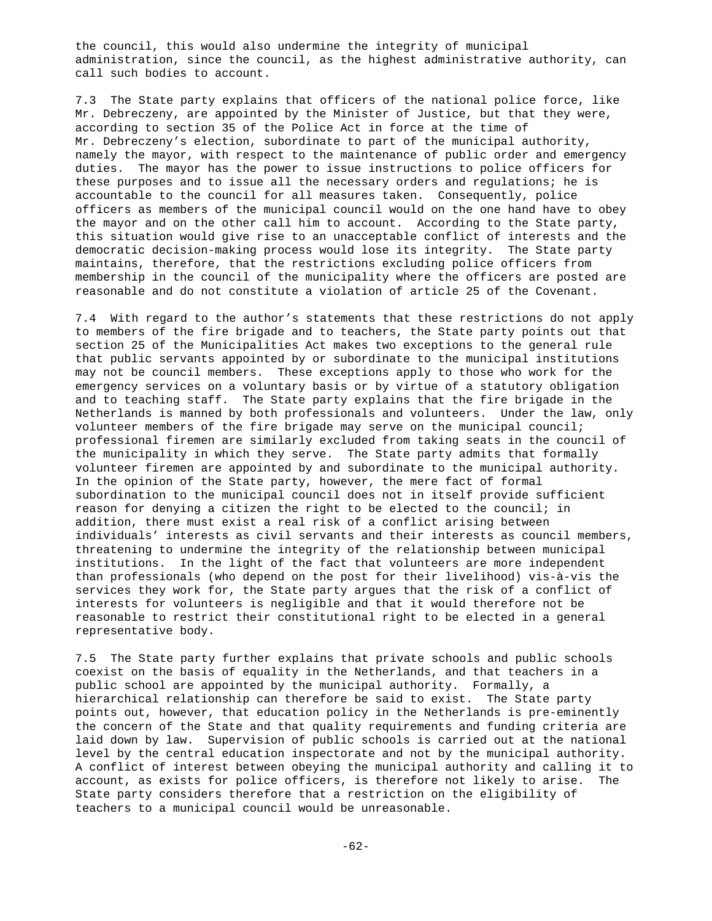the council, this would also undermine the integrity of municipal administration, since the council, as the highest administrative authority, can call such bodies to account.

7.3 The State party explains that officers of the national police force, like Mr. Debreczeny, are appointed by the Minister of Justice, but that they were, according to section 35 of the Police Act in force at the time of Mr. Debreczeny's election, subordinate to part of the municipal authority, namely the mayor, with respect to the maintenance of public order and emergency duties. The mayor has the power to issue instructions to police officers for these purposes and to issue all the necessary orders and regulations; he is accountable to the council for all measures taken. Consequently, police officers as members of the municipal council would on the one hand have to obey the mayor and on the other call him to account. According to the State party, this situation would give rise to an unacceptable conflict of interests and the democratic decision-making process would lose its integrity. The State party maintains, therefore, that the restrictions excluding police officers from membership in the council of the municipality where the officers are posted are reasonable and do not constitute a violation of article 25 of the Covenant.

7.4 With regard to the author's statements that these restrictions do not apply to members of the fire brigade and to teachers, the State party points out that section 25 of the Municipalities Act makes two exceptions to the general rule that public servants appointed by or subordinate to the municipal institutions may not be council members. These exceptions apply to those who work for the emergency services on a voluntary basis or by virtue of a statutory obligation and to teaching staff. The State party explains that the fire brigade in the Netherlands is manned by both professionals and volunteers. Under the law, only volunteer members of the fire brigade may serve on the municipal council; professional firemen are similarly excluded from taking seats in the council of the municipality in which they serve. The State party admits that formally volunteer firemen are appointed by and subordinate to the municipal authority. In the opinion of the State party, however, the mere fact of formal subordination to the municipal council does not in itself provide sufficient reason for denying a citizen the right to be elected to the council; in addition, there must exist a real risk of a conflict arising between individuals' interests as civil servants and their interests as council members, threatening to undermine the integrity of the relationship between municipal institutions. In the light of the fact that volunteers are more independent than professionals (who depend on the post for their livelihood) vis-à-vis the services they work for, the State party argues that the risk of a conflict of interests for volunteers is negligible and that it would therefore not be reasonable to restrict their constitutional right to be elected in a general representative body.

7.5 The State party further explains that private schools and public schools coexist on the basis of equality in the Netherlands, and that teachers in a public school are appointed by the municipal authority. Formally, a hierarchical relationship can therefore be said to exist. The State party points out, however, that education policy in the Netherlands is pre-eminently the concern of the State and that quality requirements and funding criteria are laid down by law. Supervision of public schools is carried out at the national level by the central education inspectorate and not by the municipal authority. A conflict of interest between obeying the municipal authority and calling it to account, as exists for police officers, is therefore not likely to arise. The State party considers therefore that a restriction on the eligibility of teachers to a municipal council would be unreasonable.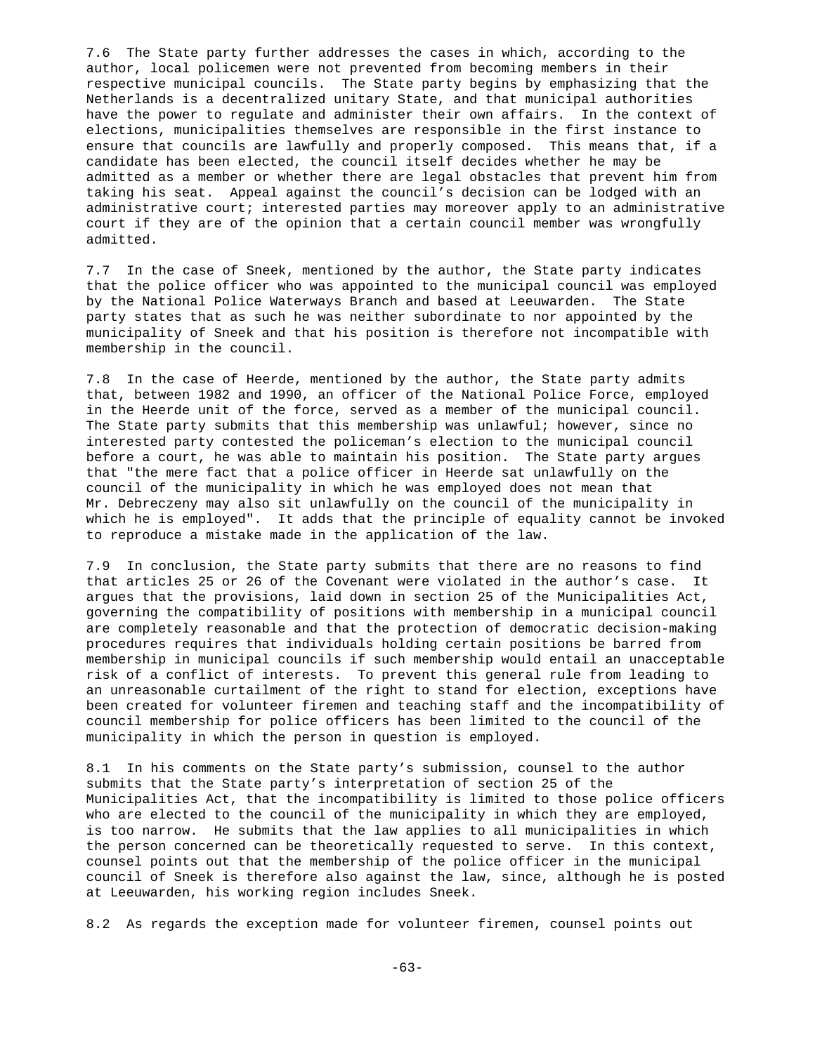7.6 The State party further addresses the cases in which, according to the author, local policemen were not prevented from becoming members in their respective municipal councils. The State party begins by emphasizing that the Netherlands is a decentralized unitary State, and that municipal authorities have the power to regulate and administer their own affairs. In the context of elections, municipalities themselves are responsible in the first instance to ensure that councils are lawfully and properly composed. This means that, if a candidate has been elected, the council itself decides whether he may be admitted as a member or whether there are legal obstacles that prevent him from taking his seat. Appeal against the council's decision can be lodged with an administrative court; interested parties may moreover apply to an administrative court if they are of the opinion that a certain council member was wrongfully admitted.

7.7 In the case of Sneek, mentioned by the author, the State party indicates that the police officer who was appointed to the municipal council was employed by the National Police Waterways Branch and based at Leeuwarden. The State party states that as such he was neither subordinate to nor appointed by the municipality of Sneek and that his position is therefore not incompatible with membership in the council.

7.8 In the case of Heerde, mentioned by the author, the State party admits that, between 1982 and 1990, an officer of the National Police Force, employed in the Heerde unit of the force, served as a member of the municipal council. The State party submits that this membership was unlawful; however, since no interested party contested the policeman's election to the municipal council before a court, he was able to maintain his position. The State party argues that "the mere fact that a police officer in Heerde sat unlawfully on the council of the municipality in which he was employed does not mean that Mr. Debreczeny may also sit unlawfully on the council of the municipality in which he is employed". It adds that the principle of equality cannot be invoked to reproduce a mistake made in the application of the law.

7.9 In conclusion, the State party submits that there are no reasons to find that articles 25 or 26 of the Covenant were violated in the author's case. It argues that the provisions, laid down in section 25 of the Municipalities Act, governing the compatibility of positions with membership in a municipal council are completely reasonable and that the protection of democratic decision-making procedures requires that individuals holding certain positions be barred from membership in municipal councils if such membership would entail an unacceptable risk of a conflict of interests. To prevent this general rule from leading to an unreasonable curtailment of the right to stand for election, exceptions have been created for volunteer firemen and teaching staff and the incompatibility of council membership for police officers has been limited to the council of the municipality in which the person in question is employed.

8.1 In his comments on the State party's submission, counsel to the author submits that the State party's interpretation of section 25 of the Municipalities Act, that the incompatibility is limited to those police officers who are elected to the council of the municipality in which they are employed, is too narrow. He submits that the law applies to all municipalities in which the person concerned can be theoretically requested to serve. In this context, counsel points out that the membership of the police officer in the municipal council of Sneek is therefore also against the law, since, although he is posted at Leeuwarden, his working region includes Sneek.

8.2 As regards the exception made for volunteer firemen, counsel points out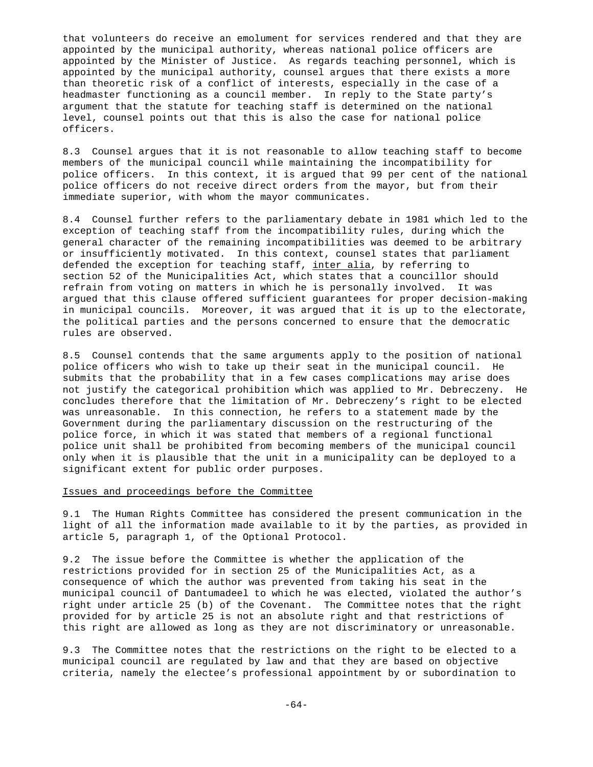that volunteers do receive an emolument for services rendered and that they are appointed by the municipal authority, whereas national police officers are appointed by the Minister of Justice. As regards teaching personnel, which is appointed by the municipal authority, counsel argues that there exists a more than theoretic risk of a conflict of interests, especially in the case of a headmaster functioning as a council member. In reply to the State party's argument that the statute for teaching staff is determined on the national level, counsel points out that this is also the case for national police officers.

8.3 Counsel argues that it is not reasonable to allow teaching staff to become members of the municipal council while maintaining the incompatibility for police officers. In this context, it is argued that 99 per cent of the national police officers do not receive direct orders from the mayor, but from their immediate superior, with whom the mayor communicates.

8.4 Counsel further refers to the parliamentary debate in 1981 which led to the exception of teaching staff from the incompatibility rules, during which the general character of the remaining incompatibilities was deemed to be arbitrary or insufficiently motivated. In this context, counsel states that parliament defended the exception for teaching staff, inter alia, by referring to section 52 of the Municipalities Act, which states that a councillor should refrain from voting on matters in which he is personally involved. It was argued that this clause offered sufficient guarantees for proper decision-making in municipal councils. Moreover, it was argued that it is up to the electorate, the political parties and the persons concerned to ensure that the democratic rules are observed.

8.5 Counsel contends that the same arguments apply to the position of national police officers who wish to take up their seat in the municipal council. He submits that the probability that in a few cases complications may arise does not justify the categorical prohibition which was applied to Mr. Debreczeny. He concludes therefore that the limitation of Mr. Debreczeny's right to be elected was unreasonable. In this connection, he refers to a statement made by the Government during the parliamentary discussion on the restructuring of the police force, in which it was stated that members of a regional functional police unit shall be prohibited from becoming members of the municipal council only when it is plausible that the unit in a municipality can be deployed to a significant extent for public order purposes.

## Issues and proceedings before the Committee

9.1 The Human Rights Committee has considered the present communication in the light of all the information made available to it by the parties, as provided in article 5, paragraph 1, of the Optional Protocol.

9.2 The issue before the Committee is whether the application of the restrictions provided for in section 25 of the Municipalities Act, as a consequence of which the author was prevented from taking his seat in the municipal council of Dantumadeel to which he was elected, violated the author's right under article 25 (b) of the Covenant. The Committee notes that the right provided for by article 25 is not an absolute right and that restrictions of this right are allowed as long as they are not discriminatory or unreasonable.

9.3 The Committee notes that the restrictions on the right to be elected to a municipal council are regulated by law and that they are based on objective criteria, namely the electee's professional appointment by or subordination to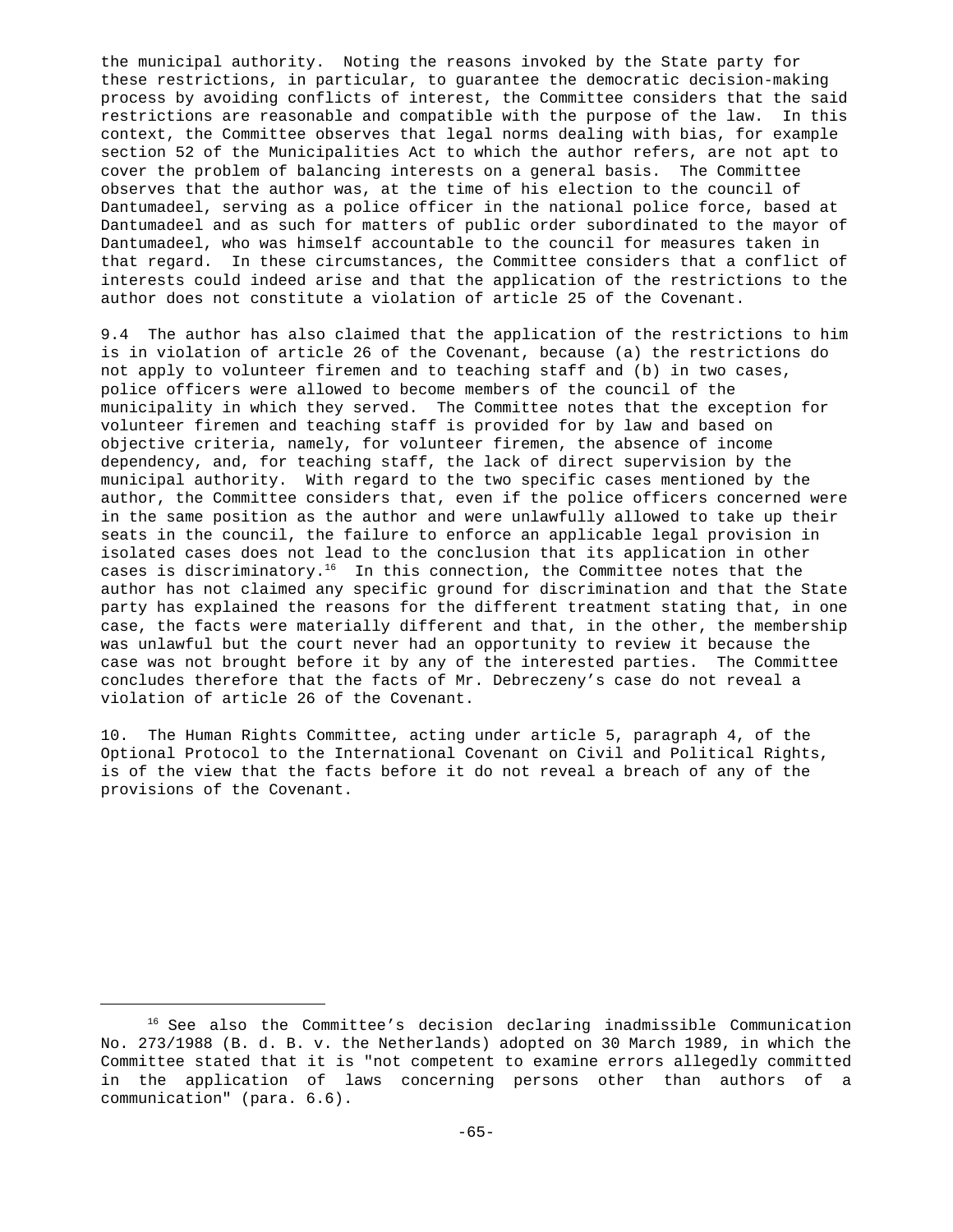the municipal authority. Noting the reasons invoked by the State party for these restrictions, in particular, to guarantee the democratic decision-making process by avoiding conflicts of interest, the Committee considers that the said restrictions are reasonable and compatible with the purpose of the law. In this context, the Committee observes that legal norms dealing with bias, for example section 52 of the Municipalities Act to which the author refers, are not apt to cover the problem of balancing interests on a general basis. The Committee observes that the author was, at the time of his election to the council of Dantumadeel, serving as a police officer in the national police force, based at Dantumadeel and as such for matters of public order subordinated to the mayor of Dantumadeel, who was himself accountable to the council for measures taken in that regard. In these circumstances, the Committee considers that a conflict of interests could indeed arise and that the application of the restrictions to the author does not constitute a violation of article 25 of the Covenant.

9.4 The author has also claimed that the application of the restrictions to him is in violation of article 26 of the Covenant, because (a) the restrictions do not apply to volunteer firemen and to teaching staff and (b) in two cases, police officers were allowed to become members of the council of the municipality in which they served. The Committee notes that the exception for volunteer firemen and teaching staff is provided for by law and based on objective criteria, namely, for volunteer firemen, the absence of income dependency, and, for teaching staff, the lack of direct supervision by the municipal authority. With regard to the two specific cases mentioned by the author, the Committee considers that, even if the police officers concerned were in the same position as the author and were unlawfully allowed to take up their seats in the council, the failure to enforce an applicable legal provision in isolated cases does not lead to the conclusion that its application in other cases is discriminatory.[16] In this connection, the Committee notes that the author has not claimed any specific ground for discrimination and that the State party has explained the reasons for the different treatment stating that, in one case, the facts were materially different and that, in the other, the membership was unlawful but the court never had an opportunity to review it because the case was not brought before it by any of the interested parties. The Committee concludes therefore that the facts of Mr. Debreczeny's case do not reveal a violation of article 26 of the Covenant.

10. The Human Rights Committee, acting under article 5, paragraph 4, of the Optional Protocol to the International Covenant on Civil and Political Rights, is of the view that the facts before it do not reveal a breach of any of the provisions of the Covenant.

---

[16] See also the Committee's decision declaring inadmissible Communication No. 273/1988 (B. d. B. v. the Netherlands) adopted on 30 March 1989, in which the Committee stated that it is "not competent to examine errors allegedly committed in the application of laws concerning persons other than authors of a communication" (para. 6.6).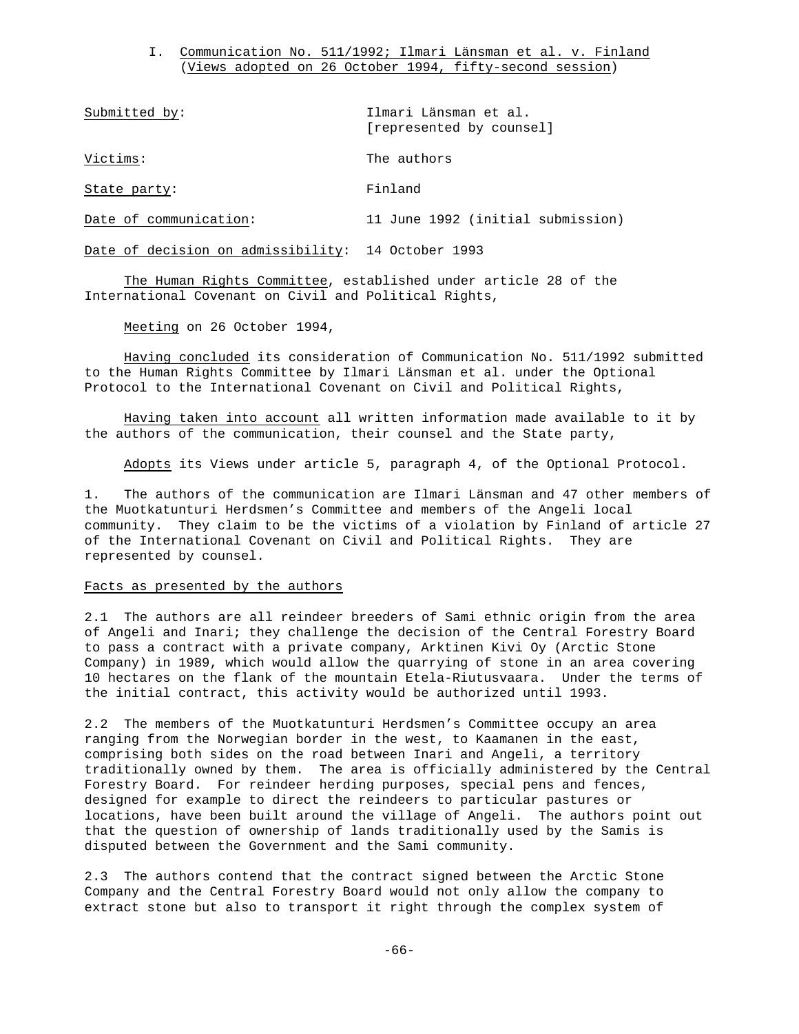## I. Communication No. 511/1992; Ilmari Länsman et al. v. Finland (Views adopted on 26 October 1994, fifty-second session)

Submitted by: Ilmari Länsman et al. [represented by counsel]

Victims: The authors

State party: Finland

Date of communication: 11 June 1992 (initial submission)

Date of decision on admissibility: 14 October 1993

The Human Rights Committee, established under article 28 of the International Covenant on Civil and Political Rights,

Meeting on 26 October 1994,

Having concluded its consideration of Communication No. 511/1992 submitted to the Human Rights Committee by Ilmari Länsman et al. under the Optional Protocol to the International Covenant on Civil and Political Rights,

Having taken into account all written information made available to it by the authors of the communication, their counsel and the State party,

Adopts its Views under article 5, paragraph 4, of the Optional Protocol.

1. The authors of the communication are Ilmari Länsman and 47 other members of the Muotkatunturi Herdsmen's Committee and members of the Angeli local community. They claim to be the victims of a violation by Finland of article 27 of the International Covenant on Civil and Political Rights. They are represented by counsel.

### Facts as presented by the authors

2.1 The authors are all reindeer breeders of Sami ethnic origin from the area of Angeli and Inari; they challenge the decision of the Central Forestry Board to pass a contract with a private company, Arktinen Kivi Oy (Arctic Stone Company) in 1989, which would allow the quarrying of stone in an area covering 10 hectares on the flank of the mountain Etela-Riutusvaara. Under the terms of the initial contract, this activity would be authorized until 1993.

2.2 The members of the Muotkatunturi Herdsmen's Committee occupy an area ranging from the Norwegian border in the west, to Kaamanen in the east, comprising both sides on the road between Inari and Angeli, a territory traditionally owned by them. The area is officially administered by the Central Forestry Board. For reindeer herding purposes, special pens and fences, designed for example to direct the reindeers to particular pastures or locations, have been built around the village of Angeli. The authors point out that the question of ownership of lands traditionally used by the Samis is disputed between the Government and the Sami community.

2.3 The authors contend that the contract signed between the Arctic Stone Company and the Central Forestry Board would not only allow the company to extract stone but also to transport it right through the complex system of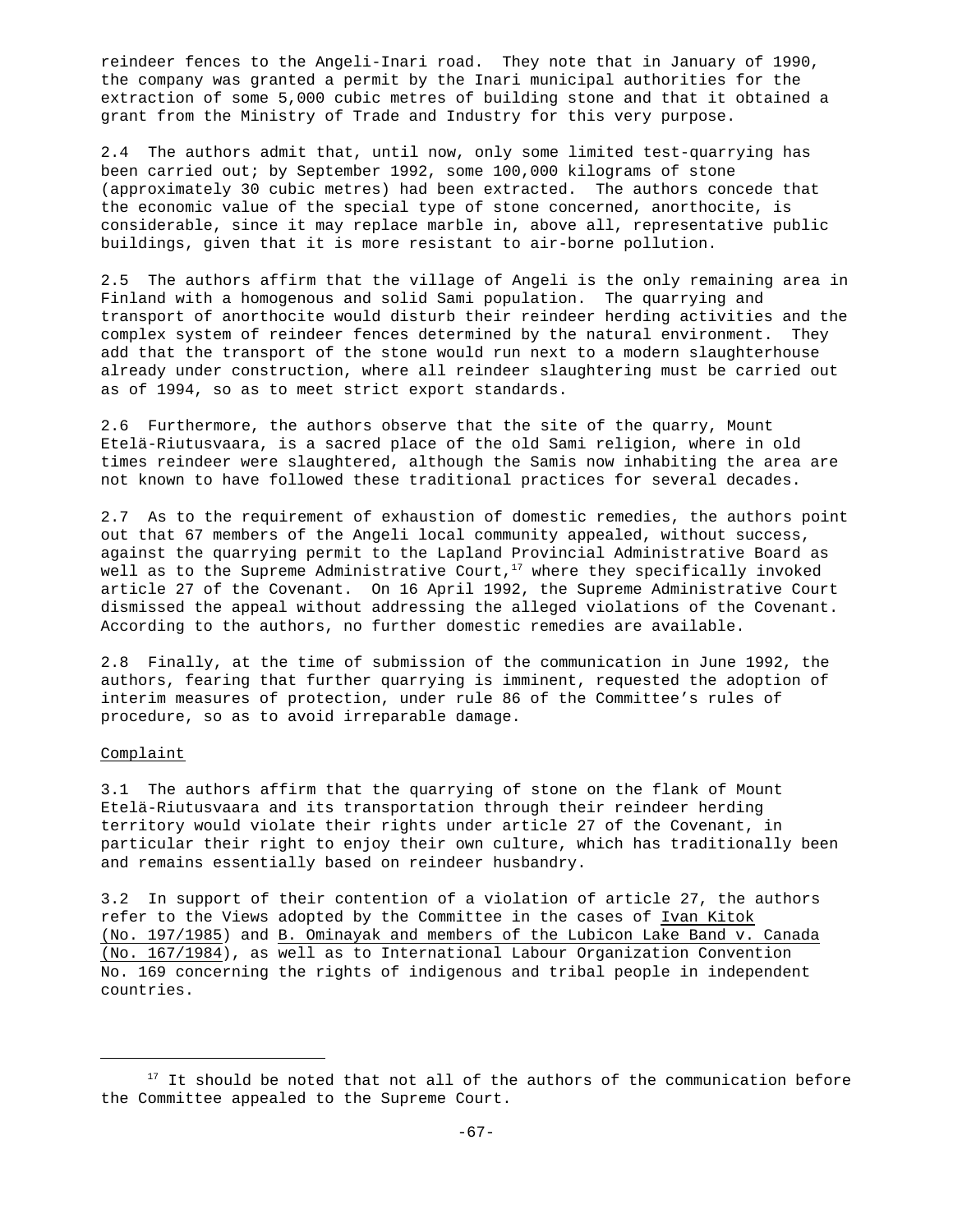reindeer fences to the Angeli-Inari road. They note that in January of 1990, the company was granted a permit by the Inari municipal authorities for the extraction of some 5,000 cubic metres of building stone and that it obtained a grant from the Ministry of Trade and Industry for this very purpose.

2.4 The authors admit that, until now, only some limited test-quarrying has been carried out; by September 1992, some 100,000 kilograms of stone (approximately 30 cubic metres) had been extracted. The authors concede that the economic value of the special type of stone concerned, anorthocite, is considerable, since it may replace marble in, above all, representative public buildings, given that it is more resistant to air-borne pollution.

2.5 The authors affirm that the village of Angeli is the only remaining area in Finland with a homogenous and solid Sami population. The quarrying and transport of anorthocite would disturb their reindeer herding activities and the complex system of reindeer fences determined by the natural environment. They add that the transport of the stone would run next to a modern slaughterhouse already under construction, where all reindeer slaughtering must be carried out as of 1994, so as to meet strict export standards.

2.6 Furthermore, the authors observe that the site of the quarry, Mount Etelä-Riutusvaara, is a sacred place of the old Sami religion, where in old times reindeer were slaughtered, although the Samis now inhabiting the area are not known to have followed these traditional practices for several decades.

2.7 As to the requirement of exhaustion of domestic remedies, the authors point out that 67 members of the Angeli local community appealed, without success, against the quarrying permit to the Lapland Provincial Administrative Board as well as to the Supreme Administrative Court,[17] where they specifically invoked article 27 of the Covenant. On 16 April 1992, the Supreme Administrative Court dismissed the appeal without addressing the alleged violations of the Covenant. According to the authors, no further domestic remedies are available.

2.8 Finally, at the time of submission of the communication in June 1992, the authors, fearing that further quarrying is imminent, requested the adoption of interim measures of protection, under rule 86 of the Committee's rules of procedure, so as to avoid irreparable damage.

Complaint

3.1 The authors affirm that the quarrying of stone on the flank of Mount Etelä-Riutusvaara and its transportation through their reindeer herding territory would violate their rights under article 27 of the Covenant, in particular their right to enjoy their own culture, which has traditionally been and remains essentially based on reindeer husbandry.

3.2 In support of their contention of a violation of article 27, the authors refer to the Views adopted by the Committee in the cases of Ivan Kitok (No. 197/1985) and B. Ominayak and members of the Lubicon Lake Band v. Canada (No. 167/1984), as well as to International Labour Organization Convention No. 169 concerning the rights of indigenous and tribal people in independent countries.

---

[17] It should be noted that not all of the authors of the communication before the Committee appealed to the Supreme Court.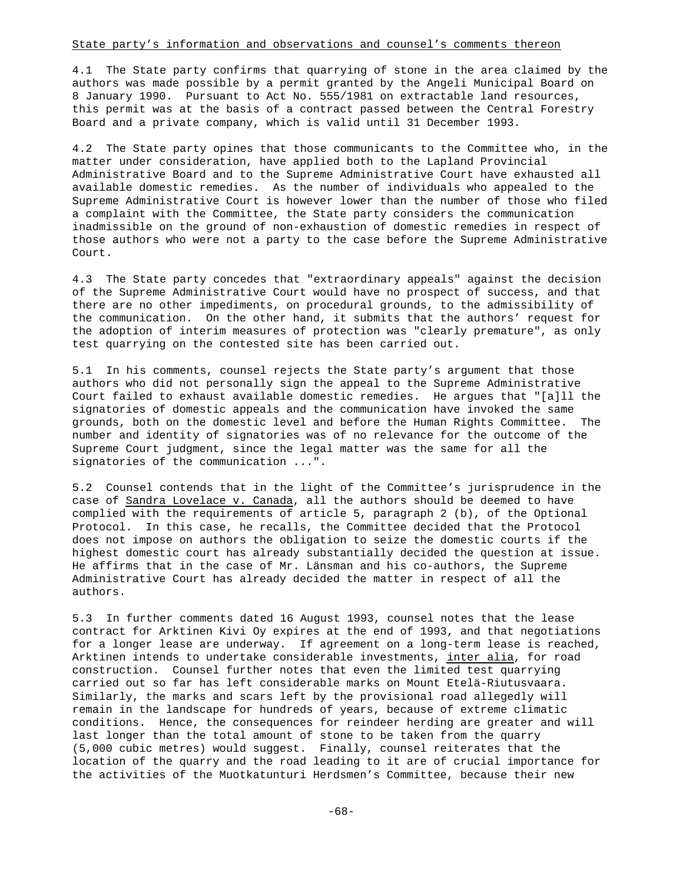## State party's information and observations and counsel's comments thereon

4.1 The State party confirms that quarrying of stone in the area claimed by the authors was made possible by a permit granted by the Angeli Municipal Board on 8 January 1990. Pursuant to Act No. 555/1981 on extractable land resources, this permit was at the basis of a contract passed between the Central Forestry Board and a private company, which is valid until 31 December 1993.

4.2 The State party opines that those communicants to the Committee who, in the matter under consideration, have applied both to the Lapland Provincial Administrative Board and to the Supreme Administrative Court have exhausted all available domestic remedies. As the number of individuals who appealed to the Supreme Administrative Court is however lower than the number of those who filed a complaint with the Committee, the State party considers the communication inadmissible on the ground of non-exhaustion of domestic remedies in respect of those authors who were not a party to the case before the Supreme Administrative Court.

4.3 The State party concedes that "extraordinary appeals" against the decision of the Supreme Administrative Court would have no prospect of success, and that there are no other impediments, on procedural grounds, to the admissibility of the communication. On the other hand, it submits that the authors' request for the adoption of interim measures of protection was "clearly premature", as only test quarrying on the contested site has been carried out.

5.1 In his comments, counsel rejects the State party's argument that those authors who did not personally sign the appeal to the Supreme Administrative Court failed to exhaust available domestic remedies. He argues that "[a]ll the signatories of domestic appeals and the communication have invoked the same grounds, both on the domestic level and before the Human Rights Committee. The number and identity of signatories was of no relevance for the outcome of the Supreme Court judgment, since the legal matter was the same for all the signatories of the communication ...".

5.2 Counsel contends that in the light of the Committee's jurisprudence in the case of Sandra Lovelace v. Canada, all the authors should be deemed to have complied with the requirements of article 5, paragraph 2 (b), of the Optional Protocol. In this case, he recalls, the Committee decided that the Protocol does not impose on authors the obligation to seize the domestic courts if the highest domestic court has already substantially decided the question at issue. He affirms that in the case of Mr. Länsman and his co-authors, the Supreme Administrative Court has already decided the matter in respect of all the authors.

5.3 In further comments dated 16 August 1993, counsel notes that the lease contract for Arktinen Kivi Oy expires at the end of 1993, and that negotiations for a longer lease are underway. If agreement on a long-term lease is reached, Arktinen intends to undertake considerable investments, *inter alia*, for road construction. Counsel further notes that even the limited test quarrying carried out so far has left considerable marks on Mount Etelä-Riutusvaara. Similarly, the marks and scars left by the provisional road allegedly will remain in the landscape for hundreds of years, because of extreme climatic conditions. Hence, the consequences for reindeer herding are greater and will last longer than the total amount of stone to be taken from the quarry (5,000 cubic metres) would suggest. Finally, counsel reiterates that the location of the quarry and the road leading to it are of crucial importance for the activities of the Muotkatunturi Herdsmen's Committee, because their new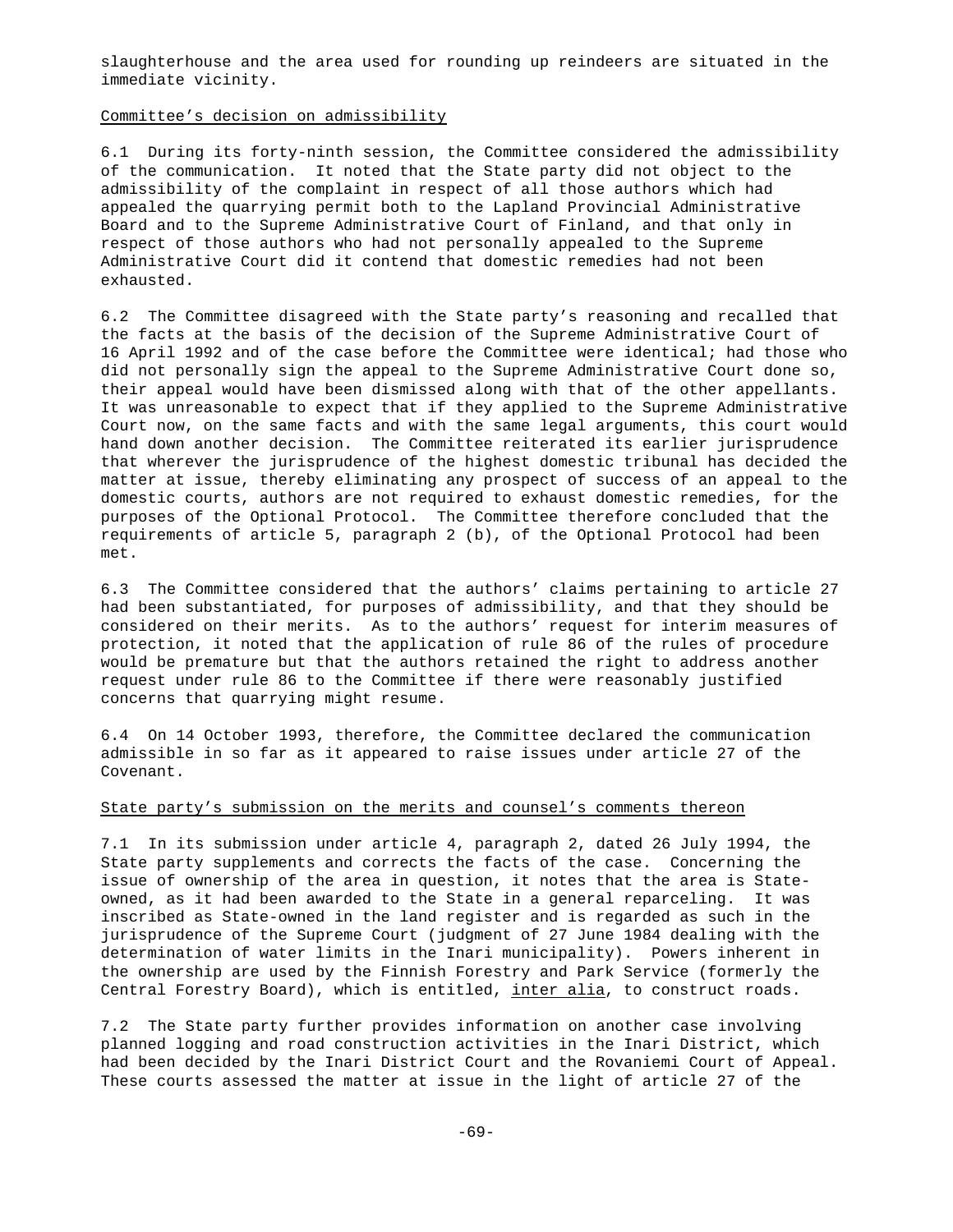slaughterhouse and the area used for rounding up reindeers are situated in the immediate vicinity.

<u>Committee's decision on admissibility</u>

6.1 During its forty-ninth session, the Committee considered the admissibility of the communication. It noted that the State party did not object to the admissibility of the complaint in respect of all those authors which had appealed the quarrying permit both to the Lapland Provincial Administrative Board and to the Supreme Administrative Court of Finland, and that only in respect of those authors who had not personally appealed to the Supreme Administrative Court did it contend that domestic remedies had not been exhausted.

6.2 The Committee disagreed with the State party's reasoning and recalled that the facts at the basis of the decision of the Supreme Administrative Court of 16 April 1992 and of the case before the Committee were identical; had those who did not personally sign the appeal to the Supreme Administrative Court done so, their appeal would have been dismissed along with that of the other appellants. It was unreasonable to expect that if they applied to the Supreme Administrative Court now, on the same facts and with the same legal arguments, this court would hand down another decision. The Committee reiterated its earlier jurisprudence that wherever the jurisprudence of the highest domestic tribunal has decided the matter at issue, thereby eliminating any prospect of success of an appeal to the domestic courts, authors are not required to exhaust domestic remedies, for the purposes of the Optional Protocol. The Committee therefore concluded that the requirements of article 5, paragraph 2 (b), of the Optional Protocol had been met.

6.3 The Committee considered that the authors' claims pertaining to article 27 had been substantiated, for purposes of admissibility, and that they should be considered on their merits. As to the authors' request for interim measures of protection, it noted that the application of rule 86 of the rules of procedure would be premature but that the authors retained the right to address another request under rule 86 to the Committee if there were reasonably justified concerns that quarrying might resume.

6.4 On 14 October 1993, therefore, the Committee declared the communication admissible in so far as it appeared to raise issues under article 27 of the Covenant.

<u>State party's submission on the merits and counsel's comments thereon</u>

7.1 In its submission under article 4, paragraph 2, dated 26 July 1994, the State party supplements and corrects the facts of the case. Concerning the issue of ownership of the area in question, it notes that the area is State-owned, as it had been awarded to the State in a general reparceling. It was inscribed as State-owned in the land register and is regarded as such in the jurisprudence of the Supreme Court (judgment of 27 June 1984 dealing with the determination of water limits in the Inari municipality). Powers inherent in the ownership are used by the Finnish Forestry and Park Service (formerly the Central Forestry Board), which is entitled, <u>inter alia</u>, to construct roads.

7.2 The State party further provides information on another case involving planned logging and road construction activities in the Inari District, which had been decided by the Inari District Court and the Rovaniemi Court of Appeal. These courts assessed the matter at issue in the light of article 27 of the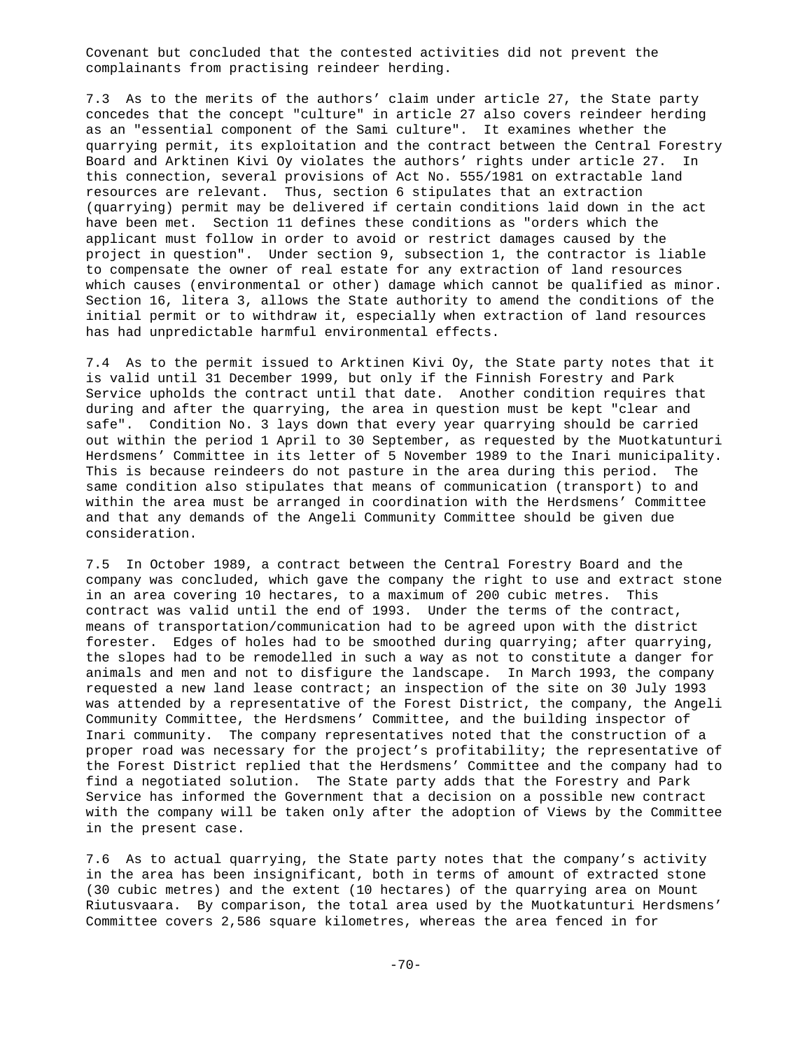Covenant but concluded that the contested activities did not prevent the complainants from practising reindeer herding.

7.3 As to the merits of the authors' claim under article 27, the State party concedes that the concept "culture" in article 27 also covers reindeer herding as an "essential component of the Sami culture". It examines whether the quarrying permit, its exploitation and the contract between the Central Forestry Board and Arktinen Kivi Oy violates the authors' rights under article 27. In this connection, several provisions of Act No. 555/1981 on extractable land resources are relevant. Thus, section 6 stipulates that an extraction (quarrying) permit may be delivered if certain conditions laid down in the act have been met. Section 11 defines these conditions as "orders which the applicant must follow in order to avoid or restrict damages caused by the project in question". Under section 9, subsection 1, the contractor is liable to compensate the owner of real estate for any extraction of land resources which causes (environmental or other) damage which cannot be qualified as minor. Section 16, litera 3, allows the State authority to amend the conditions of the initial permit or to withdraw it, especially when extraction of land resources has had unpredictable harmful environmental effects.

7.4 As to the permit issued to Arktinen Kivi Oy, the State party notes that it is valid until 31 December 1999, but only if the Finnish Forestry and Park Service upholds the contract until that date. Another condition requires that during and after the quarrying, the area in question must be kept "clear and safe". Condition No. 3 lays down that every year quarrying should be carried out within the period 1 April to 30 September, as requested by the Muotkatunturi Herdsmens' Committee in its letter of 5 November 1989 to the Inari municipality. This is because reindeers do not pasture in the area during this period. The same condition also stipulates that means of communication (transport) to and within the area must be arranged in coordination with the Herdsmens' Committee and that any demands of the Angeli Community Committee should be given due consideration.

7.5 In October 1989, a contract between the Central Forestry Board and the company was concluded, which gave the company the right to use and extract stone in an area covering 10 hectares, to a maximum of 200 cubic metres. This contract was valid until the end of 1993. Under the terms of the contract, means of transportation/communication had to be agreed upon with the district forester. Edges of holes had to be smoothed during quarrying; after quarrying, the slopes had to be remodelled in such a way as not to constitute a danger for animals and men and not to disfigure the landscape. In March 1993, the company requested a new land lease contract; an inspection of the site on 30 July 1993 was attended by a representative of the Forest District, the company, the Angeli Community Committee, the Herdsmens' Committee, and the building inspector of Inari community. The company representatives noted that the construction of a proper road was necessary for the project's profitability; the representative of the Forest District replied that the Herdsmens' Committee and the company had to find a negotiated solution. The State party adds that the Forestry and Park Service has informed the Government that a decision on a possible new contract with the company will be taken only after the adoption of Views by the Committee in the present case.

7.6 As to actual quarrying, the State party notes that the company's activity in the area has been insignificant, both in terms of amount of extracted stone (30 cubic metres) and the extent (10 hectares) of the quarrying area on Mount Riutusvaara. By comparison, the total area used by the Muotkatunturi Herdsmens' Committee covers 2,586 square kilometres, whereas the area fenced in for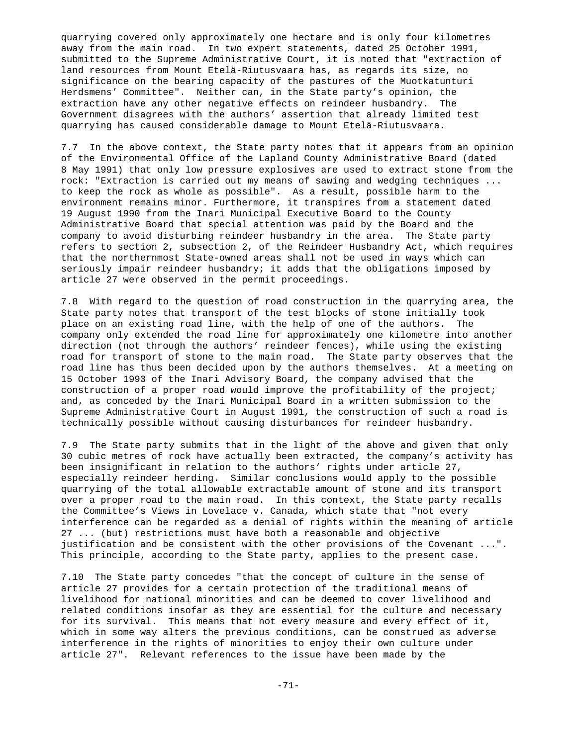quarrying covered only approximately one hectare and is only four kilometres away from the main road. In two expert statements, dated 25 October 1991, submitted to the Supreme Administrative Court, it is noted that "extraction of land resources from Mount Etelä-Riutusvaara has, as regards its size, no significance on the bearing capacity of the pastures of the Muotkatunturi Herdsmens' Committee". Neither can, in the State party's opinion, the extraction have any other negative effects on reindeer husbandry. The Government disagrees with the authors' assertion that already limited test quarrying has caused considerable damage to Mount Etelä-Riutusvaara.

7.7 In the above context, the State party notes that it appears from an opinion of the Environmental Office of the Lapland County Administrative Board (dated 8 May 1991) that only low pressure explosives are used to extract stone from the rock: "Extraction is carried out my means of sawing and wedging techniques ... to keep the rock as whole as possible". As a result, possible harm to the environment remains minor. Furthermore, it transpires from a statement dated 19 August 1990 from the Inari Municipal Executive Board to the County Administrative Board that special attention was paid by the Board and the company to avoid disturbing reindeer husbandry in the area. The State party refers to section 2, subsection 2, of the Reindeer Husbandry Act, which requires that the northernmost State-owned areas shall not be used in ways which can seriously impair reindeer husbandry; it adds that the obligations imposed by article 27 were observed in the permit proceedings.

7.8 With regard to the question of road construction in the quarrying area, the State party notes that transport of the test blocks of stone initially took place on an existing road line, with the help of one of the authors. The company only extended the road line for approximately one kilometre into another direction (not through the authors' reindeer fences), while using the existing road for transport of stone to the main road. The State party observes that the road line has thus been decided upon by the authors themselves. At a meeting on 15 October 1993 of the Inari Advisory Board, the company advised that the construction of a proper road would improve the profitability of the project; and, as conceded by the Inari Municipal Board in a written submission to the Supreme Administrative Court in August 1991, the construction of such a road is technically possible without causing disturbances for reindeer husbandry.

7.9 The State party submits that in the light of the above and given that only 30 cubic metres of rock have actually been extracted, the company's activity has been insignificant in relation to the authors' rights under article 27, especially reindeer herding. Similar conclusions would apply to the possible quarrying of the total allowable extractable amount of stone and its transport over a proper road to the main road. In this context, the State party recalls the Committee's Views in Lovelace v. Canada, which state that "not every interference can be regarded as a denial of rights within the meaning of article 27 ... (but) restrictions must have both a reasonable and objective justification and be consistent with the other provisions of the Covenant ...". This principle, according to the State party, applies to the present case.

7.10 The State party concedes "that the concept of culture in the sense of article 27 provides for a certain protection of the traditional means of livelihood for national minorities and can be deemed to cover livelihood and related conditions insofar as they are essential for the culture and necessary for its survival. This means that not every measure and every effect of it, which in some way alters the previous conditions, can be construed as adverse interference in the rights of minorities to enjoy their own culture under article 27". Relevant references to the issue have been made by the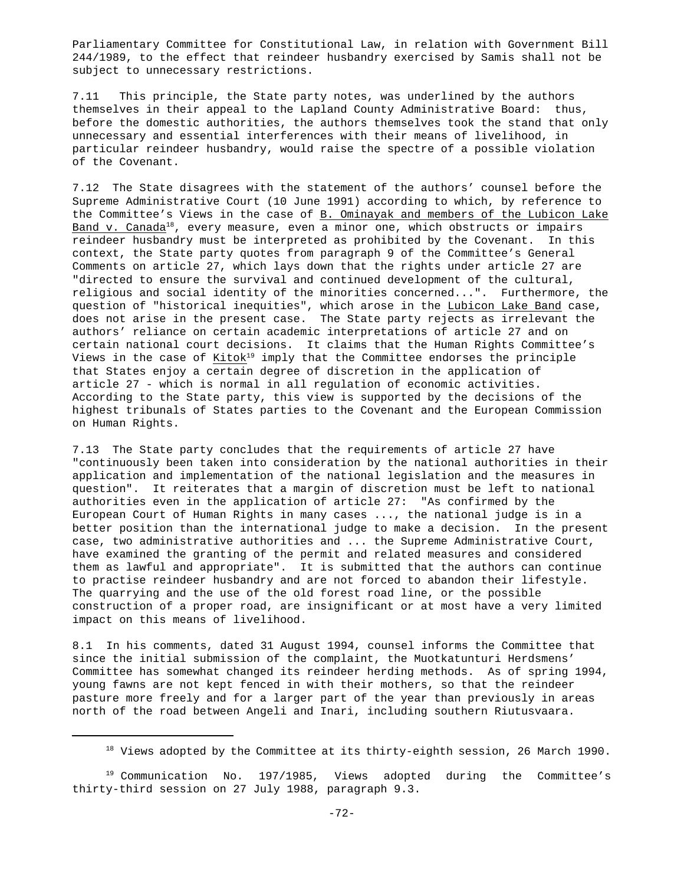Parliamentary Committee for Constitutional Law, in relation with Government Bill 244/1989, to the effect that reindeer husbandry exercised by Samis shall not be subject to unnecessary restrictions.

7.11 This principle, the State party notes, was underlined by the authors themselves in their appeal to the Lapland County Administrative Board: thus, before the domestic authorities, the authors themselves took the stand that only unnecessary and essential interferences with their means of livelihood, in particular reindeer husbandry, would raise the spectre of a possible violation of the Covenant.

7.12 The State disagrees with the statement of the authors' counsel before the Supreme Administrative Court (10 June 1991) according to which, by reference to the Committee's Views in the case of B. Ominayak and members of the Lubicon Lake Band v. Canada[18], every measure, even a minor one, which obstructs or impairs reindeer husbandry must be interpreted as prohibited by the Covenant. In this context, the State party quotes from paragraph 9 of the Committee's General Comments on article 27, which lays down that the rights under article 27 are "directed to ensure the survival and continued development of the cultural, religious and social identity of the minorities concerned...". Furthermore, the question of "historical inequities", which arose in the Lubicon Lake Band case, does not arise in the present case. The State party rejects as irrelevant the authors' reliance on certain academic interpretations of article 27 and on certain national court decisions. It claims that the Human Rights Committee's Views in the case of Kitok[19] imply that the Committee endorses the principle that States enjoy a certain degree of discretion in the application of article 27 - which is normal in all regulation of economic activities. According to the State party, this view is supported by the decisions of the highest tribunals of States parties to the Covenant and the European Commission on Human Rights.

7.13 The State party concludes that the requirements of article 27 have "continuously been taken into consideration by the national authorities in their application and implementation of the national legislation and the measures in question". It reiterates that a margin of discretion must be left to national authorities even in the application of article 27: "As confirmed by the European Court of Human Rights in many cases ..., the national judge is in a better position than the international judge to make a decision. In the present case, two administrative authorities and ... the Supreme Administrative Court, have examined the granting of the permit and related measures and considered them as lawful and appropriate". It is submitted that the authors can continue to practise reindeer husbandry and are not forced to abandon their lifestyle. The quarrying and the use of the old forest road line, or the possible construction of a proper road, are insignificant or at most have a very limited impact on this means of livelihood.

8.1 In his comments, dated 31 August 1994, counsel informs the Committee that since the initial submission of the complaint, the Muotkatunturi Herdsmens' Committee has somewhat changed its reindeer herding methods. As of spring 1994, young fawns are not kept fenced in with their mothers, so that the reindeer pasture more freely and for a larger part of the year than previously in areas north of the road between Angeli and Inari, including southern Riutusvaara.

---

[18] Views adopted by the Committee at its thirty-eighth session, 26 March 1990.

[19] Communication No. 197/1985, Views adopted during the Committee's thirty-third session on 27 July 1988, paragraph 9.3.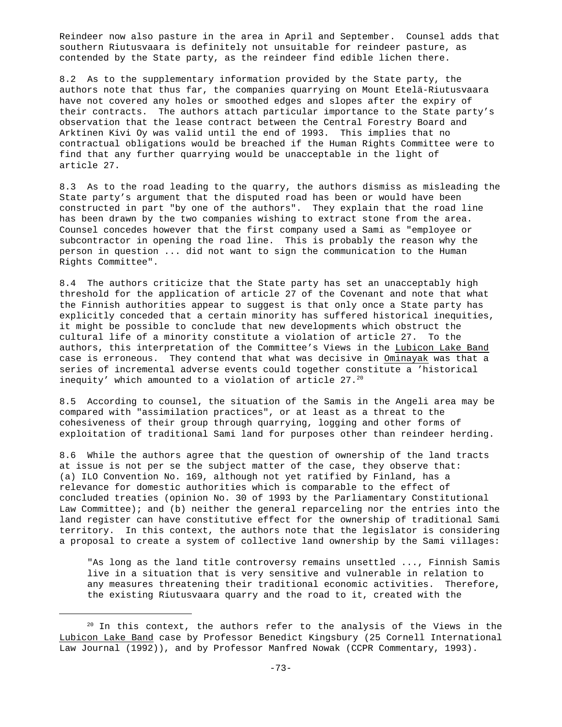Reindeer now also pasture in the area in April and September. Counsel adds that southern Riutusvaara is definitely not unsuitable for reindeer pasture, as contended by the State party, as the reindeer find edible lichen there.

8.2 As to the supplementary information provided by the State party, the authors note that thus far, the companies quarrying on Mount Etelä-Riutusvaara have not covered any holes or smoothed edges and slopes after the expiry of their contracts. The authors attach particular importance to the State party's observation that the lease contract between the Central Forestry Board and Arktinen Kivi Oy was valid until the end of 1993. This implies that no contractual obligations would be breached if the Human Rights Committee were to find that any further quarrying would be unacceptable in the light of article 27.

8.3 As to the road leading to the quarry, the authors dismiss as misleading the State party's argument that the disputed road has been or would have been constructed in part "by one of the authors". They explain that the road line has been drawn by the two companies wishing to extract stone from the area. Counsel concedes however that the first company used a Sami as "employee or subcontractor in opening the road line. This is probably the reason why the person in question ... did not want to sign the communication to the Human Rights Committee".

8.4 The authors criticize that the State party has set an unacceptably high threshold for the application of article 27 of the Covenant and note that what the Finnish authorities appear to suggest is that only once a State party has explicitly conceded that a certain minority has suffered historical inequities, it might be possible to conclude that new developments which obstruct the cultural life of a minority constitute a violation of article 27. To the authors, this interpretation of the Committee's Views in the Lubicon Lake Band case is erroneous. They contend that what was decisive in Ominayak was that a series of incremental adverse events could together constitute a 'historical inequity' which amounted to a violation of article 27.[20]

8.5 According to counsel, the situation of the Samis in the Angeli area may be compared with "assimilation practices", or at least as a threat to the cohesiveness of their group through quarrying, logging and other forms of exploitation of traditional Sami land for purposes other than reindeer herding.

8.6 While the authors agree that the question of ownership of the land tracts at issue is not per se the subject matter of the case, they observe that: (a) ILO Convention No. 169, although not yet ratified by Finland, has a relevance for domestic authorities which is comparable to the effect of concluded treaties (opinion No. 30 of 1993 by the Parliamentary Constitutional Law Committee); and (b) neither the general reparceling nor the entries into the land register can have constitutive effect for the ownership of traditional Sami territory. In this context, the authors note that the legislator is considering a proposal to create a system of collective land ownership by the Sami villages:

> "As long as the land title controversy remains unsettled ..., Finnish Samis live in a situation that is very sensitive and vulnerable in relation to any measures threatening their traditional economic activities. Therefore, the existing Riutusvaara quarry and the road to it, created with the

---

[20] In this context, the authors refer to the analysis of the Views in the Lubicon Lake Band case by Professor Benedict Kingsbury (25 Cornell International Law Journal (1992)), and by Professor Manfred Nowak (CCPR Commentary, 1993).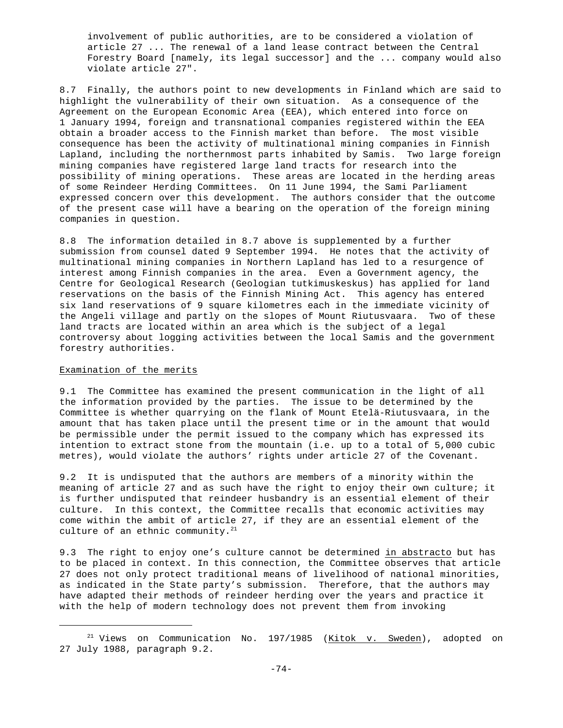involvement of public authorities, are to be considered a violation of article 27 ... The renewal of a land lease contract between the Central Forestry Board [namely, its legal successor] and the ... company would also violate article 27".

8.7 Finally, the authors point to new developments in Finland which are said to highlight the vulnerability of their own situation. As a consequence of the Agreement on the European Economic Area (EEA), which entered into force on 1 January 1994, foreign and transnational companies registered within the EEA obtain a broader access to the Finnish market than before. The most visible consequence has been the activity of multinational mining companies in Finnish Lapland, including the northernmost parts inhabited by Samis. Two large foreign mining companies have registered large land tracts for research into the possibility of mining operations. These areas are located in the herding areas of some Reindeer Herding Committees. On 11 June 1994, the Sami Parliament expressed concern over this development. The authors consider that the outcome of the present case will have a bearing on the operation of the foreign mining companies in question.

8.8 The information detailed in 8.7 above is supplemented by a further submission from counsel dated 9 September 1994. He notes that the activity of multinational mining companies in Northern Lapland has led to a resurgence of interest among Finnish companies in the area. Even a Government agency, the Centre for Geological Research (Geologian tutkimuskeskus) has applied for land reservations on the basis of the Finnish Mining Act. This agency has entered six land reservations of 9 square kilometres each in the immediate vicinity of the Angeli village and partly on the slopes of Mount Riutusvaara. Two of these land tracts are located within an area which is the subject of a legal controversy about logging activities between the local Samis and the government forestry authorities.

Examination of the merits

9.1 The Committee has examined the present communication in the light of all the information provided by the parties. The issue to be determined by the Committee is whether quarrying on the flank of Mount Etelä-Riutusvaara, in the amount that has taken place until the present time or in the amount that would be permissible under the permit issued to the company which has expressed its intention to extract stone from the mountain (i.e. up to a total of 5,000 cubic metres), would violate the authors' rights under article 27 of the Covenant.

9.2 It is undisputed that the authors are members of a minority within the meaning of article 27 and as such have the right to enjoy their own culture; it is further undisputed that reindeer husbandry is an essential element of their culture. In this context, the Committee recalls that economic activities may come within the ambit of article 27, if they are an essential element of the culture of an ethnic community.[21]

9.3 The right to enjoy one's culture cannot be determined *in abstracto* but has to be placed in context. In this connection, the Committee observes that article 27 does not only protect traditional means of livelihood of national minorities, as indicated in the State party's submission. Therefore, that the authors may have adapted their methods of reindeer herding over the years and practice it with the help of modern technology does not prevent them from invoking

[21] Views on Communication No. 197/1985 (Kitok v. Sweden), adopted on 27 July 1988, paragraph 9.2.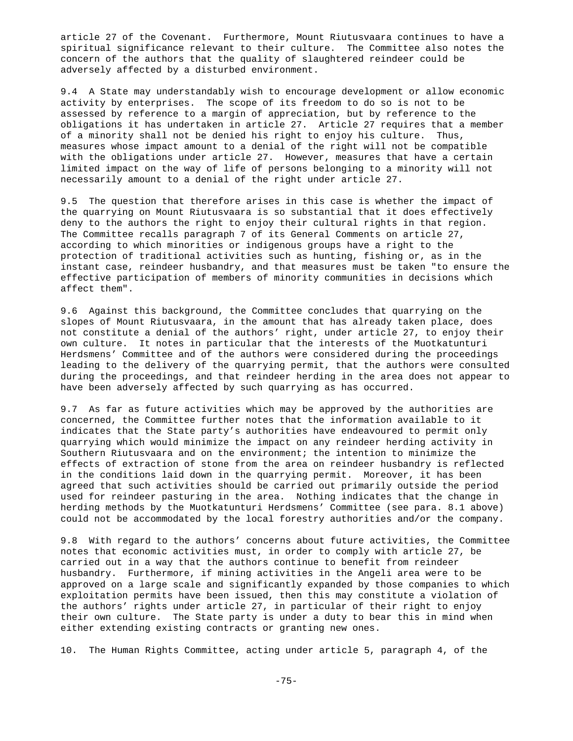article 27 of the Covenant. Furthermore, Mount Riutusvaara continues to have a spiritual significance relevant to their culture. The Committee also notes the concern of the authors that the quality of slaughtered reindeer could be adversely affected by a disturbed environment.

9.4 A State may understandably wish to encourage development or allow economic activity by enterprises. The scope of its freedom to do so is not to be assessed by reference to a margin of appreciation, but by reference to the obligations it has undertaken in article 27. Article 27 requires that a member of a minority shall not be denied his right to enjoy his culture. Thus, measures whose impact amount to a denial of the right will not be compatible with the obligations under article 27. However, measures that have a certain limited impact on the way of life of persons belonging to a minority will not necessarily amount to a denial of the right under article 27.

9.5 The question that therefore arises in this case is whether the impact of the quarrying on Mount Riutusvaara is so substantial that it does effectively deny to the authors the right to enjoy their cultural rights in that region. The Committee recalls paragraph 7 of its General Comments on article 27, according to which minorities or indigenous groups have a right to the protection of traditional activities such as hunting, fishing or, as in the instant case, reindeer husbandry, and that measures must be taken "to ensure the effective participation of members of minority communities in decisions which affect them".

9.6 Against this background, the Committee concludes that quarrying on the slopes of Mount Riutusvaara, in the amount that has already taken place, does not constitute a denial of the authors' right, under article 27, to enjoy their own culture. It notes in particular that the interests of the Muotkatunturi Herdsmens' Committee and of the authors were considered during the proceedings leading to the delivery of the quarrying permit, that the authors were consulted during the proceedings, and that reindeer herding in the area does not appear to have been adversely affected by such quarrying as has occurred.

9.7 As far as future activities which may be approved by the authorities are concerned, the Committee further notes that the information available to it indicates that the State party's authorities have endeavoured to permit only quarrying which would minimize the impact on any reindeer herding activity in Southern Riutusvaara and on the environment; the intention to minimize the effects of extraction of stone from the area on reindeer husbandry is reflected in the conditions laid down in the quarrying permit. Moreover, it has been agreed that such activities should be carried out primarily outside the period used for reindeer pasturing in the area. Nothing indicates that the change in herding methods by the Muotkatunturi Herdsmens' Committee (see para. 8.1 above) could not be accommodated by the local forestry authorities and/or the company.

9.8 With regard to the authors' concerns about future activities, the Committee notes that economic activities must, in order to comply with article 27, be carried out in a way that the authors continue to benefit from reindeer husbandry. Furthermore, if mining activities in the Angeli area were to be approved on a large scale and significantly expanded by those companies to which exploitation permits have been issued, then this may constitute a violation of the authors' rights under article 27, in particular of their right to enjoy their own culture. The State party is under a duty to bear this in mind when either extending existing contracts or granting new ones.

10. The Human Rights Committee, acting under article 5, paragraph 4, of the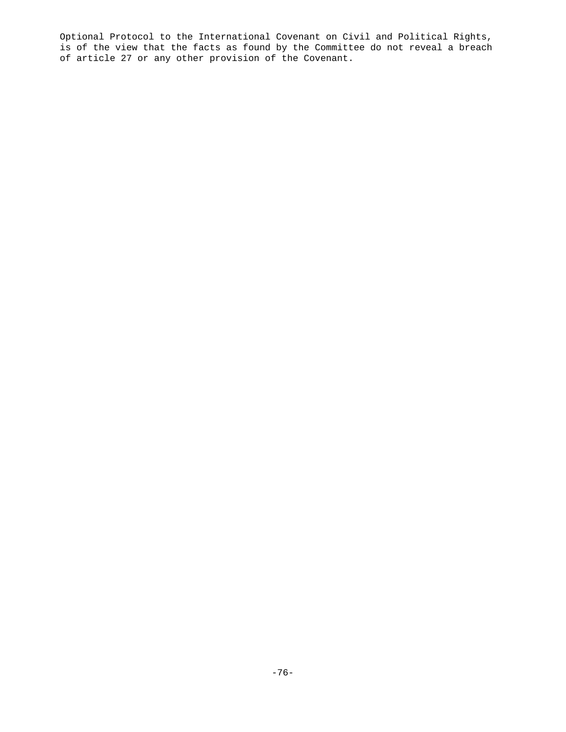Optional Protocol to the International Covenant on Civil and Political Rights, is of the view that the facts as found by the Committee do not reveal a breach of article 27 or any other provision of the Covenant.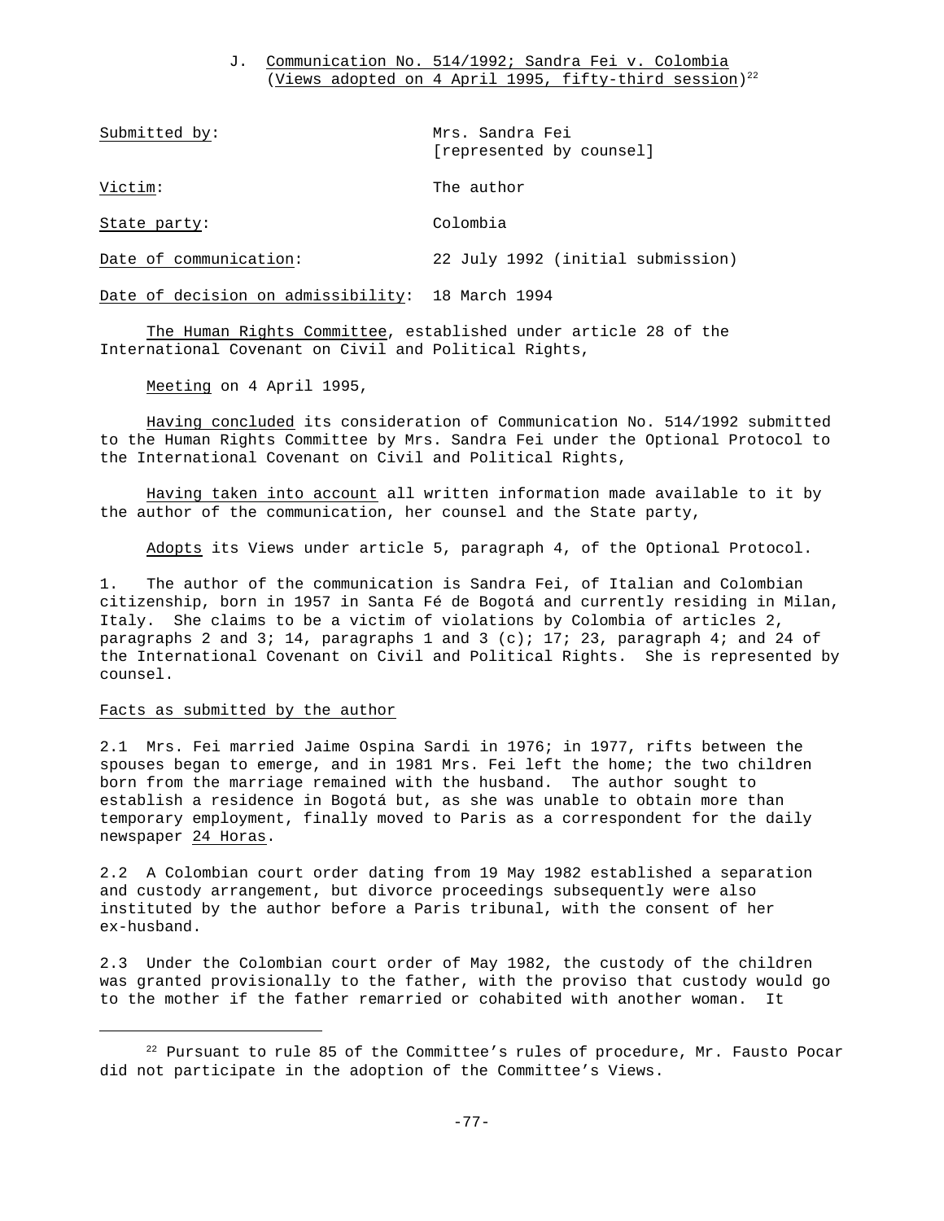## J. Communication No. 514/1992; Sandra Fei v. Colombia (Views adopted on 4 April 1995, fifty-third session)[22]

Submitted by: Mrs. Sandra Fei [represented by counsel]

Victim: The author

State party: Colombia

Date of communication: 22 July 1992 (initial submission)

Date of decision on admissibility: 18 March 1994

The Human Rights Committee, established under article 28 of the International Covenant on Civil and Political Rights,

Meeting on 4 April 1995,

Having concluded its consideration of Communication No. 514/1992 submitted to the Human Rights Committee by Mrs. Sandra Fei under the Optional Protocol to the International Covenant on Civil and Political Rights,

Having taken into account all written information made available to it by the author of the communication, her counsel and the State party,

Adopts its Views under article 5, paragraph 4, of the Optional Protocol.

1. The author of the communication is Sandra Fei, of Italian and Colombian citizenship, born in 1957 in Santa Fé de Bogotá and currently residing in Milan, Italy. She claims to be a victim of violations by Colombia of articles 2, paragraphs 2 and 3; 14, paragraphs 1 and 3 (c); 17; 23, paragraph 4; and 24 of the International Covenant on Civil and Political Rights. She is represented by counsel.

### Facts as submitted by the author

2.1 Mrs. Fei married Jaime Ospina Sardi in 1976; in 1977, rifts between the spouses began to emerge, and in 1981 Mrs. Fei left the home; the two children born from the marriage remained with the husband. The author sought to establish a residence in Bogotá but, as she was unable to obtain more than temporary employment, finally moved to Paris as a correspondent for the daily newspaper 24 Horas.

2.2 A Colombian court order dating from 19 May 1982 established a separation and custody arrangement, but divorce proceedings subsequently were also instituted by the author before a Paris tribunal, with the consent of her ex-husband.

2.3 Under the Colombian court order of May 1982, the custody of the children was granted provisionally to the father, with the proviso that custody would go to the mother if the father remarried or cohabited with another woman. It

[22] Pursuant to rule 85 of the Committee's rules of procedure, Mr. Fausto Pocar did not participate in the adoption of the Committee's Views.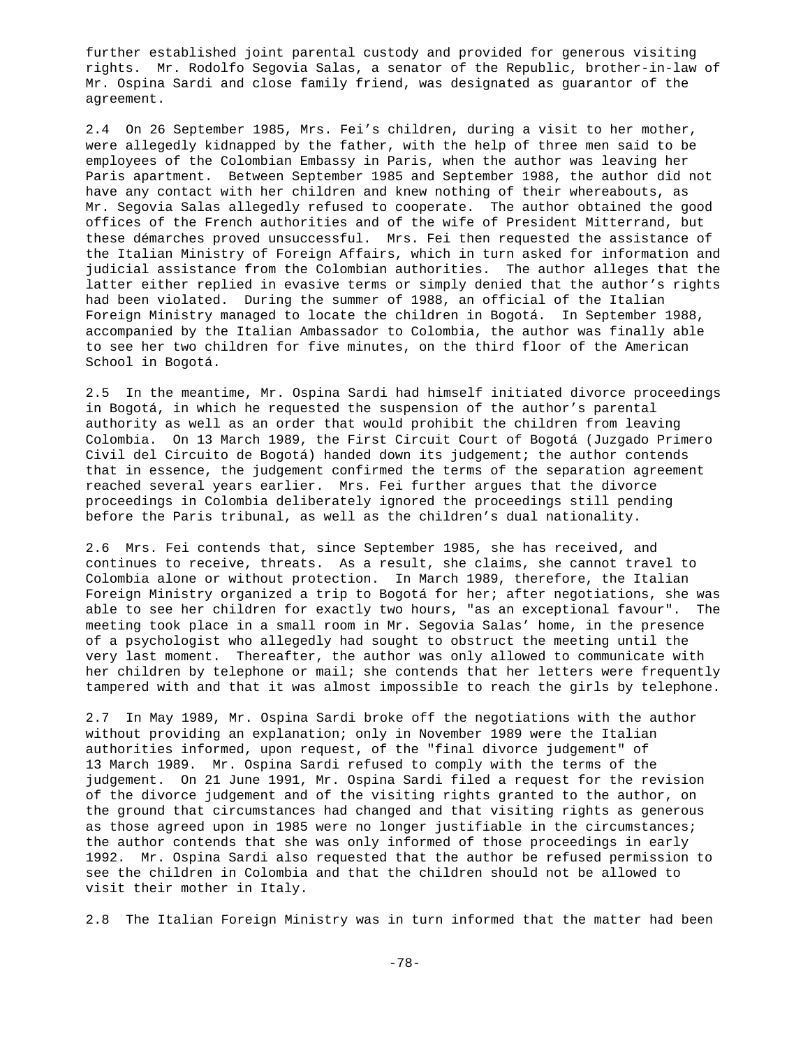further established joint parental custody and provided for generous visiting rights. Mr. Rodolfo Segovia Salas, a senator of the Republic, brother-in-law of Mr. Ospina Sardi and close family friend, was designated as guarantor of the agreement.

2.4 On 26 September 1985, Mrs. Fei's children, during a visit to her mother, were allegedly kidnapped by the father, with the help of three men said to be employees of the Colombian Embassy in Paris, when the author was leaving her Paris apartment. Between September 1985 and September 1988, the author did not have any contact with her children and knew nothing of their whereabouts, as Mr. Segovia Salas allegedly refused to cooperate. The author obtained the good offices of the French authorities and of the wife of President Mitterrand, but these démarches proved unsuccessful. Mrs. Fei then requested the assistance of the Italian Ministry of Foreign Affairs, which in turn asked for information and judicial assistance from the Colombian authorities. The author alleges that the latter either replied in evasive terms or simply denied that the author's rights had been violated. During the summer of 1988, an official of the Italian Foreign Ministry managed to locate the children in Bogotá. In September 1988, accompanied by the Italian Ambassador to Colombia, the author was finally able to see her two children for five minutes, on the third floor of the American School in Bogotá.

2.5 In the meantime, Mr. Ospina Sardi had himself initiated divorce proceedings in Bogotá, in which he requested the suspension of the author's parental authority as well as an order that would prohibit the children from leaving Colombia. On 13 March 1989, the First Circuit Court of Bogotá (Juzgado Primero Civil del Circuito de Bogotá) handed down its judgement; the author contends that in essence, the judgement confirmed the terms of the separation agreement reached several years earlier. Mrs. Fei further argues that the divorce proceedings in Colombia deliberately ignored the proceedings still pending before the Paris tribunal, as well as the children's dual nationality.

2.6 Mrs. Fei contends that, since September 1985, she has received, and continues to receive, threats. As a result, she claims, she cannot travel to Colombia alone or without protection. In March 1989, therefore, the Italian Foreign Ministry organized a trip to Bogotá for her; after negotiations, she was able to see her children for exactly two hours, "as an exceptional favour". The meeting took place in a small room in Mr. Segovia Salas' home, in the presence of a psychologist who allegedly had sought to obstruct the meeting until the very last moment. Thereafter, the author was only allowed to communicate with her children by telephone or mail; she contends that her letters were frequently tampered with and that it was almost impossible to reach the girls by telephone.

2.7 In May 1989, Mr. Ospina Sardi broke off the negotiations with the author without providing an explanation; only in November 1989 were the Italian authorities informed, upon request, of the "final divorce judgement" of 13 March 1989. Mr. Ospina Sardi refused to comply with the terms of the judgement. On 21 June 1991, Mr. Ospina Sardi filed a request for the revision of the divorce judgement and of the visiting rights granted to the author, on the ground that circumstances had changed and that visiting rights as generous as those agreed upon in 1985 were no longer justifiable in the circumstances; the author contends that she was only informed of those proceedings in early 1992. Mr. Ospina Sardi also requested that the author be refused permission to see the children in Colombia and that the children should not be allowed to visit their mother in Italy.

2.8 The Italian Foreign Ministry was in turn informed that the matter had been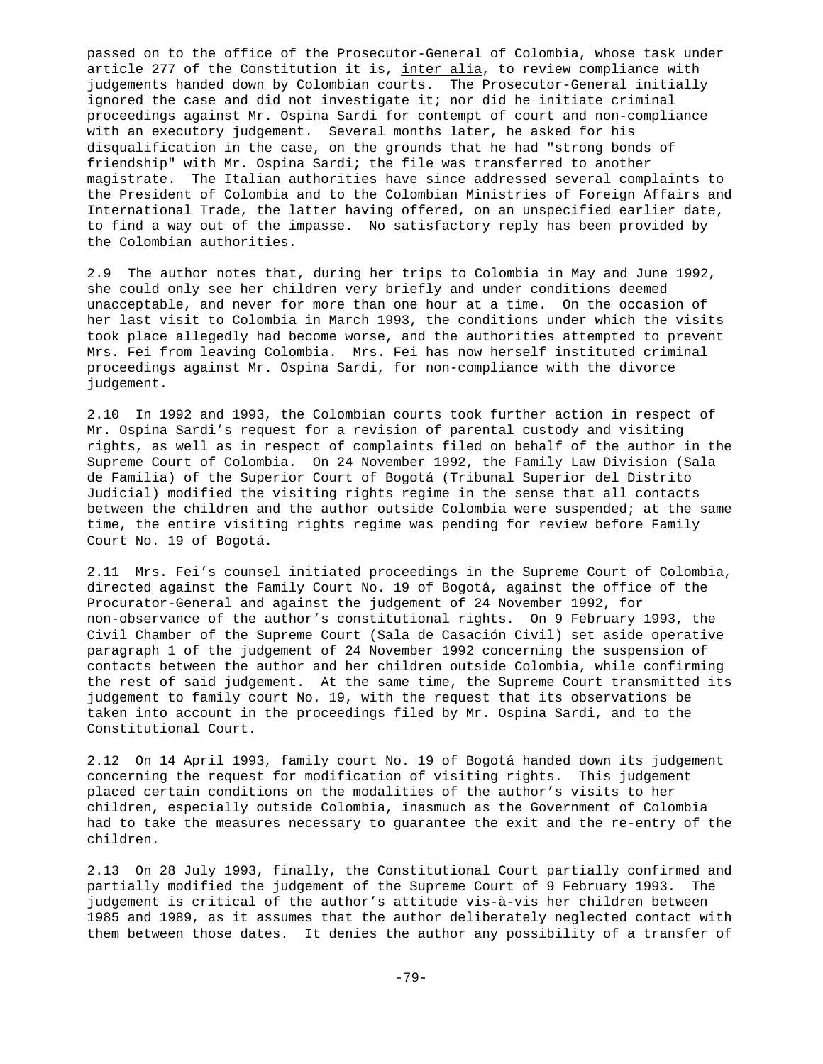passed on to the office of the Prosecutor-General of Colombia, whose task under article 277 of the Constitution it is, _inter alia_, to review compliance with judgements handed down by Colombian courts. The Prosecutor-General initially ignored the case and did not investigate it; nor did he initiate criminal proceedings against Mr. Ospina Sardi for contempt of court and non-compliance with an executory judgement. Several months later, he asked for his disqualification in the case, on the grounds that he had "strong bonds of friendship" with Mr. Ospina Sardi; the file was transferred to another magistrate. The Italian authorities have since addressed several complaints to the President of Colombia and to the Colombian Ministries of Foreign Affairs and International Trade, the latter having offered, on an unspecified earlier date, to find a way out of the impasse. No satisfactory reply has been provided by the Colombian authorities.

2.9 The author notes that, during her trips to Colombia in May and June 1992, she could only see her children very briefly and under conditions deemed unacceptable, and never for more than one hour at a time. On the occasion of her last visit to Colombia in March 1993, the conditions under which the visits took place allegedly had become worse, and the authorities attempted to prevent Mrs. Fei from leaving Colombia. Mrs. Fei has now herself instituted criminal proceedings against Mr. Ospina Sardi, for non-compliance with the divorce judgement.

2.10 In 1992 and 1993, the Colombian courts took further action in respect of Mr. Ospina Sardi's request for a revision of parental custody and visiting rights, as well as in respect of complaints filed on behalf of the author in the Supreme Court of Colombia. On 24 November 1992, the Family Law Division (Sala de Familia) of the Superior Court of Bogotá (Tribunal Superior del Distrito Judicial) modified the visiting rights regime in the sense that all contacts between the children and the author outside Colombia were suspended; at the same time, the entire visiting rights regime was pending for review before Family Court No. 19 of Bogotá.

2.11 Mrs. Fei's counsel initiated proceedings in the Supreme Court of Colombia, directed against the Family Court No. 19 of Bogotá, against the office of the Procurator-General and against the judgement of 24 November 1992, for non-observance of the author's constitutional rights. On 9 February 1993, the Civil Chamber of the Supreme Court (Sala de Casación Civil) set aside operative paragraph 1 of the judgement of 24 November 1992 concerning the suspension of contacts between the author and her children outside Colombia, while confirming the rest of said judgement. At the same time, the Supreme Court transmitted its judgement to family court No. 19, with the request that its observations be taken into account in the proceedings filed by Mr. Ospina Sardi, and to the Constitutional Court.

2.12 On 14 April 1993, family court No. 19 of Bogotá handed down its judgement concerning the request for modification of visiting rights. This judgement placed certain conditions on the modalities of the author's visits to her children, especially outside Colombia, inasmuch as the Government of Colombia had to take the measures necessary to guarantee the exit and the re-entry of the children.

2.13 On 28 July 1993, finally, the Constitutional Court partially confirmed and partially modified the judgement of the Supreme Court of 9 February 1993. The judgement is critical of the author's attitude vis-à-vis her children between 1985 and 1989, as it assumes that the author deliberately neglected contact with them between those dates. It denies the author any possibility of a transfer of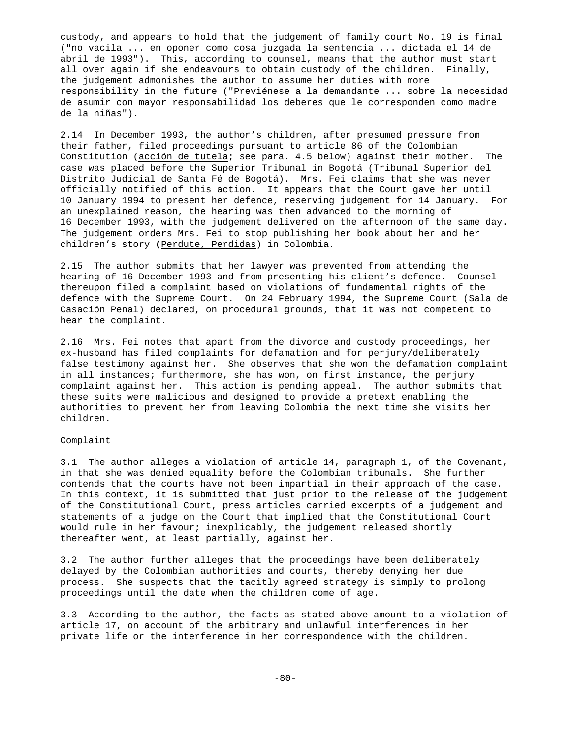custody, and appears to hold that the judgement of family court No. 19 is final ("no vacila ... en oponer como cosa juzgada la sentencia ... dictada el 14 de abril de 1993"). This, according to counsel, means that the author must start all over again if she endeavours to obtain custody of the children. Finally, the judgement admonishes the author to assume her duties with more responsibility in the future ("Previénese a la demandante ... sobre la necesidad de asumir con mayor responsabilidad los deberes que le corresponden como madre de la niñas").

2.14 In December 1993, the author's children, after presumed pressure from their father, filed proceedings pursuant to article 86 of the Colombian Constitution (acción de tutela; see para. 4.5 below) against their mother. The case was placed before the Superior Tribunal in Bogotá (Tribunal Superior del Distrito Judicial de Santa Fé de Bogotá). Mrs. Fei claims that she was never officially notified of this action. It appears that the Court gave her until 10 January 1994 to present her defence, reserving judgement for 14 January. For an unexplained reason, the hearing was then advanced to the morning of 16 December 1993, with the judgement delivered on the afternoon of the same day. The judgement orders Mrs. Fei to stop publishing her book about her and her children's story (Perdute, Perdidas) in Colombia.

2.15 The author submits that her lawyer was prevented from attending the hearing of 16 December 1993 and from presenting his client's defence. Counsel thereupon filed a complaint based on violations of fundamental rights of the defence with the Supreme Court. On 24 February 1994, the Supreme Court (Sala de Casación Penal) declared, on procedural grounds, that it was not competent to hear the complaint.

2.16 Mrs. Fei notes that apart from the divorce and custody proceedings, her ex-husband has filed complaints for defamation and for perjury/deliberately false testimony against her. She observes that she won the defamation complaint in all instances; furthermore, she has won, on first instance, the perjury complaint against her. This action is pending appeal. The author submits that these suits were malicious and designed to provide a pretext enabling the authorities to prevent her from leaving Colombia the next time she visits her children.

## Complaint

3.1 The author alleges a violation of article 14, paragraph 1, of the Covenant, in that she was denied equality before the Colombian tribunals. She further contends that the courts have not been impartial in their approach of the case. In this context, it is submitted that just prior to the release of the judgement of the Constitutional Court, press articles carried excerpts of a judgement and statements of a judge on the Court that implied that the Constitutional Court would rule in her favour; inexplicably, the judgement released shortly thereafter went, at least partially, against her.

3.2 The author further alleges that the proceedings have been deliberately delayed by the Colombian authorities and courts, thereby denying her due process. She suspects that the tacitly agreed strategy is simply to prolong proceedings until the date when the children come of age.

3.3 According to the author, the facts as stated above amount to a violation of article 17, on account of the arbitrary and unlawful interferences in her private life or the interference in her correspondence with the children.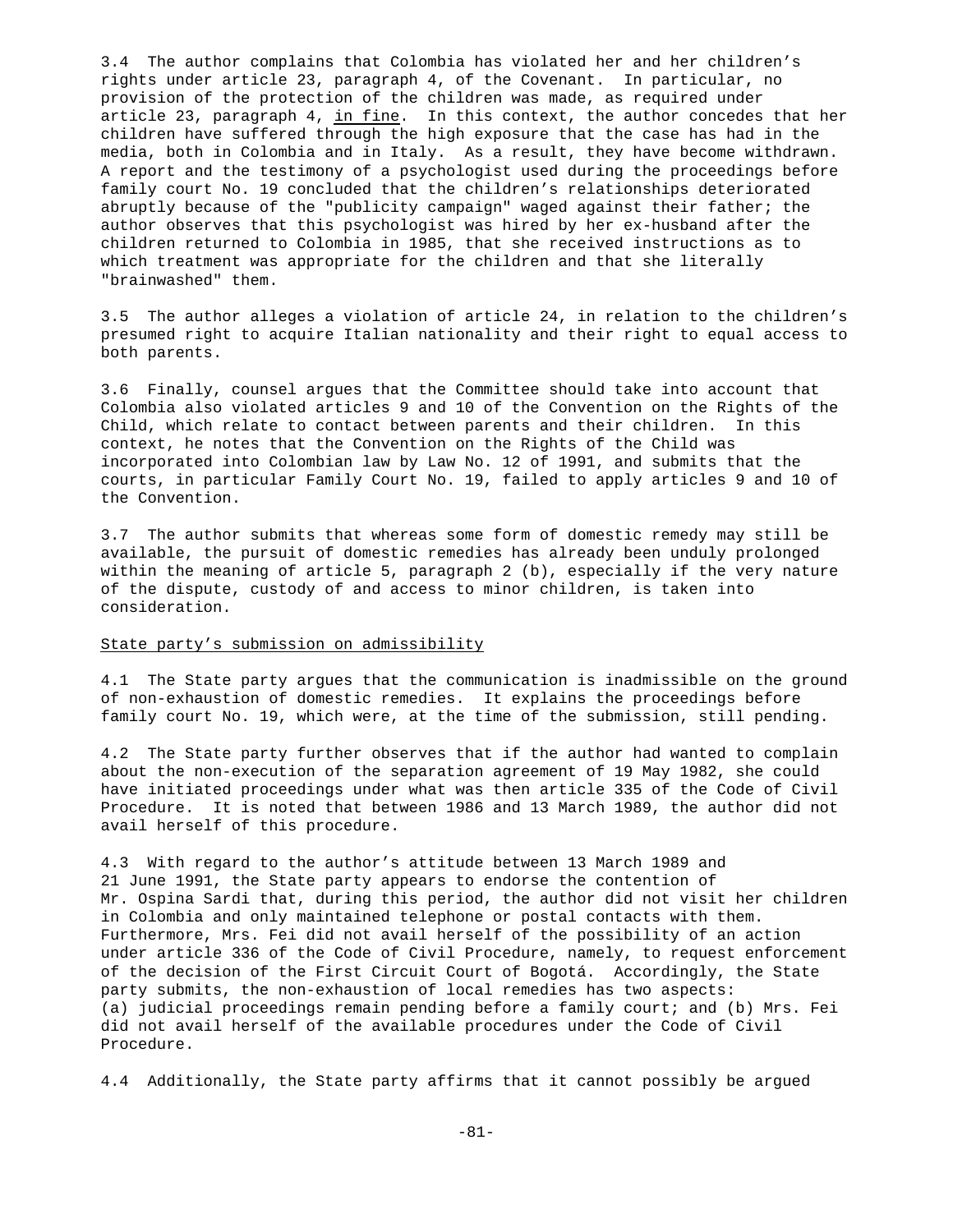3.4 The author complains that Colombia has violated her and her children's rights under article 23, paragraph 4, of the Covenant. In particular, no provision of the protection of the children was made, as required under article 23, paragraph 4, in fine. In this context, the author concedes that her children have suffered through the high exposure that the case has had in the media, both in Colombia and in Italy. As a result, they have become withdrawn. A report and the testimony of a psychologist used during the proceedings before family court No. 19 concluded that the children's relationships deteriorated abruptly because of the "publicity campaign" waged against their father; the author observes that this psychologist was hired by her ex-husband after the children returned to Colombia in 1985, that she received instructions as to which treatment was appropriate for the children and that she literally "brainwashed" them.

3.5 The author alleges a violation of article 24, in relation to the children's presumed right to acquire Italian nationality and their right to equal access to both parents.

3.6 Finally, counsel argues that the Committee should take into account that Colombia also violated articles 9 and 10 of the Convention on the Rights of the Child, which relate to contact between parents and their children. In this context, he notes that the Convention on the Rights of the Child was incorporated into Colombian law by Law No. 12 of 1991, and submits that the courts, in particular Family Court No. 19, failed to apply articles 9 and 10 of the Convention.

3.7 The author submits that whereas some form of domestic remedy may still be available, the pursuit of domestic remedies has already been unduly prolonged within the meaning of article 5, paragraph 2 (b), especially if the very nature of the dispute, custody of and access to minor children, is taken into consideration.

State party's submission on admissibility

4.1 The State party argues that the communication is inadmissible on the ground of non-exhaustion of domestic remedies. It explains the proceedings before family court No. 19, which were, at the time of the submission, still pending.

4.2 The State party further observes that if the author had wanted to complain about the non-execution of the separation agreement of 19 May 1982, she could have initiated proceedings under what was then article 335 of the Code of Civil Procedure. It is noted that between 1986 and 13 March 1989, the author did not avail herself of this procedure.

4.3 With regard to the author's attitude between 13 March 1989 and 21 June 1991, the State party appears to endorse the contention of Mr. Ospina Sardi that, during this period, the author did not visit her children in Colombia and only maintained telephone or postal contacts with them. Furthermore, Mrs. Fei did not avail herself of the possibility of an action under article 336 of the Code of Civil Procedure, namely, to request enforcement of the decision of the First Circuit Court of Bogotá. Accordingly, the State party submits, the non-exhaustion of local remedies has two aspects: (a) judicial proceedings remain pending before a family court; and (b) Mrs. Fei did not avail herself of the available procedures under the Code of Civil Procedure.

4.4 Additionally, the State party affirms that it cannot possibly be argued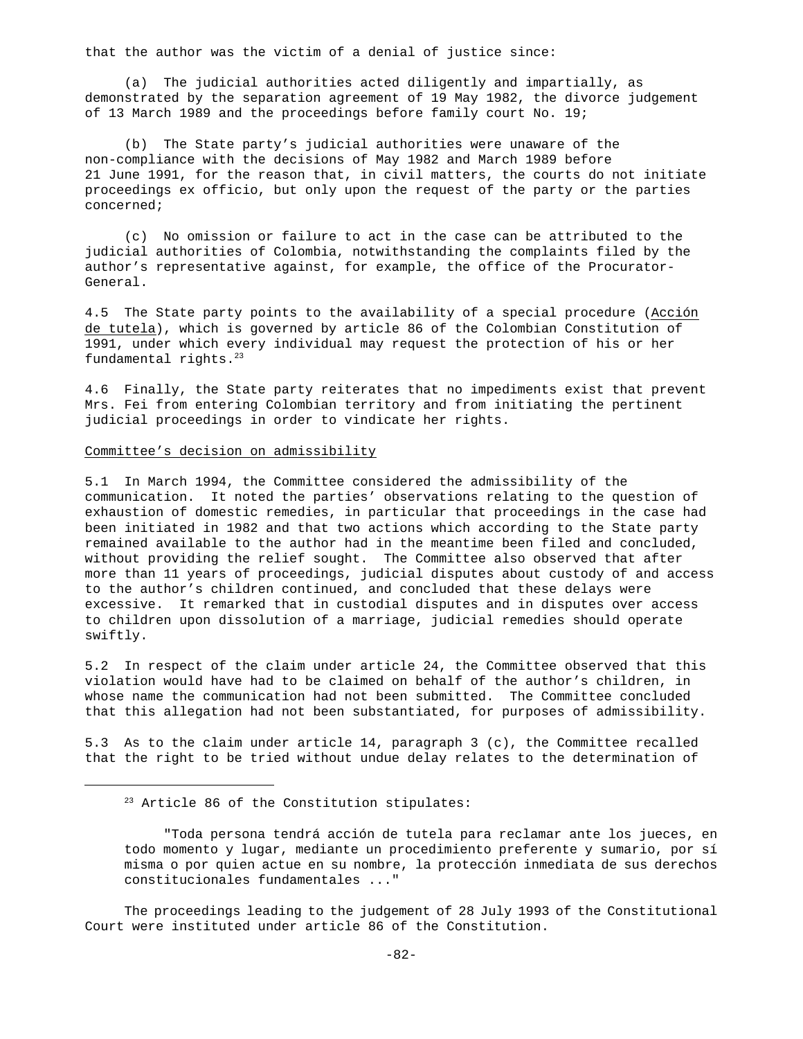that the author was the victim of a denial of justice since:

(a) The judicial authorities acted diligently and impartially, as demonstrated by the separation agreement of 19 May 1982, the divorce judgement of 13 March 1989 and the proceedings before family court No. 19;

(b) The State party's judicial authorities were unaware of the non-compliance with the decisions of May 1982 and March 1989 before 21 June 1991, for the reason that, in civil matters, the courts do not initiate proceedings ex officio, but only upon the request of the party or the parties concerned;

(c) No omission or failure to act in the case can be attributed to the judicial authorities of Colombia, notwithstanding the complaints filed by the author's representative against, for example, the office of the Procurator-General.

4.5 The State party points to the availability of a special procedure (Acción de tutela), which is governed by article 86 of the Colombian Constitution of 1991, under which every individual may request the protection of his or her fundamental rights.[23]

4.6 Finally, the State party reiterates that no impediments exist that prevent Mrs. Fei from entering Colombian territory and from initiating the pertinent judicial proceedings in order to vindicate her rights.

Committee's decision on admissibility

5.1 In March 1994, the Committee considered the admissibility of the communication. It noted the parties' observations relating to the question of exhaustion of domestic remedies, in particular that proceedings in the case had been initiated in 1982 and that two actions which according to the State party remained available to the author had in the meantime been filed and concluded, without providing the relief sought. The Committee also observed that after more than 11 years of proceedings, judicial disputes about custody of and access to the author's children continued, and concluded that these delays were excessive. It remarked that in custodial disputes and in disputes over access to children upon dissolution of a marriage, judicial remedies should operate swiftly.

5.2 In respect of the claim under article 24, the Committee observed that this violation would have had to be claimed on behalf of the author's children, in whose name the communication had not been submitted. The Committee concluded that this allegation had not been substantiated, for purposes of admissibility.

5.3 As to the claim under article 14, paragraph 3 (c), the Committee recalled that the right to be tried without undue delay relates to the determination of

---

[23] Article 86 of the Constitution stipulates:

"Toda persona tendrá acción de tutela para reclamar ante los jueces, en todo momento y lugar, mediante un procedimiento preferente y sumario, por sí misma o por quien actue en su nombre, la protección inmediata de sus derechos constitucionales fundamentales ..."

The proceedings leading to the judgement of 28 July 1993 of the Constitutional Court were instituted under article 86 of the Constitution.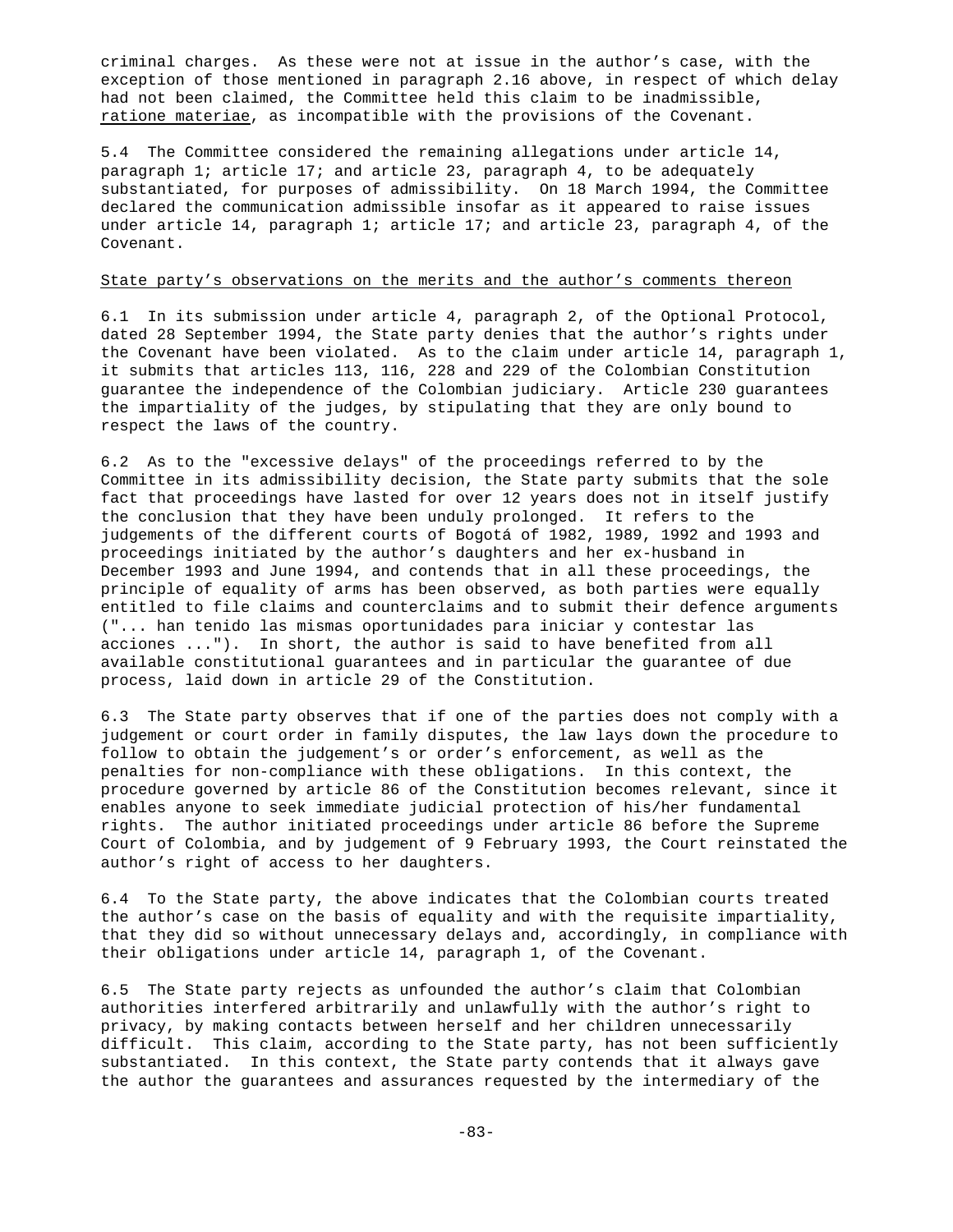criminal charges. As these were not at issue in the author's case, with the exception of those mentioned in paragraph 2.16 above, in respect of which delay had not been claimed, the Committee held this claim to be inadmissible, ratione materiae, as incompatible with the provisions of the Covenant.

5.4 The Committee considered the remaining allegations under article 14, paragraph 1; article 17; and article 23, paragraph 4, to be adequately substantiated, for purposes of admissibility. On 18 March 1994, the Committee declared the communication admissible insofar as it appeared to raise issues under article 14, paragraph 1; article 17; and article 23, paragraph 4, of the Covenant.

State party's observations on the merits and the author's comments thereon

6.1 In its submission under article 4, paragraph 2, of the Optional Protocol, dated 28 September 1994, the State party denies that the author's rights under the Covenant have been violated. As to the claim under article 14, paragraph 1, it submits that articles 113, 116, 228 and 229 of the Colombian Constitution guarantee the independence of the Colombian judiciary. Article 230 guarantees the impartiality of the judges, by stipulating that they are only bound to respect the laws of the country.

6.2 As to the "excessive delays" of the proceedings referred to by the Committee in its admissibility decision, the State party submits that the sole fact that proceedings have lasted for over 12 years does not in itself justify the conclusion that they have been unduly prolonged. It refers to the judgements of the different courts of Bogotá of 1982, 1989, 1992 and 1993 and proceedings initiated by the author's daughters and her ex-husband in December 1993 and June 1994, and contends that in all these proceedings, the principle of equality of arms has been observed, as both parties were equally entitled to file claims and counterclaims and to submit their defence arguments ("... han tenido las mismas oportunidades para iniciar y contestar las acciones ..."). In short, the author is said to have benefited from all available constitutional guarantees and in particular the guarantee of due process, laid down in article 29 of the Constitution.

6.3 The State party observes that if one of the parties does not comply with a judgement or court order in family disputes, the law lays down the procedure to follow to obtain the judgement's or order's enforcement, as well as the penalties for non-compliance with these obligations. In this context, the procedure governed by article 86 of the Constitution becomes relevant, since it enables anyone to seek immediate judicial protection of his/her fundamental rights. The author initiated proceedings under article 86 before the Supreme Court of Colombia, and by judgement of 9 February 1993, the Court reinstated the author's right of access to her daughters.

6.4 To the State party, the above indicates that the Colombian courts treated the author's case on the basis of equality and with the requisite impartiality, that they did so without unnecessary delays and, accordingly, in compliance with their obligations under article 14, paragraph 1, of the Covenant.

6.5 The State party rejects as unfounded the author's claim that Colombian authorities interfered arbitrarily and unlawfully with the author's right to privacy, by making contacts between herself and her children unnecessarily difficult. This claim, according to the State party, has not been sufficiently substantiated. In this context, the State party contends that it always gave the author the guarantees and assurances requested by the intermediary of the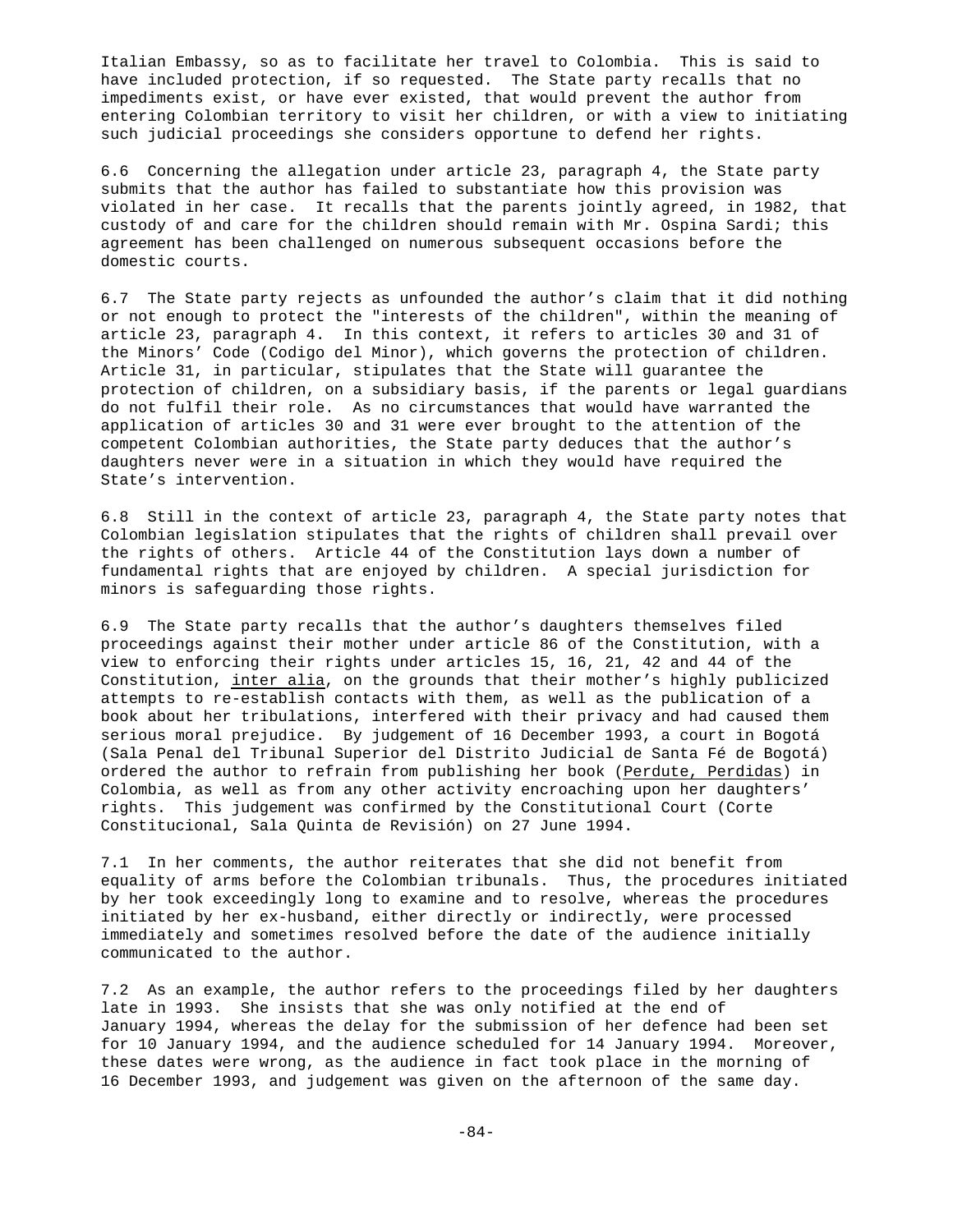Italian Embassy, so as to facilitate her travel to Colombia. This is said to have included protection, if so requested. The State party recalls that no impediments exist, or have ever existed, that would prevent the author from entering Colombian territory to visit her children, or with a view to initiating such judicial proceedings she considers opportune to defend her rights.

6.6 Concerning the allegation under article 23, paragraph 4, the State party submits that the author has failed to substantiate how this provision was violated in her case. It recalls that the parents jointly agreed, in 1982, that custody of and care for the children should remain with Mr. Ospina Sardi; this agreement has been challenged on numerous subsequent occasions before the domestic courts.

6.7 The State party rejects as unfounded the author's claim that it did nothing or not enough to protect the "interests of the children", within the meaning of article 23, paragraph 4. In this context, it refers to articles 30 and 31 of the Minors' Code (Codigo del Minor), which governs the protection of children. Article 31, in particular, stipulates that the State will guarantee the protection of children, on a subsidiary basis, if the parents or legal guardians do not fulfil their role. As no circumstances that would have warranted the application of articles 30 and 31 were ever brought to the attention of the competent Colombian authorities, the State party deduces that the author's daughters never were in a situation in which they would have required the State's intervention.

6.8 Still in the context of article 23, paragraph 4, the State party notes that Colombian legislation stipulates that the rights of children shall prevail over the rights of others. Article 44 of the Constitution lays down a number of fundamental rights that are enjoyed by children. A special jurisdiction for minors is safeguarding those rights.

6.9 The State party recalls that the author's daughters themselves filed proceedings against their mother under article 86 of the Constitution, with a view to enforcing their rights under articles 15, 16, 21, 42 and 44 of the Constitution, _inter alia_, on the grounds that their mother's highly publicized attempts to re-establish contacts with them, as well as the publication of a book about her tribulations, interfered with their privacy and had caused them serious moral prejudice. By judgement of 16 December 1993, a court in Bogotá (Sala Penal del Tribunal Superior del Distrito Judicial de Santa Fé de Bogotá) ordered the author to refrain from publishing her book (_Perdute, Perdidas_) in Colombia, as well as from any other activity encroaching upon her daughters' rights. This judgement was confirmed by the Constitutional Court (Corte Constitucional, Sala Quinta de Revisión) on 27 June 1994.

7.1 In her comments, the author reiterates that she did not benefit from equality of arms before the Colombian tribunals. Thus, the procedures initiated by her took exceedingly long to examine and to resolve, whereas the procedures initiated by her ex-husband, either directly or indirectly, were processed immediately and sometimes resolved before the date of the audience initially communicated to the author.

7.2 As an example, the author refers to the proceedings filed by her daughters late in 1993. She insists that she was only notified at the end of January 1994, whereas the delay for the submission of her defence had been set for 10 January 1994, and the audience scheduled for 14 January 1994. Moreover, these dates were wrong, as the audience in fact took place in the morning of 16 December 1993, and judgement was given on the afternoon of the same day.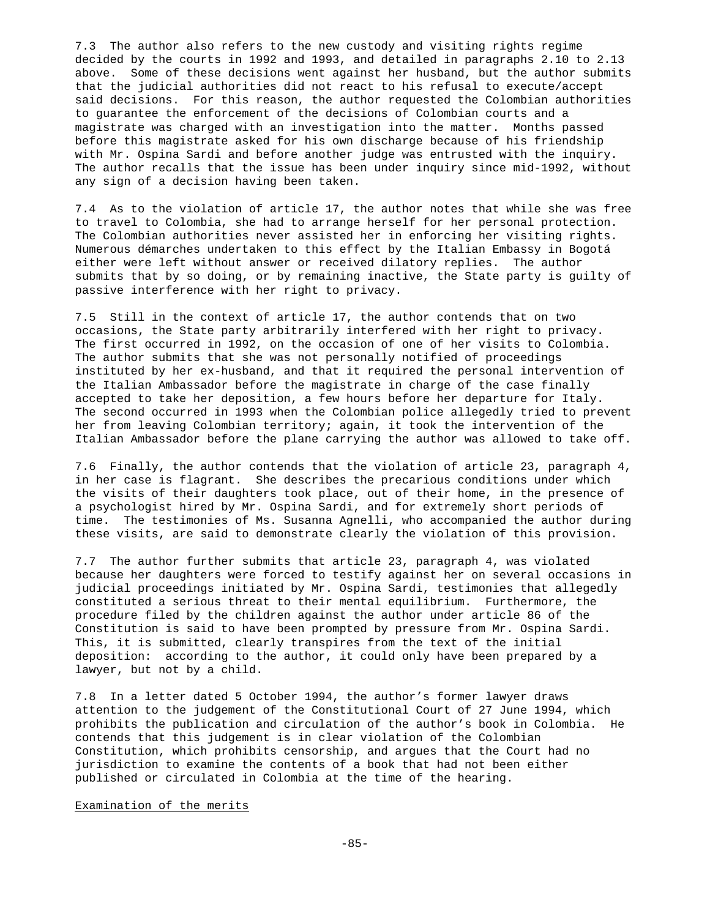7.3 The author also refers to the new custody and visiting rights regime decided by the courts in 1992 and 1993, and detailed in paragraphs 2.10 to 2.13 above. Some of these decisions went against her husband, but the author submits that the judicial authorities did not react to his refusal to execute/accept said decisions. For this reason, the author requested the Colombian authorities to guarantee the enforcement of the decisions of Colombian courts and a magistrate was charged with an investigation into the matter. Months passed before this magistrate asked for his own discharge because of his friendship with Mr. Ospina Sardi and before another judge was entrusted with the inquiry. The author recalls that the issue has been under inquiry since mid-1992, without any sign of a decision having been taken.

7.4 As to the violation of article 17, the author notes that while she was free to travel to Colombia, she had to arrange herself for her personal protection. The Colombian authorities never assisted her in enforcing her visiting rights. Numerous démarches undertaken to this effect by the Italian Embassy in Bogotá either were left without answer or received dilatory replies. The author submits that by so doing, or by remaining inactive, the State party is guilty of passive interference with her right to privacy.

7.5 Still in the context of article 17, the author contends that on two occasions, the State party arbitrarily interfered with her right to privacy. The first occurred in 1992, on the occasion of one of her visits to Colombia. The author submits that she was not personally notified of proceedings instituted by her ex-husband, and that it required the personal intervention of the Italian Ambassador before the magistrate in charge of the case finally accepted to take her deposition, a few hours before her departure for Italy. The second occurred in 1993 when the Colombian police allegedly tried to prevent her from leaving Colombian territory; again, it took the intervention of the Italian Ambassador before the plane carrying the author was allowed to take off.

7.6 Finally, the author contends that the violation of article 23, paragraph 4, in her case is flagrant. She describes the precarious conditions under which the visits of their daughters took place, out of their home, in the presence of a psychologist hired by Mr. Ospina Sardi, and for extremely short periods of time. The testimonies of Ms. Susanna Agnelli, who accompanied the author during these visits, are said to demonstrate clearly the violation of this provision.

7.7 The author further submits that article 23, paragraph 4, was violated because her daughters were forced to testify against her on several occasions in judicial proceedings initiated by Mr. Ospina Sardi, testimonies that allegedly constituted a serious threat to their mental equilibrium. Furthermore, the procedure filed by the children against the author under article 86 of the Constitution is said to have been prompted by pressure from Mr. Ospina Sardi. This, it is submitted, clearly transpires from the text of the initial deposition: according to the author, it could only have been prepared by a lawyer, but not by a child.

7.8 In a letter dated 5 October 1994, the author's former lawyer draws attention to the judgement of the Constitutional Court of 27 June 1994, which prohibits the publication and circulation of the author's book in Colombia. He contends that this judgement is in clear violation of the Colombian Constitution, which prohibits censorship, and argues that the Court had no jurisdiction to examine the contents of a book that had not been either published or circulated in Colombia at the time of the hearing.

Examination of the merits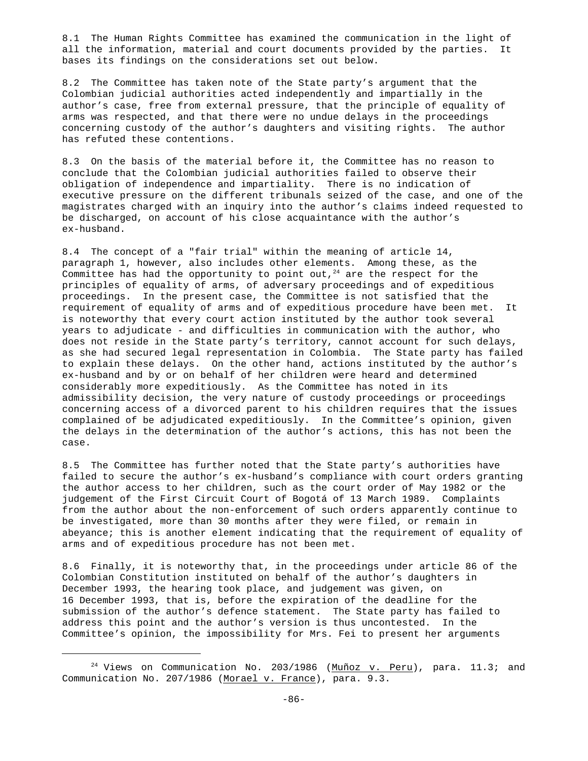8.1 The Human Rights Committee has examined the communication in the light of all the information, material and court documents provided by the parties. It bases its findings on the considerations set out below.

8.2 The Committee has taken note of the State party's argument that the Colombian judicial authorities acted independently and impartially in the author's case, free from external pressure, that the principle of equality of arms was respected, and that there were no undue delays in the proceedings concerning custody of the author's daughters and visiting rights. The author has refuted these contentions.

8.3 On the basis of the material before it, the Committee has no reason to conclude that the Colombian judicial authorities failed to observe their obligation of independence and impartiality. There is no indication of executive pressure on the different tribunals seized of the case, and one of the magistrates charged with an inquiry into the author's claims indeed requested to be discharged, on account of his close acquaintance with the author's ex-husband.

8.4 The concept of a "fair trial" within the meaning of article 14, paragraph 1, however, also includes other elements. Among these, as the Committee has had the opportunity to point out,[24] are the respect for the principles of equality of arms, of adversary proceedings and of expeditious proceedings. In the present case, the Committee is not satisfied that the requirement of equality of arms and of expeditious procedure have been met. It is noteworthy that every court action instituted by the author took several years to adjudicate - and difficulties in communication with the author, who does not reside in the State party's territory, cannot account for such delays, as she had secured legal representation in Colombia. The State party has failed to explain these delays. On the other hand, actions instituted by the author's ex-husband and by or on behalf of her children were heard and determined considerably more expeditiously. As the Committee has noted in its admissibility decision, the very nature of custody proceedings or proceedings concerning access of a divorced parent to his children requires that the issues complained of be adjudicated expeditiously. In the Committee's opinion, given the delays in the determination of the author's actions, this has not been the case.

8.5 The Committee has further noted that the State party's authorities have failed to secure the author's ex-husband's compliance with court orders granting the author access to her children, such as the court order of May 1982 or the judgement of the First Circuit Court of Bogotá of 13 March 1989. Complaints from the author about the non-enforcement of such orders apparently continue to be investigated, more than 30 months after they were filed, or remain in abeyance; this is another element indicating that the requirement of equality of arms and of expeditious procedure has not been met.

8.6 Finally, it is noteworthy that, in the proceedings under article 86 of the Colombian Constitution instituted on behalf of the author's daughters in December 1993, the hearing took place, and judgement was given, on 16 December 1993, that is, before the expiration of the deadline for the submission of the author's defence statement. The State party has failed to address this point and the author's version is thus uncontested. In the Committee's opinion, the impossibility for Mrs. Fei to present her arguments

---

[24] Views on Communication No. 203/1986 (Muñoz v. Peru), para. 11.3; and Communication No. 207/1986 (Morael v. France), para. 9.3.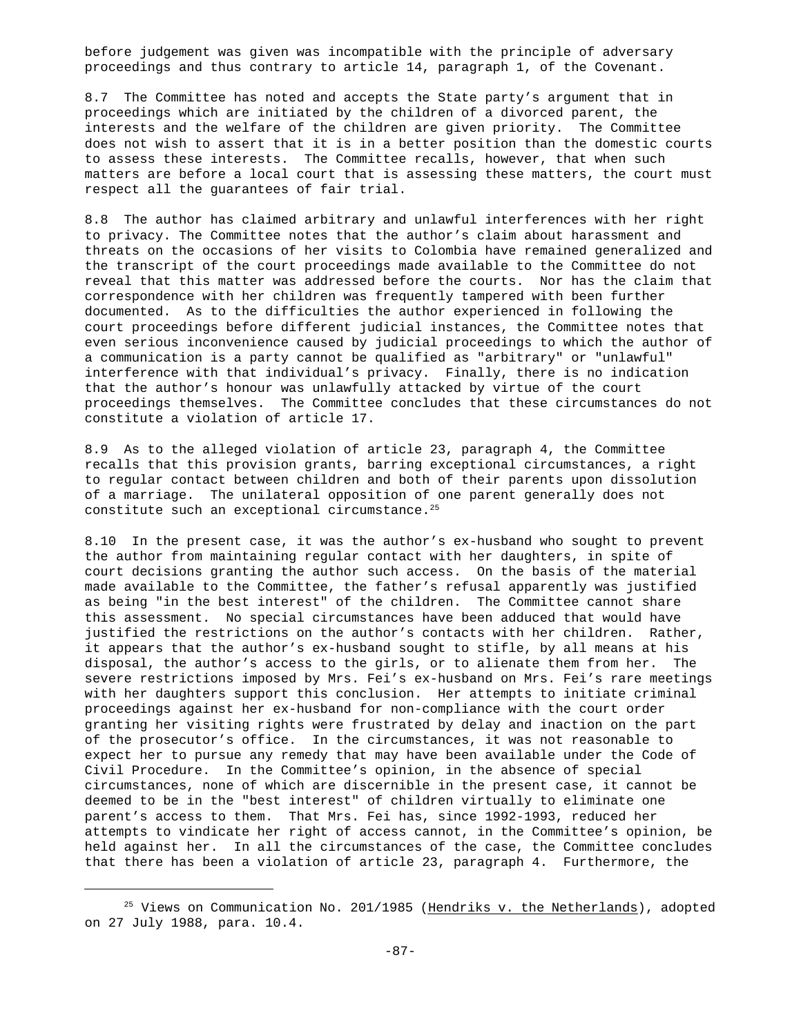before judgement was given was incompatible with the principle of adversary proceedings and thus contrary to article 14, paragraph 1, of the Covenant.

8.7 The Committee has noted and accepts the State party's argument that in proceedings which are initiated by the children of a divorced parent, the interests and the welfare of the children are given priority. The Committee does not wish to assert that it is in a better position than the domestic courts to assess these interests. The Committee recalls, however, that when such matters are before a local court that is assessing these matters, the court must respect all the guarantees of fair trial.

8.8 The author has claimed arbitrary and unlawful interferences with her right to privacy. The Committee notes that the author's claim about harassment and threats on the occasions of her visits to Colombia have remained generalized and the transcript of the court proceedings made available to the Committee do not reveal that this matter was addressed before the courts. Nor has the claim that correspondence with her children was frequently tampered with been further documented. As to the difficulties the author experienced in following the court proceedings before different judicial instances, the Committee notes that even serious inconvenience caused by judicial proceedings to which the author of a communication is a party cannot be qualified as "arbitrary" or "unlawful" interference with that individual's privacy. Finally, there is no indication that the author's honour was unlawfully attacked by virtue of the court proceedings themselves. The Committee concludes that these circumstances do not constitute a violation of article 17.

8.9 As to the alleged violation of article 23, paragraph 4, the Committee recalls that this provision grants, barring exceptional circumstances, a right to regular contact between children and both of their parents upon dissolution of a marriage. The unilateral opposition of one parent generally does not constitute such an exceptional circumstance.[25]

8.10 In the present case, it was the author's ex-husband who sought to prevent the author from maintaining regular contact with her daughters, in spite of court decisions granting the author such access. On the basis of the material made available to the Committee, the father's refusal apparently was justified as being "in the best interest" of the children. The Committee cannot share this assessment. No special circumstances have been adduced that would have justified the restrictions on the author's contacts with her children. Rather, it appears that the author's ex-husband sought to stifle, by all means at his disposal, the author's access to the girls, or to alienate them from her. The severe restrictions imposed by Mrs. Fei's ex-husband on Mrs. Fei's rare meetings with her daughters support this conclusion. Her attempts to initiate criminal proceedings against her ex-husband for non-compliance with the court order granting her visiting rights were frustrated by delay and inaction on the part of the prosecutor's office. In the circumstances, it was not reasonable to expect her to pursue any remedy that may have been available under the Code of Civil Procedure. In the Committee's opinion, in the absence of special circumstances, none of which are discernible in the present case, it cannot be deemed to be in the "best interest" of children virtually to eliminate one parent's access to them. That Mrs. Fei has, since 1992-1993, reduced her attempts to vindicate her right of access cannot, in the Committee's opinion, be held against her. In all the circumstances of the case, the Committee concludes that there has been a violation of article 23, paragraph 4. Furthermore, the

[25] Views on Communication No. 201/1985 (Hendriks v. the Netherlands), adopted on 27 July 1988, para. 10.4.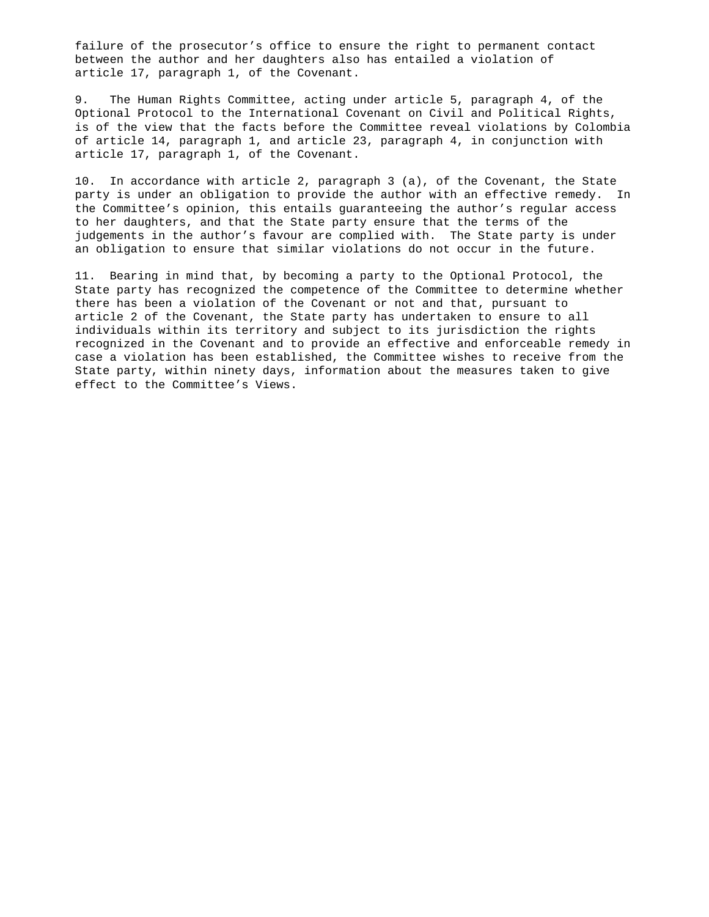failure of the prosecutor's office to ensure the right to permanent contact between the author and her daughters also has entailed a violation of article 17, paragraph 1, of the Covenant.

9. The Human Rights Committee, acting under article 5, paragraph 4, of the Optional Protocol to the International Covenant on Civil and Political Rights, is of the view that the facts before the Committee reveal violations by Colombia of article 14, paragraph 1, and article 23, paragraph 4, in conjunction with article 17, paragraph 1, of the Covenant.

10. In accordance with article 2, paragraph 3 (a), of the Covenant, the State party is under an obligation to provide the author with an effective remedy. In the Committee's opinion, this entails guaranteeing the author's regular access to her daughters, and that the State party ensure that the terms of the judgements in the author's favour are complied with. The State party is under an obligation to ensure that similar violations do not occur in the future.

11. Bearing in mind that, by becoming a party to the Optional Protocol, the State party has recognized the competence of the Committee to determine whether there has been a violation of the Covenant or not and that, pursuant to article 2 of the Covenant, the State party has undertaken to ensure to all individuals within its territory and subject to its jurisdiction the rights recognized in the Covenant and to provide an effective and enforceable remedy in case a violation has been established, the Committee wishes to receive from the State party, within ninety days, information about the measures taken to give effect to the Committee's Views.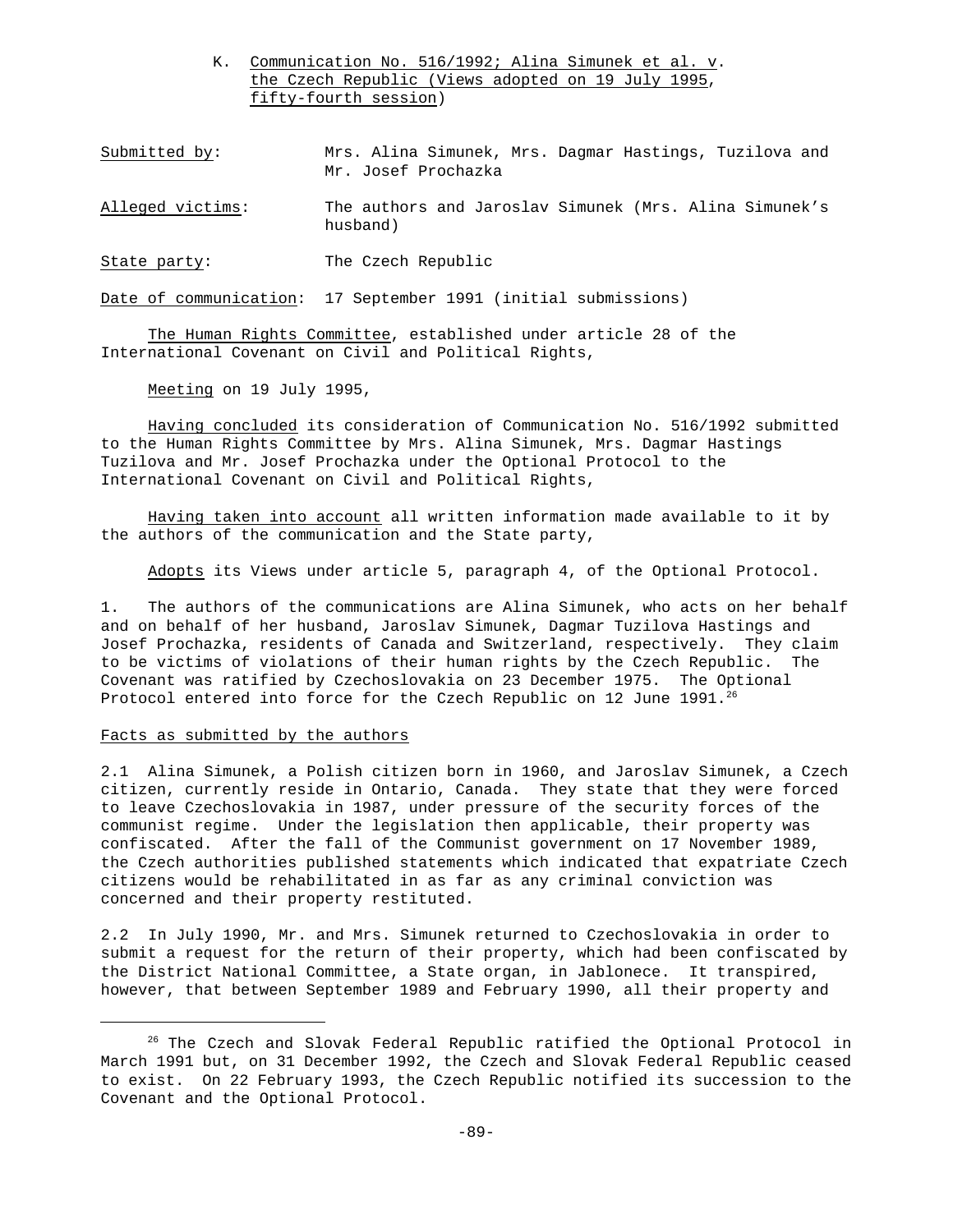### K. Communication No. 516/1992; Alina Simunek et al. v. the Czech Republic (Views adopted on 19 July 1995, fifty-fourth session)

Submitted by: Mrs. Alina Simunek, Mrs. Dagmar Hastings, Tuzilova and Mr. Josef Prochazka

Alleged victims: The authors and Jaroslav Simunek (Mrs. Alina Simunek's husband)

State party: The Czech Republic

Date of communication: 17 September 1991 (initial submissions)

The Human Rights Committee, established under article 28 of the International Covenant on Civil and Political Rights,

Meeting on 19 July 1995,

Having concluded its consideration of Communication No. 516/1992 submitted to the Human Rights Committee by Mrs. Alina Simunek, Mrs. Dagmar Hastings Tuzilova and Mr. Josef Prochazka under the Optional Protocol to the International Covenant on Civil and Political Rights,

Having taken into account all written information made available to it by the authors of the communication and the State party,

Adopts its Views under article 5, paragraph 4, of the Optional Protocol.

1. The authors of the communications are Alina Simunek, who acts on her behalf and on behalf of her husband, Jaroslav Simunek, Dagmar Tuzilova Hastings and Josef Prochazka, residents of Canada and Switzerland, respectively. They claim to be victims of violations of their human rights by the Czech Republic. The Covenant was ratified by Czechoslovakia on 23 December 1975. The Optional Protocol entered into force for the Czech Republic on 12 June 1991.[26]

#### Facts as submitted by the authors

2.1 Alina Simunek, a Polish citizen born in 1960, and Jaroslav Simunek, a Czech citizen, currently reside in Ontario, Canada. They state that they were forced to leave Czechoslovakia in 1987, under pressure of the security forces of the communist regime. Under the legislation then applicable, their property was confiscated. After the fall of the Communist government on 17 November 1989, the Czech authorities published statements which indicated that expatriate Czech citizens would be rehabilitated in as far as any criminal conviction was concerned and their property restituted.

2.2 In July 1990, Mr. and Mrs. Simunek returned to Czechoslovakia in order to submit a request for the return of their property, which had been confiscated by the District National Committee, a State organ, in Jablonece. It transpired, however, that between September 1989 and February 1990, all their property and

---

[26] The Czech and Slovak Federal Republic ratified the Optional Protocol in March 1991 but, on 31 December 1992, the Czech and Slovak Federal Republic ceased to exist. On 22 February 1993, the Czech Republic notified its succession to the Covenant and the Optional Protocol.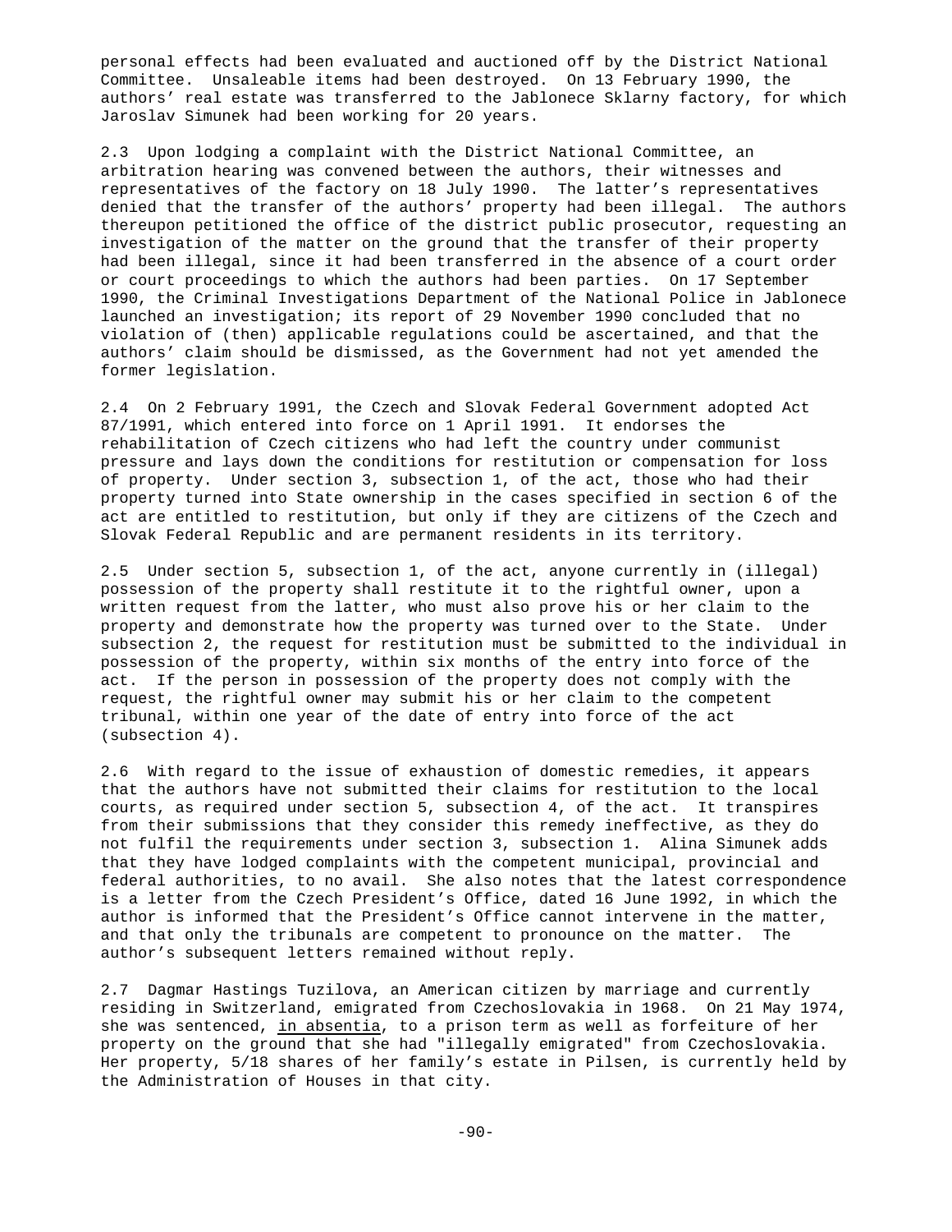personal effects had been evaluated and auctioned off by the District National Committee. Unsaleable items had been destroyed. On 13 February 1990, the authors' real estate was transferred to the Jablonece Sklarny factory, for which Jaroslav Simunek had been working for 20 years.

2.3 Upon lodging a complaint with the District National Committee, an arbitration hearing was convened between the authors, their witnesses and representatives of the factory on 18 July 1990. The latter's representatives denied that the transfer of the authors' property had been illegal. The authors thereupon petitioned the office of the district public prosecutor, requesting an investigation of the matter on the ground that the transfer of their property had been illegal, since it had been transferred in the absence of a court order or court proceedings to which the authors had been parties. On 17 September 1990, the Criminal Investigations Department of the National Police in Jablonece launched an investigation; its report of 29 November 1990 concluded that no violation of (then) applicable regulations could be ascertained, and that the authors' claim should be dismissed, as the Government had not yet amended the former legislation.

2.4 On 2 February 1991, the Czech and Slovak Federal Government adopted Act 87/1991, which entered into force on 1 April 1991. It endorses the rehabilitation of Czech citizens who had left the country under communist pressure and lays down the conditions for restitution or compensation for loss of property. Under section 3, subsection 1, of the act, those who had their property turned into State ownership in the cases specified in section 6 of the act are entitled to restitution, but only if they are citizens of the Czech and Slovak Federal Republic and are permanent residents in its territory.

2.5 Under section 5, subsection 1, of the act, anyone currently in (illegal) possession of the property shall restitute it to the rightful owner, upon a written request from the latter, who must also prove his or her claim to the property and demonstrate how the property was turned over to the State. Under subsection 2, the request for restitution must be submitted to the individual in possession of the property, within six months of the entry into force of the act. If the person in possession of the property does not comply with the request, the rightful owner may submit his or her claim to the competent tribunal, within one year of the date of entry into force of the act (subsection 4).

2.6 With regard to the issue of exhaustion of domestic remedies, it appears that the authors have not submitted their claims for restitution to the local courts, as required under section 5, subsection 4, of the act. It transpires from their submissions that they consider this remedy ineffective, as they do not fulfil the requirements under section 3, subsection 1. Alina Simunek adds that they have lodged complaints with the competent municipal, provincial and federal authorities, to no avail. She also notes that the latest correspondence is a letter from the Czech President's Office, dated 16 June 1992, in which the author is informed that the President's Office cannot intervene in the matter, and that only the tribunals are competent to pronounce on the matter. The author's subsequent letters remained without reply.

2.7 Dagmar Hastings Tuzilova, an American citizen by marriage and currently residing in Switzerland, emigrated from Czechoslovakia in 1968. On 21 May 1974, she was sentenced, in absentia, to a prison term as well as forfeiture of her property on the ground that she had "illegally emigrated" from Czechoslovakia. Her property, 5/18 shares of her family's estate in Pilsen, is currently held by the Administration of Houses in that city.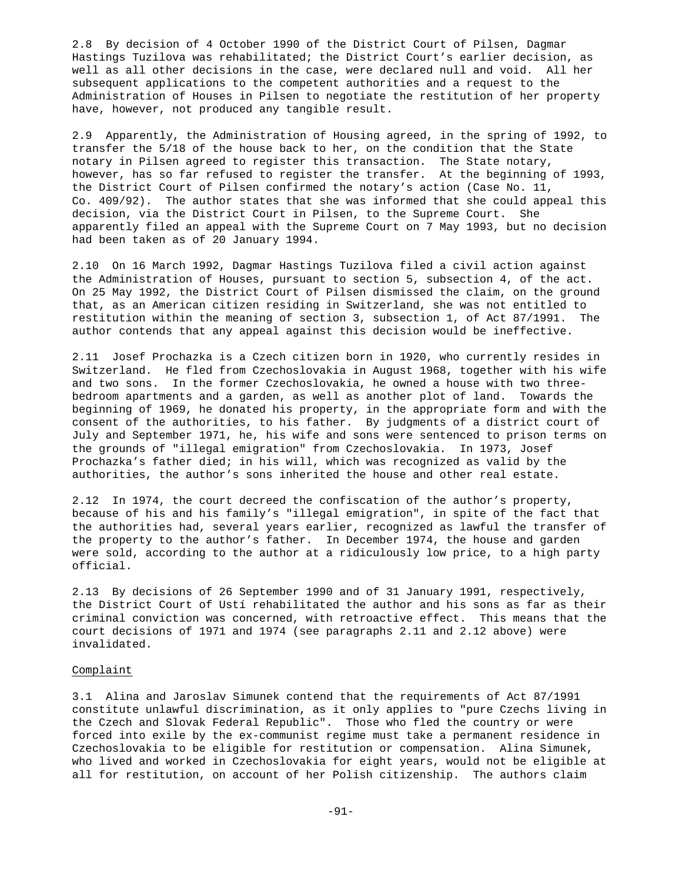2.8 By decision of 4 October 1990 of the District Court of Pilsen, Dagmar Hastings Tuzilova was rehabilitated; the District Court's earlier decision, as well as all other decisions in the case, were declared null and void. All her subsequent applications to the competent authorities and a request to the Administration of Houses in Pilsen to negotiate the restitution of her property have, however, not produced any tangible result.

2.9 Apparently, the Administration of Housing agreed, in the spring of 1992, to transfer the 5/18 of the house back to her, on the condition that the State notary in Pilsen agreed to register this transaction. The State notary, however, has so far refused to register the transfer. At the beginning of 1993, the District Court of Pilsen confirmed the notary's action (Case No. 11, Co. 409/92). The author states that she was informed that she could appeal this decision, via the District Court in Pilsen, to the Supreme Court. She apparently filed an appeal with the Supreme Court on 7 May 1993, but no decision had been taken as of 20 January 1994.

2.10 On 16 March 1992, Dagmar Hastings Tuzilova filed a civil action against the Administration of Houses, pursuant to section 5, subsection 4, of the act. On 25 May 1992, the District Court of Pilsen dismissed the claim, on the ground that, as an American citizen residing in Switzerland, she was not entitled to restitution within the meaning of section 3, subsection 1, of Act 87/1991. The author contends that any appeal against this decision would be ineffective.

2.11 Josef Prochazka is a Czech citizen born in 1920, who currently resides in Switzerland. He fled from Czechoslovakia in August 1968, together with his wife and two sons. In the former Czechoslovakia, he owned a house with two three-bedroom apartments and a garden, as well as another plot of land. Towards the beginning of 1969, he donated his property, in the appropriate form and with the consent of the authorities, to his father. By judgments of a district court of July and September 1971, he, his wife and sons were sentenced to prison terms on the grounds of "illegal emigration" from Czechoslovakia. In 1973, Josef Prochazka's father died; in his will, which was recognized as valid by the authorities, the author's sons inherited the house and other real estate.

2.12 In 1974, the court decreed the confiscation of the author's property, because of his and his family's "illegal emigration", in spite of the fact that the authorities had, several years earlier, recognized as lawful the transfer of the property to the author's father. In December 1974, the house and garden were sold, according to the author at a ridiculously low price, to a high party official.

2.13 By decisions of 26 September 1990 and of 31 January 1991, respectively, the District Court of Ustí rehabilitated the author and his sons as far as their criminal conviction was concerned, with retroactive effect. This means that the court decisions of 1971 and 1974 (see paragraphs 2.11 and 2.12 above) were invalidated.

Complaint

3.1 Alina and Jaroslav Simunek contend that the requirements of Act 87/1991 constitute unlawful discrimination, as it only applies to "pure Czechs living in the Czech and Slovak Federal Republic". Those who fled the country or were forced into exile by the ex-communist regime must take a permanent residence in Czechoslovakia to be eligible for restitution or compensation. Alina Simunek, who lived and worked in Czechoslovakia for eight years, would not be eligible at all for restitution, on account of her Polish citizenship. The authors claim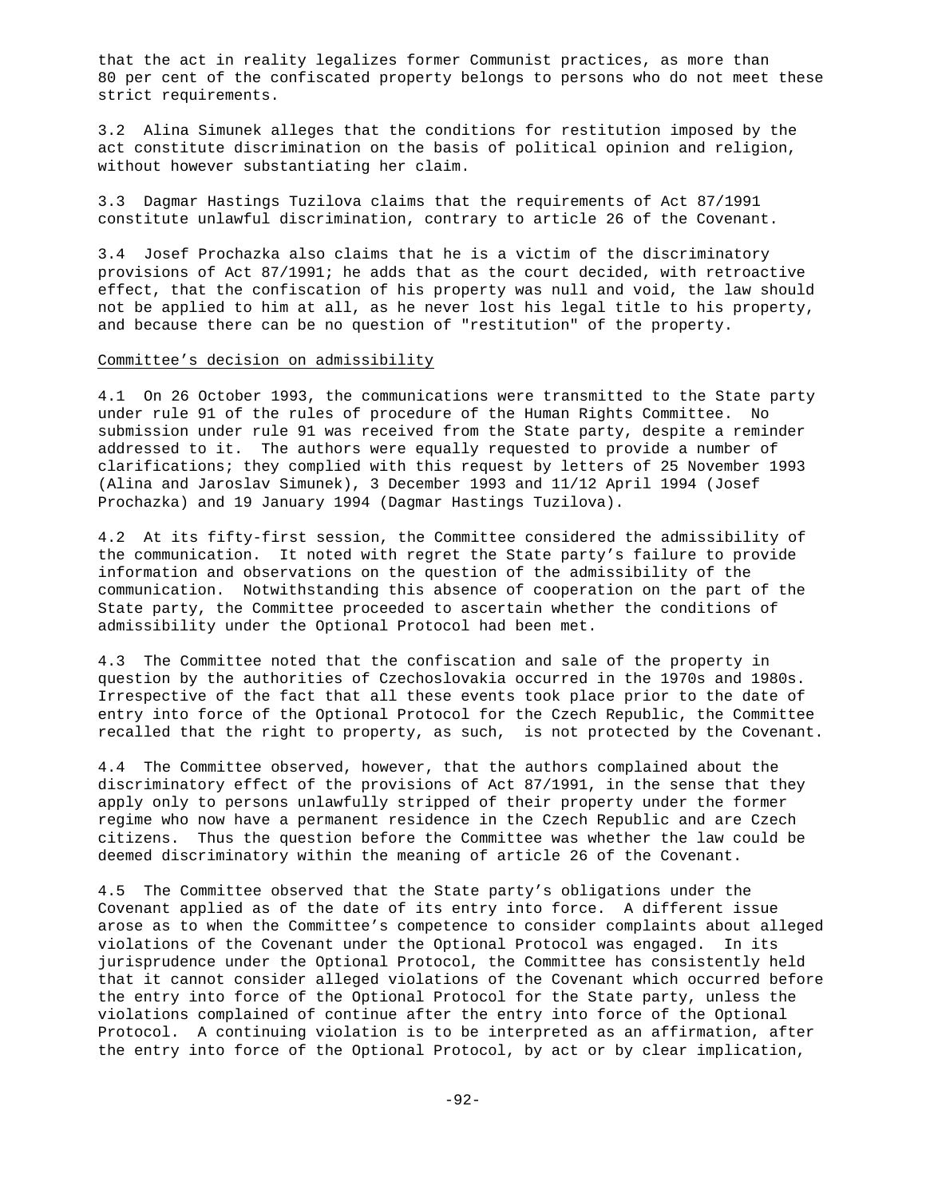that the act in reality legalizes former Communist practices, as more than 80 per cent of the confiscated property belongs to persons who do not meet these strict requirements.

3.2 Alina Simunek alleges that the conditions for restitution imposed by the act constitute discrimination on the basis of political opinion and religion, without however substantiating her claim.

3.3 Dagmar Hastings Tuzilova claims that the requirements of Act 87/1991 constitute unlawful discrimination, contrary to article 26 of the Covenant.

3.4 Josef Prochazka also claims that he is a victim of the discriminatory provisions of Act 87/1991; he adds that as the court decided, with retroactive effect, that the confiscation of his property was null and void, the law should not be applied to him at all, as he never lost his legal title to his property, and because there can be no question of "restitution" of the property.

Committee's decision on admissibility

4.1 On 26 October 1993, the communications were transmitted to the State party under rule 91 of the rules of procedure of the Human Rights Committee. No submission under rule 91 was received from the State party, despite a reminder addressed to it. The authors were equally requested to provide a number of clarifications; they complied with this request by letters of 25 November 1993 (Alina and Jaroslav Simunek), 3 December 1993 and 11/12 April 1994 (Josef Prochazka) and 19 January 1994 (Dagmar Hastings Tuzilova).

4.2 At its fifty-first session, the Committee considered the admissibility of the communication. It noted with regret the State party's failure to provide information and observations on the question of the admissibility of the communication. Notwithstanding this absence of cooperation on the part of the State party, the Committee proceeded to ascertain whether the conditions of admissibility under the Optional Protocol had been met.

4.3 The Committee noted that the confiscation and sale of the property in question by the authorities of Czechoslovakia occurred in the 1970s and 1980s. Irrespective of the fact that all these events took place prior to the date of entry into force of the Optional Protocol for the Czech Republic, the Committee recalled that the right to property, as such, is not protected by the Covenant.

4.4 The Committee observed, however, that the authors complained about the discriminatory effect of the provisions of Act 87/1991, in the sense that they apply only to persons unlawfully stripped of their property under the former regime who now have a permanent residence in the Czech Republic and are Czech citizens. Thus the question before the Committee was whether the law could be deemed discriminatory within the meaning of article 26 of the Covenant.

4.5 The Committee observed that the State party's obligations under the Covenant applied as of the date of its entry into force. A different issue arose as to when the Committee's competence to consider complaints about alleged violations of the Covenant under the Optional Protocol was engaged. In its jurisprudence under the Optional Protocol, the Committee has consistently held that it cannot consider alleged violations of the Covenant which occurred before the entry into force of the Optional Protocol for the State party, unless the violations complained of continue after the entry into force of the Optional Protocol. A continuing violation is to be interpreted as an affirmation, after the entry into force of the Optional Protocol, by act or by clear implication,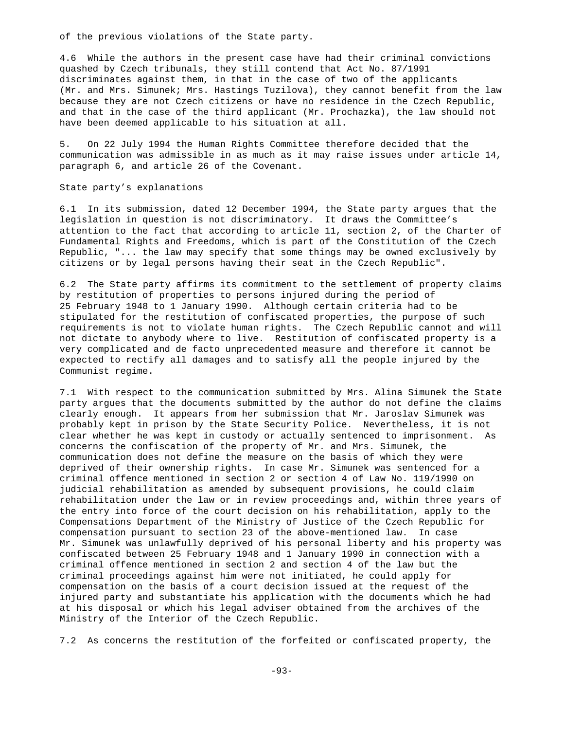of the previous violations of the State party.

4.6 While the authors in the present case have had their criminal convictions quashed by Czech tribunals, they still contend that Act No. 87/1991 discriminates against them, in that in the case of two of the applicants (Mr. and Mrs. Simunek; Mrs. Hastings Tuzilova), they cannot benefit from the law because they are not Czech citizens or have no residence in the Czech Republic, and that in the case of the third applicant (Mr. Prochazka), the law should not have been deemed applicable to his situation at all.

5. On 22 July 1994 the Human Rights Committee therefore decided that the communication was admissible in as much as it may raise issues under article 14, paragraph 6, and article 26 of the Covenant.

State party's explanations

6.1 In its submission, dated 12 December 1994, the State party argues that the legislation in question is not discriminatory. It draws the Committee's attention to the fact that according to article 11, section 2, of the Charter of Fundamental Rights and Freedoms, which is part of the Constitution of the Czech Republic, "... the law may specify that some things may be owned exclusively by citizens or by legal persons having their seat in the Czech Republic".

6.2 The State party affirms its commitment to the settlement of property claims by restitution of properties to persons injured during the period of 25 February 1948 to 1 January 1990. Although certain criteria had to be stipulated for the restitution of confiscated properties, the purpose of such requirements is not to violate human rights. The Czech Republic cannot and will not dictate to anybody where to live. Restitution of confiscated property is a very complicated and de facto unprecedented measure and therefore it cannot be expected to rectify all damages and to satisfy all the people injured by the Communist regime.

7.1 With respect to the communication submitted by Mrs. Alina Simunek the State party argues that the documents submitted by the author do not define the claims clearly enough. It appears from her submission that Mr. Jaroslav Simunek was probably kept in prison by the State Security Police. Nevertheless, it is not clear whether he was kept in custody or actually sentenced to imprisonment. As concerns the confiscation of the property of Mr. and Mrs. Simunek, the communication does not define the measure on the basis of which they were deprived of their ownership rights. In case Mr. Simunek was sentenced for a criminal offence mentioned in section 2 or section 4 of Law No. 119/1990 on judicial rehabilitation as amended by subsequent provisions, he could claim rehabilitation under the law or in review proceedings and, within three years of the entry into force of the court decision on his rehabilitation, apply to the Compensations Department of the Ministry of Justice of the Czech Republic for compensation pursuant to section 23 of the above-mentioned law. In case Mr. Simunek was unlawfully deprived of his personal liberty and his property was confiscated between 25 February 1948 and 1 January 1990 in connection with a criminal offence mentioned in section 2 and section 4 of the law but the criminal proceedings against him were not initiated, he could apply for compensation on the basis of a court decision issued at the request of the injured party and substantiate his application with the documents which he had at his disposal or which his legal adviser obtained from the archives of the Ministry of the Interior of the Czech Republic.

7.2 As concerns the restitution of the forfeited or confiscated property, the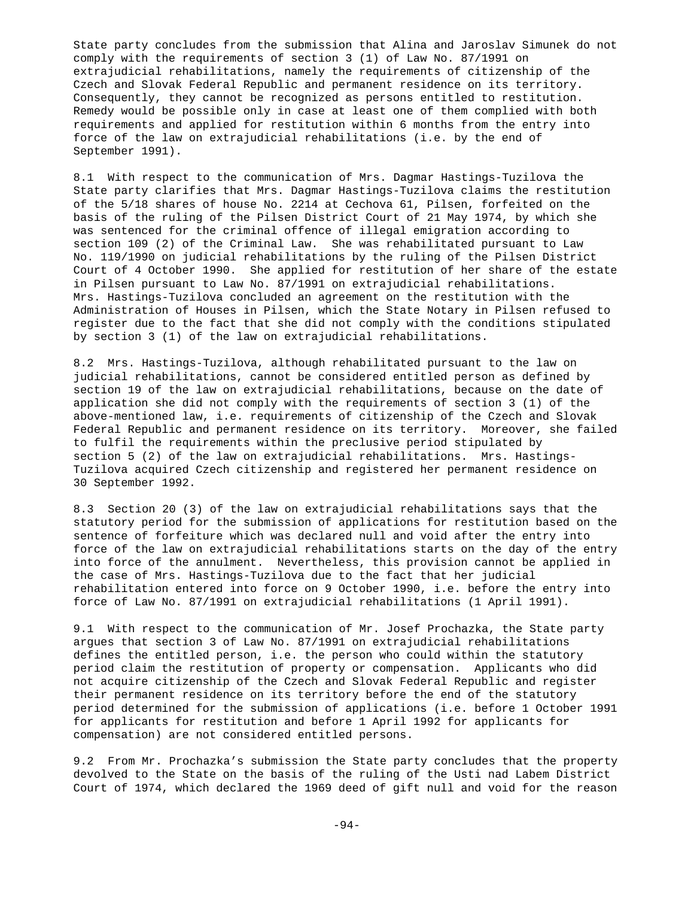State party concludes from the submission that Alina and Jaroslav Simunek do not comply with the requirements of section 3 (1) of Law No. 87/1991 on extrajudicial rehabilitations, namely the requirements of citizenship of the Czech and Slovak Federal Republic and permanent residence on its territory. Consequently, they cannot be recognized as persons entitled to restitution. Remedy would be possible only in case at least one of them complied with both requirements and applied for restitution within 6 months from the entry into force of the law on extrajudicial rehabilitations (i.e. by the end of September 1991).

8.1 With respect to the communication of Mrs. Dagmar Hastings-Tuzilova the State party clarifies that Mrs. Dagmar Hastings-Tuzilova claims the restitution of the 5/18 shares of house No. 2214 at Cechova 61, Pilsen, forfeited on the basis of the ruling of the Pilsen District Court of 21 May 1974, by which she was sentenced for the criminal offence of illegal emigration according to section 109 (2) of the Criminal Law. She was rehabilitated pursuant to Law No. 119/1990 on judicial rehabilitations by the ruling of the Pilsen District Court of 4 October 1990. She applied for restitution of her share of the estate in Pilsen pursuant to Law No. 87/1991 on extrajudicial rehabilitations. Mrs. Hastings-Tuzilova concluded an agreement on the restitution with the Administration of Houses in Pilsen, which the State Notary in Pilsen refused to register due to the fact that she did not comply with the conditions stipulated by section 3 (1) of the law on extrajudicial rehabilitations.

8.2 Mrs. Hastings-Tuzilova, although rehabilitated pursuant to the law on judicial rehabilitations, cannot be considered entitled person as defined by section 19 of the law on extrajudicial rehabilitations, because on the date of application she did not comply with the requirements of section 3 (1) of the above-mentioned law, i.e. requirements of citizenship of the Czech and Slovak Federal Republic and permanent residence on its territory. Moreover, she failed to fulfil the requirements within the preclusive period stipulated by section 5 (2) of the law on extrajudicial rehabilitations. Mrs. Hastings-Tuzilova acquired Czech citizenship and registered her permanent residence on 30 September 1992.

8.3 Section 20 (3) of the law on extrajudicial rehabilitations says that the statutory period for the submission of applications for restitution based on the sentence of forfeiture which was declared null and void after the entry into force of the law on extrajudicial rehabilitations starts on the day of the entry into force of the annulment. Nevertheless, this provision cannot be applied in the case of Mrs. Hastings-Tuzilova due to the fact that her judicial rehabilitation entered into force on 9 October 1990, i.e. before the entry into force of Law No. 87/1991 on extrajudicial rehabilitations (1 April 1991).

9.1 With respect to the communication of Mr. Josef Prochazka, the State party argues that section 3 of Law No. 87/1991 on extrajudicial rehabilitations defines the entitled person, i.e. the person who could within the statutory period claim the restitution of property or compensation. Applicants who did not acquire citizenship of the Czech and Slovak Federal Republic and register their permanent residence on its territory before the end of the statutory period determined for the submission of applications (i.e. before 1 October 1991 for applicants for restitution and before 1 April 1992 for applicants for compensation) are not considered entitled persons.

9.2 From Mr. Prochazka's submission the State party concludes that the property devolved to the State on the basis of the ruling of the Usti nad Labem District Court of 1974, which declared the 1969 deed of gift null and void for the reason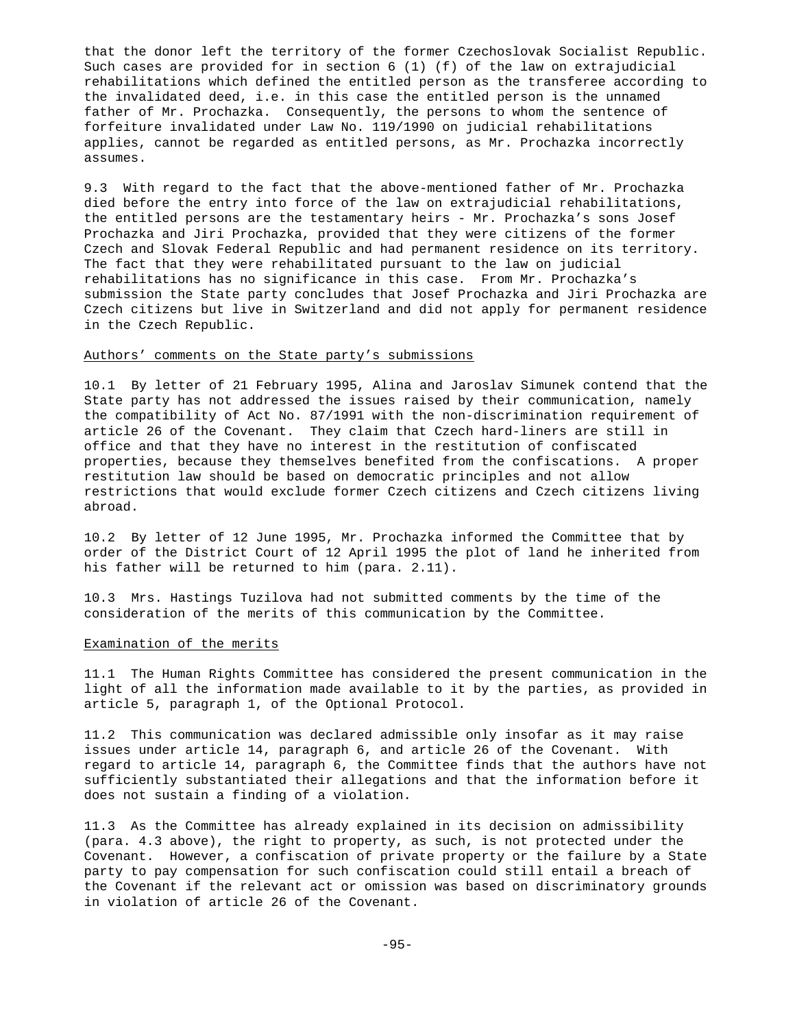that the donor left the territory of the former Czechoslovak Socialist Republic. Such cases are provided for in section 6 (1) (f) of the law on extrajudicial rehabilitations which defined the entitled person as the transferee according to the invalidated deed, i.e. in this case the entitled person is the unnamed father of Mr. Prochazka. Consequently, the persons to whom the sentence of forfeiture invalidated under Law No. 119/1990 on judicial rehabilitations applies, cannot be regarded as entitled persons, as Mr. Prochazka incorrectly assumes.

9.3 With regard to the fact that the above-mentioned father of Mr. Prochazka died before the entry into force of the law on extrajudicial rehabilitations, the entitled persons are the testamentary heirs - Mr. Prochazka's sons Josef Prochazka and Jiri Prochazka, provided that they were citizens of the former Czech and Slovak Federal Republic and had permanent residence on its territory. The fact that they were rehabilitated pursuant to the law on judicial rehabilitations has no significance in this case. From Mr. Prochazka's submission the State party concludes that Josef Prochazka and Jiri Prochazka are Czech citizens but live in Switzerland and did not apply for permanent residence in the Czech Republic.

Authors' comments on the State party's submissions

10.1 By letter of 21 February 1995, Alina and Jaroslav Simunek contend that the State party has not addressed the issues raised by their communication, namely the compatibility of Act No. 87/1991 with the non-discrimination requirement of article 26 of the Covenant. They claim that Czech hard-liners are still in office and that they have no interest in the restitution of confiscated properties, because they themselves benefited from the confiscations. A proper restitution law should be based on democratic principles and not allow restrictions that would exclude former Czech citizens and Czech citizens living abroad.

10.2 By letter of 12 June 1995, Mr. Prochazka informed the Committee that by order of the District Court of 12 April 1995 the plot of land he inherited from his father will be returned to him (para. 2.11).

10.3 Mrs. Hastings Tuzilova had not submitted comments by the time of the consideration of the merits of this communication by the Committee.

Examination of the merits

11.1 The Human Rights Committee has considered the present communication in the light of all the information made available to it by the parties, as provided in article 5, paragraph 1, of the Optional Protocol.

11.2 This communication was declared admissible only insofar as it may raise issues under article 14, paragraph 6, and article 26 of the Covenant. With regard to article 14, paragraph 6, the Committee finds that the authors have not sufficiently substantiated their allegations and that the information before it does not sustain a finding of a violation.

11.3 As the Committee has already explained in its decision on admissibility (para. 4.3 above), the right to property, as such, is not protected under the Covenant. However, a confiscation of private property or the failure by a State party to pay compensation for such confiscation could still entail a breach of the Covenant if the relevant act or omission was based on discriminatory grounds in violation of article 26 of the Covenant.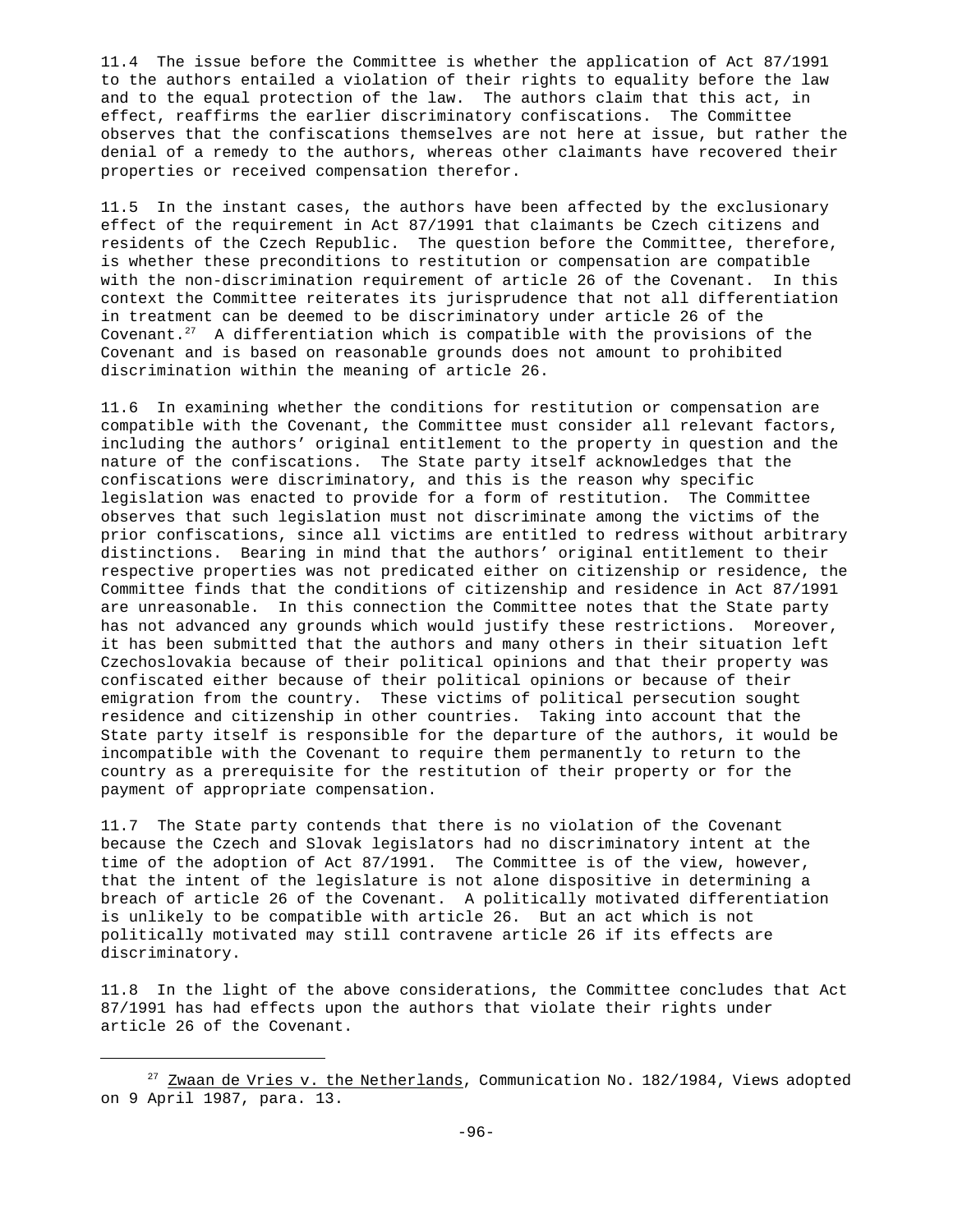11.4 The issue before the Committee is whether the application of Act 87/1991 to the authors entailed a violation of their rights to equality before the law and to the equal protection of the law. The authors claim that this act, in effect, reaffirms the earlier discriminatory confiscations. The Committee observes that the confiscations themselves are not here at issue, but rather the denial of a remedy to the authors, whereas other claimants have recovered their properties or received compensation therefor.

11.5 In the instant cases, the authors have been affected by the exclusionary effect of the requirement in Act 87/1991 that claimants be Czech citizens and residents of the Czech Republic. The question before the Committee, therefore, is whether these preconditions to restitution or compensation are compatible with the non-discrimination requirement of article 26 of the Covenant. In this context the Committee reiterates its jurisprudence that not all differentiation in treatment can be deemed to be discriminatory under article 26 of the Covenant.[27] A differentiation which is compatible with the provisions of the Covenant and is based on reasonable grounds does not amount to prohibited discrimination within the meaning of article 26.

11.6 In examining whether the conditions for restitution or compensation are compatible with the Covenant, the Committee must consider all relevant factors, including the authors' original entitlement to the property in question and the nature of the confiscations. The State party itself acknowledges that the confiscations were discriminatory, and this is the reason why specific legislation was enacted to provide for a form of restitution. The Committee observes that such legislation must not discriminate among the victims of the prior confiscations, since all victims are entitled to redress without arbitrary distinctions. Bearing in mind that the authors' original entitlement to their respective properties was not predicated either on citizenship or residence, the Committee finds that the conditions of citizenship and residence in Act 87/1991 are unreasonable. In this connection the Committee notes that the State party has not advanced any grounds which would justify these restrictions. Moreover, it has been submitted that the authors and many others in their situation left Czechoslovakia because of their political opinions and that their property was confiscated either because of their political opinions or because of their emigration from the country. These victims of political persecution sought residence and citizenship in other countries. Taking into account that the State party itself is responsible for the departure of the authors, it would be incompatible with the Covenant to require them permanently to return to the country as a prerequisite for the restitution of their property or for the payment of appropriate compensation.

11.7 The State party contends that there is no violation of the Covenant because the Czech and Slovak legislators had no discriminatory intent at the time of the adoption of Act 87/1991. The Committee is of the view, however, that the intent of the legislature is not alone dispositive in determining a breach of article 26 of the Covenant. A politically motivated differentiation is unlikely to be compatible with article 26. But an act which is not politically motivated may still contravene article 26 if its effects are discriminatory.

11.8 In the light of the above considerations, the Committee concludes that Act 87/1991 has had effects upon the authors that violate their rights under article 26 of the Covenant.

---

[27] Zwaan de Vries v. the Netherlands, Communication No. 182/1984, Views adopted on 9 April 1987, para. 13.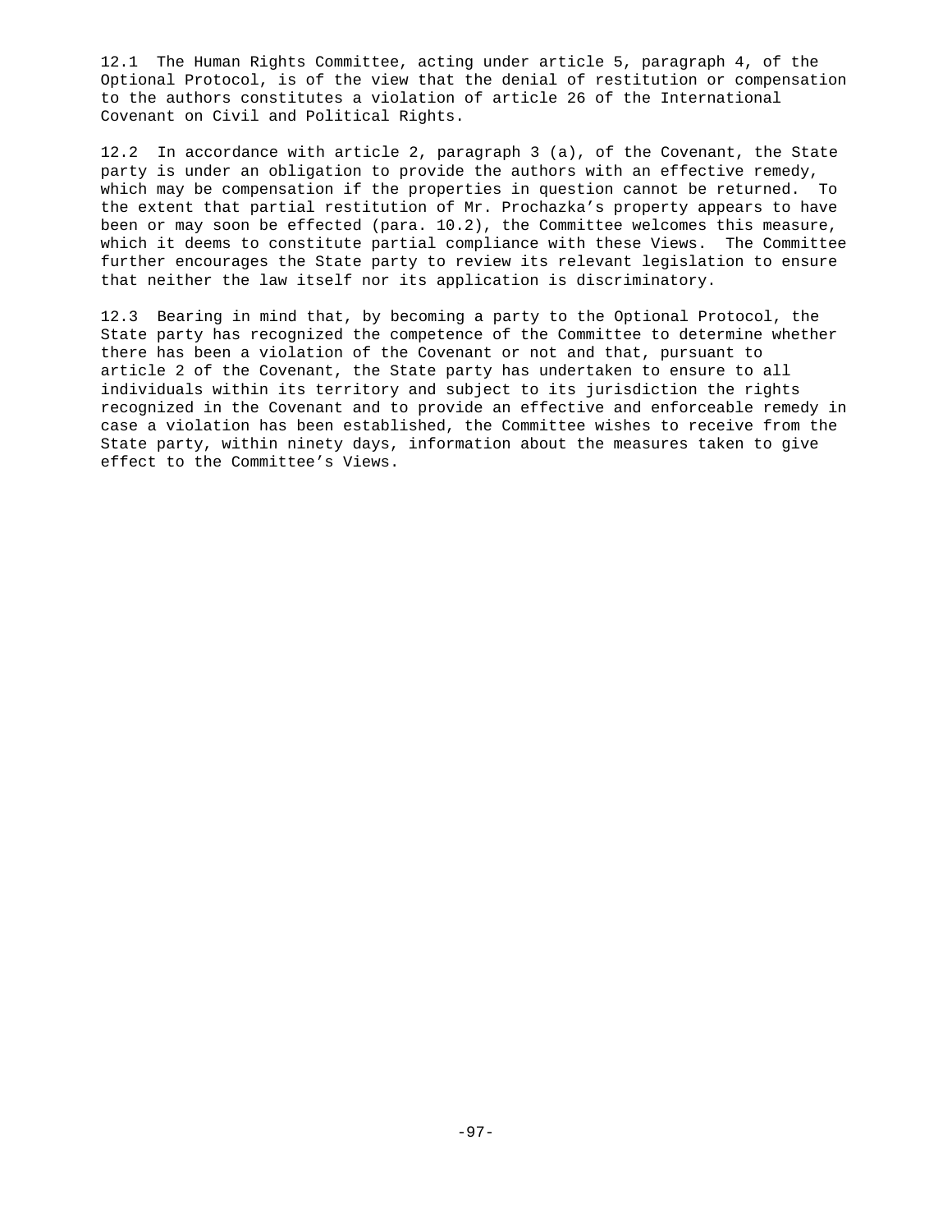12.1 The Human Rights Committee, acting under article 5, paragraph 4, of the Optional Protocol, is of the view that the denial of restitution or compensation to the authors constitutes a violation of article 26 of the International Covenant on Civil and Political Rights.

12.2 In accordance with article 2, paragraph 3 (a), of the Covenant, the State party is under an obligation to provide the authors with an effective remedy, which may be compensation if the properties in question cannot be returned. To the extent that partial restitution of Mr. Prochazka's property appears to have been or may soon be effected (para. 10.2), the Committee welcomes this measure, which it deems to constitute partial compliance with these Views. The Committee further encourages the State party to review its relevant legislation to ensure that neither the law itself nor its application is discriminatory.

12.3 Bearing in mind that, by becoming a party to the Optional Protocol, the State party has recognized the competence of the Committee to determine whether there has been a violation of the Covenant or not and that, pursuant to article 2 of the Covenant, the State party has undertaken to ensure to all individuals within its territory and subject to its jurisdiction the rights recognized in the Covenant and to provide an effective and enforceable remedy in case a violation has been established, the Committee wishes to receive from the State party, within ninety days, information about the measures taken to give effect to the Committee's Views.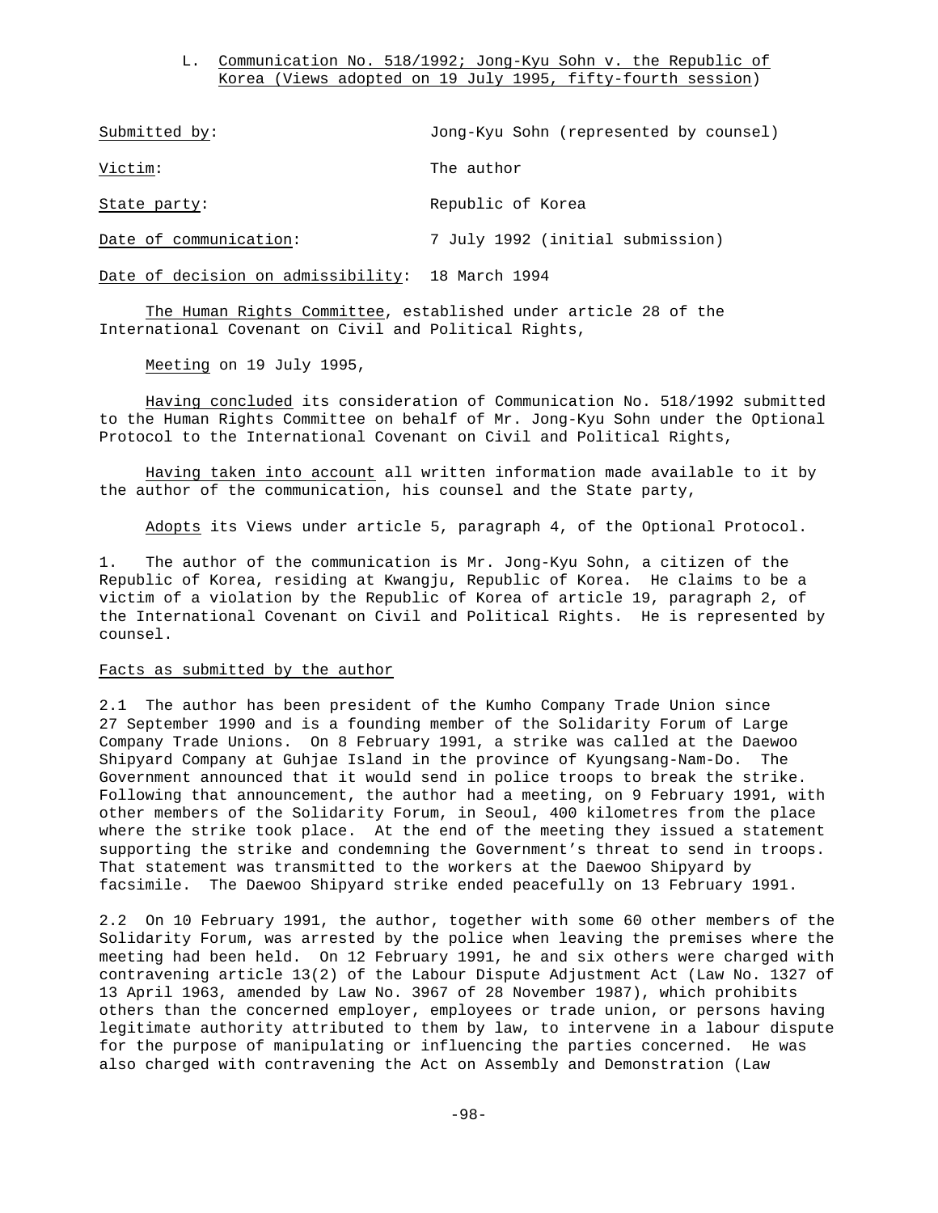## L. Communication No. 518/1992; Jong-Kyu Sohn v. the Republic of Korea (Views adopted on 19 July 1995, fifty-fourth session)

| | |
|---|---|
| Submitted by: | Jong-Kyu Sohn (represented by counsel) |
| Victim: | The author |
| State party: | Republic of Korea |
| Date of communication: | 7 July 1992 (initial submission) |
| Date of decision on admissibility: | 18 March 1994 |

The Human Rights Committee, established under article 28 of the International Covenant on Civil and Political Rights,

Meeting on 19 July 1995,

Having concluded its consideration of Communication No. 518/1992 submitted to the Human Rights Committee on behalf of Mr. Jong-Kyu Sohn under the Optional Protocol to the International Covenant on Civil and Political Rights,

Having taken into account all written information made available to it by the author of the communication, his counsel and the State party,

Adopts its Views under article 5, paragraph 4, of the Optional Protocol.

1. The author of the communication is Mr. Jong-Kyu Sohn, a citizen of the Republic of Korea, residing at Kwangju, Republic of Korea. He claims to be a victim of a violation by the Republic of Korea of article 19, paragraph 2, of the International Covenant on Civil and Political Rights. He is represented by counsel.

### Facts as submitted by the author

2.1 The author has been president of the Kumho Company Trade Union since 27 September 1990 and is a founding member of the Solidarity Forum of Large Company Trade Unions. On 8 February 1991, a strike was called at the Daewoo Shipyard Company at Guhjae Island in the province of Kyungsang-Nam-Do. The Government announced that it would send in police troops to break the strike. Following that announcement, the author had a meeting, on 9 February 1991, with other members of the Solidarity Forum, in Seoul, 400 kilometres from the place where the strike took place. At the end of the meeting they issued a statement supporting the strike and condemning the Government's threat to send in troops. That statement was transmitted to the workers at the Daewoo Shipyard by facsimile. The Daewoo Shipyard strike ended peacefully on 13 February 1991.

2.2 On 10 February 1991, the author, together with some 60 other members of the Solidarity Forum, was arrested by the police when leaving the premises where the meeting had been held. On 12 February 1991, he and six others were charged with contravening article 13(2) of the Labour Dispute Adjustment Act (Law No. 1327 of 13 April 1963, amended by Law No. 3967 of 28 November 1987), which prohibits others than the concerned employer, employees or trade union, or persons having legitimate authority attributed to them by law, to intervene in a labour dispute for the purpose of manipulating or influencing the parties concerned. He was also charged with contravening the Act on Assembly and Demonstration (Law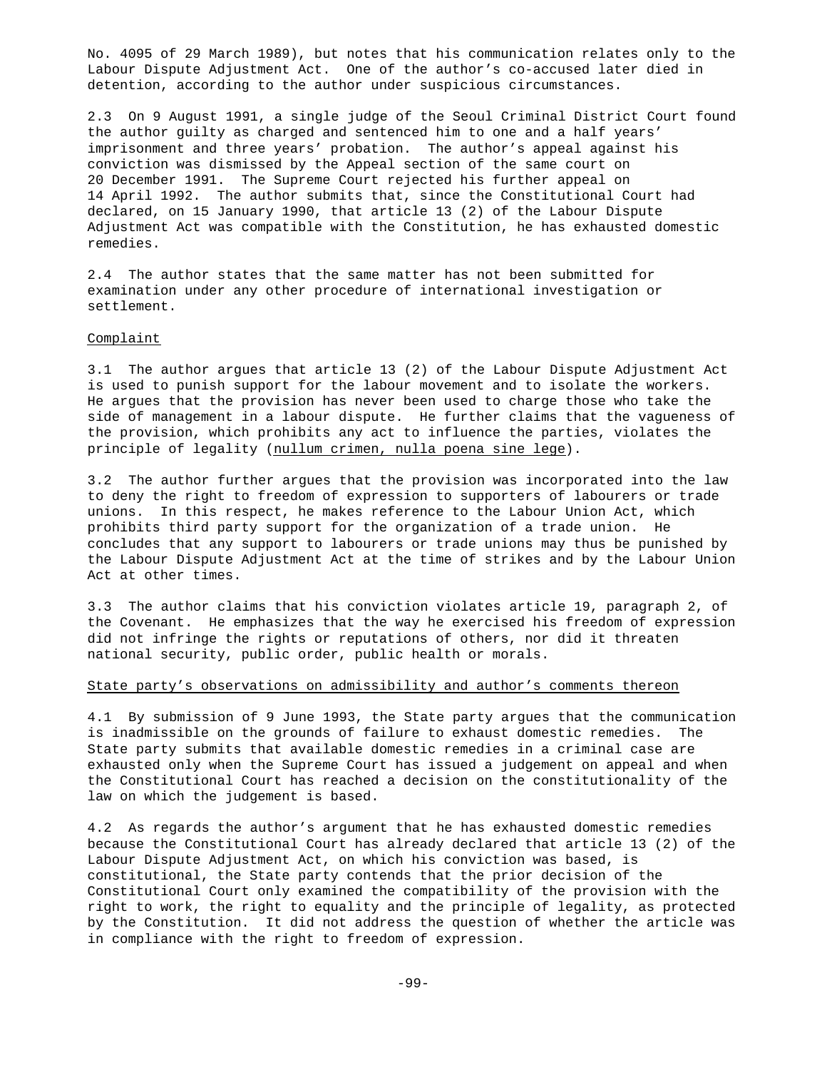No. 4095 of 29 March 1989), but notes that his communication relates only to the Labour Dispute Adjustment Act. One of the author's co-accused later died in detention, according to the author under suspicious circumstances.

2.3 On 9 August 1991, a single judge of the Seoul Criminal District Court found the author guilty as charged and sentenced him to one and a half years' imprisonment and three years' probation. The author's appeal against his conviction was dismissed by the Appeal section of the same court on 20 December 1991. The Supreme Court rejected his further appeal on 14 April 1992. The author submits that, since the Constitutional Court had declared, on 15 January 1990, that article 13 (2) of the Labour Dispute Adjustment Act was compatible with the Constitution, he has exhausted domestic remedies.

2.4 The author states that the same matter has not been submitted for examination under any other procedure of international investigation or settlement.

Complaint

3.1 The author argues that article 13 (2) of the Labour Dispute Adjustment Act is used to punish support for the labour movement and to isolate the workers. He argues that the provision has never been used to charge those who take the side of management in a labour dispute. He further claims that the vagueness of the provision, which prohibits any act to influence the parties, violates the principle of legality (nullum crimen, nulla poena sine lege).

3.2 The author further argues that the provision was incorporated into the law to deny the right to freedom of expression to supporters of labourers or trade unions. In this respect, he makes reference to the Labour Union Act, which prohibits third party support for the organization of a trade union. He concludes that any support to labourers or trade unions may thus be punished by the Labour Dispute Adjustment Act at the time of strikes and by the Labour Union Act at other times.

3.3 The author claims that his conviction violates article 19, paragraph 2, of the Covenant. He emphasizes that the way he exercised his freedom of expression did not infringe the rights or reputations of others, nor did it threaten national security, public order, public health or morals.

State party's observations on admissibility and author's comments thereon

4.1 By submission of 9 June 1993, the State party argues that the communication is inadmissible on the grounds of failure to exhaust domestic remedies. The State party submits that available domestic remedies in a criminal case are exhausted only when the Supreme Court has issued a judgement on appeal and when the Constitutional Court has reached a decision on the constitutionality of the law on which the judgement is based.

4.2 As regards the author's argument that he has exhausted domestic remedies because the Constitutional Court has already declared that article 13 (2) of the Labour Dispute Adjustment Act, on which his conviction was based, is constitutional, the State party contends that the prior decision of the Constitutional Court only examined the compatibility of the provision with the right to work, the right to equality and the principle of legality, as protected by the Constitution. It did not address the question of whether the article was in compliance with the right to freedom of expression.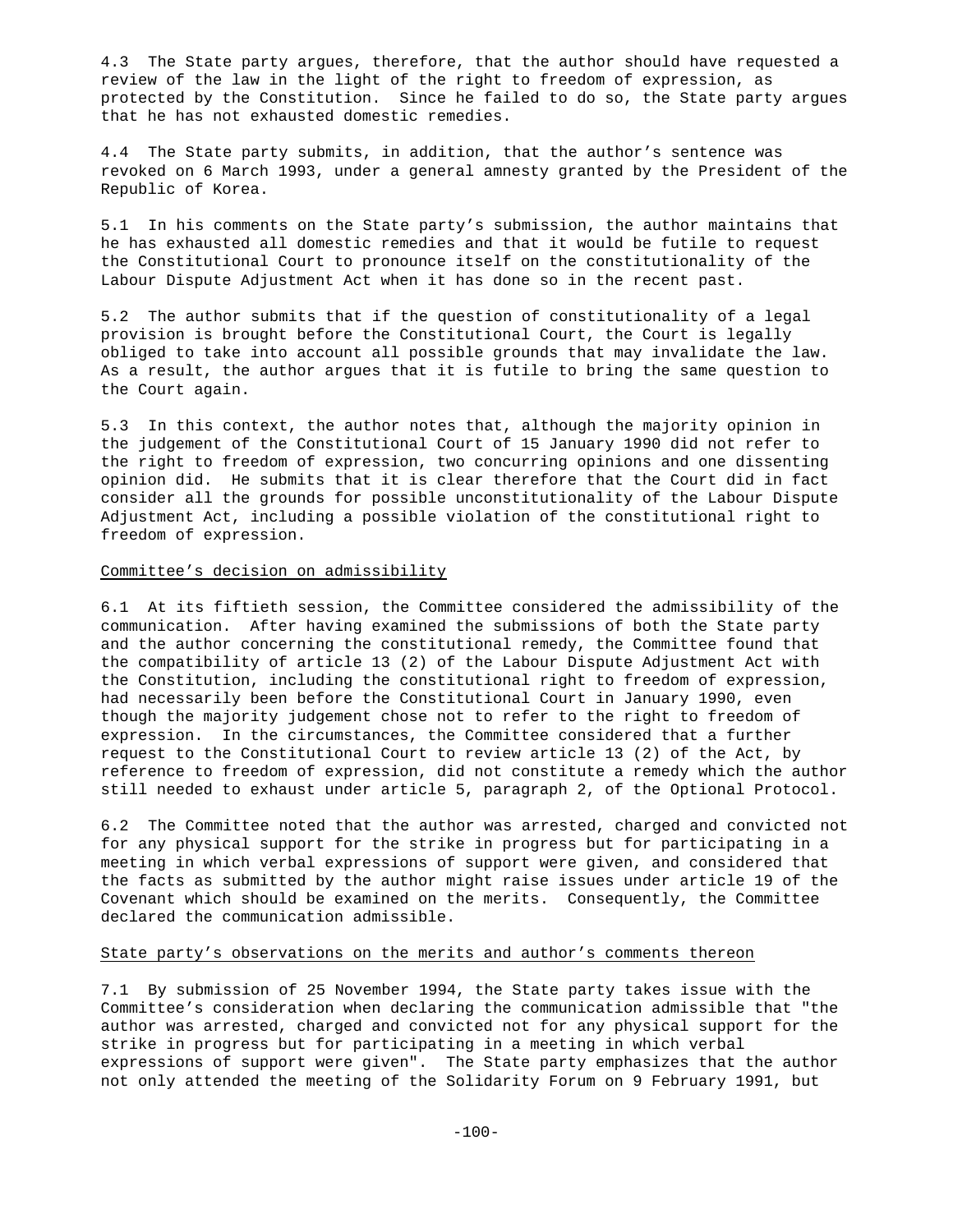4.3 The State party argues, therefore, that the author should have requested a review of the law in the light of the right to freedom of expression, as protected by the Constitution. Since he failed to do so, the State party argues that he has not exhausted domestic remedies.

4.4 The State party submits, in addition, that the author's sentence was revoked on 6 March 1993, under a general amnesty granted by the President of the Republic of Korea.

5.1 In his comments on the State party's submission, the author maintains that he has exhausted all domestic remedies and that it would be futile to request the Constitutional Court to pronounce itself on the constitutionality of the Labour Dispute Adjustment Act when it has done so in the recent past.

5.2 The author submits that if the question of constitutionality of a legal provision is brought before the Constitutional Court, the Court is legally obliged to take into account all possible grounds that may invalidate the law. As a result, the author argues that it is futile to bring the same question to the Court again.

5.3 In this context, the author notes that, although the majority opinion in the judgement of the Constitutional Court of 15 January 1990 did not refer to the right to freedom of expression, two concurring opinions and one dissenting opinion did. He submits that it is clear therefore that the Court did in fact consider all the grounds for possible unconstitutionality of the Labour Dispute Adjustment Act, including a possible violation of the constitutional right to freedom of expression.

## Committee's decision on admissibility

6.1 At its fiftieth session, the Committee considered the admissibility of the communication. After having examined the submissions of both the State party and the author concerning the constitutional remedy, the Committee found that the compatibility of article 13 (2) of the Labour Dispute Adjustment Act with the Constitution, including the constitutional right to freedom of expression, had necessarily been before the Constitutional Court in January 1990, even though the majority judgement chose not to refer to the right to freedom of expression. In the circumstances, the Committee considered that a further request to the Constitutional Court to review article 13 (2) of the Act, by reference to freedom of expression, did not constitute a remedy which the author still needed to exhaust under article 5, paragraph 2, of the Optional Protocol.

6.2 The Committee noted that the author was arrested, charged and convicted not for any physical support for the strike in progress but for participating in a meeting in which verbal expressions of support were given, and considered that the facts as submitted by the author might raise issues under article 19 of the Covenant which should be examined on the merits. Consequently, the Committee declared the communication admissible.

## State party's observations on the merits and author's comments thereon

7.1 By submission of 25 November 1994, the State party takes issue with the Committee's consideration when declaring the communication admissible that "the author was arrested, charged and convicted not for any physical support for the strike in progress but for participating in a meeting in which verbal expressions of support were given". The State party emphasizes that the author not only attended the meeting of the Solidarity Forum on 9 February 1991, but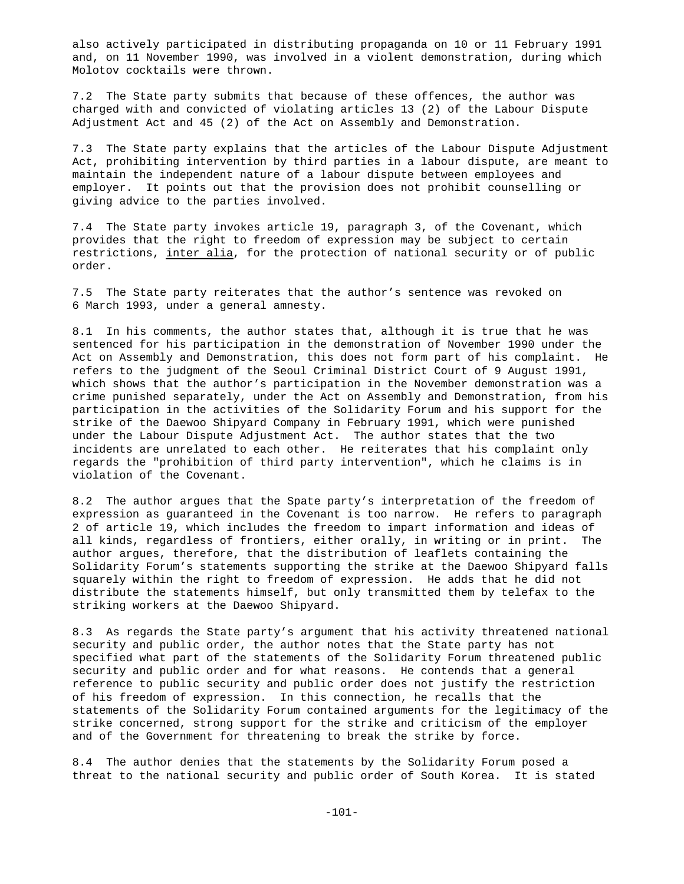also actively participated in distributing propaganda on 10 or 11 February 1991 and, on 11 November 1990, was involved in a violent demonstration, during which Molotov cocktails were thrown.

7.2 The State party submits that because of these offences, the author was charged with and convicted of violating articles 13 (2) of the Labour Dispute Adjustment Act and 45 (2) of the Act on Assembly and Demonstration.

7.3 The State party explains that the articles of the Labour Dispute Adjustment Act, prohibiting intervention by third parties in a labour dispute, are meant to maintain the independent nature of a labour dispute between employees and employer. It points out that the provision does not prohibit counselling or giving advice to the parties involved.

7.4 The State party invokes article 19, paragraph 3, of the Covenant, which provides that the right to freedom of expression may be subject to certain restrictions, inter alia, for the protection of national security or of public order.

7.5 The State party reiterates that the author's sentence was revoked on 6 March 1993, under a general amnesty.

8.1 In his comments, the author states that, although it is true that he was sentenced for his participation in the demonstration of November 1990 under the Act on Assembly and Demonstration, this does not form part of his complaint. He refers to the judgment of the Seoul Criminal District Court of 9 August 1991, which shows that the author's participation in the November demonstration was a crime punished separately, under the Act on Assembly and Demonstration, from his participation in the activities of the Solidarity Forum and his support for the strike of the Daewoo Shipyard Company in February 1991, which were punished under the Labour Dispute Adjustment Act. The author states that the two incidents are unrelated to each other. He reiterates that his complaint only regards the "prohibition of third party intervention", which he claims is in violation of the Covenant.

8.2 The author argues that the Spate party's interpretation of the freedom of expression as guaranteed in the Covenant is too narrow. He refers to paragraph 2 of article 19, which includes the freedom to impart information and ideas of all kinds, regardless of frontiers, either orally, in writing or in print. The author argues, therefore, that the distribution of leaflets containing the Solidarity Forum's statements supporting the strike at the Daewoo Shipyard falls squarely within the right to freedom of expression. He adds that he did not distribute the statements himself, but only transmitted them by telefax to the striking workers at the Daewoo Shipyard.

8.3 As regards the State party's argument that his activity threatened national security and public order, the author notes that the State party has not specified what part of the statements of the Solidarity Forum threatened public security and public order and for what reasons. He contends that a general reference to public security and public order does not justify the restriction of his freedom of expression. In this connection, he recalls that the statements of the Solidarity Forum contained arguments for the legitimacy of the strike concerned, strong support for the strike and criticism of the employer and of the Government for threatening to break the strike by force.

8.4 The author denies that the statements by the Solidarity Forum posed a threat to the national security and public order of South Korea. It is stated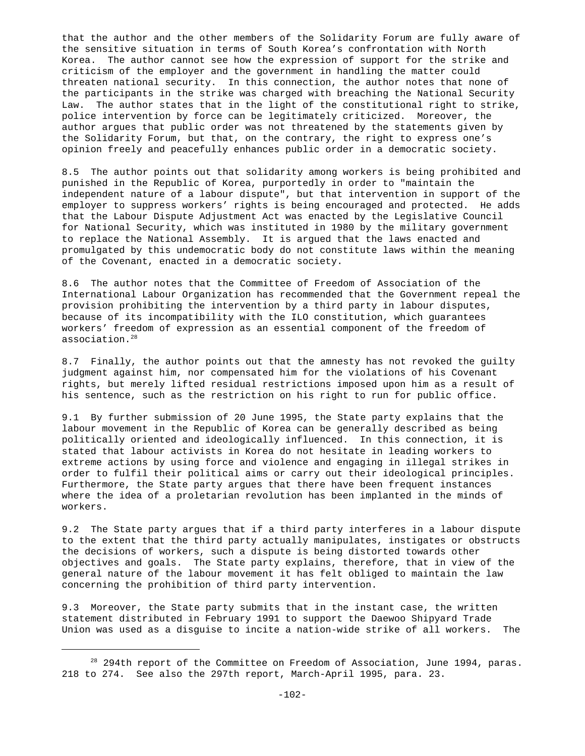that the author and the other members of the Solidarity Forum are fully aware of the sensitive situation in terms of South Korea's confrontation with North Korea. The author cannot see how the expression of support for the strike and criticism of the employer and the government in handling the matter could threaten national security. In this connection, the author notes that none of the participants in the strike was charged with breaching the National Security Law. The author states that in the light of the constitutional right to strike, police intervention by force can be legitimately criticized. Moreover, the author argues that public order was not threatened by the statements given by the Solidarity Forum, but that, on the contrary, the right to express one's opinion freely and peacefully enhances public order in a democratic society.

8.5 The author points out that solidarity among workers is being prohibited and punished in the Republic of Korea, purportedly in order to "maintain the independent nature of a labour dispute", but that intervention in support of the employer to suppress workers' rights is being encouraged and protected. He adds that the Labour Dispute Adjustment Act was enacted by the Legislative Council for National Security, which was instituted in 1980 by the military government to replace the National Assembly. It is argued that the laws enacted and promulgated by this undemocratic body do not constitute laws within the meaning of the Covenant, enacted in a democratic society.

8.6 The author notes that the Committee of Freedom of Association of the International Labour Organization has recommended that the Government repeal the provision prohibiting the intervention by a third party in labour disputes, because of its incompatibility with the ILO constitution, which guarantees workers' freedom of expression as an essential component of the freedom of association.[28]

8.7 Finally, the author points out that the amnesty has not revoked the guilty judgment against him, nor compensated him for the violations of his Covenant rights, but merely lifted residual restrictions imposed upon him as a result of his sentence, such as the restriction on his right to run for public office.

9.1 By further submission of 20 June 1995, the State party explains that the labour movement in the Republic of Korea can be generally described as being politically oriented and ideologically influenced. In this connection, it is stated that labour activists in Korea do not hesitate in leading workers to extreme actions by using force and violence and engaging in illegal strikes in order to fulfil their political aims or carry out their ideological principles. Furthermore, the State party argues that there have been frequent instances where the idea of a proletarian revolution has been implanted in the minds of workers.

9.2 The State party argues that if a third party interferes in a labour dispute to the extent that the third party actually manipulates, instigates or obstructs the decisions of workers, such a dispute is being distorted towards other objectives and goals. The State party explains, therefore, that in view of the general nature of the labour movement it has felt obliged to maintain the law concerning the prohibition of third party intervention.

9.3 Moreover, the State party submits that in the instant case, the written statement distributed in February 1991 to support the Daewoo Shipyard Trade Union was used as a disguise to incite a nation-wide strike of all workers. The

---

[28] 294th report of the Committee on Freedom of Association, June 1994, paras. 218 to 274. See also the 297th report, March-April 1995, para. 23.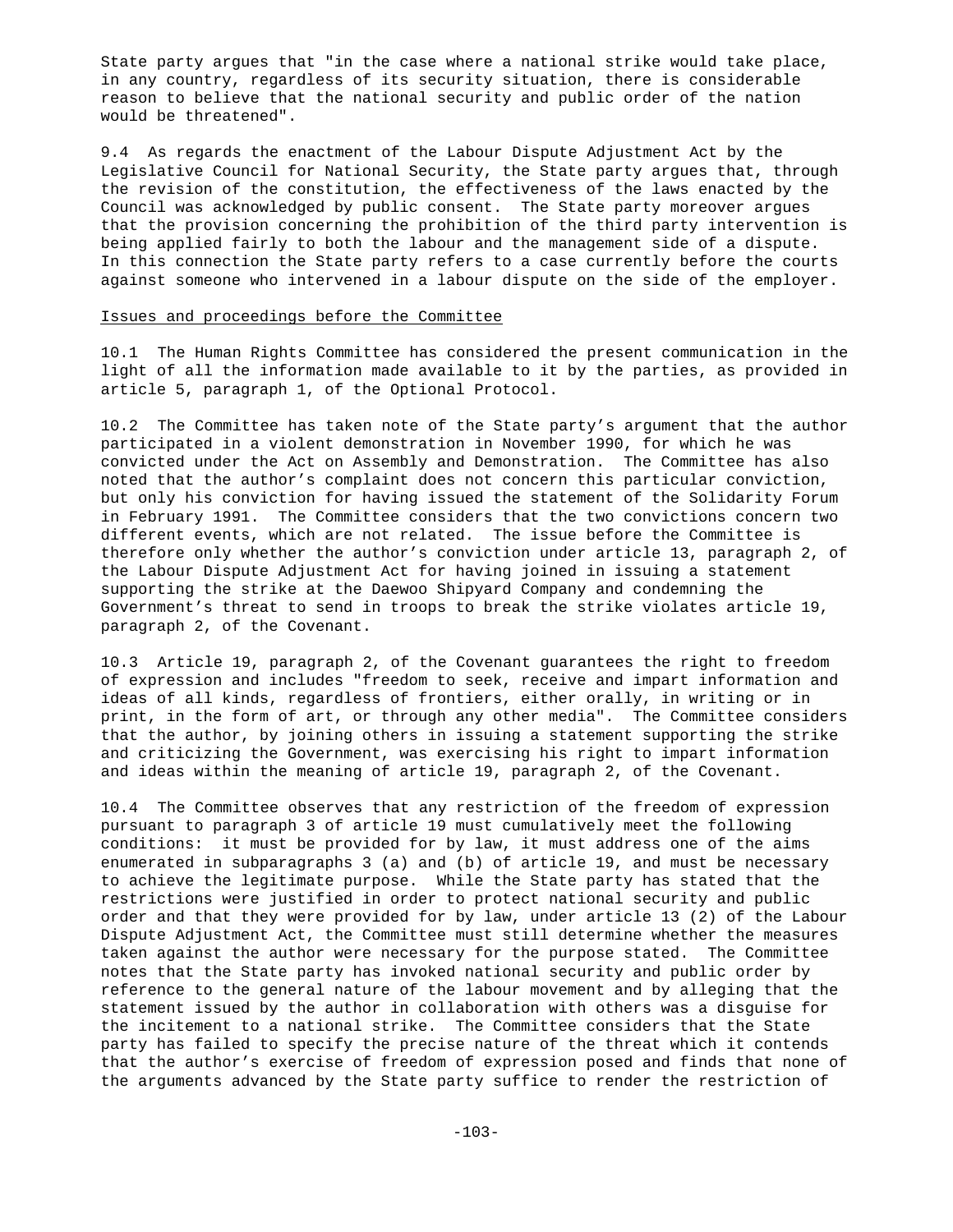State party argues that "in the case where a national strike would take place, in any country, regardless of its security situation, there is considerable reason to believe that the national security and public order of the nation would be threatened".

9.4 As regards the enactment of the Labour Dispute Adjustment Act by the Legislative Council for National Security, the State party argues that, through the revision of the constitution, the effectiveness of the laws enacted by the Council was acknowledged by public consent. The State party moreover argues that the provision concerning the prohibition of the third party intervention is being applied fairly to both the labour and the management side of a dispute. In this connection the State party refers to a case currently before the courts against someone who intervened in a labour dispute on the side of the employer.

Issues and proceedings before the Committee

10.1 The Human Rights Committee has considered the present communication in the light of all the information made available to it by the parties, as provided in article 5, paragraph 1, of the Optional Protocol.

10.2 The Committee has taken note of the State party's argument that the author participated in a violent demonstration in November 1990, for which he was convicted under the Act on Assembly and Demonstration. The Committee has also noted that the author's complaint does not concern this particular conviction, but only his conviction for having issued the statement of the Solidarity Forum in February 1991. The Committee considers that the two convictions concern two different events, which are not related. The issue before the Committee is therefore only whether the author's conviction under article 13, paragraph 2, of the Labour Dispute Adjustment Act for having joined in issuing a statement supporting the strike at the Daewoo Shipyard Company and condemning the Government's threat to send in troops to break the strike violates article 19, paragraph 2, of the Covenant.

10.3 Article 19, paragraph 2, of the Covenant guarantees the right to freedom of expression and includes "freedom to seek, receive and impart information and ideas of all kinds, regardless of frontiers, either orally, in writing or in print, in the form of art, or through any other media". The Committee considers that the author, by joining others in issuing a statement supporting the strike and criticizing the Government, was exercising his right to impart information and ideas within the meaning of article 19, paragraph 2, of the Covenant.

10.4 The Committee observes that any restriction of the freedom of expression pursuant to paragraph 3 of article 19 must cumulatively meet the following conditions: it must be provided for by law, it must address one of the aims enumerated in subparagraphs 3 (a) and (b) of article 19, and must be necessary to achieve the legitimate purpose. While the State party has stated that the restrictions were justified in order to protect national security and public order and that they were provided for by law, under article 13 (2) of the Labour Dispute Adjustment Act, the Committee must still determine whether the measures taken against the author were necessary for the purpose stated. The Committee notes that the State party has invoked national security and public order by reference to the general nature of the labour movement and by alleging that the statement issued by the author in collaboration with others was a disguise for the incitement to a national strike. The Committee considers that the State party has failed to specify the precise nature of the threat which it contends that the author's exercise of freedom of expression posed and finds that none of the arguments advanced by the State party suffice to render the restriction of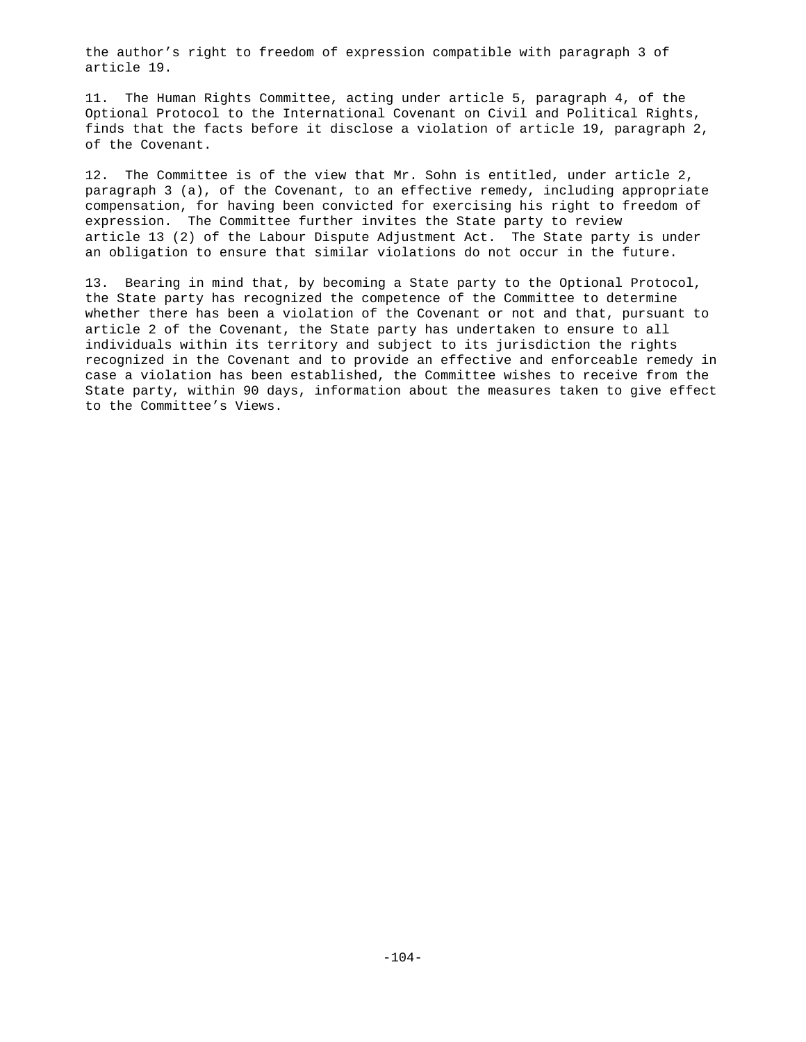the author's right to freedom of expression compatible with paragraph 3 of article 19.

11. The Human Rights Committee, acting under article 5, paragraph 4, of the Optional Protocol to the International Covenant on Civil and Political Rights, finds that the facts before it disclose a violation of article 19, paragraph 2, of the Covenant.

12. The Committee is of the view that Mr. Sohn is entitled, under article 2, paragraph 3 (a), of the Covenant, to an effective remedy, including appropriate compensation, for having been convicted for exercising his right to freedom of expression. The Committee further invites the State party to review article 13 (2) of the Labour Dispute Adjustment Act. The State party is under an obligation to ensure that similar violations do not occur in the future.

13. Bearing in mind that, by becoming a State party to the Optional Protocol, the State party has recognized the competence of the Committee to determine whether there has been a violation of the Covenant or not and that, pursuant to article 2 of the Covenant, the State party has undertaken to ensure to all individuals within its territory and subject to its jurisdiction the rights recognized in the Covenant and to provide an effective and enforceable remedy in case a violation has been established, the Committee wishes to receive from the State party, within 90 days, information about the measures taken to give effect to the Committee's Views.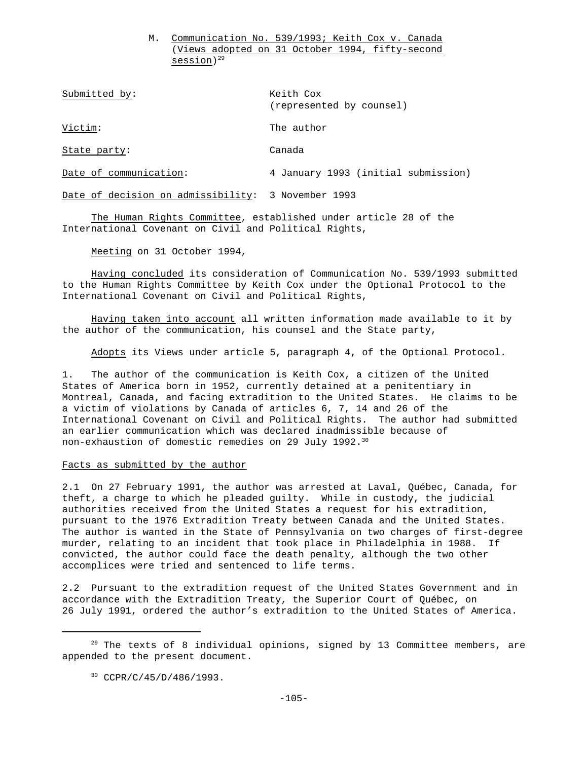M. Communication No. 539/1993; Keith Cox v. Canada (Views adopted on 31 October 1994, fifty-second session)[29]

| | |
|---|---|
| Submitted by: | Keith Cox (represented by counsel) |
| Victim: | The author |
| State party: | Canada |
| Date of communication: | 4 January 1993 (initial submission) |
| Date of decision on admissibility: | 3 November 1993 |

The Human Rights Committee, established under article 28 of the International Covenant on Civil and Political Rights,

Meeting on 31 October 1994,

Having concluded its consideration of Communication No. 539/1993 submitted to the Human Rights Committee by Keith Cox under the Optional Protocol to the International Covenant on Civil and Political Rights,

Having taken into account all written information made available to it by the author of the communication, his counsel and the State party,

Adopts its Views under article 5, paragraph 4, of the Optional Protocol.

1. The author of the communication is Keith Cox, a citizen of the United States of America born in 1952, currently detained at a penitentiary in Montreal, Canada, and facing extradition to the United States. He claims to be a victim of violations by Canada of articles 6, 7, 14 and 26 of the International Covenant on Civil and Political Rights. The author had submitted an earlier communication which was declared inadmissible because of non-exhaustion of domestic remedies on 29 July 1992.[30]

Facts as submitted by the author

2.1 On 27 February 1991, the author was arrested at Laval, Québec, Canada, for theft, a charge to which he pleaded guilty. While in custody, the judicial authorities received from the United States a request for his extradition, pursuant to the 1976 Extradition Treaty between Canada and the United States. The author is wanted in the State of Pennsylvania on two charges of first-degree murder, relating to an incident that took place in Philadelphia in 1988. If convicted, the author could face the death penalty, although the two other accomplices were tried and sentenced to life terms.

2.2 Pursuant to the extradition request of the United States Government and in accordance with the Extradition Treaty, the Superior Court of Québec, on 26 July 1991, ordered the author's extradition to the United States of America.

---

[29] The texts of 8 individual opinions, signed by 13 Committee members, are appended to the present document.

[30] CCPR/C/45/D/486/1993.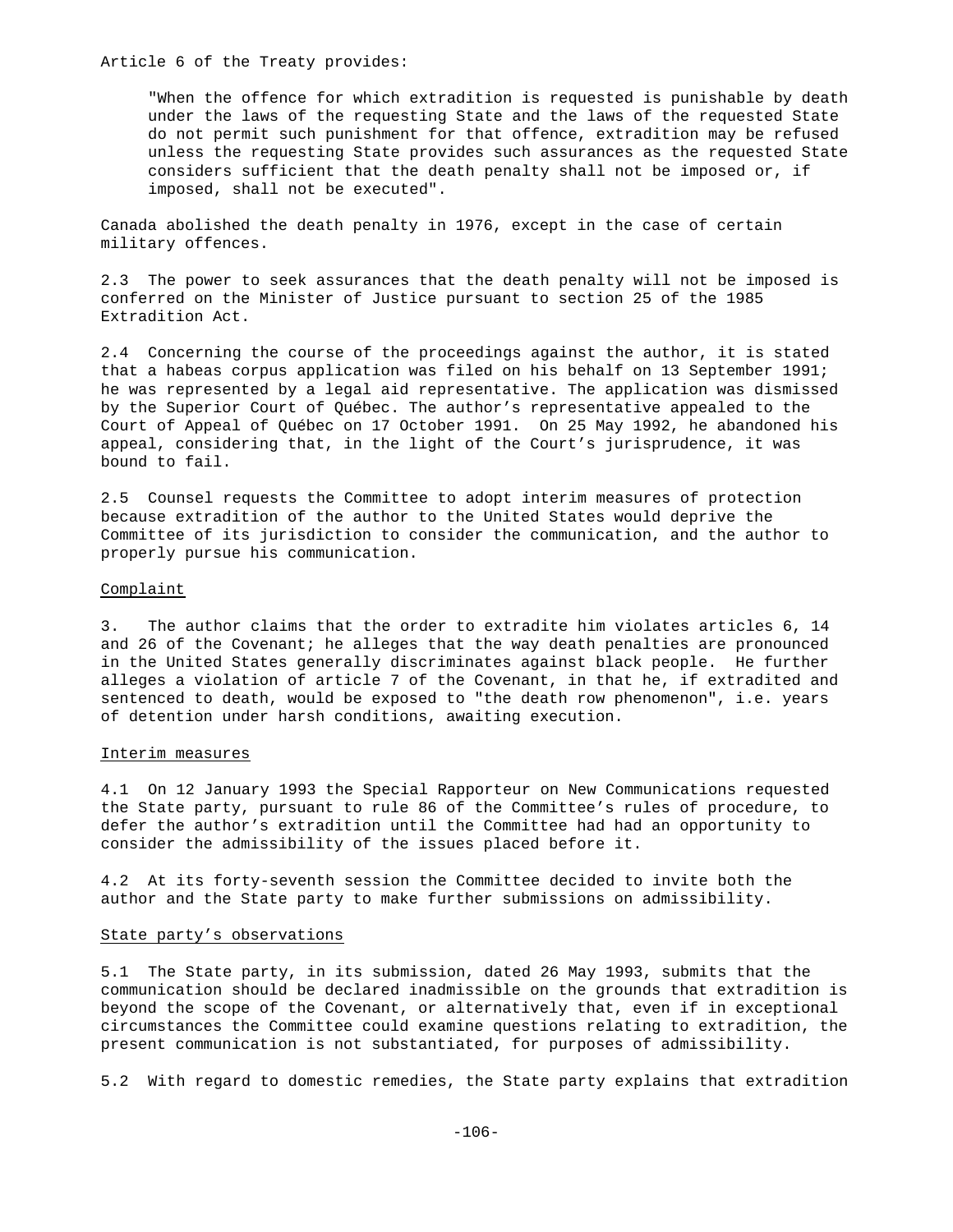Article 6 of the Treaty provides:

> "When the offence for which extradition is requested is punishable by death under the laws of the requesting State and the laws of the requested State do not permit such punishment for that offence, extradition may be refused unless the requesting State provides such assurances as the requested State considers sufficient that the death penalty shall not be imposed or, if imposed, shall not be executed".

Canada abolished the death penalty in 1976, except in the case of certain military offences.

2.3 The power to seek assurances that the death penalty will not be imposed is conferred on the Minister of Justice pursuant to section 25 of the 1985 Extradition Act.

2.4 Concerning the course of the proceedings against the author, it is stated that a habeas corpus application was filed on his behalf on 13 September 1991; he was represented by a legal aid representative. The application was dismissed by the Superior Court of Québec. The author's representative appealed to the Court of Appeal of Québec on 17 October 1991. On 25 May 1992, he abandoned his appeal, considering that, in the light of the Court's jurisprudence, it was bound to fail.

2.5 Counsel requests the Committee to adopt interim measures of protection because extradition of the author to the United States would deprive the Committee of its jurisdiction to consider the communication, and the author to properly pursue his communication.

Complaint

3. The author claims that the order to extradite him violates articles 6, 14 and 26 of the Covenant; he alleges that the way death penalties are pronounced in the United States generally discriminates against black people. He further alleges a violation of article 7 of the Covenant, in that he, if extradited and sentenced to death, would be exposed to "the death row phenomenon", i.e. years of detention under harsh conditions, awaiting execution.

Interim measures

4.1 On 12 January 1993 the Special Rapporteur on New Communications requested the State party, pursuant to rule 86 of the Committee's rules of procedure, to defer the author's extradition until the Committee had had an opportunity to consider the admissibility of the issues placed before it.

4.2 At its forty-seventh session the Committee decided to invite both the author and the State party to make further submissions on admissibility.

State party's observations

5.1 The State party, in its submission, dated 26 May 1993, submits that the communication should be declared inadmissible on the grounds that extradition is beyond the scope of the Covenant, or alternatively that, even if in exceptional circumstances the Committee could examine questions relating to extradition, the present communication is not substantiated, for purposes of admissibility.

5.2 With regard to domestic remedies, the State party explains that extradition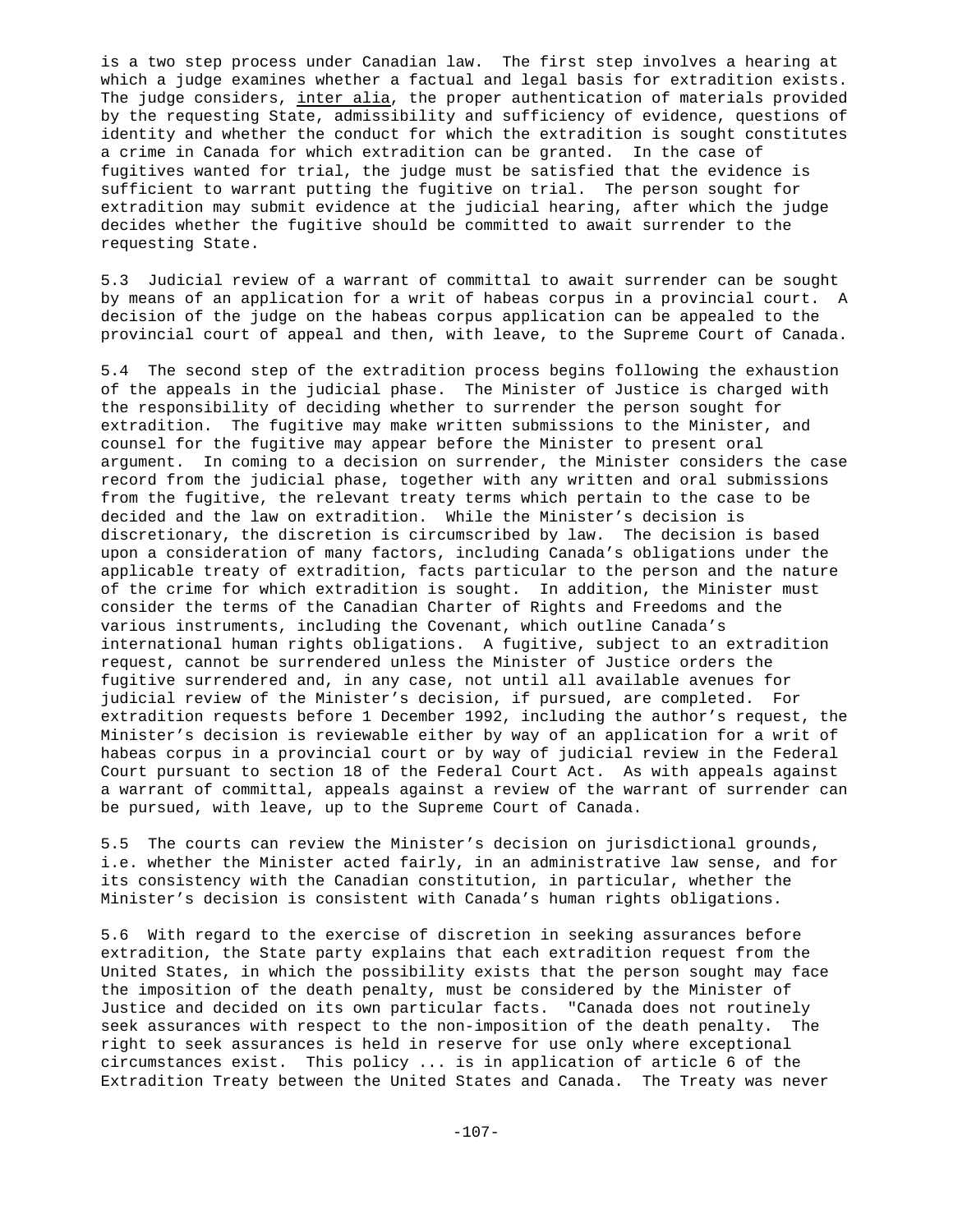is a two step process under Canadian law. The first step involves a hearing at which a judge examines whether a factual and legal basis for extradition exists. The judge considers, inter alia, the proper authentication of materials provided by the requesting State, admissibility and sufficiency of evidence, questions of identity and whether the conduct for which the extradition is sought constitutes a crime in Canada for which extradition can be granted. In the case of fugitives wanted for trial, the judge must be satisfied that the evidence is sufficient to warrant putting the fugitive on trial. The person sought for extradition may submit evidence at the judicial hearing, after which the judge decides whether the fugitive should be committed to await surrender to the requesting State.

5.3 Judicial review of a warrant of committal to await surrender can be sought by means of an application for a writ of habeas corpus in a provincial court. A decision of the judge on the habeas corpus application can be appealed to the provincial court of appeal and then, with leave, to the Supreme Court of Canada.

5.4 The second step of the extradition process begins following the exhaustion of the appeals in the judicial phase. The Minister of Justice is charged with the responsibility of deciding whether to surrender the person sought for extradition. The fugitive may make written submissions to the Minister, and counsel for the fugitive may appear before the Minister to present oral argument. In coming to a decision on surrender, the Minister considers the case record from the judicial phase, together with any written and oral submissions from the fugitive, the relevant treaty terms which pertain to the case to be decided and the law on extradition. While the Minister's decision is discretionary, the discretion is circumscribed by law. The decision is based upon a consideration of many factors, including Canada's obligations under the applicable treaty of extradition, facts particular to the person and the nature of the crime for which extradition is sought. In addition, the Minister must consider the terms of the Canadian Charter of Rights and Freedoms and the various instruments, including the Covenant, which outline Canada's international human rights obligations. A fugitive, subject to an extradition request, cannot be surrendered unless the Minister of Justice orders the fugitive surrendered and, in any case, not until all available avenues for judicial review of the Minister's decision, if pursued, are completed. For extradition requests before 1 December 1992, including the author's request, the Minister's decision is reviewable either by way of an application for a writ of habeas corpus in a provincial court or by way of judicial review in the Federal Court pursuant to section 18 of the Federal Court Act. As with appeals against a warrant of committal, appeals against a review of the warrant of surrender can be pursued, with leave, up to the Supreme Court of Canada.

5.5 The courts can review the Minister's decision on jurisdictional grounds, i.e. whether the Minister acted fairly, in an administrative law sense, and for its consistency with the Canadian constitution, in particular, whether the Minister's decision is consistent with Canada's human rights obligations.

5.6 With regard to the exercise of discretion in seeking assurances before extradition, the State party explains that each extradition request from the United States, in which the possibility exists that the person sought may face the imposition of the death penalty, must be considered by the Minister of Justice and decided on its own particular facts. "Canada does not routinely seek assurances with respect to the non-imposition of the death penalty. The right to seek assurances is held in reserve for use only where exceptional circumstances exist. This policy ... is in application of article 6 of the Extradition Treaty between the United States and Canada. The Treaty was never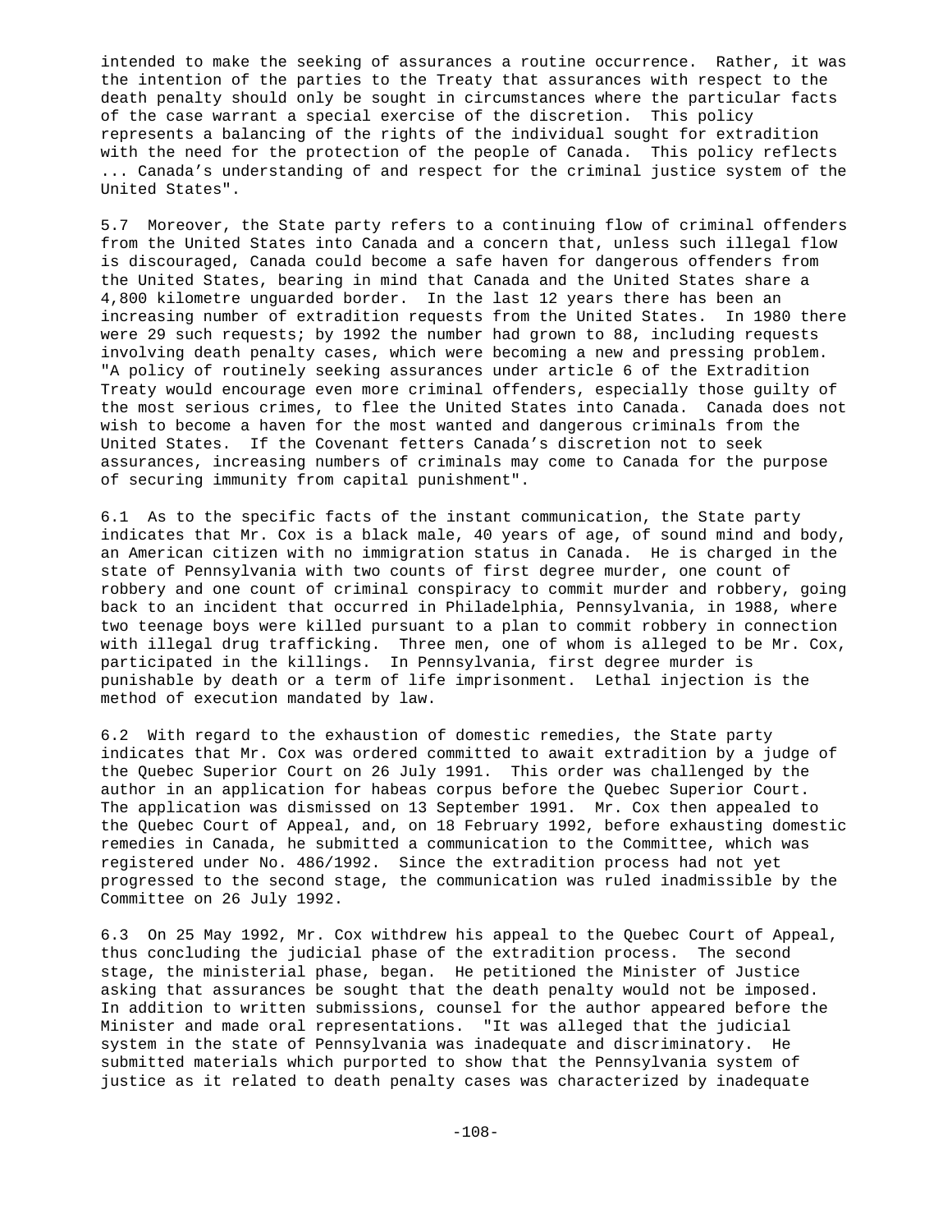intended to make the seeking of assurances a routine occurrence. Rather, it was the intention of the parties to the Treaty that assurances with respect to the death penalty should only be sought in circumstances where the particular facts of the case warrant a special exercise of the discretion. This policy represents a balancing of the rights of the individual sought for extradition with the need for the protection of the people of Canada. This policy reflects ... Canada's understanding of and respect for the criminal justice system of the United States".

5.7 Moreover, the State party refers to a continuing flow of criminal offenders from the United States into Canada and a concern that, unless such illegal flow is discouraged, Canada could become a safe haven for dangerous offenders from the United States, bearing in mind that Canada and the United States share a 4,800 kilometre unguarded border. In the last 12 years there has been an increasing number of extradition requests from the United States. In 1980 there were 29 such requests; by 1992 the number had grown to 88, including requests involving death penalty cases, which were becoming a new and pressing problem. "A policy of routinely seeking assurances under article 6 of the Extradition Treaty would encourage even more criminal offenders, especially those guilty of the most serious crimes, to flee the United States into Canada. Canada does not wish to become a haven for the most wanted and dangerous criminals from the United States. If the Covenant fetters Canada's discretion not to seek assurances, increasing numbers of criminals may come to Canada for the purpose of securing immunity from capital punishment".

6.1 As to the specific facts of the instant communication, the State party indicates that Mr. Cox is a black male, 40 years of age, of sound mind and body, an American citizen with no immigration status in Canada. He is charged in the state of Pennsylvania with two counts of first degree murder, one count of robbery and one count of criminal conspiracy to commit murder and robbery, going back to an incident that occurred in Philadelphia, Pennsylvania, in 1988, where two teenage boys were killed pursuant to a plan to commit robbery in connection with illegal drug trafficking. Three men, one of whom is alleged to be Mr. Cox, participated in the killings. In Pennsylvania, first degree murder is punishable by death or a term of life imprisonment. Lethal injection is the method of execution mandated by law.

6.2 With regard to the exhaustion of domestic remedies, the State party indicates that Mr. Cox was ordered committed to await extradition by a judge of the Quebec Superior Court on 26 July 1991. This order was challenged by the author in an application for habeas corpus before the Quebec Superior Court. The application was dismissed on 13 September 1991. Mr. Cox then appealed to the Quebec Court of Appeal, and, on 18 February 1992, before exhausting domestic remedies in Canada, he submitted a communication to the Committee, which was registered under No. 486/1992. Since the extradition process had not yet progressed to the second stage, the communication was ruled inadmissible by the Committee on 26 July 1992.

6.3 On 25 May 1992, Mr. Cox withdrew his appeal to the Quebec Court of Appeal, thus concluding the judicial phase of the extradition process. The second stage, the ministerial phase, began. He petitioned the Minister of Justice asking that assurances be sought that the death penalty would not be imposed. In addition to written submissions, counsel for the author appeared before the Minister and made oral representations. "It was alleged that the judicial system in the state of Pennsylvania was inadequate and discriminatory. He submitted materials which purported to show that the Pennsylvania system of justice as it related to death penalty cases was characterized by inadequate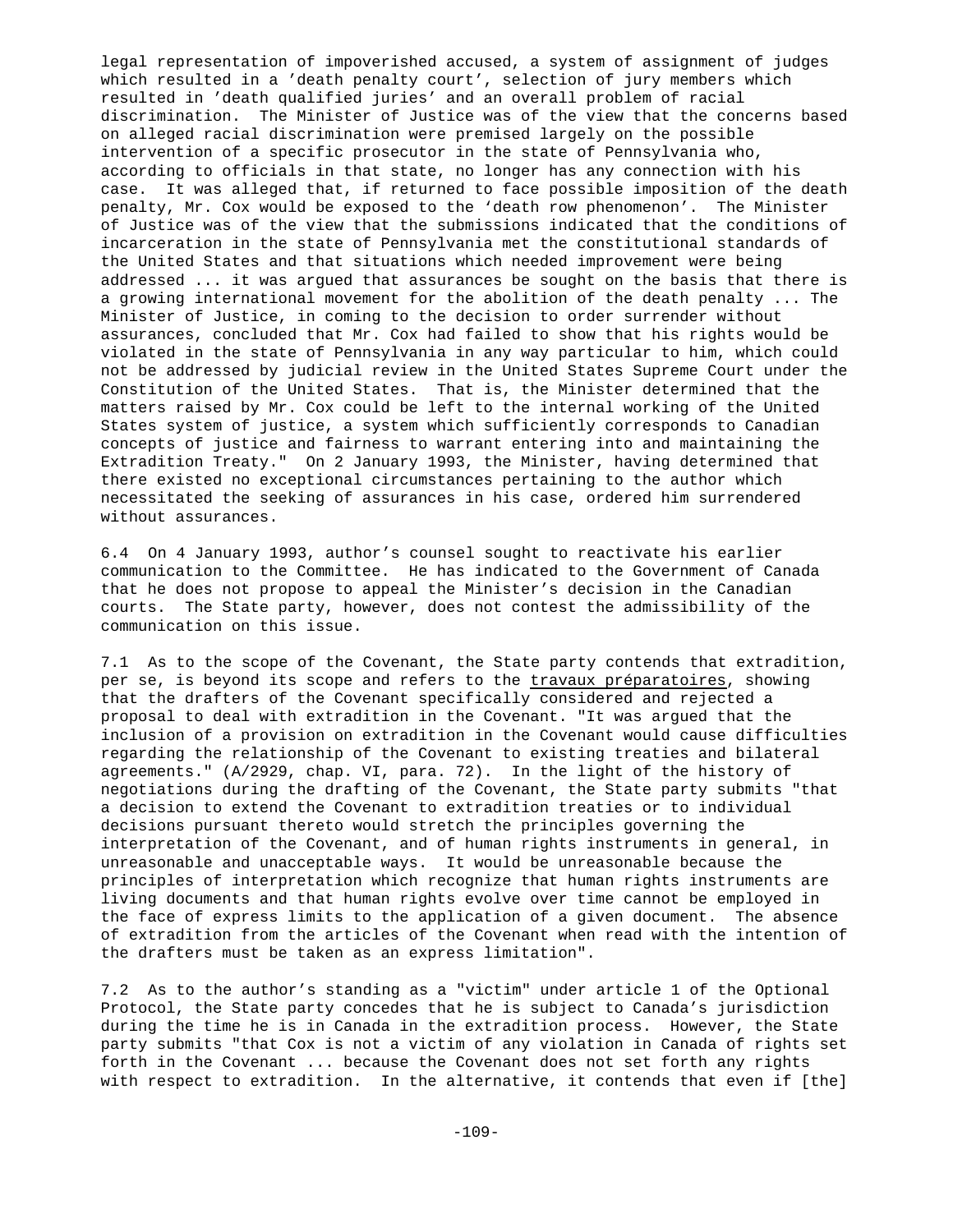legal representation of impoverished accused, a system of assignment of judges which resulted in a 'death penalty court', selection of jury members which resulted in 'death qualified juries' and an overall problem of racial discrimination. The Minister of Justice was of the view that the concerns based on alleged racial discrimination were premised largely on the possible intervention of a specific prosecutor in the state of Pennsylvania who, according to officials in that state, no longer has any connection with his case. It was alleged that, if returned to face possible imposition of the death penalty, Mr. Cox would be exposed to the 'death row phenomenon'. The Minister of Justice was of the view that the submissions indicated that the conditions of incarceration in the state of Pennsylvania met the constitutional standards of the United States and that situations which needed improvement were being addressed ... it was argued that assurances be sought on the basis that there is a growing international movement for the abolition of the death penalty ... The Minister of Justice, in coming to the decision to order surrender without assurances, concluded that Mr. Cox had failed to show that his rights would be violated in the state of Pennsylvania in any way particular to him, which could not be addressed by judicial review in the United States Supreme Court under the Constitution of the United States. That is, the Minister determined that the matters raised by Mr. Cox could be left to the internal working of the United States system of justice, a system which sufficiently corresponds to Canadian concepts of justice and fairness to warrant entering into and maintaining the Extradition Treaty." On 2 January 1993, the Minister, having determined that there existed no exceptional circumstances pertaining to the author which necessitated the seeking of assurances in his case, ordered him surrendered without assurances.

6.4 On 4 January 1993, author's counsel sought to reactivate his earlier communication to the Committee. He has indicated to the Government of Canada that he does not propose to appeal the Minister's decision in the Canadian courts. The State party, however, does not contest the admissibility of the communication on this issue.

7.1 As to the scope of the Covenant, the State party contends that extradition, per se, is beyond its scope and refers to the travaux préparatoires, showing that the drafters of the Covenant specifically considered and rejected a proposal to deal with extradition in the Covenant. "It was argued that the inclusion of a provision on extradition in the Covenant would cause difficulties regarding the relationship of the Covenant to existing treaties and bilateral agreements." (A/2929, chap. VI, para. 72). In the light of the history of negotiations during the drafting of the Covenant, the State party submits "that a decision to extend the Covenant to extradition treaties or to individual decisions pursuant thereto would stretch the principles governing the interpretation of the Covenant, and of human rights instruments in general, in unreasonable and unacceptable ways. It would be unreasonable because the principles of interpretation which recognize that human rights instruments are living documents and that human rights evolve over time cannot be employed in the face of express limits to the application of a given document. The absence of extradition from the articles of the Covenant when read with the intention of the drafters must be taken as an express limitation".

7.2 As to the author's standing as a "victim" under article 1 of the Optional Protocol, the State party concedes that he is subject to Canada's jurisdiction during the time he is in Canada in the extradition process. However, the State party submits "that Cox is not a victim of any violation in Canada of rights set forth in the Covenant ... because the Covenant does not set forth any rights with respect to extradition. In the alternative, it contends that even if [the]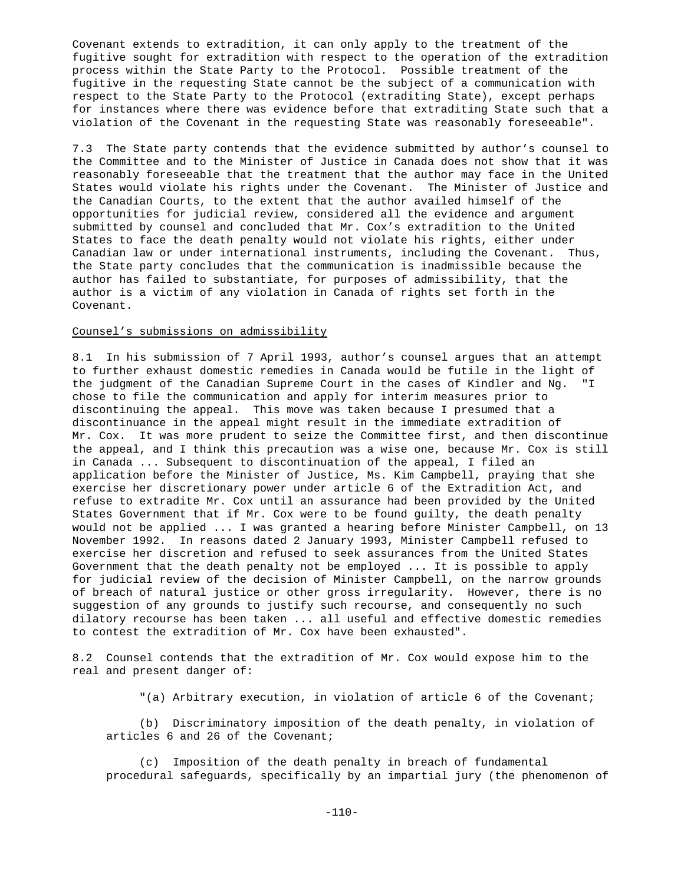Covenant extends to extradition, it can only apply to the treatment of the fugitive sought for extradition with respect to the operation of the extradition process within the State Party to the Protocol. Possible treatment of the fugitive in the requesting State cannot be the subject of a communication with respect to the State Party to the Protocol (extraditing State), except perhaps for instances where there was evidence before that extraditing State such that a violation of the Covenant in the requesting State was reasonably foreseeable".

7.3 The State party contends that the evidence submitted by author's counsel to the Committee and to the Minister of Justice in Canada does not show that it was reasonably foreseeable that the treatment that the author may face in the United States would violate his rights under the Covenant. The Minister of Justice and the Canadian Courts, to the extent that the author availed himself of the opportunities for judicial review, considered all the evidence and argument submitted by counsel and concluded that Mr. Cox's extradition to the United States to face the death penalty would not violate his rights, either under Canadian law or under international instruments, including the Covenant. Thus, the State party concludes that the communication is inadmissible because the author has failed to substantiate, for purposes of admissibility, that the author is a victim of any violation in Canada of rights set forth in the Covenant.

Counsel's submissions on admissibility

8.1 In his submission of 7 April 1993, author's counsel argues that an attempt to further exhaust domestic remedies in Canada would be futile in the light of the judgment of the Canadian Supreme Court in the cases of Kindler and Ng. "I chose to file the communication and apply for interim measures prior to discontinuing the appeal. This move was taken because I presumed that a discontinuance in the appeal might result in the immediate extradition of Mr. Cox. It was more prudent to seize the Committee first, and then discontinue the appeal, and I think this precaution was a wise one, because Mr. Cox is still in Canada ... Subsequent to discontinuation of the appeal, I filed an application before the Minister of Justice, Ms. Kim Campbell, praying that she exercise her discretionary power under article 6 of the Extradition Act, and refuse to extradite Mr. Cox until an assurance had been provided by the United States Government that if Mr. Cox were to be found guilty, the death penalty would not be applied ... I was granted a hearing before Minister Campbell, on 13 November 1992. In reasons dated 2 January 1993, Minister Campbell refused to exercise her discretion and refused to seek assurances from the United States Government that the death penalty not be employed ... It is possible to apply for judicial review of the decision of Minister Campbell, on the narrow grounds of breach of natural justice or other gross irregularity. However, there is no suggestion of any grounds to justify such recourse, and consequently no such dilatory recourse has been taken ... all useful and effective domestic remedies to contest the extradition of Mr. Cox have been exhausted".

8.2 Counsel contends that the extradition of Mr. Cox would expose him to the real and present danger of:

"(a) Arbitrary execution, in violation of article 6 of the Covenant;

(b) Discriminatory imposition of the death penalty, in violation of articles 6 and 26 of the Covenant;

(c) Imposition of the death penalty in breach of fundamental procedural safeguards, specifically by an impartial jury (the phenomenon of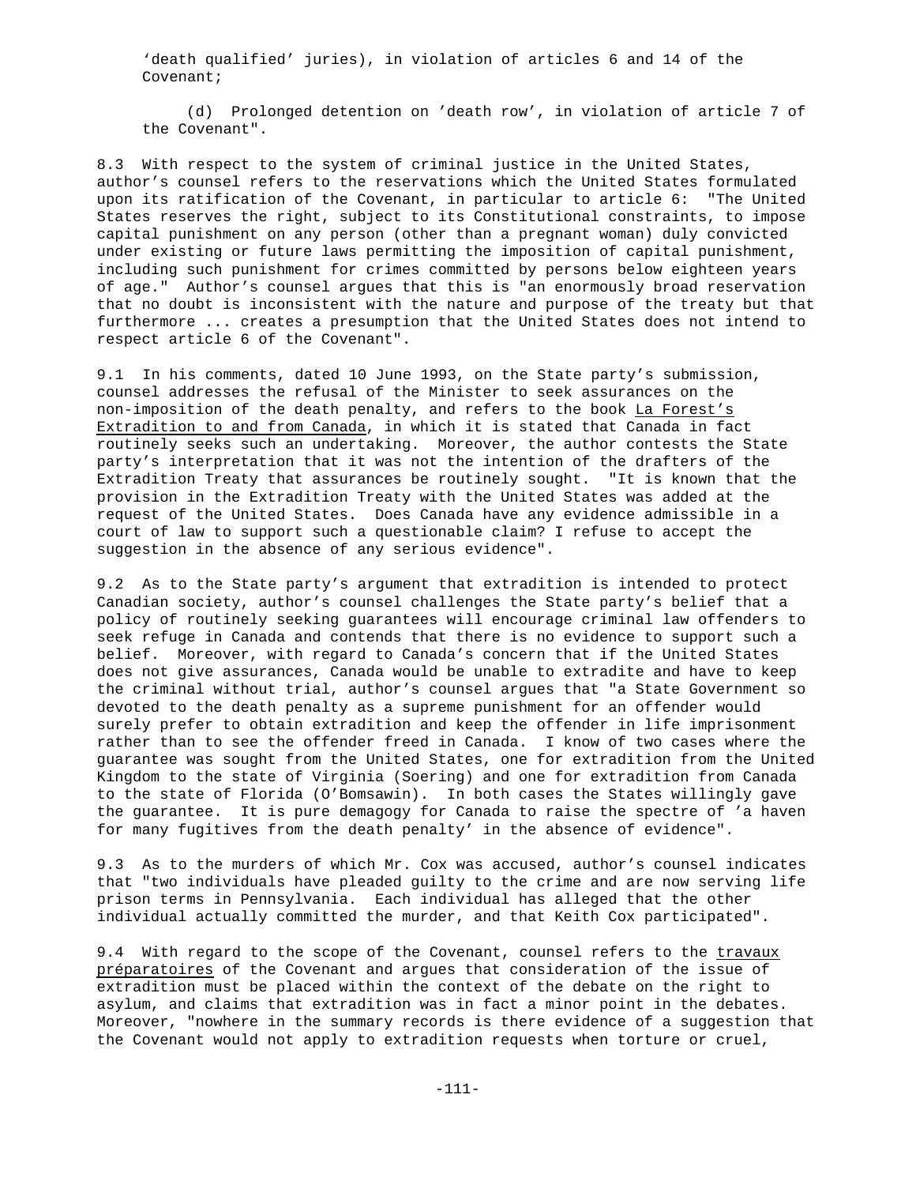'death qualified' juries), in violation of articles 6 and 14 of the Covenant;

(d) Prolonged detention on 'death row', in violation of article 7 of the Covenant".

8.3 With respect to the system of criminal justice in the United States, author's counsel refers to the reservations which the United States formulated upon its ratification of the Covenant, in particular to article 6: "The United States reserves the right, subject to its Constitutional constraints, to impose capital punishment on any person (other than a pregnant woman) duly convicted under existing or future laws permitting the imposition of capital punishment, including such punishment for crimes committed by persons below eighteen years of age." Author's counsel argues that this is "an enormously broad reservation that no doubt is inconsistent with the nature and purpose of the treaty but that furthermore ... creates a presumption that the United States does not intend to respect article 6 of the Covenant".

9.1 In his comments, dated 10 June 1993, on the State party's submission, counsel addresses the refusal of the Minister to seek assurances on the non-imposition of the death penalty, and refers to the book La Forest's Extradition to and from Canada, in which it is stated that Canada in fact routinely seeks such an undertaking. Moreover, the author contests the State party's interpretation that it was not the intention of the drafters of the Extradition Treaty that assurances be routinely sought. "It is known that the provision in the Extradition Treaty with the United States was added at the request of the United States. Does Canada have any evidence admissible in a court of law to support such a questionable claim? I refuse to accept the suggestion in the absence of any serious evidence".

9.2 As to the State party's argument that extradition is intended to protect Canadian society, author's counsel challenges the State party's belief that a policy of routinely seeking guarantees will encourage criminal law offenders to seek refuge in Canada and contends that there is no evidence to support such a belief. Moreover, with regard to Canada's concern that if the United States does not give assurances, Canada would be unable to extradite and have to keep the criminal without trial, author's counsel argues that "a State Government so devoted to the death penalty as a supreme punishment for an offender would surely prefer to obtain extradition and keep the offender in life imprisonment rather than to see the offender freed in Canada. I know of two cases where the guarantee was sought from the United States, one for extradition from the United Kingdom to the state of Virginia (Soering) and one for extradition from Canada to the state of Florida (O'Bomsawin). In both cases the States willingly gave the guarantee. It is pure demagogy for Canada to raise the spectre of 'a haven for many fugitives from the death penalty' in the absence of evidence".

9.3 As to the murders of which Mr. Cox was accused, author's counsel indicates that "two individuals have pleaded guilty to the crime and are now serving life prison terms in Pennsylvania. Each individual has alleged that the other individual actually committed the murder, and that Keith Cox participated".

9.4 With regard to the scope of the Covenant, counsel refers to the travaux préparatoires of the Covenant and argues that consideration of the issue of extradition must be placed within the context of the debate on the right to asylum, and claims that extradition was in fact a minor point in the debates. Moreover, "nowhere in the summary records is there evidence of a suggestion that the Covenant would not apply to extradition requests when torture or cruel,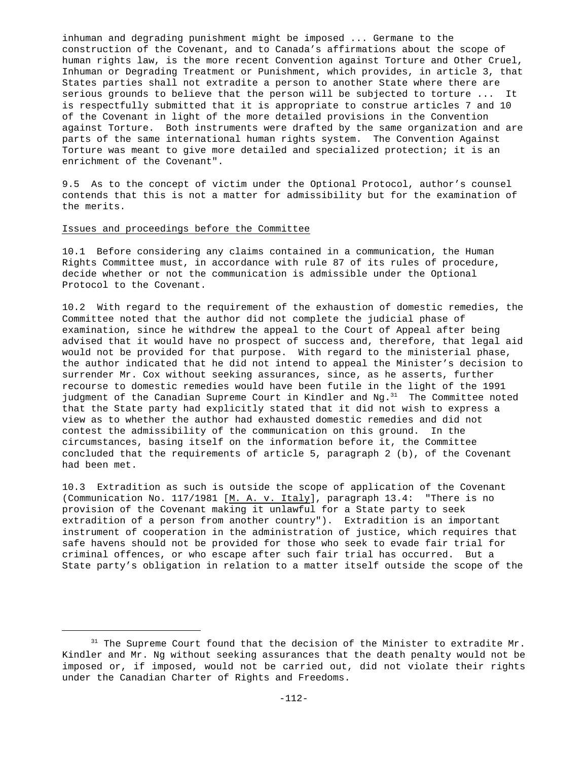inhuman and degrading punishment might be imposed ... Germane to the construction of the Covenant, and to Canada's affirmations about the scope of human rights law, is the more recent Convention against Torture and Other Cruel, Inhuman or Degrading Treatment or Punishment, which provides, in article 3, that States parties shall not extradite a person to another State where there are serious grounds to believe that the person will be subjected to torture ... It is respectfully submitted that it is appropriate to construe articles 7 and 10 of the Covenant in light of the more detailed provisions in the Convention against Torture. Both instruments were drafted by the same organization and are parts of the same international human rights system. The Convention Against Torture was meant to give more detailed and specialized protection; it is an enrichment of the Covenant".

9.5 As to the concept of victim under the Optional Protocol, author's counsel contends that this is not a matter for admissibility but for the examination of the merits.

Issues and proceedings before the Committee

10.1 Before considering any claims contained in a communication, the Human Rights Committee must, in accordance with rule 87 of its rules of procedure, decide whether or not the communication is admissible under the Optional Protocol to the Covenant.

10.2 With regard to the requirement of the exhaustion of domestic remedies, the Committee noted that the author did not complete the judicial phase of examination, since he withdrew the appeal to the Court of Appeal after being advised that it would have no prospect of success and, therefore, that legal aid would not be provided for that purpose. With regard to the ministerial phase, the author indicated that he did not intend to appeal the Minister's decision to surrender Mr. Cox without seeking assurances, since, as he asserts, further recourse to domestic remedies would have been futile in the light of the 1991 judgment of the Canadian Supreme Court in Kindler and Ng.[31] The Committee noted that the State party had explicitly stated that it did not wish to express a view as to whether the author had exhausted domestic remedies and did not contest the admissibility of the communication on this ground. In the circumstances, basing itself on the information before it, the Committee concluded that the requirements of article 5, paragraph 2 (b), of the Covenant had been met.

10.3 Extradition as such is outside the scope of application of the Covenant (Communication No. 117/1981 [M. A. v. Italy], paragraph 13.4: "There is no provision of the Covenant making it unlawful for a State party to seek extradition of a person from another country"). Extradition is an important instrument of cooperation in the administration of justice, which requires that safe havens should not be provided for those who seek to evade fair trial for criminal offences, or who escape after such fair trial has occurred. But a State party's obligation in relation to a matter itself outside the scope of the

[31] The Supreme Court found that the decision of the Minister to extradite Mr. Kindler and Mr. Ng without seeking assurances that the death penalty would not be imposed or, if imposed, would not be carried out, did not violate their rights under the Canadian Charter of Rights and Freedoms.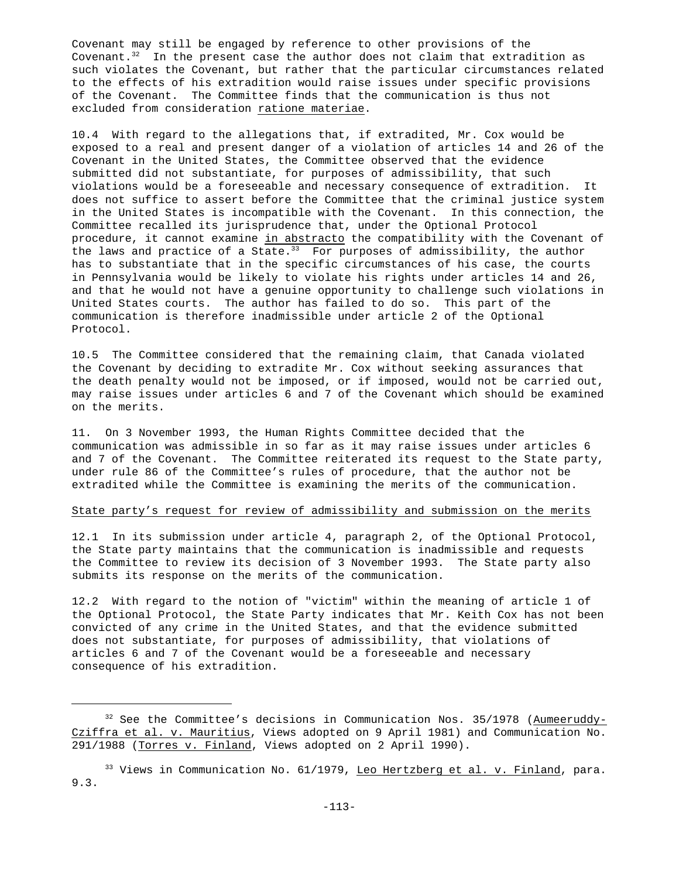Covenant may still be engaged by reference to other provisions of the Covenant.[32] In the present case the author does not claim that extradition as such violates the Covenant, but rather that the particular circumstances related to the effects of his extradition would raise issues under specific provisions of the Covenant. The Committee finds that the communication is thus not excluded from consideration ratione materiae.

10.4 With regard to the allegations that, if extradited, Mr. Cox would be exposed to a real and present danger of a violation of articles 14 and 26 of the Covenant in the United States, the Committee observed that the evidence submitted did not substantiate, for purposes of admissibility, that such violations would be a foreseeable and necessary consequence of extradition. It does not suffice to assert before the Committee that the criminal justice system in the United States is incompatible with the Covenant. In this connection, the Committee recalled its jurisprudence that, under the Optional Protocol procedure, it cannot examine in abstracto the compatibility with the Covenant of the laws and practice of a State.[33] For purposes of admissibility, the author has to substantiate that in the specific circumstances of his case, the courts in Pennsylvania would be likely to violate his rights under articles 14 and 26, and that he would not have a genuine opportunity to challenge such violations in United States courts. The author has failed to do so. This part of the communication is therefore inadmissible under article 2 of the Optional Protocol.

10.5 The Committee considered that the remaining claim, that Canada violated the Covenant by deciding to extradite Mr. Cox without seeking assurances that the death penalty would not be imposed, or if imposed, would not be carried out, may raise issues under articles 6 and 7 of the Covenant which should be examined on the merits.

11. On 3 November 1993, the Human Rights Committee decided that the communication was admissible in so far as it may raise issues under articles 6 and 7 of the Covenant. The Committee reiterated its request to the State party, under rule 86 of the Committee's rules of procedure, that the author not be extradited while the Committee is examining the merits of the communication.

State party's request for review of admissibility and submission on the merits

12.1 In its submission under article 4, paragraph 2, of the Optional Protocol, the State party maintains that the communication is inadmissible and requests the Committee to review its decision of 3 November 1993. The State party also submits its response on the merits of the communication.

12.2 With regard to the notion of "victim" within the meaning of article 1 of the Optional Protocol, the State Party indicates that Mr. Keith Cox has not been convicted of any crime in the United States, and that the evidence submitted does not substantiate, for purposes of admissibility, that violations of articles 6 and 7 of the Covenant would be a foreseeable and necessary consequence of his extradition.

---

[32] See the Committee's decisions in Communication Nos. 35/1978 (Aumeeruddy-Cziffra et al. v. Mauritius, Views adopted on 9 April 1981) and Communication No. 291/1988 (Torres v. Finland, Views adopted on 2 April 1990).

[33] Views in Communication No. 61/1979, Leo Hertzberg et al. v. Finland, para. 9.3.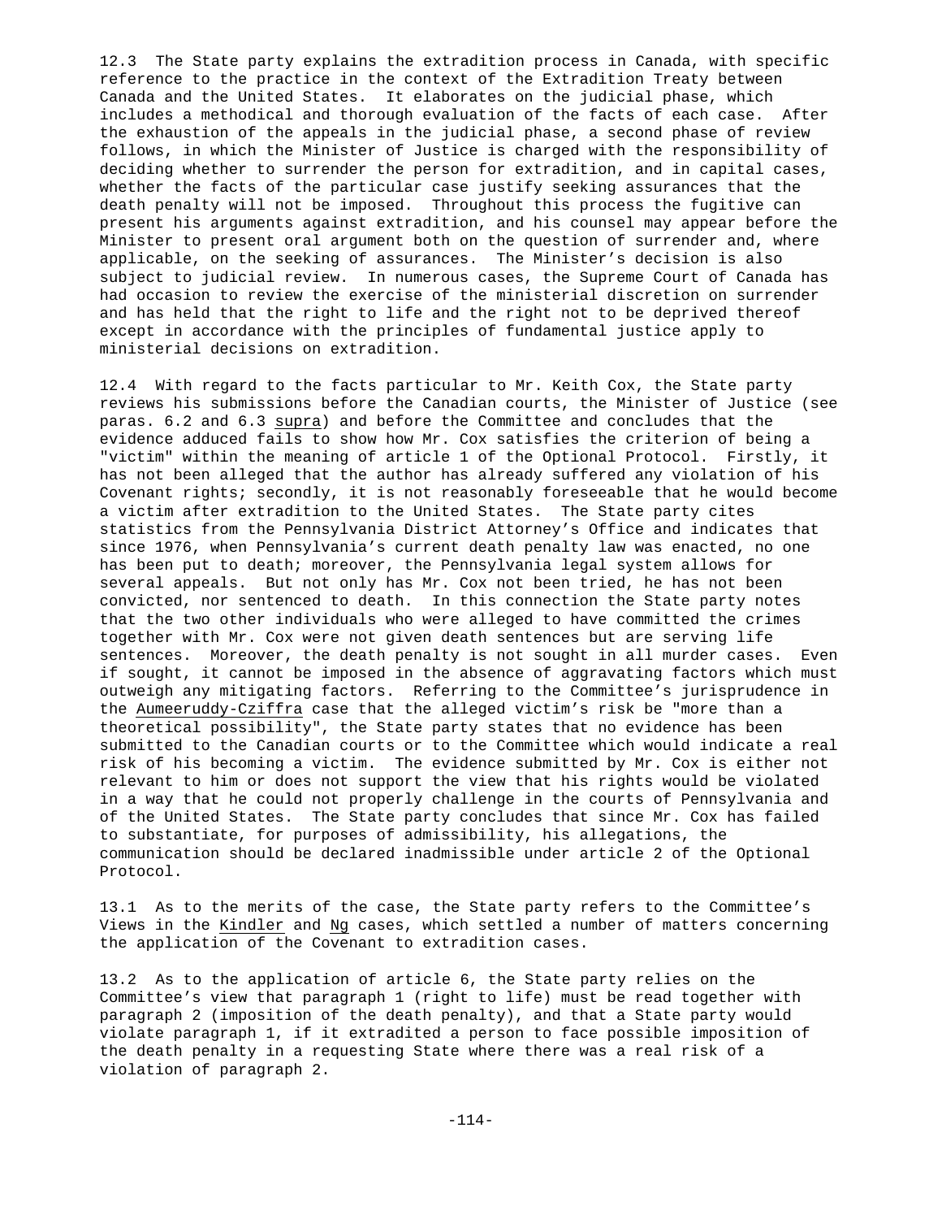12.3 The State party explains the extradition process in Canada, with specific reference to the practice in the context of the Extradition Treaty between Canada and the United States. It elaborates on the judicial phase, which includes a methodical and thorough evaluation of the facts of each case. After the exhaustion of the appeals in the judicial phase, a second phase of review follows, in which the Minister of Justice is charged with the responsibility of deciding whether to surrender the person for extradition, and in capital cases, whether the facts of the particular case justify seeking assurances that the death penalty will not be imposed. Throughout this process the fugitive can present his arguments against extradition, and his counsel may appear before the Minister to present oral argument both on the question of surrender and, where applicable, on the seeking of assurances. The Minister's decision is also subject to judicial review. In numerous cases, the Supreme Court of Canada has had occasion to review the exercise of the ministerial discretion on surrender and has held that the right to life and the right not to be deprived thereof except in accordance with the principles of fundamental justice apply to ministerial decisions on extradition.

12.4 With regard to the facts particular to Mr. Keith Cox, the State party reviews his submissions before the Canadian courts, the Minister of Justice (see paras. 6.2 and 6.3 supra) and before the Committee and concludes that the evidence adduced fails to show how Mr. Cox satisfies the criterion of being a "victim" within the meaning of article 1 of the Optional Protocol. Firstly, it has not been alleged that the author has already suffered any violation of his Covenant rights; secondly, it is not reasonably foreseeable that he would become a victim after extradition to the United States. The State party cites statistics from the Pennsylvania District Attorney's Office and indicates that since 1976, when Pennsylvania's current death penalty law was enacted, no one has been put to death; moreover, the Pennsylvania legal system allows for several appeals. But not only has Mr. Cox not been tried, he has not been convicted, nor sentenced to death. In this connection the State party notes that the two other individuals who were alleged to have committed the crimes together with Mr. Cox were not given death sentences but are serving life sentences. Moreover, the death penalty is not sought in all murder cases. Even if sought, it cannot be imposed in the absence of aggravating factors which must outweigh any mitigating factors. Referring to the Committee's jurisprudence in the Aumeeruddy-Cziffra case that the alleged victim's risk be "more than a theoretical possibility", the State party states that no evidence has been submitted to the Canadian courts or to the Committee which would indicate a real risk of his becoming a victim. The evidence submitted by Mr. Cox is either not relevant to him or does not support the view that his rights would be violated in a way that he could not properly challenge in the courts of Pennsylvania and of the United States. The State party concludes that since Mr. Cox has failed to substantiate, for purposes of admissibility, his allegations, the communication should be declared inadmissible under article 2 of the Optional Protocol.

13.1 As to the merits of the case, the State party refers to the Committee's Views in the Kindler and Ng cases, which settled a number of matters concerning the application of the Covenant to extradition cases.

13.2 As to the application of article 6, the State party relies on the Committee's view that paragraph 1 (right to life) must be read together with paragraph 2 (imposition of the death penalty), and that a State party would violate paragraph 1, if it extradited a person to face possible imposition of the death penalty in a requesting State where there was a real risk of a violation of paragraph 2.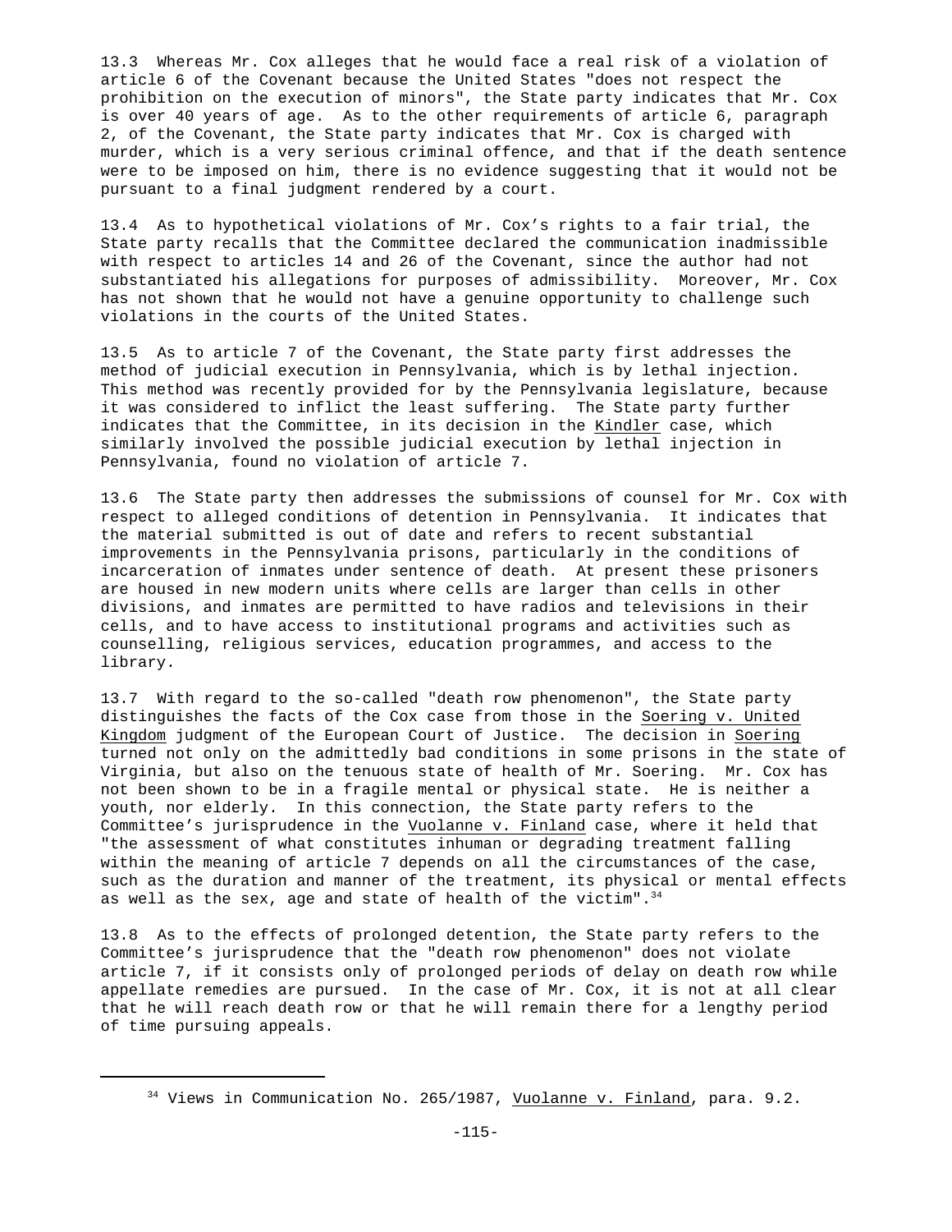13.3 Whereas Mr. Cox alleges that he would face a real risk of a violation of article 6 of the Covenant because the United States "does not respect the prohibition on the execution of minors", the State party indicates that Mr. Cox is over 40 years of age. As to the other requirements of article 6, paragraph 2, of the Covenant, the State party indicates that Mr. Cox is charged with murder, which is a very serious criminal offence, and that if the death sentence were to be imposed on him, there is no evidence suggesting that it would not be pursuant to a final judgment rendered by a court.

13.4 As to hypothetical violations of Mr. Cox's rights to a fair trial, the State party recalls that the Committee declared the communication inadmissible with respect to articles 14 and 26 of the Covenant, since the author had not substantiated his allegations for purposes of admissibility. Moreover, Mr. Cox has not shown that he would not have a genuine opportunity to challenge such violations in the courts of the United States.

13.5 As to article 7 of the Covenant, the State party first addresses the method of judicial execution in Pennsylvania, which is by lethal injection. This method was recently provided for by the Pennsylvania legislature, because it was considered to inflict the least suffering. The State party further indicates that the Committee, in its decision in the Kindler case, which similarly involved the possible judicial execution by lethal injection in Pennsylvania, found no violation of article 7.

13.6 The State party then addresses the submissions of counsel for Mr. Cox with respect to alleged conditions of detention in Pennsylvania. It indicates that the material submitted is out of date and refers to recent substantial improvements in the Pennsylvania prisons, particularly in the conditions of incarceration of inmates under sentence of death. At present these prisoners are housed in new modern units where cells are larger than cells in other divisions, and inmates are permitted to have radios and televisions in their cells, and to have access to institutional programs and activities such as counselling, religious services, education programmes, and access to the library.

13.7 With regard to the so-called "death row phenomenon", the State party distinguishes the facts of the Cox case from those in the Soering v. United Kingdom judgment of the European Court of Justice. The decision in Soering turned not only on the admittedly bad conditions in some prisons in the state of Virginia, but also on the tenuous state of health of Mr. Soering. Mr. Cox has not been shown to be in a fragile mental or physical state. He is neither a youth, nor elderly. In this connection, the State party refers to the Committee's jurisprudence in the Vuolanne v. Finland case, where it held that "the assessment of what constitutes inhuman or degrading treatment falling within the meaning of article 7 depends on all the circumstances of the case, such as the duration and manner of the treatment, its physical or mental effects as well as the sex, age and state of health of the victim".[34]

13.8 As to the effects of prolonged detention, the State party refers to the Committee's jurisprudence that the "death row phenomenon" does not violate article 7, if it consists only of prolonged periods of delay on death row while appellate remedies are pursued. In the case of Mr. Cox, it is not at all clear that he will reach death row or that he will remain there for a lengthy period of time pursuing appeals.

---

[34] Views in Communication No. 265/1987, Vuolanne v. Finland, para. 9.2.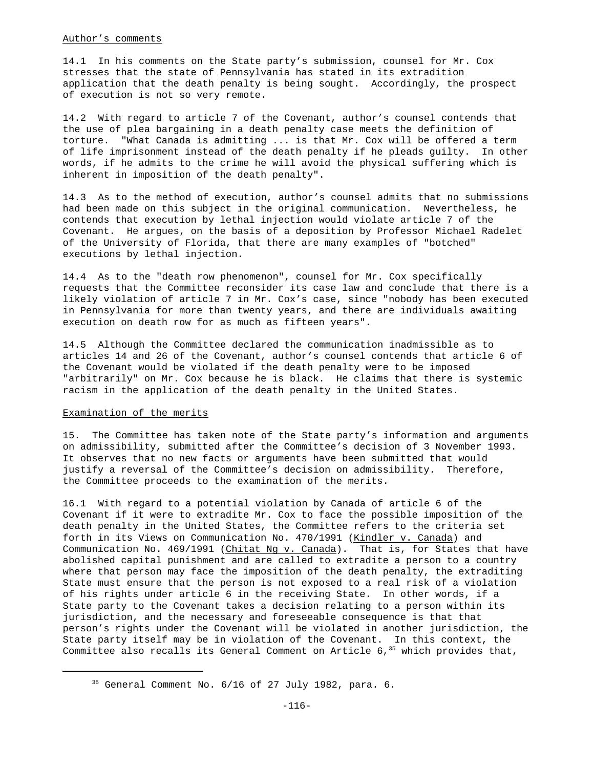Author's comments

14.1 In his comments on the State party's submission, counsel for Mr. Cox stresses that the state of Pennsylvania has stated in its extradition application that the death penalty is being sought. Accordingly, the prospect of execution is not so very remote.

14.2 With regard to article 7 of the Covenant, author's counsel contends that the use of plea bargaining in a death penalty case meets the definition of torture. "What Canada is admitting ... is that Mr. Cox will be offered a term of life imprisonment instead of the death penalty if he pleads guilty. In other words, if he admits to the crime he will avoid the physical suffering which is inherent in imposition of the death penalty".

14.3 As to the method of execution, author's counsel admits that no submissions had been made on this subject in the original communication. Nevertheless, he contends that execution by lethal injection would violate article 7 of the Covenant. He argues, on the basis of a deposition by Professor Michael Radelet of the University of Florida, that there are many examples of "botched" executions by lethal injection.

14.4 As to the "death row phenomenon", counsel for Mr. Cox specifically requests that the Committee reconsider its case law and conclude that there is a likely violation of article 7 in Mr. Cox's case, since "nobody has been executed in Pennsylvania for more than twenty years, and there are individuals awaiting execution on death row for as much as fifteen years".

14.5 Although the Committee declared the communication inadmissible as to articles 14 and 26 of the Covenant, author's counsel contends that article 6 of the Covenant would be violated if the death penalty were to be imposed "arbitrarily" on Mr. Cox because he is black. He claims that there is systemic racism in the application of the death penalty in the United States.

Examination of the merits

15. The Committee has taken note of the State party's information and arguments on admissibility, submitted after the Committee's decision of 3 November 1993. It observes that no new facts or arguments have been submitted that would justify a reversal of the Committee's decision on admissibility. Therefore, the Committee proceeds to the examination of the merits.

16.1 With regard to a potential violation by Canada of article 6 of the Covenant if it were to extradite Mr. Cox to face the possible imposition of the death penalty in the United States, the Committee refers to the criteria set forth in its Views on Communication No. 470/1991 (Kindler v. Canada) and Communication No. 469/1991 (Chitat Ng v. Canada). That is, for States that have abolished capital punishment and are called to extradite a person to a country where that person may face the imposition of the death penalty, the extraditing State must ensure that the person is not exposed to a real risk of a violation of his rights under article 6 in the receiving State. In other words, if a State party to the Covenant takes a decision relating to a person within its jurisdiction, and the necessary and foreseeable consequence is that that person's rights under the Covenant will be violated in another jurisdiction, the State party itself may be in violation of the Covenant. In this context, the Committee also recalls its General Comment on Article 6,[35] which provides that,

[35] General Comment No. 6/16 of 27 July 1982, para. 6.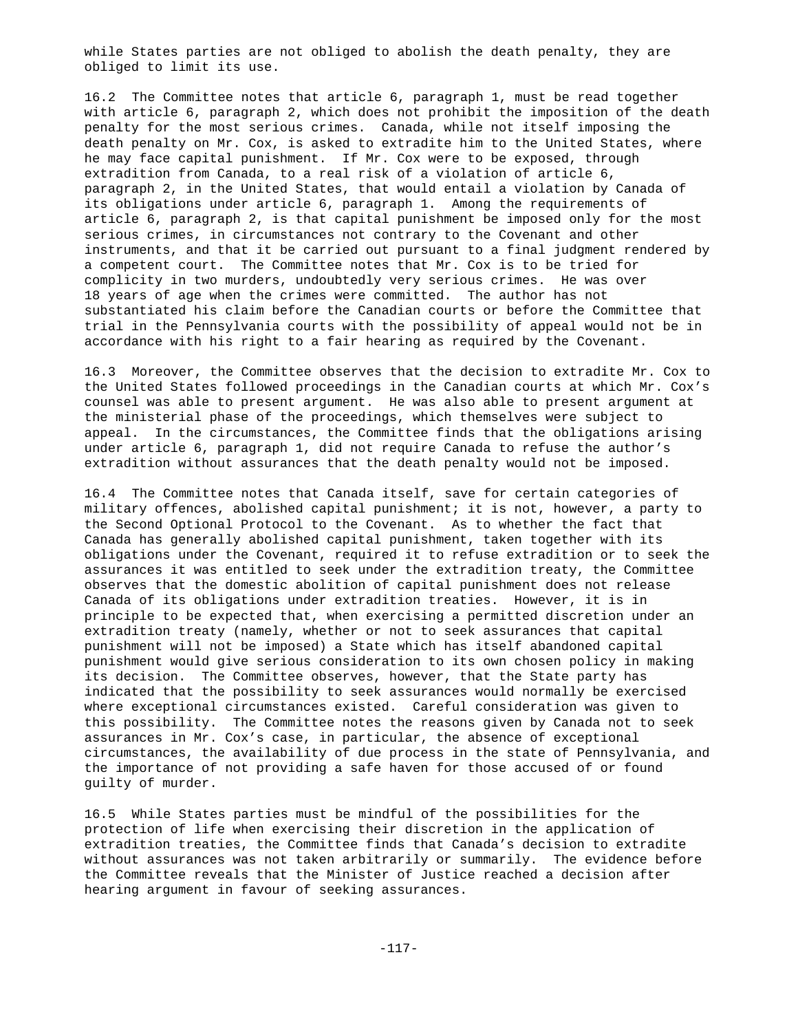while States parties are not obliged to abolish the death penalty, they are obliged to limit its use.

16.2 The Committee notes that article 6, paragraph 1, must be read together with article 6, paragraph 2, which does not prohibit the imposition of the death penalty for the most serious crimes. Canada, while not itself imposing the death penalty on Mr. Cox, is asked to extradite him to the United States, where he may face capital punishment. If Mr. Cox were to be exposed, through extradition from Canada, to a real risk of a violation of article 6, paragraph 2, in the United States, that would entail a violation by Canada of its obligations under article 6, paragraph 1. Among the requirements of article 6, paragraph 2, is that capital punishment be imposed only for the most serious crimes, in circumstances not contrary to the Covenant and other instruments, and that it be carried out pursuant to a final judgment rendered by a competent court. The Committee notes that Mr. Cox is to be tried for complicity in two murders, undoubtedly very serious crimes. He was over 18 years of age when the crimes were committed. The author has not substantiated his claim before the Canadian courts or before the Committee that trial in the Pennsylvania courts with the possibility of appeal would not be in accordance with his right to a fair hearing as required by the Covenant.

16.3 Moreover, the Committee observes that the decision to extradite Mr. Cox to the United States followed proceedings in the Canadian courts at which Mr. Cox's counsel was able to present argument. He was also able to present argument at the ministerial phase of the proceedings, which themselves were subject to appeal. In the circumstances, the Committee finds that the obligations arising under article 6, paragraph 1, did not require Canada to refuse the author's extradition without assurances that the death penalty would not be imposed.

16.4 The Committee notes that Canada itself, save for certain categories of military offences, abolished capital punishment; it is not, however, a party to the Second Optional Protocol to the Covenant. As to whether the fact that Canada has generally abolished capital punishment, taken together with its obligations under the Covenant, required it to refuse extradition or to seek the assurances it was entitled to seek under the extradition treaty, the Committee observes that the domestic abolition of capital punishment does not release Canada of its obligations under extradition treaties. However, it is in principle to be expected that, when exercising a permitted discretion under an extradition treaty (namely, whether or not to seek assurances that capital punishment will not be imposed) a State which has itself abandoned capital punishment would give serious consideration to its own chosen policy in making its decision. The Committee observes, however, that the State party has indicated that the possibility to seek assurances would normally be exercised where exceptional circumstances existed. Careful consideration was given to this possibility. The Committee notes the reasons given by Canada not to seek assurances in Mr. Cox's case, in particular, the absence of exceptional circumstances, the availability of due process in the state of Pennsylvania, and the importance of not providing a safe haven for those accused of or found guilty of murder.

16.5 While States parties must be mindful of the possibilities for the protection of life when exercising their discretion in the application of extradition treaties, the Committee finds that Canada's decision to extradite without assurances was not taken arbitrarily or summarily. The evidence before the Committee reveals that the Minister of Justice reached a decision after hearing argument in favour of seeking assurances.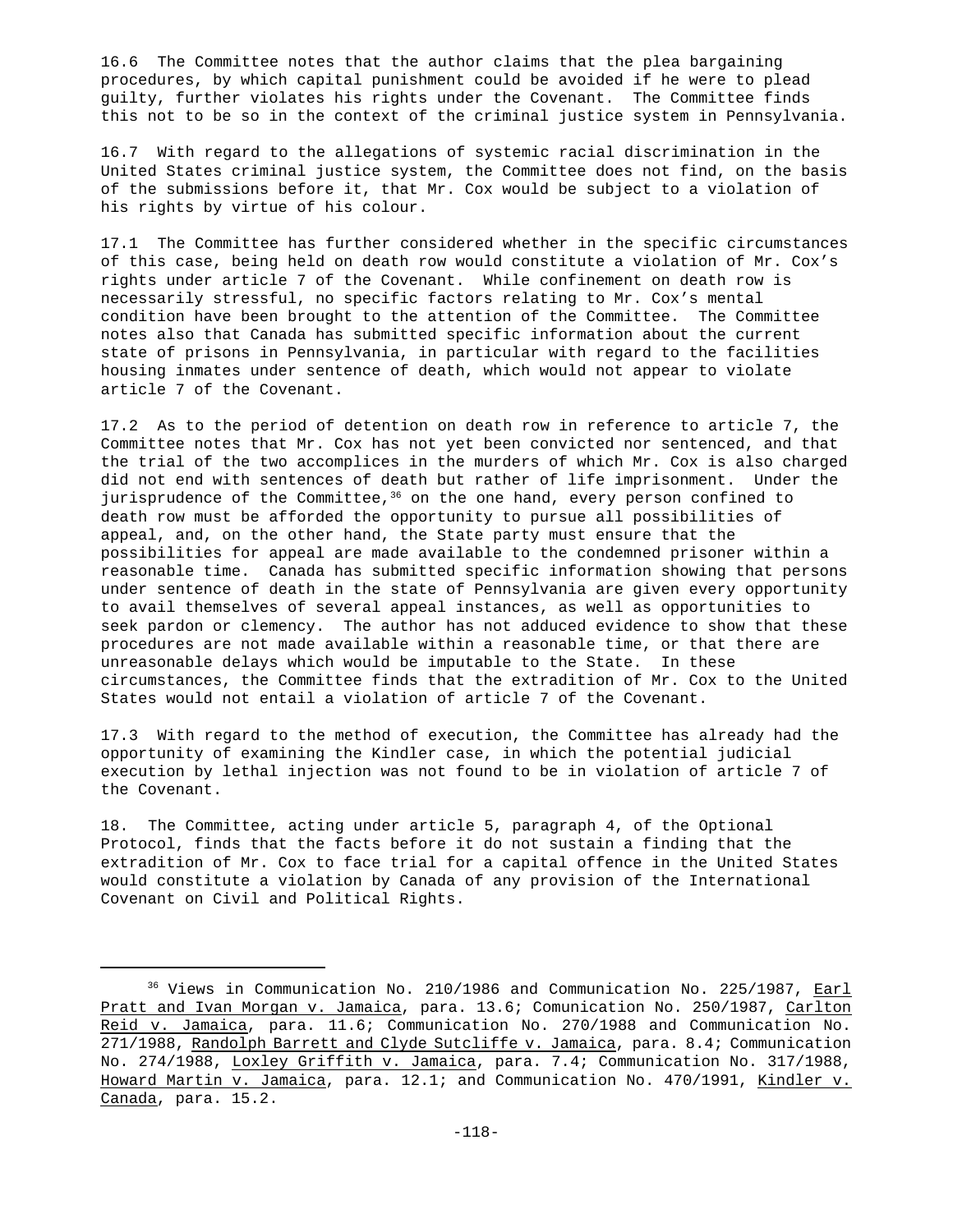16.6 The Committee notes that the author claims that the plea bargaining procedures, by which capital punishment could be avoided if he were to plead guilty, further violates his rights under the Covenant. The Committee finds this not to be so in the context of the criminal justice system in Pennsylvania.

16.7 With regard to the allegations of systemic racial discrimination in the United States criminal justice system, the Committee does not find, on the basis of the submissions before it, that Mr. Cox would be subject to a violation of his rights by virtue of his colour.

17.1 The Committee has further considered whether in the specific circumstances of this case, being held on death row would constitute a violation of Mr. Cox's rights under article 7 of the Covenant. While confinement on death row is necessarily stressful, no specific factors relating to Mr. Cox's mental condition have been brought to the attention of the Committee. The Committee notes also that Canada has submitted specific information about the current state of prisons in Pennsylvania, in particular with regard to the facilities housing inmates under sentence of death, which would not appear to violate article 7 of the Covenant.

17.2 As to the period of detention on death row in reference to article 7, the Committee notes that Mr. Cox has not yet been convicted nor sentenced, and that the trial of the two accomplices in the murders of which Mr. Cox is also charged did not end with sentences of death but rather of life imprisonment. Under the jurisprudence of the Committee,[36] on the one hand, every person confined to death row must be afforded the opportunity to pursue all possibilities of appeal, and, on the other hand, the State party must ensure that the possibilities for appeal are made available to the condemned prisoner within a reasonable time. Canada has submitted specific information showing that persons under sentence of death in the state of Pennsylvania are given every opportunity to avail themselves of several appeal instances, as well as opportunities to seek pardon or clemency. The author has not adduced evidence to show that these procedures are not made available within a reasonable time, or that there are unreasonable delays which would be imputable to the State. In these circumstances, the Committee finds that the extradition of Mr. Cox to the United States would not entail a violation of article 7 of the Covenant.

17.3 With regard to the method of execution, the Committee has already had the opportunity of examining the Kindler case, in which the potential judicial execution by lethal injection was not found to be in violation of article 7 of the Covenant.

18. The Committee, acting under article 5, paragraph 4, of the Optional Protocol, finds that the facts before it do not sustain a finding that the extradition of Mr. Cox to face trial for a capital offence in the United States would constitute a violation by Canada of any provision of the International Covenant on Civil and Political Rights.

---

[36] Views in Communication No. 210/1986 and Communication No. 225/1987, Earl Pratt and Ivan Morgan v. Jamaica, para. 13.6; Comunication No. 250/1987, Carlton Reid v. Jamaica, para. 11.6; Communication No. 270/1988 and Communication No. 271/1988, Randolph Barrett and Clyde Sutcliffe v. Jamaica, para. 8.4; Communication No. 274/1988, Loxley Griffith v. Jamaica, para. 7.4; Communication No. 317/1988, Howard Martin v. Jamaica, para. 12.1; and Communication No. 470/1991, Kindler v. Canada, para. 15.2.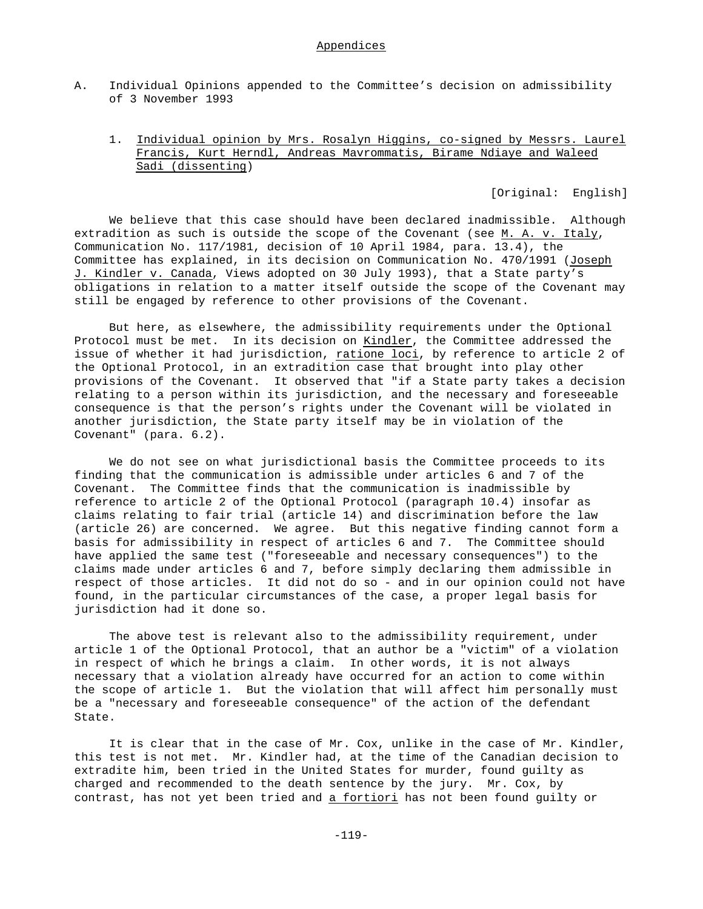## Appendices

A. Individual Opinions appended to the Committee's decision on admissibility of 3 November 1993

### 1. Individual opinion by Mrs. Rosalyn Higgins, co-signed by Messrs. Laurel Francis, Kurt Herndl, Andreas Mavrommatis, Birame Ndiaye and Waleed Sadi (dissenting)

[Original: English]

We believe that this case should have been declared inadmissible. Although extradition as such is outside the scope of the Covenant (see M. A. v. Italy, Communication No. 117/1981, decision of 10 April 1984, para. 13.4), the Committee has explained, in its decision on Communication No. 470/1991 (Joseph J. Kindler v. Canada, Views adopted on 30 July 1993), that a State party's obligations in relation to a matter itself outside the scope of the Covenant may still be engaged by reference to other provisions of the Covenant.

But here, as elsewhere, the admissibility requirements under the Optional Protocol must be met. In its decision on Kindler, the Committee addressed the issue of whether it had jurisdiction, *ratione loci*, by reference to article 2 of the Optional Protocol, in an extradition case that brought into play other provisions of the Covenant. It observed that "if a State party takes a decision relating to a person within its jurisdiction, and the necessary and foreseeable consequence is that the person's rights under the Covenant will be violated in another jurisdiction, the State party itself may be in violation of the Covenant" (para. 6.2).

We do not see on what jurisdictional basis the Committee proceeds to its finding that the communication is admissible under articles 6 and 7 of the Covenant. The Committee finds that the communication is inadmissible by reference to article 2 of the Optional Protocol (paragraph 10.4) insofar as claims relating to fair trial (article 14) and discrimination before the law (article 26) are concerned. We agree. But this negative finding cannot form a basis for admissibility in respect of articles 6 and 7. The Committee should have applied the same test ("foreseeable and necessary consequences") to the claims made under articles 6 and 7, before simply declaring them admissible in respect of those articles. It did not do so - and in our opinion could not have found, in the particular circumstances of the case, a proper legal basis for jurisdiction had it done so.

The above test is relevant also to the admissibility requirement, under article 1 of the Optional Protocol, that an author be a "victim" of a violation in respect of which he brings a claim. In other words, it is not always necessary that a violation already have occurred for an action to come within the scope of article 1. But the violation that will affect him personally must be a "necessary and foreseeable consequence" of the action of the defendant State.

It is clear that in the case of Mr. Cox, unlike in the case of Mr. Kindler, this test is not met. Mr. Kindler had, at the time of the Canadian decision to extradite him, been tried in the United States for murder, found guilty as charged and recommended to the death sentence by the jury. Mr. Cox, by contrast, has not yet been tried and *a fortiori* has not been found guilty or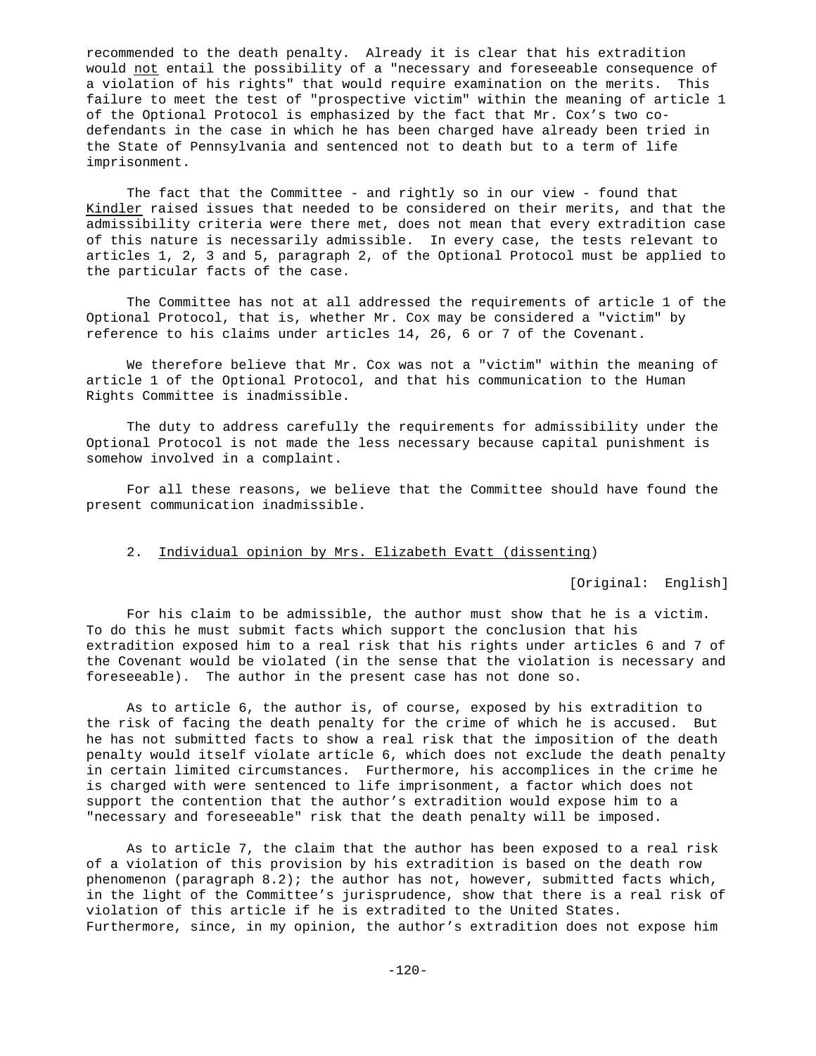recommended to the death penalty. Already it is clear that his extradition would not entail the possibility of a "necessary and foreseeable consequence of a violation of his rights" that would require examination on the merits. This failure to meet the test of "prospective victim" within the meaning of article 1 of the Optional Protocol is emphasized by the fact that Mr. Cox's two co-defendants in the case in which he has been charged have already been tried in the State of Pennsylvania and sentenced not to death but to a term of life imprisonment.

The fact that the Committee - and rightly so in our view - found that *Kindler* raised issues that needed to be considered on their merits, and that the admissibility criteria were there met, does not mean that every extradition case of this nature is necessarily admissible. In every case, the tests relevant to articles 1, 2, 3 and 5, paragraph 2, of the Optional Protocol must be applied to the particular facts of the case.

The Committee has not at all addressed the requirements of article 1 of the Optional Protocol, that is, whether Mr. Cox may be considered a "victim" by reference to his claims under articles 14, 26, 6 or 7 of the Covenant.

We therefore believe that Mr. Cox was not a "victim" within the meaning of article 1 of the Optional Protocol, and that his communication to the Human Rights Committee is inadmissible.

The duty to address carefully the requirements for admissibility under the Optional Protocol is not made the less necessary because capital punishment is somehow involved in a complaint.

For all these reasons, we believe that the Committee should have found the present communication inadmissible.

## 2. Individual opinion by Mrs. Elizabeth Evatt (dissenting)

[Original: English]

For his claim to be admissible, the author must show that he is a victim. To do this he must submit facts which support the conclusion that his extradition exposed him to a real risk that his rights under articles 6 and 7 of the Covenant would be violated (in the sense that the violation is necessary and foreseeable). The author in the present case has not done so.

As to article 6, the author is, of course, exposed by his extradition to the risk of facing the death penalty for the crime of which he is accused. But he has not submitted facts to show a real risk that the imposition of the death penalty would itself violate article 6, which does not exclude the death penalty in certain limited circumstances. Furthermore, his accomplices in the crime he is charged with were sentenced to life imprisonment, a factor which does not support the contention that the author's extradition would expose him to a "necessary and foreseeable" risk that the death penalty will be imposed.

As to article 7, the claim that the author has been exposed to a real risk of a violation of this provision by his extradition is based on the death row phenomenon (paragraph 8.2); the author has not, however, submitted facts which, in the light of the Committee's jurisprudence, show that there is a real risk of violation of this article if he is extradited to the United States. Furthermore, since, in my opinion, the author's extradition does not expose him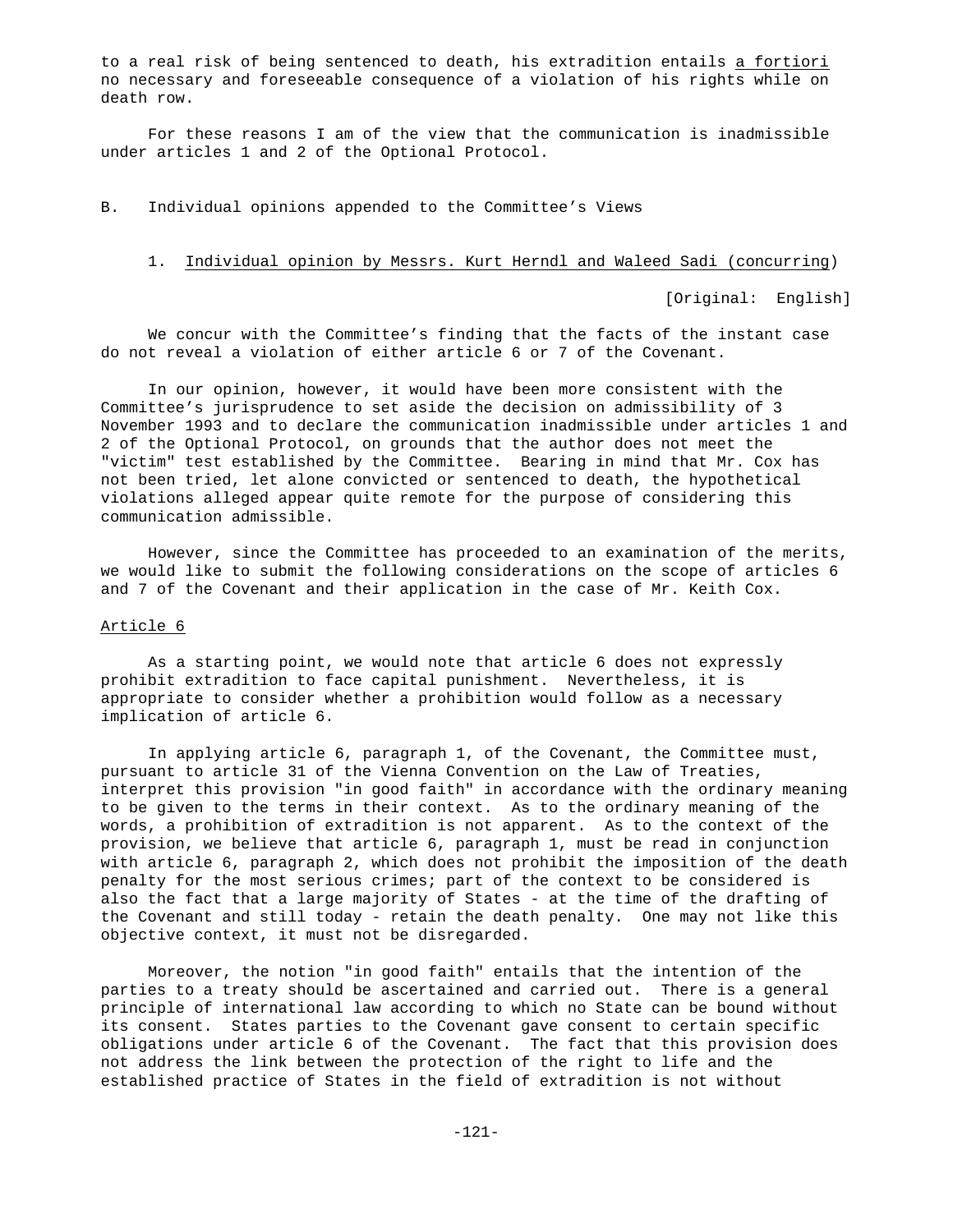to a real risk of being sentenced to death, his extradition entails *a fortiori* no necessary and foreseeable consequence of a violation of his rights while on death row.

For these reasons I am of the view that the communication is inadmissible under articles 1 and 2 of the Optional Protocol.

## B. Individual opinions appended to the Committee's Views

### 1. Individual opinion by Messrs. Kurt Herndl and Waleed Sadi (concurring)

[Original: English]

We concur with the Committee's finding that the facts of the instant case do not reveal a violation of either article 6 or 7 of the Covenant.

In our opinion, however, it would have been more consistent with the Committee's jurisprudence to set aside the decision on admissibility of 3 November 1993 and to declare the communication inadmissible under articles 1 and 2 of the Optional Protocol, on grounds that the author does not meet the "victim" test established by the Committee. Bearing in mind that Mr. Cox has not been tried, let alone convicted or sentenced to death, the hypothetical violations alleged appear quite remote for the purpose of considering this communication admissible.

However, since the Committee has proceeded to an examination of the merits, we would like to submit the following considerations on the scope of articles 6 and 7 of the Covenant and their application in the case of Mr. Keith Cox.

#### Article 6

As a starting point, we would note that article 6 does not expressly prohibit extradition to face capital punishment. Nevertheless, it is appropriate to consider whether a prohibition would follow as a necessary implication of article 6.

In applying article 6, paragraph 1, of the Covenant, the Committee must, pursuant to article 31 of the Vienna Convention on the Law of Treaties, interpret this provision "in good faith" in accordance with the ordinary meaning to be given to the terms in their context. As to the ordinary meaning of the words, a prohibition of extradition is not apparent. As to the context of the provision, we believe that article 6, paragraph 1, must be read in conjunction with article 6, paragraph 2, which does not prohibit the imposition of the death penalty for the most serious crimes; part of the context to be considered is also the fact that a large majority of States - at the time of the drafting of the Covenant and still today - retain the death penalty. One may not like this objective context, it must not be disregarded.

Moreover, the notion "in good faith" entails that the intention of the parties to a treaty should be ascertained and carried out. There is a general principle of international law according to which no State can be bound without its consent. States parties to the Covenant gave consent to certain specific obligations under article 6 of the Covenant. The fact that this provision does not address the link between the protection of the right to life and the established practice of States in the field of extradition is not without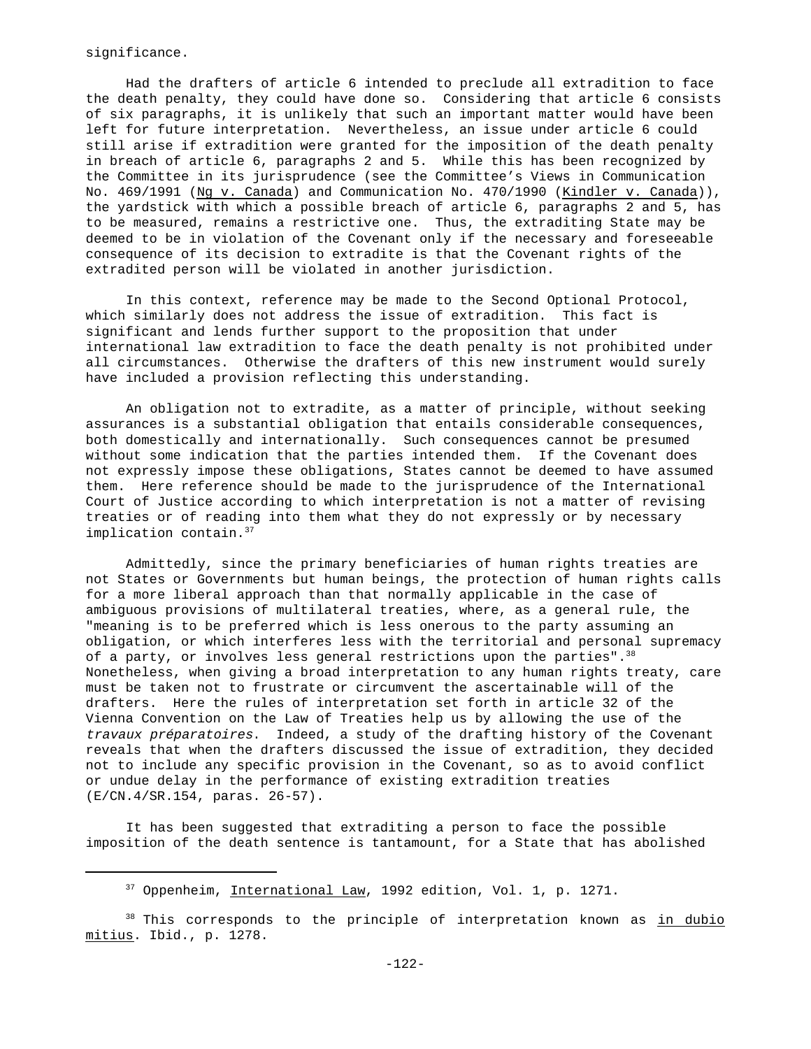significance.

Had the drafters of article 6 intended to preclude all extradition to face the death penalty, they could have done so. Considering that article 6 consists of six paragraphs, it is unlikely that such an important matter would have been left for future interpretation. Nevertheless, an issue under article 6 could still arise if extradition were granted for the imposition of the death penalty in breach of article 6, paragraphs 2 and 5. While this has been recognized by the Committee in its jurisprudence (see the Committee's Views in Communication No. 469/1991 (Ng v. Canada) and Communication No. 470/1990 (Kindler v. Canada)), the yardstick with which a possible breach of article 6, paragraphs 2 and 5, has to be measured, remains a restrictive one. Thus, the extraditing State may be deemed to be in violation of the Covenant only if the necessary and foreseeable consequence of its decision to extradite is that the Covenant rights of the extradited person will be violated in another jurisdiction.

In this context, reference may be made to the Second Optional Protocol, which similarly does not address the issue of extradition. This fact is significant and lends further support to the proposition that under international law extradition to face the death penalty is not prohibited under all circumstances. Otherwise the drafters of this new instrument would surely have included a provision reflecting this understanding.

An obligation not to extradite, as a matter of principle, without seeking assurances is a substantial obligation that entails considerable consequences, both domestically and internationally. Such consequences cannot be presumed without some indication that the parties intended them. If the Covenant does not expressly impose these obligations, States cannot be deemed to have assumed them. Here reference should be made to the jurisprudence of the International Court of Justice according to which interpretation is not a matter of revising treaties or of reading into them what they do not expressly or by necessary implication contain.[37]

Admittedly, since the primary beneficiaries of human rights treaties are not States or Governments but human beings, the protection of human rights calls for a more liberal approach than that normally applicable in the case of ambiguous provisions of multilateral treaties, where, as a general rule, the "meaning is to be preferred which is less onerous to the party assuming an obligation, or which interferes less with the territorial and personal supremacy of a party, or involves less general restrictions upon the parties".[38] Nonetheless, when giving a broad interpretation to any human rights treaty, care must be taken not to frustrate or circumvent the ascertainable will of the drafters. Here the rules of interpretation set forth in article 32 of the Vienna Convention on the Law of Treaties help us by allowing the use of the *travaux préparatoires*. Indeed, a study of the drafting history of the Covenant reveals that when the drafters discussed the issue of extradition, they decided not to include any specific provision in the Covenant, so as to avoid conflict or undue delay in the performance of existing extradition treaties (E/CN.4/SR.154, paras. 26-57).

It has been suggested that extraditing a person to face the possible imposition of the death sentence is tantamount, for a State that has abolished

---

[37] Oppenheim, International Law, 1992 edition, Vol. 1, p. 1271.

[38] This corresponds to the principle of interpretation known as in dubio mitius. Ibid., p. 1278.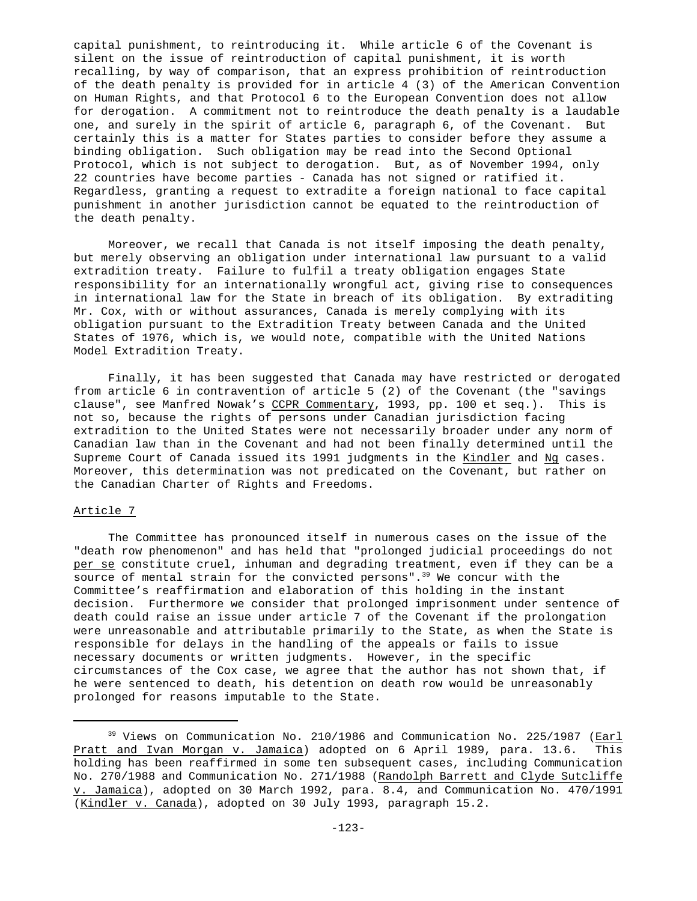capital punishment, to reintroducing it. While article 6 of the Covenant is silent on the issue of reintroduction of capital punishment, it is worth recalling, by way of comparison, that an express prohibition of reintroduction of the death penalty is provided for in article 4 (3) of the American Convention on Human Rights, and that Protocol 6 to the European Convention does not allow for derogation. A commitment not to reintroduce the death penalty is a laudable one, and surely in the spirit of article 6, paragraph 6, of the Covenant. But certainly this is a matter for States parties to consider before they assume a binding obligation. Such obligation may be read into the Second Optional Protocol, which is not subject to derogation. But, as of November 1994, only 22 countries have become parties - Canada has not signed or ratified it. Regardless, granting a request to extradite a foreign national to face capital punishment in another jurisdiction cannot be equated to the reintroduction of the death penalty.

Moreover, we recall that Canada is not itself imposing the death penalty, but merely observing an obligation under international law pursuant to a valid extradition treaty. Failure to fulfil a treaty obligation engages State responsibility for an internationally wrongful act, giving rise to consequences in international law for the State in breach of its obligation. By extraditing Mr. Cox, with or without assurances, Canada is merely complying with its obligation pursuant to the Extradition Treaty between Canada and the United States of 1976, which is, we would note, compatible with the United Nations Model Extradition Treaty.

Finally, it has been suggested that Canada may have restricted or derogated from article 6 in contravention of article 5 (2) of the Covenant (the "savings clause", see Manfred Nowak's CCPR Commentary, 1993, pp. 100 et seq.). This is not so, because the rights of persons under Canadian jurisdiction facing extradition to the United States were not necessarily broader under any norm of Canadian law than in the Covenant and had not been finally determined until the Supreme Court of Canada issued its 1991 judgments in the Kindler and Ng cases. Moreover, this determination was not predicated on the Covenant, but rather on the Canadian Charter of Rights and Freedoms.

## Article 7

The Committee has pronounced itself in numerous cases on the issue of the "death row phenomenon" and has held that "prolonged judicial proceedings do not per se constitute cruel, inhuman and degrading treatment, even if they can be a source of mental strain for the convicted persons".[39] We concur with the Committee's reaffirmation and elaboration of this holding in the instant decision. Furthermore we consider that prolonged imprisonment under sentence of death could raise an issue under article 7 of the Covenant if the prolongation were unreasonable and attributable primarily to the State, as when the State is responsible for delays in the handling of the appeals or fails to issue necessary documents or written judgments. However, in the specific circumstances of the Cox case, we agree that the author has not shown that, if he were sentenced to death, his detention on death row would be unreasonably prolonged for reasons imputable to the State.

---

[39] Views on Communication No. 210/1986 and Communication No. 225/1987 (Earl Pratt and Ivan Morgan v. Jamaica) adopted on 6 April 1989, para. 13.6. This holding has been reaffirmed in some ten subsequent cases, including Communication No. 270/1988 and Communication No. 271/1988 (Randolph Barrett and Clyde Sutcliffe v. Jamaica), adopted on 30 March 1992, para. 8.4, and Communication No. 470/1991 (Kindler v. Canada), adopted on 30 July 1993, paragraph 15.2.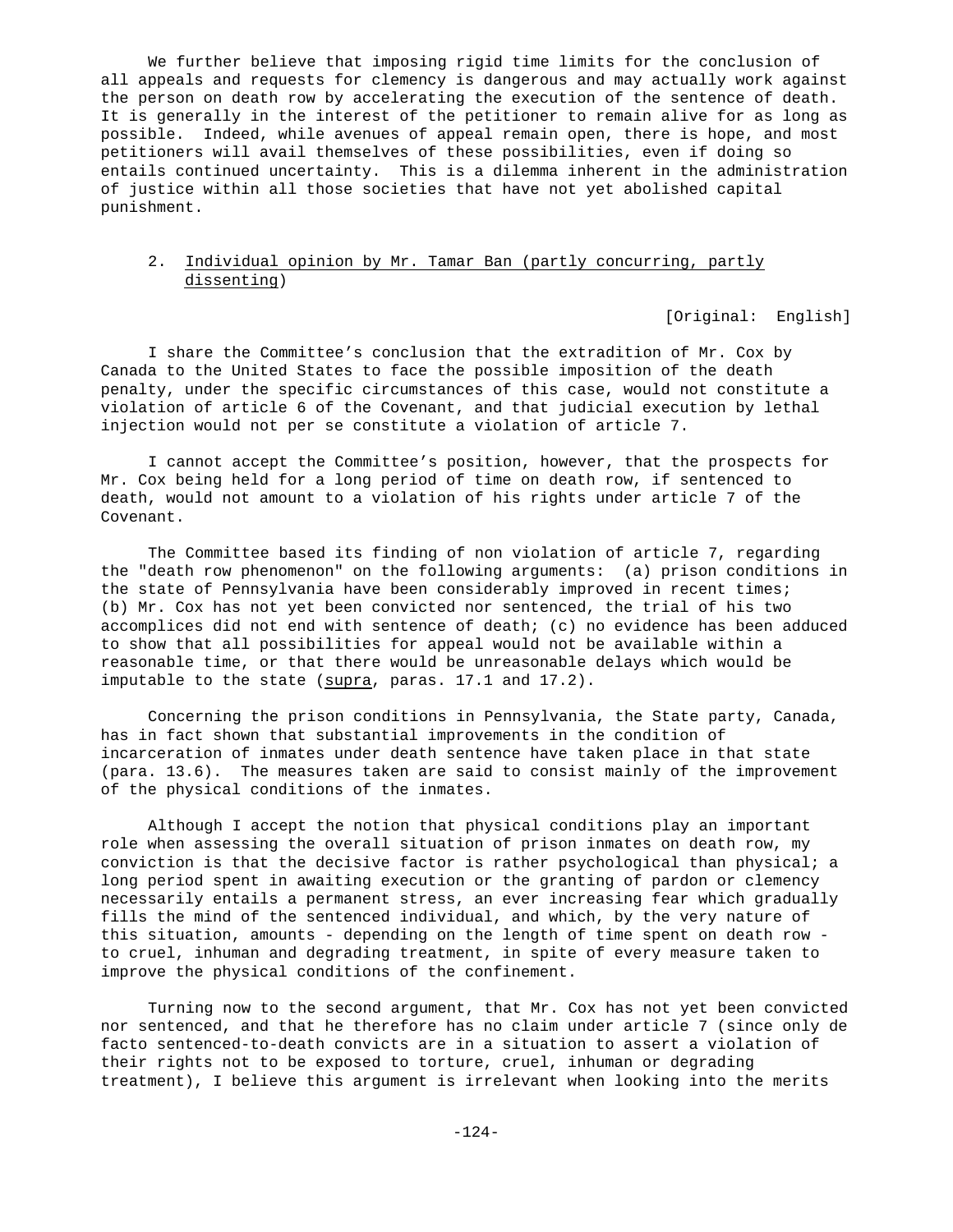We further believe that imposing rigid time limits for the conclusion of all appeals and requests for clemency is dangerous and may actually work against the person on death row by accelerating the execution of the sentence of death. It is generally in the interest of the petitioner to remain alive for as long as possible. Indeed, while avenues of appeal remain open, there is hope, and most petitioners will avail themselves of these possibilities, even if doing so entails continued uncertainty. This is a dilemma inherent in the administration of justice within all those societies that have not yet abolished capital punishment.

2. Individual opinion by Mr. Tamar Ban (partly concurring, partly dissenting)

[Original: English]

I share the Committee's conclusion that the extradition of Mr. Cox by Canada to the United States to face the possible imposition of the death penalty, under the specific circumstances of this case, would not constitute a violation of article 6 of the Covenant, and that judicial execution by lethal injection would not per se constitute a violation of article 7.

I cannot accept the Committee's position, however, that the prospects for Mr. Cox being held for a long period of time on death row, if sentenced to death, would not amount to a violation of his rights under article 7 of the Covenant.

The Committee based its finding of non violation of article 7, regarding the "death row phenomenon" on the following arguments: (a) prison conditions in the state of Pennsylvania have been considerably improved in recent times; (b) Mr. Cox has not yet been convicted nor sentenced, the trial of his two accomplices did not end with sentence of death; (c) no evidence has been adduced to show that all possibilities for appeal would not be available within a reasonable time, or that there would be unreasonable delays which would be imputable to the state (supra, paras. 17.1 and 17.2).

Concerning the prison conditions in Pennsylvania, the State party, Canada, has in fact shown that substantial improvements in the condition of incarceration of inmates under death sentence have taken place in that state (para. 13.6). The measures taken are said to consist mainly of the improvement of the physical conditions of the inmates.

Although I accept the notion that physical conditions play an important role when assessing the overall situation of prison inmates on death row, my conviction is that the decisive factor is rather psychological than physical; a long period spent in awaiting execution or the granting of pardon or clemency necessarily entails a permanent stress, an ever increasing fear which gradually fills the mind of the sentenced individual, and which, by the very nature of this situation, amounts - depending on the length of time spent on death row - to cruel, inhuman and degrading treatment, in spite of every measure taken to improve the physical conditions of the confinement.

Turning now to the second argument, that Mr. Cox has not yet been convicted nor sentenced, and that he therefore has no claim under article 7 (since only de facto sentenced-to-death convicts are in a situation to assert a violation of their rights not to be exposed to torture, cruel, inhuman or degrading treatment), I believe this argument is irrelevant when looking into the merits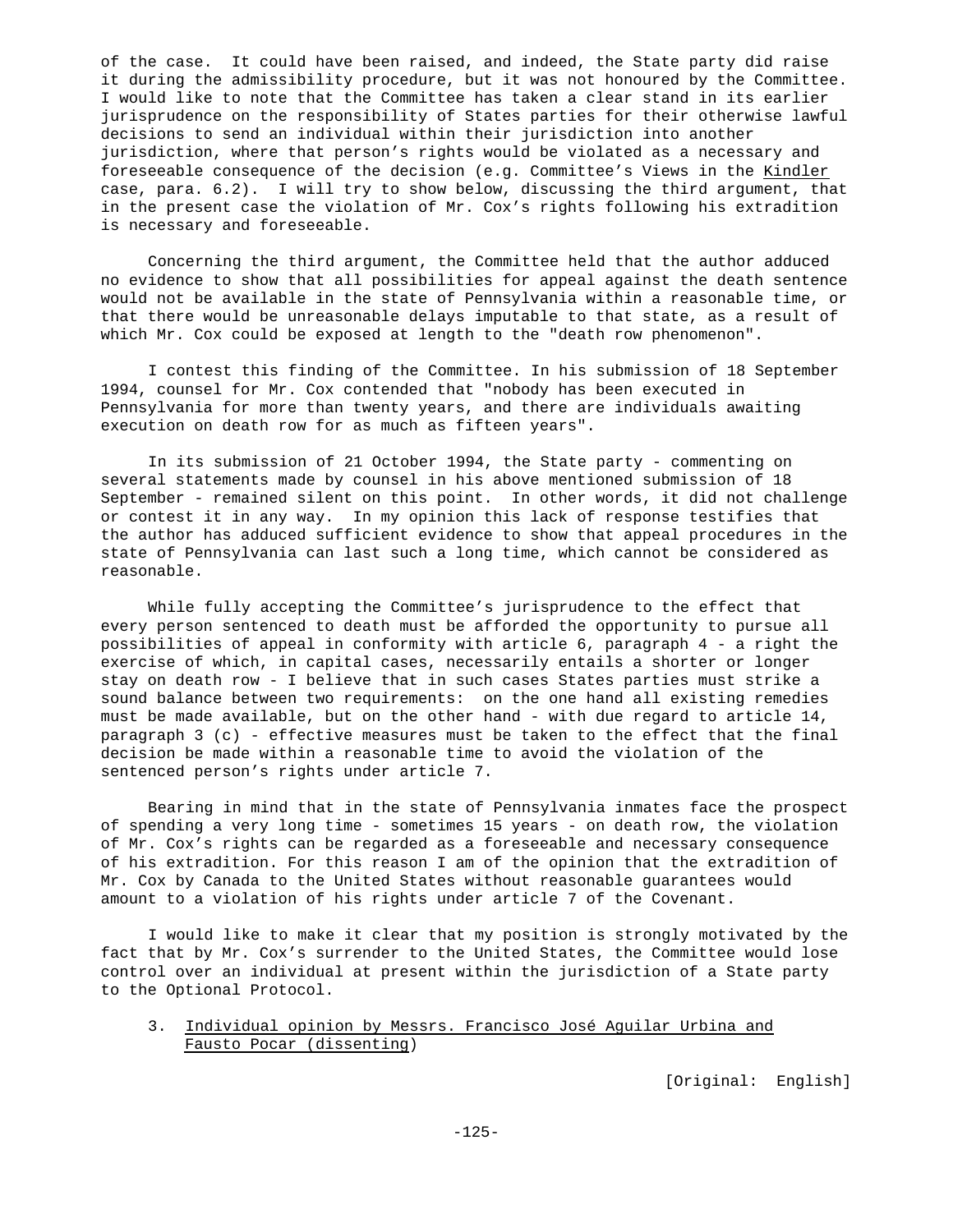of the case. It could have been raised, and indeed, the State party did raise it during the admissibility procedure, but it was not honoured by the Committee. I would like to note that the Committee has taken a clear stand in its earlier jurisprudence on the responsibility of States parties for their otherwise lawful decisions to send an individual within their jurisdiction into another jurisdiction, where that person's rights would be violated as a necessary and foreseeable consequence of the decision (e.g. Committee's Views in the Kindler case, para. 6.2). I will try to show below, discussing the third argument, that in the present case the violation of Mr. Cox's rights following his extradition is necessary and foreseeable.

Concerning the third argument, the Committee held that the author adduced no evidence to show that all possibilities for appeal against the death sentence would not be available in the state of Pennsylvania within a reasonable time, or that there would be unreasonable delays imputable to that state, as a result of which Mr. Cox could be exposed at length to the "death row phenomenon".

I contest this finding of the Committee. In his submission of 18 September 1994, counsel for Mr. Cox contended that "nobody has been executed in Pennsylvania for more than twenty years, and there are individuals awaiting execution on death row for as much as fifteen years".

In its submission of 21 October 1994, the State party - commenting on several statements made by counsel in his above mentioned submission of 18 September - remained silent on this point. In other words, it did not challenge or contest it in any way. In my opinion this lack of response testifies that the author has adduced sufficient evidence to show that appeal procedures in the state of Pennsylvania can last such a long time, which cannot be considered as reasonable.

While fully accepting the Committee's jurisprudence to the effect that every person sentenced to death must be afforded the opportunity to pursue all possibilities of appeal in conformity with article 6, paragraph 4 - a right the exercise of which, in capital cases, necessarily entails a shorter or longer stay on death row - I believe that in such cases States parties must strike a sound balance between two requirements: on the one hand all existing remedies must be made available, but on the other hand - with due regard to article 14, paragraph 3 (c) - effective measures must be taken to the effect that the final decision be made within a reasonable time to avoid the violation of the sentenced person's rights under article 7.

Bearing in mind that in the state of Pennsylvania inmates face the prospect of spending a very long time - sometimes 15 years - on death row, the violation of Mr. Cox's rights can be regarded as a foreseeable and necessary consequence of his extradition. For this reason I am of the opinion that the extradition of Mr. Cox by Canada to the United States without reasonable guarantees would amount to a violation of his rights under article 7 of the Covenant.

I would like to make it clear that my position is strongly motivated by the fact that by Mr. Cox's surrender to the United States, the Committee would lose control over an individual at present within the jurisdiction of a State party to the Optional Protocol.

3. Individual opinion by Messrs. Francisco José Aguilar Urbina and Fausto Pocar (dissenting)

[Original: English]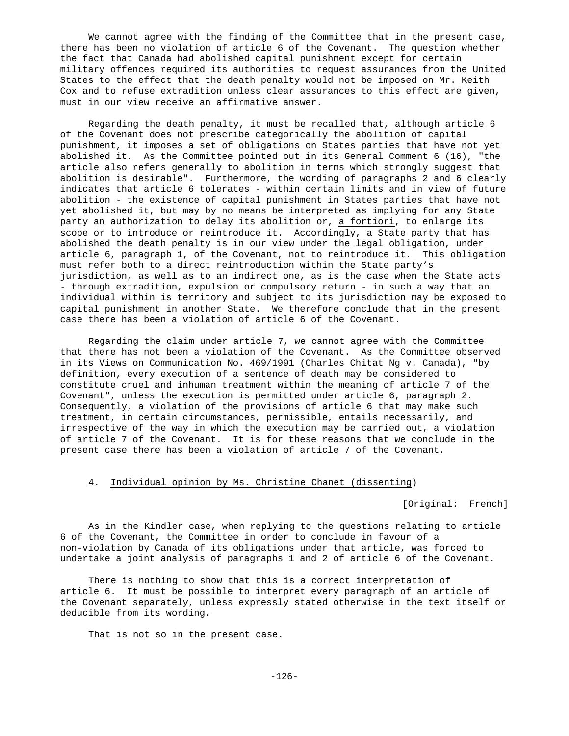We cannot agree with the finding of the Committee that in the present case, there has been no violation of article 6 of the Covenant. The question whether the fact that Canada had abolished capital punishment except for certain military offences required its authorities to request assurances from the United States to the effect that the death penalty would not be imposed on Mr. Keith Cox and to refuse extradition unless clear assurances to this effect are given, must in our view receive an affirmative answer.

Regarding the death penalty, it must be recalled that, although article 6 of the Covenant does not prescribe categorically the abolition of capital punishment, it imposes a set of obligations on States parties that have not yet abolished it. As the Committee pointed out in its General Comment 6 (16), "the article also refers generally to abolition in terms which strongly suggest that abolition is desirable". Furthermore, the wording of paragraphs 2 and 6 clearly indicates that article 6 tolerates - within certain limits and in view of future abolition - the existence of capital punishment in States parties that have not yet abolished it, but may by no means be interpreted as implying for any State party an authorization to delay its abolition or, a fortiori, to enlarge its scope or to introduce or reintroduce it. Accordingly, a State party that has abolished the death penalty is in our view under the legal obligation, under article 6, paragraph 1, of the Covenant, not to reintroduce it. This obligation must refer both to a direct reintroduction within the State party’s jurisdiction, as well as to an indirect one, as is the case when the State acts - through extradition, expulsion or compulsory return - in such a way that an individual within is territory and subject to its jurisdiction may be exposed to capital punishment in another State. We therefore conclude that in the present case there has been a violation of article 6 of the Covenant.

Regarding the claim under article 7, we cannot agree with the Committee that there has not been a violation of the Covenant. As the Committee observed in its Views on Communication No. 469/1991 (Charles Chitat Ng v. Canada), "by definition, every execution of a sentence of death may be considered to constitute cruel and inhuman treatment within the meaning of article 7 of the Covenant", unless the execution is permitted under article 6, paragraph 2. Consequently, a violation of the provisions of article 6 that may make such treatment, in certain circumstances, permissible, entails necessarily, and irrespective of the way in which the execution may be carried out, a violation of article 7 of the Covenant. It is for these reasons that we conclude in the present case there has been a violation of article 7 of the Covenant.

### 4. Individual opinion by Ms. Christine Chanet (dissenting)

[Original: French]

As in the Kindler case, when replying to the questions relating to article 6 of the Covenant, the Committee in order to conclude in favour of a non-violation by Canada of its obligations under that article, was forced to undertake a joint analysis of paragraphs 1 and 2 of article 6 of the Covenant.

There is nothing to show that this is a correct interpretation of article 6. It must be possible to interpret every paragraph of an article of the Covenant separately, unless expressly stated otherwise in the text itself or deducible from its wording.

That is not so in the present case.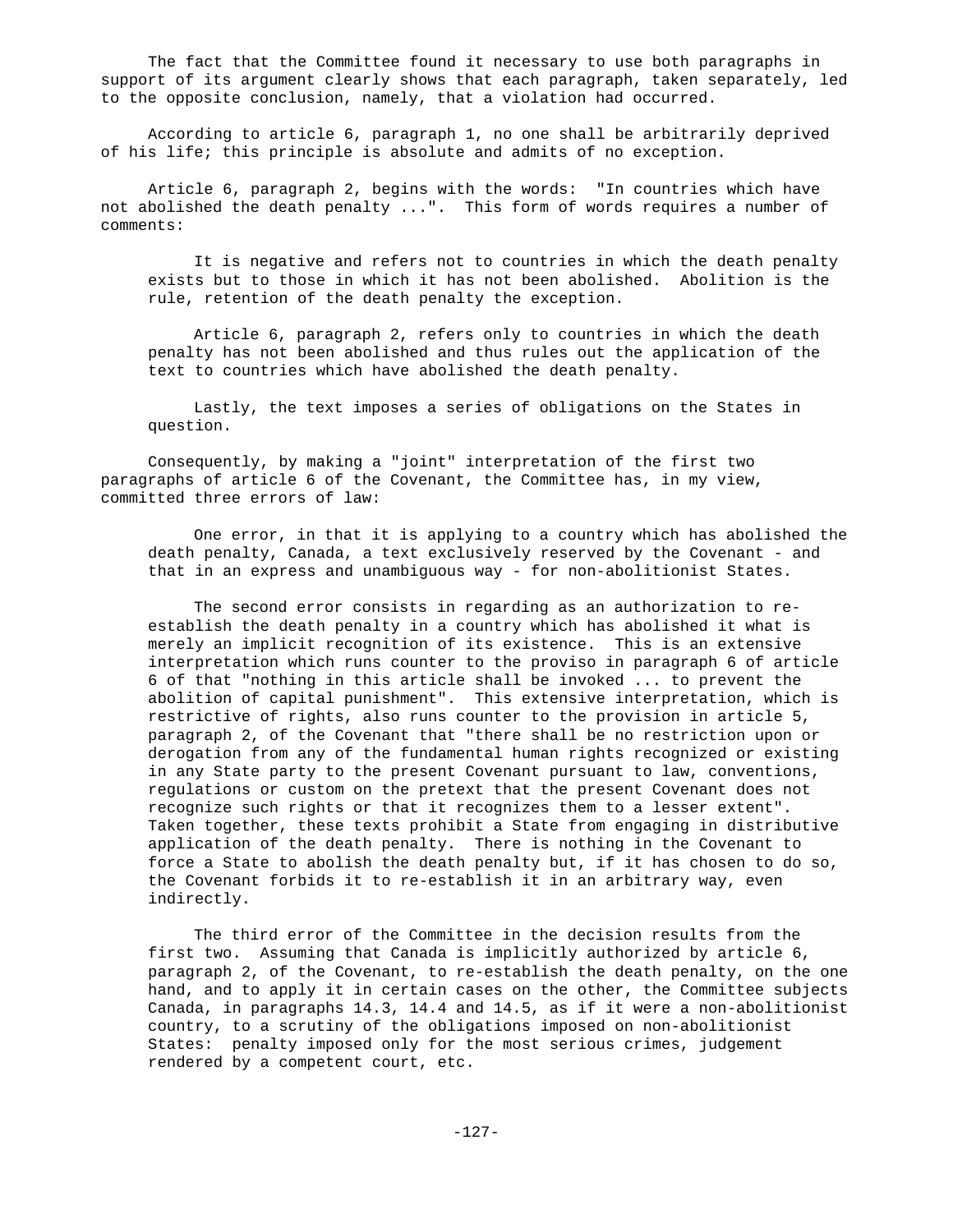The fact that the Committee found it necessary to use both paragraphs in support of its argument clearly shows that each paragraph, taken separately, led to the opposite conclusion, namely, that a violation had occurred.

According to article 6, paragraph 1, no one shall be arbitrarily deprived of his life; this principle is absolute and admits of no exception.

Article 6, paragraph 2, begins with the words: "In countries which have not abolished the death penalty ...". This form of words requires a number of comments:

> It is negative and refers not to countries in which the death penalty exists but to those in which it has not been abolished. Abolition is the rule, retention of the death penalty the exception.
>
> Article 6, paragraph 2, refers only to countries in which the death penalty has not been abolished and thus rules out the application of the text to countries which have abolished the death penalty.
>
> Lastly, the text imposes a series of obligations on the States in question.

Consequently, by making a "joint" interpretation of the first two paragraphs of article 6 of the Covenant, the Committee has, in my view, committed three errors of law:

> One error, in that it is applying to a country which has abolished the death penalty, Canada, a text exclusively reserved by the Covenant - and that in an express and unambiguous way - for non-abolitionist States.
>
> The second error consists in regarding as an authorization to re-establish the death penalty in a country which has abolished it what is merely an implicit recognition of its existence. This is an extensive interpretation which runs counter to the proviso in paragraph 6 of article 6 of that "nothing in this article shall be invoked ... to prevent the abolition of capital punishment". This extensive interpretation, which is restrictive of rights, also runs counter to the provision in article 5, paragraph 2, of the Covenant that "there shall be no restriction upon or derogation from any of the fundamental human rights recognized or existing in any State party to the present Covenant pursuant to law, conventions, regulations or custom on the pretext that the present Covenant does not recognize such rights or that it recognizes them to a lesser extent". Taken together, these texts prohibit a State from engaging in distributive application of the death penalty. There is nothing in the Covenant to force a State to abolish the death penalty but, if it has chosen to do so, the Covenant forbids it to re-establish it in an arbitrary way, even indirectly.
>
> The third error of the Committee in the decision results from the first two. Assuming that Canada is implicitly authorized by article 6, paragraph 2, of the Covenant, to re-establish the death penalty, on the one hand, and to apply it in certain cases on the other, the Committee subjects Canada, in paragraphs 14.3, 14.4 and 14.5, as if it were a non-abolitionist country, to a scrutiny of the obligations imposed on non-abolitionist States: penalty imposed only for the most serious crimes, judgement rendered by a competent court, etc.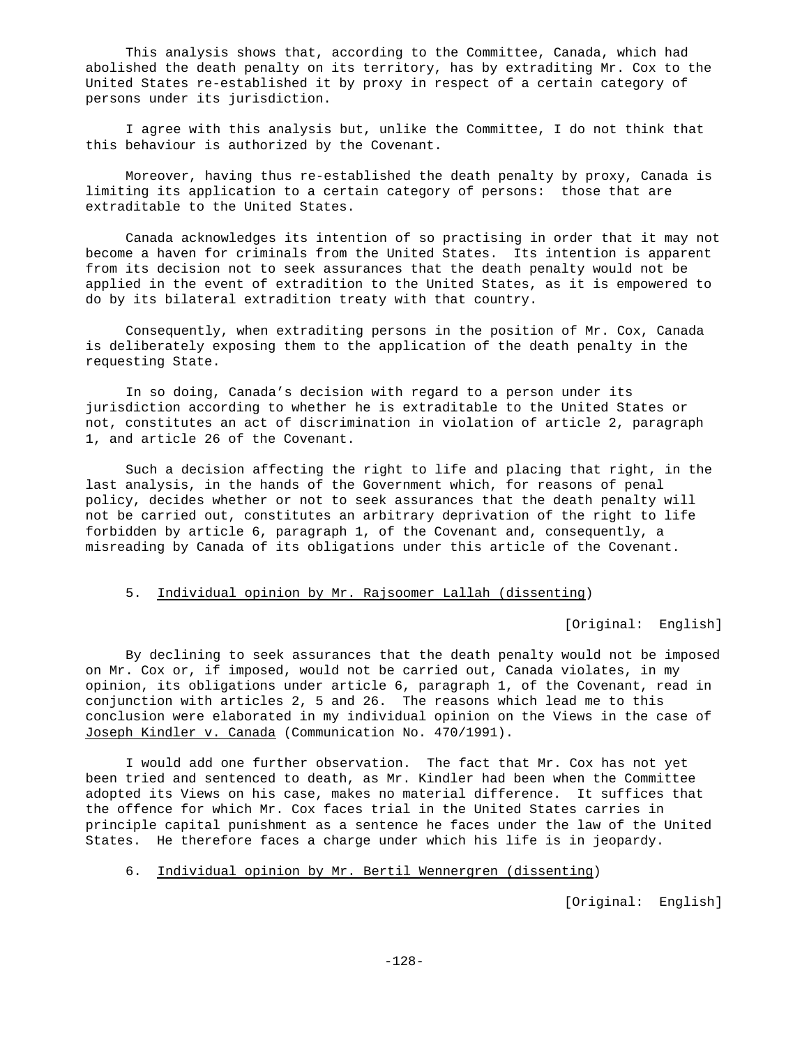This analysis shows that, according to the Committee, Canada, which had abolished the death penalty on its territory, has by extraditing Mr. Cox to the United States re-established it by proxy in respect of a certain category of persons under its jurisdiction.

I agree with this analysis but, unlike the Committee, I do not think that this behaviour is authorized by the Covenant.

Moreover, having thus re-established the death penalty by proxy, Canada is limiting its application to a certain category of persons: those that are extraditable to the United States.

Canada acknowledges its intention of so practising in order that it may not become a haven for criminals from the United States. Its intention is apparent from its decision not to seek assurances that the death penalty would not be applied in the event of extradition to the United States, as it is empowered to do by its bilateral extradition treaty with that country.

Consequently, when extraditing persons in the position of Mr. Cox, Canada is deliberately exposing them to the application of the death penalty in the requesting State.

In so doing, Canada's decision with regard to a person under its jurisdiction according to whether he is extraditable to the United States or not, constitutes an act of discrimination in violation of article 2, paragraph 1, and article 26 of the Covenant.

Such a decision affecting the right to life and placing that right, in the last analysis, in the hands of the Government which, for reasons of penal policy, decides whether or not to seek assurances that the death penalty will not be carried out, constitutes an arbitrary deprivation of the right to life forbidden by article 6, paragraph 1, of the Covenant and, consequently, a misreading by Canada of its obligations under this article of the Covenant.

5. Individual opinion by Mr. Rajsoomer Lallah (dissenting)

[Original: English]

By declining to seek assurances that the death penalty would not be imposed on Mr. Cox or, if imposed, would not be carried out, Canada violates, in my opinion, its obligations under article 6, paragraph 1, of the Covenant, read in conjunction with articles 2, 5 and 26. The reasons which lead me to this conclusion were elaborated in my individual opinion on the Views in the case of *Joseph Kindler v. Canada* (Communication No. 470/1991).

I would add one further observation. The fact that Mr. Cox has not yet been tried and sentenced to death, as Mr. Kindler had been when the Committee adopted its Views on his case, makes no material difference. It suffices that the offence for which Mr. Cox faces trial in the United States carries in principle capital punishment as a sentence he faces under the law of the United States. He therefore faces a charge under which his life is in jeopardy.

6. Individual opinion by Mr. Bertil Wennergren (dissenting)

[Original: English]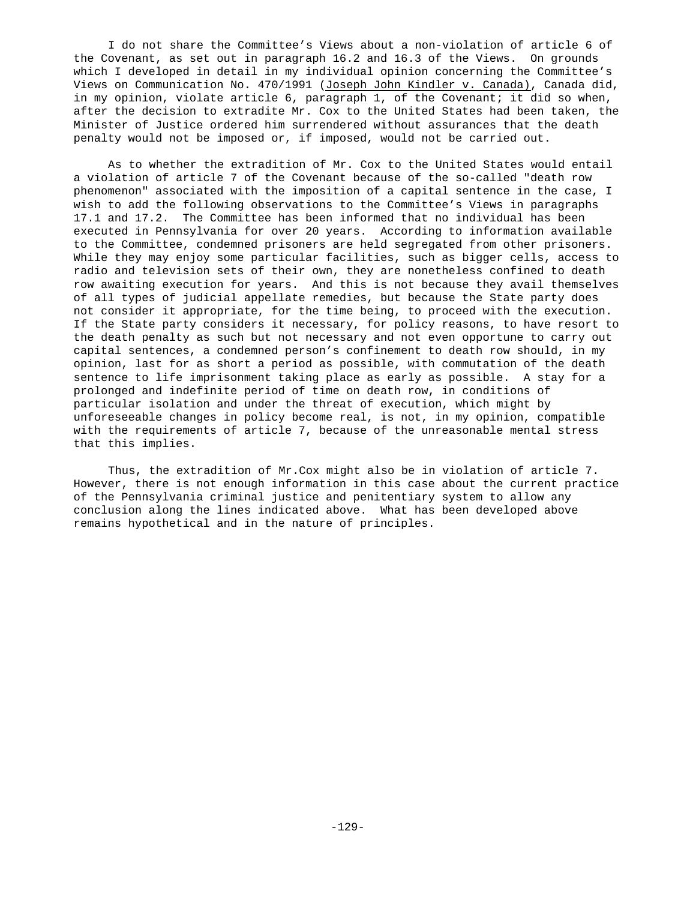I do not share the Committee's Views about a non-violation of article 6 of the Covenant, as set out in paragraph 16.2 and 16.3 of the Views. On grounds which I developed in detail in my individual opinion concerning the Committee's Views on Communication No. 470/1991 (Joseph John Kindler v. Canada), Canada did, in my opinion, violate article 6, paragraph 1, of the Covenant; it did so when, after the decision to extradite Mr. Cox to the United States had been taken, the Minister of Justice ordered him surrendered without assurances that the death penalty would not be imposed or, if imposed, would not be carried out.

As to whether the extradition of Mr. Cox to the United States would entail a violation of article 7 of the Covenant because of the so-called "death row phenomenon" associated with the imposition of a capital sentence in the case, I wish to add the following observations to the Committee's Views in paragraphs 17.1 and 17.2. The Committee has been informed that no individual has been executed in Pennsylvania for over 20 years. According to information available to the Committee, condemned prisoners are held segregated from other prisoners. While they may enjoy some particular facilities, such as bigger cells, access to radio and television sets of their own, they are nonetheless confined to death row awaiting execution for years. And this is not because they avail themselves of all types of judicial appellate remedies, but because the State party does not consider it appropriate, for the time being, to proceed with the execution. If the State party considers it necessary, for policy reasons, to have resort to the death penalty as such but not necessary and not even opportune to carry out capital sentences, a condemned person's confinement to death row should, in my opinion, last for as short a period as possible, with commutation of the death sentence to life imprisonment taking place as early as possible. A stay for a prolonged and indefinite period of time on death row, in conditions of particular isolation and under the threat of execution, which might by unforeseeable changes in policy become real, is not, in my opinion, compatible with the requirements of article 7, because of the unreasonable mental stress that this implies.

Thus, the extradition of Mr.Cox might also be in violation of article 7. However, there is not enough information in this case about the current practice of the Pennsylvania criminal justice and penitentiary system to allow any conclusion along the lines indicated above. What has been developed above remains hypothetical and in the nature of principles.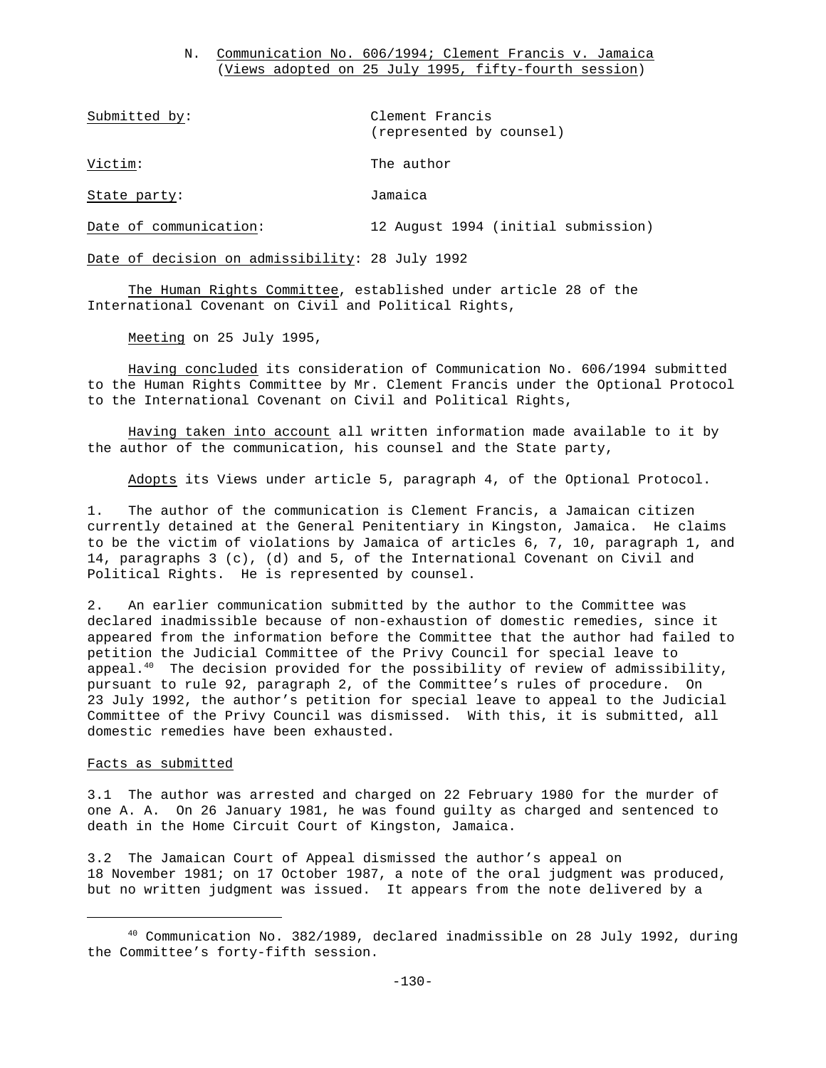## N. Communication No. 606/1994; Clement Francis v. Jamaica (Views adopted on 25 July 1995, fifty-fourth session)

Submitted by: Clement Francis (represented by counsel)

Victim: The author

State party: Jamaica

Date of communication: 12 August 1994 (initial submission)

Date of decision on admissibility: 28 July 1992

The Human Rights Committee, established under article 28 of the International Covenant on Civil and Political Rights,

Meeting on 25 July 1995,

Having concluded its consideration of Communication No. 606/1994 submitted to the Human Rights Committee by Mr. Clement Francis under the Optional Protocol to the International Covenant on Civil and Political Rights,

Having taken into account all written information made available to it by the author of the communication, his counsel and the State party,

Adopts its Views under article 5, paragraph 4, of the Optional Protocol.

1. The author of the communication is Clement Francis, a Jamaican citizen currently detained at the General Penitentiary in Kingston, Jamaica. He claims to be the victim of violations by Jamaica of articles 6, 7, 10, paragraph 1, and 14, paragraphs 3 (c), (d) and 5, of the International Covenant on Civil and Political Rights. He is represented by counsel.

2. An earlier communication submitted by the author to the Committee was declared inadmissible because of non-exhaustion of domestic remedies, since it appeared from the information before the Committee that the author had failed to petition the Judicial Committee of the Privy Council for special leave to appeal.[40] The decision provided for the possibility of review of admissibility, pursuant to rule 92, paragraph 2, of the Committee's rules of procedure. On 23 July 1992, the author's petition for special leave to appeal to the Judicial Committee of the Privy Council was dismissed. With this, it is submitted, all domestic remedies have been exhausted.

### Facts as submitted

3.1 The author was arrested and charged on 22 February 1980 for the murder of one A. A. On 26 January 1981, he was found guilty as charged and sentenced to death in the Home Circuit Court of Kingston, Jamaica.

3.2 The Jamaican Court of Appeal dismissed the author's appeal on 18 November 1981; on 17 October 1987, a note of the oral judgment was produced, but no written judgment was issued. It appears from the note delivered by a

---

[40] Communication No. 382/1989, declared inadmissible on 28 July 1992, during the Committee's forty-fifth session.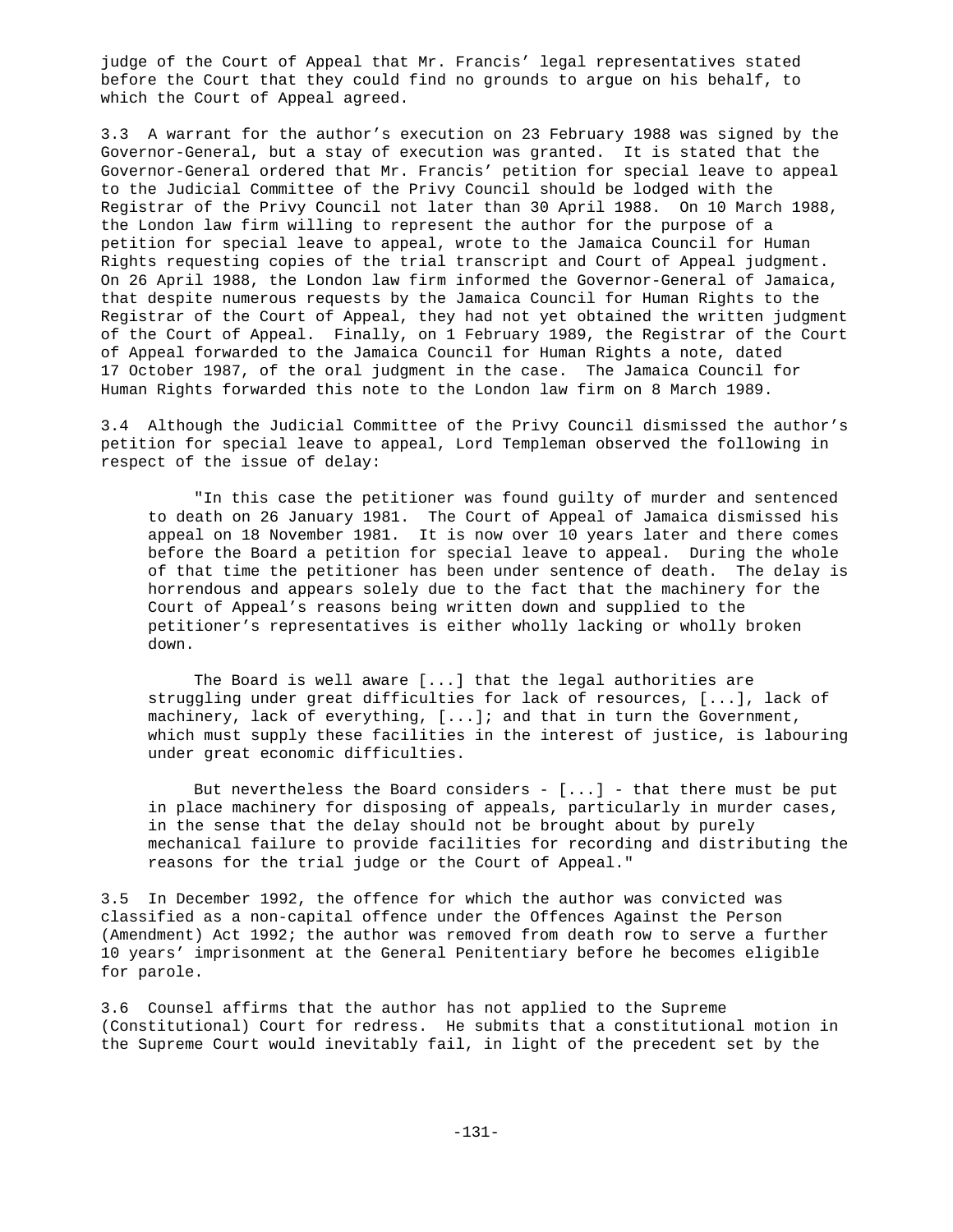judge of the Court of Appeal that Mr. Francis' legal representatives stated before the Court that they could find no grounds to argue on his behalf, to which the Court of Appeal agreed.

3.3 A warrant for the author's execution on 23 February 1988 was signed by the Governor-General, but a stay of execution was granted. It is stated that the Governor-General ordered that Mr. Francis' petition for special leave to appeal to the Judicial Committee of the Privy Council should be lodged with the Registrar of the Privy Council not later than 30 April 1988. On 10 March 1988, the London law firm willing to represent the author for the purpose of a petition for special leave to appeal, wrote to the Jamaica Council for Human Rights requesting copies of the trial transcript and Court of Appeal judgment. On 26 April 1988, the London law firm informed the Governor-General of Jamaica, that despite numerous requests by the Jamaica Council for Human Rights to the Registrar of the Court of Appeal, they had not yet obtained the written judgment of the Court of Appeal. Finally, on 1 February 1989, the Registrar of the Court of Appeal forwarded to the Jamaica Council for Human Rights a note, dated 17 October 1987, of the oral judgment in the case. The Jamaica Council for Human Rights forwarded this note to the London law firm on 8 March 1989.

3.4 Although the Judicial Committee of the Privy Council dismissed the author's petition for special leave to appeal, Lord Templeman observed the following in respect of the issue of delay:

> "In this case the petitioner was found guilty of murder and sentenced to death on 26 January 1981. The Court of Appeal of Jamaica dismissed his appeal on 18 November 1981. It is now over 10 years later and there comes before the Board a petition for special leave to appeal. During the whole of that time the petitioner has been under sentence of death. The delay is horrendous and appears solely due to the fact that the machinery for the Court of Appeal's reasons being written down and supplied to the petitioner's representatives is either wholly lacking or wholly broken down.
>
> The Board is well aware [...] that the legal authorities are struggling under great difficulties for lack of resources, [...], lack of machinery, lack of everything, [...]; and that in turn the Government, which must supply these facilities in the interest of justice, is labouring under great economic difficulties.
>
> But nevertheless the Board considers - [...] - that there must be put in place machinery for disposing of appeals, particularly in murder cases, in the sense that the delay should not be brought about by purely mechanical failure to provide facilities for recording and distributing the reasons for the trial judge or the Court of Appeal."

3.5 In December 1992, the offence for which the author was convicted was classified as a non-capital offence under the Offences Against the Person (Amendment) Act 1992; the author was removed from death row to serve a further 10 years' imprisonment at the General Penitentiary before he becomes eligible for parole.

3.6 Counsel affirms that the author has not applied to the Supreme (Constitutional) Court for redress. He submits that a constitutional motion in the Supreme Court would inevitably fail, in light of the precedent set by the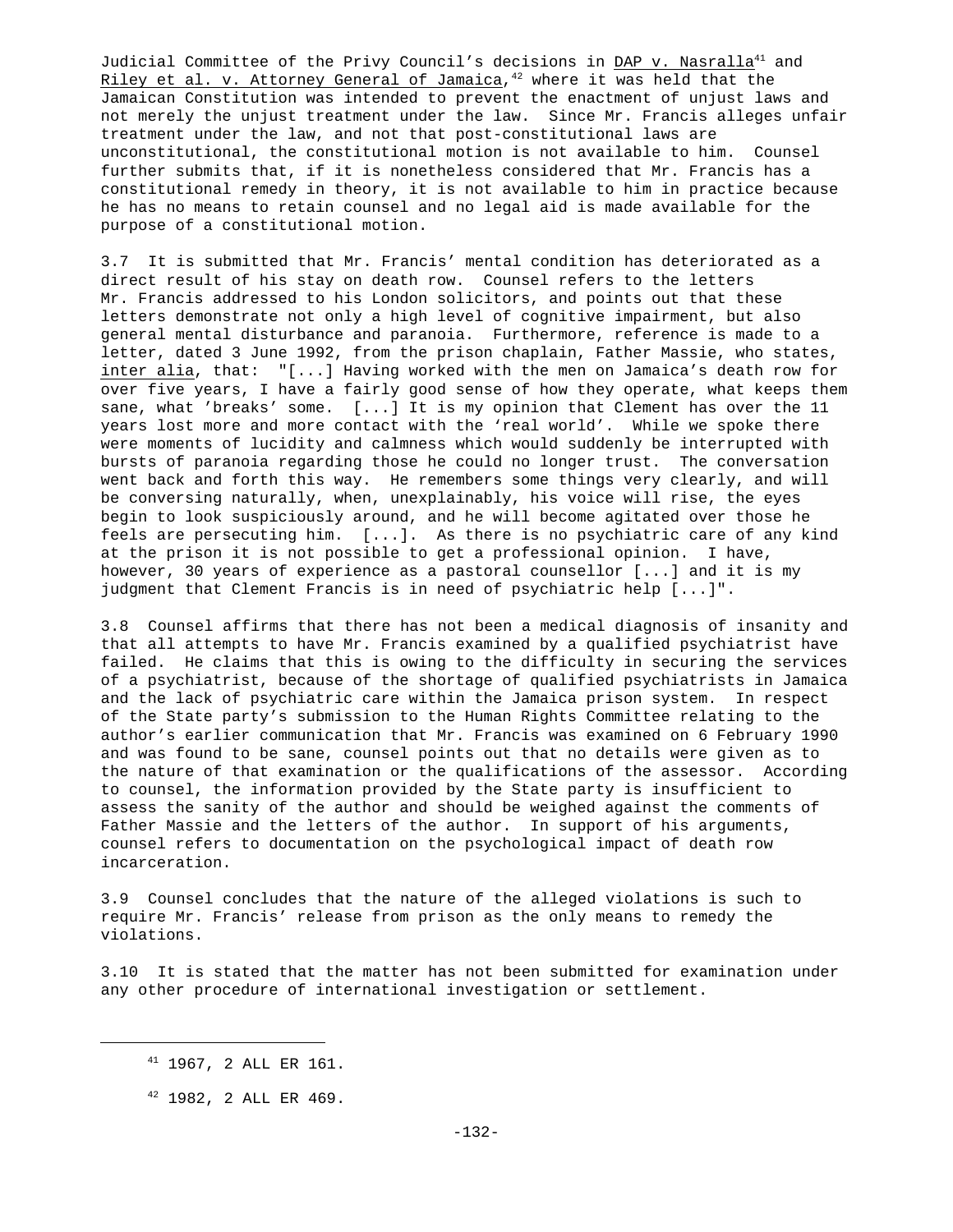Judicial Committee of the Privy Council's decisions in DAP v. Nasralla[41] and Riley et al. v. Attorney General of Jamaica,[42] where it was held that the Jamaican Constitution was intended to prevent the enactment of unjust laws and not merely the unjust treatment under the law. Since Mr. Francis alleges unfair treatment under the law, and not that post-constitutional laws are unconstitutional, the constitutional motion is not available to him. Counsel further submits that, if it is nonetheless considered that Mr. Francis has a constitutional remedy in theory, it is not available to him in practice because he has no means to retain counsel and no legal aid is made available for the purpose of a constitutional motion.

3.7 It is submitted that Mr. Francis' mental condition has deteriorated as a direct result of his stay on death row. Counsel refers to the letters Mr. Francis addressed to his London solicitors, and points out that these letters demonstrate not only a high level of cognitive impairment, but also general mental disturbance and paranoia. Furthermore, reference is made to a letter, dated 3 June 1992, from the prison chaplain, Father Massie, who states, inter alia, that: "[...] Having worked with the men on Jamaica's death row for over five years, I have a fairly good sense of how they operate, what keeps them sane, what 'breaks' some. [...] It is my opinion that Clement has over the 11 years lost more and more contact with the 'real world'. While we spoke there were moments of lucidity and calmness which would suddenly be interrupted with bursts of paranoia regarding those he could no longer trust. The conversation went back and forth this way. He remembers some things very clearly, and will be conversing naturally, when, unexplainably, his voice will rise, the eyes begin to look suspiciously around, and he will become agitated over those he feels are persecuting him. [...]. As there is no psychiatric care of any kind at the prison it is not possible to get a professional opinion. I have, however, 30 years of experience as a pastoral counsellor [...] and it is my judgment that Clement Francis is in need of psychiatric help [...]".

3.8 Counsel affirms that there has not been a medical diagnosis of insanity and that all attempts to have Mr. Francis examined by a qualified psychiatrist have failed. He claims that this is owing to the difficulty in securing the services of a psychiatrist, because of the shortage of qualified psychiatrists in Jamaica and the lack of psychiatric care within the Jamaica prison system. In respect of the State party's submission to the Human Rights Committee relating to the author's earlier communication that Mr. Francis was examined on 6 February 1990 and was found to be sane, counsel points out that no details were given as to the nature of that examination or the qualifications of the assessor. According to counsel, the information provided by the State party is insufficient to assess the sanity of the author and should be weighed against the comments of Father Massie and the letters of the author. In support of his arguments, counsel refers to documentation on the psychological impact of death row incarceration.

3.9 Counsel concludes that the nature of the alleged violations is such to require Mr. Francis' release from prison as the only means to remedy the violations.

3.10 It is stated that the matter has not been submitted for examination under any other procedure of international investigation or settlement.

---

[41] 1967, 2 ALL ER 161.

[42] 1982, 2 ALL ER 469.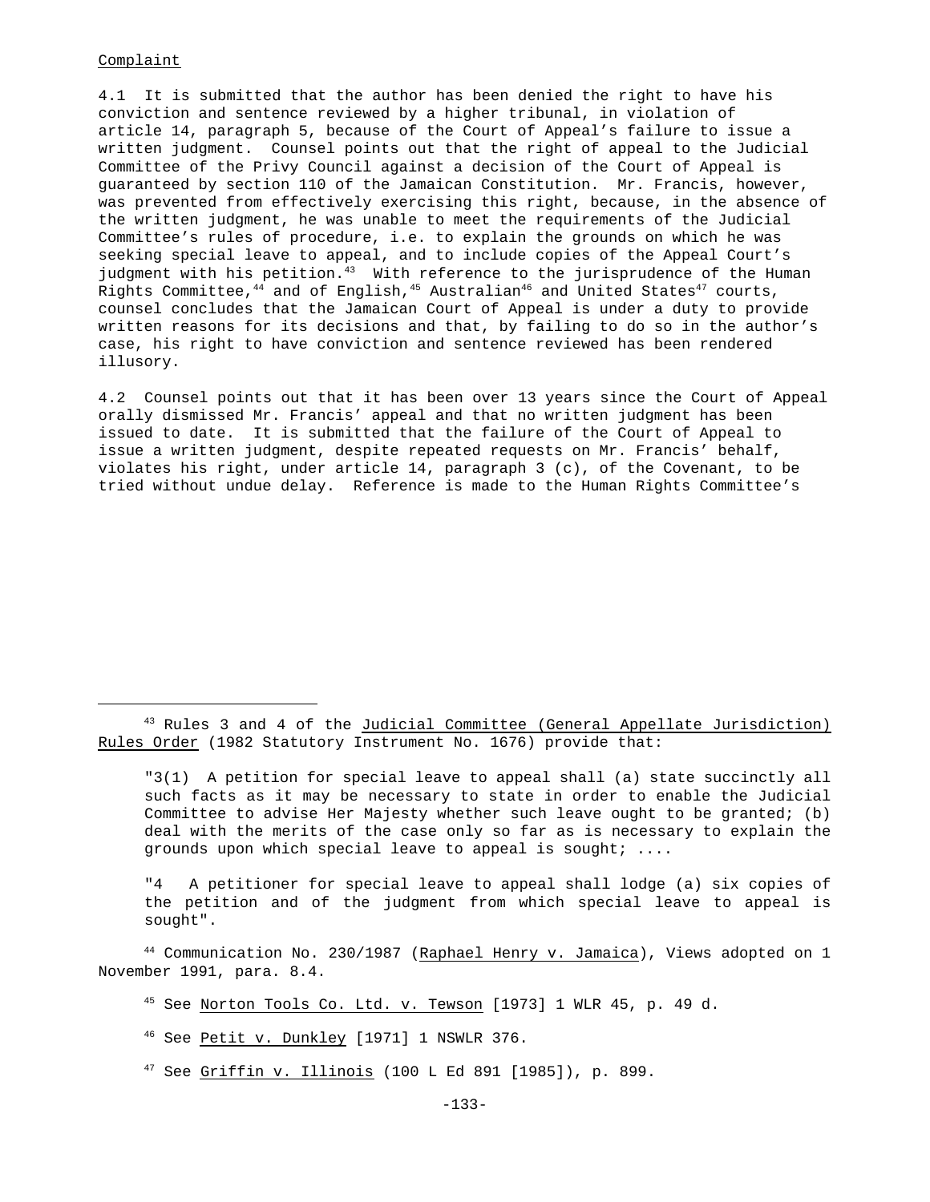Complaint

4.1 It is submitted that the author has been denied the right to have his conviction and sentence reviewed by a higher tribunal, in violation of article 14, paragraph 5, because of the Court of Appeal's failure to issue a written judgment. Counsel points out that the right of appeal to the Judicial Committee of the Privy Council against a decision of the Court of Appeal is guaranteed by section 110 of the Jamaican Constitution. Mr. Francis, however, was prevented from effectively exercising this right, because, in the absence of the written judgment, he was unable to meet the requirements of the Judicial Committee's rules of procedure, i.e. to explain the grounds on which he was seeking special leave to appeal, and to include copies of the Appeal Court's judgment with his petition.[43] With reference to the jurisprudence of the Human Rights Committee,[44] and of English,[45] Australian[46] and United States[47] courts, counsel concludes that the Jamaican Court of Appeal is under a duty to provide written reasons for its decisions and that, by failing to do so in the author's case, his right to have conviction and sentence reviewed has been rendered illusory.

4.2 Counsel points out that it has been over 13 years since the Court of Appeal orally dismissed Mr. Francis' appeal and that no written judgment has been issued to date. It is submitted that the failure of the Court of Appeal to issue a written judgment, despite repeated requests on Mr. Francis' behalf, violates his right, under article 14, paragraph 3 (c), of the Covenant, to be tried without undue delay. Reference is made to the Human Rights Committee's

---

[43] Rules 3 and 4 of the Judicial Committee (General Appellate Jurisdiction) Rules Order (1982 Statutory Instrument No. 1676) provide that:

> "3(1) A petition for special leave to appeal shall (a) state succinctly all such facts as it may be necessary to state in order to enable the Judicial Committee to advise Her Majesty whether such leave ought to be granted; (b) deal with the merits of the case only so far as is necessary to explain the grounds upon which special leave to appeal is sought; ....
>
> "4 A petitioner for special leave to appeal shall lodge (a) six copies of the petition and of the judgment from which special leave to appeal is sought".

[44] Communication No. 230/1987 (Raphael Henry v. Jamaica), Views adopted on 1 November 1991, para. 8.4.

[45] See Norton Tools Co. Ltd. v. Tewson [1973] 1 WLR 45, p. 49 d.

[46] See Petit v. Dunkley [1971] 1 NSWLR 376.

[47] See Griffin v. Illinois (100 L Ed 891 [1985]), p. 899.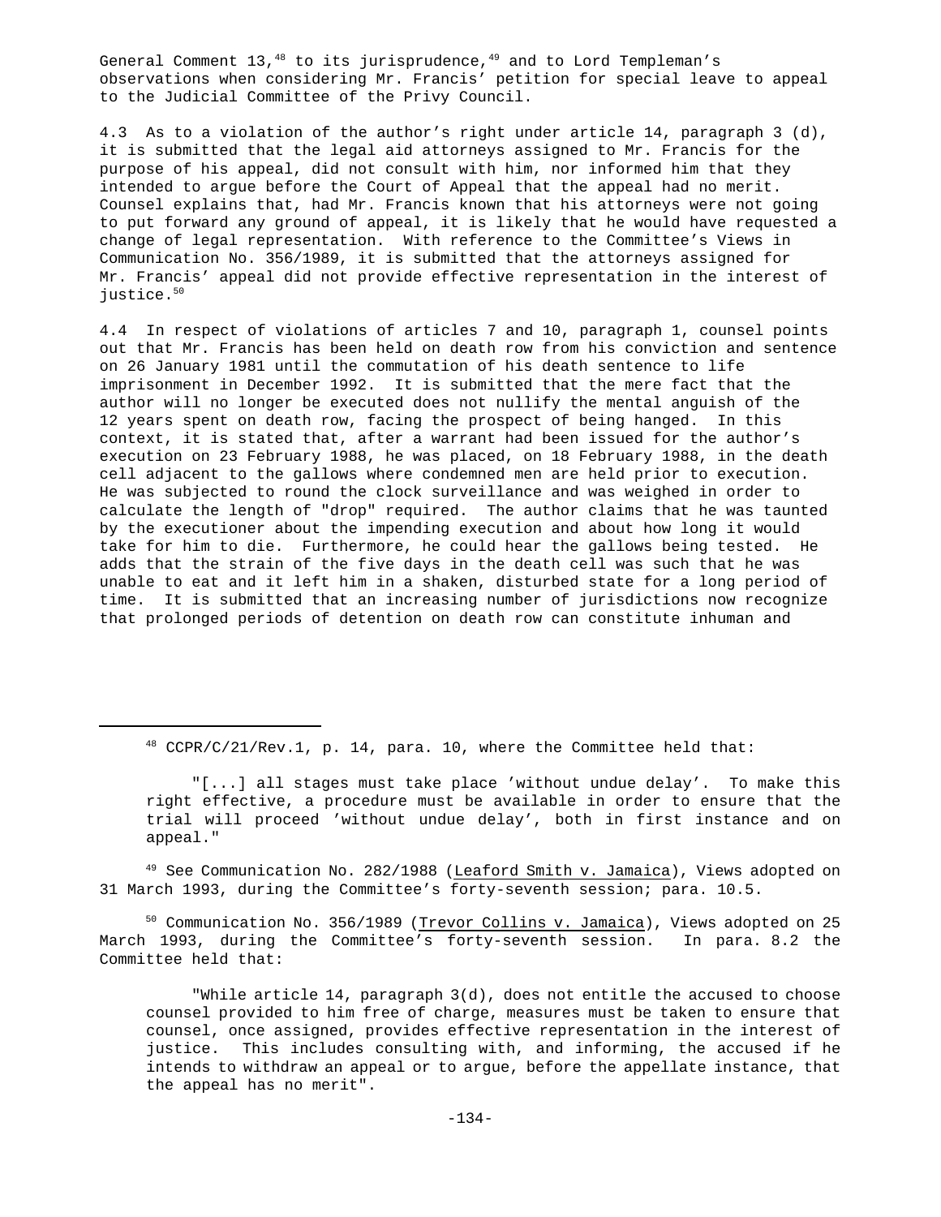General Comment 13,[48] to its jurisprudence,[49] and to Lord Templeman's observations when considering Mr. Francis' petition for special leave to appeal to the Judicial Committee of the Privy Council.

4.3 As to a violation of the author's right under article 14, paragraph 3 (d), it is submitted that the legal aid attorneys assigned to Mr. Francis for the purpose of his appeal, did not consult with him, nor informed him that they intended to argue before the Court of Appeal that the appeal had no merit. Counsel explains that, had Mr. Francis known that his attorneys were not going to put forward any ground of appeal, it is likely that he would have requested a change of legal representation. With reference to the Committee's Views in Communication No. 356/1989, it is submitted that the attorneys assigned for Mr. Francis' appeal did not provide effective representation in the interest of justice.[50]

4.4 In respect of violations of articles 7 and 10, paragraph 1, counsel points out that Mr. Francis has been held on death row from his conviction and sentence on 26 January 1981 until the commutation of his death sentence to life imprisonment in December 1992. It is submitted that the mere fact that the author will no longer be executed does not nullify the mental anguish of the 12 years spent on death row, facing the prospect of being hanged. In this context, it is stated that, after a warrant had been issued for the author's execution on 23 February 1988, he was placed, on 18 February 1988, in the death cell adjacent to the gallows where condemned men are held prior to execution. He was subjected to round the clock surveillance and was weighed in order to calculate the length of "drop" required. The author claims that he was taunted by the executioner about the impending execution and about how long it would take for him to die. Furthermore, he could hear the gallows being tested. He adds that the strain of the five days in the death cell was such that he was unable to eat and it left him in a shaken, disturbed state for a long period of time. It is submitted that an increasing number of jurisdictions now recognize that prolonged periods of detention on death row can constitute inhuman and

---

[48] CCPR/C/21/Rev.1, p. 14, para. 10, where the Committee held that:

> "[...] all stages must take place 'without undue delay'. To make this right effective, a procedure must be available in order to ensure that the trial will proceed 'without undue delay', both in first instance and on appeal."

[49] See Communication No. 282/1988 (Leaford Smith v. Jamaica), Views adopted on 31 March 1993, during the Committee's forty-seventh session; para. 10.5.

[50] Communication No. 356/1989 (Trevor Collins v. Jamaica), Views adopted on 25 March 1993, during the Committee's forty-seventh session. In para. 8.2 the Committee held that:

> "While article 14, paragraph 3(d), does not entitle the accused to choose counsel provided to him free of charge, measures must be taken to ensure that counsel, once assigned, provides effective representation in the interest of justice. This includes consulting with, and informing, the accused if he intends to withdraw an appeal or to argue, before the appellate instance, that the appeal has no merit".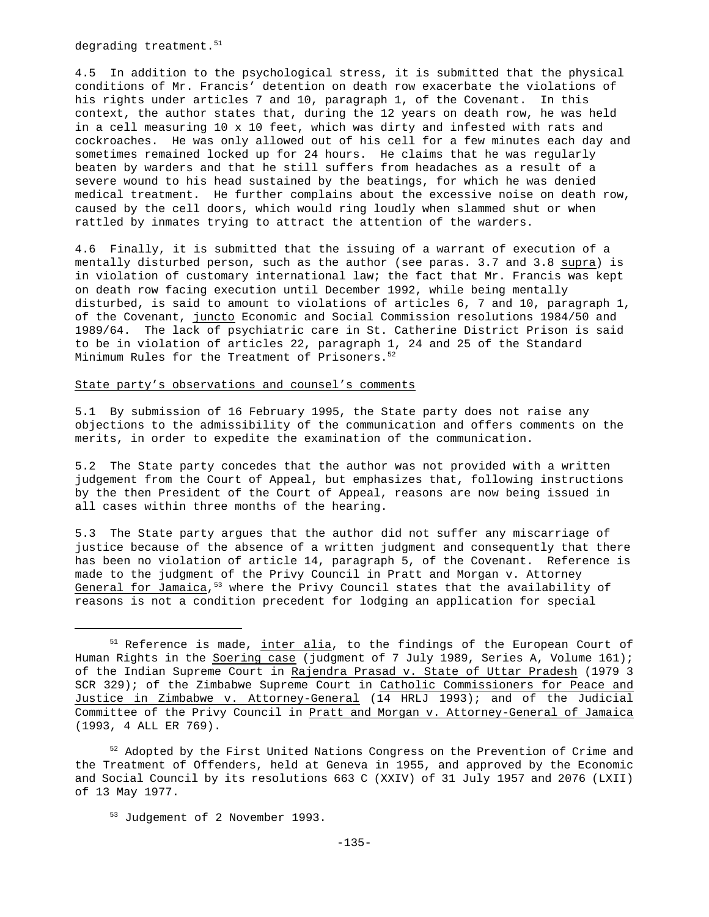degrading treatment.[51]

4.5 In addition to the psychological stress, it is submitted that the physical conditions of Mr. Francis' detention on death row exacerbate the violations of his rights under articles 7 and 10, paragraph 1, of the Covenant. In this context, the author states that, during the 12 years on death row, he was held in a cell measuring 10 x 10 feet, which was dirty and infested with rats and cockroaches. He was only allowed out of his cell for a few minutes each day and sometimes remained locked up for 24 hours. He claims that he was regularly beaten by warders and that he still suffers from headaches as a result of a severe wound to his head sustained by the beatings, for which he was denied medical treatment. He further complains about the excessive noise on death row, caused by the cell doors, which would ring loudly when slammed shut or when rattled by inmates trying to attract the attention of the warders.

4.6 Finally, it is submitted that the issuing of a warrant of execution of a mentally disturbed person, such as the author (see paras. 3.7 and 3.8 supra) is in violation of customary international law; the fact that Mr. Francis was kept on death row facing execution until December 1992, while being mentally disturbed, is said to amount to violations of articles 6, 7 and 10, paragraph 1, of the Covenant, juncto Economic and Social Commission resolutions 1984/50 and 1989/64. The lack of psychiatric care in St. Catherine District Prison is said to be in violation of articles 22, paragraph 1, 24 and 25 of the Standard Minimum Rules for the Treatment of Prisoners.[52]

State party's observations and counsel's comments

5.1 By submission of 16 February 1995, the State party does not raise any objections to the admissibility of the communication and offers comments on the merits, in order to expedite the examination of the communication.

5.2 The State party concedes that the author was not provided with a written judgement from the Court of Appeal, but emphasizes that, following instructions by the then President of the Court of Appeal, reasons are now being issued in all cases within three months of the hearing.

5.3 The State party argues that the author did not suffer any miscarriage of justice because of the absence of a written judgment and consequently that there has been no violation of article 14, paragraph 5, of the Covenant. Reference is made to the judgment of the Privy Council in Pratt and Morgan v. Attorney General for Jamaica,[53] where the Privy Council states that the availability of reasons is not a condition precedent for lodging an application for special

---

[51] Reference is made, inter alia, to the findings of the European Court of Human Rights in the Soering case (judgment of 7 July 1989, Series A, Volume 161); of the Indian Supreme Court in Rajendra Prasad v. State of Uttar Pradesh (1979 3 SCR 329); of the Zimbabwe Supreme Court in Catholic Commissioners for Peace and Justice in Zimbabwe v. Attorney-General (14 HRLJ 1993); and of the Judicial Committee of the Privy Council in Pratt and Morgan v. Attorney-General of Jamaica (1993, 4 ALL ER 769).

[52] Adopted by the First United Nations Congress on the Prevention of Crime and the Treatment of Offenders, held at Geneva in 1955, and approved by the Economic and Social Council by its resolutions 663 C (XXIV) of 31 July 1957 and 2076 (LXII) of 13 May 1977.

[53] Judgement of 2 November 1993.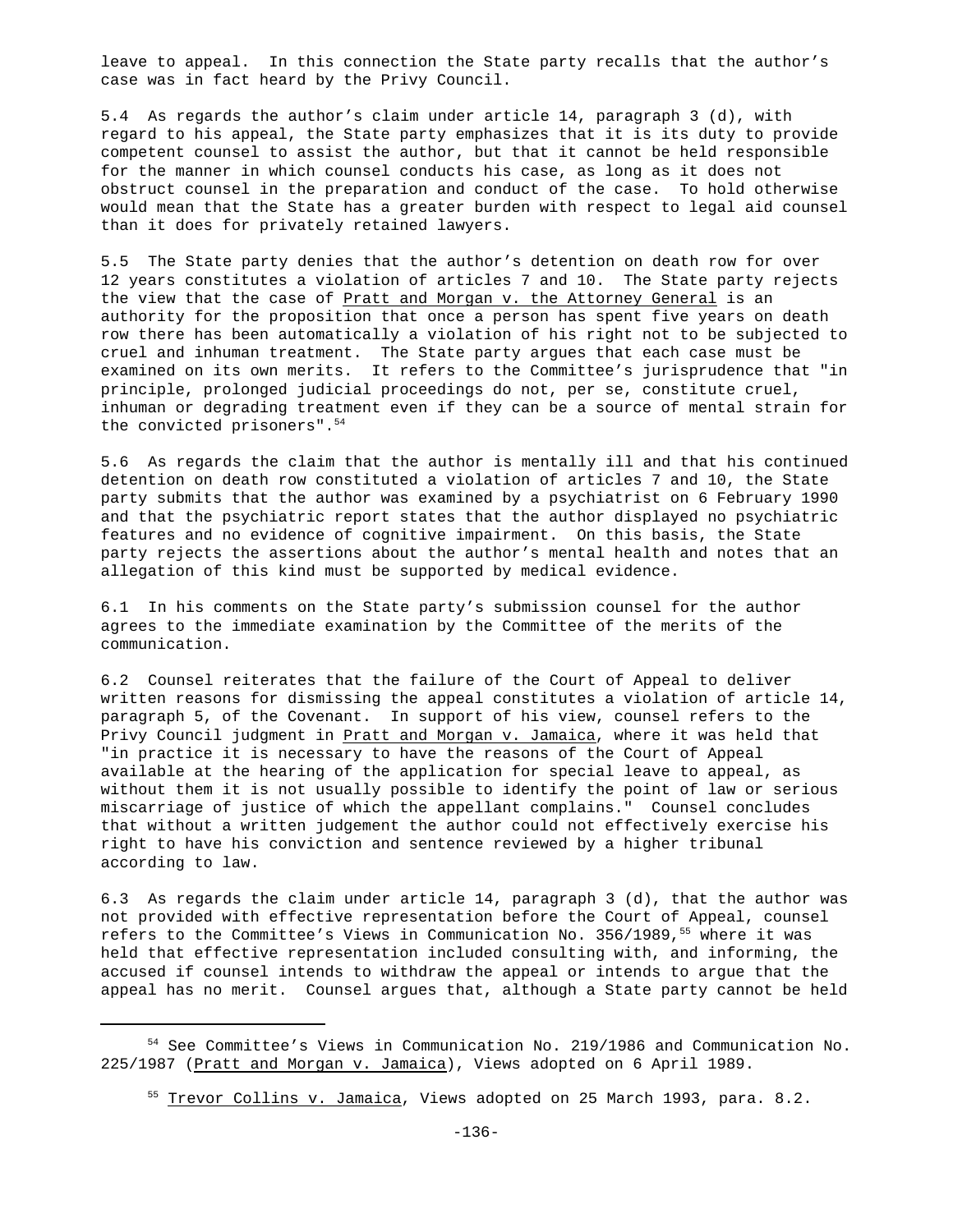leave to appeal. In this connection the State party recalls that the author's case was in fact heard by the Privy Council.

5.4 As regards the author's claim under article 14, paragraph 3 (d), with regard to his appeal, the State party emphasizes that it is its duty to provide competent counsel to assist the author, but that it cannot be held responsible for the manner in which counsel conducts his case, as long as it does not obstruct counsel in the preparation and conduct of the case. To hold otherwise would mean that the State has a greater burden with respect to legal aid counsel than it does for privately retained lawyers.

5.5 The State party denies that the author's detention on death row for over 12 years constitutes a violation of articles 7 and 10. The State party rejects the view that the case of Pratt and Morgan v. the Attorney General is an authority for the proposition that once a person has spent five years on death row there has been automatically a violation of his right not to be subjected to cruel and inhuman treatment. The State party argues that each case must be examined on its own merits. It refers to the Committee's jurisprudence that "in principle, prolonged judicial proceedings do not, per se, constitute cruel, inhuman or degrading treatment even if they can be a source of mental strain for the convicted prisoners".[54]

5.6 As regards the claim that the author is mentally ill and that his continued detention on death row constituted a violation of articles 7 and 10, the State party submits that the author was examined by a psychiatrist on 6 February 1990 and that the psychiatric report states that the author displayed no psychiatric features and no evidence of cognitive impairment. On this basis, the State party rejects the assertions about the author's mental health and notes that an allegation of this kind must be supported by medical evidence.

6.1 In his comments on the State party's submission counsel for the author agrees to the immediate examination by the Committee of the merits of the communication.

6.2 Counsel reiterates that the failure of the Court of Appeal to deliver written reasons for dismissing the appeal constitutes a violation of article 14, paragraph 5, of the Covenant. In support of his view, counsel refers to the Privy Council judgment in Pratt and Morgan v. Jamaica, where it was held that "in practice it is necessary to have the reasons of the Court of Appeal available at the hearing of the application for special leave to appeal, as without them it is not usually possible to identify the point of law or serious miscarriage of justice of which the appellant complains." Counsel concludes that without a written judgement the author could not effectively exercise his right to have his conviction and sentence reviewed by a higher tribunal according to law.

6.3 As regards the claim under article 14, paragraph 3 (d), that the author was not provided with effective representation before the Court of Appeal, counsel refers to the Committee's Views in Communication No. 356/1989,[55] where it was held that effective representation included consulting with, and informing, the accused if counsel intends to withdraw the appeal or intends to argue that the appeal has no merit. Counsel argues that, although a State party cannot be held

---

[54] See Committee's Views in Communication No. 219/1986 and Communication No. 225/1987 (Pratt and Morgan v. Jamaica), Views adopted on 6 April 1989.

[55] Trevor Collins v. Jamaica, Views adopted on 25 March 1993, para. 8.2.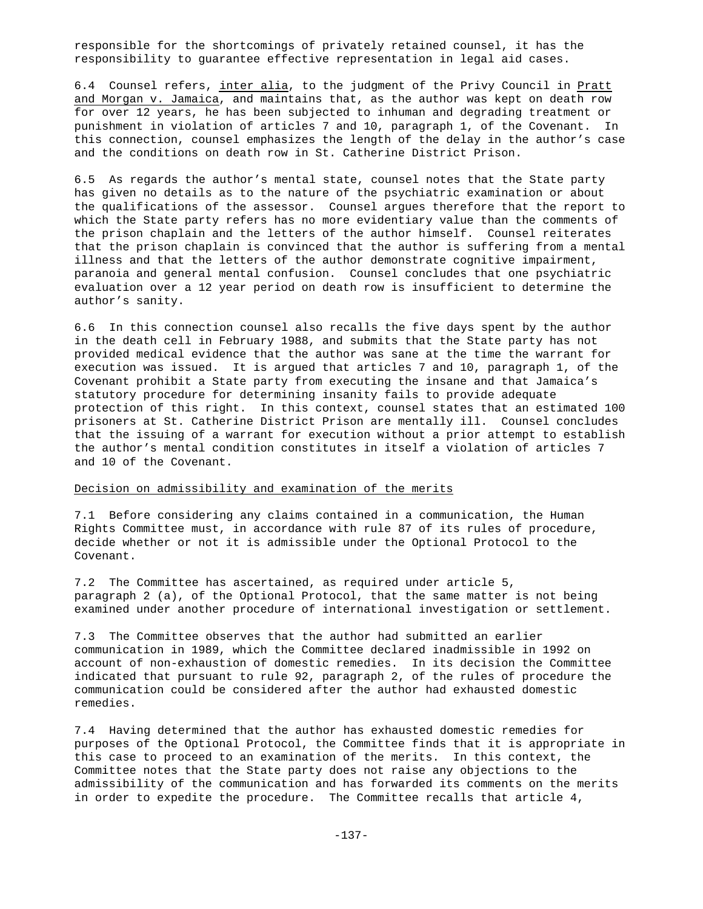responsible for the shortcomings of privately retained counsel, it has the responsibility to guarantee effective representation in legal aid cases.

6.4 Counsel refers, *inter alia*, to the judgment of the Privy Council in *Pratt and Morgan v. Jamaica*, and maintains that, as the author was kept on death row for over 12 years, he has been subjected to inhuman and degrading treatment or punishment in violation of articles 7 and 10, paragraph 1, of the Covenant. In this connection, counsel emphasizes the length of the delay in the author's case and the conditions on death row in St. Catherine District Prison.

6.5 As regards the author's mental state, counsel notes that the State party has given no details as to the nature of the psychiatric examination or about the qualifications of the assessor. Counsel argues therefore that the report to which the State party refers has no more evidentiary value than the comments of the prison chaplain and the letters of the author himself. Counsel reiterates that the prison chaplain is convinced that the author is suffering from a mental illness and that the letters of the author demonstrate cognitive impairment, paranoia and general mental confusion. Counsel concludes that one psychiatric evaluation over a 12 year period on death row is insufficient to determine the author's sanity.

6.6 In this connection counsel also recalls the five days spent by the author in the death cell in February 1988, and submits that the State party has not provided medical evidence that the author was sane at the time the warrant for execution was issued. It is argued that articles 7 and 10, paragraph 1, of the Covenant prohibit a State party from executing the insane and that Jamaica's statutory procedure for determining insanity fails to provide adequate protection of this right. In this context, counsel states that an estimated 100 prisoners at St. Catherine District Prison are mentally ill. Counsel concludes that the issuing of a warrant for execution without a prior attempt to establish the author's mental condition constitutes in itself a violation of articles 7 and 10 of the Covenant.

## Decision on admissibility and examination of the merits

7.1 Before considering any claims contained in a communication, the Human Rights Committee must, in accordance with rule 87 of its rules of procedure, decide whether or not it is admissible under the Optional Protocol to the Covenant.

7.2 The Committee has ascertained, as required under article 5, paragraph 2 (a), of the Optional Protocol, that the same matter is not being examined under another procedure of international investigation or settlement.

7.3 The Committee observes that the author had submitted an earlier communication in 1989, which the Committee declared inadmissible in 1992 on account of non-exhaustion of domestic remedies. In its decision the Committee indicated that pursuant to rule 92, paragraph 2, of the rules of procedure the communication could be considered after the author had exhausted domestic remedies.

7.4 Having determined that the author has exhausted domestic remedies for purposes of the Optional Protocol, the Committee finds that it is appropriate in this case to proceed to an examination of the merits. In this context, the Committee notes that the State party does not raise any objections to the admissibility of the communication and has forwarded its comments on the merits in order to expedite the procedure. The Committee recalls that article 4,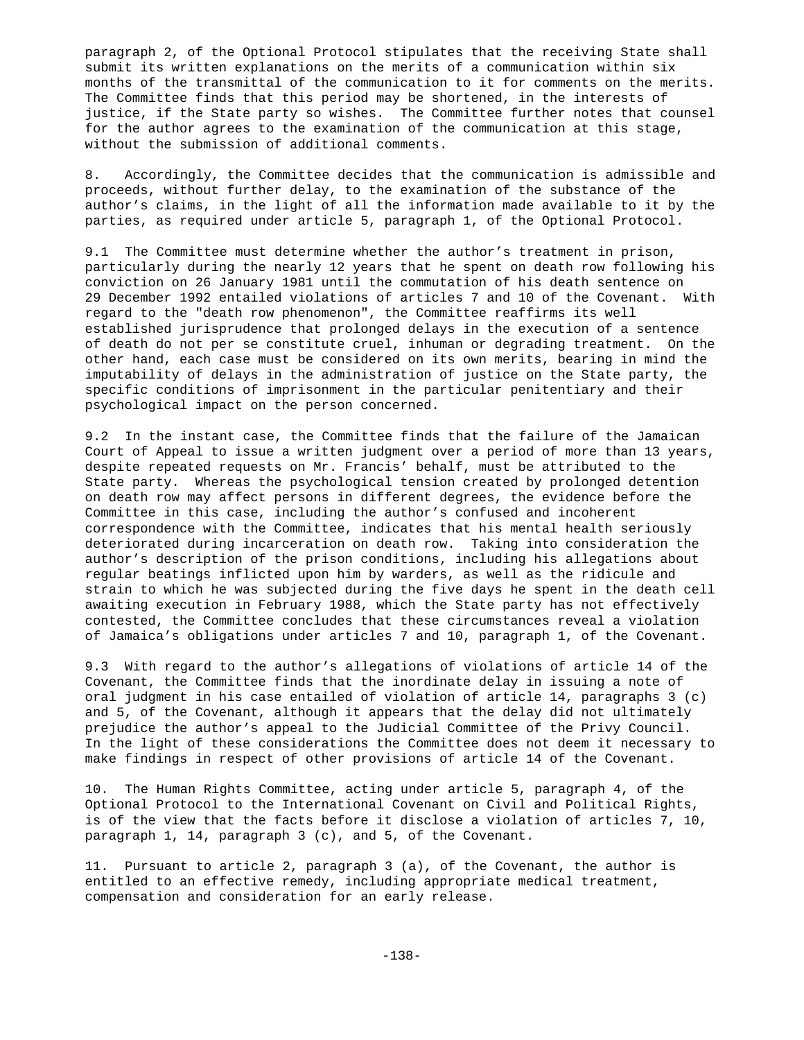paragraph 2, of the Optional Protocol stipulates that the receiving State shall submit its written explanations on the merits of a communication within six months of the transmittal of the communication to it for comments on the merits. The Committee finds that this period may be shortened, in the interests of justice, if the State party so wishes. The Committee further notes that counsel for the author agrees to the examination of the communication at this stage, without the submission of additional comments.

8. Accordingly, the Committee decides that the communication is admissible and proceeds, without further delay, to the examination of the substance of the author's claims, in the light of all the information made available to it by the parties, as required under article 5, paragraph 1, of the Optional Protocol.

9.1 The Committee must determine whether the author's treatment in prison, particularly during the nearly 12 years that he spent on death row following his conviction on 26 January 1981 until the commutation of his death sentence on 29 December 1992 entailed violations of articles 7 and 10 of the Covenant. With regard to the "death row phenomenon", the Committee reaffirms its well established jurisprudence that prolonged delays in the execution of a sentence of death do not per se constitute cruel, inhuman or degrading treatment. On the other hand, each case must be considered on its own merits, bearing in mind the imputability of delays in the administration of justice on the State party, the specific conditions of imprisonment in the particular penitentiary and their psychological impact on the person concerned.

9.2 In the instant case, the Committee finds that the failure of the Jamaican Court of Appeal to issue a written judgment over a period of more than 13 years, despite repeated requests on Mr. Francis' behalf, must be attributed to the State party. Whereas the psychological tension created by prolonged detention on death row may affect persons in different degrees, the evidence before the Committee in this case, including the author's confused and incoherent correspondence with the Committee, indicates that his mental health seriously deteriorated during incarceration on death row. Taking into consideration the author's description of the prison conditions, including his allegations about regular beatings inflicted upon him by warders, as well as the ridicule and strain to which he was subjected during the five days he spent in the death cell awaiting execution in February 1988, which the State party has not effectively contested, the Committee concludes that these circumstances reveal a violation of Jamaica's obligations under articles 7 and 10, paragraph 1, of the Covenant.

9.3 With regard to the author's allegations of violations of article 14 of the Covenant, the Committee finds that the inordinate delay in issuing a note of oral judgment in his case entailed of violation of article 14, paragraphs 3 (c) and 5, of the Covenant, although it appears that the delay did not ultimately prejudice the author's appeal to the Judicial Committee of the Privy Council. In the light of these considerations the Committee does not deem it necessary to make findings in respect of other provisions of article 14 of the Covenant.

10. The Human Rights Committee, acting under article 5, paragraph 4, of the Optional Protocol to the International Covenant on Civil and Political Rights, is of the view that the facts before it disclose a violation of articles 7, 10, paragraph 1, 14, paragraph 3 (c), and 5, of the Covenant.

11. Pursuant to article 2, paragraph 3 (a), of the Covenant, the author is entitled to an effective remedy, including appropriate medical treatment, compensation and consideration for an early release.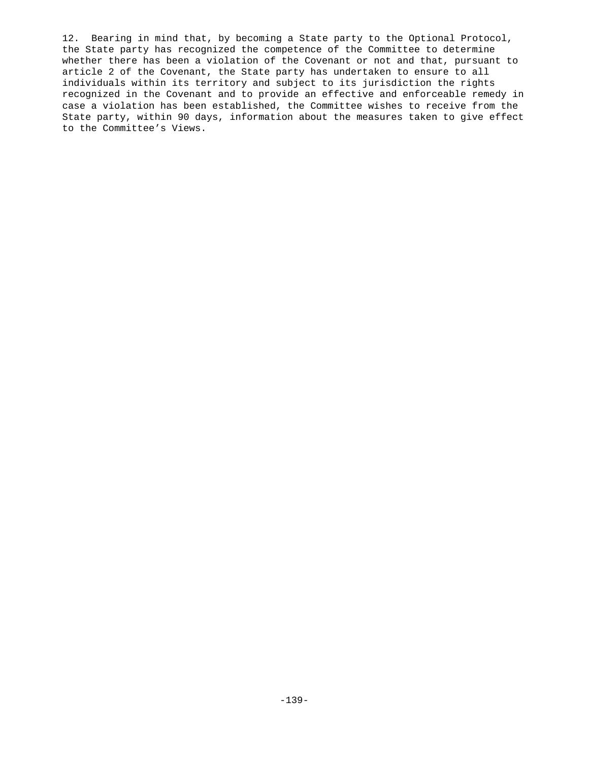12. Bearing in mind that, by becoming a State party to the Optional Protocol, the State party has recognized the competence of the Committee to determine whether there has been a violation of the Covenant or not and that, pursuant to article 2 of the Covenant, the State party has undertaken to ensure to all individuals within its territory and subject to its jurisdiction the rights recognized in the Covenant and to provide an effective and enforceable remedy in case a violation has been established, the Committee wishes to receive from the State party, within 90 days, information about the measures taken to give effect to the Committee's Views.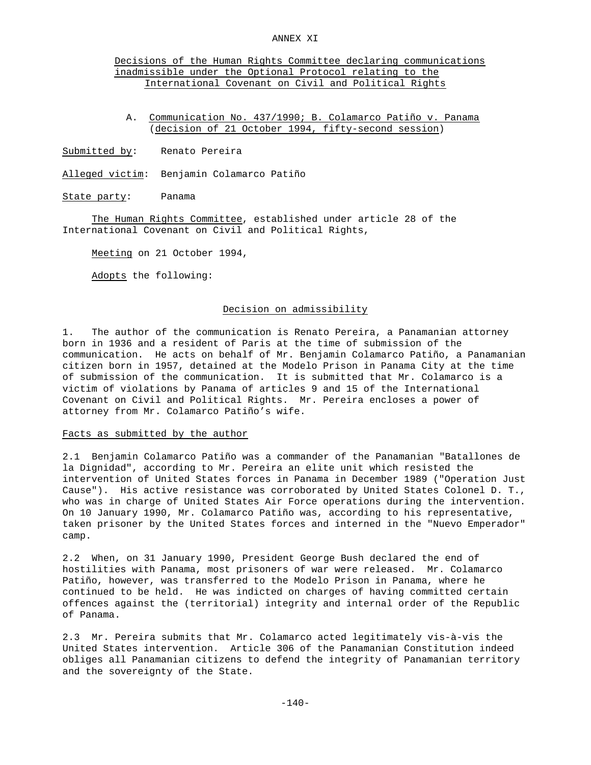# ANNEX XI

## Decisions of the Human Rights Committee declaring communications inadmissible under the Optional Protocol relating to the International Covenant on Civil and Political Rights

### A. Communication No. 437/1990; B. Colamarco Patiño v. Panama (decision of 21 October 1994, fifty-second session)

Submitted by: Renato Pereira

Alleged victim: Benjamin Colamarco Patiño

State party: Panama

The Human Rights Committee, established under article 28 of the International Covenant on Civil and Political Rights,

Meeting on 21 October 1994,

Adopts the following:

#### Decision on admissibility

1. The author of the communication is Renato Pereira, a Panamanian attorney born in 1936 and a resident of Paris at the time of submission of the communication. He acts on behalf of Mr. Benjamin Colamarco Patiño, a Panamanian citizen born in 1957, detained at the Modelo Prison in Panama City at the time of submission of the communication. It is submitted that Mr. Colamarco is a victim of violations by Panama of articles 9 and 15 of the International Covenant on Civil and Political Rights. Mr. Pereira encloses a power of attorney from Mr. Colamarco Patiño's wife.

Facts as submitted by the author

2.1 Benjamin Colamarco Patiño was a commander of the Panamanian "Batallones de la Dignidad", according to Mr. Pereira an elite unit which resisted the intervention of United States forces in Panama in December 1989 ("Operation Just Cause"). His active resistance was corroborated by United States Colonel D. T., who was in charge of United States Air Force operations during the intervention. On 10 January 1990, Mr. Colamarco Patiño was, according to his representative, taken prisoner by the United States forces and interned in the "Nuevo Emperador" camp.

2.2 When, on 31 January 1990, President George Bush declared the end of hostilities with Panama, most prisoners of war were released. Mr. Colamarco Patiño, however, was transferred to the Modelo Prison in Panama, where he continued to be held. He was indicted on charges of having committed certain offences against the (territorial) integrity and internal order of the Republic of Panama.

2.3 Mr. Pereira submits that Mr. Colamarco acted legitimately vis-à-vis the United States intervention. Article 306 of the Panamanian Constitution indeed obliges all Panamanian citizens to defend the integrity of Panamanian territory and the sovereignty of the State.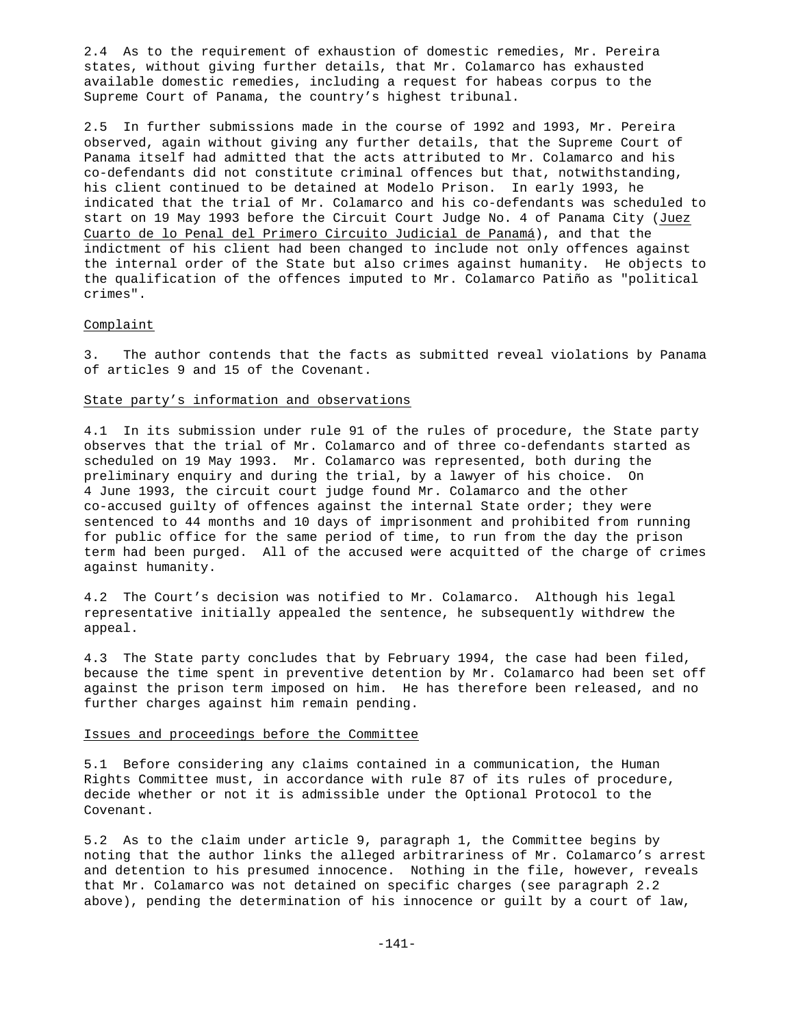2.4 As to the requirement of exhaustion of domestic remedies, Mr. Pereira states, without giving further details, that Mr. Colamarco has exhausted available domestic remedies, including a request for habeas corpus to the Supreme Court of Panama, the country's highest tribunal.

2.5 In further submissions made in the course of 1992 and 1993, Mr. Pereira observed, again without giving any further details, that the Supreme Court of Panama itself had admitted that the acts attributed to Mr. Colamarco and his co-defendants did not constitute criminal offences but that, notwithstanding, his client continued to be detained at Modelo Prison. In early 1993, he indicated that the trial of Mr. Colamarco and his co-defendants was scheduled to start on 19 May 1993 before the Circuit Court Judge No. 4 of Panama City (Juez Cuarto de lo Penal del Primero Circuito Judicial de Panamá), and that the indictment of his client had been changed to include not only offences against the internal order of the State but also crimes against humanity. He objects to the qualification of the offences imputed to Mr. Colamarco Patiño as "political crimes".

## Complaint

3. The author contends that the facts as submitted reveal violations by Panama of articles 9 and 15 of the Covenant.

## State party's information and observations

4.1 In its submission under rule 91 of the rules of procedure, the State party observes that the trial of Mr. Colamarco and of three co-defendants started as scheduled on 19 May 1993. Mr. Colamarco was represented, both during the preliminary enquiry and during the trial, by a lawyer of his choice. On 4 June 1993, the circuit court judge found Mr. Colamarco and the other co-accused guilty of offences against the internal State order; they were sentenced to 44 months and 10 days of imprisonment and prohibited from running for public office for the same period of time, to run from the day the prison term had been purged. All of the accused were acquitted of the charge of crimes against humanity.

4.2 The Court's decision was notified to Mr. Colamarco. Although his legal representative initially appealed the sentence, he subsequently withdrew the appeal.

4.3 The State party concludes that by February 1994, the case had been filed, because the time spent in preventive detention by Mr. Colamarco had been set off against the prison term imposed on him. He has therefore been released, and no further charges against him remain pending.

## Issues and proceedings before the Committee

5.1 Before considering any claims contained in a communication, the Human Rights Committee must, in accordance with rule 87 of its rules of procedure, decide whether or not it is admissible under the Optional Protocol to the Covenant.

5.2 As to the claim under article 9, paragraph 1, the Committee begins by noting that the author links the alleged arbitrariness of Mr. Colamarco's arrest and detention to his presumed innocence. Nothing in the file, however, reveals that Mr. Colamarco was not detained on specific charges (see paragraph 2.2 above), pending the determination of his innocence or guilt by a court of law,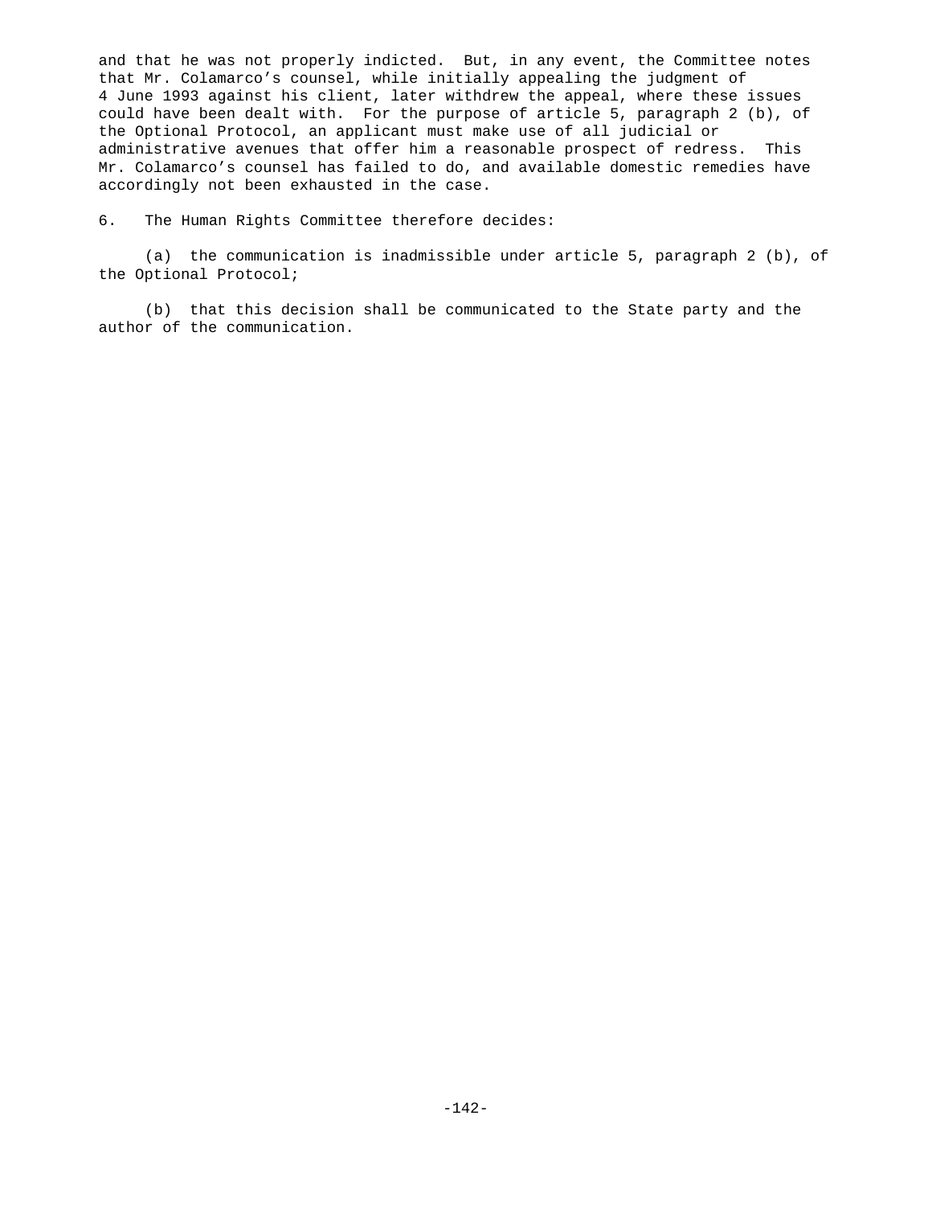and that he was not properly indicted. But, in any event, the Committee notes that Mr. Colamarco's counsel, while initially appealing the judgment of 4 June 1993 against his client, later withdrew the appeal, where these issues could have been dealt with. For the purpose of article 5, paragraph 2 (b), of the Optional Protocol, an applicant must make use of all judicial or administrative avenues that offer him a reasonable prospect of redress. This Mr. Colamarco's counsel has failed to do, and available domestic remedies have accordingly not been exhausted in the case.

6. The Human Rights Committee therefore decides:

(a) the communication is inadmissible under article 5, paragraph 2 (b), of the Optional Protocol;

(b) that this decision shall be communicated to the State party and the author of the communication.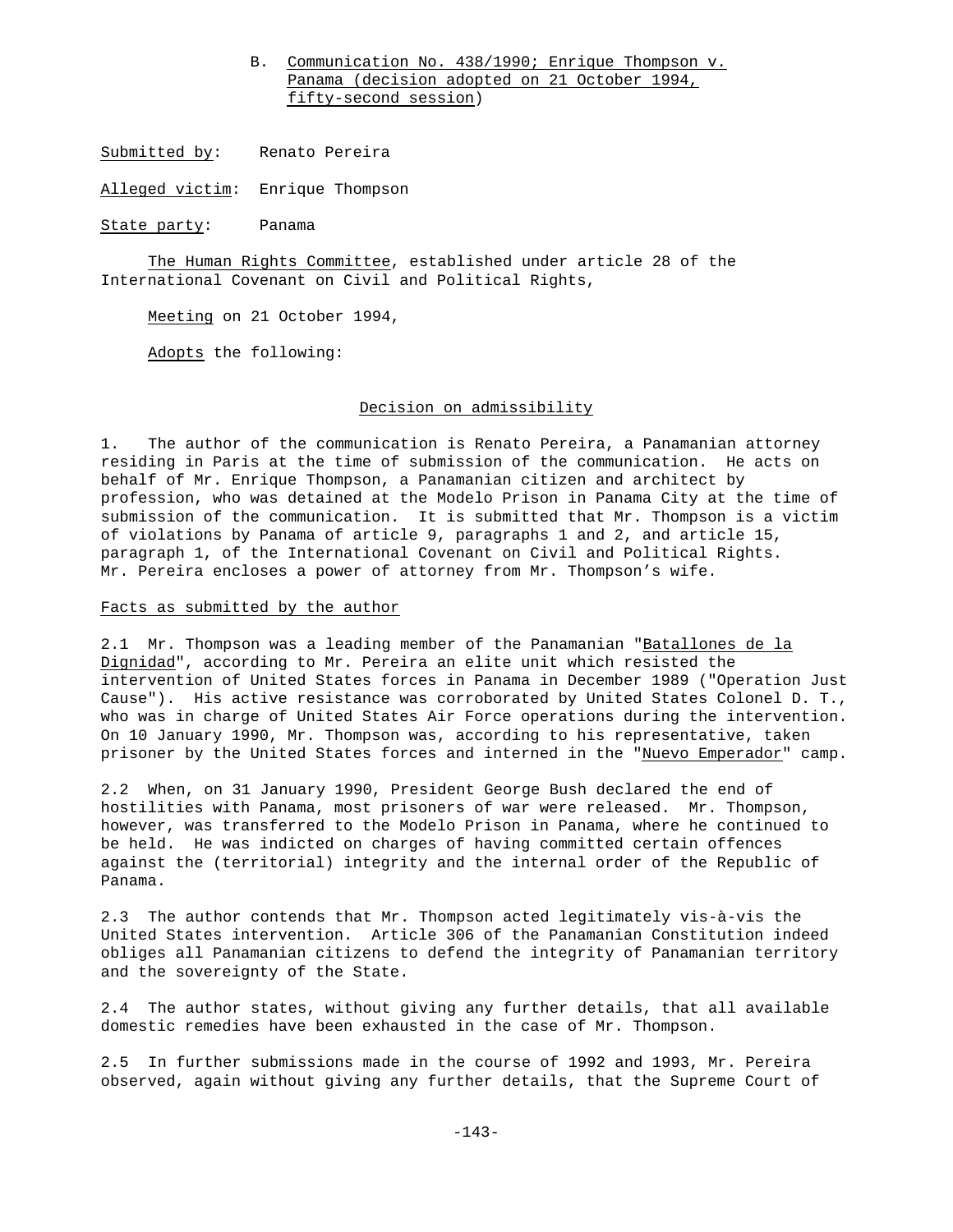### B. Communication No. 438/1990; Enrique Thompson v. Panama (decision adopted on 21 October 1994, fifty-second session)

Submitted by: Renato Pereira

Alleged victim: Enrique Thompson

State party: Panama

The Human Rights Committee, established under article 28 of the International Covenant on Civil and Political Rights,

Meeting on 21 October 1994,

Adopts the following:

#### Decision on admissibility

1. The author of the communication is Renato Pereira, a Panamanian attorney residing in Paris at the time of submission of the communication. He acts on behalf of Mr. Enrique Thompson, a Panamanian citizen and architect by profession, who was detained at the Modelo Prison in Panama City at the time of submission of the communication. It is submitted that Mr. Thompson is a victim of violations by Panama of article 9, paragraphs 1 and 2, and article 15, paragraph 1, of the International Covenant on Civil and Political Rights. Mr. Pereira encloses a power of attorney from Mr. Thompson's wife.

#### Facts as submitted by the author

2.1 Mr. Thompson was a leading member of the Panamanian "Batallones de la Dignidad", according to Mr. Pereira an elite unit which resisted the intervention of United States forces in Panama in December 1989 ("Operation Just Cause"). His active resistance was corroborated by United States Colonel D. T., who was in charge of United States Air Force operations during the intervention. On 10 January 1990, Mr. Thompson was, according to his representative, taken prisoner by the United States forces and interned in the "Nuevo Emperador" camp.

2.2 When, on 31 January 1990, President George Bush declared the end of hostilities with Panama, most prisoners of war were released. Mr. Thompson, however, was transferred to the Modelo Prison in Panama, where he continued to be held. He was indicted on charges of having committed certain offences against the (territorial) integrity and the internal order of the Republic of Panama.

2.3 The author contends that Mr. Thompson acted legitimately vis-à-vis the United States intervention. Article 306 of the Panamanian Constitution indeed obliges all Panamanian citizens to defend the integrity of Panamanian territory and the sovereignty of the State.

2.4 The author states, without giving any further details, that all available domestic remedies have been exhausted in the case of Mr. Thompson.

2.5 In further submissions made in the course of 1992 and 1993, Mr. Pereira observed, again without giving any further details, that the Supreme Court of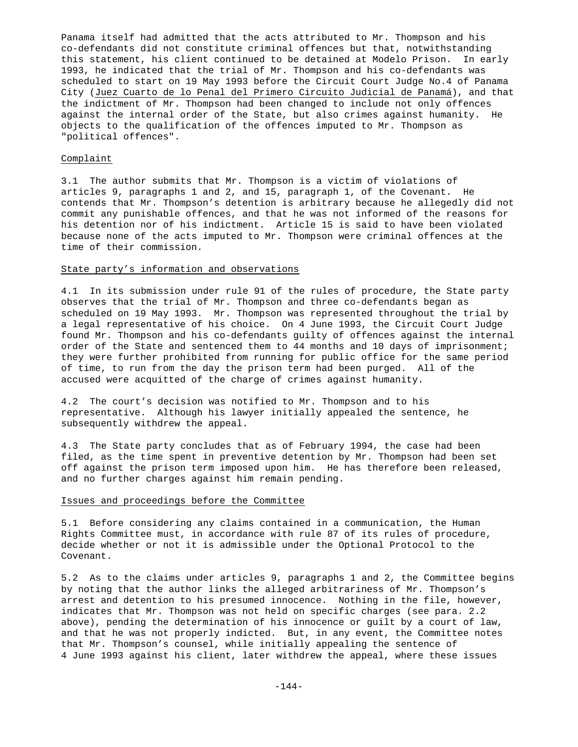Panama itself had admitted that the acts attributed to Mr. Thompson and his co-defendants did not constitute criminal offences but that, notwithstanding this statement, his client continued to be detained at Modelo Prison. In early 1993, he indicated that the trial of Mr. Thompson and his co-defendants was scheduled to start on 19 May 1993 before the Circuit Court Judge No.4 of Panama City (Juez Cuarto de lo Penal del Primero Circuito Judicial de Panamá), and that the indictment of Mr. Thompson had been changed to include not only offences against the internal order of the State, but also crimes against humanity. He objects to the qualification of the offences imputed to Mr. Thompson as "political offences".

## Complaint

3.1 The author submits that Mr. Thompson is a victim of violations of articles 9, paragraphs 1 and 2, and 15, paragraph 1, of the Covenant. He contends that Mr. Thompson's detention is arbitrary because he allegedly did not commit any punishable offences, and that he was not informed of the reasons for his detention nor of his indictment. Article 15 is said to have been violated because none of the acts imputed to Mr. Thompson were criminal offences at the time of their commission.

## State party's information and observations

4.1 In its submission under rule 91 of the rules of procedure, the State party observes that the trial of Mr. Thompson and three co-defendants began as scheduled on 19 May 1993. Mr. Thompson was represented throughout the trial by a legal representative of his choice. On 4 June 1993, the Circuit Court Judge found Mr. Thompson and his co-defendants guilty of offences against the internal order of the State and sentenced them to 44 months and 10 days of imprisonment; they were further prohibited from running for public office for the same period of time, to run from the day the prison term had been purged. All of the accused were acquitted of the charge of crimes against humanity.

4.2 The court's decision was notified to Mr. Thompson and to his representative. Although his lawyer initially appealed the sentence, he subsequently withdrew the appeal.

4.3 The State party concludes that as of February 1994, the case had been filed, as the time spent in preventive detention by Mr. Thompson had been set off against the prison term imposed upon him. He has therefore been released, and no further charges against him remain pending.

## Issues and proceedings before the Committee

5.1 Before considering any claims contained in a communication, the Human Rights Committee must, in accordance with rule 87 of its rules of procedure, decide whether or not it is admissible under the Optional Protocol to the Covenant.

5.2 As to the claims under articles 9, paragraphs 1 and 2, the Committee begins by noting that the author links the alleged arbitrariness of Mr. Thompson's arrest and detention to his presumed innocence. Nothing in the file, however, indicates that Mr. Thompson was not held on specific charges (see para. 2.2 above), pending the determination of his innocence or guilt by a court of law, and that he was not properly indicted. But, in any event, the Committee notes that Mr. Thompson's counsel, while initially appealing the sentence of 4 June 1993 against his client, later withdrew the appeal, where these issues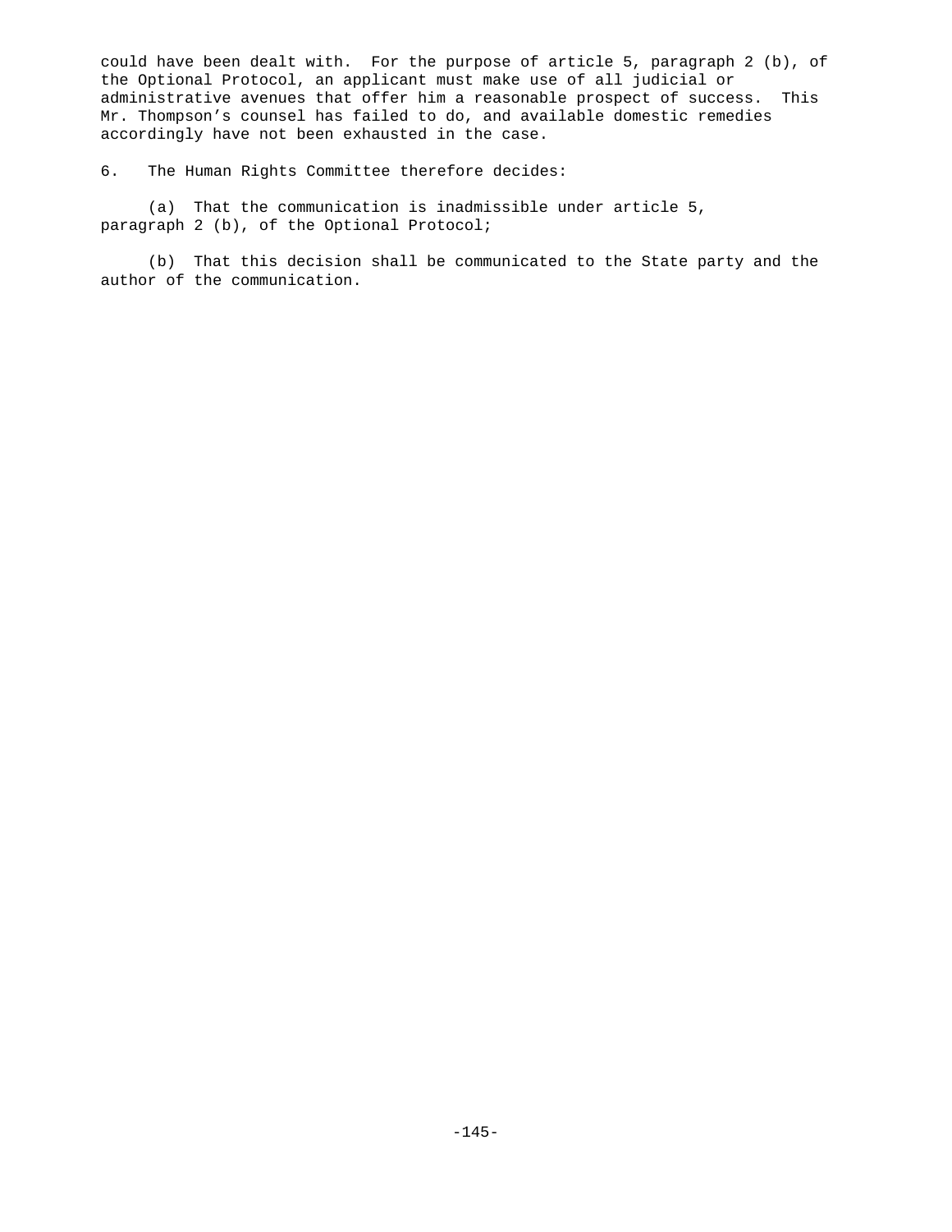could have been dealt with. For the purpose of article 5, paragraph 2 (b), of the Optional Protocol, an applicant must make use of all judicial or administrative avenues that offer him a reasonable prospect of success. This Mr. Thompson's counsel has failed to do, and available domestic remedies accordingly have not been exhausted in the case.

6. The Human Rights Committee therefore decides:

(a) That the communication is inadmissible under article 5, paragraph 2 (b), of the Optional Protocol;

(b) That this decision shall be communicated to the State party and the author of the communication.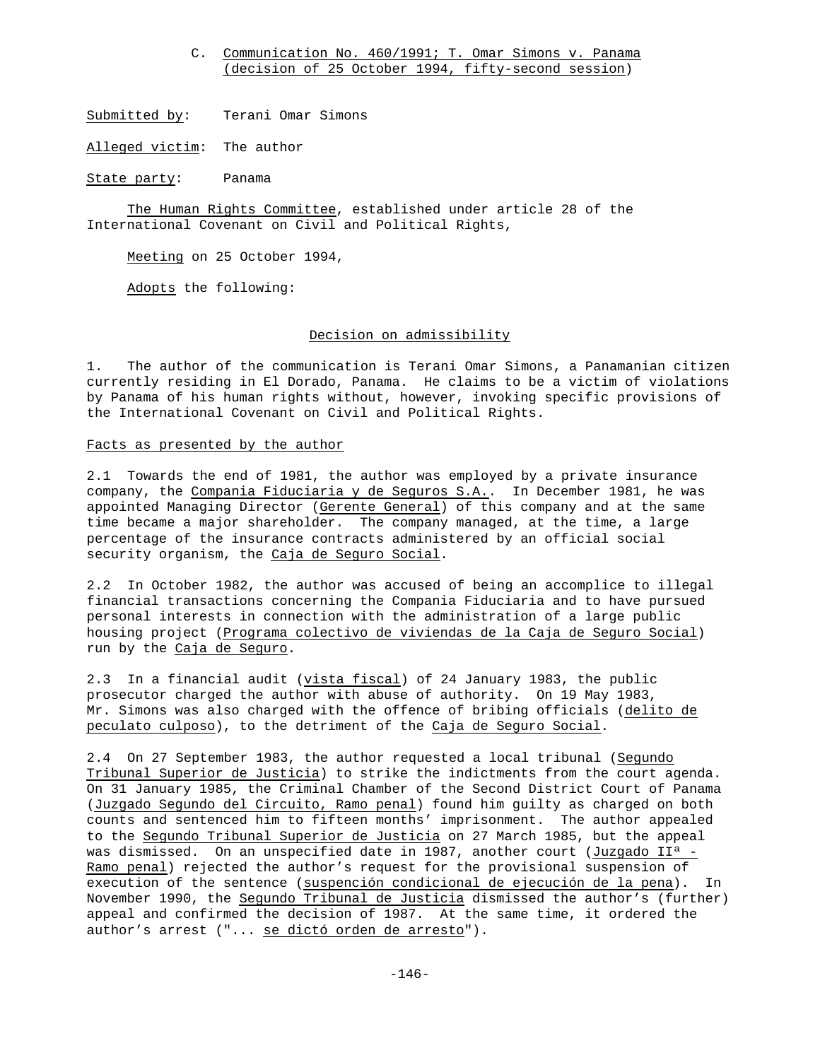## C. Communication No. 460/1991; T. Omar Simons v. Panama (decision of 25 October 1994, fifty-second session)

Submitted by: Terani Omar Simons

Alleged victim: The author

State party: Panama

The Human Rights Committee, established under article 28 of the International Covenant on Civil and Political Rights,

Meeting on 25 October 1994,

Adopts the following:

### Decision on admissibility

1. The author of the communication is Terani Omar Simons, a Panamanian citizen currently residing in El Dorado, Panama. He claims to be a victim of violations by Panama of his human rights without, however, invoking specific provisions of the International Covenant on Civil and Political Rights.

#### Facts as presented by the author

2.1 Towards the end of 1981, the author was employed by a private insurance company, the Compania Fiduciaria y de Seguros S.A.. In December 1981, he was appointed Managing Director (Gerente General) of this company and at the same time became a major shareholder. The company managed, at the time, a large percentage of the insurance contracts administered by an official social security organism, the Caja de Seguro Social.

2.2 In October 1982, the author was accused of being an accomplice to illegal financial transactions concerning the Compania Fiduciaria and to have pursued personal interests in connection with the administration of a large public housing project (Programa colectivo de viviendas de la Caja de Seguro Social) run by the Caja de Seguro.

2.3 In a financial audit (vista fiscal) of 24 January 1983, the public prosecutor charged the author with abuse of authority. On 19 May 1983, Mr. Simons was also charged with the offence of bribing officials (delito de peculato culposo), to the detriment of the Caja de Seguro Social.

2.4 On 27 September 1983, the author requested a local tribunal (Segundo Tribunal Superior de Justicia) to strike the indictments from the court agenda. On 31 January 1985, the Criminal Chamber of the Second District Court of Panama (Juzgado Segundo del Circuito, Ramo penal) found him guilty as charged on both counts and sentenced him to fifteen months' imprisonment. The author appealed to the Segundo Tribunal Superior de Justicia on 27 March 1985, but the appeal was dismissed. On an unspecified date in 1987, another court (Juzgado IIª - Ramo penal) rejected the author's request for the provisional suspension of execution of the sentence (suspención condicional de ejecución de la pena). In November 1990, the Segundo Tribunal de Justicia dismissed the author's (further) appeal and confirmed the decision of 1987. At the same time, it ordered the author's arrest ("... se dictó orden de arresto").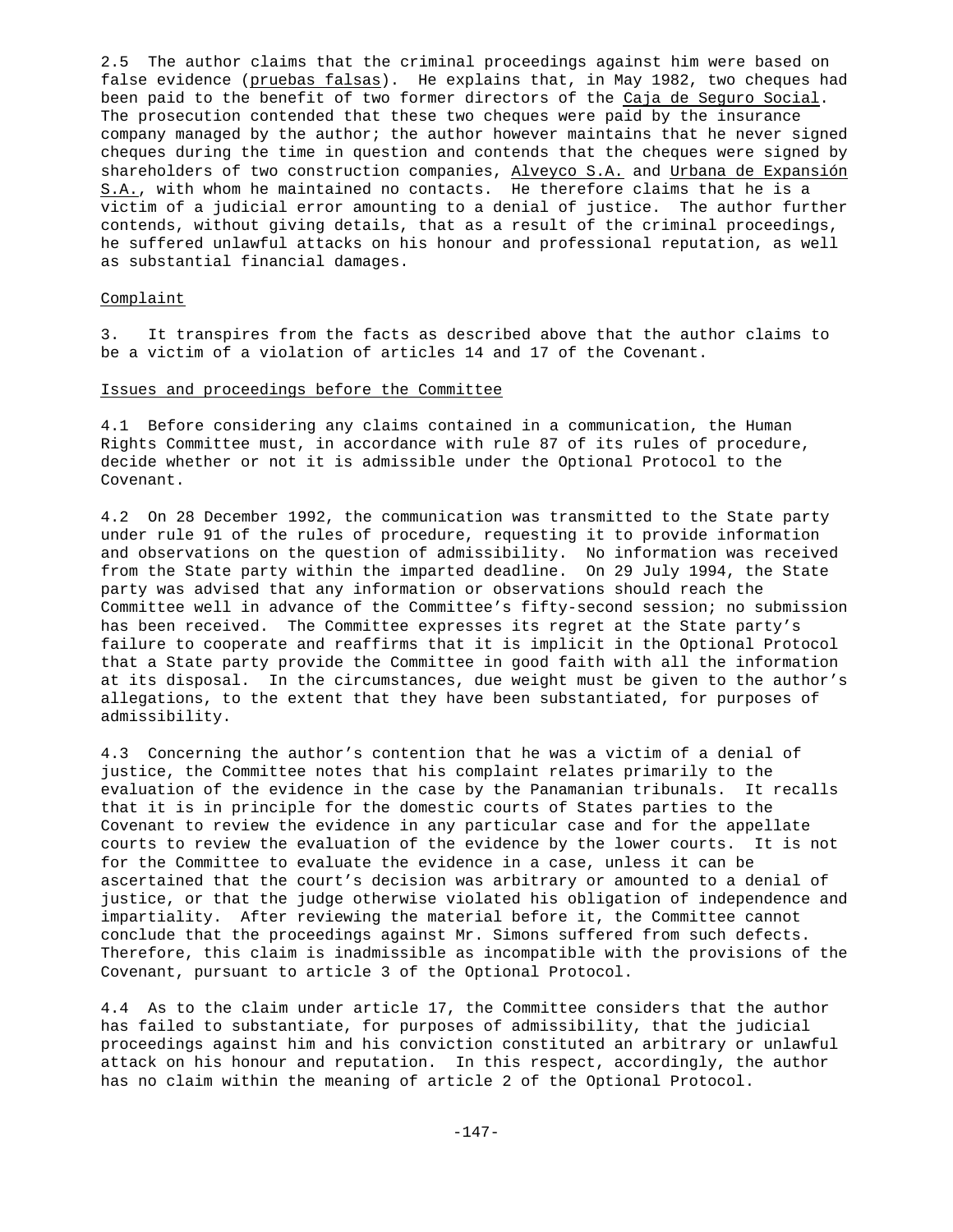2.5 The author claims that the criminal proceedings against him were based on false evidence (pruebas falsas). He explains that, in May 1982, two cheques had been paid to the benefit of two former directors of the Caja de Seguro Social. The prosecution contended that these two cheques were paid by the insurance company managed by the author; the author however maintains that he never signed cheques during the time in question and contends that the cheques were signed by shareholders of two construction companies, Alveyco S.A. and Urbana de Expansión S.A., with whom he maintained no contacts. He therefore claims that he is a victim of a judicial error amounting to a denial of justice. The author further contends, without giving details, that as a result of the criminal proceedings, he suffered unlawful attacks on his honour and professional reputation, as well as substantial financial damages.

## Complaint

3. It transpires from the facts as described above that the author claims to be a victim of a violation of articles 14 and 17 of the Covenant.

## Issues and proceedings before the Committee

4.1 Before considering any claims contained in a communication, the Human Rights Committee must, in accordance with rule 87 of its rules of procedure, decide whether or not it is admissible under the Optional Protocol to the Covenant.

4.2 On 28 December 1992, the communication was transmitted to the State party under rule 91 of the rules of procedure, requesting it to provide information and observations on the question of admissibility. No information was received from the State party within the imparted deadline. On 29 July 1994, the State party was advised that any information or observations should reach the Committee well in advance of the Committee's fifty-second session; no submission has been received. The Committee expresses its regret at the State party's failure to cooperate and reaffirms that it is implicit in the Optional Protocol that a State party provide the Committee in good faith with all the information at its disposal. In the circumstances, due weight must be given to the author's allegations, to the extent that they have been substantiated, for purposes of admissibility.

4.3 Concerning the author's contention that he was a victim of a denial of justice, the Committee notes that his complaint relates primarily to the evaluation of the evidence in the case by the Panamanian tribunals. It recalls that it is in principle for the domestic courts of States parties to the Covenant to review the evidence in any particular case and for the appellate courts to review the evaluation of the evidence by the lower courts. It is not for the Committee to evaluate the evidence in a case, unless it can be ascertained that the court's decision was arbitrary or amounted to a denial of justice, or that the judge otherwise violated his obligation of independence and impartiality. After reviewing the material before it, the Committee cannot conclude that the proceedings against Mr. Simons suffered from such defects. Therefore, this claim is inadmissible as incompatible with the provisions of the Covenant, pursuant to article 3 of the Optional Protocol.

4.4 As to the claim under article 17, the Committee considers that the author has failed to substantiate, for purposes of admissibility, that the judicial proceedings against him and his conviction constituted an arbitrary or unlawful attack on his honour and reputation. In this respect, accordingly, the author has no claim within the meaning of article 2 of the Optional Protocol.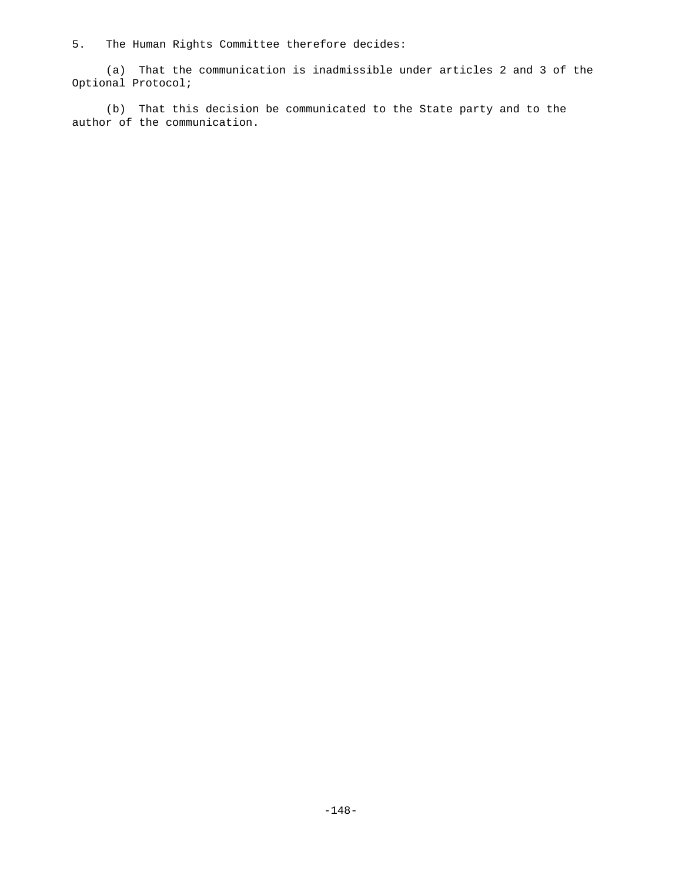5. The Human Rights Committee therefore decides:

(a) That the communication is inadmissible under articles 2 and 3 of the Optional Protocol;

(b) That this decision be communicated to the State party and to the author of the communication.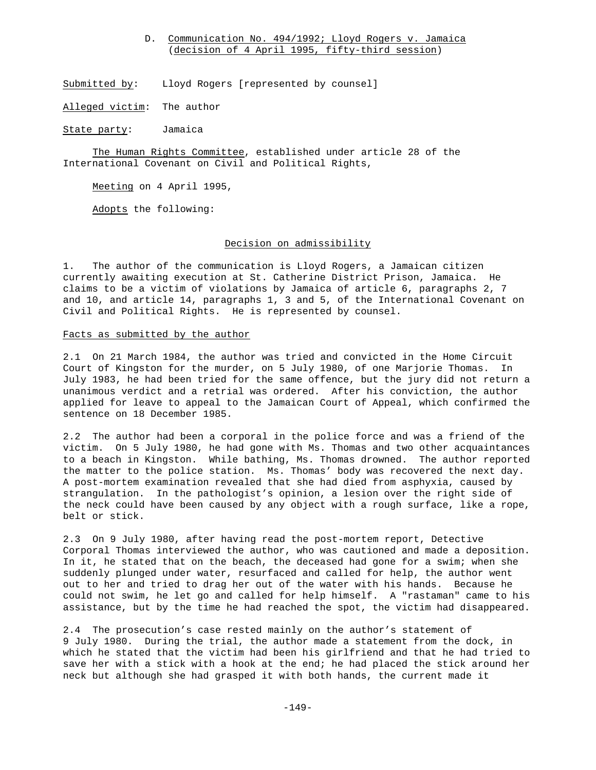## D. Communication No. 494/1992; Lloyd Rogers v. Jamaica (decision of 4 April 1995, fifty-third session)

Submitted by: Lloyd Rogers [represented by counsel]

Alleged victim: The author

State party: Jamaica

The Human Rights Committee, established under article 28 of the International Covenant on Civil and Political Rights,

Meeting on 4 April 1995,

Adopts the following:

### Decision on admissibility

1. The author of the communication is Lloyd Rogers, a Jamaican citizen currently awaiting execution at St. Catherine District Prison, Jamaica. He claims to be a victim of violations by Jamaica of article 6, paragraphs 2, 7 and 10, and article 14, paragraphs 1, 3 and 5, of the International Covenant on Civil and Political Rights. He is represented by counsel.

#### Facts as submitted by the author

2.1 On 21 March 1984, the author was tried and convicted in the Home Circuit Court of Kingston for the murder, on 5 July 1980, of one Marjorie Thomas. In July 1983, he had been tried for the same offence, but the jury did not return a unanimous verdict and a retrial was ordered. After his conviction, the author applied for leave to appeal to the Jamaican Court of Appeal, which confirmed the sentence on 18 December 1985.

2.2 The author had been a corporal in the police force and was a friend of the victim. On 5 July 1980, he had gone with Ms. Thomas and two other acquaintances to a beach in Kingston. While bathing, Ms. Thomas drowned. The author reported the matter to the police station. Ms. Thomas' body was recovered the next day. A post-mortem examination revealed that she had died from asphyxia, caused by strangulation. In the pathologist's opinion, a lesion over the right side of the neck could have been caused by any object with a rough surface, like a rope, belt or stick.

2.3 On 9 July 1980, after having read the post-mortem report, Detective Corporal Thomas interviewed the author, who was cautioned and made a deposition. In it, he stated that on the beach, the deceased had gone for a swim; when she suddenly plunged under water, resurfaced and called for help, the author went out to her and tried to drag her out of the water with his hands. Because he could not swim, he let go and called for help himself. A "rastaman" came to his assistance, but by the time he had reached the spot, the victim had disappeared.

2.4 The prosecution's case rested mainly on the author's statement of 9 July 1980. During the trial, the author made a statement from the dock, in which he stated that the victim had been his girlfriend and that he had tried to save her with a stick with a hook at the end; he had placed the stick around her neck but although she had grasped it with both hands, the current made it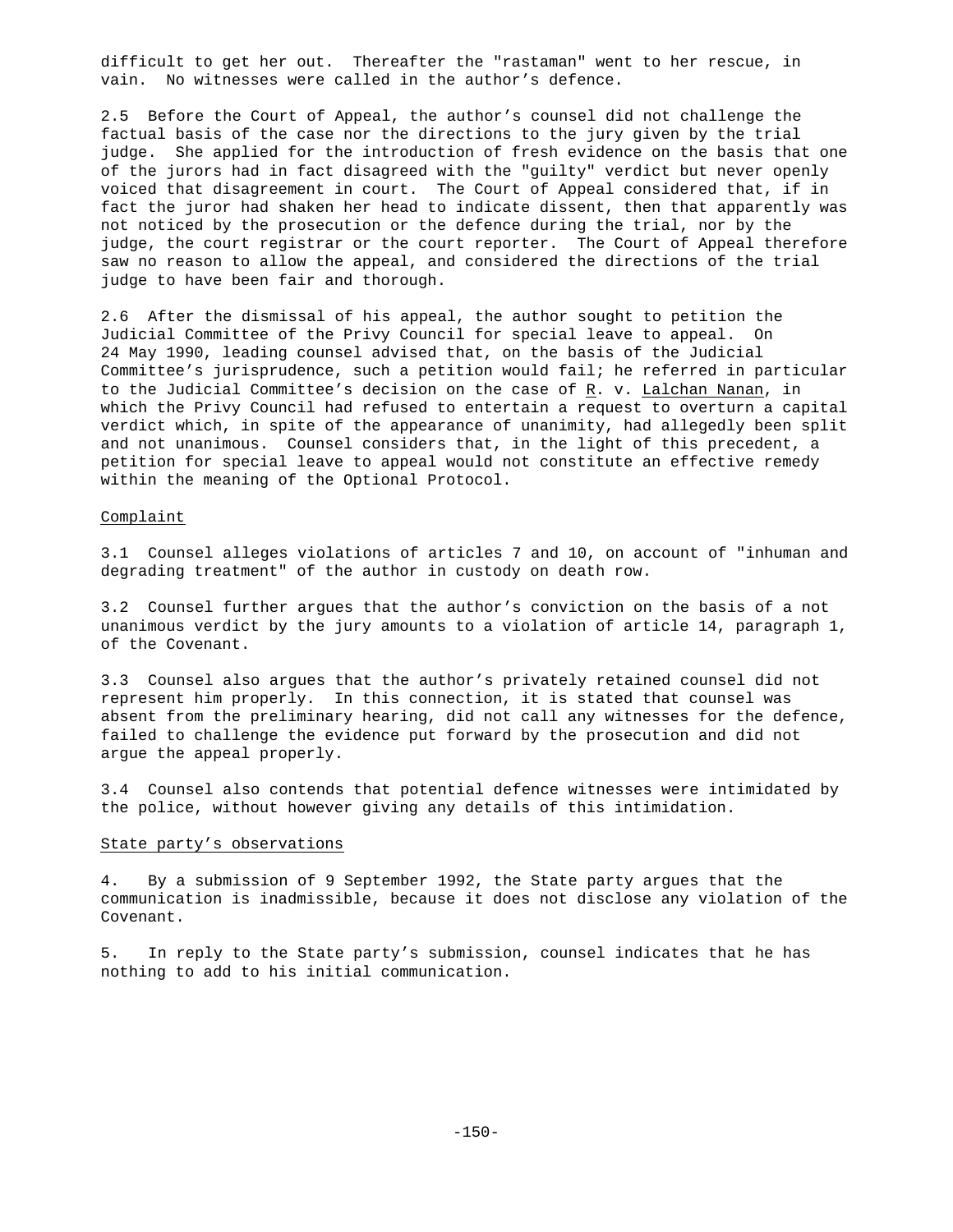difficult to get her out. Thereafter the "rastaman" went to her rescue, in vain. No witnesses were called in the author's defence.

2.5 Before the Court of Appeal, the author's counsel did not challenge the factual basis of the case nor the directions to the jury given by the trial judge. She applied for the introduction of fresh evidence on the basis that one of the jurors had in fact disagreed with the "guilty" verdict but never openly voiced that disagreement in court. The Court of Appeal considered that, if in fact the juror had shaken her head to indicate dissent, then that apparently was not noticed by the prosecution or the defence during the trial, nor by the judge, the court registrar or the court reporter. The Court of Appeal therefore saw no reason to allow the appeal, and considered the directions of the trial judge to have been fair and thorough.

2.6 After the dismissal of his appeal, the author sought to petition the Judicial Committee of the Privy Council for special leave to appeal. On 24 May 1990, leading counsel advised that, on the basis of the Judicial Committee's jurisprudence, such a petition would fail; he referred in particular to the Judicial Committee's decision on the case of R. v. Lalchan Nanan, in which the Privy Council had refused to entertain a request to overturn a capital verdict which, in spite of the appearance of unanimity, had allegedly been split and not unanimous. Counsel considers that, in the light of this precedent, a petition for special leave to appeal would not constitute an effective remedy within the meaning of the Optional Protocol.

## Complaint

3.1 Counsel alleges violations of articles 7 and 10, on account of "inhuman and degrading treatment" of the author in custody on death row.

3.2 Counsel further argues that the author's conviction on the basis of a not unanimous verdict by the jury amounts to a violation of article 14, paragraph 1, of the Covenant.

3.3 Counsel also argues that the author's privately retained counsel did not represent him properly. In this connection, it is stated that counsel was absent from the preliminary hearing, did not call any witnesses for the defence, failed to challenge the evidence put forward by the prosecution and did not argue the appeal properly.

3.4 Counsel also contends that potential defence witnesses were intimidated by the police, without however giving any details of this intimidation.

## State party's observations

4. By a submission of 9 September 1992, the State party argues that the communication is inadmissible, because it does not disclose any violation of the Covenant.

5. In reply to the State party's submission, counsel indicates that he has nothing to add to his initial communication.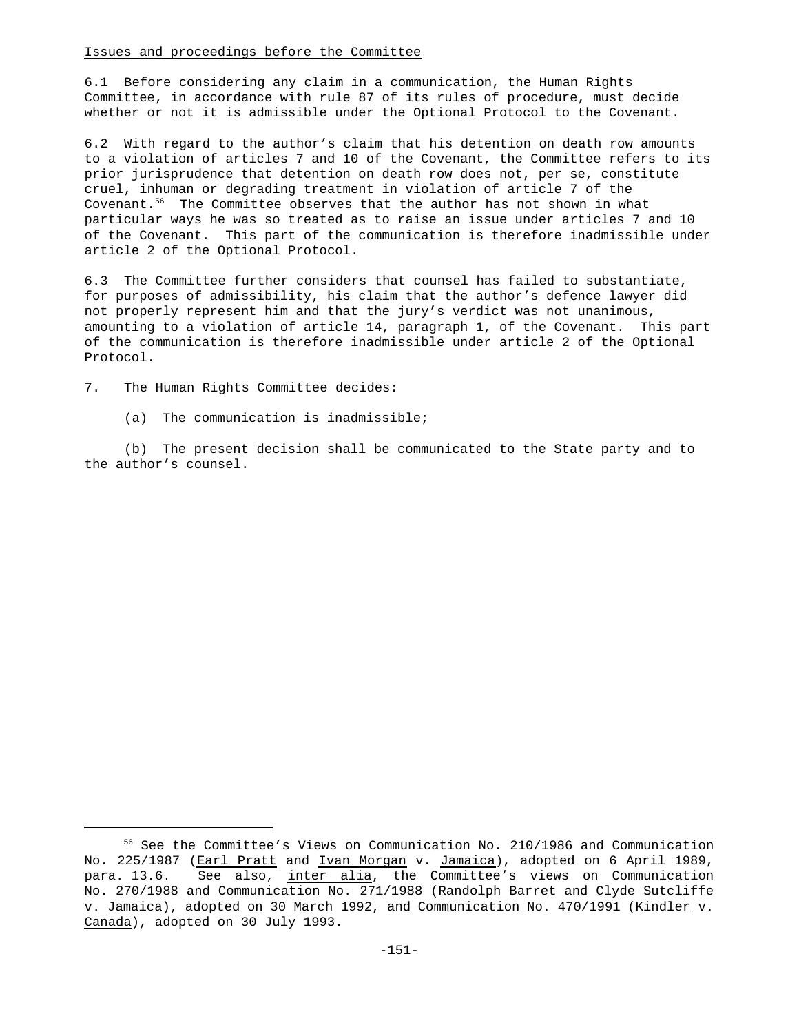Issues and proceedings before the Committee

6.1 Before considering any claim in a communication, the Human Rights Committee, in accordance with rule 87 of its rules of procedure, must decide whether or not it is admissible under the Optional Protocol to the Covenant.

6.2 With regard to the author's claim that his detention on death row amounts to a violation of articles 7 and 10 of the Covenant, the Committee refers to its prior jurisprudence that detention on death row does not, per se, constitute cruel, inhuman or degrading treatment in violation of article 7 of the Covenant.[56] The Committee observes that the author has not shown in what particular ways he was so treated as to raise an issue under articles 7 and 10 of the Covenant. This part of the communication is therefore inadmissible under article 2 of the Optional Protocol.

6.3 The Committee further considers that counsel has failed to substantiate, for purposes of admissibility, his claim that the author's defence lawyer did not properly represent him and that the jury's verdict was not unanimous, amounting to a violation of article 14, paragraph 1, of the Covenant. This part of the communication is therefore inadmissible under article 2 of the Optional Protocol.

7. The Human Rights Committee decides:

(a) The communication is inadmissible;

(b) The present decision shall be communicated to the State party and to the author's counsel.

---

[56] See the Committee's Views on Communication No. 210/1986 and Communication No. 225/1987 (Earl Pratt and Ivan Morgan v. Jamaica), adopted on 6 April 1989, para. 13.6. See also, *inter alia*, the Committee's views on Communication No. 270/1988 and Communication No. 271/1988 (Randolph Barret and Clyde Sutcliffe v. Jamaica), adopted on 30 March 1992, and Communication No. 470/1991 (Kindler v. Canada), adopted on 30 July 1993.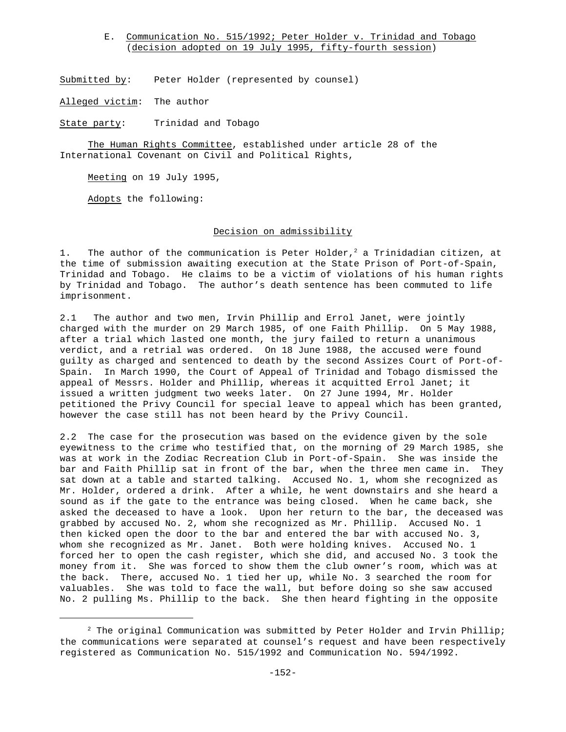### E. Communication No. 515/1992; Peter Holder v. Trinidad and Tobago (decision adopted on 19 July 1995, fifty-fourth session)

Submitted by: Peter Holder (represented by counsel)

Alleged victim: The author

State party: Trinidad and Tobago

The Human Rights Committee, established under article 28 of the International Covenant on Civil and Political Rights,

Meeting on 19 July 1995,

Adopts the following:

#### Decision on admissibility

1. The author of the communication is Peter Holder,[2] a Trinidadian citizen, at the time of submission awaiting execution at the State Prison of Port-of-Spain, Trinidad and Tobago. He claims to be a victim of violations of his human rights by Trinidad and Tobago. The author's death sentence has been commuted to life imprisonment.

2.1 The author and two men, Irvin Phillip and Errol Janet, were jointly charged with the murder on 29 March 1985, of one Faith Phillip. On 5 May 1988, after a trial which lasted one month, the jury failed to return a unanimous verdict, and a retrial was ordered. On 18 June 1988, the accused were found guilty as charged and sentenced to death by the second Assizes Court of Port-of-Spain. In March 1990, the Court of Appeal of Trinidad and Tobago dismissed the appeal of Messrs. Holder and Phillip, whereas it acquitted Errol Janet; it issued a written judgment two weeks later. On 27 June 1994, Mr. Holder petitioned the Privy Council for special leave to appeal which has been granted, however the case still has not been heard by the Privy Council.

2.2 The case for the prosecution was based on the evidence given by the sole eyewitness to the crime who testified that, on the morning of 29 March 1985, she was at work in the Zodiac Recreation Club in Port-of-Spain. She was inside the bar and Faith Phillip sat in front of the bar, when the three men came in. They sat down at a table and started talking. Accused No. 1, whom she recognized as Mr. Holder, ordered a drink. After a while, he went downstairs and she heard a sound as if the gate to the entrance was being closed. When he came back, she asked the deceased to have a look. Upon her return to the bar, the deceased was grabbed by accused No. 2, whom she recognized as Mr. Phillip. Accused No. 1 then kicked open the door to the bar and entered the bar with accused No. 3, whom she recognized as Mr. Janet. Both were holding knives. Accused No. 1 forced her to open the cash register, which she did, and accused No. 3 took the money from it. She was forced to show them the club owner's room, which was at the back. There, accused No. 1 tied her up, while No. 3 searched the room for valuables. She was told to face the wall, but before doing so she saw accused No. 2 pulling Ms. Phillip to the back. She then heard fighting in the opposite

[2] The original Communication was submitted by Peter Holder and Irvin Phillip; the communications were separated at counsel's request and have been respectively registered as Communication No. 515/1992 and Communication No. 594/1992.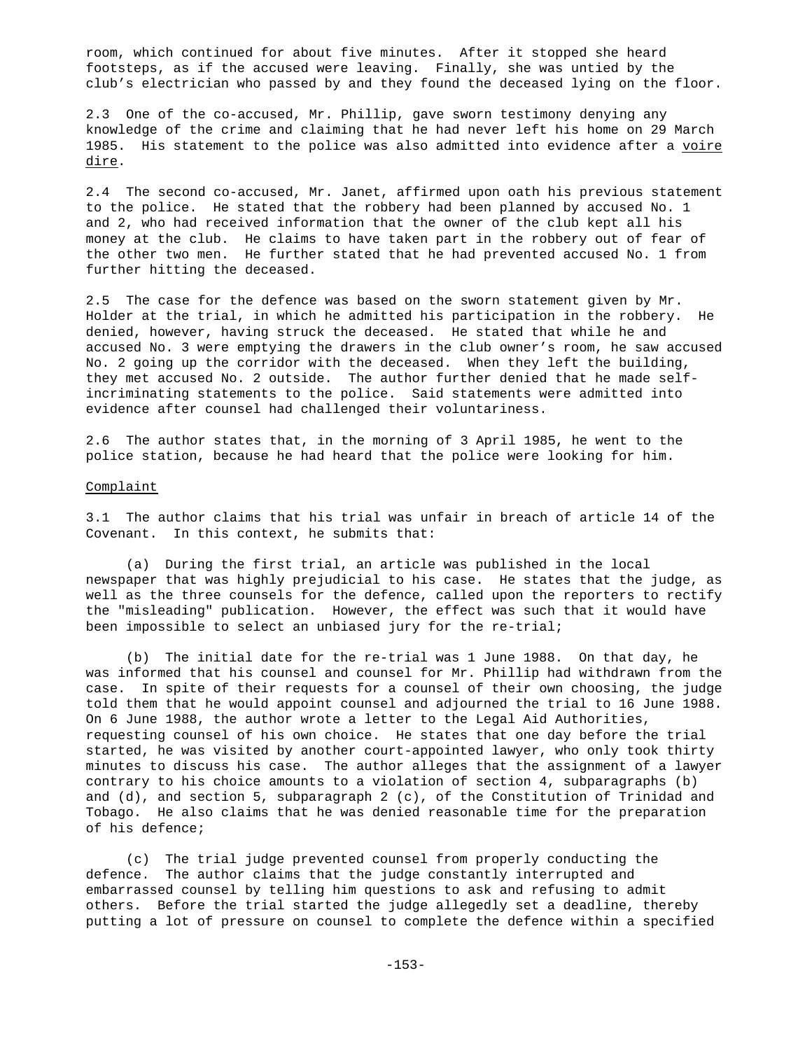room, which continued for about five minutes. After it stopped she heard footsteps, as if the accused were leaving. Finally, she was untied by the club's electrician who passed by and they found the deceased lying on the floor.

2.3 One of the co-accused, Mr. Phillip, gave sworn testimony denying any knowledge of the crime and claiming that he had never left his home on 29 March 1985. His statement to the police was also admitted into evidence after a voire dire.

2.4 The second co-accused, Mr. Janet, affirmed upon oath his previous statement to the police. He stated that the robbery had been planned by accused No. 1 and 2, who had received information that the owner of the club kept all his money at the club. He claims to have taken part in the robbery out of fear of the other two men. He further stated that he had prevented accused No. 1 from further hitting the deceased.

2.5 The case for the defence was based on the sworn statement given by Mr. Holder at the trial, in which he admitted his participation in the robbery. He denied, however, having struck the deceased. He stated that while he and accused No. 3 were emptying the drawers in the club owner's room, he saw accused No. 2 going up the corridor with the deceased. When they left the building, they met accused No. 2 outside. The author further denied that he made self-incriminating statements to the police. Said statements were admitted into evidence after counsel had challenged their voluntariness.

2.6 The author states that, in the morning of 3 April 1985, he went to the police station, because he had heard that the police were looking for him.

Complaint

3.1 The author claims that his trial was unfair in breach of article 14 of the Covenant. In this context, he submits that:

(a) During the first trial, an article was published in the local newspaper that was highly prejudicial to his case. He states that the judge, as well as the three counsels for the defence, called upon the reporters to rectify the "misleading" publication. However, the effect was such that it would have been impossible to select an unbiased jury for the re-trial;

(b) The initial date for the re-trial was 1 June 1988. On that day, he was informed that his counsel and counsel for Mr. Phillip had withdrawn from the case. In spite of their requests for a counsel of their own choosing, the judge told them that he would appoint counsel and adjourned the trial to 16 June 1988. On 6 June 1988, the author wrote a letter to the Legal Aid Authorities, requesting counsel of his own choice. He states that one day before the trial started, he was visited by another court-appointed lawyer, who only took thirty minutes to discuss his case. The author alleges that the assignment of a lawyer contrary to his choice amounts to a violation of section 4, subparagraphs (b) and (d), and section 5, subparagraph 2 (c), of the Constitution of Trinidad and Tobago. He also claims that he was denied reasonable time for the preparation of his defence;

(c) The trial judge prevented counsel from properly conducting the defence. The author claims that the judge constantly interrupted and embarrassed counsel by telling him questions to ask and refusing to admit others. Before the trial started the judge allegedly set a deadline, thereby putting a lot of pressure on counsel to complete the defence within a specified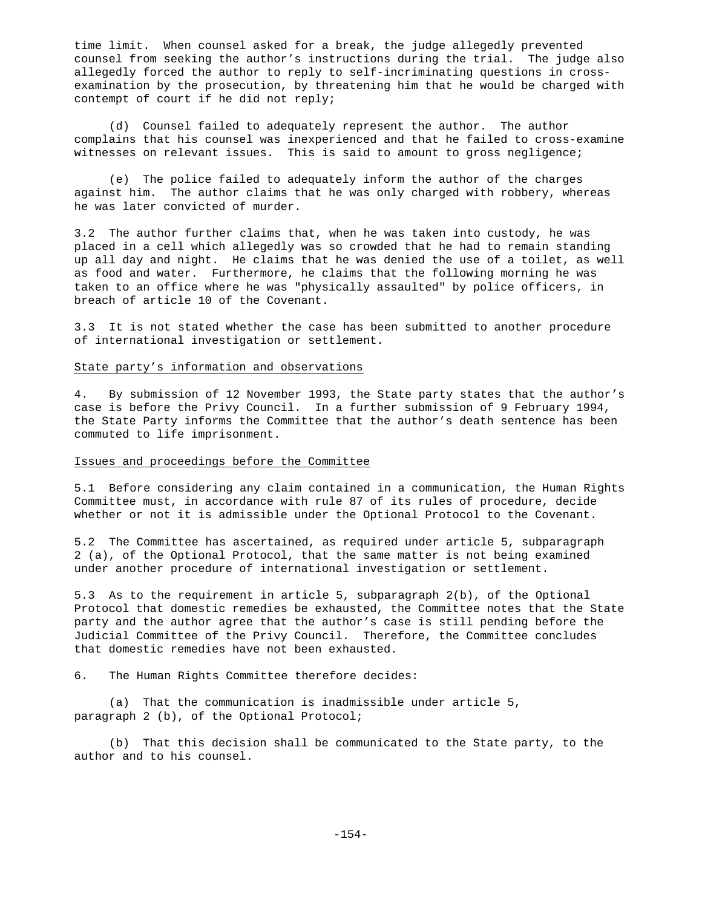time limit. When counsel asked for a break, the judge allegedly prevented counsel from seeking the author's instructions during the trial. The judge also allegedly forced the author to reply to self-incriminating questions in cross-examination by the prosecution, by threatening him that he would be charged with contempt of court if he did not reply;

(d) Counsel failed to adequately represent the author. The author complains that his counsel was inexperienced and that he failed to cross-examine witnesses on relevant issues. This is said to amount to gross negligence;

(e) The police failed to adequately inform the author of the charges against him. The author claims that he was only charged with robbery, whereas he was later convicted of murder.

3.2 The author further claims that, when he was taken into custody, he was placed in a cell which allegedly was so crowded that he had to remain standing up all day and night. He claims that he was denied the use of a toilet, as well as food and water. Furthermore, he claims that the following morning he was taken to an office where he was "physically assaulted" by police officers, in breach of article 10 of the Covenant.

3.3 It is not stated whether the case has been submitted to another procedure of international investigation or settlement.

## State party's information and observations

4. By submission of 12 November 1993, the State party states that the author's case is before the Privy Council. In a further submission of 9 February 1994, the State Party informs the Committee that the author's death sentence has been commuted to life imprisonment.

## Issues and proceedings before the Committee

5.1 Before considering any claim contained in a communication, the Human Rights Committee must, in accordance with rule 87 of its rules of procedure, decide whether or not it is admissible under the Optional Protocol to the Covenant.

5.2 The Committee has ascertained, as required under article 5, subparagraph 2 (a), of the Optional Protocol, that the same matter is not being examined under another procedure of international investigation or settlement.

5.3 As to the requirement in article 5, subparagraph 2(b), of the Optional Protocol that domestic remedies be exhausted, the Committee notes that the State party and the author agree that the author's case is still pending before the Judicial Committee of the Privy Council. Therefore, the Committee concludes that domestic remedies have not been exhausted.

6. The Human Rights Committee therefore decides:

(a) That the communication is inadmissible under article 5, paragraph 2 (b), of the Optional Protocol;

(b) That this decision shall be communicated to the State party, to the author and to his counsel.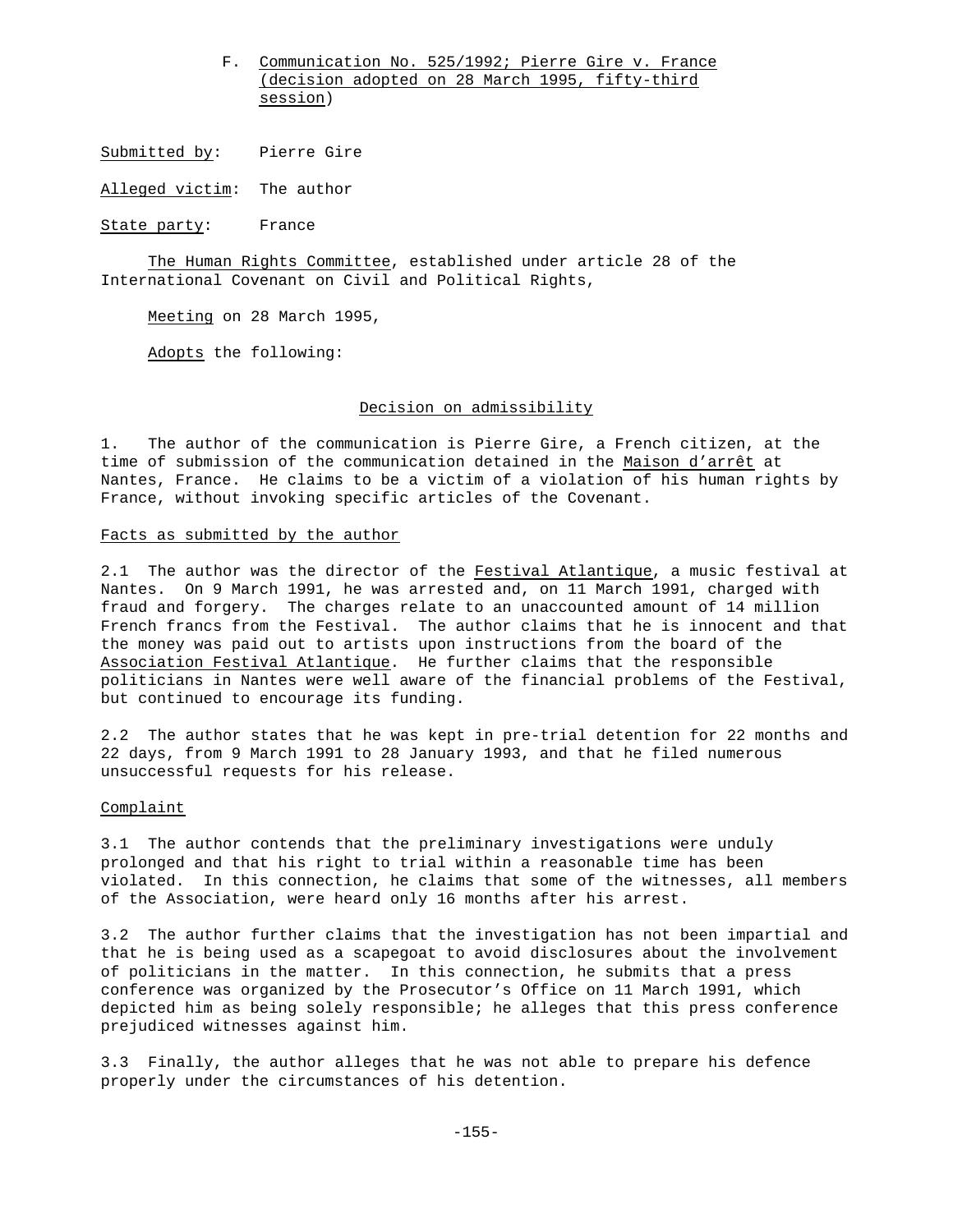### F. Communication No. 525/1992; Pierre Gire v. France (decision adopted on 28 March 1995, fifty-third session)

Submitted by: Pierre Gire

Alleged victim: The author

State party: France

The Human Rights Committee, established under article 28 of the International Covenant on Civil and Political Rights,

Meeting on 28 March 1995,

Adopts the following:

#### Decision on admissibility

1. The author of the communication is Pierre Gire, a French citizen, at the time of submission of the communication detained in the *Maison d'arrêt* at Nantes, France. He claims to be a victim of a violation of his human rights by France, without invoking specific articles of the Covenant.

#### Facts as submitted by the author

2.1 The author was the director of the *Festival Atlantique*, a music festival at Nantes. On 9 March 1991, he was arrested and, on 11 March 1991, charged with fraud and forgery. The charges relate to an unaccounted amount of 14 million French francs from the Festival. The author claims that he is innocent and that the money was paid out to artists upon instructions from the board of the *Association Festival Atlantique*. He further claims that the responsible politicians in Nantes were well aware of the financial problems of the Festival, but continued to encourage its funding.

2.2 The author states that he was kept in pre-trial detention for 22 months and 22 days, from 9 March 1991 to 28 January 1993, and that he filed numerous unsuccessful requests for his release.

#### Complaint

3.1 The author contends that the preliminary investigations were unduly prolonged and that his right to trial within a reasonable time has been violated. In this connection, he claims that some of the witnesses, all members of the Association, were heard only 16 months after his arrest.

3.2 The author further claims that the investigation has not been impartial and that he is being used as a scapegoat to avoid disclosures about the involvement of politicians in the matter. In this connection, he submits that a press conference was organized by the Prosecutor's Office on 11 March 1991, which depicted him as being solely responsible; he alleges that this press conference prejudiced witnesses against him.

3.3 Finally, the author alleges that he was not able to prepare his defence properly under the circumstances of his detention.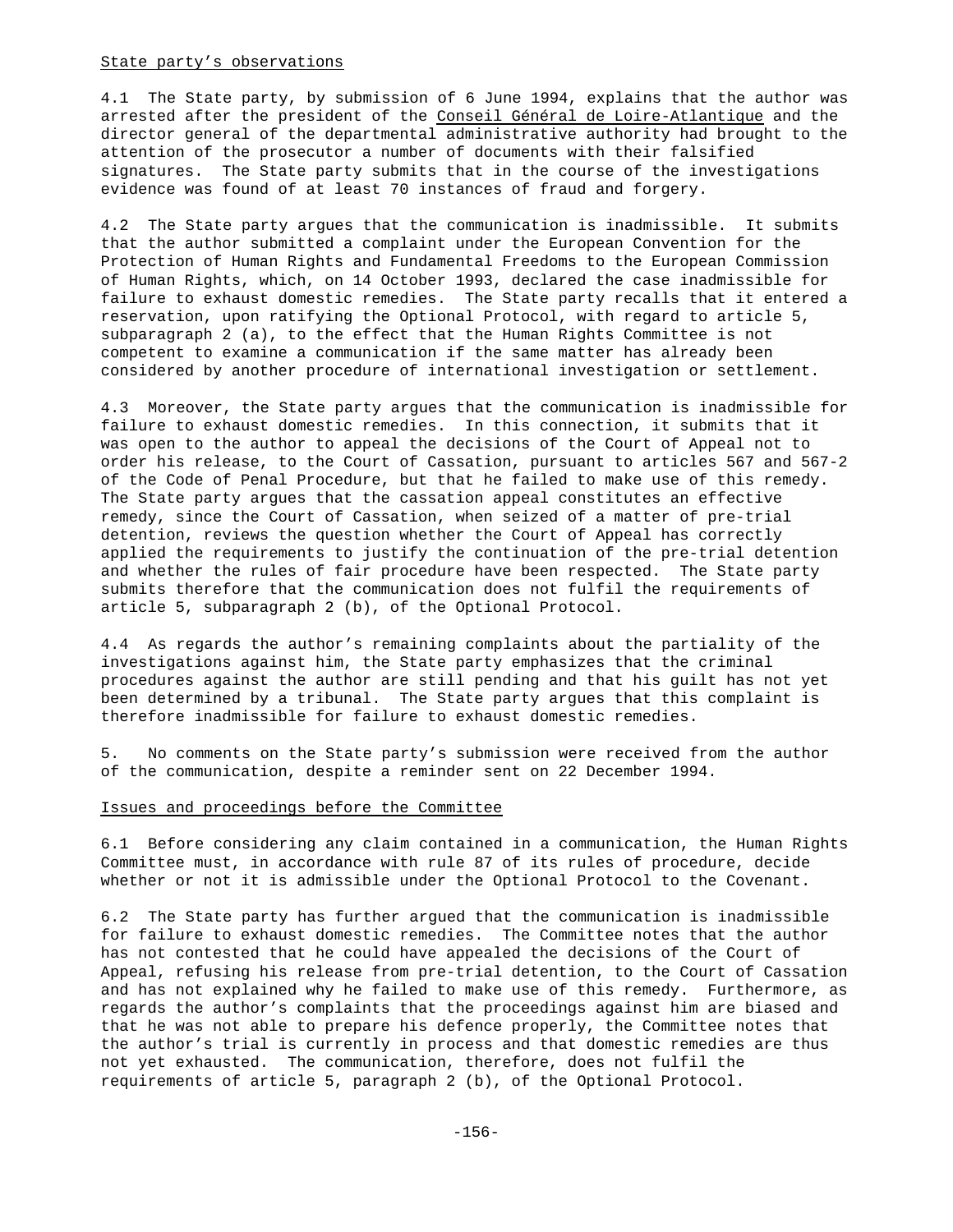State party's observations

4.1 The State party, by submission of 6 June 1994, explains that the author was arrested after the president of the Conseil Général de Loire-Atlantique and the director general of the departmental administrative authority had brought to the attention of the prosecutor a number of documents with their falsified signatures. The State party submits that in the course of the investigations evidence was found of at least 70 instances of fraud and forgery.

4.2 The State party argues that the communication is inadmissible. It submits that the author submitted a complaint under the European Convention for the Protection of Human Rights and Fundamental Freedoms to the European Commission of Human Rights, which, on 14 October 1993, declared the case inadmissible for failure to exhaust domestic remedies. The State party recalls that it entered a reservation, upon ratifying the Optional Protocol, with regard to article 5, subparagraph 2 (a), to the effect that the Human Rights Committee is not competent to examine a communication if the same matter has already been considered by another procedure of international investigation or settlement.

4.3 Moreover, the State party argues that the communication is inadmissible for failure to exhaust domestic remedies. In this connection, it submits that it was open to the author to appeal the decisions of the Court of Appeal not to order his release, to the Court of Cassation, pursuant to articles 567 and 567-2 of the Code of Penal Procedure, but that he failed to make use of this remedy. The State party argues that the cassation appeal constitutes an effective remedy, since the Court of Cassation, when seized of a matter of pre-trial detention, reviews the question whether the Court of Appeal has correctly applied the requirements to justify the continuation of the pre-trial detention and whether the rules of fair procedure have been respected. The State party submits therefore that the communication does not fulfil the requirements of article 5, subparagraph 2 (b), of the Optional Protocol.

4.4 As regards the author's remaining complaints about the partiality of the investigations against him, the State party emphasizes that the criminal procedures against the author are still pending and that his guilt has not yet been determined by a tribunal. The State party argues that this complaint is therefore inadmissible for failure to exhaust domestic remedies.

5. No comments on the State party's submission were received from the author of the communication, despite a reminder sent on 22 December 1994.

Issues and proceedings before the Committee

6.1 Before considering any claim contained in a communication, the Human Rights Committee must, in accordance with rule 87 of its rules of procedure, decide whether or not it is admissible under the Optional Protocol to the Covenant.

6.2 The State party has further argued that the communication is inadmissible for failure to exhaust domestic remedies. The Committee notes that the author has not contested that he could have appealed the decisions of the Court of Appeal, refusing his release from pre-trial detention, to the Court of Cassation and has not explained why he failed to make use of this remedy. Furthermore, as regards the author's complaints that the proceedings against him are biased and that he was not able to prepare his defence properly, the Committee notes that the author's trial is currently in process and that domestic remedies are thus not yet exhausted. The communication, therefore, does not fulfil the requirements of article 5, paragraph 2 (b), of the Optional Protocol.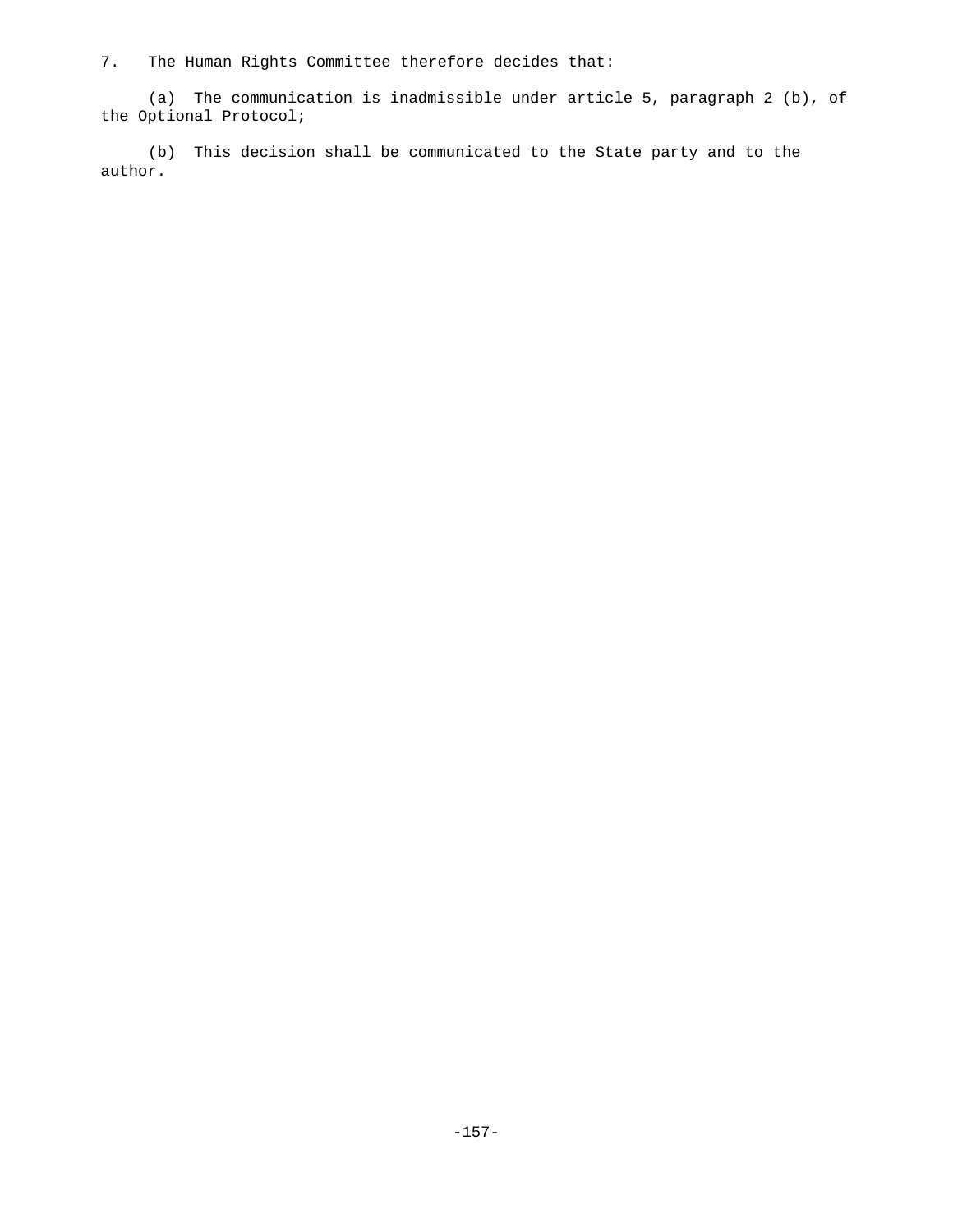7. The Human Rights Committee therefore decides that:

(a) The communication is inadmissible under article 5, paragraph 2 (b), of the Optional Protocol;

(b) This decision shall be communicated to the State party and to the author.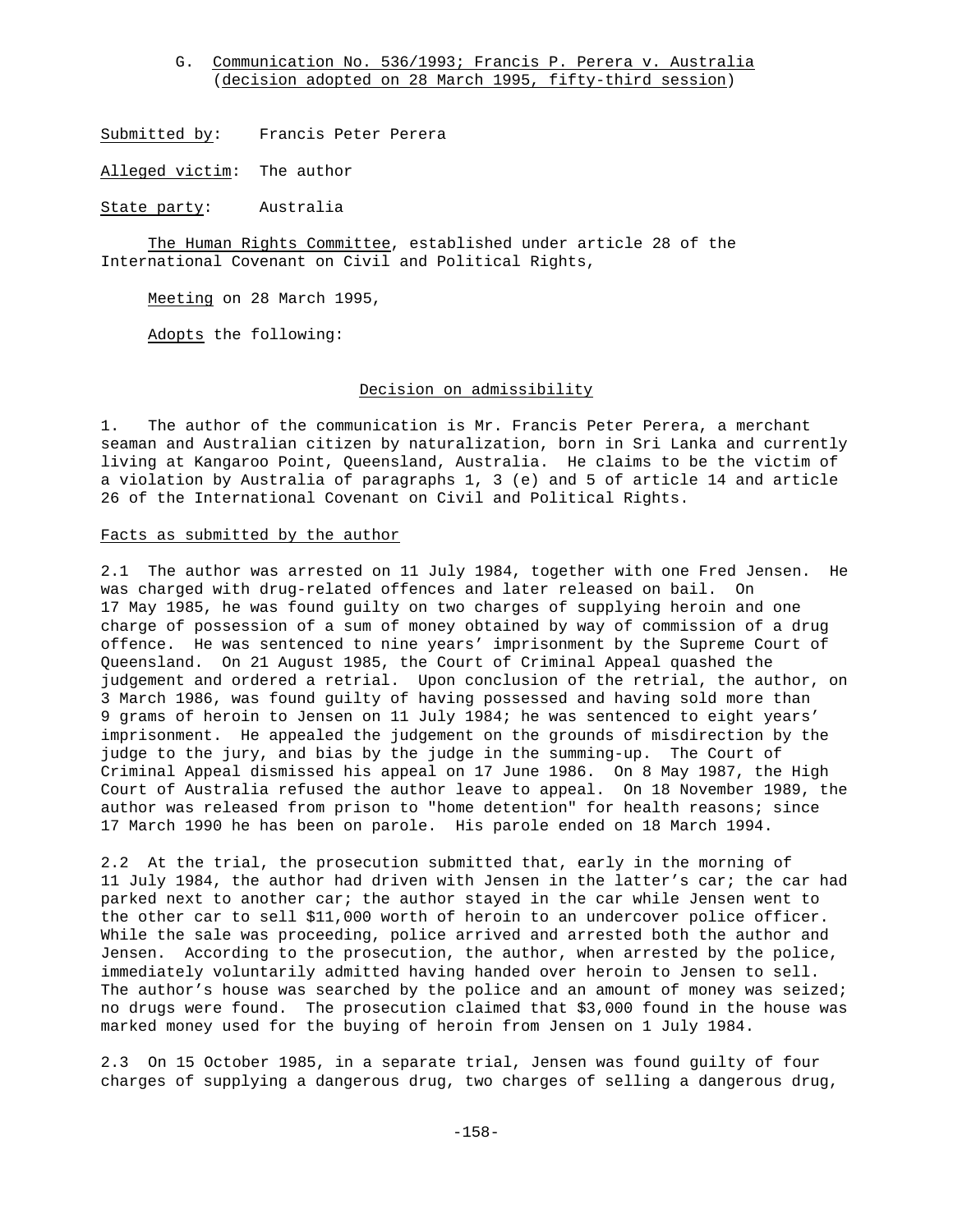## G. Communication No. 536/1993; Francis P. Perera v. Australia (decision adopted on 28 March 1995, fifty-third session)

Submitted by: Francis Peter Perera

Alleged victim: The author

State party: Australia

The Human Rights Committee, established under article 28 of the International Covenant on Civil and Political Rights,

Meeting on 28 March 1995,

Adopts the following:

### Decision on admissibility

1. The author of the communication is Mr. Francis Peter Perera, a merchant seaman and Australian citizen by naturalization, born in Sri Lanka and currently living at Kangaroo Point, Queensland, Australia. He claims to be the victim of a violation by Australia of paragraphs 1, 3 (e) and 5 of article 14 and article 26 of the International Covenant on Civil and Political Rights.

#### Facts as submitted by the author

2.1 The author was arrested on 11 July 1984, together with one Fred Jensen. He was charged with drug-related offences and later released on bail. On 17 May 1985, he was found guilty on two charges of supplying heroin and one charge of possession of a sum of money obtained by way of commission of a drug offence. He was sentenced to nine years' imprisonment by the Supreme Court of Queensland. On 21 August 1985, the Court of Criminal Appeal quashed the judgement and ordered a retrial. Upon conclusion of the retrial, the author, on 3 March 1986, was found guilty of having possessed and having sold more than 9 grams of heroin to Jensen on 11 July 1984; he was sentenced to eight years' imprisonment. He appealed the judgement on the grounds of misdirection by the judge to the jury, and bias by the judge in the summing-up. The Court of Criminal Appeal dismissed his appeal on 17 June 1986. On 8 May 1987, the High Court of Australia refused the author leave to appeal. On 18 November 1989, the author was released from prison to "home detention" for health reasons; since 17 March 1990 he has been on parole. His parole ended on 18 March 1994.

2.2 At the trial, the prosecution submitted that, early in the morning of 11 July 1984, the author had driven with Jensen in the latter's car; the car had parked next to another car; the author stayed in the car while Jensen went to the other car to sell $11,000 worth of heroin to an undercover police officer. While the sale was proceeding, police arrived and arrested both the author and Jensen. According to the prosecution, the author, when arrested by the police, immediately voluntarily admitted having handed over heroin to Jensen to sell. The author's house was searched by the police and an amount of money was seized; no drugs were found. The prosecution claimed that $3,000 found in the house was marked money used for the buying of heroin from Jensen on 1 July 1984.

2.3 On 15 October 1985, in a separate trial, Jensen was found guilty of four charges of supplying a dangerous drug, two charges of selling a dangerous drug,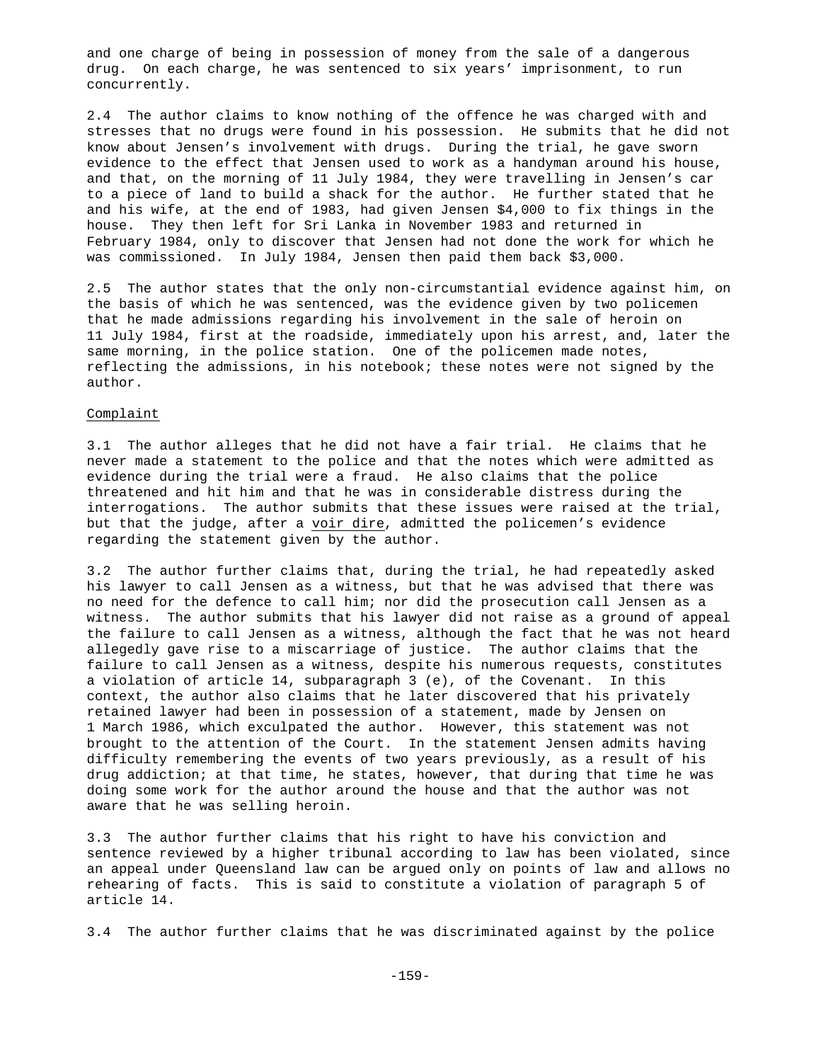and one charge of being in possession of money from the sale of a dangerous drug. On each charge, he was sentenced to six years' imprisonment, to run concurrently.

2.4 The author claims to know nothing of the offence he was charged with and stresses that no drugs were found in his possession. He submits that he did not know about Jensen's involvement with drugs. During the trial, he gave sworn evidence to the effect that Jensen used to work as a handyman around his house, and that, on the morning of 11 July 1984, they were travelling in Jensen's car to a piece of land to build a shack for the author. He further stated that he and his wife, at the end of 1983, had given Jensen $4,000 to fix things in the house. They then left for Sri Lanka in November 1983 and returned in February 1984, only to discover that Jensen had not done the work for which he was commissioned. In July 1984, Jensen then paid them back $3,000.

2.5 The author states that the only non-circumstantial evidence against him, on the basis of which he was sentenced, was the evidence given by two policemen that he made admissions regarding his involvement in the sale of heroin on 11 July 1984, first at the roadside, immediately upon his arrest, and, later the same morning, in the police station. One of the policemen made notes, reflecting the admissions, in his notebook; these notes were not signed by the author.

Complaint

3.1 The author alleges that he did not have a fair trial. He claims that he never made a statement to the police and that the notes which were admitted as evidence during the trial were a fraud. He also claims that the police threatened and hit him and that he was in considerable distress during the interrogations. The author submits that these issues were raised at the trial, but that the judge, after a voir dire, admitted the policemen's evidence regarding the statement given by the author.

3.2 The author further claims that, during the trial, he had repeatedly asked his lawyer to call Jensen as a witness, but that he was advised that there was no need for the defence to call him; nor did the prosecution call Jensen as a witness. The author submits that his lawyer did not raise as a ground of appeal the failure to call Jensen as a witness, although the fact that he was not heard allegedly gave rise to a miscarriage of justice. The author claims that the failure to call Jensen as a witness, despite his numerous requests, constitutes a violation of article 14, subparagraph 3 (e), of the Covenant. In this context, the author also claims that he later discovered that his privately retained lawyer had been in possession of a statement, made by Jensen on 1 March 1986, which exculpated the author. However, this statement was not brought to the attention of the Court. In the statement Jensen admits having difficulty remembering the events of two years previously, as a result of his drug addiction; at that time, he states, however, that during that time he was doing some work for the author around the house and that the author was not aware that he was selling heroin.

3.3 The author further claims that his right to have his conviction and sentence reviewed by a higher tribunal according to law has been violated, since an appeal under Queensland law can be argued only on points of law and allows no rehearing of facts. This is said to constitute a violation of paragraph 5 of article 14.

3.4 The author further claims that he was discriminated against by the police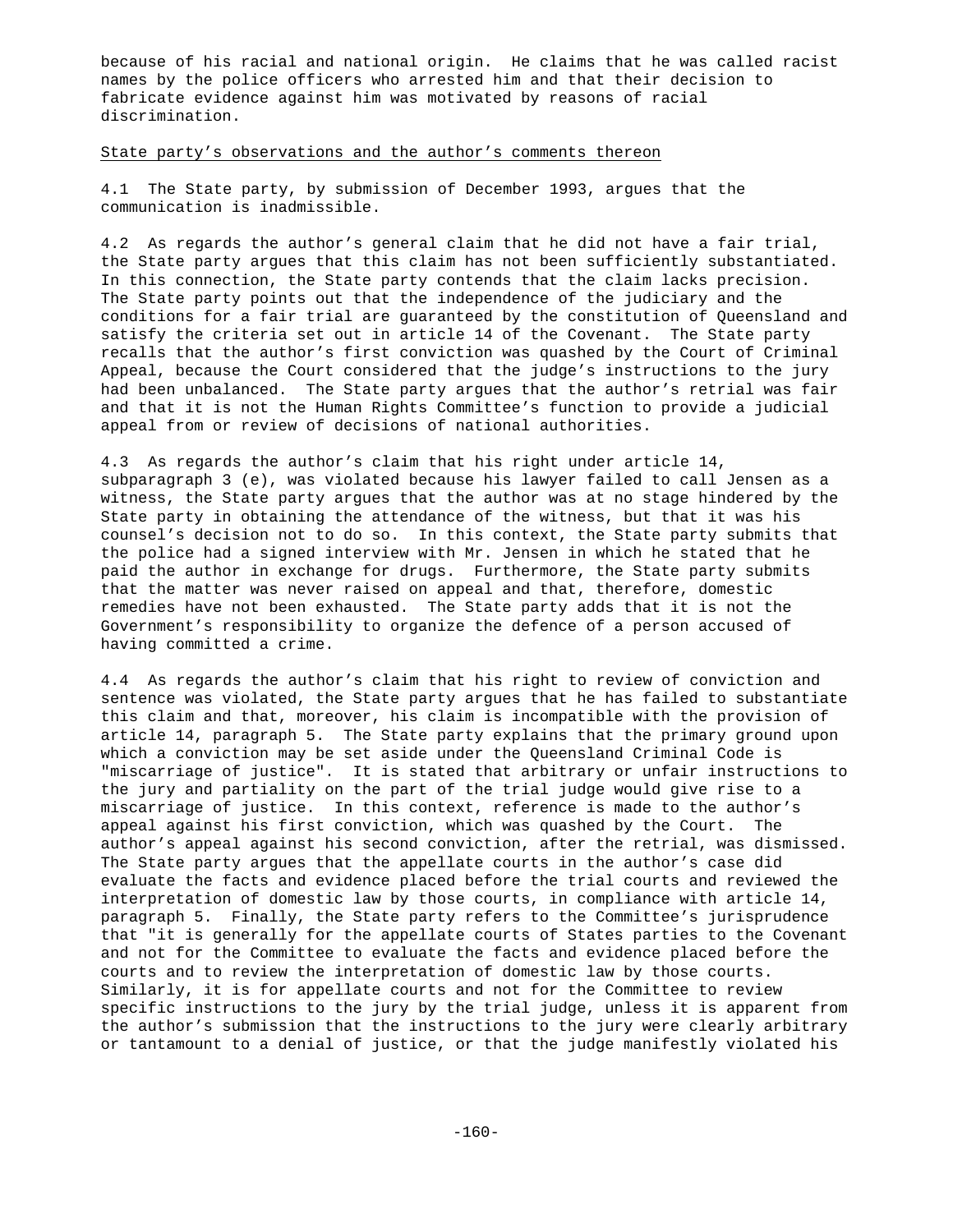because of his racial and national origin. He claims that he was called racist names by the police officers who arrested him and that their decision to fabricate evidence against him was motivated by reasons of racial discrimination.

State party's observations and the author's comments thereon

4.1 The State party, by submission of December 1993, argues that the communication is inadmissible.

4.2 As regards the author's general claim that he did not have a fair trial, the State party argues that this claim has not been sufficiently substantiated. In this connection, the State party contends that the claim lacks precision. The State party points out that the independence of the judiciary and the conditions for a fair trial are guaranteed by the constitution of Queensland and satisfy the criteria set out in article 14 of the Covenant. The State party recalls that the author's first conviction was quashed by the Court of Criminal Appeal, because the Court considered that the judge's instructions to the jury had been unbalanced. The State party argues that the author's retrial was fair and that it is not the Human Rights Committee's function to provide a judicial appeal from or review of decisions of national authorities.

4.3 As regards the author's claim that his right under article 14, subparagraph 3 (e), was violated because his lawyer failed to call Jensen as a witness, the State party argues that the author was at no stage hindered by the State party in obtaining the attendance of the witness, but that it was his counsel's decision not to do so. In this context, the State party submits that the police had a signed interview with Mr. Jensen in which he stated that he paid the author in exchange for drugs. Furthermore, the State party submits that the matter was never raised on appeal and that, therefore, domestic remedies have not been exhausted. The State party adds that it is not the Government's responsibility to organize the defence of a person accused of having committed a crime.

4.4 As regards the author's claim that his right to review of conviction and sentence was violated, the State party argues that he has failed to substantiate this claim and that, moreover, his claim is incompatible with the provision of article 14, paragraph 5. The State party explains that the primary ground upon which a conviction may be set aside under the Queensland Criminal Code is "miscarriage of justice". It is stated that arbitrary or unfair instructions to the jury and partiality on the part of the trial judge would give rise to a miscarriage of justice. In this context, reference is made to the author's appeal against his first conviction, which was quashed by the Court. The author's appeal against his second conviction, after the retrial, was dismissed. The State party argues that the appellate courts in the author's case did evaluate the facts and evidence placed before the trial courts and reviewed the interpretation of domestic law by those courts, in compliance with article 14, paragraph 5. Finally, the State party refers to the Committee's jurisprudence that "it is generally for the appellate courts of States parties to the Covenant and not for the Committee to evaluate the facts and evidence placed before the courts and to review the interpretation of domestic law by those courts. Similarly, it is for appellate courts and not for the Committee to review specific instructions to the jury by the trial judge, unless it is apparent from the author's submission that the instructions to the jury were clearly arbitrary or tantamount to a denial of justice, or that the judge manifestly violated his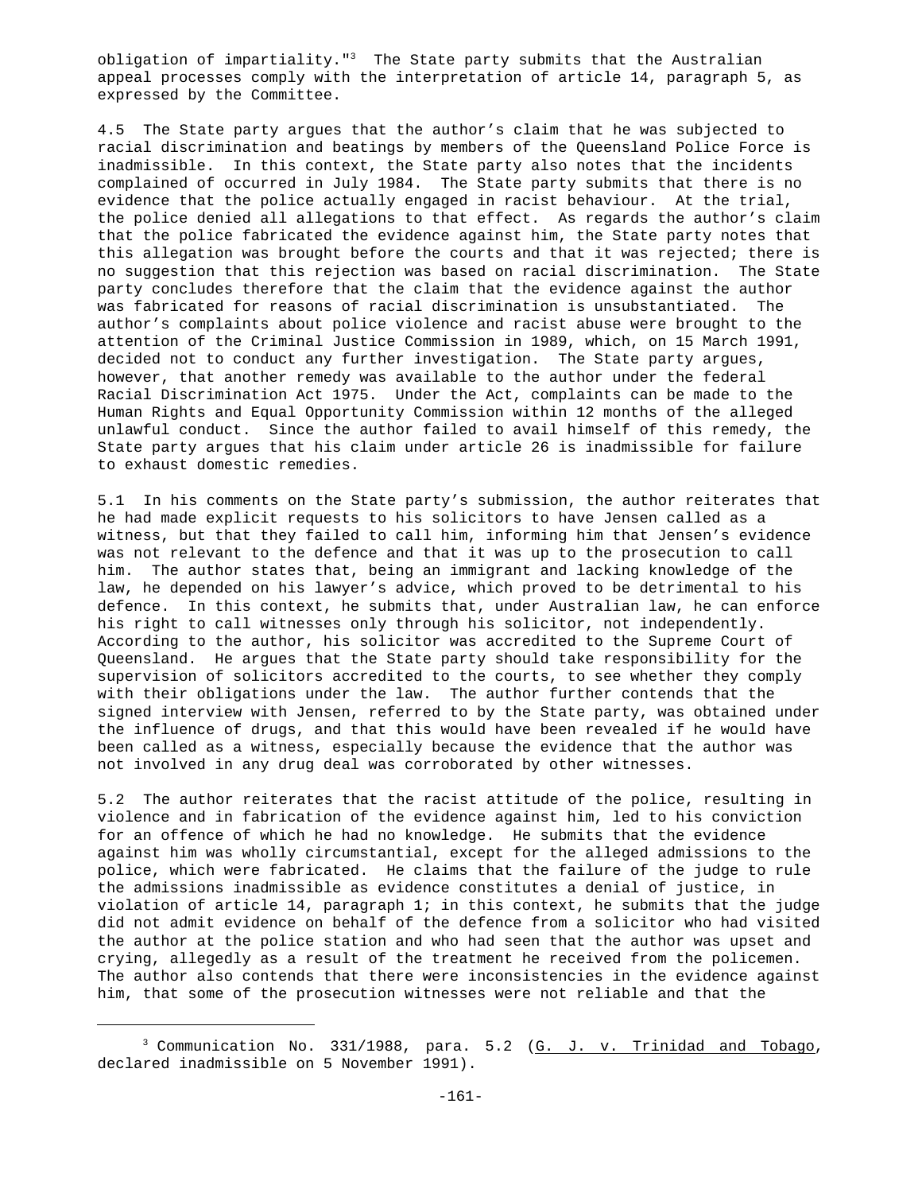obligation of impartiality."[3] The State party submits that the Australian appeal processes comply with the interpretation of article 14, paragraph 5, as expressed by the Committee.

4.5 The State party argues that the author's claim that he was subjected to racial discrimination and beatings by members of the Queensland Police Force is inadmissible. In this context, the State party also notes that the incidents complained of occurred in July 1984. The State party submits that there is no evidence that the police actually engaged in racist behaviour. At the trial, the police denied all allegations to that effect. As regards the author's claim that the police fabricated the evidence against him, the State party notes that this allegation was brought before the courts and that it was rejected; there is no suggestion that this rejection was based on racial discrimination. The State party concludes therefore that the claim that the evidence against the author was fabricated for reasons of racial discrimination is unsubstantiated. The author's complaints about police violence and racist abuse were brought to the attention of the Criminal Justice Commission in 1989, which, on 15 March 1991, decided not to conduct any further investigation. The State party argues, however, that another remedy was available to the author under the federal Racial Discrimination Act 1975. Under the Act, complaints can be made to the Human Rights and Equal Opportunity Commission within 12 months of the alleged unlawful conduct. Since the author failed to avail himself of this remedy, the State party argues that his claim under article 26 is inadmissible for failure to exhaust domestic remedies.

5.1 In his comments on the State party's submission, the author reiterates that he had made explicit requests to his solicitors to have Jensen called as a witness, but that they failed to call him, informing him that Jensen's evidence was not relevant to the defence and that it was up to the prosecution to call him. The author states that, being an immigrant and lacking knowledge of the law, he depended on his lawyer's advice, which proved to be detrimental to his defence. In this context, he submits that, under Australian law, he can enforce his right to call witnesses only through his solicitor, not independently. According to the author, his solicitor was accredited to the Supreme Court of Queensland. He argues that the State party should take responsibility for the supervision of solicitors accredited to the courts, to see whether they comply with their obligations under the law. The author further contends that the signed interview with Jensen, referred to by the State party, was obtained under the influence of drugs, and that this would have been revealed if he would have been called as a witness, especially because the evidence that the author was not involved in any drug deal was corroborated by other witnesses.

5.2 The author reiterates that the racist attitude of the police, resulting in violence and in fabrication of the evidence against him, led to his conviction for an offence of which he had no knowledge. He submits that the evidence against him was wholly circumstantial, except for the alleged admissions to the police, which were fabricated. He claims that the failure of the judge to rule the admissions inadmissible as evidence constitutes a denial of justice, in violation of article 14, paragraph 1; in this context, he submits that the judge did not admit evidence on behalf of the defence from a solicitor who had visited the author at the police station and who had seen that the author was upset and crying, allegedly as a result of the treatment he received from the policemen. The author also contends that there were inconsistencies in the evidence against him, that some of the prosecution witnesses were not reliable and that the

[3] Communication No. 331/1988, para. 5.2 (G. J. v. Trinidad and Tobago, declared inadmissible on 5 November 1991).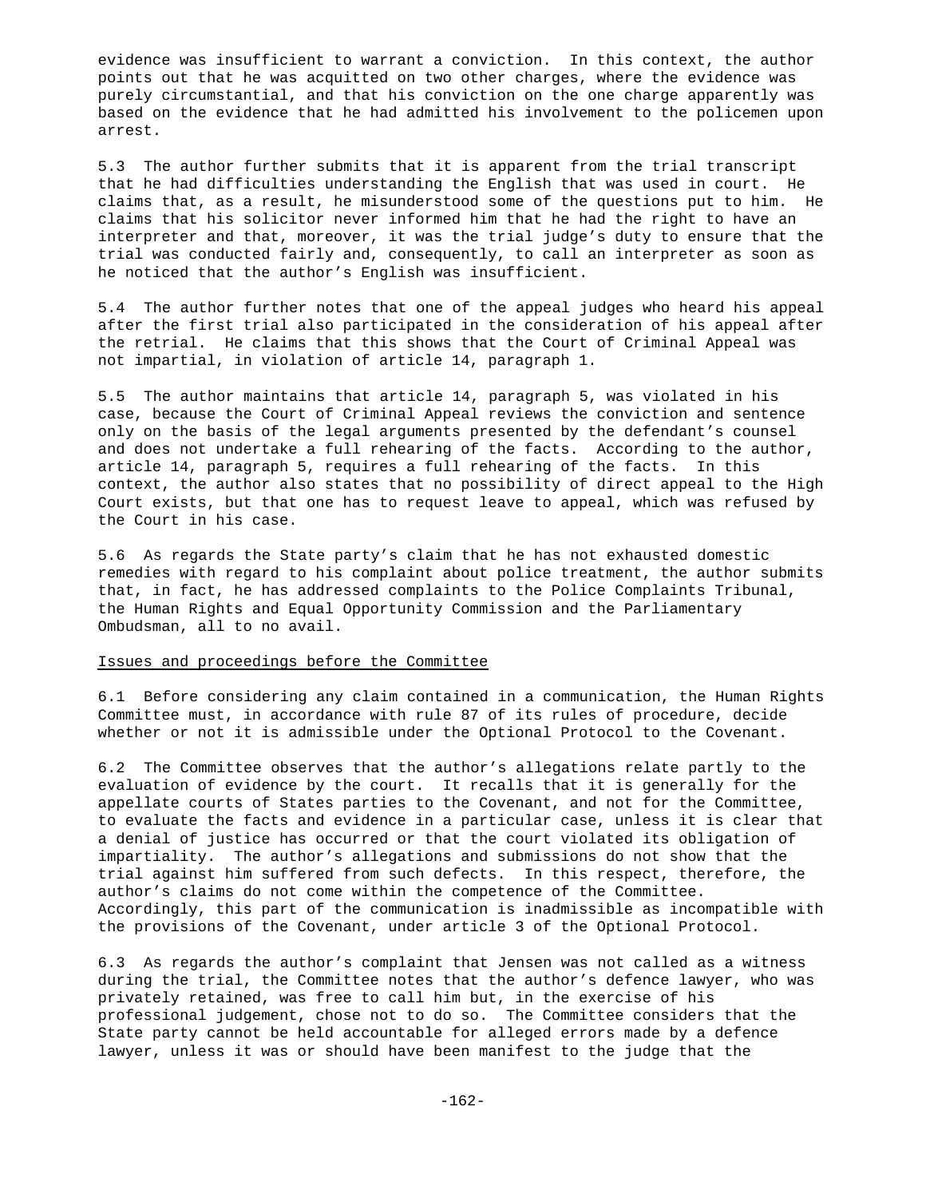evidence was insufficient to warrant a conviction. In this context, the author points out that he was acquitted on two other charges, where the evidence was purely circumstantial, and that his conviction on the one charge apparently was based on the evidence that he had admitted his involvement to the policemen upon arrest.

5.3 The author further submits that it is apparent from the trial transcript that he had difficulties understanding the English that was used in court. He claims that, as a result, he misunderstood some of the questions put to him. He claims that his solicitor never informed him that he had the right to have an interpreter and that, moreover, it was the trial judge's duty to ensure that the trial was conducted fairly and, consequently, to call an interpreter as soon as he noticed that the author's English was insufficient.

5.4 The author further notes that one of the appeal judges who heard his appeal after the first trial also participated in the consideration of his appeal after the retrial. He claims that this shows that the Court of Criminal Appeal was not impartial, in violation of article 14, paragraph 1.

5.5 The author maintains that article 14, paragraph 5, was violated in his case, because the Court of Criminal Appeal reviews the conviction and sentence only on the basis of the legal arguments presented by the defendant's counsel and does not undertake a full rehearing of the facts. According to the author, article 14, paragraph 5, requires a full rehearing of the facts. In this context, the author also states that no possibility of direct appeal to the High Court exists, but that one has to request leave to appeal, which was refused by the Court in his case.

5.6 As regards the State party's claim that he has not exhausted domestic remedies with regard to his complaint about police treatment, the author submits that, in fact, he has addressed complaints to the Police Complaints Tribunal, the Human Rights and Equal Opportunity Commission and the Parliamentary Ombudsman, all to no avail.

Issues and proceedings before the Committee

6.1 Before considering any claim contained in a communication, the Human Rights Committee must, in accordance with rule 87 of its rules of procedure, decide whether or not it is admissible under the Optional Protocol to the Covenant.

6.2 The Committee observes that the author's allegations relate partly to the evaluation of evidence by the court. It recalls that it is generally for the appellate courts of States parties to the Covenant, and not for the Committee, to evaluate the facts and evidence in a particular case, unless it is clear that a denial of justice has occurred or that the court violated its obligation of impartiality. The author's allegations and submissions do not show that the trial against him suffered from such defects. In this respect, therefore, the author's claims do not come within the competence of the Committee. Accordingly, this part of the communication is inadmissible as incompatible with the provisions of the Covenant, under article 3 of the Optional Protocol.

6.3 As regards the author's complaint that Jensen was not called as a witness during the trial, the Committee notes that the author's defence lawyer, who was privately retained, was free to call him but, in the exercise of his professional judgement, chose not to do so. The Committee considers that the State party cannot be held accountable for alleged errors made by a defence lawyer, unless it was or should have been manifest to the judge that the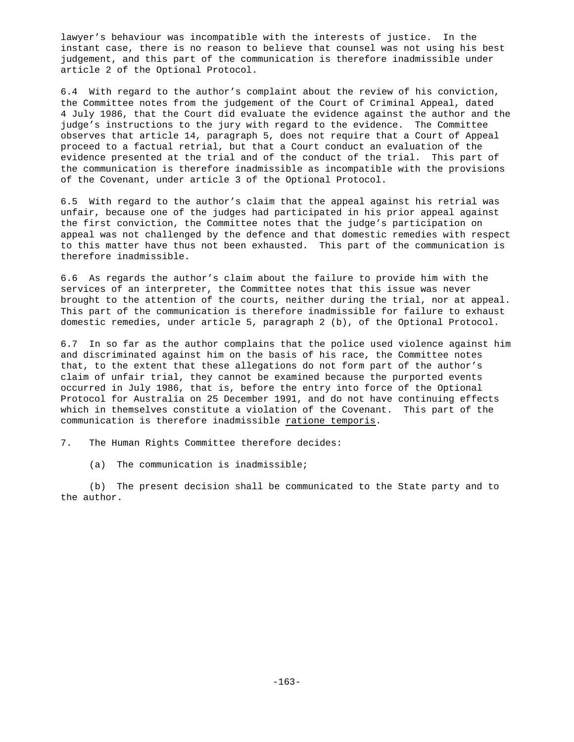lawyer's behaviour was incompatible with the interests of justice. In the instant case, there is no reason to believe that counsel was not using his best judgement, and this part of the communication is therefore inadmissible under article 2 of the Optional Protocol.

6.4 With regard to the author's complaint about the review of his conviction, the Committee notes from the judgement of the Court of Criminal Appeal, dated 4 July 1986, that the Court did evaluate the evidence against the author and the judge's instructions to the jury with regard to the evidence. The Committee observes that article 14, paragraph 5, does not require that a Court of Appeal proceed to a factual retrial, but that a Court conduct an evaluation of the evidence presented at the trial and of the conduct of the trial. This part of the communication is therefore inadmissible as incompatible with the provisions of the Covenant, under article 3 of the Optional Protocol.

6.5 With regard to the author's claim that the appeal against his retrial was unfair, because one of the judges had participated in his prior appeal against the first conviction, the Committee notes that the judge's participation on appeal was not challenged by the defence and that domestic remedies with respect to this matter have thus not been exhausted. This part of the communication is therefore inadmissible.

6.6 As regards the author's claim about the failure to provide him with the services of an interpreter, the Committee notes that this issue was never brought to the attention of the courts, neither during the trial, nor at appeal. This part of the communication is therefore inadmissible for failure to exhaust domestic remedies, under article 5, paragraph 2 (b), of the Optional Protocol.

6.7 In so far as the author complains that the police used violence against him and discriminated against him on the basis of his race, the Committee notes that, to the extent that these allegations do not form part of the author's claim of unfair trial, they cannot be examined because the purported events occurred in July 1986, that is, before the entry into force of the Optional Protocol for Australia on 25 December 1991, and do not have continuing effects which in themselves constitute a violation of the Covenant. This part of the communication is therefore inadmissible _ratione temporis_.

7. The Human Rights Committee therefore decides:

(a) The communication is inadmissible;

(b) The present decision shall be communicated to the State party and to the author.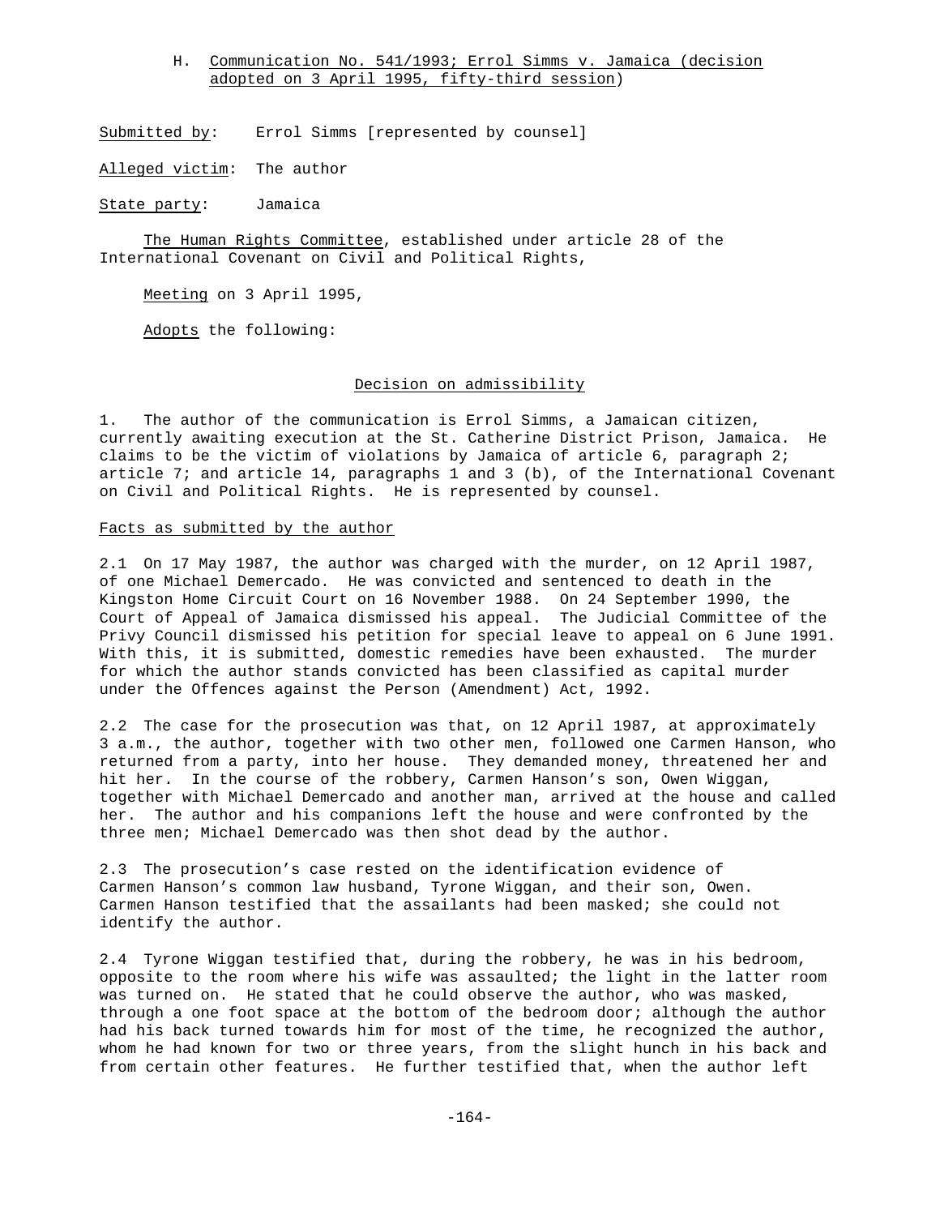### H. Communication No. 541/1993; Errol Simms v. Jamaica (decision adopted on 3 April 1995, fifty-third session)

Submitted by: Errol Simms [represented by counsel]

Alleged victim: The author

State party: Jamaica

The Human Rights Committee, established under article 28 of the International Covenant on Civil and Political Rights,

Meeting on 3 April 1995,

Adopts the following:

#### Decision on admissibility

1. The author of the communication is Errol Simms, a Jamaican citizen, currently awaiting execution at the St. Catherine District Prison, Jamaica. He claims to be the victim of violations by Jamaica of article 6, paragraph 2; article 7; and article 14, paragraphs 1 and 3 (b), of the International Covenant on Civil and Political Rights. He is represented by counsel.

#### Facts as submitted by the author

2.1 On 17 May 1987, the author was charged with the murder, on 12 April 1987, of one Michael Demercado. He was convicted and sentenced to death in the Kingston Home Circuit Court on 16 November 1988. On 24 September 1990, the Court of Appeal of Jamaica dismissed his appeal. The Judicial Committee of the Privy Council dismissed his petition for special leave to appeal on 6 June 1991. With this, it is submitted, domestic remedies have been exhausted. The murder for which the author stands convicted has been classified as capital murder under the Offences against the Person (Amendment) Act, 1992.

2.2 The case for the prosecution was that, on 12 April 1987, at approximately 3 a.m., the author, together with two other men, followed one Carmen Hanson, who returned from a party, into her house. They demanded money, threatened her and hit her. In the course of the robbery, Carmen Hanson's son, Owen Wiggan, together with Michael Demercado and another man, arrived at the house and called her. The author and his companions left the house and were confronted by the three men; Michael Demercado was then shot dead by the author.

2.3 The prosecution's case rested on the identification evidence of Carmen Hanson's common law husband, Tyrone Wiggan, and their son, Owen. Carmen Hanson testified that the assailants had been masked; she could not identify the author.

2.4 Tyrone Wiggan testified that, during the robbery, he was in his bedroom, opposite to the room where his wife was assaulted; the light in the latter room was turned on. He stated that he could observe the author, who was masked, through a one foot space at the bottom of the bedroom door; although the author had his back turned towards him for most of the time, he recognized the author, whom he had known for two or three years, from the slight hunch in his back and from certain other features. He further testified that, when the author left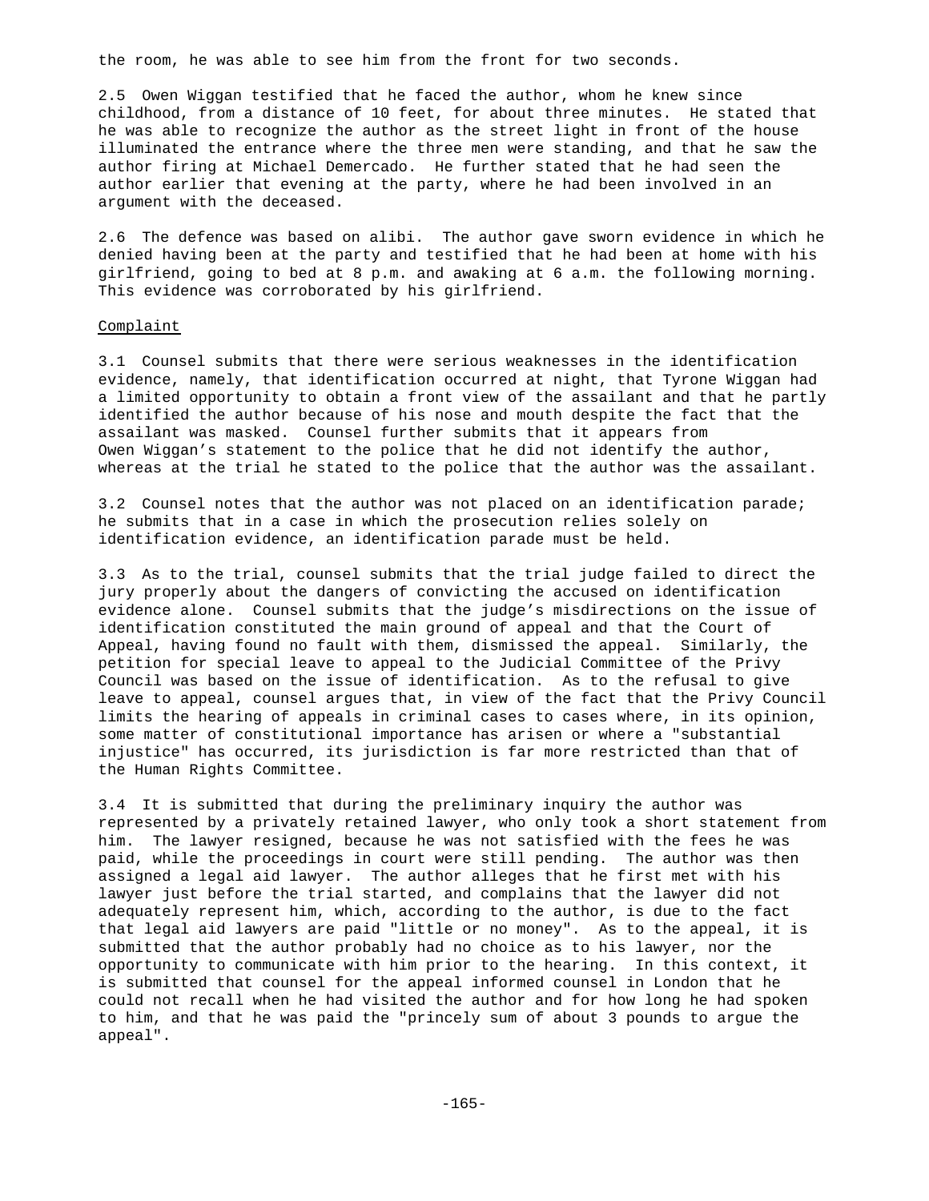the room, he was able to see him from the front for two seconds.

2.5 Owen Wiggan testified that he faced the author, whom he knew since childhood, from a distance of 10 feet, for about three minutes. He stated that he was able to recognize the author as the street light in front of the house illuminated the entrance where the three men were standing, and that he saw the author firing at Michael Demercado. He further stated that he had seen the author earlier that evening at the party, where he had been involved in an argument with the deceased.

2.6 The defence was based on alibi. The author gave sworn evidence in which he denied having been at the party and testified that he had been at home with his girlfriend, going to bed at 8 p.m. and awaking at 6 a.m. the following morning. This evidence was corroborated by his girlfriend.

Complaint

3.1 Counsel submits that there were serious weaknesses in the identification evidence, namely, that identification occurred at night, that Tyrone Wiggan had a limited opportunity to obtain a front view of the assailant and that he partly identified the author because of his nose and mouth despite the fact that the assailant was masked. Counsel further submits that it appears from Owen Wiggan's statement to the police that he did not identify the author, whereas at the trial he stated to the police that the author was the assailant.

3.2 Counsel notes that the author was not placed on an identification parade; he submits that in a case in which the prosecution relies solely on identification evidence, an identification parade must be held.

3.3 As to the trial, counsel submits that the trial judge failed to direct the jury properly about the dangers of convicting the accused on identification evidence alone. Counsel submits that the judge's misdirections on the issue of identification constituted the main ground of appeal and that the Court of Appeal, having found no fault with them, dismissed the appeal. Similarly, the petition for special leave to appeal to the Judicial Committee of the Privy Council was based on the issue of identification. As to the refusal to give leave to appeal, counsel argues that, in view of the fact that the Privy Council limits the hearing of appeals in criminal cases to cases where, in its opinion, some matter of constitutional importance has arisen or where a "substantial injustice" has occurred, its jurisdiction is far more restricted than that of the Human Rights Committee.

3.4 It is submitted that during the preliminary inquiry the author was represented by a privately retained lawyer, who only took a short statement from him. The lawyer resigned, because he was not satisfied with the fees he was paid, while the proceedings in court were still pending. The author was then assigned a legal aid lawyer. The author alleges that he first met with his lawyer just before the trial started, and complains that the lawyer did not adequately represent him, which, according to the author, is due to the fact that legal aid lawyers are paid "little or no money". As to the appeal, it is submitted that the author probably had no choice as to his lawyer, nor the opportunity to communicate with him prior to the hearing. In this context, it is submitted that counsel for the appeal informed counsel in London that he could not recall when he had visited the author and for how long he had spoken to him, and that he was paid the "princely sum of about 3 pounds to argue the appeal".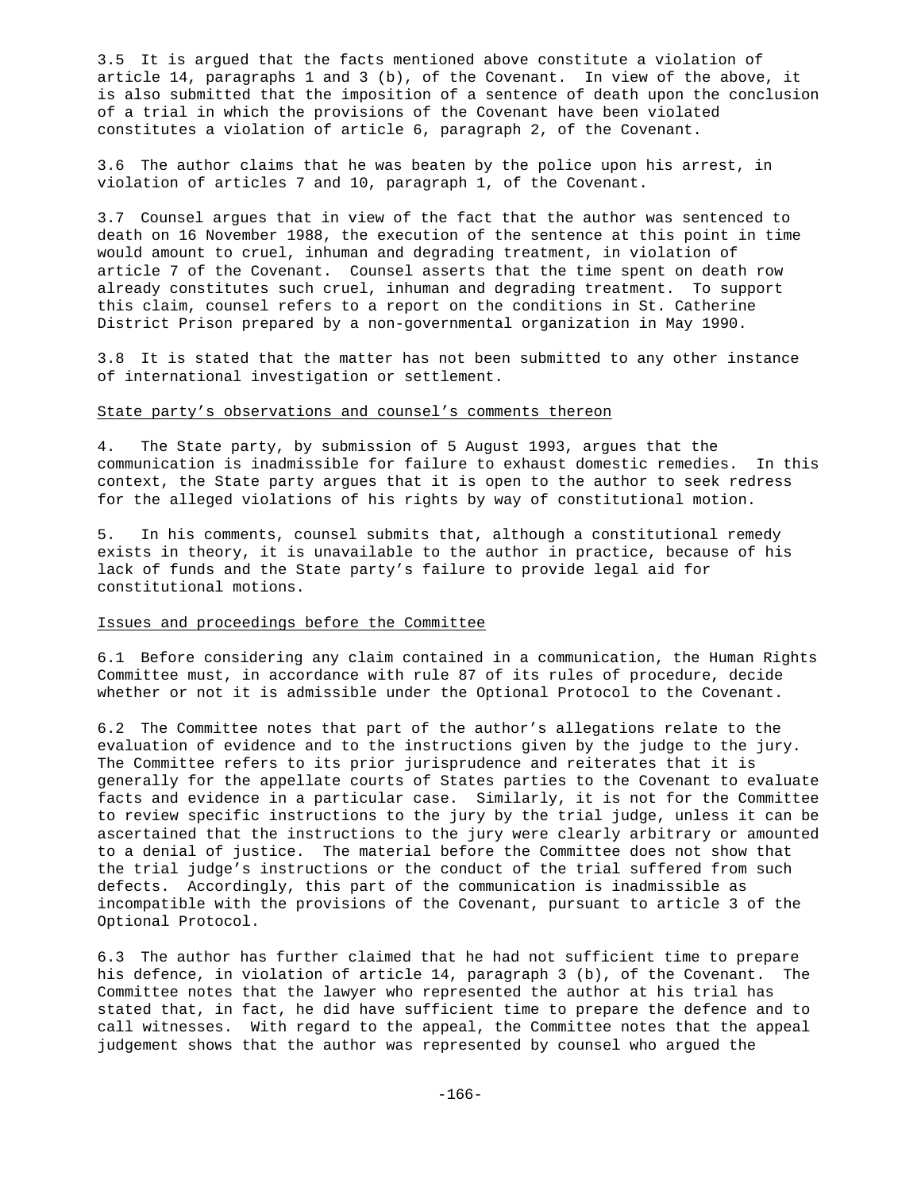3.5 It is argued that the facts mentioned above constitute a violation of article 14, paragraphs 1 and 3 (b), of the Covenant. In view of the above, it is also submitted that the imposition of a sentence of death upon the conclusion of a trial in which the provisions of the Covenant have been violated constitutes a violation of article 6, paragraph 2, of the Covenant.

3.6 The author claims that he was beaten by the police upon his arrest, in violation of articles 7 and 10, paragraph 1, of the Covenant.

3.7 Counsel argues that in view of the fact that the author was sentenced to death on 16 November 1988, the execution of the sentence at this point in time would amount to cruel, inhuman and degrading treatment, in violation of article 7 of the Covenant. Counsel asserts that the time spent on death row already constitutes such cruel, inhuman and degrading treatment. To support this claim, counsel refers to a report on the conditions in St. Catherine District Prison prepared by a non-governmental organization in May 1990.

3.8 It is stated that the matter has not been submitted to any other instance of international investigation or settlement.

State party's observations and counsel's comments thereon

4. The State party, by submission of 5 August 1993, argues that the communication is inadmissible for failure to exhaust domestic remedies. In this context, the State party argues that it is open to the author to seek redress for the alleged violations of his rights by way of constitutional motion.

5. In his comments, counsel submits that, although a constitutional remedy exists in theory, it is unavailable to the author in practice, because of his lack of funds and the State party's failure to provide legal aid for constitutional motions.

Issues and proceedings before the Committee

6.1 Before considering any claim contained in a communication, the Human Rights Committee must, in accordance with rule 87 of its rules of procedure, decide whether or not it is admissible under the Optional Protocol to the Covenant.

6.2 The Committee notes that part of the author's allegations relate to the evaluation of evidence and to the instructions given by the judge to the jury. The Committee refers to its prior jurisprudence and reiterates that it is generally for the appellate courts of States parties to the Covenant to evaluate facts and evidence in a particular case. Similarly, it is not for the Committee to review specific instructions to the jury by the trial judge, unless it can be ascertained that the instructions to the jury were clearly arbitrary or amounted to a denial of justice. The material before the Committee does not show that the trial judge's instructions or the conduct of the trial suffered from such defects. Accordingly, this part of the communication is inadmissible as incompatible with the provisions of the Covenant, pursuant to article 3 of the Optional Protocol.

6.3 The author has further claimed that he had not sufficient time to prepare his defence, in violation of article 14, paragraph 3 (b), of the Covenant. The Committee notes that the lawyer who represented the author at his trial has stated that, in fact, he did have sufficient time to prepare the defence and to call witnesses. With regard to the appeal, the Committee notes that the appeal judgement shows that the author was represented by counsel who argued the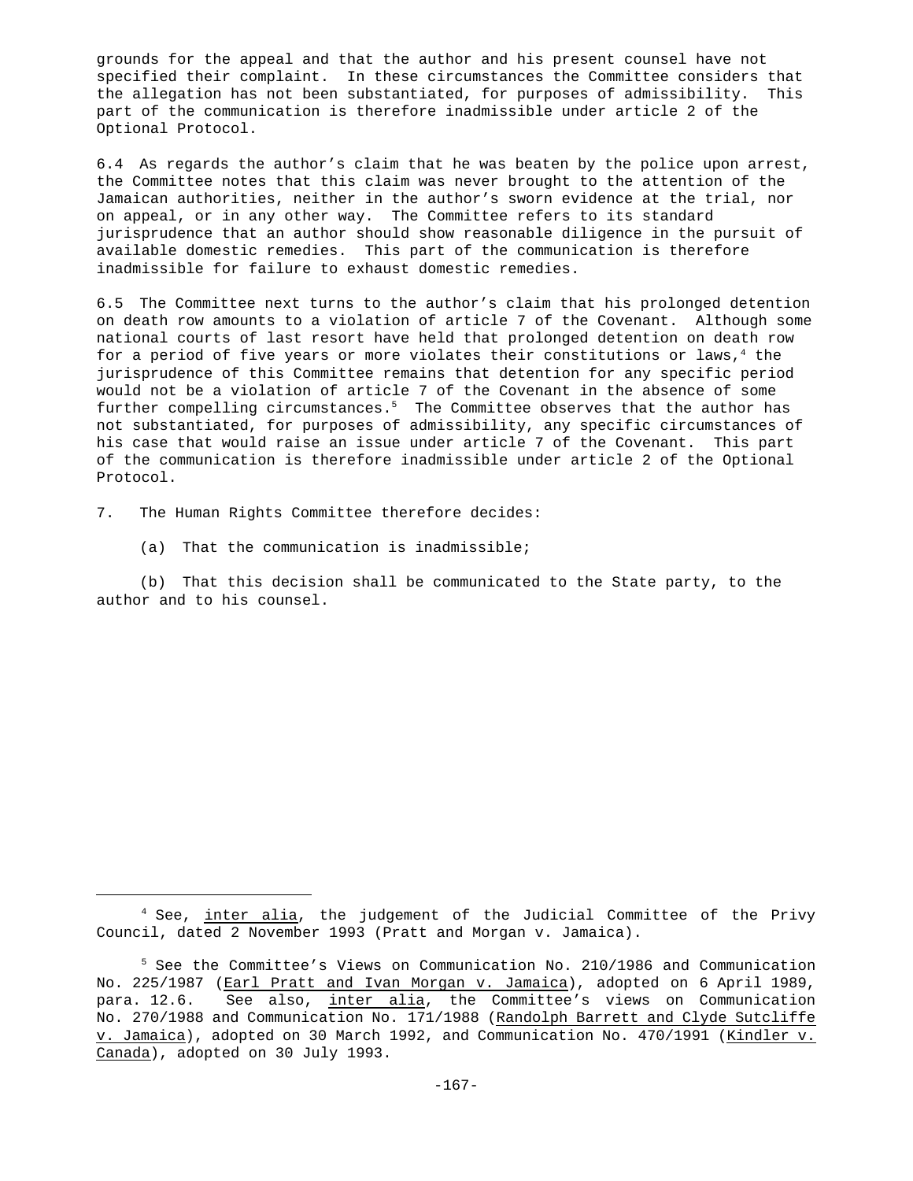grounds for the appeal and that the author and his present counsel have not specified their complaint. In these circumstances the Committee considers that the allegation has not been substantiated, for purposes of admissibility. This part of the communication is therefore inadmissible under article 2 of the Optional Protocol.

6.4 As regards the author's claim that he was beaten by the police upon arrest, the Committee notes that this claim was never brought to the attention of the Jamaican authorities, neither in the author's sworn evidence at the trial, nor on appeal, or in any other way. The Committee refers to its standard jurisprudence that an author should show reasonable diligence in the pursuit of available domestic remedies. This part of the communication is therefore inadmissible for failure to exhaust domestic remedies.

6.5 The Committee next turns to the author's claim that his prolonged detention on death row amounts to a violation of article 7 of the Covenant. Although some national courts of last resort have held that prolonged detention on death row for a period of five years or more violates their constitutions or laws,[4] the jurisprudence of this Committee remains that detention for any specific period would not be a violation of article 7 of the Covenant in the absence of some further compelling circumstances.[5] The Committee observes that the author has not substantiated, for purposes of admissibility, any specific circumstances of his case that would raise an issue under article 7 of the Covenant. This part of the communication is therefore inadmissible under article 2 of the Optional Protocol.

7. The Human Rights Committee therefore decides:

(a) That the communication is inadmissible;

(b) That this decision shall be communicated to the State party, to the author and to his counsel.

---

[4] See, inter alia, the judgement of the Judicial Committee of the Privy Council, dated 2 November 1993 (Pratt and Morgan v. Jamaica).

[5] See the Committee's Views on Communication No. 210/1986 and Communication No. 225/1987 (Earl Pratt and Ivan Morgan v. Jamaica), adopted on 6 April 1989, para. 12.6. See also, inter alia, the Committee's views on Communication No. 270/1988 and Communication No. 171/1988 (Randolph Barrett and Clyde Sutcliffe v. Jamaica), adopted on 30 March 1992, and Communication No. 470/1991 (Kindler v. Canada), adopted on 30 July 1993.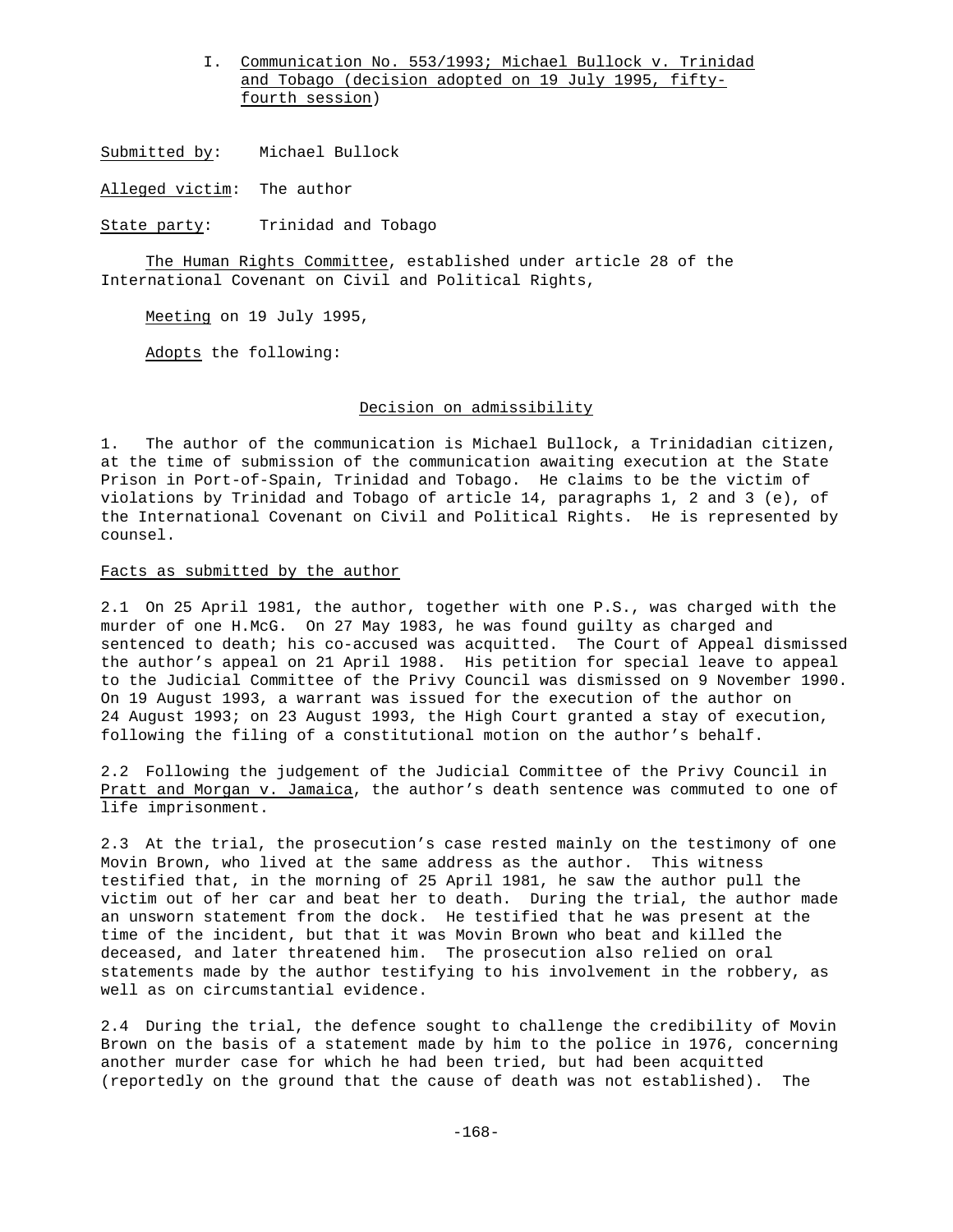## I. Communication No. 553/1993; Michael Bullock v. Trinidad and Tobago (decision adopted on 19 July 1995, fifty-fourth session)

Submitted by: Michael Bullock

Alleged victim: The author

State party: Trinidad and Tobago

The Human Rights Committee, established under article 28 of the International Covenant on Civil and Political Rights,

Meeting on 19 July 1995,

Adopts the following:

### Decision on admissibility

1. The author of the communication is Michael Bullock, a Trinidadian citizen, at the time of submission of the communication awaiting execution at the State Prison in Port-of-Spain, Trinidad and Tobago. He claims to be the victim of violations by Trinidad and Tobago of article 14, paragraphs 1, 2 and 3 (e), of the International Covenant on Civil and Political Rights. He is represented by counsel.

#### Facts as submitted by the author

2.1 On 25 April 1981, the author, together with one P.S., was charged with the murder of one H.McG. On 27 May 1983, he was found guilty as charged and sentenced to death; his co-accused was acquitted. The Court of Appeal dismissed the author's appeal on 21 April 1988. His petition for special leave to appeal to the Judicial Committee of the Privy Council was dismissed on 9 November 1990. On 19 August 1993, a warrant was issued for the execution of the author on 24 August 1993; on 23 August 1993, the High Court granted a stay of execution, following the filing of a constitutional motion on the author's behalf.

2.2 Following the judgement of the Judicial Committee of the Privy Council in *Pratt and Morgan v. Jamaica*, the author's death sentence was commuted to one of life imprisonment.

2.3 At the trial, the prosecution's case rested mainly on the testimony of one Movin Brown, who lived at the same address as the author. This witness testified that, in the morning of 25 April 1981, he saw the author pull the victim out of her car and beat her to death. During the trial, the author made an unsworn statement from the dock. He testified that he was present at the time of the incident, but that it was Movin Brown who beat and killed the deceased, and later threatened him. The prosecution also relied on oral statements made by the author testifying to his involvement in the robbery, as well as on circumstantial evidence.

2.4 During the trial, the defence sought to challenge the credibility of Movin Brown on the basis of a statement made by him to the police in 1976, concerning another murder case for which he had been tried, but had been acquitted (reportedly on the ground that the cause of death was not established). The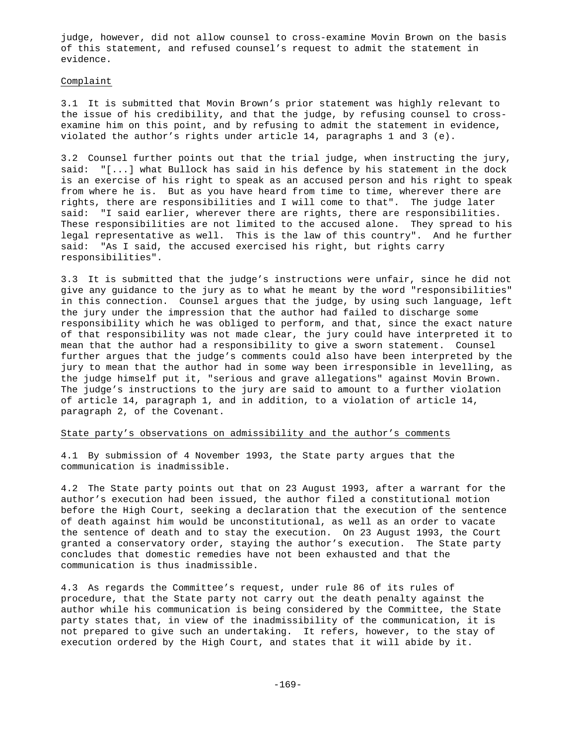judge, however, did not allow counsel to cross-examine Movin Brown on the basis of this statement, and refused counsel's request to admit the statement in evidence.

Complaint

3.1 It is submitted that Movin Brown's prior statement was highly relevant to the issue of his credibility, and that the judge, by refusing counsel to cross-examine him on this point, and by refusing to admit the statement in evidence, violated the author's rights under article 14, paragraphs 1 and 3 (e).

3.2 Counsel further points out that the trial judge, when instructing the jury, said: "[...] what Bullock has said in his defence by his statement in the dock is an exercise of his right to speak as an accused person and his right to speak from where he is. But as you have heard from time to time, wherever there are rights, there are responsibilities and I will come to that". The judge later said: "I said earlier, wherever there are rights, there are responsibilities. These responsibilities are not limited to the accused alone. They spread to his legal representative as well. This is the law of this country". And he further said: "As I said, the accused exercised his right, but rights carry responsibilities".

3.3 It is submitted that the judge's instructions were unfair, since he did not give any guidance to the jury as to what he meant by the word "responsibilities" in this connection. Counsel argues that the judge, by using such language, left the jury under the impression that the author had failed to discharge some responsibility which he was obliged to perform, and that, since the exact nature of that responsibility was not made clear, the jury could have interpreted it to mean that the author had a responsibility to give a sworn statement. Counsel further argues that the judge's comments could also have been interpreted by the jury to mean that the author had in some way been irresponsible in levelling, as the judge himself put it, "serious and grave allegations" against Movin Brown. The judge's instructions to the jury are said to amount to a further violation of article 14, paragraph 1, and in addition, to a violation of article 14, paragraph 2, of the Covenant.

State party's observations on admissibility and the author's comments

4.1 By submission of 4 November 1993, the State party argues that the communication is inadmissible.

4.2 The State party points out that on 23 August 1993, after a warrant for the author's execution had been issued, the author filed a constitutional motion before the High Court, seeking a declaration that the execution of the sentence of death against him would be unconstitutional, as well as an order to vacate the sentence of death and to stay the execution. On 23 August 1993, the Court granted a conservatory order, staying the author's execution. The State party concludes that domestic remedies have not been exhausted and that the communication is thus inadmissible.

4.3 As regards the Committee's request, under rule 86 of its rules of procedure, that the State party not carry out the death penalty against the author while his communication is being considered by the Committee, the State party states that, in view of the inadmissibility of the communication, it is not prepared to give such an undertaking. It refers, however, to the stay of execution ordered by the High Court, and states that it will abide by it.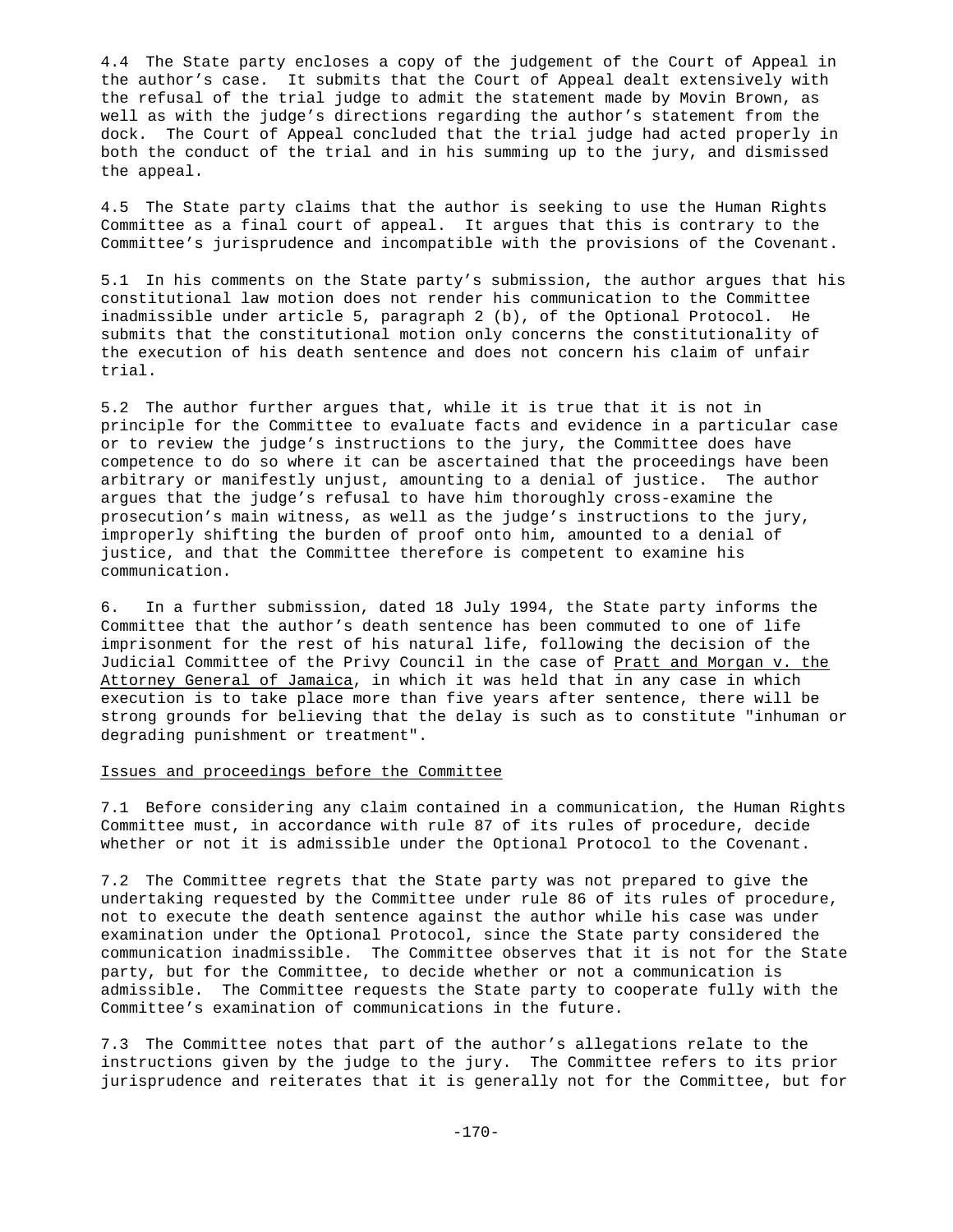4.4 The State party encloses a copy of the judgement of the Court of Appeal in the author's case. It submits that the Court of Appeal dealt extensively with the refusal of the trial judge to admit the statement made by Movin Brown, as well as with the judge's directions regarding the author's statement from the dock. The Court of Appeal concluded that the trial judge had acted properly in both the conduct of the trial and in his summing up to the jury, and dismissed the appeal.

4.5 The State party claims that the author is seeking to use the Human Rights Committee as a final court of appeal. It argues that this is contrary to the Committee's jurisprudence and incompatible with the provisions of the Covenant.

5.1 In his comments on the State party's submission, the author argues that his constitutional law motion does not render his communication to the Committee inadmissible under article 5, paragraph 2 (b), of the Optional Protocol. He submits that the constitutional motion only concerns the constitutionality of the execution of his death sentence and does not concern his claim of unfair trial.

5.2 The author further argues that, while it is true that it is not in principle for the Committee to evaluate facts and evidence in a particular case or to review the judge's instructions to the jury, the Committee does have competence to do so where it can be ascertained that the proceedings have been arbitrary or manifestly unjust, amounting to a denial of justice. The author argues that the judge's refusal to have him thoroughly cross-examine the prosecution's main witness, as well as the judge's instructions to the jury, improperly shifting the burden of proof onto him, amounted to a denial of justice, and that the Committee therefore is competent to examine his communication.

6. In a further submission, dated 18 July 1994, the State party informs the Committee that the author's death sentence has been commuted to one of life imprisonment for the rest of his natural life, following the decision of the Judicial Committee of the Privy Council in the case of Pratt and Morgan v. the Attorney General of Jamaica, in which it was held that in any case in which execution is to take place more than five years after sentence, there will be strong grounds for believing that the delay is such as to constitute "inhuman or degrading punishment or treatment".

## Issues and proceedings before the Committee

7.1 Before considering any claim contained in a communication, the Human Rights Committee must, in accordance with rule 87 of its rules of procedure, decide whether or not it is admissible under the Optional Protocol to the Covenant.

7.2 The Committee regrets that the State party was not prepared to give the undertaking requested by the Committee under rule 86 of its rules of procedure, not to execute the death sentence against the author while his case was under examination under the Optional Protocol, since the State party considered the communication inadmissible. The Committee observes that it is not for the State party, but for the Committee, to decide whether or not a communication is admissible. The Committee requests the State party to cooperate fully with the Committee's examination of communications in the future.

7.3 The Committee notes that part of the author's allegations relate to the instructions given by the judge to the jury. The Committee refers to its prior jurisprudence and reiterates that it is generally not for the Committee, but for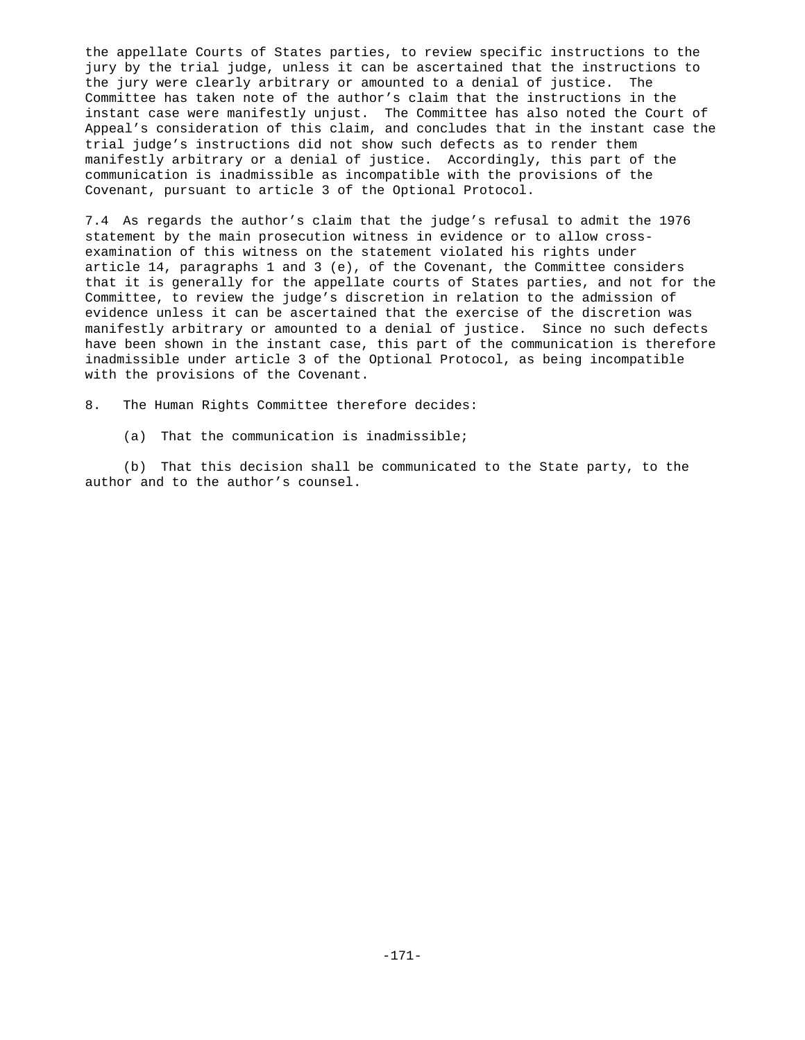the appellate Courts of States parties, to review specific instructions to the jury by the trial judge, unless it can be ascertained that the instructions to the jury were clearly arbitrary or amounted to a denial of justice. The Committee has taken note of the author's claim that the instructions in the instant case were manifestly unjust. The Committee has also noted the Court of Appeal's consideration of this claim, and concludes that in the instant case the trial judge's instructions did not show such defects as to render them manifestly arbitrary or a denial of justice. Accordingly, this part of the communication is inadmissible as incompatible with the provisions of the Covenant, pursuant to article 3 of the Optional Protocol.

7.4 As regards the author's claim that the judge's refusal to admit the 1976 statement by the main prosecution witness in evidence or to allow cross-examination of this witness on the statement violated his rights under article 14, paragraphs 1 and 3 (e), of the Covenant, the Committee considers that it is generally for the appellate courts of States parties, and not for the Committee, to review the judge's discretion in relation to the admission of evidence unless it can be ascertained that the exercise of the discretion was manifestly arbitrary or amounted to a denial of justice. Since no such defects have been shown in the instant case, this part of the communication is therefore inadmissible under article 3 of the Optional Protocol, as being incompatible with the provisions of the Covenant.

8. The Human Rights Committee therefore decides:

(a) That the communication is inadmissible;

(b) That this decision shall be communicated to the State party, to the author and to the author's counsel.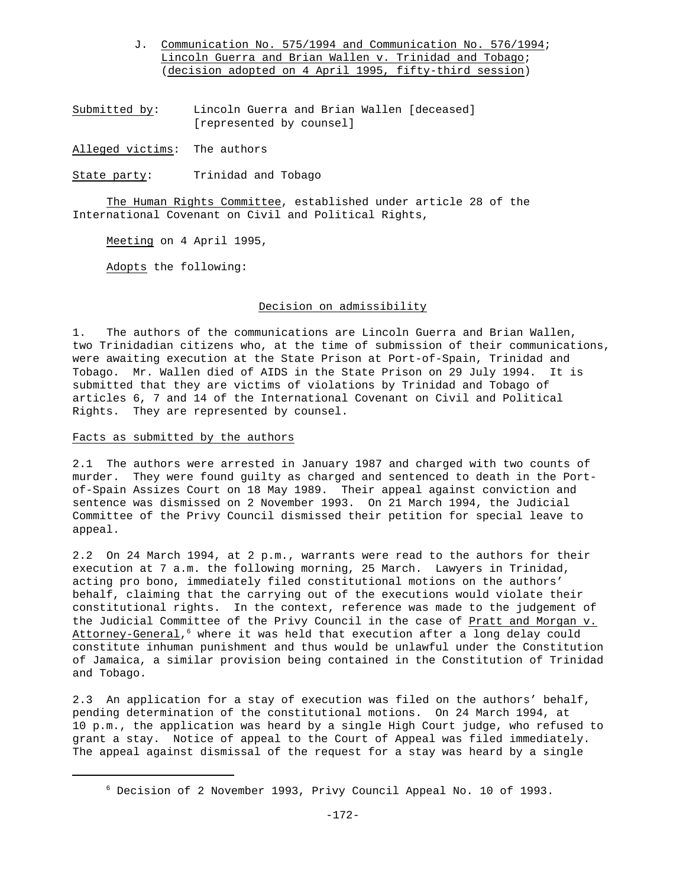J. Communication No. 575/1994 and Communication No. 576/1994; Lincoln Guerra and Brian Wallen v. Trinidad and Tobago; (decision adopted on 4 April 1995, fifty-third session)

Submitted by: Lincoln Guerra and Brian Wallen [deceased] [represented by counsel]

Alleged victims: The authors

State party: Trinidad and Tobago

The Human Rights Committee, established under article 28 of the International Covenant on Civil and Political Rights,

Meeting on 4 April 1995,

Adopts the following:

## Decision on admissibility

1. The authors of the communications are Lincoln Guerra and Brian Wallen, two Trinidadian citizens who, at the time of submission of their communications, were awaiting execution at the State Prison at Port-of-Spain, Trinidad and Tobago. Mr. Wallen died of AIDS in the State Prison on 29 July 1994. It is submitted that they are victims of violations by Trinidad and Tobago of articles 6, 7 and 14 of the International Covenant on Civil and Political Rights. They are represented by counsel.

### Facts as submitted by the authors

2.1 The authors were arrested in January 1987 and charged with two counts of murder. They were found guilty as charged and sentenced to death in the Port-of-Spain Assizes Court on 18 May 1989. Their appeal against conviction and sentence was dismissed on 2 November 1993. On 21 March 1994, the Judicial Committee of the Privy Council dismissed their petition for special leave to appeal.

2.2 On 24 March 1994, at 2 p.m., warrants were read to the authors for their execution at 7 a.m. the following morning, 25 March. Lawyers in Trinidad, acting pro bono, immediately filed constitutional motions on the authors' behalf, claiming that the carrying out of the executions would violate their constitutional rights. In the context, reference was made to the judgement of the Judicial Committee of the Privy Council in the case of Pratt and Morgan v. Attorney-General,[6] where it was held that execution after a long delay could constitute inhuman punishment and thus would be unlawful under the Constitution of Jamaica, a similar provision being contained in the Constitution of Trinidad and Tobago.

2.3 An application for a stay of execution was filed on the authors' behalf, pending determination of the constitutional motions. On 24 March 1994, at 10 p.m., the application was heard by a single High Court judge, who refused to grant a stay. Notice of appeal to the Court of Appeal was filed immediately. The appeal against dismissal of the request for a stay was heard by a single

---

[6] Decision of 2 November 1993, Privy Council Appeal No. 10 of 1993.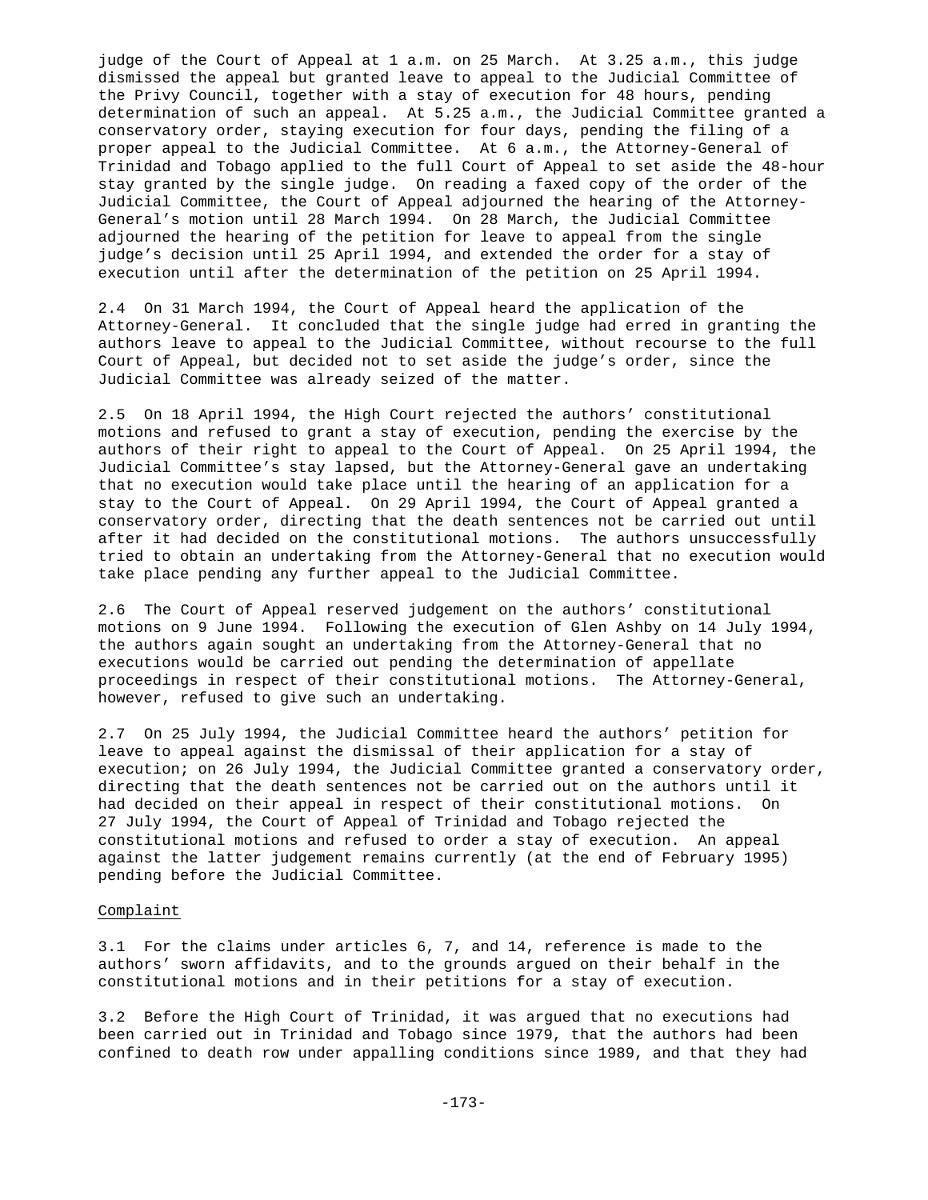judge of the Court of Appeal at 1 a.m. on 25 March. At 3.25 a.m., this judge dismissed the appeal but granted leave to appeal to the Judicial Committee of the Privy Council, together with a stay of execution for 48 hours, pending determination of such an appeal. At 5.25 a.m., the Judicial Committee granted a conservatory order, staying execution for four days, pending the filing of a proper appeal to the Judicial Committee. At 6 a.m., the Attorney-General of Trinidad and Tobago applied to the full Court of Appeal to set aside the 48-hour stay granted by the single judge. On reading a faxed copy of the order of the Judicial Committee, the Court of Appeal adjourned the hearing of the Attorney-General's motion until 28 March 1994. On 28 March, the Judicial Committee adjourned the hearing of the petition for leave to appeal from the single judge's decision until 25 April 1994, and extended the order for a stay of execution until after the determination of the petition on 25 April 1994.

2.4 On 31 March 1994, the Court of Appeal heard the application of the Attorney-General. It concluded that the single judge had erred in granting the authors leave to appeal to the Judicial Committee, without recourse to the full Court of Appeal, but decided not to set aside the judge's order, since the Judicial Committee was already seized of the matter.

2.5 On 18 April 1994, the High Court rejected the authors' constitutional motions and refused to grant a stay of execution, pending the exercise by the authors of their right to appeal to the Court of Appeal. On 25 April 1994, the Judicial Committee's stay lapsed, but the Attorney-General gave an undertaking that no execution would take place until the hearing of an application for a stay to the Court of Appeal. On 29 April 1994, the Court of Appeal granted a conservatory order, directing that the death sentences not be carried out until after it had decided on the constitutional motions. The authors unsuccessfully tried to obtain an undertaking from the Attorney-General that no execution would take place pending any further appeal to the Judicial Committee.

2.6 The Court of Appeal reserved judgement on the authors' constitutional motions on 9 June 1994. Following the execution of Glen Ashby on 14 July 1994, the authors again sought an undertaking from the Attorney-General that no executions would be carried out pending the determination of appellate proceedings in respect of their constitutional motions. The Attorney-General, however, refused to give such an undertaking.

2.7 On 25 July 1994, the Judicial Committee heard the authors' petition for leave to appeal against the dismissal of their application for a stay of execution; on 26 July 1994, the Judicial Committee granted a conservatory order, directing that the death sentences not be carried out on the authors until it had decided on their appeal in respect of their constitutional motions. On 27 July 1994, the Court of Appeal of Trinidad and Tobago rejected the constitutional motions and refused to order a stay of execution. An appeal against the latter judgement remains currently (at the end of February 1995) pending before the Judicial Committee.

Complaint

3.1 For the claims under articles 6, 7, and 14, reference is made to the authors' sworn affidavits, and to the grounds argued on their behalf in the constitutional motions and in their petitions for a stay of execution.

3.2 Before the High Court of Trinidad, it was argued that no executions had been carried out in Trinidad and Tobago since 1979, that the authors had been confined to death row under appalling conditions since 1989, and that they had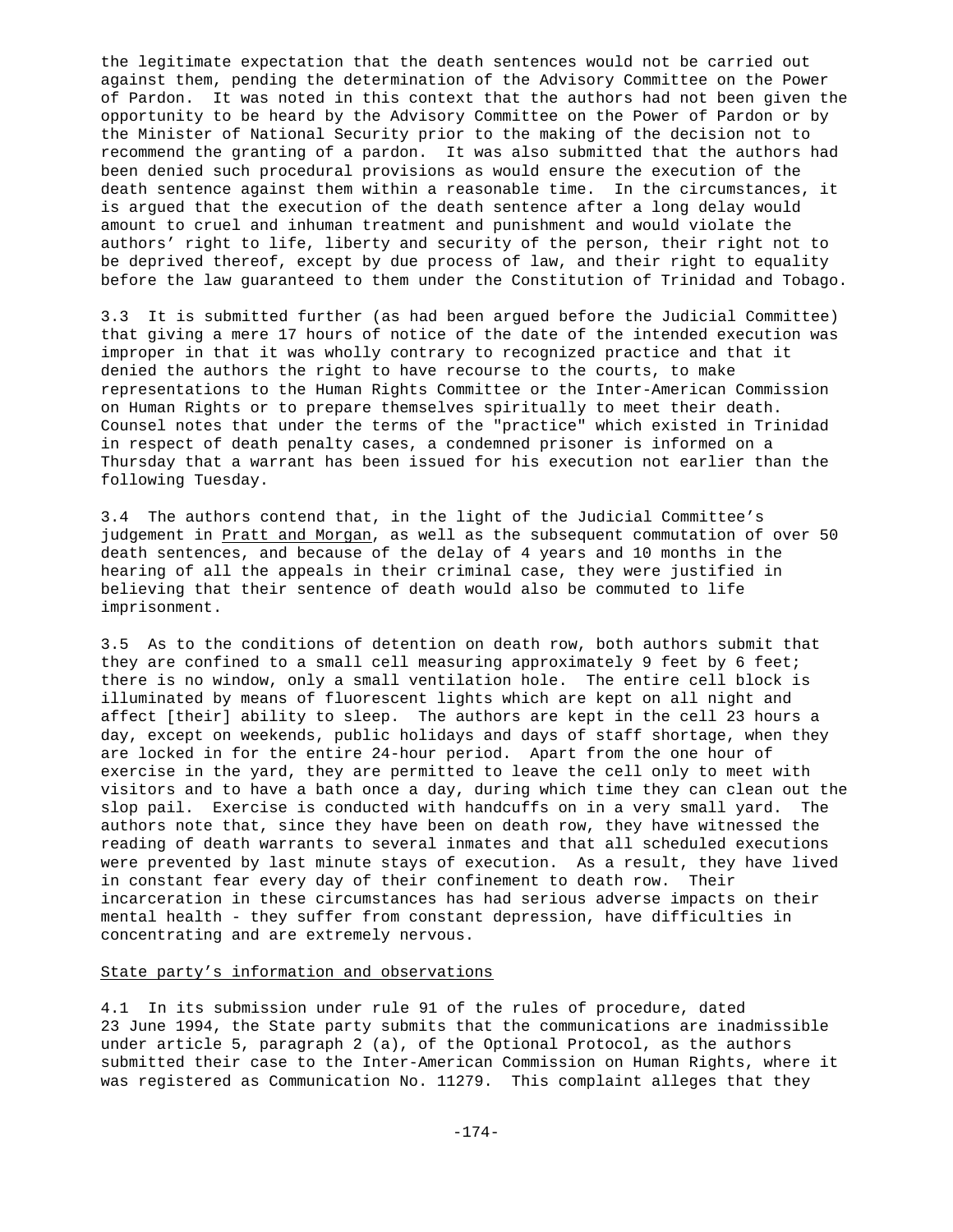the legitimate expectation that the death sentences would not be carried out against them, pending the determination of the Advisory Committee on the Power of Pardon. It was noted in this context that the authors had not been given the opportunity to be heard by the Advisory Committee on the Power of Pardon or by the Minister of National Security prior to the making of the decision not to recommend the granting of a pardon. It was also submitted that the authors had been denied such procedural provisions as would ensure the execution of the death sentence against them within a reasonable time. In the circumstances, it is argued that the execution of the death sentence after a long delay would amount to cruel and inhuman treatment and punishment and would violate the authors' right to life, liberty and security of the person, their right not to be deprived thereof, except by due process of law, and their right to equality before the law guaranteed to them under the Constitution of Trinidad and Tobago.

3.3 It is submitted further (as had been argued before the Judicial Committee) that giving a mere 17 hours of notice of the date of the intended execution was improper in that it was wholly contrary to recognized practice and that it denied the authors the right to have recourse to the courts, to make representations to the Human Rights Committee or the Inter-American Commission on Human Rights or to prepare themselves spiritually to meet their death. Counsel notes that under the terms of the "practice" which existed in Trinidad in respect of death penalty cases, a condemned prisoner is informed on a Thursday that a warrant has been issued for his execution not earlier than the following Tuesday.

3.4 The authors contend that, in the light of the Judicial Committee's judgement in Pratt and Morgan, as well as the subsequent commutation of over 50 death sentences, and because of the delay of 4 years and 10 months in the hearing of all the appeals in their criminal case, they were justified in believing that their sentence of death would also be commuted to life imprisonment.

3.5 As to the conditions of detention on death row, both authors submit that they are confined to a small cell measuring approximately 9 feet by 6 feet; there is no window, only a small ventilation hole. The entire cell block is illuminated by means of fluorescent lights which are kept on all night and affect [their] ability to sleep. The authors are kept in the cell 23 hours a day, except on weekends, public holidays and days of staff shortage, when they are locked in for the entire 24-hour period. Apart from the one hour of exercise in the yard, they are permitted to leave the cell only to meet with visitors and to have a bath once a day, during which time they can clean out the slop pail. Exercise is conducted with handcuffs on in a very small yard. The authors note that, since they have been on death row, they have witnessed the reading of death warrants to several inmates and that all scheduled executions were prevented by last minute stays of execution. As a result, they have lived in constant fear every day of their confinement to death row. Their incarceration in these circumstances has had serious adverse impacts on their mental health - they suffer from constant depression, have difficulties in concentrating and are extremely nervous.

State party's information and observations

4.1 In its submission under rule 91 of the rules of procedure, dated 23 June 1994, the State party submits that the communications are inadmissible under article 5, paragraph 2 (a), of the Optional Protocol, as the authors submitted their case to the Inter-American Commission on Human Rights, where it was registered as Communication No. 11279. This complaint alleges that they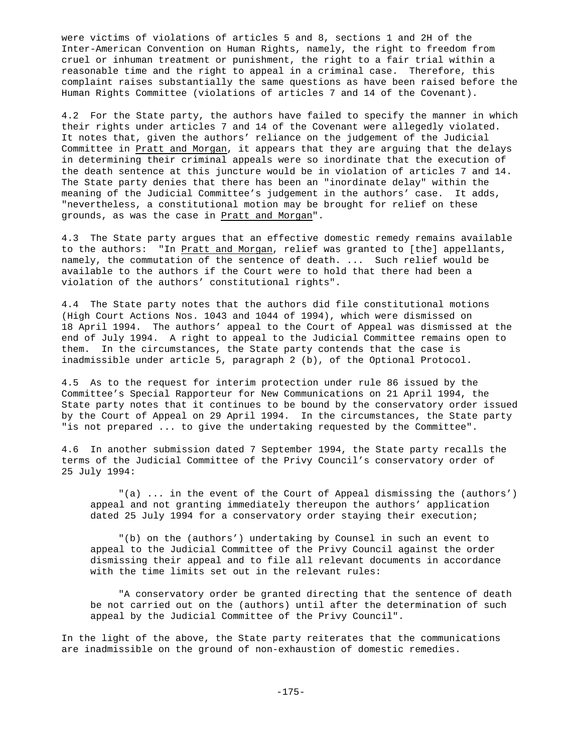were victims of violations of articles 5 and 8, sections 1 and 2H of the Inter-American Convention on Human Rights, namely, the right to freedom from cruel or inhuman treatment or punishment, the right to a fair trial within a reasonable time and the right to appeal in a criminal case. Therefore, this complaint raises substantially the same questions as have been raised before the Human Rights Committee (violations of articles 7 and 14 of the Covenant).

4.2 For the State party, the authors have failed to specify the manner in which their rights under articles 7 and 14 of the Covenant were allegedly violated. It notes that, given the authors' reliance on the judgement of the Judicial Committee in Pratt and Morgan, it appears that they are arguing that the delays in determining their criminal appeals were so inordinate that the execution of the death sentence at this juncture would be in violation of articles 7 and 14. The State party denies that there has been an "inordinate delay" within the meaning of the Judicial Committee's judgement in the authors' case. It adds, "nevertheless, a constitutional motion may be brought for relief on these grounds, as was the case in Pratt and Morgan".

4.3 The State party argues that an effective domestic remedy remains available to the authors: "In Pratt and Morgan, relief was granted to [the] appellants, namely, the commutation of the sentence of death. ... Such relief would be available to the authors if the Court were to hold that there had been a violation of the authors' constitutional rights".

4.4 The State party notes that the authors did file constitutional motions (High Court Actions Nos. 1043 and 1044 of 1994), which were dismissed on 18 April 1994. The authors' appeal to the Court of Appeal was dismissed at the end of July 1994. A right to appeal to the Judicial Committee remains open to them. In the circumstances, the State party contends that the case is inadmissible under article 5, paragraph 2 (b), of the Optional Protocol.

4.5 As to the request for interim protection under rule 86 issued by the Committee's Special Rapporteur for New Communications on 21 April 1994, the State party notes that it continues to be bound by the conservatory order issued by the Court of Appeal on 29 April 1994. In the circumstances, the State party "is not prepared ... to give the undertaking requested by the Committee".

4.6 In another submission dated 7 September 1994, the State party recalls the terms of the Judicial Committee of the Privy Council's conservatory order of 25 July 1994:

> "(a) ... in the event of the Court of Appeal dismissing the (authors') appeal and not granting immediately thereupon the authors' application dated 25 July 1994 for a conservatory order staying their execution;
>
> "(b) on the (authors') undertaking by Counsel in such an event to appeal to the Judicial Committee of the Privy Council against the order dismissing their appeal and to file all relevant documents in accordance with the time limits set out in the relevant rules:
>
> "A conservatory order be granted directing that the sentence of death be not carried out on the (authors) until after the determination of such appeal by the Judicial Committee of the Privy Council".

In the light of the above, the State party reiterates that the communications are inadmissible on the ground of non-exhaustion of domestic remedies.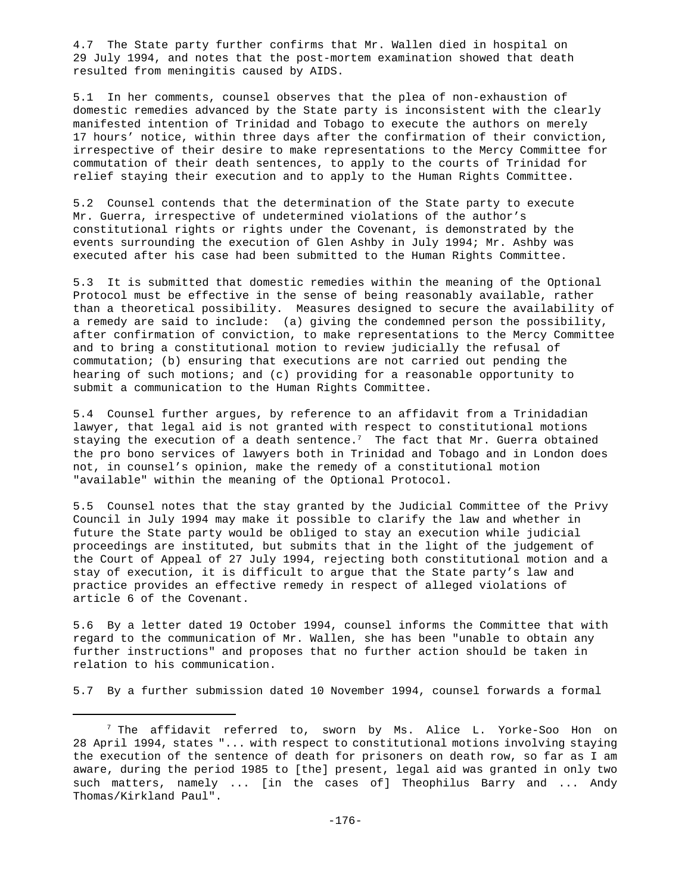4.7 The State party further confirms that Mr. Wallen died in hospital on 29 July 1994, and notes that the post-mortem examination showed that death resulted from meningitis caused by AIDS.

5.1 In her comments, counsel observes that the plea of non-exhaustion of domestic remedies advanced by the State party is inconsistent with the clearly manifested intention of Trinidad and Tobago to execute the authors on merely 17 hours' notice, within three days after the confirmation of their conviction, irrespective of their desire to make representations to the Mercy Committee for commutation of their death sentences, to apply to the courts of Trinidad for relief staying their execution and to apply to the Human Rights Committee.

5.2 Counsel contends that the determination of the State party to execute Mr. Guerra, irrespective of undetermined violations of the author's constitutional rights or rights under the Covenant, is demonstrated by the events surrounding the execution of Glen Ashby in July 1994; Mr. Ashby was executed after his case had been submitted to the Human Rights Committee.

5.3 It is submitted that domestic remedies within the meaning of the Optional Protocol must be effective in the sense of being reasonably available, rather than a theoretical possibility. Measures designed to secure the availability of a remedy are said to include: (a) giving the condemned person the possibility, after confirmation of conviction, to make representations to the Mercy Committee and to bring a constitutional motion to review judicially the refusal of commutation; (b) ensuring that executions are not carried out pending the hearing of such motions; and (c) providing for a reasonable opportunity to submit a communication to the Human Rights Committee.

5.4 Counsel further argues, by reference to an affidavit from a Trinidadian lawyer, that legal aid is not granted with respect to constitutional motions staying the execution of a death sentence.[7] The fact that Mr. Guerra obtained the pro bono services of lawyers both in Trinidad and Tobago and in London does not, in counsel's opinion, make the remedy of a constitutional motion "available" within the meaning of the Optional Protocol.

5.5 Counsel notes that the stay granted by the Judicial Committee of the Privy Council in July 1994 may make it possible to clarify the law and whether in future the State party would be obliged to stay an execution while judicial proceedings are instituted, but submits that in the light of the judgement of the Court of Appeal of 27 July 1994, rejecting both constitutional motion and a stay of execution, it is difficult to argue that the State party's law and practice provides an effective remedy in respect of alleged violations of article 6 of the Covenant.

5.6 By a letter dated 19 October 1994, counsel informs the Committee that with regard to the communication of Mr. Wallen, she has been "unable to obtain any further instructions" and proposes that no further action should be taken in relation to his communication.

5.7 By a further submission dated 10 November 1994, counsel forwards a formal

---

[7] The affidavit referred to, sworn by Ms. Alice L. Yorke-Soo Hon on 28 April 1994, states "... with respect to constitutional motions involving staying the execution of the sentence of death for prisoners on death row, so far as I am aware, during the period 1985 to [the] present, legal aid was granted in only two such matters, namely ... [in the cases of] Theophilus Barry and ... Andy Thomas/Kirkland Paul".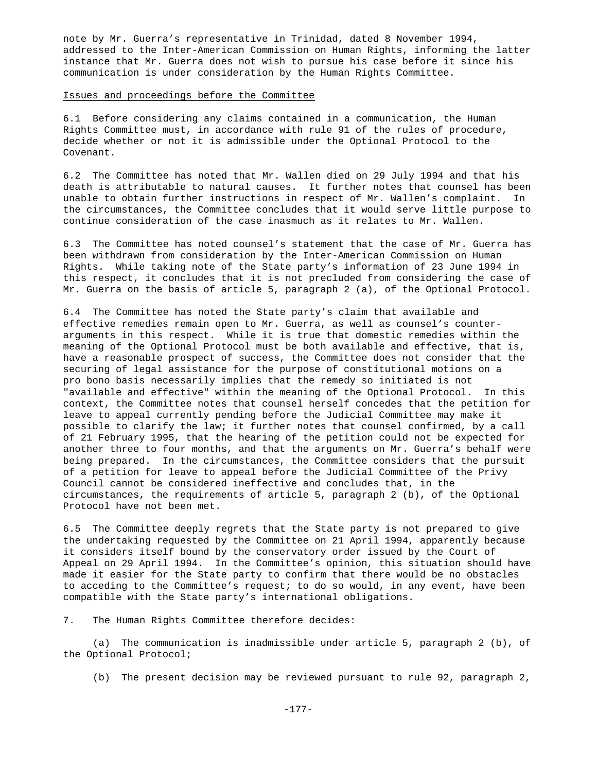note by Mr. Guerra's representative in Trinidad, dated 8 November 1994, addressed to the Inter-American Commission on Human Rights, informing the latter instance that Mr. Guerra does not wish to pursue his case before it since his communication is under consideration by the Human Rights Committee.

## Issues and proceedings before the Committee

6.1 Before considering any claims contained in a communication, the Human Rights Committee must, in accordance with rule 91 of the rules of procedure, decide whether or not it is admissible under the Optional Protocol to the Covenant.

6.2 The Committee has noted that Mr. Wallen died on 29 July 1994 and that his death is attributable to natural causes. It further notes that counsel has been unable to obtain further instructions in respect of Mr. Wallen's complaint. In the circumstances, the Committee concludes that it would serve little purpose to continue consideration of the case inasmuch as it relates to Mr. Wallen.

6.3 The Committee has noted counsel's statement that the case of Mr. Guerra has been withdrawn from consideration by the Inter-American Commission on Human Rights. While taking note of the State party's information of 23 June 1994 in this respect, it concludes that it is not precluded from considering the case of Mr. Guerra on the basis of article 5, paragraph 2 (a), of the Optional Protocol.

6.4 The Committee has noted the State party's claim that available and effective remedies remain open to Mr. Guerra, as well as counsel's counter-arguments in this respect. While it is true that domestic remedies within the meaning of the Optional Protocol must be both available and effective, that is, have a reasonable prospect of success, the Committee does not consider that the securing of legal assistance for the purpose of constitutional motions on a pro bono basis necessarily implies that the remedy so initiated is not "available and effective" within the meaning of the Optional Protocol. In this context, the Committee notes that counsel herself concedes that the petition for leave to appeal currently pending before the Judicial Committee may make it possible to clarify the law; it further notes that counsel confirmed, by a call of 21 February 1995, that the hearing of the petition could not be expected for another three to four months, and that the arguments on Mr. Guerra's behalf were being prepared. In the circumstances, the Committee considers that the pursuit of a petition for leave to appeal before the Judicial Committee of the Privy Council cannot be considered ineffective and concludes that, in the circumstances, the requirements of article 5, paragraph 2 (b), of the Optional Protocol have not been met.

6.5 The Committee deeply regrets that the State party is not prepared to give the undertaking requested by the Committee on 21 April 1994, apparently because it considers itself bound by the conservatory order issued by the Court of Appeal on 29 April 1994. In the Committee's opinion, this situation should have made it easier for the State party to confirm that there would be no obstacles to acceding to the Committee's request; to do so would, in any event, have been compatible with the State party's international obligations.

7. The Human Rights Committee therefore decides:

(a) The communication is inadmissible under article 5, paragraph 2 (b), of the Optional Protocol;

(b) The present decision may be reviewed pursuant to rule 92, paragraph 2,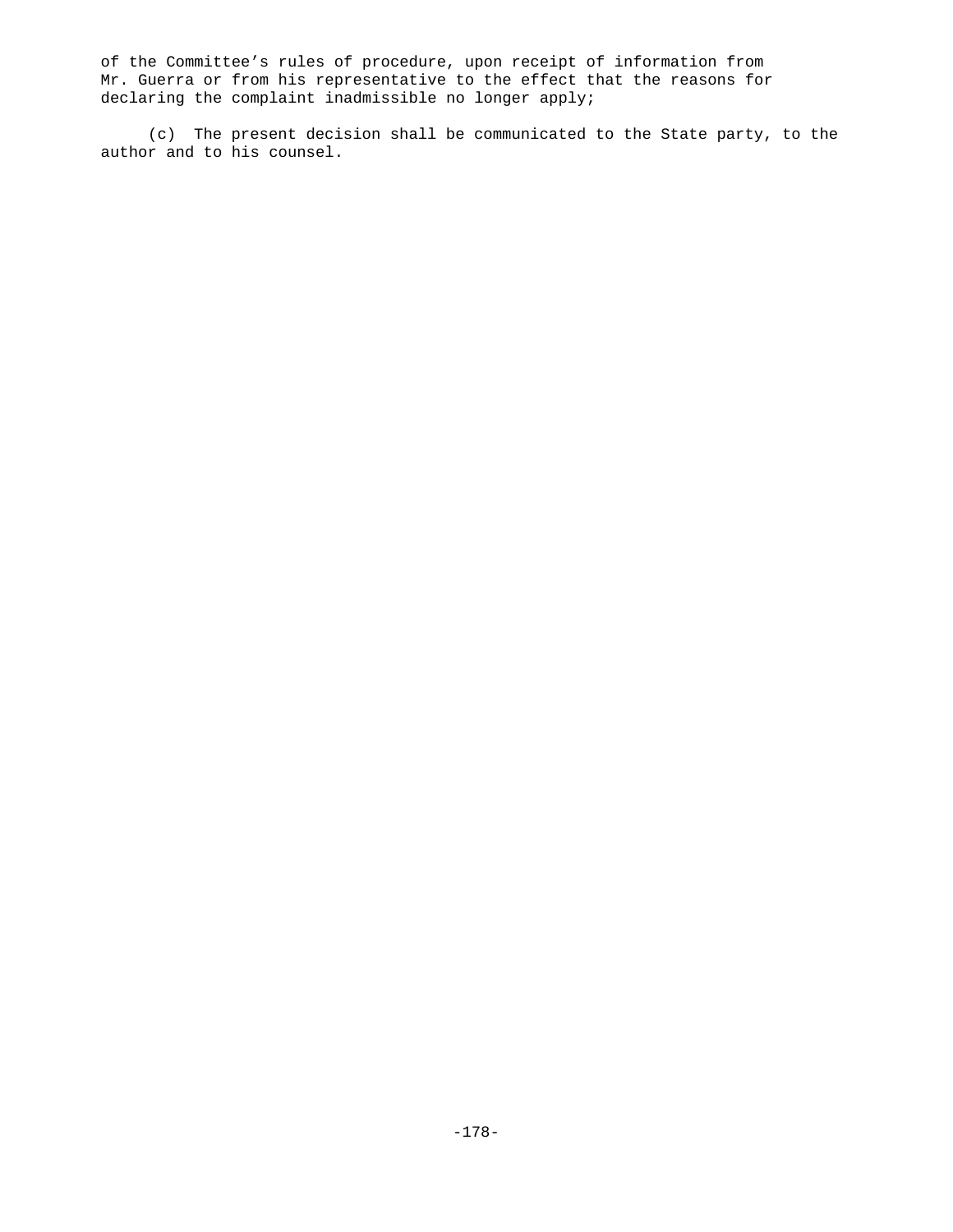of the Committee's rules of procedure, upon receipt of information from Mr. Guerra or from his representative to the effect that the reasons for declaring the complaint inadmissible no longer apply;

(c) The present decision shall be communicated to the State party, to the author and to his counsel.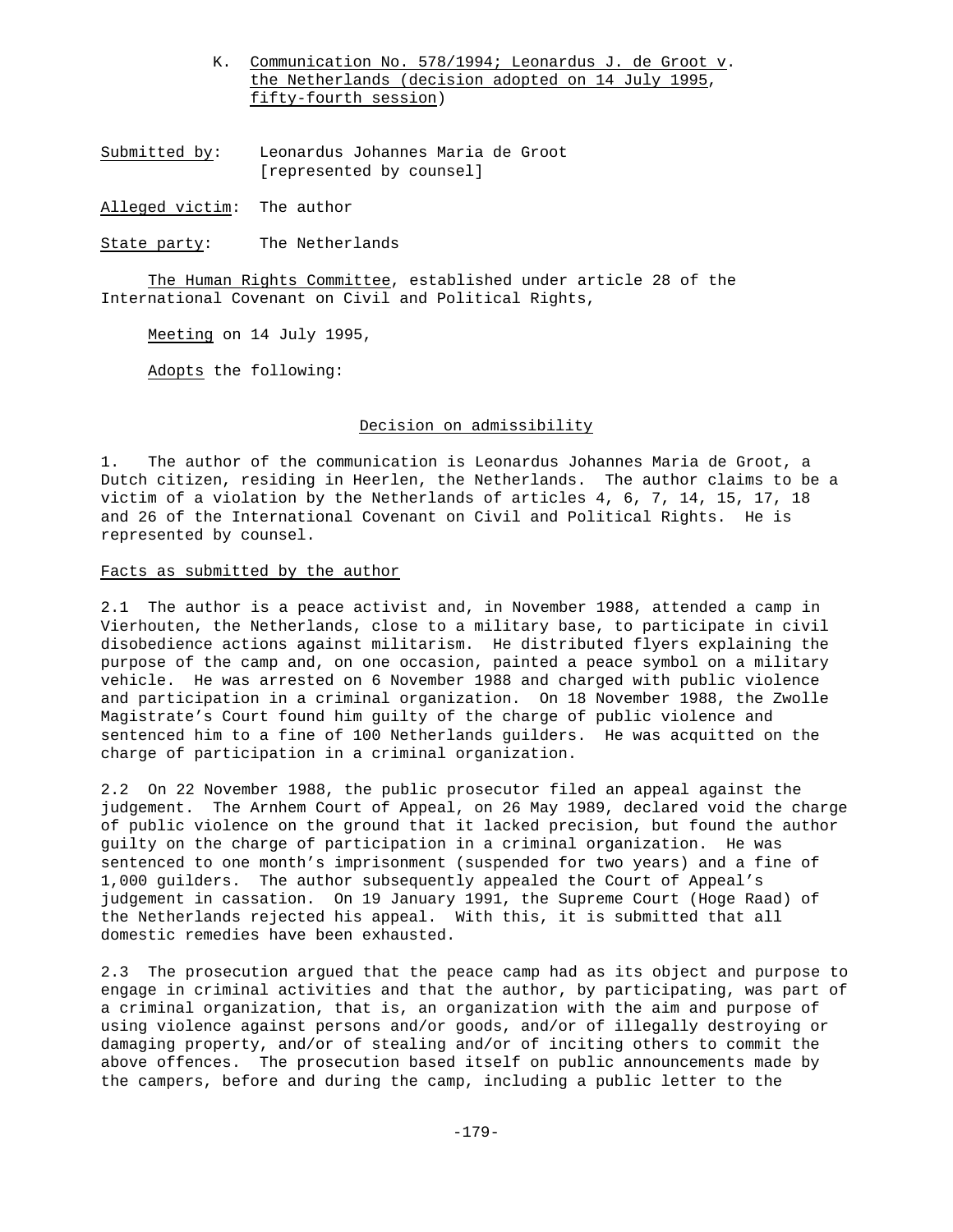### K. Communication No. 578/1994; Leonardus J. de Groot v. the Netherlands (decision adopted on 14 July 1995, fifty-fourth session)

Submitted by: Leonardus Johannes Maria de Groot [represented by counsel]

Alleged victim: The author

State party: The Netherlands

The Human Rights Committee, established under article 28 of the International Covenant on Civil and Political Rights,

Meeting on 14 July 1995,

Adopts the following:

## Decision on admissibility

1. The author of the communication is Leonardus Johannes Maria de Groot, a Dutch citizen, residing in Heerlen, the Netherlands. The author claims to be a victim of a violation by the Netherlands of articles 4, 6, 7, 14, 15, 17, 18 and 26 of the International Covenant on Civil and Political Rights. He is represented by counsel.

### Facts as submitted by the author

2.1 The author is a peace activist and, in November 1988, attended a camp in Vierhouten, the Netherlands, close to a military base, to participate in civil disobedience actions against militarism. He distributed flyers explaining the purpose of the camp and, on one occasion, painted a peace symbol on a military vehicle. He was arrested on 6 November 1988 and charged with public violence and participation in a criminal organization. On 18 November 1988, the Zwolle Magistrate's Court found him guilty of the charge of public violence and sentenced him to a fine of 100 Netherlands guilders. He was acquitted on the charge of participation in a criminal organization.

2.2 On 22 November 1988, the public prosecutor filed an appeal against the judgement. The Arnhem Court of Appeal, on 26 May 1989, declared void the charge of public violence on the ground that it lacked precision, but found the author guilty on the charge of participation in a criminal organization. He was sentenced to one month's imprisonment (suspended for two years) and a fine of 1,000 guilders. The author subsequently appealed the Court of Appeal's judgement in cassation. On 19 January 1991, the Supreme Court (Hoge Raad) of the Netherlands rejected his appeal. With this, it is submitted that all domestic remedies have been exhausted.

2.3 The prosecution argued that the peace camp had as its object and purpose to engage in criminal activities and that the author, by participating, was part of a criminal organization, that is, an organization with the aim and purpose of using violence against persons and/or goods, and/or of illegally destroying or damaging property, and/or of stealing and/or of inciting others to commit the above offences. The prosecution based itself on public announcements made by the campers, before and during the camp, including a public letter to the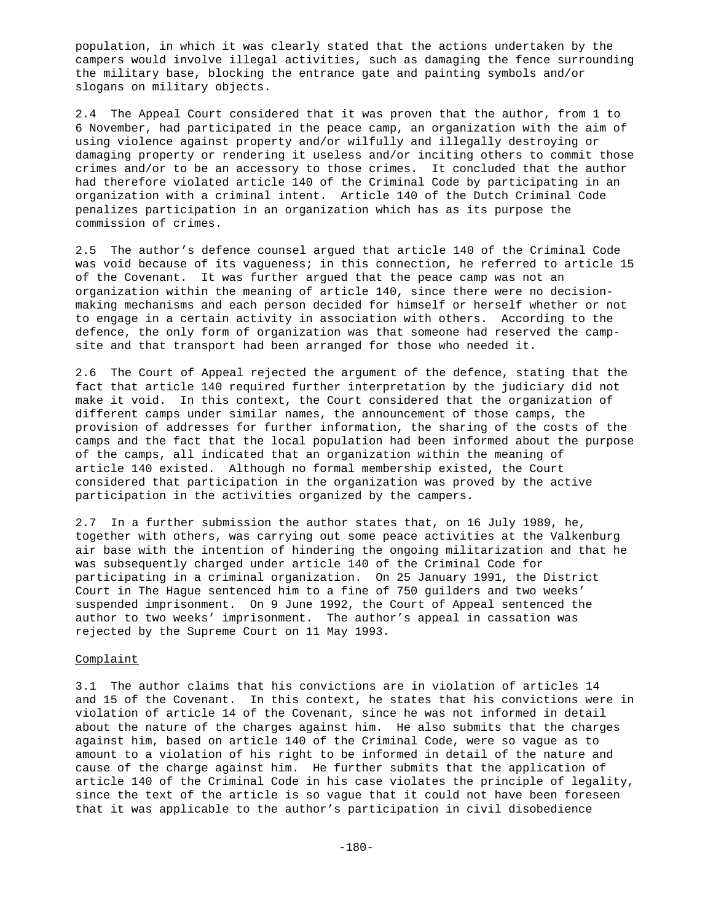population, in which it was clearly stated that the actions undertaken by the campers would involve illegal activities, such as damaging the fence surrounding the military base, blocking the entrance gate and painting symbols and/or slogans on military objects.

2.4 The Appeal Court considered that it was proven that the author, from 1 to 6 November, had participated in the peace camp, an organization with the aim of using violence against property and/or wilfully and illegally destroying or damaging property or rendering it useless and/or inciting others to commit those crimes and/or to be an accessory to those crimes. It concluded that the author had therefore violated article 140 of the Criminal Code by participating in an organization with a criminal intent. Article 140 of the Dutch Criminal Code penalizes participation in an organization which has as its purpose the commission of crimes.

2.5 The author's defence counsel argued that article 140 of the Criminal Code was void because of its vagueness; in this connection, he referred to article 15 of the Covenant. It was further argued that the peace camp was not an organization within the meaning of article 140, since there were no decision-making mechanisms and each person decided for himself or herself whether or not to engage in a certain activity in association with others. According to the defence, the only form of organization was that someone had reserved the camp-site and that transport had been arranged for those who needed it.

2.6 The Court of Appeal rejected the argument of the defence, stating that the fact that article 140 required further interpretation by the judiciary did not make it void. In this context, the Court considered that the organization of different camps under similar names, the announcement of those camps, the provision of addresses for further information, the sharing of the costs of the camps and the fact that the local population had been informed about the purpose of the camps, all indicated that an organization within the meaning of article 140 existed. Although no formal membership existed, the Court considered that participation in the organization was proved by the active participation in the activities organized by the campers.

2.7 In a further submission the author states that, on 16 July 1989, he, together with others, was carrying out some peace activities at the Valkenburg air base with the intention of hindering the ongoing militarization and that he was subsequently charged under article 140 of the Criminal Code for participating in a criminal organization. On 25 January 1991, the District Court in The Hague sentenced him to a fine of 750 guilders and two weeks' suspended imprisonment. On 9 June 1992, the Court of Appeal sentenced the author to two weeks' imprisonment. The author's appeal in cassation was rejected by the Supreme Court on 11 May 1993.

Complaint

3.1 The author claims that his convictions are in violation of articles 14 and 15 of the Covenant. In this context, he states that his convictions were in violation of article 14 of the Covenant, since he was not informed in detail about the nature of the charges against him. He also submits that the charges against him, based on article 140 of the Criminal Code, were so vague as to amount to a violation of his right to be informed in detail of the nature and cause of the charge against him. He further submits that the application of article 140 of the Criminal Code in his case violates the principle of legality, since the text of the article is so vague that it could not have been foreseen that it was applicable to the author's participation in civil disobedience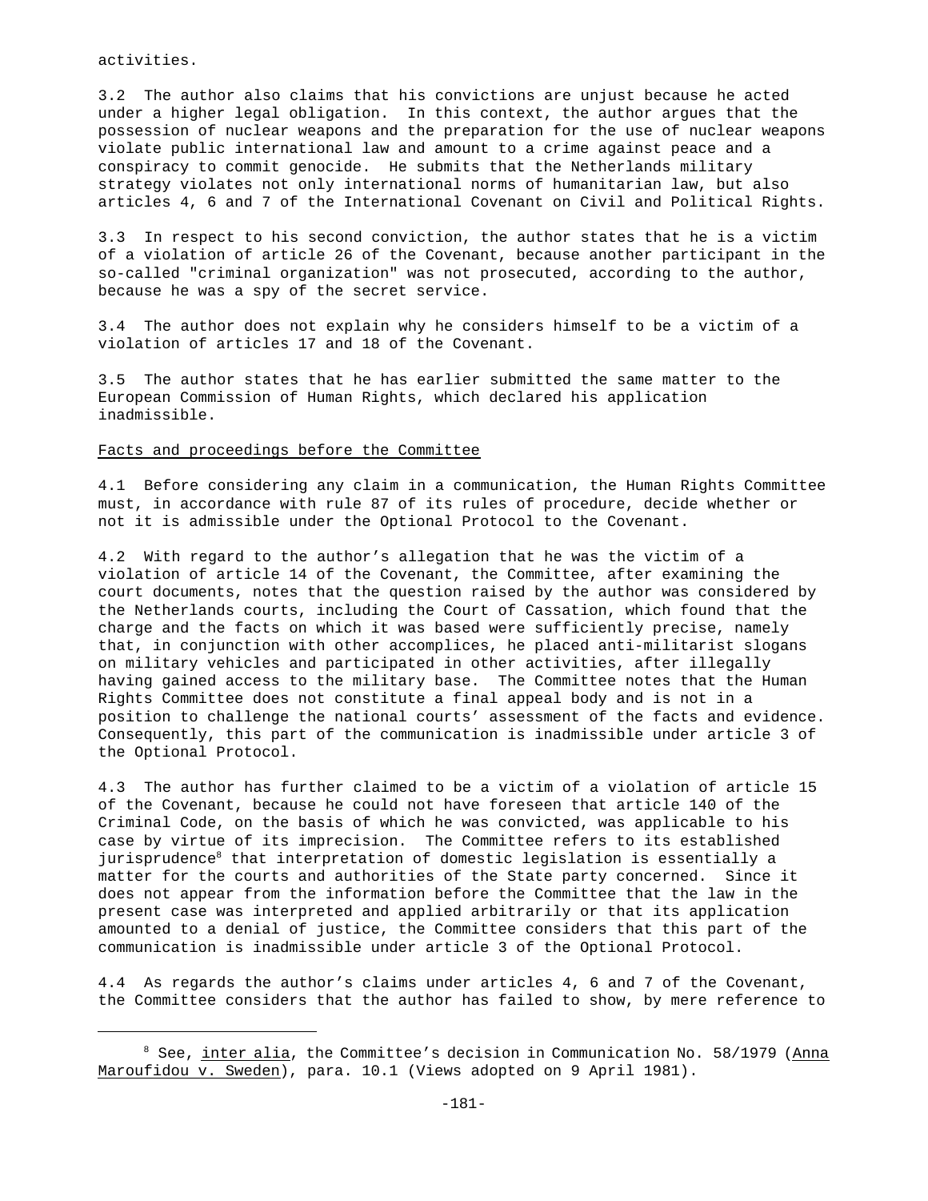activities.

3.2 The author also claims that his convictions are unjust because he acted under a higher legal obligation. In this context, the author argues that the possession of nuclear weapons and the preparation for the use of nuclear weapons violate public international law and amount to a crime against peace and a conspiracy to commit genocide. He submits that the Netherlands military strategy violates not only international norms of humanitarian law, but also articles 4, 6 and 7 of the International Covenant on Civil and Political Rights.

3.3 In respect to his second conviction, the author states that he is a victim of a violation of article 26 of the Covenant, because another participant in the so-called "criminal organization" was not prosecuted, according to the author, because he was a spy of the secret service.

3.4 The author does not explain why he considers himself to be a victim of a violation of articles 17 and 18 of the Covenant.

3.5 The author states that he has earlier submitted the same matter to the European Commission of Human Rights, which declared his application inadmissible.

Facts and proceedings before the Committee

4.1 Before considering any claim in a communication, the Human Rights Committee must, in accordance with rule 87 of its rules of procedure, decide whether or not it is admissible under the Optional Protocol to the Covenant.

4.2 With regard to the author's allegation that he was the victim of a violation of article 14 of the Covenant, the Committee, after examining the court documents, notes that the question raised by the author was considered by the Netherlands courts, including the Court of Cassation, which found that the charge and the facts on which it was based were sufficiently precise, namely that, in conjunction with other accomplices, he placed anti-militarist slogans on military vehicles and participated in other activities, after illegally having gained access to the military base. The Committee notes that the Human Rights Committee does not constitute a final appeal body and is not in a position to challenge the national courts' assessment of the facts and evidence. Consequently, this part of the communication is inadmissible under article 3 of the Optional Protocol.

4.3 The author has further claimed to be a victim of a violation of article 15 of the Covenant, because he could not have foreseen that article 140 of the Criminal Code, on the basis of which he was convicted, was applicable to his case by virtue of its imprecision. The Committee refers to its established jurisprudence[8] that interpretation of domestic legislation is essentially a matter for the courts and authorities of the State party concerned. Since it does not appear from the information before the Committee that the law in the present case was interpreted and applied arbitrarily or that its application amounted to a denial of justice, the Committee considers that this part of the communication is inadmissible under article 3 of the Optional Protocol.

4.4 As regards the author's claims under articles 4, 6 and 7 of the Covenant, the Committee considers that the author has failed to show, by mere reference to

[8] See, inter alia, the Committee's decision in Communication No. 58/1979 (Anna Maroufidou v. Sweden), para. 10.1 (Views adopted on 9 April 1981).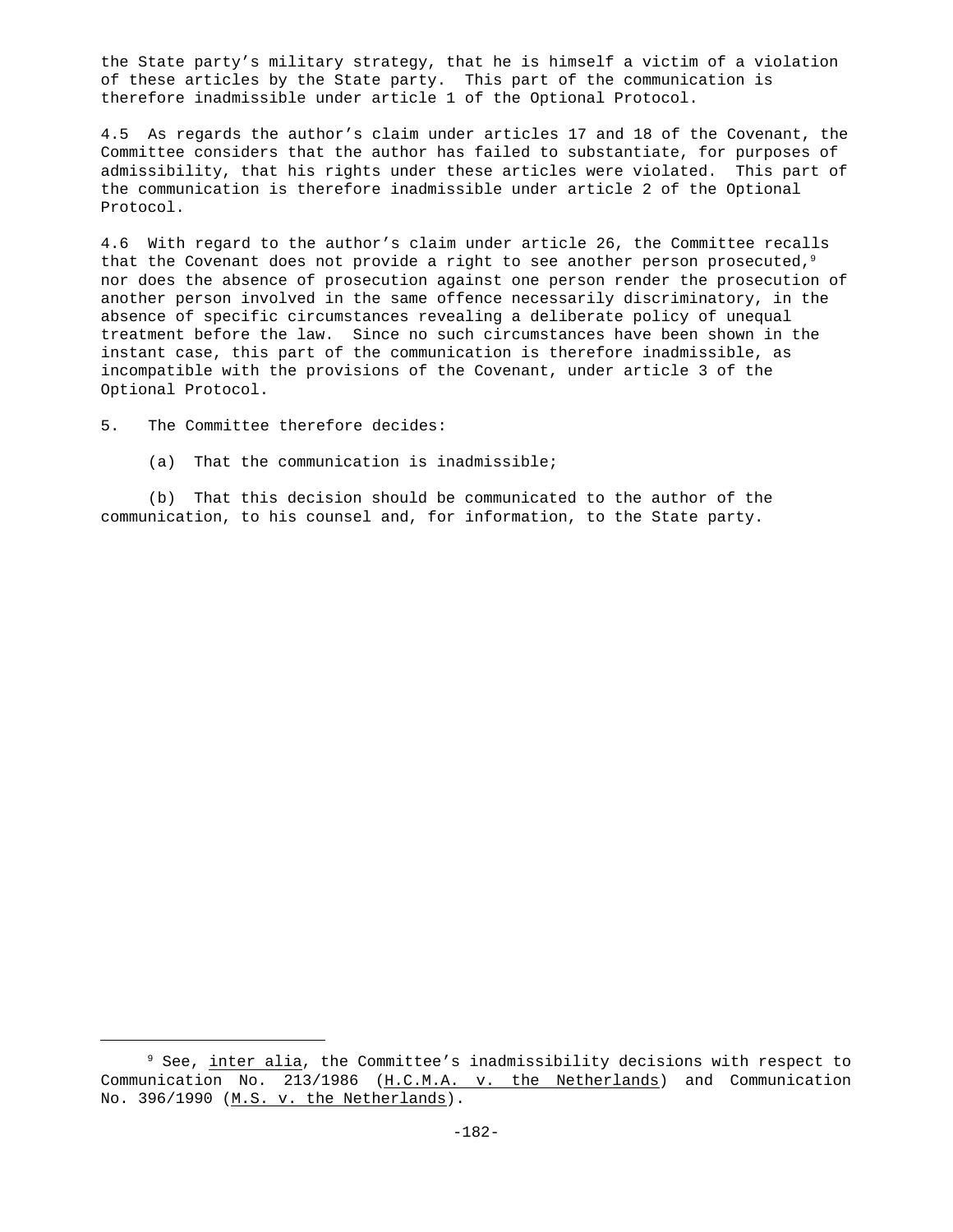the State party's military strategy, that he is himself a victim of a violation of these articles by the State party. This part of the communication is therefore inadmissible under article 1 of the Optional Protocol.

4.5 As regards the author's claim under articles 17 and 18 of the Covenant, the Committee considers that the author has failed to substantiate, for purposes of admissibility, that his rights under these articles were violated. This part of the communication is therefore inadmissible under article 2 of the Optional Protocol.

4.6 With regard to the author's claim under article 26, the Committee recalls that the Covenant does not provide a right to see another person prosecuted,[9] nor does the absence of prosecution against one person render the prosecution of another person involved in the same offence necessarily discriminatory, in the absence of specific circumstances revealing a deliberate policy of unequal treatment before the law. Since no such circumstances have been shown in the instant case, this part of the communication is therefore inadmissible, as incompatible with the provisions of the Covenant, under article 3 of the Optional Protocol.

5. The Committee therefore decides:

(a) That the communication is inadmissible;

(b) That this decision should be communicated to the author of the communication, to his counsel and, for information, to the State party.

---

[9] See, _inter alia_, the Committee's inadmissibility decisions with respect to Communication No. 213/1986 (_H.C.M.A. v. the Netherlands_) and Communication No. 396/1990 (_M.S. v. the Netherlands_).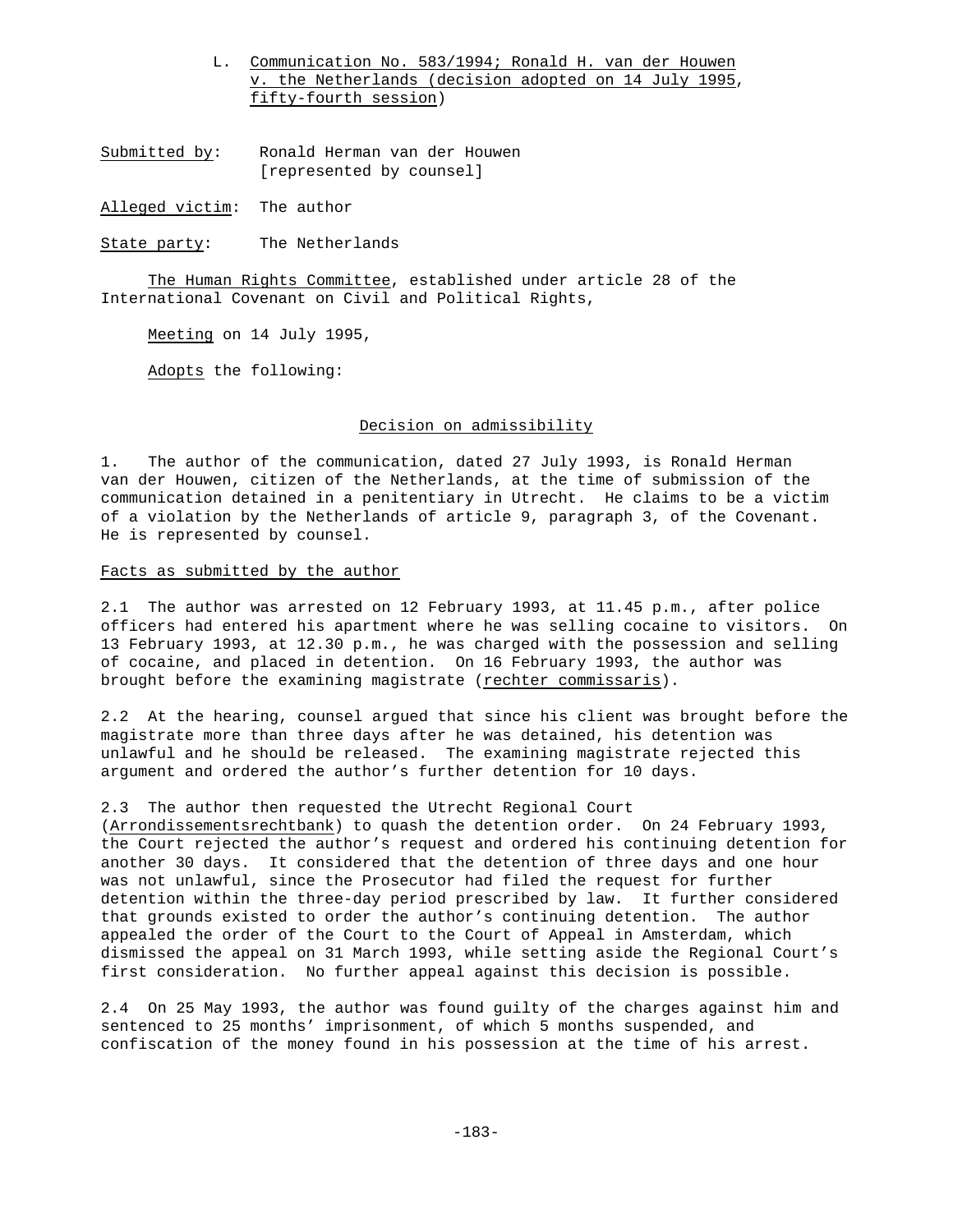L. Communication No. 583/1994; Ronald H. van der Houwen v. the Netherlands (decision adopted on 14 July 1995, fifty-fourth session)

Submitted by: Ronald Herman van der Houwen [represented by counsel]

Alleged victim: The author

State party: The Netherlands

The Human Rights Committee, established under article 28 of the International Covenant on Civil and Political Rights,

Meeting on 14 July 1995,

Adopts the following:

## Decision on admissibility

1. The author of the communication, dated 27 July 1993, is Ronald Herman van der Houwen, citizen of the Netherlands, at the time of submission of the communication detained in a penitentiary in Utrecht. He claims to be a victim of a violation by the Netherlands of article 9, paragraph 3, of the Covenant. He is represented by counsel.

### Facts as submitted by the author

2.1 The author was arrested on 12 February 1993, at 11.45 p.m., after police officers had entered his apartment where he was selling cocaine to visitors. On 13 February 1993, at 12.30 p.m., he was charged with the possession and selling of cocaine, and placed in detention. On 16 February 1993, the author was brought before the examining magistrate (*rechter commissaris*).

2.2 At the hearing, counsel argued that since his client was brought before the magistrate more than three days after he was detained, his detention was unlawful and he should be released. The examining magistrate rejected this argument and ordered the author's further detention for 10 days.

2.3 The author then requested the Utrecht Regional Court (*Arrondissementsrechtbank*) to quash the detention order. On 24 February 1993, the Court rejected the author's request and ordered his continuing detention for another 30 days. It considered that the detention of three days and one hour was not unlawful, since the Prosecutor had filed the request for further detention within the three-day period prescribed by law. It further considered that grounds existed to order the author's continuing detention. The author appealed the order of the Court to the Court of Appeal in Amsterdam, which dismissed the appeal on 31 March 1993, while setting aside the Regional Court's first consideration. No further appeal against this decision is possible.

2.4 On 25 May 1993, the author was found guilty of the charges against him and sentenced to 25 months' imprisonment, of which 5 months suspended, and confiscation of the money found in his possession at the time of his arrest.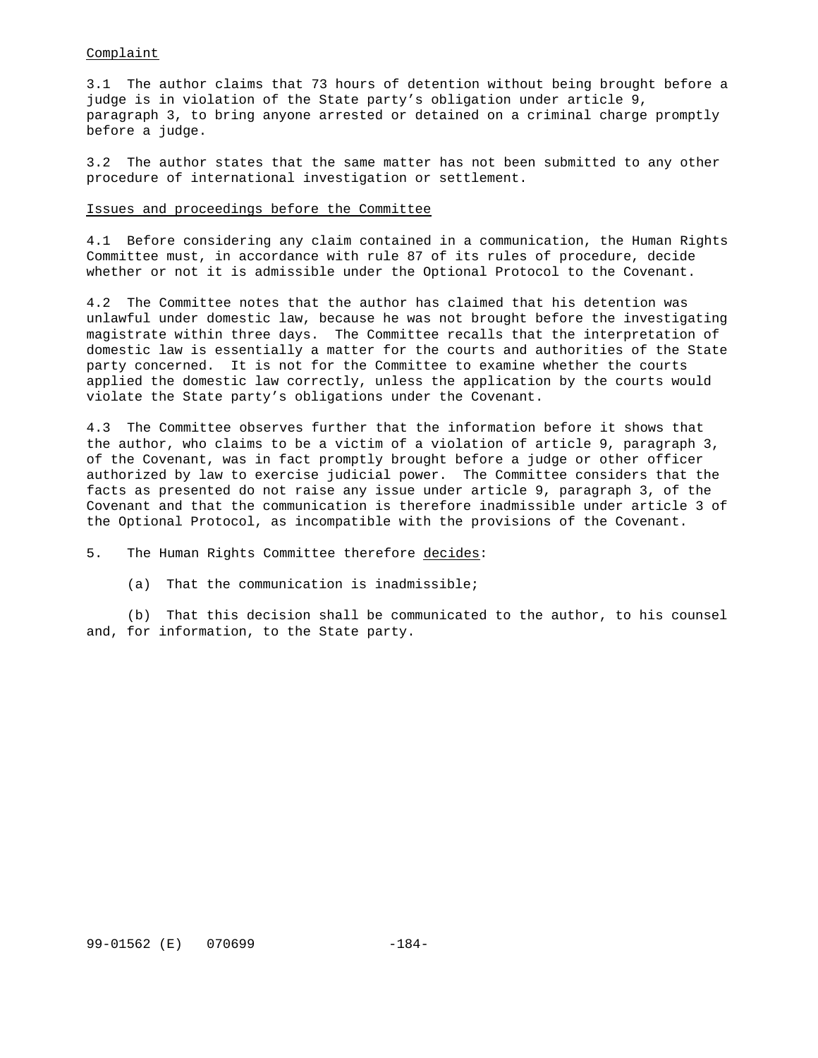Complaint

3.1 The author claims that 73 hours of detention without being brought before a judge is in violation of the State party's obligation under article 9, paragraph 3, to bring anyone arrested or detained on a criminal charge promptly before a judge.

3.2 The author states that the same matter has not been submitted to any other procedure of international investigation or settlement.

Issues and proceedings before the Committee

4.1 Before considering any claim contained in a communication, the Human Rights Committee must, in accordance with rule 87 of its rules of procedure, decide whether or not it is admissible under the Optional Protocol to the Covenant.

4.2 The Committee notes that the author has claimed that his detention was unlawful under domestic law, because he was not brought before the investigating magistrate within three days. The Committee recalls that the interpretation of domestic law is essentially a matter for the courts and authorities of the State party concerned. It is not for the Committee to examine whether the courts applied the domestic law correctly, unless the application by the courts would violate the State party's obligations under the Covenant.

4.3 The Committee observes further that the information before it shows that the author, who claims to be a victim of a violation of article 9, paragraph 3, of the Covenant, was in fact promptly brought before a judge or other officer authorized by law to exercise judicial power. The Committee considers that the facts as presented do not raise any issue under article 9, paragraph 3, of the Covenant and that the communication is therefore inadmissible under article 3 of the Optional Protocol, as incompatible with the provisions of the Covenant.

5. The Human Rights Committee therefore decides:

(a) That the communication is inadmissible;

(b) That this decision shall be communicated to the author, to his counsel and, for information, to the State party.

99-01562 (E) 070699